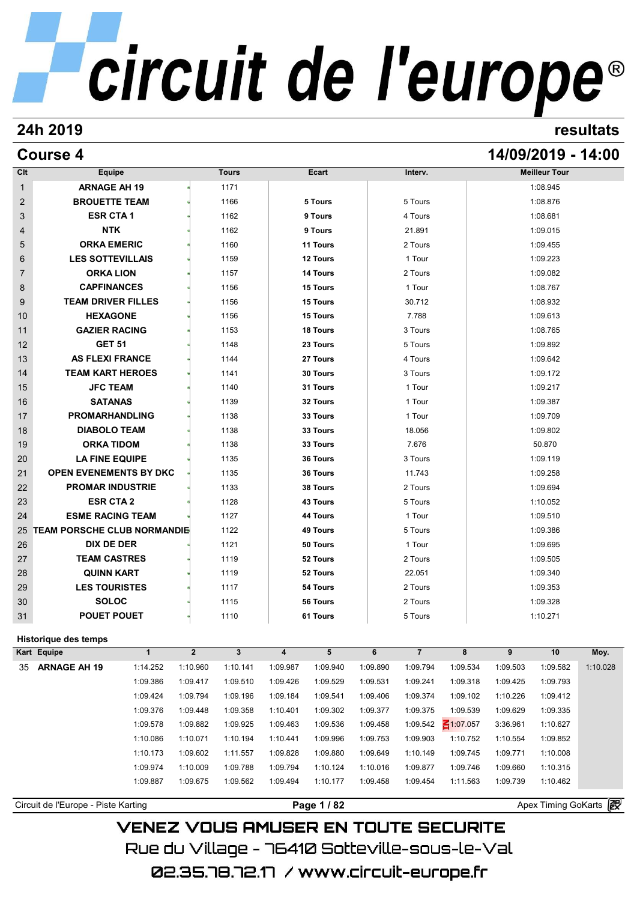# circuit de l'europe®

## 24h 2019

resultats

## Course 4

14/09/2019 - 14:00

| Clt | Equipe | Tours | Ecart | Interv. | Meilleur Tour |
|---|---|---|---|---|---|
| 1 | ARNAGE AH 19 | 1171 | | | 1:08.945 |
| 2 | BROUETTE TEAM | 1166 | 5 Tours | 5 Tours | 1:08.876 |
| 3 | ESR CTA 1 | 1162 | 9 Tours | 4 Tours | 1:08.681 |
| 4 | NTK | 1162 | 9 Tours | 21.891 | 1:09.015 |
| 5 | ORKA EMERIC | 1160 | 11 Tours | 2 Tours | 1:09.455 |
| 6 | LES SOTTEVILLAIS | 1159 | 12 Tours | 1 Tour | 1:09.223 |
| 7 | ORKA LION | 1157 | 14 Tours | 2 Tours | 1:09.082 |
| 8 | CAPFINANCES | 1156 | 15 Tours | 1 Tour | 1:08.767 |
| 9 | TEAM DRIVER FILLES | 1156 | 15 Tours | 30.712 | 1:08.932 |
| 10 | HEXAGONE | 1156 | 15 Tours | 7.788 | 1:09.613 |
| 11 | GAZIER RACING | 1153 | 18 Tours | 3 Tours | 1:08.765 |
| 12 | GET 51 | 1148 | 23 Tours | 5 Tours | 1:09.892 |
| 13 | AS FLEXI FRANCE | 1144 | 27 Tours | 4 Tours | 1:09.642 |
| 14 | TEAM KART HEROES | 1141 | 30 Tours | 3 Tours | 1:09.172 |
| 15 | JFC TEAM | 1140 | 31 Tours | 1 Tour | 1:09.217 |
| 16 | SATANAS | 1139 | 32 Tours | 1 Tour | 1:09.387 |
| 17 | PROMARHANDLING | 1138 | 33 Tours | 1 Tour | 1:09.709 |
| 18 | DIABOLO TEAM | 1138 | 33 Tours | 18.056 | 1:09.802 |
| 19 | ORKA TIDOM | 1138 | 33 Tours | 7.676 | 50.870 |
| 20 | LA FINE EQUIPE | 1135 | 36 Tours | 3 Tours | 1:09.119 |
| 21 | OPEN EVENEMENTS BY DKC | 1135 | 36 Tours | 11.743 | 1:09.258 |
| 22 | PROMAR INDUSTRIE | 1133 | 38 Tours | 2 Tours | 1:09.694 |
| 23 | ESR CTA 2 | 1128 | 43 Tours | 5 Tours | 1:10.052 |
| 24 | ESME RACING TEAM | 1127 | 44 Tours | 1 Tour | 1:09.510 |
| 25 | TEAM PORSCHE CLUB NORMANDIE | 1122 | 49 Tours | 5 Tours | 1:09.386 |
| 26 | DIX DE DER | 1121 | 50 Tours | 1 Tour | 1:09.695 |
| 27 | TEAM CASTRES | 1119 | 52 Tours | 2 Tours | 1:09.505 |
| 28 | QUINN KART | 1119 | 52 Tours | 22.051 | 1:09.340 |
| 29 | LES TOURISTES | 1117 | 54 Tours | 2 Tours | 1:09.353 |
| 30 | SOLOC | 1115 | 56 Tours | 2 Tours | 1:09.328 |
| 31 | POUET POUET | 1110 | 61 Tours | 5 Tours | 1:10.271 |

### Historique des temps

| Kart | Equipe | 1 | 2 | 3 | 4 | 5 | 6 | 7 | 8 | 9 | 10 | Moy. |
|---|---|---|---|---|---|---|---|---|---|---|---|---|
| 35 | ARNAGE AH 19 | 1:14.252 | 1:10.960 | 1:10.141 | 1:09.987 | 1:09.940 | 1:09.890 | 1:09.794 | 1:09.534 | 1:09.503 | 1:09.582 | 1:10.028 |
| | | 1:09.386 | 1:09.417 | 1:09.510 | 1:09.426 | 1:09.529 | 1:09.531 | 1:09.241 | 1:09.318 | 1:09.425 | 1:09.793 | |
| | | 1:09.424 | 1:09.794 | 1:09.196 | 1:09.184 | 1:09.541 | 1:09.406 | 1:09.374 | 1:09.102 | 1:10.226 | 1:09.412 | |
| | | 1:09.376 | 1:09.448 | 1:09.358 | 1:10.401 | 1:09.302 | 1:09.377 | 1:09.375 | 1:09.539 | 1:09.629 | 1:09.335 | |
| | | 1:09.578 | 1:09.882 | 1:09.925 | 1:09.463 | 1:09.536 | 1:09.458 | 1:09.542 | 1:07.057 | 3:36.961 | 1:10.627 | |
| | | 1:10.086 | 1:10.071 | 1:10.194 | 1:10.441 | 1:09.996 | 1:09.753 | 1:09.903 | 1:10.752 | 1:10.554 | 1:09.852 | |
| | | 1:10.173 | 1:09.602 | 1:11.557 | 1:09.828 | 1:09.880 | 1:09.649 | 1:10.149 | 1:09.745 | 1:09.771 | 1:10.008 | |
| | | 1:09.974 | 1:10.009 | 1:09.788 | 1:09.794 | 1:10.124 | 1:10.016 | 1:09.877 | 1:09.746 | 1:09.660 | 1:10.315 | |
| | | 1:09.887 | 1:09.675 | 1:09.562 | 1:09.494 | 1:10.177 | 1:09.458 | 1:09.454 | 1:11.563 | 1:09.739 | 1:10.462 | |

Circuit de l'Europe - Piste Karting — Apex Timing GoKarts

VENEZ VOUS AMUSER EN TOUTE SECURITE

Rue du Village - 76410 Sotteville-sous-le-Val

02.35.78.72.17 / www.circuit-europe.fr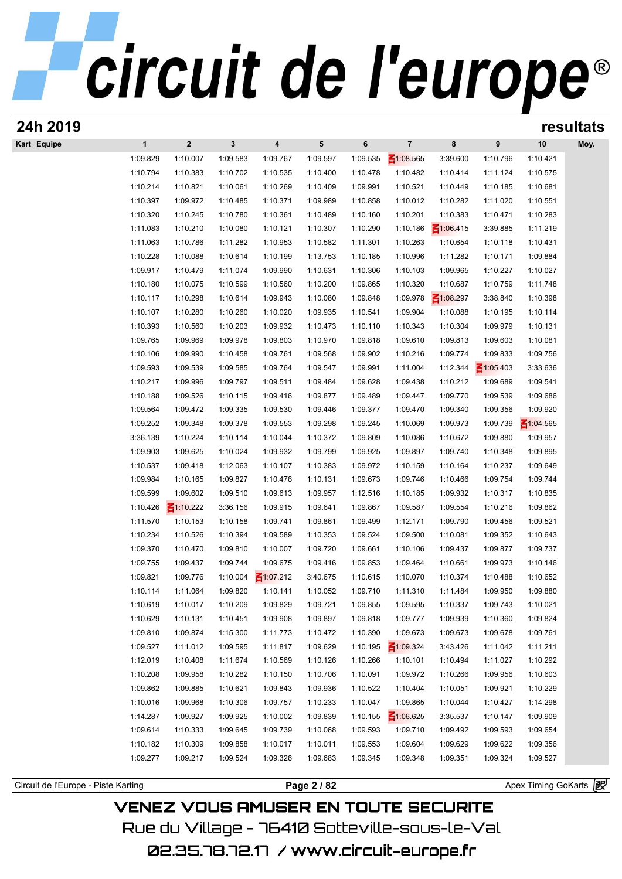# circuit de l'europe®

## 24h 2019 — resultats

| Kart | Equipe | 1 | 2 | 3 | 4 | 5 | 6 | 7 | 8 | 9 | 10 | Moy. |
|---|---|---|---|---|---|---|---|---|---|---|---|---|
| | | 1:09.829 | 1:10.007 | 1:09.583 | 1:09.767 | 1:09.597 | 1:09.535 | 1:08.565 | 3:39.600 | 1:10.796 | 1:10.421 | |
| | | 1:10.794 | 1:10.383 | 1:10.702 | 1:10.535 | 1:10.400 | 1:10.478 | 1:10.482 | 1:10.414 | 1:11.124 | 1:10.575 | |
| | | 1:10.214 | 1:10.821 | 1:10.061 | 1:10.269 | 1:10.409 | 1:09.991 | 1:10.521 | 1:10.449 | 1:10.185 | 1:10.681 | |
| | | 1:10.397 | 1:09.972 | 1:10.485 | 1:10.371 | 1:09.989 | 1:10.858 | 1:10.012 | 1:10.282 | 1:11.020 | 1:10.551 | |
| | | 1:10.320 | 1:10.245 | 1:10.780 | 1:10.361 | 1:10.489 | 1:10.160 | 1:10.201 | 1:10.383 | 1:10.471 | 1:10.283 | |
| | | 1:11.083 | 1:10.210 | 1:10.080 | 1:10.121 | 1:10.307 | 1:10.290 | 1:10.186 | 1:06.415 | 3:39.885 | 1:11.219 | |
| | | 1:11.063 | 1:10.786 | 1:11.282 | 1:10.953 | 1:10.582 | 1:11.301 | 1:10.263 | 1:10.654 | 1:10.118 | 1:10.431 | |
| | | 1:10.228 | 1:10.088 | 1:10.614 | 1:10.199 | 1:13.753 | 1:10.185 | 1:10.996 | 1:11.282 | 1:10.171 | 1:09.884 | |
| | | 1:09.917 | 1:10.479 | 1:11.074 | 1:09.990 | 1:10.631 | 1:10.306 | 1:10.103 | 1:09.965 | 1:10.227 | 1:10.027 | |
| | | 1:10.180 | 1:10.075 | 1:10.599 | 1:10.560 | 1:10.200 | 1:09.865 | 1:10.320 | 1:10.687 | 1:10.759 | 1:11.748 | |
| | | 1:10.117 | 1:10.298 | 1:10.614 | 1:09.943 | 1:10.080 | 1:09.848 | 1:09.978 | 1:08.297 | 3:38.840 | 1:10.398 | |
| | | 1:10.107 | 1:10.280 | 1:10.260 | 1:10.020 | 1:09.935 | 1:10.541 | 1:09.904 | 1:10.088 | 1:10.195 | 1:10.114 | |
| | | 1:10.393 | 1:10.560 | 1:10.203 | 1:09.932 | 1:10.473 | 1:10.110 | 1:10.343 | 1:10.304 | 1:09.979 | 1:10.131 | |
| | | 1:09.765 | 1:09.969 | 1:09.978 | 1:09.803 | 1:10.970 | 1:09.818 | 1:09.610 | 1:09.813 | 1:09.603 | 1:10.081 | |
| | | 1:10.106 | 1:09.990 | 1:10.458 | 1:09.761 | 1:09.568 | 1:09.902 | 1:10.216 | 1:09.774 | 1:09.833 | 1:09.756 | |
| | | 1:09.593 | 1:09.539 | 1:09.585 | 1:09.764 | 1:09.547 | 1:09.991 | 1:11.004 | 1:12.344 | 1:05.403 | 3:33.636 | |
| | | 1:10.217 | 1:09.996 | 1:09.797 | 1:09.511 | 1:09.484 | 1:09.628 | 1:09.438 | 1:10.212 | 1:09.689 | 1:09.541 | |
| | | 1:10.188 | 1:09.526 | 1:10.115 | 1:09.416 | 1:09.877 | 1:09.489 | 1:09.447 | 1:09.770 | 1:09.539 | 1:09.686 | |
| | | 1:09.564 | 1:09.472 | 1:09.335 | 1:09.530 | 1:09.446 | 1:09.377 | 1:09.470 | 1:09.340 | 1:09.356 | 1:09.920 | |
| | | 1:09.252 | 1:09.348 | 1:09.378 | 1:09.553 | 1:09.298 | 1:09.245 | 1:10.069 | 1:09.973 | 1:09.739 | 1:04.565 | |
| | | 3:36.139 | 1:10.224 | 1:10.114 | 1:10.044 | 1:10.372 | 1:09.809 | 1:10.086 | 1:10.672 | 1:09.880 | 1:09.957 | |
| | | 1:09.903 | 1:09.625 | 1:10.024 | 1:09.932 | 1:09.799 | 1:09.925 | 1:09.897 | 1:09.740 | 1:10.348 | 1:09.895 | |
| | | 1:10.537 | 1:09.418 | 1:12.063 | 1:10.107 | 1:10.383 | 1:09.972 | 1:10.159 | 1:10.164 | 1:10.237 | 1:09.649 | |
| | | 1:09.984 | 1:10.165 | 1:09.827 | 1:10.476 | 1:10.131 | 1:09.673 | 1:09.746 | 1:10.466 | 1:09.754 | 1:09.744 | |
| | | 1:09.599 | 1:09.602 | 1:09.510 | 1:09.613 | 1:09.957 | 1:12.516 | 1:10.185 | 1:09.932 | 1:10.317 | 1:10.835 | |
| | | 1:10.426 | 1:10.222 | 3:36.156 | 1:09.915 | 1:09.641 | 1:09.867 | 1:09.587 | 1:09.554 | 1:10.216 | 1:09.862 | |
| | | 1:11.570 | 1:10.153 | 1:10.158 | 1:09.741 | 1:09.861 | 1:09.499 | 1:12.171 | 1:09.790 | 1:09.456 | 1:09.521 | |
| | | 1:10.234 | 1:10.526 | 1:10.394 | 1:09.589 | 1:10.353 | 1:09.524 | 1:09.500 | 1:10.081 | 1:09.352 | 1:10.643 | |
| | | 1:09.370 | 1:10.470 | 1:09.810 | 1:10.007 | 1:09.720 | 1:09.661 | 1:10.106 | 1:09.437 | 1:09.877 | 1:09.737 | |
| | | 1:09.755 | 1:09.437 | 1:09.744 | 1:09.675 | 1:09.416 | 1:09.853 | 1:09.464 | 1:10.661 | 1:09.973 | 1:10.146 | |
| | | 1:09.821 | 1:09.776 | 1:10.004 | 1:07.212 | 3:40.675 | 1:10.615 | 1:10.070 | 1:10.374 | 1:10.488 | 1:10.652 | |
| | | 1:10.114 | 1:11.064 | 1:09.820 | 1:10.141 | 1:10.052 | 1:09.710 | 1:11.310 | 1:11.484 | 1:09.950 | 1:09.880 | |
| | | 1:10.619 | 1:10.017 | 1:10.209 | 1:09.829 | 1:09.721 | 1:09.855 | 1:09.595 | 1:10.337 | 1:09.743 | 1:10.021 | |
| | | 1:10.629 | 1:10.131 | 1:10.451 | 1:09.908 | 1:09.897 | 1:09.818 | 1:09.777 | 1:09.939 | 1:10.360 | 1:09.824 | |
| | | 1:09.810 | 1:09.874 | 1:15.300 | 1:11.773 | 1:10.472 | 1:10.390 | 1:09.673 | 1:09.673 | 1:09.678 | 1:09.761 | |
| | | 1:09.527 | 1:11.012 | 1:09.595 | 1:11.817 | 1:09.629 | 1:10.195 | 1:09.324 | 3:43.426 | 1:11.042 | 1:11.211 | |
| | | 1:12.019 | 1:10.408 | 1:11.674 | 1:10.569 | 1:10.126 | 1:10.266 | 1:10.101 | 1:10.494 | 1:11.027 | 1:10.292 | |
| | | 1:10.208 | 1:09.958 | 1:10.282 | 1:10.150 | 1:10.706 | 1:10.091 | 1:09.972 | 1:10.266 | 1:09.956 | 1:10.603 | |
| | | 1:09.862 | 1:09.885 | 1:10.621 | 1:09.843 | 1:09.936 | 1:10.522 | 1:10.404 | 1:10.051 | 1:09.921 | 1:10.229 | |
| | | 1:10.016 | 1:09.968 | 1:10.306 | 1:09.757 | 1:10.233 | 1:10.047 | 1:09.865 | 1:10.044 | 1:10.427 | 1:14.298 | |
| | | 1:14.287 | 1:09.927 | 1:09.925 | 1:10.002 | 1:09.839 | 1:10.155 | 1:06.625 | 3:35.537 | 1:10.147 | 1:09.909 | |
| | | 1:09.614 | 1:10.333 | 1:09.645 | 1:09.739 | 1:10.068 | 1:09.593 | 1:09.710 | 1:09.492 | 1:09.593 | 1:09.654 | |
| | | 1:10.182 | 1:10.309 | 1:09.858 | 1:10.017 | 1:10.011 | 1:09.553 | 1:09.604 | 1:09.629 | 1:09.622 | 1:09.356 | |
| | | 1:09.277 | 1:09.217 | 1:09.524 | 1:09.326 | 1:09.683 | 1:09.345 | 1:09.348 | 1:09.351 | 1:09.324 | 1:09.527 | |

Circuit de l'Europe - Piste Karting — Apex Timing GoKarts

VENEZ VOUS AMUSER EN TOUTE SECURITE
Rue du Village - 76410 Sotteville-sous-le-Val
02.35.78.72.17 / www.circuit-europe.fr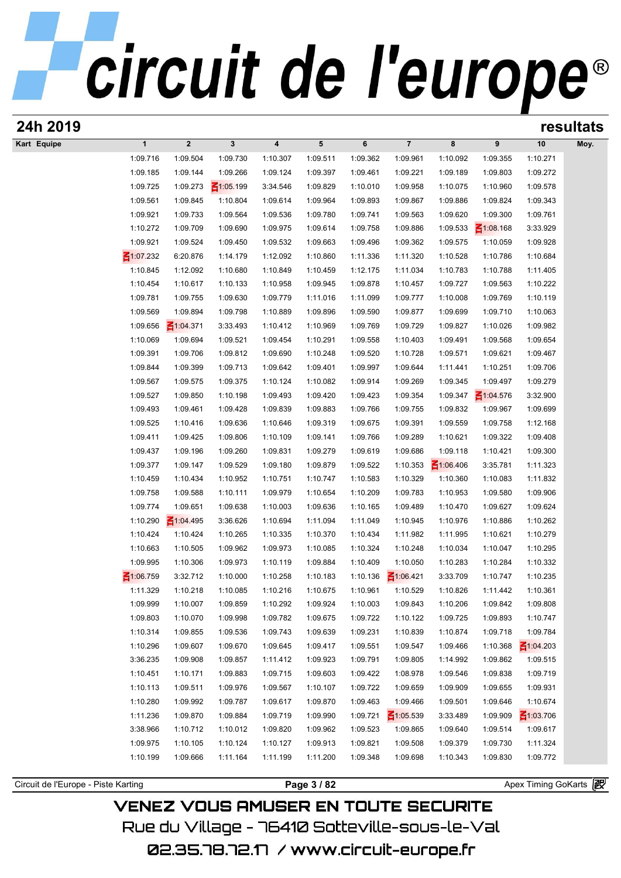# 24h 2019

## resultats

| Kart Equipe | 1 | 2 | 3 | 4 | 5 | 6 | 7 | 8 | 9 | 10 | Moy. |
|---|---|---|---|---|---|---|---|---|---|---|---|
| | 1:09.716 | 1:09.504 | 1:09.730 | 1:10.307 | 1:09.511 | 1:09.362 | 1:09.961 | 1:10.092 | 1:09.355 | 1:10.271 | |
| | 1:09.185 | 1:09.144 | 1:09.266 | 1:09.124 | 1:09.397 | 1:09.461 | 1:09.221 | 1:09.189 | 1:09.803 | 1:09.272 | |
| | 1:09.725 | 1:09.273 | 1:05.199 | 3:34.546 | 1:09.829 | 1:10.010 | 1:09.958 | 1:10.075 | 1:10.960 | 1:09.578 | |
| | 1:09.561 | 1:09.845 | 1:10.804 | 1:09.614 | 1:09.964 | 1:09.893 | 1:09.867 | 1:09.886 | 1:09.824 | 1:09.343 | |
| | 1:09.921 | 1:09.733 | 1:09.564 | 1:09.536 | 1:09.780 | 1:09.741 | 1:09.563 | 1:09.620 | 1:09.300 | 1:09.761 | |
| | 1:10.272 | 1:09.709 | 1:09.690 | 1:09.975 | 1:09.614 | 1:09.758 | 1:09.886 | 1:09.533 | 1:08.168 | 3:33.929 | |
| | 1:09.921 | 1:09.524 | 1:09.450 | 1:09.532 | 1:09.663 | 1:09.496 | 1:09.362 | 1:09.575 | 1:10.059 | 1:09.928 | |
| | 1:07.232 | 6:20.876 | 1:14.179 | 1:12.092 | 1:10.860 | 1:11.336 | 1:11.320 | 1:10.528 | 1:10.786 | 1:10.684 | |
| | 1:10.845 | 1:12.092 | 1:10.680 | 1:10.849 | 1:10.459 | 1:12.175 | 1:11.034 | 1:10.783 | 1:10.788 | 1:11.405 | |
| | 1:10.454 | 1:10.617 | 1:10.133 | 1:10.958 | 1:09.945 | 1:09.878 | 1:10.457 | 1:09.727 | 1:09.563 | 1:10.222 | |
| | 1:09.781 | 1:09.755 | 1:09.630 | 1:09.779 | 1:11.016 | 1:11.099 | 1:09.777 | 1:10.008 | 1:09.769 | 1:10.119 | |
| | 1:09.569 | 1:09.894 | 1:09.798 | 1:10.889 | 1:09.896 | 1:09.590 | 1:09.877 | 1:09.699 | 1:09.710 | 1:10.063 | |
| | 1:09.656 | 1:04.371 | 3:33.493 | 1:10.412 | 1:10.969 | 1:09.769 | 1:09.729 | 1:09.827 | 1:10.026 | 1:09.982 | |
| | 1:10.069 | 1:09.694 | 1:09.521 | 1:09.454 | 1:10.291 | 1:09.558 | 1:10.403 | 1:09.491 | 1:09.568 | 1:09.654 | |
| | 1:09.391 | 1:09.706 | 1:09.812 | 1:09.690 | 1:10.248 | 1:09.520 | 1:10.728 | 1:09.571 | 1:09.621 | 1:09.467 | |
| | 1:09.844 | 1:09.399 | 1:09.713 | 1:09.642 | 1:09.401 | 1:09.997 | 1:09.644 | 1:11.441 | 1:10.251 | 1:09.706 | |
| | 1:09.567 | 1:09.575 | 1:09.375 | 1:10.124 | 1:10.082 | 1:09.914 | 1:09.269 | 1:09.345 | 1:09.497 | 1:09.279 | |
| | 1:09.527 | 1:09.850 | 1:10.198 | 1:09.493 | 1:09.420 | 1:09.423 | 1:09.354 | 1:09.347 | 1:04.576 | 3:32.900 | |
| | 1:09.493 | 1:09.461 | 1:09.428 | 1:09.839 | 1:09.883 | 1:09.766 | 1:09.755 | 1:09.832 | 1:09.967 | 1:09.699 | |
| | 1:09.525 | 1:10.416 | 1:09.636 | 1:10.646 | 1:09.319 | 1:09.675 | 1:09.391 | 1:09.559 | 1:09.758 | 1:12.168 | |
| | 1:09.411 | 1:09.425 | 1:09.806 | 1:10.109 | 1:09.141 | 1:09.766 | 1:09.289 | 1:10.621 | 1:09.322 | 1:09.408 | |
| | 1:09.437 | 1:09.196 | 1:09.260 | 1:09.831 | 1:09.279 | 1:09.619 | 1:09.686 | 1:09.118 | 1:10.421 | 1:09.300 | |
| | 1:09.377 | 1:09.147 | 1:09.529 | 1:09.180 | 1:09.879 | 1:09.522 | 1:10.353 | 1:06.406 | 3:35.781 | 1:11.323 | |
| | 1:10.459 | 1:10.434 | 1:10.952 | 1:10.751 | 1:10.747 | 1:10.583 | 1:10.329 | 1:10.360 | 1:10.083 | 1:11.832 | |
| | 1:09.758 | 1:09.588 | 1:10.111 | 1:09.979 | 1:10.654 | 1:10.209 | 1:09.783 | 1:10.953 | 1:09.580 | 1:09.906 | |
| | 1:09.774 | 1:09.651 | 1:09.638 | 1:10.003 | 1:09.636 | 1:10.165 | 1:09.489 | 1:10.470 | 1:09.627 | 1:09.624 | |
| | 1:10.290 | 1:04.495 | 3:36.626 | 1:10.694 | 1:11.094 | 1:11.049 | 1:10.945 | 1:10.976 | 1:10.886 | 1:10.262 | |
| | 1:10.424 | 1:10.424 | 1:10.265 | 1:10.335 | 1:10.370 | 1:10.434 | 1:11.982 | 1:11.995 | 1:10.621 | 1:10.279 | |
| | 1:10.663 | 1:10.505 | 1:09.962 | 1:09.973 | 1:10.085 | 1:10.324 | 1:10.248 | 1:10.034 | 1:10.047 | 1:10.295 | |
| | 1:09.995 | 1:10.306 | 1:09.973 | 1:10.119 | 1:09.884 | 1:10.409 | 1:10.050 | 1:10.283 | 1:10.284 | 1:10.332 | |
| | 1:06.759 | 3:32.712 | 1:10.000 | 1:10.258 | 1:10.183 | 1:10.136 | 1:06.421 | 3:33.709 | 1:10.747 | 1:10.235 | |
| | 1:11.329 | 1:10.218 | 1:10.085 | 1:10.216 | 1:10.675 | 1:10.961 | 1:10.529 | 1:10.826 | 1:11.442 | 1:10.361 | |
| | 1:09.999 | 1:10.007 | 1:09.859 | 1:10.292 | 1:09.924 | 1:10.003 | 1:09.843 | 1:10.206 | 1:09.842 | 1:09.808 | |
| | 1:09.803 | 1:10.070 | 1:09.998 | 1:09.782 | 1:09.675 | 1:09.722 | 1:10.122 | 1:09.725 | 1:09.893 | 1:10.747 | |
| | 1:10.314 | 1:09.855 | 1:09.536 | 1:09.743 | 1:09.639 | 1:09.231 | 1:10.839 | 1:10.874 | 1:09.718 | 1:09.784 | |
| | 1:10.296 | 1:09.607 | 1:09.670 | 1:09.645 | 1:09.417 | 1:09.551 | 1:09.547 | 1:09.466 | 1:10.368 | 1:04.203 | |
| | 3:36.235 | 1:09.908 | 1:09.857 | 1:11.412 | 1:09.923 | 1:09.791 | 1:09.805 | 1:14.992 | 1:09.862 | 1:09.515 | |
| | 1:10.451 | 1:10.171 | 1:09.883 | 1:09.715 | 1:09.603 | 1:09.422 | 1:08.978 | 1:09.546 | 1:09.838 | 1:09.719 | |
| | 1:10.113 | 1:09.511 | 1:09.976 | 1:09.567 | 1:10.107 | 1:09.722 | 1:09.659 | 1:09.909 | 1:09.655 | 1:09.931 | |
| | 1:10.280 | 1:09.992 | 1:09.787 | 1:09.617 | 1:09.870 | 1:09.463 | 1:09.466 | 1:09.501 | 1:09.646 | 1:10.674 | |
| | 1:11.236 | 1:09.870 | 1:09.884 | 1:09.719 | 1:09.990 | 1:09.721 | 1:05.539 | 3:33.489 | 1:09.909 | 1:03.706 | |
| | 3:38.966 | 1:10.712 | 1:10.012 | 1:09.820 | 1:09.962 | 1:09.523 | 1:09.865 | 1:09.640 | 1:09.514 | 1:09.617 | |
| | 1:09.975 | 1:10.105 | 1:10.124 | 1:10.127 | 1:09.913 | 1:09.821 | 1:09.508 | 1:09.379 | 1:09.730 | 1:11.324 | |
| | 1:10.199 | 1:09.666 | 1:11.164 | 1:11.199 | 1:11.200 | 1:09.348 | 1:09.698 | 1:10.343 | 1:09.830 | 1:09.772 | |

Circuit de l'Europe - Piste Karting — Apex Timing GoKarts

VENEZ VOUS AMUSER EN TOUTE SECURITE

Rue du Village - 76410 Sotteville-sous-le-Val

02.35.78.72.17 / www.circuit-europe.fr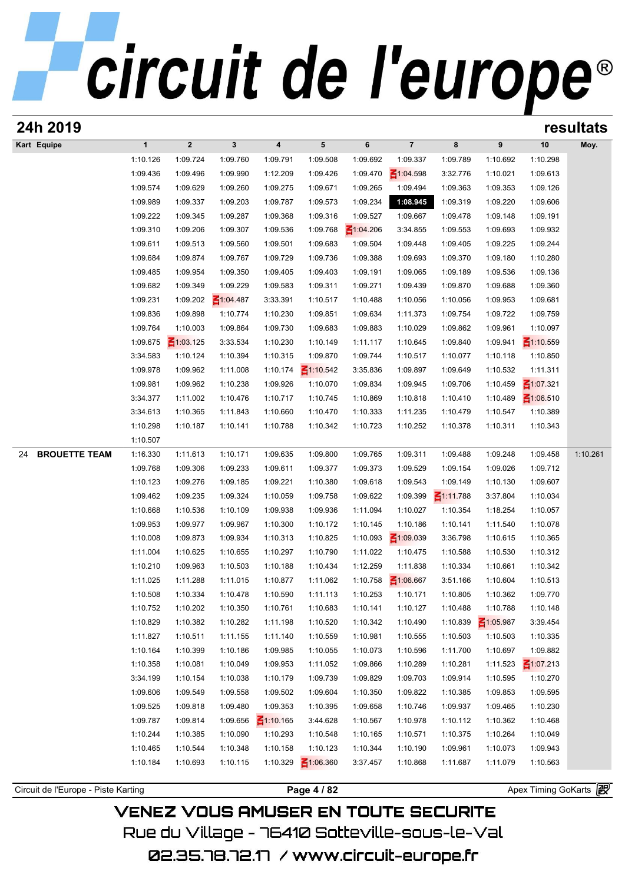# circuit de l'europe®

## 24h 2019 — resultats

| Kart | Equipe | 1 | 2 | 3 | 4 | 5 | 6 | 7 | 8 | 9 | 10 | Moy. |
|---|---|---|---|---|---|---|---|---|---|---|---|---|
| | | 1:10.126 | 1:09.724 | 1:09.760 | 1:09.791 | 1:09.508 | 1:09.692 | 1:09.337 | 1:09.789 | 1:10.692 | 1:10.298 | |
| | | 1:09.436 | 1:09.496 | 1:09.990 | 1:12.209 | 1:09.426 | 1:09.470 | 1:04.598 | 3:32.776 | 1:10.021 | 1:09.613 | |
| | | 1:09.574 | 1:09.629 | 1:09.260 | 1:09.275 | 1:09.671 | 1:09.265 | 1:09.494 | 1:09.363 | 1:09.353 | 1:09.126 | |
| | | 1:09.989 | 1:09.337 | 1:09.203 | 1:09.787 | 1:09.573 | 1:09.234 | **1:08.945** | 1:09.319 | 1:09.220 | 1:09.606 | |
| | | 1:09.222 | 1:09.345 | 1:09.287 | 1:09.368 | 1:09.316 | 1:09.527 | 1:09.667 | 1:09.478 | 1:09.148 | 1:09.191 | |
| | | 1:09.310 | 1:09.206 | 1:09.307 | 1:09.536 | 1:09.768 | 1:04.206 | 3:34.855 | 1:09.553 | 1:09.693 | 1:09.932 | |
| | | 1:09.611 | 1:09.513 | 1:09.560 | 1:09.501 | 1:09.683 | 1:09.504 | 1:09.448 | 1:09.405 | 1:09.225 | 1:09.244 | |
| | | 1:09.684 | 1:09.874 | 1:09.767 | 1:09.729 | 1:09.736 | 1:09.388 | 1:09.693 | 1:09.370 | 1:09.180 | 1:10.280 | |
| | | 1:09.485 | 1:09.954 | 1:09.350 | 1:09.405 | 1:09.403 | 1:09.191 | 1:09.065 | 1:09.189 | 1:09.536 | 1:09.136 | |
| | | 1:09.682 | 1:09.349 | 1:09.229 | 1:09.583 | 1:09.311 | 1:09.271 | 1:09.439 | 1:09.870 | 1:09.688 | 1:09.360 | |
| | | 1:09.231 | 1:09.202 | 1:04.487 | 3:33.391 | 1:10.517 | 1:10.488 | 1:10.056 | 1:10.056 | 1:09.953 | 1:09.681 | |
| | | 1:09.836 | 1:09.898 | 1:10.774 | 1:10.230 | 1:09.851 | 1:09.634 | 1:11.373 | 1:09.754 | 1:09.722 | 1:09.759 | |
| | | 1:09.764 | 1:10.003 | 1:09.864 | 1:09.730 | 1:09.683 | 1:09.883 | 1:10.029 | 1:09.862 | 1:09.961 | 1:10.097 | |
| | | 1:09.675 | 1:03.125 | 3:33.534 | 1:10.230 | 1:10.149 | 1:11.117 | 1:10.645 | 1:09.840 | 1:09.941 | 1:10.559 | |
| | | 3:34.583 | 1:10.124 | 1:10.394 | 1:10.315 | 1:09.870 | 1:09.744 | 1:10.517 | 1:10.077 | 1:10.118 | 1:10.850 | |
| | | 1:09.978 | 1:09.962 | 1:11.008 | 1:10.174 | 1:10.542 | 3:35.836 | 1:09.897 | 1:09.649 | 1:10.532 | 1:11.311 | |
| | | 1:09.981 | 1:09.962 | 1:10.238 | 1:09.926 | 1:10.070 | 1:09.834 | 1:09.945 | 1:09.706 | 1:10.459 | 1:07.321 | |
| | | 3:34.377 | 1:11.002 | 1:10.476 | 1:10.717 | 1:10.745 | 1:10.869 | 1:10.818 | 1:10.410 | 1:10.489 | 1:06.510 | |
| | | 3:34.613 | 1:10.365 | 1:11.843 | 1:10.660 | 1:10.470 | 1:10.333 | 1:11.235 | 1:10.479 | 1:10.547 | 1:10.389 | |
| | | 1:10.298 | 1:10.187 | 1:10.141 | 1:10.788 | 1:10.342 | 1:10.723 | 1:10.252 | 1:10.378 | 1:10.311 | 1:10.343 | |
| | | 1:10.507 | | | | | | | | | | |
| 24 | **BROUETTE TEAM** | 1:16.330 | 1:11.613 | 1:10.171 | 1:09.635 | 1:09.800 | 1:09.765 | 1:09.311 | 1:09.488 | 1:09.248 | 1:09.458 | 1:10.261 |
| | | 1:09.768 | 1:09.306 | 1:09.233 | 1:09.611 | 1:09.377 | 1:09.373 | 1:09.529 | 1:09.154 | 1:09.026 | 1:09.712 | |
| | | 1:10.123 | 1:09.276 | 1:09.185 | 1:09.221 | 1:10.380 | 1:09.618 | 1:09.543 | 1:09.149 | 1:10.130 | 1:09.607 | |
| | | 1:09.462 | 1:09.235 | 1:09.324 | 1:10.059 | 1:09.758 | 1:09.622 | 1:09.399 | 1:11.788 | 3:37.804 | 1:10.034 | |
| | | 1:10.668 | 1:10.536 | 1:10.109 | 1:09.938 | 1:09.936 | 1:11.094 | 1:10.027 | 1:10.354 | 1:18.254 | 1:10.057 | |
| | | 1:09.953 | 1:09.977 | 1:09.967 | 1:10.300 | 1:10.172 | 1:10.145 | 1:10.186 | 1:10.141 | 1:11.540 | 1:10.078 | |
| | | 1:10.008 | 1:09.873 | 1:09.934 | 1:10.313 | 1:10.825 | 1:10.093 | 1:09.039 | 3:36.798 | 1:10.615 | 1:10.365 | |
| | | 1:11.004 | 1:10.625 | 1:10.655 | 1:10.297 | 1:10.790 | 1:11.022 | 1:10.475 | 1:10.588 | 1:10.530 | 1:10.312 | |
| | | 1:10.210 | 1:09.963 | 1:10.503 | 1:10.188 | 1:10.434 | 1:12.259 | 1:11.838 | 1:10.334 | 1:10.661 | 1:10.342 | |
| | | 1:11.025 | 1:11.288 | 1:11.015 | 1:10.877 | 1:11.062 | 1:10.758 | 1:06.667 | 3:51.166 | 1:10.604 | 1:10.513 | |
| | | 1:10.508 | 1:10.334 | 1:10.478 | 1:10.590 | 1:11.113 | 1:10.253 | 1:10.171 | 1:10.805 | 1:10.362 | 1:09.770 | |
| | | 1:10.752 | 1:10.202 | 1:10.350 | 1:10.761 | 1:10.683 | 1:10.141 | 1:10.127 | 1:10.488 | 1:10.788 | 1:10.148 | |
| | | 1:10.829 | 1:10.382 | 1:10.282 | 1:11.198 | 1:10.520 | 1:10.342 | 1:10.490 | 1:10.839 | 1:05.987 | 3:39.454 | |
| | | 1:11.827 | 1:10.511 | 1:11.155 | 1:11.140 | 1:10.559 | 1:10.981 | 1:10.555 | 1:10.503 | 1:10.503 | 1:10.335 | |
| | | 1:10.164 | 1:10.399 | 1:10.186 | 1:09.985 | 1:10.055 | 1:10.073 | 1:10.596 | 1:11.700 | 1:10.697 | 1:09.882 | |
| | | 1:10.358 | 1:10.081 | 1:10.049 | 1:09.953 | 1:11.052 | 1:09.866 | 1:10.289 | 1:10.281 | 1:11.523 | 1:07.213 | |
| | | 3:34.199 | 1:10.154 | 1:10.038 | 1:10.179 | 1:09.739 | 1:09.829 | 1:09.703 | 1:09.914 | 1:10.595 | 1:10.270 | |
| | | 1:09.606 | 1:09.549 | 1:09.558 | 1:09.502 | 1:09.604 | 1:10.350 | 1:09.822 | 1:10.385 | 1:09.853 | 1:09.595 | |
| | | 1:09.525 | 1:09.818 | 1:09.480 | 1:09.353 | 1:10.395 | 1:09.658 | 1:10.746 | 1:09.937 | 1:09.465 | 1:10.230 | |
| | | 1:09.787 | 1:09.814 | 1:09.656 | 1:10.165 | 3:44.628 | 1:10.567 | 1:10.978 | 1:10.112 | 1:10.362 | 1:10.468 | |
| | | 1:10.244 | 1:10.385 | 1:10.090 | 1:10.293 | 1:10.548 | 1:10.165 | 1:10.571 | 1:10.375 | 1:10.264 | 1:10.049 | |
| | | 1:10.465 | 1:10.544 | 1:10.348 | 1:10.158 | 1:10.123 | 1:10.344 | 1:10.190 | 1:09.961 | 1:10.073 | 1:09.943 | |
| | | 1:10.184 | 1:10.693 | 1:10.115 | 1:10.329 | 1:06.360 | 3:37.457 | 1:10.868 | 1:11.687 | 1:11.079 | 1:10.563 | |

Circuit de l'Europe - Piste Karting — Apex Timing GoKarts

VENEZ VOUS AMUSER EN TOUTE SECURITE
Rue du Village - 76410 Sotteville-sous-le-Val
02.35.78.72.17 / www.circuit-europe.fr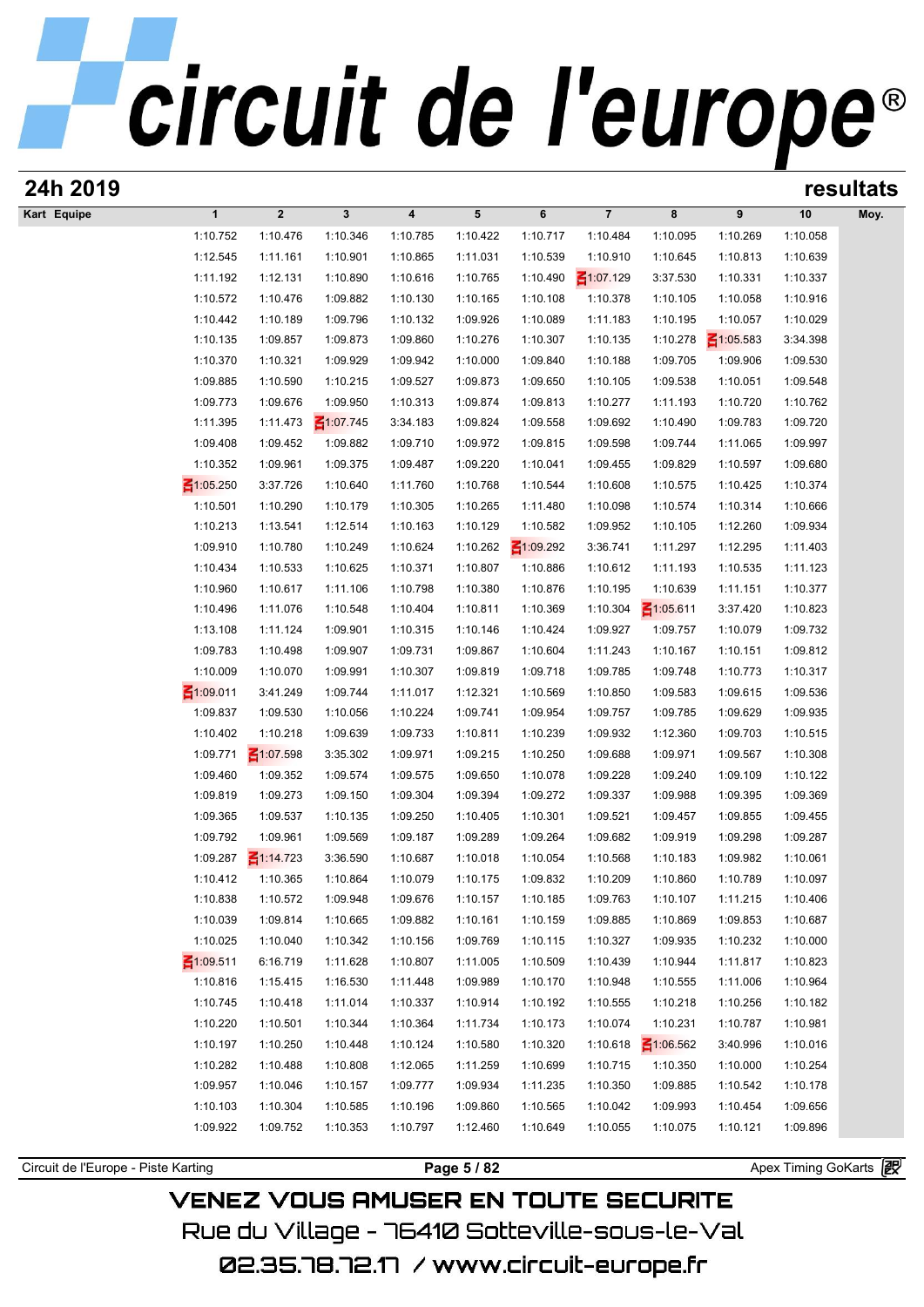# 24h 2019

## resultats

| Kart | Equipe | 1 | 2 | 3 | 4 | 5 | 6 | 7 | 8 | 9 | 10 | Moy. |
|---|---|---|---|---|---|---|---|---|---|---|---|---|
| | | 1:10.752 | 1:10.476 | 1:10.346 | 1:10.785 | 1:10.422 | 1:10.717 | 1:10.484 | 1:10.095 | 1:10.269 | 1:10.058 | |
| | | 1:12.545 | 1:11.161 | 1:10.901 | 1:10.865 | 1:11.031 | 1:10.539 | 1:10.910 | 1:10.645 | 1:10.813 | 1:10.639 | |
| | | 1:11.192 | 1:12.131 | 1:10.890 | 1:10.616 | 1:10.765 | 1:10.490 | 1:07.129 | 3:37.530 | 1:10.331 | 1:10.337 | |
| | | 1:10.572 | 1:10.476 | 1:09.882 | 1:10.130 | 1:10.165 | 1:10.108 | 1:10.378 | 1:10.105 | 1:10.058 | 1:10.916 | |
| | | 1:10.442 | 1:10.189 | 1:09.796 | 1:10.132 | 1:09.926 | 1:10.089 | 1:11.183 | 1:10.195 | 1:10.057 | 1:10.029 | |
| | | 1:10.135 | 1:09.857 | 1:09.873 | 1:09.860 | 1:10.276 | 1:10.307 | 1:10.135 | 1:10.278 | 1:05.583 | 3:34.398 | |
| | | 1:10.370 | 1:10.321 | 1:09.929 | 1:09.942 | 1:10.000 | 1:09.840 | 1:10.188 | 1:09.705 | 1:09.906 | 1:09.530 | |
| | | 1:09.885 | 1:10.590 | 1:10.215 | 1:09.527 | 1:09.873 | 1:09.650 | 1:10.105 | 1:09.538 | 1:10.051 | 1:09.548 | |
| | | 1:09.773 | 1:09.676 | 1:09.950 | 1:10.313 | 1:09.874 | 1:09.813 | 1:10.277 | 1:11.193 | 1:10.720 | 1:10.762 | |
| | | 1:11.395 | 1:11.473 | 1:07.745 | 3:34.183 | 1:09.824 | 1:09.558 | 1:09.692 | 1:10.490 | 1:09.783 | 1:09.720 | |
| | | 1:09.408 | 1:09.452 | 1:09.882 | 1:09.710 | 1:09.972 | 1:09.815 | 1:09.598 | 1:09.744 | 1:11.065 | 1:09.997 | |
| | | 1:10.352 | 1:09.961 | 1:09.375 | 1:09.487 | 1:09.220 | 1:10.041 | 1:09.455 | 1:09.829 | 1:10.597 | 1:09.680 | |
| | | 1:05.250 | 3:37.726 | 1:10.640 | 1:11.760 | 1:10.768 | 1:10.544 | 1:10.608 | 1:10.575 | 1:10.425 | 1:10.374 | |
| | | 1:10.501 | 1:10.290 | 1:10.179 | 1:10.305 | 1:10.265 | 1:11.480 | 1:10.098 | 1:10.574 | 1:10.314 | 1:10.666 | |
| | | 1:10.213 | 1:13.541 | 1:12.514 | 1:10.163 | 1:10.129 | 1:10.582 | 1:09.952 | 1:10.105 | 1:12.260 | 1:09.934 | |
| | | 1:09.910 | 1:10.780 | 1:10.249 | 1:10.624 | 1:10.262 | 1:09.292 | 3:36.741 | 1:11.297 | 1:12.295 | 1:11.403 | |
| | | 1:10.434 | 1:10.533 | 1:10.625 | 1:10.371 | 1:10.807 | 1:10.886 | 1:10.612 | 1:11.193 | 1:10.535 | 1:11.123 | |
| | | 1:10.960 | 1:10.617 | 1:11.106 | 1:10.798 | 1:10.380 | 1:10.876 | 1:10.195 | 1:10.639 | 1:11.151 | 1:10.377 | |
| | | 1:10.496 | 1:11.076 | 1:10.548 | 1:10.404 | 1:10.811 | 1:10.369 | 1:10.304 | 1:05.611 | 3:37.420 | 1:10.823 | |
| | | 1:13.108 | 1:11.124 | 1:09.901 | 1:10.315 | 1:10.146 | 1:10.424 | 1:09.927 | 1:09.757 | 1:10.079 | 1:09.732 | |
| | | 1:09.783 | 1:10.498 | 1:09.907 | 1:09.731 | 1:09.867 | 1:10.604 | 1:11.243 | 1:10.167 | 1:10.151 | 1:09.812 | |
| | | 1:10.009 | 1:10.070 | 1:09.991 | 1:10.307 | 1:09.819 | 1:09.718 | 1:09.785 | 1:09.748 | 1:10.773 | 1:10.317 | |
| | | 1:09.011 | 3:41.249 | 1:09.744 | 1:11.017 | 1:12.321 | 1:10.569 | 1:10.850 | 1:09.583 | 1:09.615 | 1:09.536 | |
| | | 1:09.837 | 1:09.530 | 1:10.056 | 1:10.224 | 1:09.741 | 1:09.954 | 1:09.757 | 1:09.785 | 1:09.629 | 1:09.935 | |
| | | 1:10.402 | 1:10.218 | 1:09.639 | 1:09.733 | 1:10.811 | 1:10.239 | 1:09.932 | 1:12.360 | 1:09.703 | 1:10.515 | |
| | | 1:09.771 | 1:07.598 | 3:35.302 | 1:09.971 | 1:09.215 | 1:10.250 | 1:09.688 | 1:09.971 | 1:09.567 | 1:10.308 | |
| | | 1:09.460 | 1:09.352 | 1:09.574 | 1:09.575 | 1:09.650 | 1:10.078 | 1:09.228 | 1:09.240 | 1:09.109 | 1:10.122 | |
| | | 1:09.819 | 1:09.273 | 1:09.150 | 1:09.304 | 1:09.394 | 1:09.272 | 1:09.337 | 1:09.988 | 1:09.395 | 1:09.369 | |
| | | 1:09.365 | 1:09.537 | 1:10.135 | 1:09.250 | 1:10.405 | 1:10.301 | 1:09.521 | 1:09.457 | 1:09.855 | 1:09.455 | |
| | | 1:09.792 | 1:09.961 | 1:09.569 | 1:09.187 | 1:09.289 | 1:09.264 | 1:09.682 | 1:09.919 | 1:09.298 | 1:09.287 | |
| | | 1:09.287 | 1:14.723 | 3:36.590 | 1:10.687 | 1:10.018 | 1:10.054 | 1:10.568 | 1:10.183 | 1:09.982 | 1:10.061 | |
| | | 1:10.412 | 1:10.365 | 1:10.864 | 1:10.079 | 1:10.175 | 1:09.832 | 1:10.209 | 1:10.860 | 1:10.789 | 1:10.097 | |
| | | 1:10.838 | 1:10.572 | 1:09.948 | 1:09.676 | 1:10.157 | 1:10.185 | 1:09.763 | 1:10.107 | 1:11.215 | 1:10.406 | |
| | | 1:10.039 | 1:09.814 | 1:10.665 | 1:09.882 | 1:10.161 | 1:10.159 | 1:09.885 | 1:10.869 | 1:09.853 | 1:10.687 | |
| | | 1:10.025 | 1:10.040 | 1:10.342 | 1:10.156 | 1:09.769 | 1:10.115 | 1:10.327 | 1:09.935 | 1:10.232 | 1:10.000 | |
| | | 1:09.511 | 6:16.719 | 1:11.628 | 1:10.807 | 1:11.005 | 1:10.509 | 1:10.439 | 1:10.944 | 1:11.817 | 1:10.823 | |
| | | 1:10.816 | 1:15.415 | 1:16.530 | 1:11.448 | 1:09.989 | 1:10.170 | 1:10.948 | 1:10.555 | 1:11.006 | 1:10.964 | |
| | | 1:10.745 | 1:10.418 | 1:11.014 | 1:10.337 | 1:10.914 | 1:10.192 | 1:10.555 | 1:10.218 | 1:10.256 | 1:10.182 | |
| | | 1:10.220 | 1:10.501 | 1:10.344 | 1:10.364 | 1:11.734 | 1:10.173 | 1:10.074 | 1:10.231 | 1:10.787 | 1:10.981 | |
| | | 1:10.197 | 1:10.250 | 1:10.448 | 1:10.124 | 1:10.580 | 1:10.320 | 1:10.618 | 1:06.562 | 3:40.996 | 1:10.016 | |
| | | 1:10.282 | 1:10.488 | 1:10.808 | 1:12.065 | 1:11.259 | 1:10.699 | 1:10.715 | 1:10.350 | 1:10.000 | 1:10.254 | |
| | | 1:09.957 | 1:10.046 | 1:10.157 | 1:09.777 | 1:09.934 | 1:11.235 | 1:10.350 | 1:09.885 | 1:10.542 | 1:10.178 | |
| | | 1:10.103 | 1:10.304 | 1:10.585 | 1:10.196 | 1:09.860 | 1:10.565 | 1:10.042 | 1:09.993 | 1:10.454 | 1:09.656 | |
| | | 1:09.922 | 1:09.752 | 1:10.353 | 1:10.797 | 1:12.460 | 1:10.649 | 1:10.055 | 1:10.075 | 1:10.121 | 1:09.896 | |

Circuit de l'Europe - Piste Karting — Apex Timing GoKarts

VENEZ VOUS AMUSER EN TOUTE SECURITE
Rue du Village - 76410 Sotteville-sous-le-Val
02.35.78.72.17 / www.circuit-europe.fr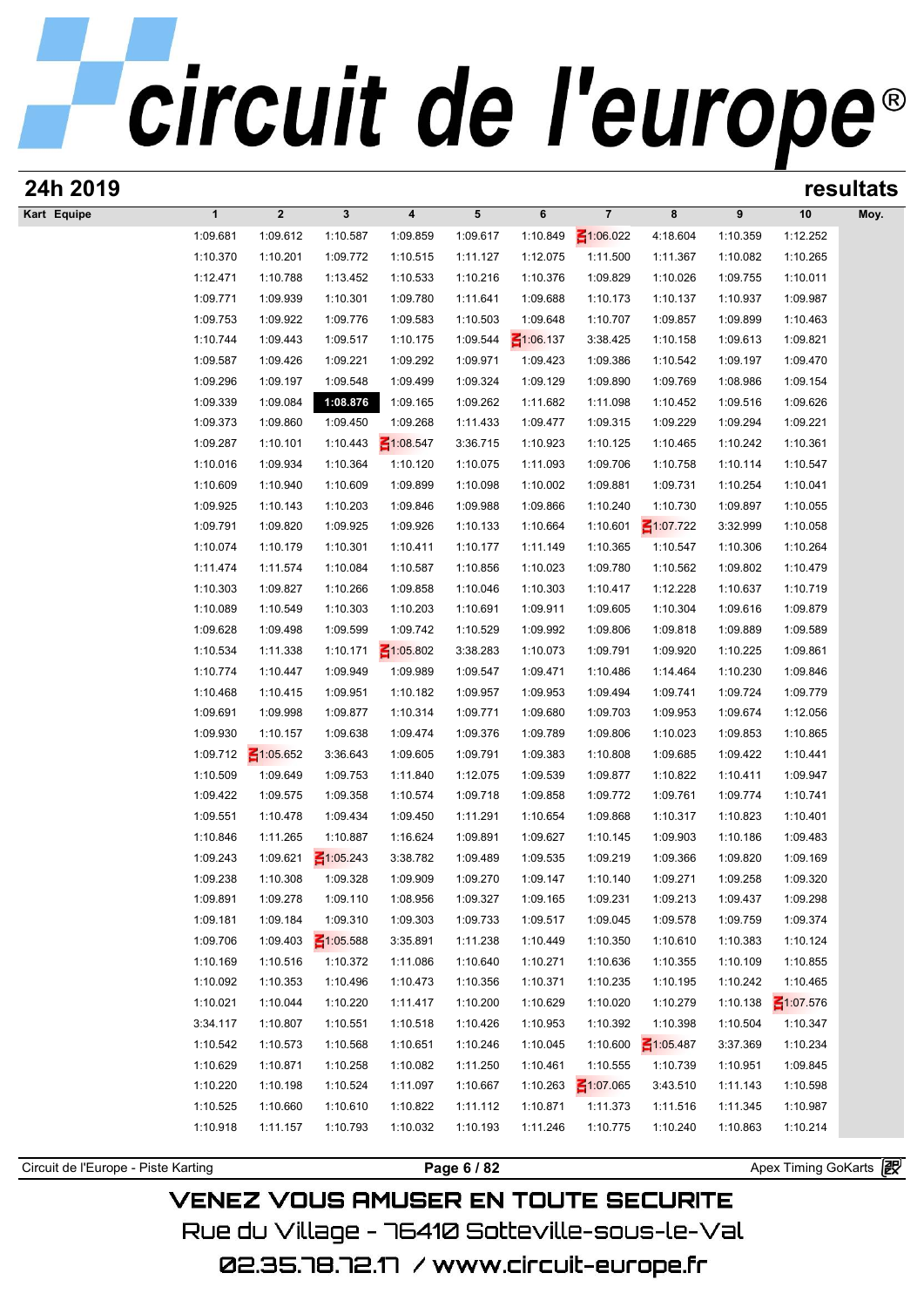# circuit de l'europe®

## 24h 2019 — resultats

| Kart | Equipe | 1 | 2 | 3 | 4 | 5 | 6 | 7 | 8 | 9 | 10 | Moy. |
|---|---|---|---|---|---|---|---|---|---|---|---|---|
| | | 1:09.681 | 1:09.612 | 1:10.587 | 1:09.859 | 1:09.617 | 1:10.849 | 1:06.022 | 4:18.604 | 1:10.359 | 1:12.252 | |
| | | 1:10.370 | 1:10.201 | 1:09.772 | 1:10.515 | 1:11.127 | 1:12.075 | 1:11.500 | 1:11.367 | 1:10.082 | 1:10.265 | |
| | | 1:12.471 | 1:10.788 | 1:13.452 | 1:10.533 | 1:10.216 | 1:10.376 | 1:09.829 | 1:10.026 | 1:09.755 | 1:10.011 | |
| | | 1:09.771 | 1:09.939 | 1:10.301 | 1:09.780 | 1:11.641 | 1:09.688 | 1:10.173 | 1:10.137 | 1:10.937 | 1:09.987 | |
| | | 1:09.753 | 1:09.922 | 1:09.776 | 1:09.583 | 1:10.503 | 1:09.648 | 1:10.707 | 1:09.857 | 1:09.899 | 1:10.463 | |
| | | 1:10.744 | 1:09.443 | 1:09.517 | 1:10.175 | 1:09.544 | 1:06.137 | 3:38.425 | 1:10.158 | 1:09.613 | 1:09.821 | |
| | | 1:09.587 | 1:09.426 | 1:09.221 | 1:09.292 | 1:09.971 | 1:09.423 | 1:09.386 | 1:10.542 | 1:09.197 | 1:09.470 | |
| | | 1:09.296 | 1:09.197 | 1:09.548 | 1:09.499 | 1:09.324 | 1:09.129 | 1:09.890 | 1:09.769 | 1:08.986 | 1:09.154 | |
| | | 1:09.339 | 1:09.084 | **1:08.876** | 1:09.165 | 1:09.262 | 1:11.682 | 1:11.098 | 1:10.452 | 1:09.516 | 1:09.626 | |
| | | 1:09.373 | 1:09.860 | 1:09.450 | 1:09.268 | 1:11.433 | 1:09.477 | 1:09.315 | 1:09.229 | 1:09.294 | 1:09.221 | |
| | | 1:09.287 | 1:10.101 | 1:10.443 | 1:08.547 | 3:36.715 | 1:10.923 | 1:10.125 | 1:10.465 | 1:10.242 | 1:10.361 | |
| | | 1:10.016 | 1:09.934 | 1:10.364 | 1:10.120 | 1:10.075 | 1:11.093 | 1:09.706 | 1:10.758 | 1:10.114 | 1:10.547 | |
| | | 1:10.609 | 1:10.940 | 1:10.609 | 1:09.899 | 1:10.098 | 1:10.002 | 1:09.881 | 1:09.731 | 1:10.254 | 1:10.041 | |
| | | 1:09.925 | 1:10.143 | 1:10.203 | 1:09.846 | 1:09.988 | 1:09.866 | 1:10.240 | 1:10.730 | 1:09.897 | 1:10.055 | |
| | | 1:09.791 | 1:09.820 | 1:09.925 | 1:09.926 | 1:10.133 | 1:10.664 | 1:10.601 | 1:07.722 | 3:32.999 | 1:10.058 | |
| | | 1:10.074 | 1:10.179 | 1:10.301 | 1:10.411 | 1:10.177 | 1:11.149 | 1:10.365 | 1:10.547 | 1:10.306 | 1:10.264 | |
| | | 1:11.474 | 1:11.574 | 1:10.084 | 1:10.587 | 1:10.856 | 1:10.023 | 1:09.780 | 1:10.562 | 1:09.802 | 1:10.479 | |
| | | 1:10.303 | 1:09.827 | 1:10.266 | 1:09.858 | 1:10.046 | 1:10.303 | 1:10.417 | 1:12.228 | 1:10.637 | 1:10.719 | |
| | | 1:10.089 | 1:10.549 | 1:10.303 | 1:10.203 | 1:10.691 | 1:09.911 | 1:09.605 | 1:10.304 | 1:09.616 | 1:09.879 | |
| | | 1:09.628 | 1:09.498 | 1:09.599 | 1:09.742 | 1:10.529 | 1:09.992 | 1:09.806 | 1:09.818 | 1:09.889 | 1:09.589 | |
| | | 1:10.534 | 1:11.338 | 1:10.171 | 1:05.802 | 3:38.283 | 1:10.073 | 1:09.791 | 1:09.920 | 1:10.225 | 1:09.861 | |
| | | 1:10.774 | 1:10.447 | 1:09.949 | 1:09.989 | 1:09.547 | 1:09.471 | 1:10.486 | 1:14.464 | 1:10.230 | 1:09.846 | |
| | | 1:10.468 | 1:10.415 | 1:09.951 | 1:10.182 | 1:09.957 | 1:09.953 | 1:09.494 | 1:09.741 | 1:09.724 | 1:09.779 | |
| | | 1:09.691 | 1:09.998 | 1:09.877 | 1:10.314 | 1:09.771 | 1:09.680 | 1:09.703 | 1:09.953 | 1:09.674 | 1:12.056 | |
| | | 1:09.930 | 1:10.157 | 1:09.638 | 1:09.474 | 1:09.376 | 1:09.789 | 1:09.806 | 1:10.023 | 1:09.853 | 1:10.865 | |
| | | 1:09.712 | 1:05.652 | 3:36.643 | 1:09.605 | 1:09.791 | 1:09.383 | 1:10.808 | 1:09.685 | 1:09.422 | 1:10.441 | |
| | | 1:10.509 | 1:09.649 | 1:09.753 | 1:11.840 | 1:12.075 | 1:09.539 | 1:09.877 | 1:10.822 | 1:10.411 | 1:09.947 | |
| | | 1:09.422 | 1:09.575 | 1:09.358 | 1:10.574 | 1:09.718 | 1:09.858 | 1:09.772 | 1:09.761 | 1:09.774 | 1:10.741 | |
| | | 1:09.551 | 1:10.478 | 1:09.434 | 1:09.450 | 1:11.291 | 1:10.654 | 1:09.868 | 1:10.317 | 1:10.823 | 1:10.401 | |
| | | 1:10.846 | 1:11.265 | 1:10.887 | 1:16.624 | 1:09.891 | 1:09.627 | 1:10.145 | 1:09.903 | 1:10.186 | 1:09.483 | |
| | | 1:09.243 | 1:09.621 | 1:05.243 | 3:38.782 | 1:09.489 | 1:09.535 | 1:09.219 | 1:09.366 | 1:09.820 | 1:09.169 | |
| | | 1:09.238 | 1:10.308 | 1:09.328 | 1:09.909 | 1:09.270 | 1:09.147 | 1:10.140 | 1:09.271 | 1:09.258 | 1:09.320 | |
| | | 1:09.891 | 1:09.278 | 1:09.110 | 1:08.956 | 1:09.327 | 1:09.165 | 1:09.231 | 1:09.213 | 1:09.437 | 1:09.298 | |
| | | 1:09.181 | 1:09.184 | 1:09.310 | 1:09.303 | 1:09.733 | 1:09.517 | 1:09.045 | 1:09.578 | 1:09.759 | 1:09.374 | |
| | | 1:09.706 | 1:09.403 | 1:05.588 | 3:35.891 | 1:11.238 | 1:10.449 | 1:10.350 | 1:10.610 | 1:10.383 | 1:10.124 | |
| | | 1:10.169 | 1:10.516 | 1:10.372 | 1:11.086 | 1:10.640 | 1:10.271 | 1:10.636 | 1:10.355 | 1:10.109 | 1:10.855 | |
| | | 1:10.092 | 1:10.353 | 1:10.496 | 1:10.473 | 1:10.356 | 1:10.371 | 1:10.235 | 1:10.195 | 1:10.242 | 1:10.465 | |
| | | 1:10.021 | 1:10.044 | 1:10.220 | 1:11.417 | 1:10.200 | 1:10.629 | 1:10.020 | 1:10.279 | 1:10.138 | 1:07.576 | |
| | | 3:34.117 | 1:10.807 | 1:10.551 | 1:10.518 | 1:10.426 | 1:10.953 | 1:10.392 | 1:10.398 | 1:10.504 | 1:10.347 | |
| | | 1:10.542 | 1:10.573 | 1:10.568 | 1:10.651 | 1:10.246 | 1:10.045 | 1:10.600 | 1:05.487 | 3:37.369 | 1:10.234 | |
| | | 1:10.629 | 1:10.871 | 1:10.258 | 1:10.082 | 1:11.250 | 1:10.461 | 1:10.555 | 1:10.739 | 1:10.951 | 1:09.845 | |
| | | 1:10.220 | 1:10.198 | 1:10.524 | 1:11.097 | 1:10.667 | 1:10.263 | 1:07.065 | 3:43.510 | 1:11.143 | 1:10.598 | |
| | | 1:10.525 | 1:10.660 | 1:10.610 | 1:10.822 | 1:11.112 | 1:10.871 | 1:11.373 | 1:11.516 | 1:11.345 | 1:10.987 | |
| | | 1:10.918 | 1:11.157 | 1:10.793 | 1:10.032 | 1:10.193 | 1:11.246 | 1:10.775 | 1:10.240 | 1:10.863 | 1:10.214 | |

Circuit de l'Europe - Piste Karting — Apex Timing GoKarts

VENEZ VOUS AMUSER EN TOUTE SECURITE
Rue du Village - 76410 Sotteville-sous-le-Val
02.35.78.72.17 / www.circuit-europe.fr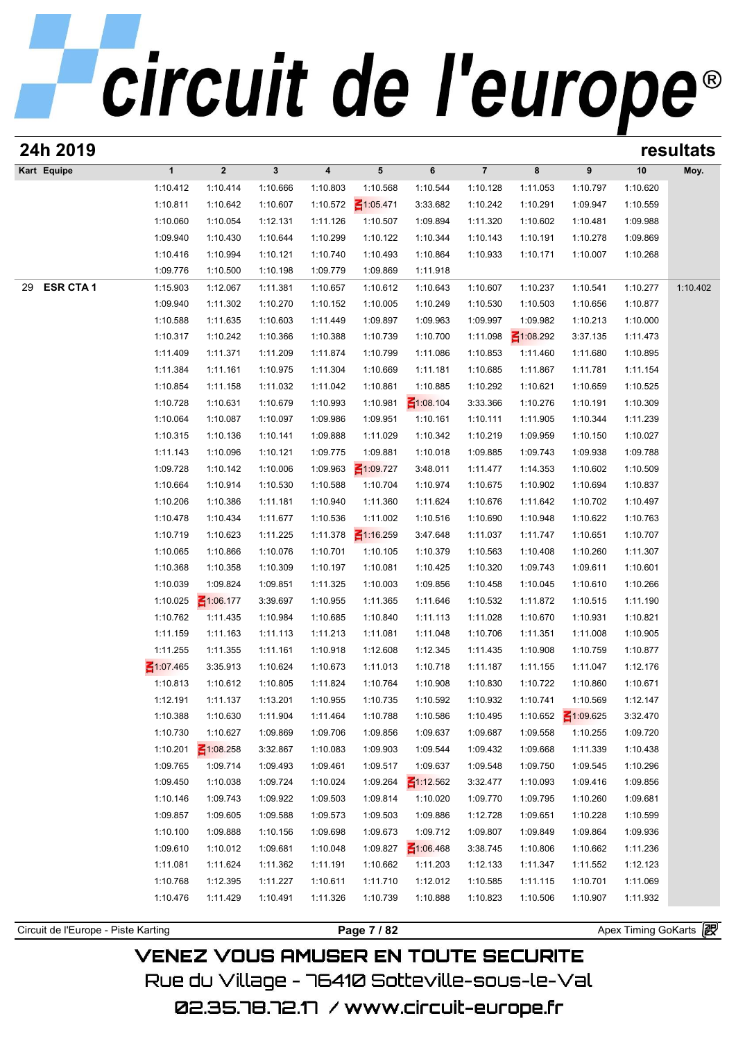## 24h 2019

resultats

| Kart | Equipe | 1 | 2 | 3 | 4 | 5 | 6 | 7 | 8 | 9 | 10 | Moy. |
|---|---|---|---|---|---|---|---|---|---|---|---|---|
| | | 1:10.412 | 1:10.414 | 1:10.666 | 1:10.803 | 1:10.568 | 1:10.544 | 1:10.128 | 1:11.053 | 1:10.797 | 1:10.620 | |
| | | 1:10.811 | 1:10.642 | 1:10.607 | 1:10.572 | 1:05.471 | 3:33.682 | 1:10.242 | 1:10.291 | 1:09.947 | 1:10.559 | |
| | | 1:10.060 | 1:10.054 | 1:12.131 | 1:11.126 | 1:10.507 | 1:09.894 | 1:11.320 | 1:10.602 | 1:10.481 | 1:09.988 | |
| | | 1:09.940 | 1:10.430 | 1:10.644 | 1:10.299 | 1:10.122 | 1:10.344 | 1:10.143 | 1:10.191 | 1:10.278 | 1:09.869 | |
| | | 1:10.416 | 1:10.994 | 1:10.121 | 1:10.740 | 1:10.493 | 1:10.864 | 1:10.933 | 1:10.171 | 1:10.007 | 1:10.268 | |
| | | 1:09.776 | 1:10.500 | 1:10.198 | 1:09.779 | 1:09.869 | 1:11.918 | | | | | |
| 29 | ESR CTA 1 | 1:15.903 | 1:12.067 | 1:11.381 | 1:10.657 | 1:10.612 | 1:10.643 | 1:10.607 | 1:10.237 | 1:10.541 | 1:10.277 | 1:10.402 |
| | | 1:09.940 | 1:11.302 | 1:10.270 | 1:10.152 | 1:10.005 | 1:10.249 | 1:10.530 | 1:10.503 | 1:10.656 | 1:10.877 | |
| | | 1:10.588 | 1:11.635 | 1:10.603 | 1:11.449 | 1:09.897 | 1:09.963 | 1:09.997 | 1:09.982 | 1:10.213 | 1:10.000 | |
| | | 1:10.317 | 1:10.242 | 1:10.366 | 1:10.388 | 1:10.739 | 1:10.700 | 1:11.098 | 1:08.292 | 3:37.135 | 1:11.473 | |
| | | 1:11.409 | 1:11.371 | 1:11.209 | 1:11.874 | 1:10.799 | 1:11.086 | 1:10.853 | 1:11.460 | 1:11.680 | 1:10.895 | |
| | | 1:11.384 | 1:11.161 | 1:10.975 | 1:11.304 | 1:10.669 | 1:11.181 | 1:10.685 | 1:11.867 | 1:11.781 | 1:11.154 | |
| | | 1:10.854 | 1:11.158 | 1:11.032 | 1:11.042 | 1:10.861 | 1:10.885 | 1:10.292 | 1:10.621 | 1:10.659 | 1:10.525 | |
| | | 1:10.728 | 1:10.631 | 1:10.679 | 1:10.993 | 1:10.981 | 1:08.104 | 3:33.366 | 1:10.276 | 1:10.191 | 1:10.309 | |
| | | 1:10.064 | 1:10.087 | 1:10.097 | 1:09.986 | 1:09.951 | 1:10.161 | 1:10.111 | 1:11.905 | 1:10.344 | 1:11.239 | |
| | | 1:10.315 | 1:10.136 | 1:10.141 | 1:09.888 | 1:11.029 | 1:10.342 | 1:10.219 | 1:09.959 | 1:10.150 | 1:10.027 | |
| | | 1:11.143 | 1:10.096 | 1:10.121 | 1:09.775 | 1:09.881 | 1:10.018 | 1:09.885 | 1:09.743 | 1:09.938 | 1:09.788 | |
| | | 1:09.728 | 1:10.142 | 1:10.006 | 1:09.963 | 1:09.727 | 3:48.011 | 1:11.477 | 1:14.353 | 1:10.602 | 1:10.509 | |
| | | 1:10.664 | 1:10.914 | 1:10.530 | 1:10.588 | 1:10.704 | 1:10.974 | 1:10.675 | 1:10.902 | 1:10.694 | 1:10.837 | |
| | | 1:10.206 | 1:10.386 | 1:11.181 | 1:10.940 | 1:11.360 | 1:11.624 | 1:10.676 | 1:11.642 | 1:10.702 | 1:10.497 | |
| | | 1:10.478 | 1:10.434 | 1:11.677 | 1:10.536 | 1:11.002 | 1:10.516 | 1:10.690 | 1:10.948 | 1:10.622 | 1:10.763 | |
| | | 1:10.719 | 1:10.623 | 1:11.225 | 1:11.378 | 1:16.259 | 3:47.648 | 1:11.037 | 1:11.747 | 1:10.651 | 1:10.707 | |
| | | 1:10.065 | 1:10.866 | 1:10.076 | 1:10.701 | 1:10.105 | 1:10.379 | 1:10.563 | 1:10.408 | 1:10.260 | 1:11.307 | |
| | | 1:10.368 | 1:10.358 | 1:10.309 | 1:10.197 | 1:10.081 | 1:10.425 | 1:10.320 | 1:09.743 | 1:09.611 | 1:10.601 | |
| | | 1:10.039 | 1:09.824 | 1:09.851 | 1:11.325 | 1:10.003 | 1:09.856 | 1:10.458 | 1:10.045 | 1:10.610 | 1:10.266 | |
| | | 1:10.025 | 1:06.177 | 3:39.697 | 1:10.955 | 1:11.365 | 1:11.646 | 1:10.532 | 1:11.872 | 1:10.515 | 1:11.190 | |
| | | 1:10.762 | 1:11.435 | 1:10.984 | 1:10.685 | 1:10.840 | 1:11.113 | 1:11.028 | 1:10.670 | 1:10.931 | 1:10.821 | |
| | | 1:11.159 | 1:11.163 | 1:11.113 | 1:11.213 | 1:11.081 | 1:11.048 | 1:10.706 | 1:11.351 | 1:11.008 | 1:10.905 | |
| | | 1:11.255 | 1:11.355 | 1:11.161 | 1:10.918 | 1:12.608 | 1:12.345 | 1:11.435 | 1:10.908 | 1:10.759 | 1:10.877 | |
| | | 1:07.465 | 3:35.913 | 1:10.624 | 1:10.673 | 1:11.013 | 1:10.718 | 1:11.187 | 1:11.155 | 1:11.047 | 1:12.176 | |
| | | 1:10.813 | 1:10.612 | 1:10.805 | 1:11.824 | 1:10.764 | 1:10.908 | 1:10.830 | 1:10.722 | 1:10.860 | 1:10.671 | |
| | | 1:12.191 | 1:11.137 | 1:13.201 | 1:10.955 | 1:10.735 | 1:10.592 | 1:10.932 | 1:10.741 | 1:10.569 | 1:12.147 | |
| | | 1:10.388 | 1:10.630 | 1:11.904 | 1:11.464 | 1:10.788 | 1:10.586 | 1:10.495 | 1:10.652 | 1:09.625 | 3:32.470 | |
| | | 1:10.730 | 1:10.627 | 1:09.869 | 1:09.706 | 1:09.856 | 1:09.637 | 1:09.687 | 1:09.558 | 1:10.255 | 1:09.720 | |
| | | 1:10.201 | 1:08.258 | 3:32.867 | 1:10.083 | 1:09.903 | 1:09.544 | 1:09.432 | 1:09.668 | 1:11.339 | 1:10.438 | |
| | | 1:09.765 | 1:09.714 | 1:09.493 | 1:09.461 | 1:09.517 | 1:09.637 | 1:09.548 | 1:09.750 | 1:09.545 | 1:10.296 | |
| | | 1:09.450 | 1:10.038 | 1:09.724 | 1:10.024 | 1:09.264 | 1:12.562 | 3:32.477 | 1:10.093 | 1:09.416 | 1:09.856 | |
| | | 1:10.146 | 1:09.743 | 1:09.922 | 1:09.503 | 1:09.814 | 1:10.020 | 1:09.770 | 1:09.795 | 1:10.260 | 1:09.681 | |
| | | 1:09.857 | 1:09.605 | 1:09.588 | 1:09.573 | 1:09.503 | 1:09.886 | 1:12.728 | 1:09.651 | 1:10.228 | 1:10.599 | |
| | | 1:10.100 | 1:09.888 | 1:10.156 | 1:09.698 | 1:09.673 | 1:09.712 | 1:09.807 | 1:09.849 | 1:09.864 | 1:09.936 | |
| | | 1:09.610 | 1:10.012 | 1:09.681 | 1:10.048 | 1:09.827 | 1:06.468 | 3:38.745 | 1:10.806 | 1:10.662 | 1:11.236 | |
| | | 1:11.081 | 1:11.624 | 1:11.362 | 1:11.191 | 1:10.662 | 1:11.203 | 1:12.133 | 1:11.347 | 1:11.552 | 1:12.123 | |
| | | 1:10.768 | 1:12.395 | 1:11.227 | 1:10.611 | 1:11.710 | 1:12.012 | 1:10.585 | 1:11.115 | 1:10.701 | 1:11.069 | |
| | | 1:10.476 | 1:11.429 | 1:10.491 | 1:11.326 | 1:10.739 | 1:10.888 | 1:10.823 | 1:10.506 | 1:10.907 | 1:11.932 | |

Circuit de l'Europe - Piste Karting — Apex Timing GoKarts

VENEZ VOUS AMUSER EN TOUTE SECURITE
Rue du Village - 76410 Sotteville-sous-le-Val
02.35.78.72.17 / www.circuit-europe.fr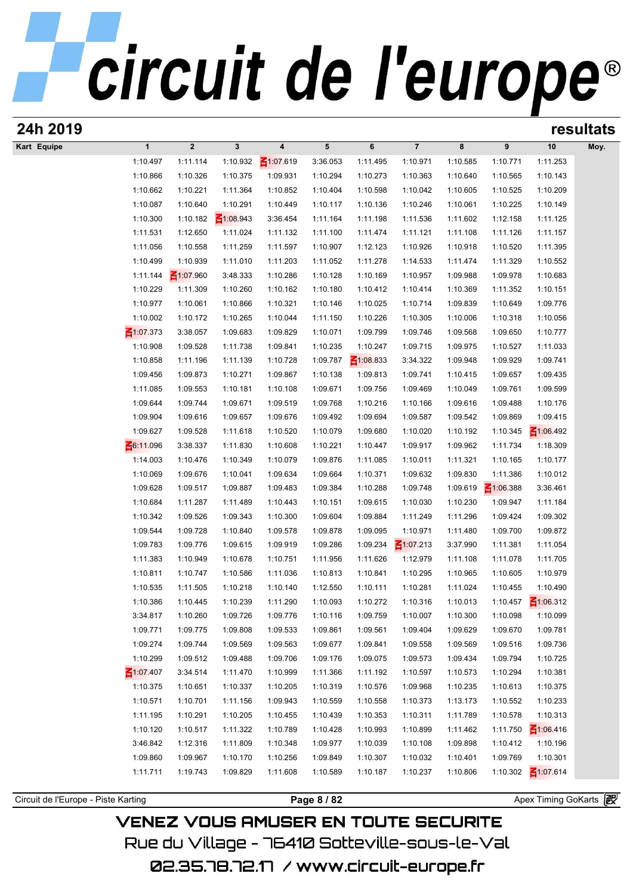# circuit de l'europe®

## 24h 2019 — resultats

| Kart Equipe | 1 | 2 | 3 | 4 | 5 | 6 | 7 | 8 | 9 | 10 | Moy. |
|---|---|---|---|---|---|---|---|---|---|---|---|
| | 1:10.497 | 1:11.114 | 1:10.932 | 1:07.619 | 3:36.053 | 1:11.495 | 1:10.971 | 1:10.585 | 1:10.771 | 1:11.253 | |
| | 1:10.866 | 1:10.326 | 1:10.375 | 1:09.931 | 1:10.294 | 1:10.273 | 1:10.363 | 1:10.640 | 1:10.565 | 1:10.143 | |
| | 1:10.662 | 1:10.221 | 1:11.364 | 1:10.852 | 1:10.404 | 1:10.598 | 1:10.042 | 1:10.605 | 1:10.525 | 1:10.209 | |
| | 1:10.087 | 1:10.640 | 1:10.291 | 1:10.449 | 1:10.117 | 1:10.136 | 1:10.246 | 1:10.061 | 1:10.225 | 1:10.149 | |
| | 1:10.300 | 1:10.182 | 1:08.943 | 3:36.454 | 1:11.164 | 1:11.198 | 1:11.536 | 1:11.602 | 1:12.158 | 1:11.125 | |
| | 1:11.531 | 1:12.650 | 1:11.024 | 1:11.132 | 1:11.100 | 1:11.474 | 1:11.121 | 1:11.108 | 1:11.126 | 1:11.157 | |
| | 1:11.056 | 1:10.558 | 1:11.259 | 1:11.597 | 1:10.907 | 1:12.123 | 1:10.926 | 1:10.918 | 1:10.520 | 1:11.395 | |
| | 1:10.499 | 1:10.939 | 1:11.010 | 1:11.203 | 1:11.052 | 1:11.278 | 1:14.533 | 1:11.474 | 1:11.329 | 1:10.552 | |
| | 1:11.144 | 1:07.960 | 3:48.333 | 1:10.286 | 1:10.128 | 1:10.169 | 1:10.957 | 1:09.988 | 1:09.978 | 1:10.683 | |
| | 1:10.229 | 1:11.309 | 1:10.260 | 1:10.162 | 1:10.180 | 1:10.412 | 1:10.414 | 1:10.369 | 1:11.352 | 1:10.151 | |
| | 1:10.977 | 1:10.061 | 1:10.866 | 1:10.321 | 1:10.146 | 1:10.025 | 1:10.714 | 1:09.839 | 1:10.649 | 1:09.776 | |
| | 1:10.002 | 1:10.172 | 1:10.265 | 1:10.044 | 1:11.150 | 1:10.226 | 1:10.305 | 1:10.006 | 1:10.318 | 1:10.056 | |
| | 1:07.373 | 3:38.057 | 1:09.683 | 1:09.829 | 1:10.071 | 1:09.799 | 1:09.746 | 1:09.568 | 1:09.650 | 1:10.777 | |
| | 1:10.908 | 1:09.528 | 1:11.738 | 1:09.841 | 1:10.235 | 1:10.247 | 1:09.715 | 1:09.975 | 1:10.527 | 1:11.033 | |
| | 1:10.858 | 1:11.196 | 1:11.139 | 1:10.728 | 1:09.787 | 1:08.833 | 3:34.322 | 1:09.948 | 1:09.929 | 1:09.741 | |
| | 1:09.456 | 1:09.873 | 1:10.271 | 1:09.867 | 1:10.138 | 1:09.813 | 1:09.741 | 1:10.415 | 1:09.657 | 1:09.435 | |
| | 1:11.085 | 1:09.553 | 1:10.181 | 1:10.108 | 1:09.671 | 1:09.756 | 1:09.469 | 1:10.049 | 1:09.761 | 1:09.599 | |
| | 1:09.644 | 1:09.744 | 1:09.671 | 1:09.519 | 1:09.768 | 1:10.216 | 1:10.166 | 1:09.616 | 1:09.488 | 1:10.176 | |
| | 1:09.904 | 1:09.616 | 1:09.657 | 1:09.676 | 1:09.492 | 1:09.694 | 1:09.587 | 1:09.542 | 1:09.869 | 1:09.415 | |
| | 1:09.627 | 1:09.528 | 1:11.618 | 1:10.520 | 1:10.079 | 1:09.680 | 1:10.020 | 1:10.192 | 1:10.345 | 1:06.492 | |
| | 6:11.096 | 3:38.337 | 1:11.830 | 1:10.608 | 1:10.221 | 1:10.447 | 1:09.917 | 1:09.962 | 1:11.734 | 1:18.309 | |
| | 1:14.003 | 1:10.476 | 1:10.349 | 1:10.079 | 1:09.876 | 1:11.085 | 1:10.011 | 1:11.321 | 1:10.165 | 1:10.177 | |
| | 1:10.069 | 1:09.676 | 1:10.041 | 1:09.634 | 1:09.664 | 1:10.371 | 1:09.632 | 1:09.830 | 1:11.386 | 1:10.012 | |
| | 1:09.628 | 1:09.517 | 1:09.887 | 1:09.483 | 1:09.384 | 1:10.288 | 1:09.748 | 1:09.619 | 1:06.388 | 3:36.461 | |
| | 1:10.684 | 1:11.287 | 1:11.489 | 1:10.443 | 1:10.151 | 1:09.615 | 1:10.030 | 1:10.230 | 1:09.947 | 1:11.184 | |
| | 1:10.342 | 1:09.526 | 1:09.343 | 1:10.300 | 1:09.604 | 1:09.884 | 1:11.249 | 1:11.296 | 1:09.424 | 1:09.302 | |
| | 1:09.544 | 1:09.728 | 1:10.840 | 1:09.578 | 1:09.878 | 1:09.095 | 1:10.971 | 1:11.480 | 1:09.700 | 1:09.872 | |
| | 1:09.783 | 1:09.776 | 1:09.615 | 1:09.919 | 1:09.286 | 1:09.234 | 1:07.213 | 3:37.990 | 1:11.381 | 1:11.054 | |
| | 1:11.383 | 1:10.949 | 1:10.678 | 1:10.751 | 1:11.956 | 1:11.626 | 1:12.979 | 1:11.108 | 1:11.078 | 1:11.705 | |
| | 1:10.811 | 1:10.747 | 1:10.586 | 1:11.036 | 1:10.813 | 1:10.841 | 1:10.295 | 1:10.965 | 1:10.605 | 1:10.979 | |
| | 1:10.535 | 1:11.505 | 1:10.218 | 1:10.140 | 1:12.550 | 1:10.111 | 1:10.281 | 1:11.024 | 1:10.455 | 1:10.490 | |
| | 1:10.386 | 1:10.445 | 1:10.239 | 1:11.290 | 1:10.093 | 1:10.272 | 1:10.316 | 1:10.013 | 1:10.457 | 1:06.312 | |
| | 3:34.817 | 1:10.260 | 1:09.726 | 1:09.776 | 1:10.116 | 1:09.759 | 1:10.007 | 1:10.300 | 1:10.098 | 1:10.099 | |
| | 1:09.771 | 1:09.775 | 1:09.808 | 1:09.533 | 1:09.861 | 1:09.561 | 1:09.404 | 1:09.629 | 1:09.670 | 1:09.781 | |
| | 1:09.274 | 1:09.744 | 1:09.569 | 1:09.563 | 1:09.677 | 1:09.841 | 1:09.558 | 1:09.569 | 1:09.516 | 1:09.736 | |
| | 1:10.299 | 1:09.512 | 1:09.488 | 1:09.706 | 1:09.176 | 1:09.075 | 1:09.573 | 1:09.434 | 1:09.794 | 1:10.725 | |
| | 1:07.407 | 3:34.514 | 1:11.470 | 1:10.999 | 1:11.366 | 1:11.192 | 1:10.597 | 1:10.573 | 1:10.294 | 1:10.381 | |
| | 1:10.375 | 1:10.651 | 1:10.337 | 1:10.205 | 1:10.319 | 1:10.576 | 1:09.968 | 1:10.235 | 1:10.613 | 1:10.375 | |
| | 1:10.571 | 1:10.701 | 1:11.156 | 1:09.943 | 1:10.559 | 1:10.558 | 1:10.373 | 1:13.173 | 1:10.552 | 1:10.233 | |
| | 1:11.195 | 1:10.291 | 1:10.205 | 1:10.455 | 1:10.439 | 1:10.353 | 1:10.311 | 1:11.789 | 1:10.578 | 1:10.313 | |
| | 1:10.120 | 1:10.517 | 1:11.322 | 1:10.789 | 1:10.428 | 1:10.993 | 1:10.899 | 1:11.462 | 1:11.750 | 1:06.416 | |
| | 3:46.842 | 1:12.316 | 1:11.809 | 1:10.348 | 1:09.977 | 1:10.039 | 1:10.108 | 1:09.898 | 1:10.412 | 1:10.196 | |
| | 1:09.860 | 1:09.967 | 1:10.170 | 1:10.256 | 1:09.849 | 1:10.307 | 1:10.032 | 1:10.401 | 1:09.769 | 1:10.301 | |
| | 1:11.711 | 1:19.743 | 1:09.829 | 1:11.608 | 1:10.589 | 1:10.187 | 1:10.237 | 1:10.806 | 1:10.302 | 1:07.614 | |

Circuit de l'Europe - Piste Karting — Apex Timing GoKarts

VENEZ VOUS AMUSER EN TOUTE SECURITE

Rue du Village - 76410 Sotteville-sous-le-Val

02.35.78.72.17 / www.circuit-europe.fr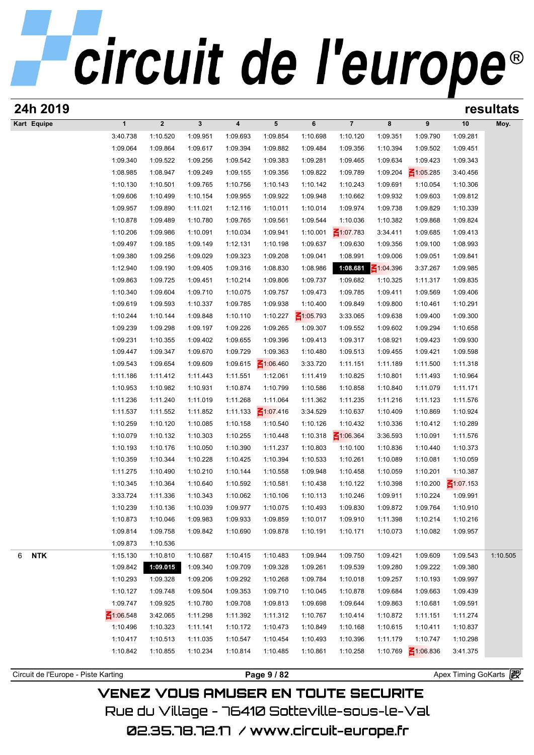# 24h 2019

## resultats

| Kart | Equipe | 1 | 2 | 3 | 4 | 5 | 6 | 7 | 8 | 9 | 10 | Moy. |
|---|---|---|---|---|---|---|---|---|---|---|---|---|
| | | 3:40.738 | 1:10.520 | 1:09.951 | 1:09.693 | 1:09.854 | 1:10.698 | 1:10.120 | 1:09.351 | 1:09.790 | 1:09.281 | |
| | | 1:09.064 | 1:09.864 | 1:09.617 | 1:09.394 | 1:09.882 | 1:09.484 | 1:09.356 | 1:10.394 | 1:09.502 | 1:09.451 | |
| | | 1:09.340 | 1:09.522 | 1:09.256 | 1:09.542 | 1:09.383 | 1:09.281 | 1:09.465 | 1:09.634 | 1:09.423 | 1:09.343 | |
| | | 1:08.985 | 1:08.947 | 1:09.249 | 1:09.155 | 1:09.356 | 1:09.822 | 1:09.789 | 1:09.204 | 1:05.285 | 3:40.456 | |
| | | 1:10.130 | 1:10.501 | 1:09.765 | 1:10.756 | 1:10.143 | 1:10.142 | 1:10.243 | 1:09.691 | 1:10.054 | 1:10.306 | |
| | | 1:09.606 | 1:10.499 | 1:10.154 | 1:09.955 | 1:09.922 | 1:09.948 | 1:10.662 | 1:09.932 | 1:09.603 | 1:09.812 | |
| | | 1:09.957 | 1:09.890 | 1:11.021 | 1:12.116 | 1:10.011 | 1:10.014 | 1:09.974 | 1:09.738 | 1:09.829 | 1:10.339 | |
| | | 1:10.878 | 1:09.489 | 1:10.780 | 1:09.765 | 1:09.561 | 1:09.544 | 1:10.036 | 1:10.382 | 1:09.868 | 1:09.824 | |
| | | 1:10.206 | 1:09.986 | 1:10.091 | 1:10.034 | 1:09.941 | 1:10.001 | 1:07.783 | 3:34.411 | 1:09.685 | 1:09.413 | |
| | | 1:09.497 | 1:09.185 | 1:09.149 | 1:12.131 | 1:10.198 | 1:09.637 | 1:09.630 | 1:09.356 | 1:09.100 | 1:08.993 | |
| | | 1:09.380 | 1:09.256 | 1:09.029 | 1:09.323 | 1:09.208 | 1:09.041 | 1:08.991 | 1:09.006 | 1:09.051 | 1:09.841 | |
| | | 1:12.940 | 1:09.190 | 1:09.405 | 1:09.316 | 1:08.830 | 1:08.986 | **1:08.681** | 1:04.396 | 3:37.267 | 1:09.985 | |
| | | 1:09.863 | 1:09.725 | 1:09.451 | 1:10.214 | 1:09.806 | 1:09.737 | 1:09.682 | 1:10.325 | 1:11.317 | 1:09.835 | |
| | | 1:10.340 | 1:09.604 | 1:09.710 | 1:10.075 | 1:09.757 | 1:09.473 | 1:09.785 | 1:09.411 | 1:09.569 | 1:09.406 | |
| | | 1:09.619 | 1:09.593 | 1:10.337 | 1:09.785 | 1:09.938 | 1:10.400 | 1:09.849 | 1:09.800 | 1:10.461 | 1:10.291 | |
| | | 1:10.244 | 1:10.144 | 1:09.848 | 1:10.110 | 1:10.227 | 1:05.793 | 3:33.065 | 1:09.638 | 1:09.400 | 1:09.300 | |
| | | 1:09.239 | 1:09.298 | 1:09.197 | 1:09.226 | 1:09.265 | 1:09.307 | 1:09.552 | 1:09.602 | 1:09.294 | 1:10.658 | |
| | | 1:09.231 | 1:10.355 | 1:09.402 | 1:09.655 | 1:09.396 | 1:09.413 | 1:09.317 | 1:08.921 | 1:09.423 | 1:09.930 | |
| | | 1:09.447 | 1:09.347 | 1:09.670 | 1:09.729 | 1:09.363 | 1:10.480 | 1:09.513 | 1:09.455 | 1:09.421 | 1:09.598 | |
| | | 1:09.543 | 1:09.654 | 1:09.609 | 1:09.615 | 1:06.460 | 3:33.720 | 1:11.151 | 1:11.189 | 1:11.500 | 1:11.318 | |
| | | 1:11.186 | 1:11.412 | 1:11.443 | 1:11.551 | 1:12.061 | 1:11.419 | 1:10.825 | 1:10.801 | 1:11.493 | 1:10.964 | |
| | | 1:10.953 | 1:10.982 | 1:10.931 | 1:10.874 | 1:10.799 | 1:10.586 | 1:10.858 | 1:10.840 | 1:11.079 | 1:11.171 | |
| | | 1:11.236 | 1:11.240 | 1:11.019 | 1:11.268 | 1:11.064 | 1:11.362 | 1:11.235 | 1:11.216 | 1:11.123 | 1:11.576 | |
| | | 1:11.537 | 1:11.552 | 1:11.852 | 1:11.133 | 1:07.416 | 3:34.529 | 1:10.637 | 1:10.409 | 1:10.869 | 1:10.924 | |
| | | 1:10.259 | 1:10.120 | 1:10.085 | 1:10.158 | 1:10.540 | 1:10.126 | 1:10.432 | 1:10.336 | 1:10.412 | 1:10.289 | |
| | | 1:10.079 | 1:10.132 | 1:10.303 | 1:10.255 | 1:10.448 | 1:10.318 | 1:06.364 | 3:36.593 | 1:10.091 | 1:11.576 | |
| | | 1:10.193 | 1:10.176 | 1:10.050 | 1:10.390 | 1:11.237 | 1:10.803 | 1:10.100 | 1:10.836 | 1:10.440 | 1:10.373 | |
| | | 1:10.359 | 1:10.344 | 1:10.228 | 1:10.425 | 1:10.394 | 1:10.533 | 1:10.261 | 1:10.089 | 1:10.081 | 1:10.059 | |
| | | 1:11.275 | 1:10.490 | 1:10.210 | 1:10.144 | 1:10.558 | 1:09.948 | 1:10.458 | 1:10.059 | 1:10.201 | 1:10.387 | |
| | | 1:10.345 | 1:10.364 | 1:10.640 | 1:10.592 | 1:10.581 | 1:10.438 | 1:10.122 | 1:10.398 | 1:10.200 | 1:07.153 | |
| | | 3:33.724 | 1:11.336 | 1:10.343 | 1:10.062 | 1:10.106 | 1:10.113 | 1:10.246 | 1:09.911 | 1:10.224 | 1:09.991 | |
| | | 1:10.239 | 1:10.136 | 1:10.039 | 1:09.977 | 1:10.075 | 1:10.493 | 1:09.830 | 1:09.872 | 1:09.764 | 1:10.910 | |
| | | 1:10.873 | 1:10.046 | 1:09.983 | 1:09.933 | 1:09.859 | 1:10.017 | 1:09.910 | 1:11.398 | 1:10.214 | 1:10.216 | |
| | | 1:09.814 | 1:09.758 | 1:09.842 | 1:10.690 | 1:09.878 | 1:10.191 | 1:10.171 | 1:10.073 | 1:10.082 | 1:09.957 | |
| | | 1:09.873 | 1:10.536 | | | | | | | | | |
| 6 | **NTK** | 1:15.130 | 1:10.810 | 1:10.687 | 1:10.415 | 1:10.483 | 1:09.944 | 1:09.750 | 1:09.421 | 1:09.609 | 1:09.543 | 1:10.505 |
| | | 1:09.842 | **1:09.015** | 1:09.340 | 1:09.709 | 1:09.328 | 1:09.261 | 1:09.539 | 1:09.280 | 1:09.222 | 1:09.380 | |
| | | 1:10.293 | 1:09.328 | 1:09.206 | 1:09.292 | 1:10.268 | 1:09.784 | 1:10.018 | 1:09.257 | 1:10.193 | 1:09.997 | |
| | | 1:10.127 | 1:09.748 | 1:09.504 | 1:09.353 | 1:09.710 | 1:10.045 | 1:10.878 | 1:09.684 | 1:09.663 | 1:09.439 | |
| | | 1:09.747 | 1:09.925 | 1:10.780 | 1:09.708 | 1:09.813 | 1:09.698 | 1:09.644 | 1:09.863 | 1:10.681 | 1:09.591 | |
| | | 1:06.548 | 3:42.065 | 1:11.298 | 1:11.392 | 1:11.312 | 1:10.767 | 1:10.414 | 1:10.872 | 1:11.151 | 1:11.274 | |
| | | 1:10.496 | 1:10.323 | 1:11.141 | 1:10.172 | 1:10.473 | 1:10.849 | 1:10.168 | 1:10.615 | 1:10.411 | 1:10.837 | |
| | | 1:10.417 | 1:10.513 | 1:11.035 | 1:10.547 | 1:10.454 | 1:10.493 | 1:10.396 | 1:11.179 | 1:10.747 | 1:10.298 | |
| | | 1:10.842 | 1:10.855 | 1:10.234 | 1:10.814 | 1:10.485 | 1:10.861 | 1:10.258 | 1:10.769 | 1:06.836 | 3:41.375 | |

Circuit de l'Europe - Piste Karting — Apex Timing GoKarts

VENEZ VOUS AMUSER EN TOUTE SECURITE
Rue du Village - 76410 Sotteville-sous-le-Val
02.35.78.72.17 / www.circuit-europe.fr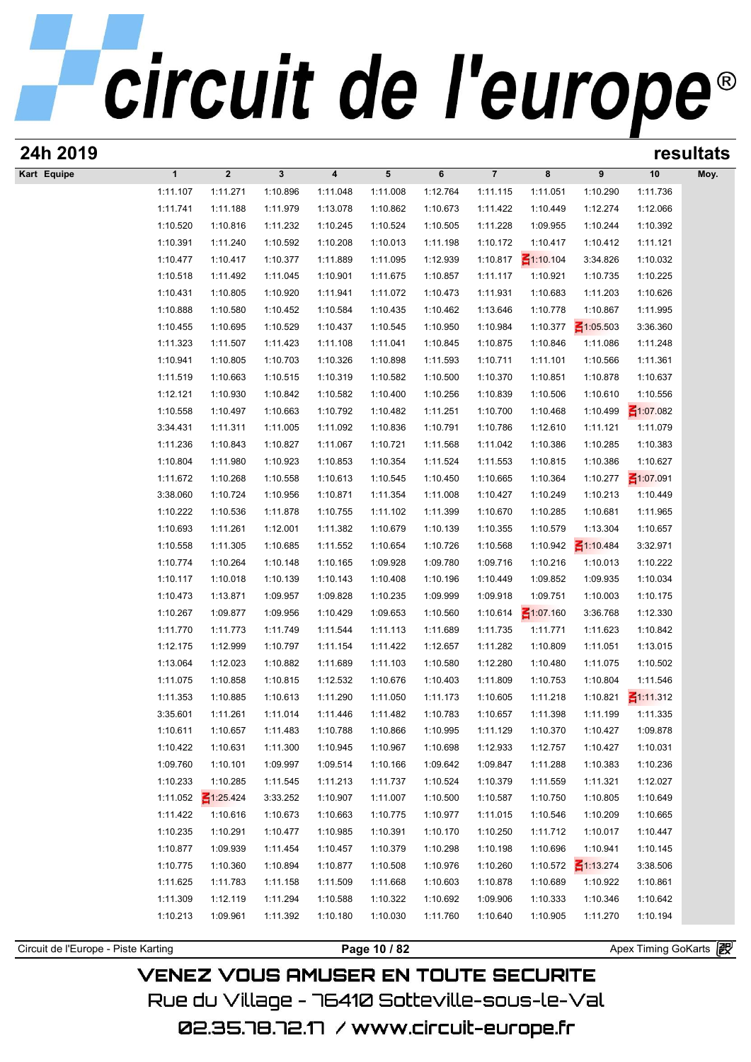# 24h 2019

**resultats**

| Kart | Equipe | 1 | 2 | 3 | 4 | 5 | 6 | 7 | 8 | 9 | 10 | Moy. |
|---|---|---|---|---|---|---|---|---|---|---|---|---|
| | | 1:11.107 | 1:11.271 | 1:10.896 | 1:11.048 | 1:11.008 | 1:12.764 | 1:11.115 | 1:11.051 | 1:10.290 | 1:11.736 | |
| | | 1:11.741 | 1:11.188 | 1:11.979 | 1:13.078 | 1:10.862 | 1:10.673 | 1:11.422 | 1:10.449 | 1:12.274 | 1:12.066 | |
| | | 1:10.520 | 1:10.816 | 1:11.232 | 1:10.245 | 1:10.524 | 1:10.505 | 1:11.228 | 1:09.955 | 1:10.244 | 1:10.392 | |
| | | 1:10.391 | 1:11.240 | 1:10.592 | 1:10.208 | 1:10.013 | 1:11.198 | 1:10.172 | 1:10.417 | 1:10.412 | 1:11.121 | |
| | | 1:10.477 | 1:10.417 | 1:10.377 | 1:11.889 | 1:11.095 | 1:12.939 | 1:10.817 | 1:10.104 | 3:34.826 | 1:10.032 | |
| | | 1:10.518 | 1:11.492 | 1:11.045 | 1:10.901 | 1:11.675 | 1:10.857 | 1:11.117 | 1:10.921 | 1:10.735 | 1:10.225 | |
| | | 1:10.431 | 1:10.805 | 1:10.920 | 1:11.941 | 1:11.072 | 1:10.473 | 1:11.931 | 1:10.683 | 1:11.203 | 1:10.626 | |
| | | 1:10.888 | 1:10.580 | 1:10.452 | 1:10.584 | 1:10.435 | 1:10.462 | 1:13.646 | 1:10.778 | 1:10.867 | 1:11.995 | |
| | | 1:10.455 | 1:10.695 | 1:10.529 | 1:10.437 | 1:10.545 | 1:10.950 | 1:10.984 | 1:10.377 | 1:05.503 | 3:36.360 | |
| | | 1:11.323 | 1:11.507 | 1:11.423 | 1:11.108 | 1:11.041 | 1:10.845 | 1:10.875 | 1:10.846 | 1:11.086 | 1:11.248 | |
| | | 1:10.941 | 1:10.805 | 1:10.703 | 1:10.326 | 1:10.898 | 1:11.593 | 1:10.711 | 1:11.101 | 1:10.566 | 1:11.361 | |
| | | 1:11.519 | 1:10.663 | 1:10.515 | 1:10.319 | 1:10.582 | 1:10.500 | 1:10.370 | 1:10.851 | 1:10.878 | 1:10.637 | |
| | | 1:12.121 | 1:10.930 | 1:10.842 | 1:10.582 | 1:10.400 | 1:10.256 | 1:10.839 | 1:10.506 | 1:10.610 | 1:10.556 | |
| | | 1:10.558 | 1:10.497 | 1:10.663 | 1:10.792 | 1:10.482 | 1:11.251 | 1:10.700 | 1:10.468 | 1:10.499 | 1:07.082 | |
| | | 3:34.431 | 1:11.311 | 1:11.005 | 1:11.092 | 1:10.836 | 1:10.791 | 1:10.786 | 1:12.610 | 1:11.121 | 1:11.079 | |
| | | 1:11.236 | 1:10.843 | 1:10.827 | 1:11.067 | 1:10.721 | 1:11.568 | 1:11.042 | 1:10.386 | 1:10.285 | 1:10.383 | |
| | | 1:10.804 | 1:11.980 | 1:10.923 | 1:10.853 | 1:10.354 | 1:11.524 | 1:11.553 | 1:10.815 | 1:10.386 | 1:10.627 | |
| | | 1:11.672 | 1:10.268 | 1:10.558 | 1:10.613 | 1:10.545 | 1:10.450 | 1:10.665 | 1:10.364 | 1:10.277 | 1:07.091 | |
| | | 3:38.060 | 1:10.724 | 1:10.956 | 1:10.871 | 1:11.354 | 1:11.008 | 1:10.427 | 1:10.249 | 1:10.213 | 1:10.449 | |
| | | 1:10.222 | 1:10.536 | 1:11.878 | 1:10.755 | 1:11.102 | 1:11.399 | 1:10.670 | 1:10.285 | 1:10.681 | 1:11.965 | |
| | | 1:10.693 | 1:11.261 | 1:12.001 | 1:11.382 | 1:10.679 | 1:10.139 | 1:10.355 | 1:10.579 | 1:13.304 | 1:10.657 | |
| | | 1:10.558 | 1:11.305 | 1:10.685 | 1:11.552 | 1:10.654 | 1:10.726 | 1:10.568 | 1:10.942 | 1:10.484 | 3:32.971 | |
| | | 1:10.774 | 1:10.264 | 1:10.148 | 1:10.165 | 1:09.928 | 1:09.780 | 1:09.716 | 1:10.216 | 1:10.013 | 1:10.222 | |
| | | 1:10.117 | 1:10.018 | 1:10.139 | 1:10.143 | 1:10.408 | 1:10.196 | 1:10.449 | 1:09.852 | 1:09.935 | 1:10.034 | |
| | | 1:10.473 | 1:13.871 | 1:09.957 | 1:09.828 | 1:10.235 | 1:09.999 | 1:09.918 | 1:09.751 | 1:10.003 | 1:10.175 | |
| | | 1:10.267 | 1:09.877 | 1:09.956 | 1:10.429 | 1:09.653 | 1:10.560 | 1:10.614 | 1:07.160 | 3:36.768 | 1:12.330 | |
| | | 1:11.770 | 1:11.773 | 1:11.749 | 1:11.544 | 1:11.113 | 1:11.689 | 1:11.735 | 1:11.771 | 1:11.623 | 1:10.842 | |
| | | 1:12.175 | 1:12.999 | 1:10.797 | 1:11.154 | 1:11.422 | 1:12.657 | 1:11.282 | 1:10.809 | 1:11.051 | 1:13.015 | |
| | | 1:13.064 | 1:12.023 | 1:10.882 | 1:11.689 | 1:11.103 | 1:10.580 | 1:12.280 | 1:10.480 | 1:11.075 | 1:10.502 | |
| | | 1:11.075 | 1:10.858 | 1:10.815 | 1:12.532 | 1:10.676 | 1:10.403 | 1:11.809 | 1:10.753 | 1:10.804 | 1:11.546 | |
| | | 1:11.353 | 1:10.885 | 1:10.613 | 1:11.290 | 1:11.050 | 1:11.173 | 1:10.605 | 1:11.218 | 1:10.821 | 1:11.312 | |
| | | 3:35.601 | 1:11.261 | 1:11.014 | 1:11.446 | 1:11.482 | 1:10.783 | 1:10.657 | 1:11.398 | 1:11.199 | 1:11.335 | |
| | | 1:10.611 | 1:10.657 | 1:11.483 | 1:10.788 | 1:10.866 | 1:10.995 | 1:11.129 | 1:10.370 | 1:10.427 | 1:09.878 | |
| | | 1:10.422 | 1:10.631 | 1:11.300 | 1:10.945 | 1:10.967 | 1:10.698 | 1:12.933 | 1:12.757 | 1:10.427 | 1:10.031 | |
| | | 1:09.760 | 1:10.101 | 1:09.997 | 1:09.514 | 1:10.166 | 1:09.642 | 1:09.847 | 1:11.288 | 1:10.383 | 1:10.236 | |
| | | 1:10.233 | 1:10.285 | 1:11.545 | 1:11.213 | 1:11.737 | 1:10.524 | 1:10.379 | 1:11.559 | 1:11.321 | 1:12.027 | |
| | | 1:11.052 | 1:25.424 | 3:33.252 | 1:10.907 | 1:11.007 | 1:10.500 | 1:10.587 | 1:10.750 | 1:10.805 | 1:10.649 | |
| | | 1:11.422 | 1:10.616 | 1:10.673 | 1:10.663 | 1:10.775 | 1:10.977 | 1:11.015 | 1:10.546 | 1:10.209 | 1:10.665 | |
| | | 1:10.235 | 1:10.291 | 1:10.477 | 1:10.985 | 1:10.391 | 1:10.170 | 1:10.250 | 1:11.712 | 1:10.017 | 1:10.447 | |
| | | 1:10.877 | 1:09.939 | 1:11.454 | 1:10.457 | 1:10.379 | 1:10.298 | 1:10.198 | 1:10.696 | 1:10.941 | 1:10.145 | |
| | | 1:10.775 | 1:10.360 | 1:10.894 | 1:10.877 | 1:10.508 | 1:10.976 | 1:10.260 | 1:10.572 | 1:13.274 | 3:38.506 | |
| | | 1:11.625 | 1:11.783 | 1:11.158 | 1:11.509 | 1:11.668 | 1:10.603 | 1:10.878 | 1:10.689 | 1:10.922 | 1:10.861 | |
| | | 1:11.309 | 1:12.119 | 1:11.294 | 1:10.588 | 1:10.322 | 1:10.692 | 1:09.906 | 1:10.333 | 1:10.346 | 1:10.642 | |
| | | 1:10.213 | 1:09.961 | 1:11.392 | 1:10.180 | 1:10.030 | 1:11.760 | 1:10.640 | 1:10.905 | 1:11.270 | 1:10.194 | |

Circuit de l'Europe - Piste Karting — Apex Timing GoKarts

VENEZ VOUS AMUSER EN TOUTE SECURITE

Rue du Village - 76410 Sotteville-sous-le-Val

02.35.78.72.17 / www.circuit-europe.fr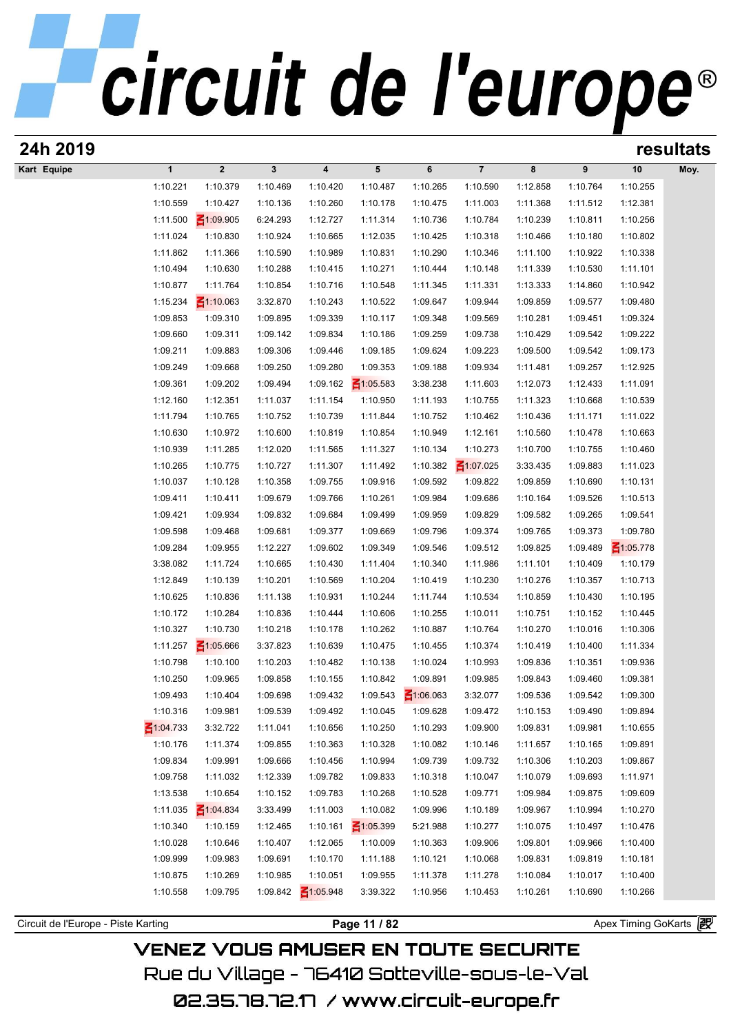# 24h 2019

## resultats

| Kart Equipe | 1 | 2 | 3 | 4 | 5 | 6 | 7 | 8 | 9 | 10 | Moy. |
|---|---|---|---|---|---|---|---|---|---|---|---|
| | 1:10.221 | 1:10.379 | 1:10.469 | 1:10.420 | 1:10.487 | 1:10.265 | 1:10.590 | 1:12.858 | 1:10.764 | 1:10.255 | |
| | 1:10.559 | 1:10.427 | 1:10.136 | 1:10.260 | 1:10.178 | 1:10.475 | 1:11.003 | 1:11.368 | 1:11.512 | 1:12.381 | |
| | 1:11.500 | 1:09.905 | 6:24.293 | 1:12.727 | 1:11.314 | 1:10.736 | 1:10.784 | 1:10.239 | 1:10.811 | 1:10.256 | |
| | 1:11.024 | 1:10.830 | 1:10.924 | 1:10.665 | 1:12.035 | 1:10.425 | 1:10.318 | 1:10.466 | 1:10.180 | 1:10.802 | |
| | 1:11.862 | 1:11.366 | 1:10.590 | 1:10.989 | 1:10.831 | 1:10.290 | 1:10.346 | 1:11.100 | 1:10.922 | 1:10.338 | |
| | 1:10.494 | 1:10.630 | 1:10.288 | 1:10.415 | 1:10.271 | 1:10.444 | 1:10.148 | 1:11.339 | 1:10.530 | 1:11.101 | |
| | 1:10.877 | 1:11.764 | 1:10.854 | 1:10.716 | 1:10.548 | 1:11.345 | 1:11.331 | 1:13.333 | 1:14.860 | 1:10.942 | |
| | 1:15.234 | 1:10.063 | 3:32.870 | 1:10.243 | 1:10.522 | 1:09.647 | 1:09.944 | 1:09.859 | 1:09.577 | 1:09.480 | |
| | 1:09.853 | 1:09.310 | 1:09.895 | 1:09.339 | 1:10.117 | 1:09.348 | 1:09.569 | 1:10.281 | 1:09.451 | 1:09.324 | |
| | 1:09.660 | 1:09.311 | 1:09.142 | 1:09.834 | 1:10.186 | 1:09.259 | 1:09.738 | 1:10.429 | 1:09.542 | 1:09.222 | |
| | 1:09.211 | 1:09.883 | 1:09.306 | 1:09.446 | 1:09.185 | 1:09.624 | 1:09.223 | 1:09.500 | 1:09.542 | 1:09.173 | |
| | 1:09.249 | 1:09.668 | 1:09.250 | 1:09.280 | 1:09.353 | 1:09.188 | 1:09.934 | 1:11.481 | 1:09.257 | 1:12.925 | |
| | 1:09.361 | 1:09.202 | 1:09.494 | 1:09.162 | 1:05.583 | 3:38.238 | 1:11.603 | 1:12.073 | 1:12.433 | 1:11.091 | |
| | 1:12.160 | 1:12.351 | 1:11.037 | 1:11.154 | 1:10.950 | 1:11.193 | 1:10.755 | 1:11.323 | 1:10.668 | 1:10.539 | |
| | 1:11.794 | 1:10.765 | 1:10.752 | 1:10.739 | 1:11.844 | 1:10.752 | 1:10.462 | 1:10.436 | 1:11.171 | 1:11.022 | |
| | 1:10.630 | 1:10.972 | 1:10.600 | 1:10.819 | 1:10.854 | 1:10.949 | 1:12.161 | 1:10.560 | 1:10.478 | 1:10.663 | |
| | 1:10.939 | 1:11.285 | 1:12.020 | 1:11.565 | 1:11.327 | 1:10.134 | 1:10.273 | 1:10.700 | 1:10.755 | 1:10.460 | |
| | 1:10.265 | 1:10.775 | 1:10.727 | 1:11.307 | 1:11.492 | 1:10.382 | 1:07.025 | 3:33.435 | 1:09.883 | 1:11.023 | |
| | 1:10.037 | 1:10.128 | 1:10.358 | 1:09.755 | 1:09.916 | 1:09.592 | 1:09.822 | 1:09.859 | 1:10.690 | 1:10.131 | |
| | 1:09.411 | 1:10.411 | 1:09.679 | 1:09.766 | 1:10.261 | 1:09.984 | 1:09.686 | 1:10.164 | 1:09.526 | 1:10.513 | |
| | 1:09.421 | 1:09.934 | 1:09.832 | 1:09.684 | 1:09.499 | 1:09.959 | 1:09.829 | 1:09.582 | 1:09.265 | 1:09.541 | |
| | 1:09.598 | 1:09.468 | 1:09.681 | 1:09.377 | 1:09.669 | 1:09.796 | 1:09.374 | 1:09.765 | 1:09.373 | 1:09.780 | |
| | 1:09.284 | 1:09.955 | 1:12.227 | 1:09.602 | 1:09.349 | 1:09.546 | 1:09.512 | 1:09.825 | 1:09.489 | 1:05.778 | |
| | 3:38.082 | 1:11.724 | 1:10.665 | 1:10.430 | 1:11.404 | 1:10.340 | 1:11.986 | 1:11.101 | 1:10.409 | 1:10.179 | |
| | 1:12.849 | 1:10.139 | 1:10.201 | 1:10.569 | 1:10.204 | 1:10.419 | 1:10.230 | 1:10.276 | 1:10.357 | 1:10.713 | |
| | 1:10.625 | 1:10.836 | 1:11.138 | 1:10.931 | 1:10.244 | 1:11.744 | 1:10.534 | 1:10.859 | 1:10.430 | 1:10.195 | |
| | 1:10.172 | 1:10.284 | 1:10.836 | 1:10.444 | 1:10.606 | 1:10.255 | 1:10.011 | 1:10.751 | 1:10.152 | 1:10.445 | |
| | 1:10.327 | 1:10.730 | 1:10.218 | 1:10.178 | 1:10.262 | 1:10.887 | 1:10.764 | 1:10.270 | 1:10.016 | 1:10.306 | |
| | 1:11.257 | 1:05.666 | 3:37.823 | 1:10.639 | 1:10.475 | 1:10.455 | 1:10.374 | 1:10.419 | 1:10.400 | 1:11.334 | |
| | 1:10.798 | 1:10.100 | 1:10.203 | 1:10.482 | 1:10.138 | 1:10.024 | 1:10.993 | 1:09.836 | 1:10.351 | 1:09.936 | |
| | 1:10.250 | 1:09.965 | 1:09.858 | 1:10.155 | 1:10.842 | 1:09.891 | 1:09.985 | 1:09.843 | 1:09.460 | 1:09.381 | |
| | 1:09.493 | 1:10.404 | 1:09.698 | 1:09.432 | 1:09.543 | 1:06.063 | 3:32.077 | 1:09.536 | 1:09.542 | 1:09.300 | |
| | 1:10.316 | 1:09.981 | 1:09.539 | 1:09.492 | 1:10.045 | 1:09.628 | 1:09.472 | 1:10.153 | 1:09.490 | 1:09.894 | |
| | 1:04.733 | 3:32.722 | 1:11.041 | 1:10.656 | 1:10.250 | 1:10.293 | 1:09.900 | 1:09.831 | 1:09.981 | 1:10.655 | |
| | 1:10.176 | 1:11.374 | 1:09.855 | 1:10.363 | 1:10.328 | 1:10.082 | 1:10.146 | 1:11.657 | 1:10.165 | 1:09.891 | |
| | 1:09.834 | 1:09.991 | 1:09.666 | 1:10.456 | 1:10.994 | 1:09.739 | 1:09.732 | 1:10.306 | 1:10.203 | 1:09.867 | |
| | 1:09.758 | 1:11.032 | 1:12.339 | 1:09.782 | 1:09.833 | 1:10.318 | 1:10.047 | 1:10.079 | 1:09.693 | 1:11.971 | |
| | 1:13.538 | 1:10.654 | 1:10.152 | 1:09.783 | 1:10.268 | 1:10.528 | 1:09.771 | 1:09.984 | 1:09.875 | 1:09.609 | |
| | 1:11.035 | 1:04.834 | 3:33.499 | 1:11.003 | 1:10.082 | 1:09.996 | 1:10.189 | 1:09.967 | 1:10.994 | 1:10.270 | |
| | 1:10.340 | 1:10.159 | 1:12.465 | 1:10.161 | 1:05.399 | 5:21.988 | 1:10.277 | 1:10.075 | 1:10.497 | 1:10.476 | |
| | 1:10.028 | 1:10.646 | 1:10.407 | 1:12.065 | 1:10.009 | 1:10.363 | 1:09.906 | 1:09.801 | 1:09.966 | 1:10.400 | |
| | 1:09.999 | 1:09.983 | 1:09.691 | 1:10.170 | 1:11.188 | 1:10.121 | 1:10.068 | 1:09.831 | 1:09.819 | 1:10.181 | |
| | 1:10.875 | 1:10.269 | 1:10.985 | 1:10.051 | 1:09.955 | 1:11.378 | 1:11.278 | 1:10.084 | 1:10.017 | 1:10.400 | |
| | 1:10.558 | 1:09.795 | 1:09.842 | 1:05.948 | 3:39.322 | 1:10.956 | 1:10.453 | 1:10.261 | 1:10.690 | 1:10.266 | |

Circuit de l'Europe - Piste Karting | Apex Timing GoKarts

VENEZ VOUS AMUSER EN TOUTE SECURITE

Rue du Village - 76410 Sotteville-sous-le-Val

02.35.78.72.17 / www.circuit-europe.fr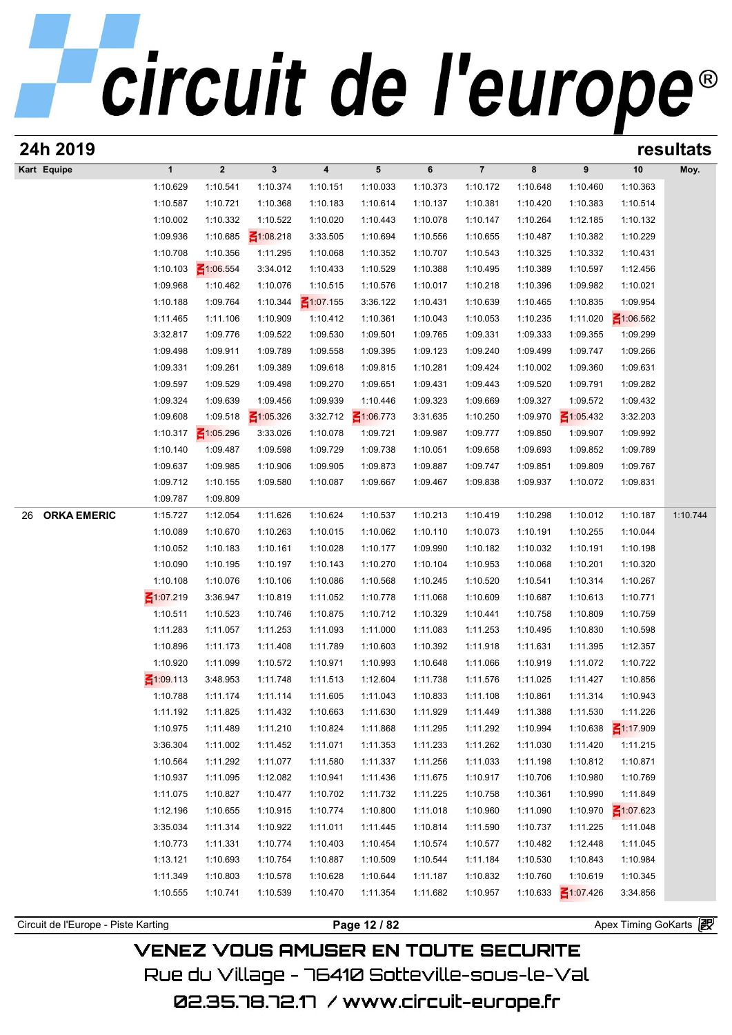# 24h 2019

## resultats

| Kart | Equipe | 1 | 2 | 3 | 4 | 5 | 6 | 7 | 8 | 9 | 10 | Moy. |
|---|---|---|---|---|---|---|---|---|---|---|---|---|
| | | 1:10.629 | 1:10.541 | 1:10.374 | 1:10.151 | 1:10.033 | 1:10.373 | 1:10.172 | 1:10.648 | 1:10.460 | 1:10.363 | |
| | | 1:10.587 | 1:10.721 | 1:10.368 | 1:10.183 | 1:10.614 | 1:10.137 | 1:10.381 | 1:10.420 | 1:10.383 | 1:10.514 | |
| | | 1:10.002 | 1:10.332 | 1:10.522 | 1:10.020 | 1:10.443 | 1:10.078 | 1:10.147 | 1:10.264 | 1:12.185 | 1:10.132 | |
| | | 1:09.936 | 1:10.685 | 1:08.218 | 3:33.505 | 1:10.694 | 1:10.556 | 1:10.655 | 1:10.487 | 1:10.382 | 1:10.229 | |
| | | 1:10.708 | 1:10.356 | 1:11.295 | 1:10.068 | 1:10.352 | 1:10.707 | 1:10.543 | 1:10.325 | 1:10.332 | 1:10.431 | |
| | | 1:10.103 | 1:06.554 | 3:34.012 | 1:10.433 | 1:10.529 | 1:10.388 | 1:10.495 | 1:10.389 | 1:10.597 | 1:12.456 | |
| | | 1:09.968 | 1:10.462 | 1:10.076 | 1:10.515 | 1:10.576 | 1:10.017 | 1:10.218 | 1:10.396 | 1:09.982 | 1:10.021 | |
| | | 1:10.188 | 1:09.764 | 1:10.344 | 1:07.155 | 3:36.122 | 1:10.431 | 1:10.639 | 1:10.465 | 1:10.835 | 1:09.954 | |
| | | 1:11.465 | 1:11.106 | 1:10.909 | 1:10.412 | 1:10.361 | 1:10.043 | 1:10.053 | 1:10.235 | 1:11.020 | 1:06.562 | |
| | | 3:32.817 | 1:09.776 | 1:09.522 | 1:09.530 | 1:09.501 | 1:09.765 | 1:09.331 | 1:09.333 | 1:09.355 | 1:09.299 | |
| | | 1:09.498 | 1:09.911 | 1:09.789 | 1:09.558 | 1:09.395 | 1:09.123 | 1:09.240 | 1:09.499 | 1:09.747 | 1:09.266 | |
| | | 1:09.331 | 1:09.261 | 1:09.389 | 1:09.618 | 1:09.815 | 1:10.281 | 1:09.424 | 1:10.002 | 1:09.360 | 1:09.631 | |
| | | 1:09.597 | 1:09.529 | 1:09.498 | 1:09.270 | 1:09.651 | 1:09.431 | 1:09.443 | 1:09.520 | 1:09.791 | 1:09.282 | |
| | | 1:09.324 | 1:09.639 | 1:09.456 | 1:09.939 | 1:10.446 | 1:09.323 | 1:09.669 | 1:09.327 | 1:09.572 | 1:09.432 | |
| | | 1:09.608 | 1:09.518 | 1:05.326 | 3:32.712 | 1:06.773 | 3:31.635 | 1:10.250 | 1:09.970 | 1:05.432 | 3:32.203 | |
| | | 1:10.317 | 1:05.296 | 3:33.026 | 1:10.078 | 1:09.721 | 1:09.987 | 1:09.777 | 1:09.850 | 1:09.907 | 1:09.992 | |
| | | 1:10.140 | 1:09.487 | 1:09.598 | 1:09.729 | 1:09.738 | 1:10.051 | 1:09.658 | 1:09.693 | 1:09.852 | 1:09.789 | |
| | | 1:09.637 | 1:09.985 | 1:10.906 | 1:09.905 | 1:09.873 | 1:09.887 | 1:09.747 | 1:09.851 | 1:09.809 | 1:09.767 | |
| | | 1:09.712 | 1:10.155 | 1:09.580 | 1:10.087 | 1:09.667 | 1:09.467 | 1:09.838 | 1:09.937 | 1:10.072 | 1:09.831 | |
| | | 1:09.787 | 1:09.809 | | | | | | | | | |
| 26 | **ORKA EMERIC** | 1:15.727 | 1:12.054 | 1:11.626 | 1:10.624 | 1:10.537 | 1:10.213 | 1:10.419 | 1:10.298 | 1:10.012 | 1:10.187 | 1:10.744 |
| | | 1:10.089 | 1:10.670 | 1:10.263 | 1:10.015 | 1:10.062 | 1:10.110 | 1:10.073 | 1:10.191 | 1:10.255 | 1:10.044 | |
| | | 1:10.052 | 1:10.183 | 1:10.161 | 1:10.028 | 1:10.177 | 1:09.990 | 1:10.182 | 1:10.032 | 1:10.191 | 1:10.198 | |
| | | 1:10.090 | 1:10.195 | 1:10.197 | 1:10.143 | 1:10.270 | 1:10.104 | 1:10.953 | 1:10.068 | 1:10.201 | 1:10.320 | |
| | | 1:10.108 | 1:10.076 | 1:10.106 | 1:10.086 | 1:10.568 | 1:10.245 | 1:10.520 | 1:10.541 | 1:10.314 | 1:10.267 | |
| | | 1:07.219 | 3:36.947 | 1:10.819 | 1:11.052 | 1:10.778 | 1:11.068 | 1:10.609 | 1:10.687 | 1:10.613 | 1:10.771 | |
| | | 1:10.511 | 1:10.523 | 1:10.746 | 1:10.875 | 1:10.712 | 1:10.329 | 1:10.441 | 1:10.758 | 1:10.809 | 1:10.759 | |
| | | 1:11.283 | 1:11.057 | 1:11.253 | 1:11.093 | 1:11.000 | 1:11.083 | 1:11.253 | 1:10.495 | 1:10.830 | 1:10.598 | |
| | | 1:10.896 | 1:11.173 | 1:11.408 | 1:11.789 | 1:10.603 | 1:10.392 | 1:11.918 | 1:11.631 | 1:11.395 | 1:12.357 | |
| | | 1:10.920 | 1:11.099 | 1:10.572 | 1:10.971 | 1:10.993 | 1:10.648 | 1:11.066 | 1:10.919 | 1:11.072 | 1:10.722 | |
| | | 1:09.113 | 3:48.953 | 1:11.748 | 1:11.513 | 1:12.604 | 1:11.738 | 1:11.576 | 1:11.025 | 1:11.427 | 1:10.856 | |
| | | 1:10.788 | 1:11.174 | 1:11.114 | 1:11.605 | 1:11.043 | 1:10.833 | 1:11.108 | 1:10.861 | 1:11.314 | 1:10.943 | |
| | | 1:11.192 | 1:11.825 | 1:11.432 | 1:10.663 | 1:11.630 | 1:11.929 | 1:11.449 | 1:11.388 | 1:11.530 | 1:11.226 | |
| | | 1:10.975 | 1:11.489 | 1:11.210 | 1:10.824 | 1:11.868 | 1:11.295 | 1:11.292 | 1:10.994 | 1:10.638 | 1:17.909 | |
| | | 3:36.304 | 1:11.002 | 1:11.452 | 1:11.071 | 1:11.353 | 1:11.233 | 1:11.262 | 1:11.030 | 1:11.420 | 1:11.215 | |
| | | 1:10.564 | 1:11.292 | 1:11.077 | 1:11.580 | 1:11.337 | 1:11.256 | 1:11.033 | 1:11.198 | 1:10.812 | 1:10.871 | |
| | | 1:10.937 | 1:11.095 | 1:12.082 | 1:10.941 | 1:11.436 | 1:11.675 | 1:10.917 | 1:10.706 | 1:10.980 | 1:10.769 | |
| | | 1:11.075 | 1:10.827 | 1:10.477 | 1:10.702 | 1:11.732 | 1:11.225 | 1:10.758 | 1:10.361 | 1:10.990 | 1:11.849 | |
| | | 1:12.196 | 1:10.655 | 1:10.915 | 1:10.774 | 1:10.800 | 1:11.018 | 1:10.960 | 1:11.090 | 1:10.970 | 1:07.623 | |
| | | 3:35.034 | 1:11.314 | 1:10.922 | 1:11.011 | 1:11.445 | 1:10.814 | 1:11.590 | 1:10.737 | 1:11.225 | 1:11.048 | |
| | | 1:10.773 | 1:11.331 | 1:10.774 | 1:10.403 | 1:10.454 | 1:10.574 | 1:10.577 | 1:10.482 | 1:12.448 | 1:11.045 | |
| | | 1:13.121 | 1:10.693 | 1:10.754 | 1:10.887 | 1:10.509 | 1:10.544 | 1:11.184 | 1:10.530 | 1:10.843 | 1:10.984 | |
| | | 1:11.349 | 1:10.803 | 1:10.578 | 1:10.628 | 1:10.644 | 1:11.187 | 1:10.832 | 1:10.760 | 1:10.619 | 1:10.345 | |
| | | 1:10.555 | 1:10.741 | 1:10.539 | 1:10.470 | 1:11.354 | 1:11.682 | 1:10.957 | 1:10.633 | 1:07.426 | 3:34.856 | |

Circuit de l'Europe - Piste Karting    Apex Timing GoKarts

VENEZ VOUS AMUSER EN TOUTE SECURITE
Rue du Village - 76410 Sotteville-sous-le-Val
02.35.78.72.17 / www.circuit-europe.fr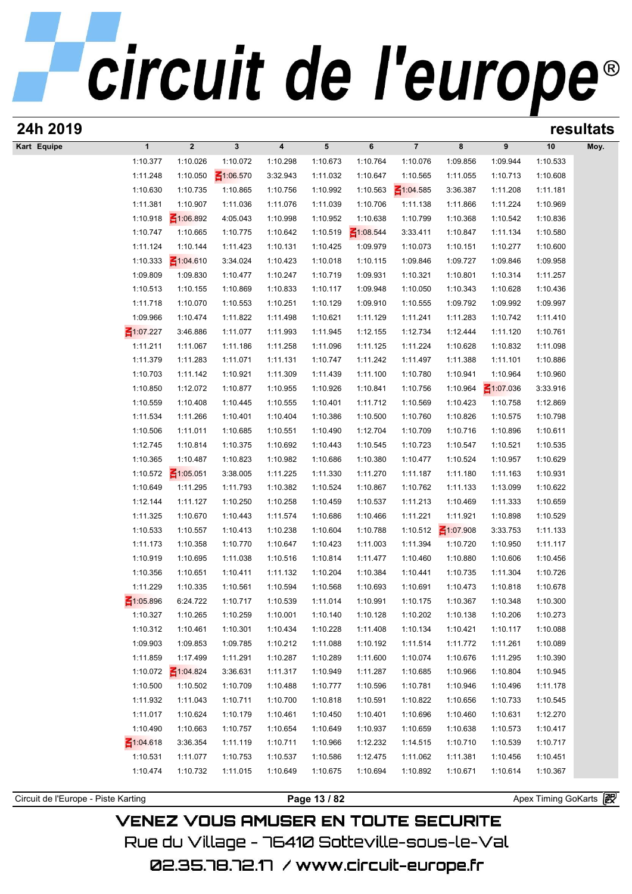# circuit de l'europe®

## 24h 2019

**resultats**

| Kart | Equipe | 1 | 2 | 3 | 4 | 5 | 6 | 7 | 8 | 9 | 10 | Moy. |
|---|---|---|---|---|---|---|---|---|---|---|---|---|
| | | 1:10.377 | 1:10.026 | 1:10.072 | 1:10.298 | 1:10.673 | 1:10.764 | 1:10.076 | 1:09.856 | 1:09.944 | 1:10.533 | |
| | | 1:11.248 | 1:10.050 | 1:06.570 | 3:32.943 | 1:11.032 | 1:10.647 | 1:10.565 | 1:11.055 | 1:10.713 | 1:10.608 | |
| | | 1:10.630 | 1:10.735 | 1:10.865 | 1:10.756 | 1:10.992 | 1:10.563 | 1:04.585 | 3:36.387 | 1:11.208 | 1:11.181 | |
| | | 1:11.381 | 1:10.907 | 1:11.036 | 1:11.076 | 1:11.039 | 1:10.706 | 1:11.138 | 1:11.866 | 1:11.224 | 1:10.969 | |
| | | 1:10.918 | 1:06.892 | 4:05.043 | 1:10.998 | 1:10.952 | 1:10.638 | 1:10.799 | 1:10.368 | 1:10.542 | 1:10.836 | |
| | | 1:10.747 | 1:10.665 | 1:10.775 | 1:10.642 | 1:10.519 | 1:08.544 | 3:33.411 | 1:10.847 | 1:11.134 | 1:10.580 | |
| | | 1:11.124 | 1:10.144 | 1:11.423 | 1:10.131 | 1:10.425 | 1:09.979 | 1:10.073 | 1:10.151 | 1:10.277 | 1:10.600 | |
| | | 1:10.333 | 1:04.610 | 3:34.024 | 1:10.423 | 1:10.018 | 1:10.115 | 1:09.846 | 1:09.727 | 1:09.846 | 1:09.958 | |
| | | 1:09.809 | 1:09.830 | 1:10.477 | 1:10.247 | 1:10.719 | 1:09.931 | 1:10.321 | 1:10.801 | 1:10.314 | 1:11.257 | |
| | | 1:10.513 | 1:10.155 | 1:10.869 | 1:10.833 | 1:10.117 | 1:09.948 | 1:10.050 | 1:10.343 | 1:10.628 | 1:10.436 | |
| | | 1:11.718 | 1:10.070 | 1:10.553 | 1:10.251 | 1:10.129 | 1:09.910 | 1:10.555 | 1:09.792 | 1:09.992 | 1:09.997 | |
| | | 1:09.966 | 1:10.474 | 1:11.822 | 1:11.498 | 1:10.621 | 1:11.129 | 1:11.241 | 1:11.283 | 1:10.742 | 1:11.410 | |
| | | 1:07.227 | 3:46.886 | 1:11.077 | 1:11.993 | 1:11.945 | 1:12.155 | 1:12.734 | 1:12.444 | 1:11.120 | 1:10.761 | |
| | | 1:11.211 | 1:11.067 | 1:11.186 | 1:11.258 | 1:11.096 | 1:11.125 | 1:11.224 | 1:10.628 | 1:10.832 | 1:11.098 | |
| | | 1:11.379 | 1:11.283 | 1:11.071 | 1:11.131 | 1:10.747 | 1:11.242 | 1:11.497 | 1:11.388 | 1:11.101 | 1:10.886 | |
| | | 1:10.703 | 1:11.142 | 1:10.921 | 1:11.309 | 1:11.439 | 1:11.100 | 1:10.780 | 1:10.941 | 1:10.964 | 1:10.960 | |
| | | 1:10.850 | 1:12.072 | 1:10.877 | 1:10.955 | 1:10.926 | 1:10.841 | 1:10.756 | 1:10.964 | 1:07.036 | 3:33.916 | |
| | | 1:10.559 | 1:10.408 | 1:10.445 | 1:10.555 | 1:10.401 | 1:11.712 | 1:10.569 | 1:10.423 | 1:10.758 | 1:12.869 | |
| | | 1:11.534 | 1:11.266 | 1:10.401 | 1:10.404 | 1:10.386 | 1:10.500 | 1:10.760 | 1:10.826 | 1:10.575 | 1:10.798 | |
| | | 1:10.506 | 1:11.011 | 1:10.685 | 1:10.551 | 1:10.490 | 1:12.704 | 1:10.709 | 1:10.716 | 1:10.896 | 1:10.611 | |
| | | 1:12.745 | 1:10.814 | 1:10.375 | 1:10.692 | 1:10.443 | 1:10.545 | 1:10.723 | 1:10.547 | 1:10.521 | 1:10.535 | |
| | | 1:10.365 | 1:10.487 | 1:10.823 | 1:10.982 | 1:10.686 | 1:10.380 | 1:10.477 | 1:10.524 | 1:10.957 | 1:10.629 | |
| | | 1:10.572 | 1:05.051 | 3:38.005 | 1:11.225 | 1:11.330 | 1:11.270 | 1:11.187 | 1:11.180 | 1:11.163 | 1:10.931 | |
| | | 1:10.649 | 1:11.295 | 1:11.793 | 1:10.382 | 1:10.524 | 1:10.867 | 1:10.762 | 1:11.133 | 1:13.099 | 1:10.622 | |
| | | 1:12.144 | 1:11.127 | 1:10.250 | 1:10.258 | 1:10.459 | 1:10.537 | 1:11.213 | 1:10.469 | 1:11.333 | 1:10.659 | |
| | | 1:11.325 | 1:10.670 | 1:10.443 | 1:11.574 | 1:10.686 | 1:10.466 | 1:11.221 | 1:11.921 | 1:10.898 | 1:10.529 | |
| | | 1:10.533 | 1:10.557 | 1:10.413 | 1:10.238 | 1:10.604 | 1:10.788 | 1:10.512 | 1:07.908 | 3:33.753 | 1:11.133 | |
| | | 1:11.173 | 1:10.358 | 1:10.770 | 1:10.647 | 1:10.423 | 1:11.003 | 1:11.394 | 1:10.720 | 1:10.950 | 1:11.117 | |
| | | 1:10.919 | 1:10.695 | 1:11.038 | 1:10.516 | 1:10.814 | 1:11.477 | 1:10.460 | 1:10.880 | 1:10.606 | 1:10.456 | |
| | | 1:10.356 | 1:10.651 | 1:10.411 | 1:11.132 | 1:10.204 | 1:10.384 | 1:10.441 | 1:10.735 | 1:11.304 | 1:10.726 | |
| | | 1:11.229 | 1:10.335 | 1:10.561 | 1:10.594 | 1:10.568 | 1:10.693 | 1:10.691 | 1:10.473 | 1:10.818 | 1:10.678 | |
| | | 1:05.896 | 6:24.722 | 1:10.717 | 1:10.539 | 1:11.014 | 1:10.991 | 1:10.175 | 1:10.367 | 1:10.348 | 1:10.300 | |
| | | 1:10.327 | 1:10.265 | 1:10.259 | 1:10.001 | 1:10.140 | 1:10.128 | 1:10.202 | 1:10.138 | 1:10.206 | 1:10.273 | |
| | | 1:10.312 | 1:10.461 | 1:10.301 | 1:10.434 | 1:10.228 | 1:11.408 | 1:10.134 | 1:10.421 | 1:10.117 | 1:10.088 | |
| | | 1:09.903 | 1:09.853 | 1:09.785 | 1:10.212 | 1:11.088 | 1:10.192 | 1:11.514 | 1:11.772 | 1:11.261 | 1:10.089 | |
| | | 1:11.859 | 1:17.499 | 1:11.291 | 1:10.287 | 1:10.289 | 1:11.600 | 1:10.074 | 1:10.676 | 1:11.295 | 1:10.390 | |
| | | 1:10.072 | 1:04.824 | 3:36.631 | 1:11.317 | 1:10.949 | 1:11.287 | 1:10.685 | 1:10.966 | 1:10.804 | 1:10.945 | |
| | | 1:10.500 | 1:10.502 | 1:10.709 | 1:10.488 | 1:10.777 | 1:10.596 | 1:10.781 | 1:10.946 | 1:10.496 | 1:11.178 | |
| | | 1:11.932 | 1:11.043 | 1:10.711 | 1:10.700 | 1:10.818 | 1:10.591 | 1:10.822 | 1:10.656 | 1:10.733 | 1:10.545 | |
| | | 1:11.017 | 1:10.624 | 1:10.179 | 1:10.461 | 1:10.450 | 1:10.401 | 1:10.696 | 1:10.460 | 1:10.631 | 1:12.270 | |
| | | 1:10.490 | 1:10.663 | 1:10.757 | 1:10.654 | 1:10.649 | 1:10.937 | 1:10.659 | 1:10.638 | 1:10.573 | 1:10.417 | |
| | | 1:04.618 | 3:36.354 | 1:11.119 | 1:10.711 | 1:10.966 | 1:12.232 | 1:14.515 | 1:10.710 | 1:10.539 | 1:10.717 | |
| | | 1:10.531 | 1:11.077 | 1:10.753 | 1:10.537 | 1:10.586 | 1:12.475 | 1:11.062 | 1:11.381 | 1:10.456 | 1:10.451 | |
| | | 1:10.474 | 1:10.732 | 1:11.015 | 1:10.649 | 1:10.675 | 1:10.694 | 1:10.892 | 1:10.671 | 1:10.614 | 1:10.367 | |

Circuit de l'Europe - Piste Karting | Apex Timing GoKarts

VENEZ VOUS AMUSER EN TOUTE SECURITE

Rue du Village - 76410 Sotteville-sous-le-Val

02.35.78.72.17 / www.circuit-europe.fr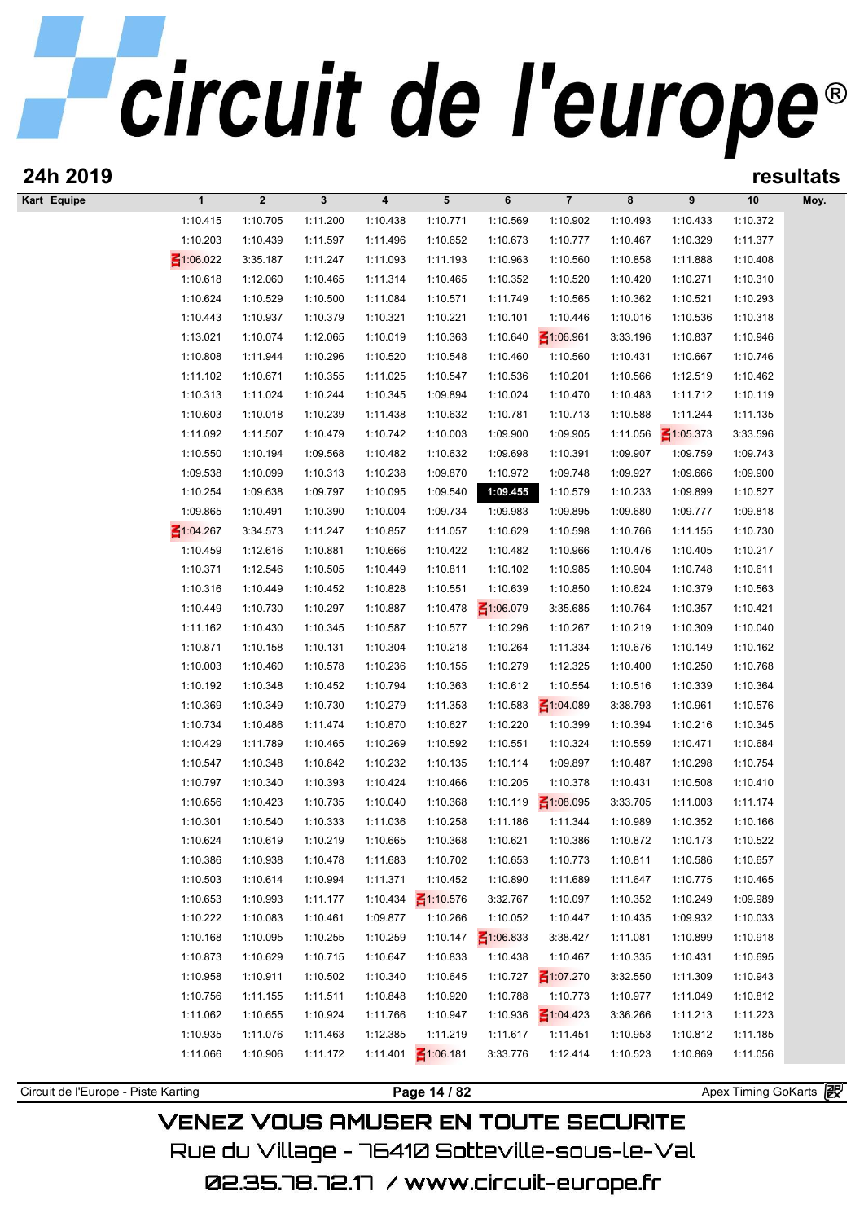## 24h 2019

## resultats

| Kart | Equipe | 1 | 2 | 3 | 4 | 5 | 6 | 7 | 8 | 9 | 10 | Moy. |
|---|---|---|---|---|---|---|---|---|---|---|---|---|
| | | 1:10.415 | 1:10.705 | 1:11.200 | 1:10.438 | 1:10.771 | 1:10.569 | 1:10.902 | 1:10.493 | 1:10.433 | 1:10.372 | |
| | | 1:10.203 | 1:10.439 | 1:11.597 | 1:11.496 | 1:10.652 | 1:10.673 | 1:10.777 | 1:10.467 | 1:10.329 | 1:11.377 | |
| | | 1:06.022 | 3:35.187 | 1:11.247 | 1:11.093 | 1:11.193 | 1:10.963 | 1:10.560 | 1:10.858 | 1:11.888 | 1:10.408 | |
| | | 1:10.618 | 1:12.060 | 1:10.465 | 1:11.314 | 1:10.465 | 1:10.352 | 1:10.520 | 1:10.420 | 1:10.271 | 1:10.310 | |
| | | 1:10.624 | 1:10.529 | 1:10.500 | 1:11.084 | 1:10.571 | 1:11.749 | 1:10.565 | 1:10.362 | 1:10.521 | 1:10.293 | |
| | | 1:10.443 | 1:10.937 | 1:10.379 | 1:10.321 | 1:10.221 | 1:10.101 | 1:10.446 | 1:10.016 | 1:10.536 | 1:10.318 | |
| | | 1:13.021 | 1:10.074 | 1:12.065 | 1:10.019 | 1:10.363 | 1:10.640 | 1:06.961 | 3:33.196 | 1:10.837 | 1:10.946 | |
| | | 1:10.808 | 1:11.944 | 1:10.296 | 1:10.520 | 1:10.548 | 1:10.460 | 1:10.560 | 1:10.431 | 1:10.667 | 1:10.746 | |
| | | 1:11.102 | 1:10.671 | 1:10.355 | 1:11.025 | 1:10.547 | 1:10.536 | 1:10.201 | 1:10.566 | 1:12.519 | 1:10.462 | |
| | | 1:10.313 | 1:11.024 | 1:10.244 | 1:10.345 | 1:09.894 | 1:10.024 | 1:10.470 | 1:10.483 | 1:11.712 | 1:10.119 | |
| | | 1:10.603 | 1:10.018 | 1:10.239 | 1:11.438 | 1:10.632 | 1:10.781 | 1:10.713 | 1:10.588 | 1:11.244 | 1:11.135 | |
| | | 1:11.092 | 1:11.507 | 1:10.479 | 1:10.742 | 1:10.003 | 1:09.900 | 1:09.905 | 1:11.056 | 1:05.373 | 3:33.596 | |
| | | 1:10.550 | 1:10.194 | 1:09.568 | 1:10.482 | 1:10.632 | 1:09.698 | 1:10.391 | 1:09.907 | 1:09.759 | 1:09.743 | |
| | | 1:09.538 | 1:10.099 | 1:10.313 | 1:10.238 | 1:09.870 | 1:10.972 | 1:09.748 | 1:09.927 | 1:09.666 | 1:09.900 | |
| | | 1:10.254 | 1:09.638 | 1:09.797 | 1:10.095 | 1:09.540 | **1:09.455** | 1:10.579 | 1:10.233 | 1:09.899 | 1:10.527 | |
| | | 1:09.865 | 1:10.491 | 1:10.390 | 1:10.004 | 1:09.734 | 1:09.983 | 1:09.895 | 1:09.680 | 1:09.777 | 1:09.818 | |
| | | 1:04.267 | 3:34.573 | 1:11.247 | 1:10.857 | 1:11.057 | 1:10.629 | 1:10.598 | 1:10.766 | 1:11.155 | 1:10.730 | |
| | | 1:10.459 | 1:12.616 | 1:10.881 | 1:10.666 | 1:10.422 | 1:10.482 | 1:10.966 | 1:10.476 | 1:10.405 | 1:10.217 | |
| | | 1:10.371 | 1:12.546 | 1:10.505 | 1:10.449 | 1:10.811 | 1:10.102 | 1:10.985 | 1:10.904 | 1:10.748 | 1:10.611 | |
| | | 1:10.316 | 1:10.449 | 1:10.452 | 1:10.828 | 1:10.551 | 1:10.639 | 1:10.850 | 1:10.624 | 1:10.379 | 1:10.563 | |
| | | 1:10.449 | 1:10.730 | 1:10.297 | 1:10.887 | 1:10.478 | 1:06.079 | 3:35.685 | 1:10.764 | 1:10.357 | 1:10.421 | |
| | | 1:11.162 | 1:10.430 | 1:10.345 | 1:10.587 | 1:10.577 | 1:10.296 | 1:10.267 | 1:10.219 | 1:10.309 | 1:10.040 | |
| | | 1:10.871 | 1:10.158 | 1:10.131 | 1:10.304 | 1:10.218 | 1:10.264 | 1:11.334 | 1:10.676 | 1:10.149 | 1:10.162 | |
| | | 1:10.003 | 1:10.460 | 1:10.578 | 1:10.236 | 1:10.155 | 1:10.279 | 1:12.325 | 1:10.400 | 1:10.250 | 1:10.768 | |
| | | 1:10.192 | 1:10.348 | 1:10.452 | 1:10.794 | 1:10.363 | 1:10.612 | 1:10.554 | 1:10.516 | 1:10.339 | 1:10.364 | |
| | | 1:10.369 | 1:10.349 | 1:10.730 | 1:10.279 | 1:11.353 | 1:10.583 | 1:04.089 | 3:38.793 | 1:10.961 | 1:10.576 | |
| | | 1:10.734 | 1:10.486 | 1:11.474 | 1:10.870 | 1:10.627 | 1:10.220 | 1:10.399 | 1:10.394 | 1:10.216 | 1:10.345 | |
| | | 1:10.429 | 1:11.789 | 1:10.465 | 1:10.269 | 1:10.592 | 1:10.551 | 1:10.324 | 1:10.559 | 1:10.471 | 1:10.684 | |
| | | 1:10.547 | 1:10.348 | 1:10.842 | 1:10.232 | 1:10.135 | 1:10.114 | 1:09.897 | 1:10.487 | 1:10.298 | 1:10.754 | |
| | | 1:10.797 | 1:10.340 | 1:10.393 | 1:10.424 | 1:10.466 | 1:10.205 | 1:10.378 | 1:10.431 | 1:10.508 | 1:10.410 | |
| | | 1:10.656 | 1:10.423 | 1:10.735 | 1:10.040 | 1:10.368 | 1:10.119 | 1:08.095 | 3:33.705 | 1:11.003 | 1:11.174 | |
| | | 1:10.301 | 1:10.540 | 1:10.333 | 1:11.036 | 1:10.258 | 1:11.186 | 1:11.344 | 1:10.989 | 1:10.352 | 1:10.166 | |
| | | 1:10.624 | 1:10.619 | 1:10.219 | 1:10.665 | 1:10.368 | 1:10.621 | 1:10.386 | 1:10.872 | 1:10.173 | 1:10.522 | |
| | | 1:10.386 | 1:10.938 | 1:10.478 | 1:11.683 | 1:10.702 | 1:10.653 | 1:10.773 | 1:10.811 | 1:10.586 | 1:10.657 | |
| | | 1:10.503 | 1:10.614 | 1:10.994 | 1:11.371 | 1:10.452 | 1:10.890 | 1:11.689 | 1:11.647 | 1:10.775 | 1:10.465 | |
| | | 1:10.653 | 1:10.993 | 1:11.177 | 1:10.434 | 1:10.576 | 3:32.767 | 1:10.097 | 1:10.352 | 1:10.249 | 1:09.989 | |
| | | 1:10.222 | 1:10.083 | 1:10.461 | 1:09.877 | 1:10.266 | 1:10.052 | 1:10.447 | 1:10.435 | 1:09.932 | 1:10.033 | |
| | | 1:10.168 | 1:10.095 | 1:10.255 | 1:10.259 | 1:10.147 | 1:06.833 | 3:38.427 | 1:11.081 | 1:10.899 | 1:10.918 | |
| | | 1:10.873 | 1:10.629 | 1:10.715 | 1:10.647 | 1:10.833 | 1:10.438 | 1:10.467 | 1:10.335 | 1:10.431 | 1:10.695 | |
| | | 1:10.958 | 1:10.911 | 1:10.502 | 1:10.340 | 1:10.645 | 1:10.727 | 1:07.270 | 3:32.550 | 1:11.309 | 1:10.943 | |
| | | 1:10.756 | 1:11.155 | 1:11.511 | 1:10.848 | 1:10.920 | 1:10.788 | 1:10.773 | 1:10.977 | 1:11.049 | 1:10.812 | |
| | | 1:11.062 | 1:10.655 | 1:10.924 | 1:11.766 | 1:10.947 | 1:10.936 | 1:04.423 | 3:36.266 | 1:11.213 | 1:11.223 | |
| | | 1:10.935 | 1:11.076 | 1:11.463 | 1:12.385 | 1:11.219 | 1:11.617 | 1:11.451 | 1:10.953 | 1:10.812 | 1:11.185 | |
| | | 1:11.066 | 1:10.906 | 1:11.172 | 1:11.401 | 1:06.181 | 3:33.776 | 1:12.414 | 1:10.523 | 1:10.869 | 1:11.056 | |

Circuit de l'Europe - Piste Karting — Apex Timing GoKarts

VENEZ VOUS AMUSER EN TOUTE SECURITE
Rue du Village - 76410 Sotteville-sous-le-Val
02.35.78.72.17 / www.circuit-europe.fr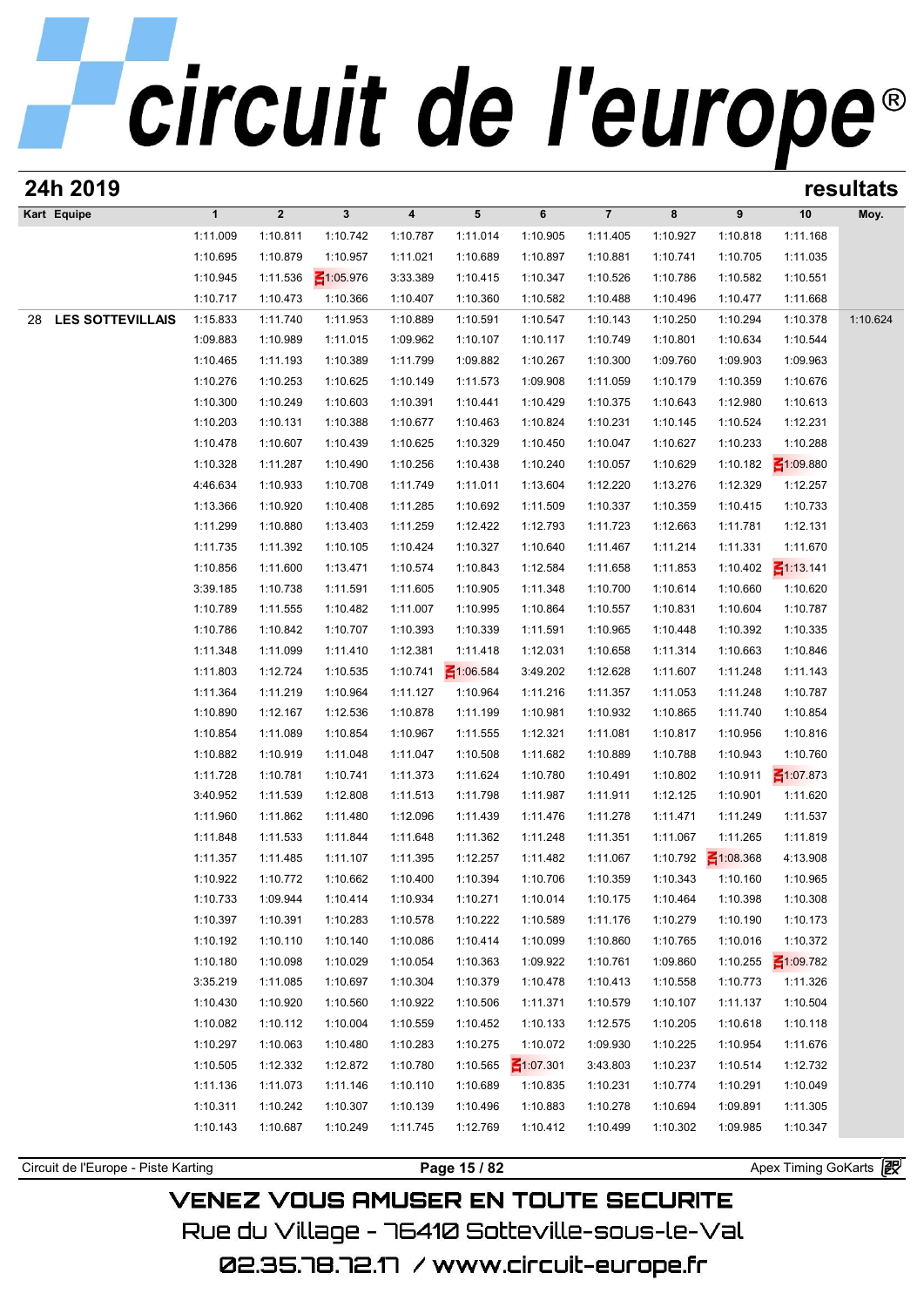## 24h 2019

## resultats

| Kart | Equipe | 1 | 2 | 3 | 4 | 5 | 6 | 7 | 8 | 9 | 10 | Moy. |
|---|---|---|---|---|---|---|---|---|---|---|---|---|
| | | 1:11.009 | 1:10.811 | 1:10.742 | 1:10.787 | 1:11.014 | 1:10.905 | 1:11.405 | 1:10.927 | 1:10.818 | 1:11.168 | |
| | | 1:10.695 | 1:10.879 | 1:10.957 | 1:11.021 | 1:10.689 | 1:10.897 | 1:10.881 | 1:10.741 | 1:10.705 | 1:11.035 | |
| | | 1:10.945 | 1:11.536 | 1:05.976 | 3:33.389 | 1:10.415 | 1:10.347 | 1:10.526 | 1:10.786 | 1:10.582 | 1:10.551 | |
| | | 1:10.717 | 1:10.473 | 1:10.366 | 1:10.407 | 1:10.360 | 1:10.582 | 1:10.488 | 1:10.496 | 1:10.477 | 1:11.668 | |
| 28 | LES SOTTEVILLAIS | 1:15.833 | 1:11.740 | 1:11.953 | 1:10.889 | 1:10.591 | 1:10.547 | 1:10.143 | 1:10.250 | 1:10.294 | 1:10.378 | 1:10.624 |
| | | 1:09.883 | 1:10.989 | 1:11.015 | 1:09.962 | 1:10.107 | 1:10.117 | 1:10.749 | 1:10.801 | 1:10.634 | 1:10.544 | |
| | | 1:10.465 | 1:11.193 | 1:10.389 | 1:11.799 | 1:09.882 | 1:10.267 | 1:10.300 | 1:09.760 | 1:09.903 | 1:09.963 | |
| | | 1:10.276 | 1:10.253 | 1:10.625 | 1:10.149 | 1:11.573 | 1:09.908 | 1:11.059 | 1:10.179 | 1:10.359 | 1:10.676 | |
| | | 1:10.300 | 1:10.249 | 1:10.603 | 1:10.391 | 1:10.441 | 1:10.429 | 1:10.375 | 1:10.643 | 1:12.980 | 1:10.613 | |
| | | 1:10.203 | 1:10.131 | 1:10.388 | 1:10.677 | 1:10.463 | 1:10.824 | 1:10.231 | 1:10.145 | 1:10.524 | 1:12.231 | |
| | | 1:10.478 | 1:10.607 | 1:10.439 | 1:10.625 | 1:10.329 | 1:10.450 | 1:10.047 | 1:10.627 | 1:10.233 | 1:10.288 | |
| | | 1:10.328 | 1:11.287 | 1:10.490 | 1:10.256 | 1:10.438 | 1:10.240 | 1:10.057 | 1:10.629 | 1:10.182 | 1:09.880 | |
| | | 4:46.634 | 1:10.933 | 1:10.708 | 1:11.749 | 1:11.011 | 1:13.604 | 1:12.220 | 1:13.276 | 1:12.329 | 1:12.257 | |
| | | 1:13.366 | 1:10.920 | 1:10.408 | 1:11.285 | 1:10.692 | 1:11.509 | 1:10.337 | 1:10.359 | 1:10.415 | 1:10.733 | |
| | | 1:11.299 | 1:10.880 | 1:13.403 | 1:11.259 | 1:12.422 | 1:12.793 | 1:11.723 | 1:12.663 | 1:11.781 | 1:12.131 | |
| | | 1:11.735 | 1:11.392 | 1:10.105 | 1:10.424 | 1:10.327 | 1:10.640 | 1:11.467 | 1:11.214 | 1:11.331 | 1:11.670 | |
| | | 1:10.856 | 1:11.600 | 1:13.471 | 1:10.574 | 1:10.843 | 1:12.584 | 1:11.658 | 1:11.853 | 1:10.402 | 1:13.141 | |
| | | 3:39.185 | 1:10.738 | 1:11.591 | 1:11.605 | 1:10.905 | 1:11.348 | 1:10.700 | 1:10.614 | 1:10.660 | 1:10.620 | |
| | | 1:10.789 | 1:11.555 | 1:10.482 | 1:11.007 | 1:10.995 | 1:10.864 | 1:10.557 | 1:10.831 | 1:10.604 | 1:10.787 | |
| | | 1:10.786 | 1:10.842 | 1:10.707 | 1:10.393 | 1:10.339 | 1:11.591 | 1:10.965 | 1:10.448 | 1:10.392 | 1:10.335 | |
| | | 1:11.348 | 1:11.099 | 1:11.410 | 1:12.381 | 1:11.418 | 1:12.031 | 1:10.658 | 1:11.314 | 1:10.663 | 1:10.846 | |
| | | 1:11.803 | 1:12.724 | 1:10.535 | 1:10.741 | 1:06.584 | 3:49.202 | 1:12.628 | 1:11.607 | 1:11.248 | 1:11.143 | |
| | | 1:11.364 | 1:11.219 | 1:10.964 | 1:11.127 | 1:10.964 | 1:11.216 | 1:11.357 | 1:11.053 | 1:11.248 | 1:10.787 | |
| | | 1:10.890 | 1:12.167 | 1:12.536 | 1:10.878 | 1:11.199 | 1:10.981 | 1:10.932 | 1:10.865 | 1:11.740 | 1:10.854 | |
| | | 1:10.854 | 1:11.089 | 1:10.854 | 1:10.967 | 1:11.555 | 1:12.321 | 1:11.081 | 1:10.817 | 1:10.956 | 1:10.816 | |
| | | 1:10.882 | 1:10.919 | 1:11.048 | 1:11.047 | 1:10.508 | 1:11.682 | 1:10.889 | 1:10.788 | 1:10.943 | 1:10.760 | |
| | | 1:11.728 | 1:10.781 | 1:10.741 | 1:11.373 | 1:11.624 | 1:10.780 | 1:10.491 | 1:10.802 | 1:10.911 | 1:07.873 | |
| | | 3:40.952 | 1:11.539 | 1:12.808 | 1:11.513 | 1:11.798 | 1:11.987 | 1:11.911 | 1:12.125 | 1:10.901 | 1:11.620 | |
| | | 1:11.960 | 1:11.862 | 1:11.480 | 1:12.096 | 1:11.439 | 1:11.476 | 1:11.278 | 1:11.471 | 1:11.249 | 1:11.537 | |
| | | 1:11.848 | 1:11.533 | 1:11.844 | 1:11.648 | 1:11.362 | 1:11.248 | 1:11.351 | 1:11.067 | 1:11.265 | 1:11.819 | |
| | | 1:11.357 | 1:11.485 | 1:11.107 | 1:11.395 | 1:12.257 | 1:11.482 | 1:11.067 | 1:10.792 | 1:08.368 | 4:13.908 | |
| | | 1:10.922 | 1:10.772 | 1:10.662 | 1:10.400 | 1:10.394 | 1:10.706 | 1:10.359 | 1:10.343 | 1:10.160 | 1:10.965 | |
| | | 1:10.733 | 1:09.944 | 1:10.414 | 1:10.934 | 1:10.271 | 1:10.014 | 1:10.175 | 1:10.464 | 1:10.398 | 1:10.308 | |
| | | 1:10.397 | 1:10.391 | 1:10.283 | 1:10.578 | 1:10.222 | 1:10.589 | 1:11.176 | 1:10.279 | 1:10.190 | 1:10.173 | |
| | | 1:10.192 | 1:10.110 | 1:10.140 | 1:10.086 | 1:10.414 | 1:10.099 | 1:10.860 | 1:10.765 | 1:10.016 | 1:10.372 | |
| | | 1:10.180 | 1:10.098 | 1:10.029 | 1:10.054 | 1:10.363 | 1:09.922 | 1:10.761 | 1:09.860 | 1:10.255 | 1:09.782 | |
| | | 3:35.219 | 1:11.085 | 1:10.697 | 1:10.304 | 1:10.379 | 1:10.478 | 1:10.413 | 1:10.558 | 1:10.773 | 1:11.326 | |
| | | 1:10.430 | 1:10.920 | 1:10.560 | 1:10.922 | 1:10.506 | 1:11.371 | 1:10.579 | 1:10.107 | 1:11.137 | 1:10.504 | |
| | | 1:10.082 | 1:10.112 | 1:10.004 | 1:10.559 | 1:10.452 | 1:10.133 | 1:12.575 | 1:10.205 | 1:10.618 | 1:10.118 | |
| | | 1:10.297 | 1:10.063 | 1:10.480 | 1:10.283 | 1:10.275 | 1:10.072 | 1:09.930 | 1:10.225 | 1:10.954 | 1:11.676 | |
| | | 1:10.505 | 1:12.332 | 1:12.872 | 1:10.780 | 1:10.565 | 1:07.301 | 3:43.803 | 1:10.237 | 1:10.514 | 1:12.732 | |
| | | 1:11.136 | 1:11.073 | 1:11.146 | 1:10.110 | 1:10.689 | 1:10.835 | 1:10.231 | 1:10.774 | 1:10.291 | 1:10.049 | |
| | | 1:10.311 | 1:10.242 | 1:10.307 | 1:10.139 | 1:10.496 | 1:10.883 | 1:10.278 | 1:10.694 | 1:09.891 | 1:11.305 | |
| | | 1:10.143 | 1:10.687 | 1:10.249 | 1:11.745 | 1:12.769 | 1:10.412 | 1:10.499 | 1:10.302 | 1:09.985 | 1:10.347 | |

Circuit de l'Europe - Piste Karting | Apex Timing GoKarts

VENEZ VOUS AMUSER EN TOUTE SECURITE
Rue du Village - 76410 Sotteville-sous-le-Val
02.35.78.72.17 / www.circuit-europe.fr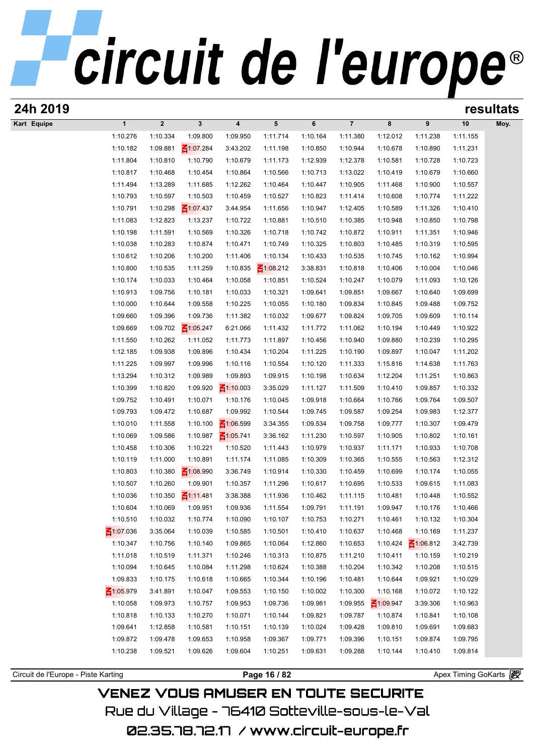# circuit de l'europe®

## 24h 2019

## resultats

| Kart | Equipe | 1 | 2 | 3 | 4 | 5 | 6 | 7 | 8 | 9 | 10 | Moy. |
|---|---|---|---|---|---|---|---|---|---|---|---|---|
| | | 1:10.276 | 1:10.334 | 1:09.800 | 1:09.950 | 1:11.714 | 1:10.164 | 1:11.380 | 1:12.012 | 1:11.238 | 1:11.155 | |
| | | 1:10.182 | 1:09.881 | 1:07.284 | 3:43.202 | 1:11.198 | 1:10.850 | 1:10.944 | 1:10.678 | 1:10.890 | 1:11.231 | |
| | | 1:11.804 | 1:10.810 | 1:10.790 | 1:10.679 | 1:11.173 | 1:12.939 | 1:12.378 | 1:10.581 | 1:10.728 | 1:10.723 | |
| | | 1:10.817 | 1:10.468 | 1:10.454 | 1:10.864 | 1:10.566 | 1:10.713 | 1:13.022 | 1:10.419 | 1:10.679 | 1:10.660 | |
| | | 1:11.494 | 1:13.289 | 1:11.685 | 1:12.262 | 1:10.464 | 1:10.447 | 1:10.905 | 1:11.468 | 1:10.900 | 1:10.557 | |
| | | 1:10.793 | 1:10.597 | 1:10.503 | 1:10.459 | 1:10.527 | 1:10.823 | 1:11.414 | 1:10.608 | 1:10.774 | 1:11.222 | |
| | | 1:10.791 | 1:10.298 | 1:07.437 | 3:44.954 | 1:11.656 | 1:10.947 | 1:12.405 | 1:10.589 | 1:11.326 | 1:10.410 | |
| | | 1:11.083 | 1:12.823 | 1:13.237 | 1:10.722 | 1:10.881 | 1:10.510 | 1:10.385 | 1:10.948 | 1:10.850 | 1:10.798 | |
| | | 1:10.198 | 1:11.591 | 1:10.569 | 1:10.326 | 1:10.718 | 1:10.742 | 1:10.872 | 1:10.911 | 1:11.351 | 1:10.946 | |
| | | 1:10.038 | 1:10.283 | 1:10.874 | 1:10.471 | 1:10.749 | 1:10.325 | 1:10.803 | 1:10.485 | 1:10.319 | 1:10.595 | |
| | | 1:10.612 | 1:10.206 | 1:10.200 | 1:11.406 | 1:10.134 | 1:10.433 | 1:10.535 | 1:10.745 | 1:10.162 | 1:10.994 | |
| | | 1:10.800 | 1:10.535 | 1:11.259 | 1:10.835 | 1:08.212 | 3:38.831 | 1:10.818 | 1:10.406 | 1:10.004 | 1:10.046 | |
| | | 1:10.174 | 1:10.033 | 1:10.464 | 1:10.058 | 1:10.851 | 1:10.524 | 1:10.247 | 1:10.079 | 1:11.093 | 1:10.126 | |
| | | 1:10.913 | 1:09.756 | 1:10.181 | 1:10.033 | 1:10.321 | 1:09.641 | 1:09.851 | 1:09.667 | 1:10.640 | 1:09.699 | |
| | | 1:10.000 | 1:10.644 | 1:09.558 | 1:10.225 | 1:10.055 | 1:10.180 | 1:09.834 | 1:10.845 | 1:09.488 | 1:09.752 | |
| | | 1:09.660 | 1:09.396 | 1:09.736 | 1:11.382 | 1:10.032 | 1:09.677 | 1:09.824 | 1:09.705 | 1:09.609 | 1:10.114 | |
| | | 1:09.669 | 1:09.702 | 1:05.247 | 6:21.066 | 1:11.432 | 1:11.772 | 1:11.062 | 1:10.194 | 1:10.449 | 1:10.922 | |
| | | 1:11.550 | 1:10.262 | 1:11.052 | 1:11.773 | 1:11.897 | 1:10.456 | 1:10.940 | 1:09.880 | 1:10.239 | 1:10.295 | |
| | | 1:12.185 | 1:09.938 | 1:09.896 | 1:10.434 | 1:10.204 | 1:11.225 | 1:10.190 | 1:09.897 | 1:10.047 | 1:11.202 | |
| | | 1:11.225 | 1:09.997 | 1:09.996 | 1:10.116 | 1:10.554 | 1:10.120 | 1:11.333 | 1:15.816 | 1:14.638 | 1:11.763 | |
| | | 1:13.294 | 1:10.312 | 1:09.989 | 1:09.893 | 1:09.915 | 1:10.198 | 1:10.634 | 1:12.204 | 1:11.251 | 1:10.863 | |
| | | 1:10.399 | 1:10.820 | 1:09.920 | 1:10.003 | 3:35.029 | 1:11.127 | 1:11.509 | 1:10.410 | 1:09.857 | 1:10.332 | |
| | | 1:09.752 | 1:10.491 | 1:10.071 | 1:10.176 | 1:10.045 | 1:09.918 | 1:10.664 | 1:10.766 | 1:09.764 | 1:09.507 | |
| | | 1:09.793 | 1:09.472 | 1:10.687 | 1:09.992 | 1:10.544 | 1:09.745 | 1:09.587 | 1:09.254 | 1:09.983 | 1:12.377 | |
| | | 1:10.010 | 1:11.558 | 1:10.100 | 1:06.599 | 3:34.355 | 1:09.534 | 1:09.758 | 1:09.777 | 1:10.307 | 1:09.479 | |
| | | 1:10.069 | 1:09.586 | 1:10.987 | 1:05.741 | 3:36.162 | 1:11.230 | 1:10.597 | 1:10.905 | 1:10.802 | 1:10.161 | |
| | | 1:10.458 | 1:10.306 | 1:10.221 | 1:10.520 | 1:11.443 | 1:10.979 | 1:10.937 | 1:11.171 | 1:10.933 | 1:10.708 | |
| | | 1:10.119 | 1:11.000 | 1:10.891 | 1:11.174 | 1:11.085 | 1:10.309 | 1:10.365 | 1:10.555 | 1:10.563 | 1:12.312 | |
| | | 1:10.803 | 1:10.380 | 1:08.990 | 3:36.749 | 1:10.914 | 1:10.330 | 1:10.459 | 1:10.699 | 1:10.174 | 1:10.055 | |
| | | 1:10.507 | 1:10.260 | 1:09.901 | 1:10.357 | 1:11.296 | 1:10.617 | 1:10.695 | 1:10.533 | 1:09.615 | 1:11.083 | |
| | | 1:10.036 | 1:10.350 | 1:11.481 | 3:38.388 | 1:11.936 | 1:10.462 | 1:11.115 | 1:10.481 | 1:10.448 | 1:10.552 | |
| | | 1:10.604 | 1:10.069 | 1:09.951 | 1:09.936 | 1:11.554 | 1:09.791 | 1:11.191 | 1:09.947 | 1:10.176 | 1:10.466 | |
| | | 1:10.510 | 1:10.032 | 1:10.774 | 1:10.090 | 1:10.107 | 1:10.753 | 1:10.271 | 1:10.461 | 1:10.132 | 1:10.304 | |
| | | 1:07.036 | 3:35.064 | 1:10.039 | 1:10.585 | 1:10.501 | 1:10.410 | 1:10.637 | 1:10.468 | 1:10.169 | 1:11.237 | |
| | | 1:10.347 | 1:10.756 | 1:10.140 | 1:09.865 | 1:10.064 | 1:12.860 | 1:10.653 | 1:10.424 | 1:06.812 | 3:42.739 | |
| | | 1:11.018 | 1:10.519 | 1:11.371 | 1:10.246 | 1:10.313 | 1:10.875 | 1:11.210 | 1:10.411 | 1:10.159 | 1:10.219 | |
| | | 1:10.094 | 1:10.645 | 1:10.084 | 1:11.298 | 1:10.624 | 1:10.388 | 1:10.204 | 1:10.342 | 1:10.208 | 1:10.515 | |
| | | 1:09.833 | 1:10.175 | 1:10.618 | 1:10.665 | 1:10.344 | 1:10.196 | 1:10.481 | 1:10.644 | 1:09.921 | 1:10.029 | |
| | | 1:05.979 | 3:41.891 | 1:10.047 | 1:09.553 | 1:10.150 | 1:10.002 | 1:10.300 | 1:10.168 | 1:10.072 | 1:10.122 | |
| | | 1:10.058 | 1:09.973 | 1:10.757 | 1:09.953 | 1:09.736 | 1:09.981 | 1:09.955 | 1:09.947 | 3:39.306 | 1:10.963 | |
| | | 1:10.818 | 1:10.133 | 1:10.270 | 1:10.071 | 1:10.144 | 1:09.821 | 1:09.787 | 1:10.874 | 1:10.841 | 1:10.108 | |
| | | 1:09.641 | 1:12.858 | 1:10.581 | 1:10.151 | 1:10.139 | 1:10.024 | 1:09.428 | 1:09.810 | 1:09.691 | 1:09.683 | |
| | | 1:09.872 | 1:09.478 | 1:09.653 | 1:10.958 | 1:09.367 | 1:09.771 | 1:09.396 | 1:10.151 | 1:09.874 | 1:09.795 | |
| | | 1:10.238 | 1:09.521 | 1:09.626 | 1:09.604 | 1:10.251 | 1:09.631 | 1:09.288 | 1:10.144 | 1:10.410 | 1:09.814 | |

Circuit de l'Europe - Piste Karting | Apex Timing GoKarts

VENEZ VOUS AMUSER EN TOUTE SECURITE

Rue du Village - 76410 Sotteville-sous-le-Val

02.35.78.72.17 / www.circuit-europe.fr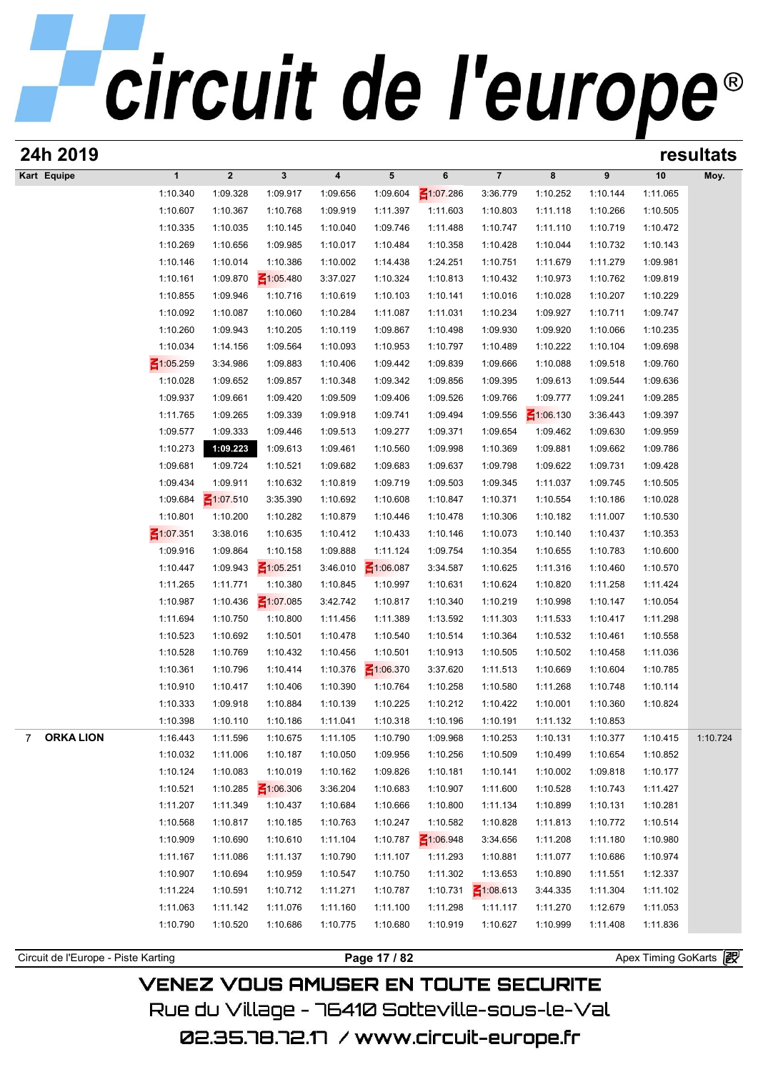# circuit de l'europe

## 24h 2019 — resultats

| Kart | Equipe | 1 | 2 | 3 | 4 | 5 | 6 | 7 | 8 | 9 | 10 | Moy. |
|---|---|---|---|---|---|---|---|---|---|---|---|---|
| | | 1:10.340 | 1:09.328 | 1:09.917 | 1:09.656 | 1:09.604 | 1:07.286 | 3:36.779 | 1:10.252 | 1:10.144 | 1:11.065 | |
| | | 1:10.607 | 1:10.367 | 1:10.768 | 1:09.919 | 1:11.397 | 1:11.603 | 1:10.803 | 1:11.118 | 1:10.266 | 1:10.505 | |
| | | 1:10.335 | 1:10.035 | 1:10.145 | 1:10.040 | 1:09.746 | 1:11.488 | 1:10.747 | 1:11.110 | 1:10.719 | 1:10.472 | |
| | | 1:10.269 | 1:10.656 | 1:09.985 | 1:10.017 | 1:10.484 | 1:10.358 | 1:10.428 | 1:10.044 | 1:10.732 | 1:10.143 | |
| | | 1:10.146 | 1:10.014 | 1:10.386 | 1:10.002 | 1:14.438 | 1:24.251 | 1:10.751 | 1:11.679 | 1:11.279 | 1:09.981 | |
| | | 1:10.161 | 1:09.870 | 1:05.480 | 3:37.027 | 1:10.324 | 1:10.813 | 1:10.432 | 1:10.973 | 1:10.762 | 1:09.819 | |
| | | 1:10.855 | 1:09.946 | 1:10.716 | 1:10.619 | 1:10.103 | 1:10.141 | 1:10.016 | 1:10.028 | 1:10.207 | 1:10.229 | |
| | | 1:10.092 | 1:10.087 | 1:10.060 | 1:10.284 | 1:11.087 | 1:11.031 | 1:10.234 | 1:09.927 | 1:10.711 | 1:09.747 | |
| | | 1:10.260 | 1:09.943 | 1:10.205 | 1:10.119 | 1:09.867 | 1:10.498 | 1:09.930 | 1:09.920 | 1:10.066 | 1:10.235 | |
| | | 1:10.034 | 1:14.156 | 1:09.564 | 1:10.093 | 1:10.953 | 1:10.797 | 1:10.489 | 1:10.222 | 1:10.104 | 1:09.698 | |
| | | 1:05.259 | 3:34.986 | 1:09.883 | 1:10.406 | 1:09.442 | 1:09.839 | 1:09.666 | 1:10.088 | 1:09.518 | 1:09.760 | |
| | | 1:10.028 | 1:09.652 | 1:09.857 | 1:10.348 | 1:09.342 | 1:09.856 | 1:09.395 | 1:09.613 | 1:09.544 | 1:09.636 | |
| | | 1:09.937 | 1:09.661 | 1:09.420 | 1:09.509 | 1:09.406 | 1:09.526 | 1:09.766 | 1:09.777 | 1:09.241 | 1:09.285 | |
| | | 1:11.765 | 1:09.265 | 1:09.339 | 1:09.918 | 1:09.741 | 1:09.494 | 1:09.556 | 1:06.130 | 3:36.443 | 1:09.397 | |
| | | 1:09.577 | 1:09.333 | 1:09.446 | 1:09.513 | 1:09.277 | 1:09.371 | 1:09.654 | 1:09.462 | 1:09.630 | 1:09.959 | |
| | | 1:10.273 | **1:09.223** | 1:09.613 | 1:09.461 | 1:10.560 | 1:09.998 | 1:10.369 | 1:09.881 | 1:09.662 | 1:09.786 | |
| | | 1:09.681 | 1:09.724 | 1:10.521 | 1:09.682 | 1:09.683 | 1:09.637 | 1:09.798 | 1:09.622 | 1:09.731 | 1:09.428 | |
| | | 1:09.434 | 1:09.911 | 1:10.632 | 1:10.819 | 1:09.719 | 1:09.503 | 1:09.345 | 1:11.037 | 1:09.745 | 1:10.505 | |
| | | 1:09.684 | 1:07.510 | 3:35.390 | 1:10.692 | 1:10.608 | 1:10.847 | 1:10.371 | 1:10.554 | 1:10.186 | 1:10.028 | |
| | | 1:10.801 | 1:10.200 | 1:10.282 | 1:10.879 | 1:10.446 | 1:10.478 | 1:10.306 | 1:10.182 | 1:11.007 | 1:10.530 | |
| | | 1:07.351 | 3:38.016 | 1:10.635 | 1:10.412 | 1:10.433 | 1:10.146 | 1:10.073 | 1:10.140 | 1:10.437 | 1:10.353 | |
| | | 1:09.916 | 1:09.864 | 1:10.158 | 1:09.888 | 1:11.124 | 1:09.754 | 1:10.354 | 1:10.655 | 1:10.783 | 1:10.600 | |
| | | 1:10.447 | 1:09.943 | 1:05.251 | 3:46.010 | 1:06.087 | 3:34.587 | 1:10.625 | 1:11.316 | 1:10.460 | 1:10.570 | |
| | | 1:11.265 | 1:11.771 | 1:10.380 | 1:10.845 | 1:10.997 | 1:10.631 | 1:10.624 | 1:10.820 | 1:11.258 | 1:11.424 | |
| | | 1:10.987 | 1:10.436 | 1:07.085 | 3:42.742 | 1:10.817 | 1:10.340 | 1:10.219 | 1:10.998 | 1:10.147 | 1:10.054 | |
| | | 1:11.694 | 1:10.750 | 1:10.800 | 1:11.456 | 1:11.389 | 1:13.592 | 1:11.303 | 1:11.533 | 1:10.417 | 1:11.298 | |
| | | 1:10.523 | 1:10.692 | 1:10.501 | 1:10.478 | 1:10.540 | 1:10.514 | 1:10.364 | 1:10.532 | 1:10.461 | 1:10.558 | |
| | | 1:10.528 | 1:10.769 | 1:10.432 | 1:10.456 | 1:10.501 | 1:10.913 | 1:10.505 | 1:10.502 | 1:10.458 | 1:11.036 | |
| | | 1:10.361 | 1:10.796 | 1:10.414 | 1:10.376 | 1:06.370 | 3:37.620 | 1:11.513 | 1:10.669 | 1:10.604 | 1:10.785 | |
| | | 1:10.910 | 1:10.417 | 1:10.406 | 1:10.390 | 1:10.764 | 1:10.258 | 1:10.580 | 1:11.268 | 1:10.748 | 1:10.114 | |
| | | 1:10.333 | 1:09.918 | 1:10.884 | 1:10.139 | 1:10.225 | 1:10.212 | 1:10.422 | 1:10.001 | 1:10.360 | 1:10.824 | |
| | | 1:10.398 | 1:10.110 | 1:10.186 | 1:11.041 | 1:10.318 | 1:10.196 | 1:10.191 | 1:11.132 | 1:10.853 | | |
| 7 | **ORKA LION** | 1:16.443 | 1:11.596 | 1:10.675 | 1:11.105 | 1:10.790 | 1:09.968 | 1:10.253 | 1:10.131 | 1:10.377 | 1:10.415 | 1:10.724 |
| | | 1:10.032 | 1:11.006 | 1:10.187 | 1:10.050 | 1:09.956 | 1:10.256 | 1:10.509 | 1:10.499 | 1:10.654 | 1:10.852 | |
| | | 1:10.124 | 1:10.083 | 1:10.019 | 1:10.162 | 1:09.826 | 1:10.181 | 1:10.141 | 1:10.002 | 1:09.818 | 1:10.177 | |
| | | 1:10.521 | 1:10.285 | 1:06.306 | 3:36.204 | 1:10.683 | 1:10.907 | 1:11.600 | 1:10.528 | 1:10.743 | 1:11.427 | |
| | | 1:11.207 | 1:11.349 | 1:10.437 | 1:10.684 | 1:10.666 | 1:10.800 | 1:11.134 | 1:10.899 | 1:10.131 | 1:10.281 | |
| | | 1:10.568 | 1:10.817 | 1:10.185 | 1:10.763 | 1:10.247 | 1:10.582 | 1:10.828 | 1:11.813 | 1:10.772 | 1:10.514 | |
| | | 1:10.909 | 1:10.690 | 1:10.610 | 1:11.104 | 1:10.787 | 1:06.948 | 3:34.656 | 1:11.208 | 1:11.180 | 1:10.980 | |
| | | 1:11.167 | 1:11.086 | 1:11.137 | 1:10.790 | 1:11.107 | 1:11.293 | 1:10.881 | 1:11.077 | 1:10.686 | 1:10.974 | |
| | | 1:10.907 | 1:10.694 | 1:10.959 | 1:10.547 | 1:10.750 | 1:11.302 | 1:13.653 | 1:10.890 | 1:11.551 | 1:12.337 | |
| | | 1:11.224 | 1:10.591 | 1:10.712 | 1:11.271 | 1:10.787 | 1:10.731 | 1:08.613 | 3:44.335 | 1:11.304 | 1:11.102 | |
| | | 1:11.063 | 1:11.142 | 1:11.076 | 1:11.160 | 1:11.100 | 1:11.298 | 1:11.117 | 1:11.270 | 1:12.679 | 1:11.053 | |
| | | 1:10.790 | 1:10.520 | 1:10.686 | 1:10.775 | 1:10.680 | 1:10.919 | 1:10.627 | 1:10.999 | 1:11.408 | 1:11.836 | |

Circuit de l'Europe - Piste Karting — Apex Timing GoKarts

VENEZ VOUS AMUSER EN TOUTE SECURITE
Rue du Village - 76410 Sotteville-sous-le-Val
02.35.78.72.17 / www.circuit-europe.fr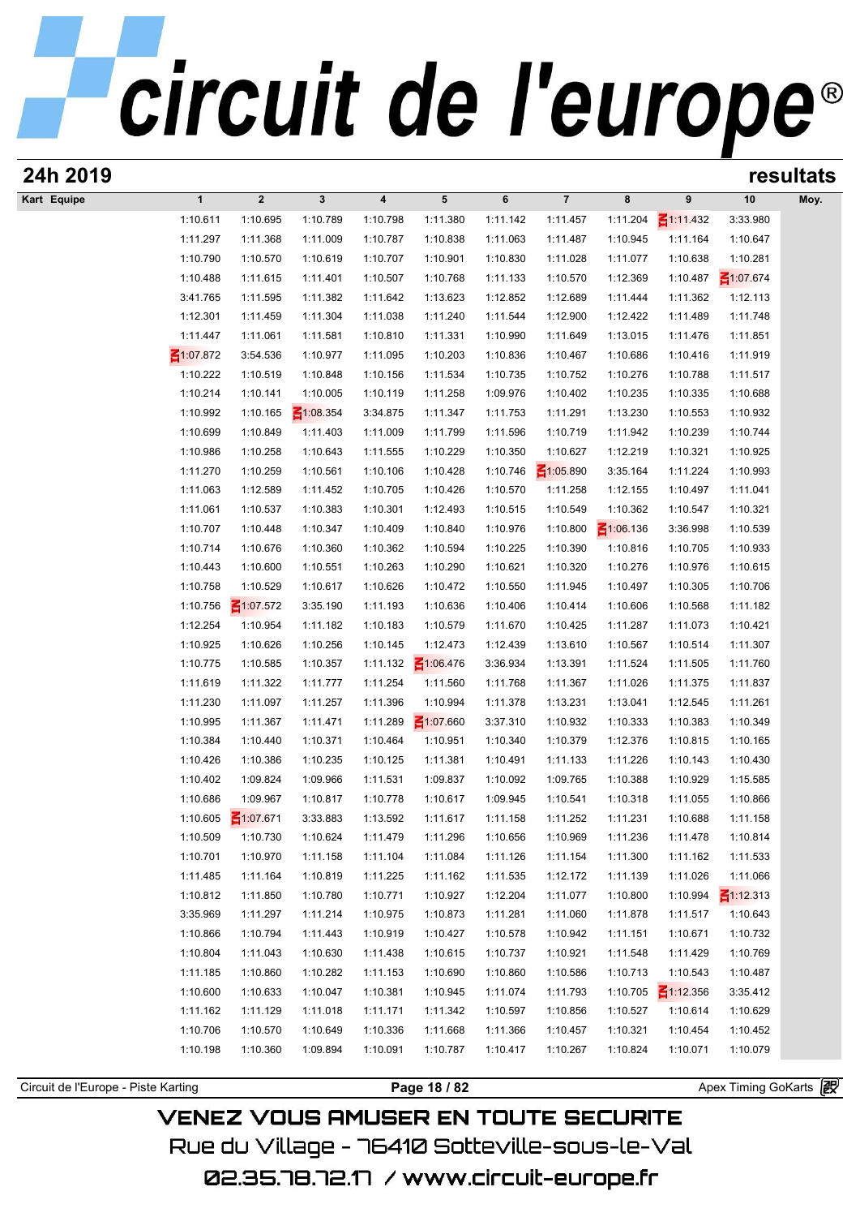# circuit de l'europe®

## 24h 2019 — resultats

| Kart Equipe | 1 | 2 | 3 | 4 | 5 | 6 | 7 | 8 | 9 | 10 | Moy. |
|---|---|---|---|---|---|---|---|---|---|---|---|
| | 1:10.611 | 1:10.695 | 1:10.789 | 1:10.798 | 1:11.380 | 1:11.142 | 1:11.457 | 1:11.204 | 1:11.432 | 3:33.980 | |
| | 1:11.297 | 1:11.368 | 1:11.009 | 1:10.787 | 1:10.838 | 1:11.063 | 1:11.487 | 1:10.945 | 1:11.164 | 1:10.647 | |
| | 1:10.790 | 1:10.570 | 1:10.619 | 1:10.707 | 1:10.901 | 1:10.830 | 1:11.028 | 1:11.077 | 1:10.638 | 1:10.281 | |
| | 1:10.488 | 1:11.615 | 1:11.401 | 1:10.507 | 1:10.768 | 1:11.133 | 1:10.570 | 1:12.369 | 1:10.487 | 1:07.674 | |
| | 3:41.765 | 1:11.595 | 1:11.382 | 1:11.642 | 1:13.623 | 1:12.852 | 1:12.689 | 1:11.444 | 1:11.362 | 1:12.113 | |
| | 1:12.301 | 1:11.459 | 1:11.304 | 1:11.038 | 1:11.240 | 1:11.544 | 1:12.900 | 1:12.422 | 1:11.489 | 1:11.748 | |
| | 1:11.447 | 1:11.061 | 1:11.581 | 1:10.810 | 1:11.331 | 1:10.990 | 1:11.649 | 1:13.015 | 1:11.476 | 1:11.851 | |
| | 1:07.872 | 3:54.536 | 1:10.977 | 1:11.095 | 1:10.203 | 1:10.836 | 1:10.467 | 1:10.686 | 1:10.416 | 1:11.919 | |
| | 1:10.222 | 1:10.519 | 1:10.848 | 1:10.156 | 1:11.534 | 1:10.735 | 1:10.752 | 1:10.276 | 1:10.788 | 1:11.517 | |
| | 1:10.214 | 1:10.141 | 1:10.005 | 1:10.119 | 1:11.258 | 1:09.976 | 1:10.402 | 1:10.235 | 1:10.335 | 1:10.688 | |
| | 1:10.992 | 1:10.165 | 1:08.354 | 3:34.875 | 1:11.347 | 1:11.753 | 1:11.291 | 1:13.230 | 1:10.553 | 1:10.932 | |
| | 1:10.699 | 1:10.849 | 1:11.403 | 1:11.009 | 1:11.799 | 1:11.596 | 1:10.719 | 1:11.942 | 1:10.239 | 1:10.744 | |
| | 1:10.986 | 1:10.258 | 1:10.643 | 1:11.555 | 1:10.229 | 1:10.350 | 1:10.627 | 1:12.219 | 1:10.321 | 1:10.925 | |
| | 1:11.270 | 1:10.259 | 1:10.561 | 1:10.106 | 1:10.428 | 1:10.746 | 1:05.890 | 3:35.164 | 1:11.224 | 1:10.993 | |
| | 1:11.063 | 1:12.589 | 1:11.452 | 1:10.705 | 1:10.426 | 1:10.570 | 1:11.258 | 1:12.155 | 1:10.497 | 1:11.041 | |
| | 1:11.061 | 1:10.537 | 1:10.383 | 1:10.301 | 1:12.493 | 1:10.515 | 1:10.549 | 1:10.362 | 1:10.547 | 1:10.321 | |
| | 1:10.707 | 1:10.448 | 1:10.347 | 1:10.409 | 1:10.840 | 1:10.976 | 1:10.800 | 1:06.136 | 3:36.998 | 1:10.539 | |
| | 1:10.714 | 1:10.676 | 1:10.360 | 1:10.362 | 1:10.594 | 1:10.225 | 1:10.390 | 1:10.816 | 1:10.705 | 1:10.933 | |
| | 1:10.443 | 1:10.600 | 1:10.551 | 1:10.263 | 1:10.290 | 1:10.621 | 1:10.320 | 1:10.276 | 1:10.976 | 1:10.615 | |
| | 1:10.758 | 1:10.529 | 1:10.617 | 1:10.626 | 1:10.472 | 1:10.550 | 1:11.945 | 1:10.497 | 1:10.305 | 1:10.706 | |
| | 1:10.756 | 1:07.572 | 3:35.190 | 1:11.193 | 1:10.636 | 1:10.406 | 1:10.414 | 1:10.606 | 1:10.568 | 1:11.182 | |
| | 1:12.254 | 1:10.954 | 1:11.182 | 1:10.183 | 1:10.579 | 1:11.670 | 1:10.425 | 1:11.287 | 1:11.073 | 1:10.421 | |
| | 1:10.925 | 1:10.626 | 1:10.256 | 1:10.145 | 1:12.473 | 1:12.439 | 1:13.610 | 1:10.567 | 1:10.514 | 1:11.307 | |
| | 1:10.775 | 1:10.585 | 1:10.357 | 1:11.132 | 1:06.476 | 3:36.934 | 1:13.391 | 1:11.524 | 1:11.505 | 1:11.760 | |
| | 1:11.619 | 1:11.322 | 1:11.777 | 1:11.254 | 1:11.560 | 1:11.768 | 1:11.367 | 1:11.026 | 1:11.375 | 1:11.837 | |
| | 1:11.230 | 1:11.097 | 1:11.257 | 1:11.396 | 1:10.994 | 1:11.378 | 1:13.231 | 1:13.041 | 1:12.545 | 1:11.261 | |
| | 1:10.995 | 1:11.367 | 1:11.471 | 1:11.289 | 1:07.660 | 3:37.310 | 1:10.932 | 1:10.333 | 1:10.383 | 1:10.349 | |
| | 1:10.384 | 1:10.440 | 1:10.371 | 1:10.464 | 1:10.951 | 1:10.340 | 1:10.379 | 1:12.376 | 1:10.815 | 1:10.165 | |
| | 1:10.426 | 1:10.386 | 1:10.235 | 1:10.125 | 1:11.381 | 1:10.491 | 1:11.133 | 1:11.226 | 1:10.143 | 1:10.430 | |
| | 1:10.402 | 1:09.824 | 1:09.966 | 1:11.531 | 1:09.837 | 1:10.092 | 1:09.765 | 1:10.388 | 1:10.929 | 1:15.585 | |
| | 1:10.686 | 1:09.967 | 1:10.817 | 1:10.778 | 1:10.617 | 1:09.945 | 1:10.541 | 1:10.318 | 1:11.055 | 1:10.866 | |
| | 1:10.605 | 1:07.671 | 3:33.883 | 1:13.592 | 1:11.617 | 1:11.158 | 1:11.252 | 1:11.231 | 1:10.688 | 1:11.158 | |
| | 1:10.509 | 1:10.730 | 1:10.624 | 1:11.479 | 1:11.296 | 1:10.656 | 1:10.969 | 1:11.236 | 1:11.478 | 1:10.814 | |
| | 1:10.701 | 1:10.970 | 1:11.158 | 1:11.104 | 1:11.084 | 1:11.126 | 1:11.154 | 1:11.300 | 1:11.162 | 1:11.533 | |
| | 1:11.485 | 1:11.164 | 1:10.819 | 1:11.225 | 1:11.162 | 1:11.535 | 1:12.172 | 1:11.139 | 1:11.026 | 1:11.066 | |
| | 1:10.812 | 1:11.850 | 1:10.780 | 1:10.771 | 1:10.927 | 1:12.204 | 1:11.077 | 1:10.800 | 1:10.994 | 1:12.313 | |
| | 3:35.969 | 1:11.297 | 1:11.214 | 1:10.975 | 1:10.873 | 1:11.281 | 1:11.060 | 1:11.878 | 1:11.517 | 1:10.643 | |
| | 1:10.866 | 1:10.794 | 1:11.443 | 1:10.919 | 1:10.427 | 1:10.578 | 1:10.942 | 1:11.151 | 1:10.671 | 1:10.732 | |
| | 1:10.804 | 1:11.043 | 1:10.630 | 1:11.438 | 1:10.615 | 1:10.737 | 1:10.921 | 1:11.548 | 1:11.429 | 1:10.769 | |
| | 1:11.185 | 1:10.860 | 1:10.282 | 1:11.153 | 1:10.690 | 1:10.860 | 1:10.586 | 1:10.713 | 1:10.543 | 1:10.487 | |
| | 1:10.600 | 1:10.633 | 1:10.047 | 1:10.381 | 1:10.945 | 1:11.074 | 1:11.793 | 1:10.705 | 1:12.356 | 3:35.412 | |
| | 1:11.162 | 1:11.129 | 1:11.018 | 1:11.171 | 1:11.342 | 1:10.597 | 1:10.856 | 1:10.527 | 1:10.614 | 1:10.629 | |
| | 1:10.706 | 1:10.570 | 1:10.649 | 1:10.336 | 1:11.668 | 1:11.366 | 1:10.457 | 1:10.321 | 1:10.454 | 1:10.452 | |
| | 1:10.198 | 1:10.360 | 1:09.894 | 1:10.091 | 1:10.787 | 1:10.417 | 1:10.267 | 1:10.824 | 1:10.071 | 1:10.079 | |

Circuit de l'Europe - Piste Karting — Apex Timing GoKarts

VENEZ VOUS AMUSER EN TOUTE SECURITE
Rue du Village - 76410 Sotteville-sous-le-Val
02.35.78.72.17 / www.circuit-europe.fr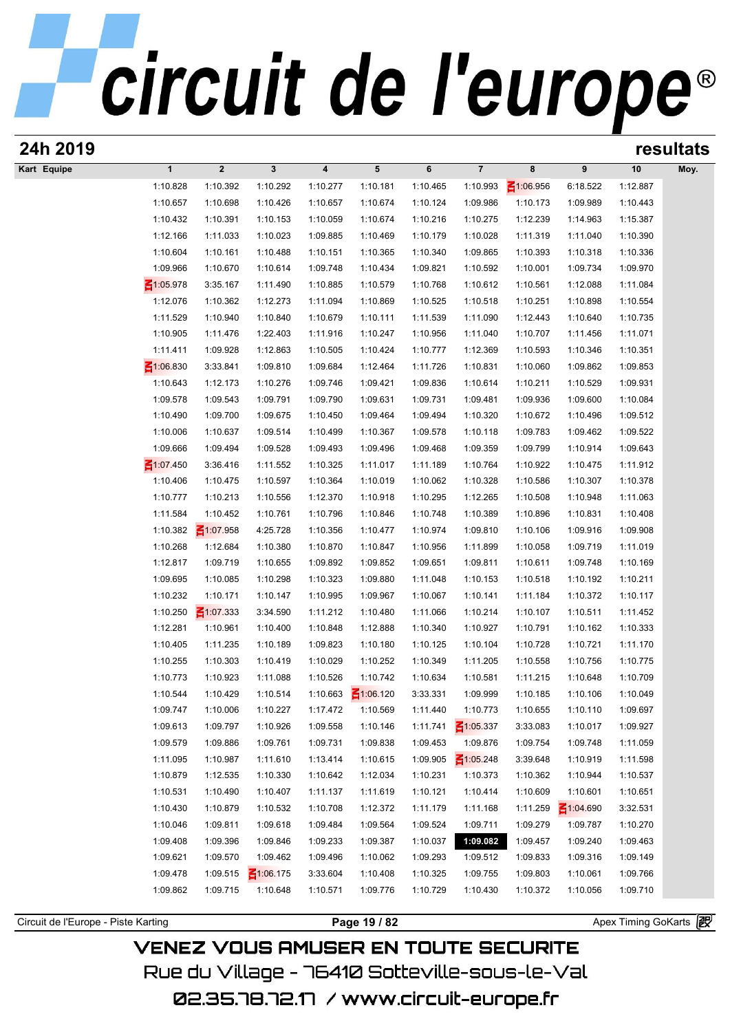# 24h 2019

**resultats**

| Kart Equipe | 1 | 2 | 3 | 4 | 5 | 6 | 7 | 8 | 9 | 10 | Moy. |
|---|---|---|---|---|---|---|---|---|---|---|---|
| | 1:10.828 | 1:10.392 | 1:10.292 | 1:10.277 | 1:10.181 | 1:10.465 | 1:10.993 | 1:06.956 | 6:18.522 | 1:12.887 | |
| | 1:10.657 | 1:10.698 | 1:10.426 | 1:10.657 | 1:10.674 | 1:10.124 | 1:09.986 | 1:10.173 | 1:09.989 | 1:10.443 | |
| | 1:10.432 | 1:10.391 | 1:10.153 | 1:10.059 | 1:10.674 | 1:10.216 | 1:10.275 | 1:12.239 | 1:14.963 | 1:15.387 | |
| | 1:12.166 | 1:11.033 | 1:10.023 | 1:09.885 | 1:10.469 | 1:10.179 | 1:10.028 | 1:11.319 | 1:11.040 | 1:10.390 | |
| | 1:10.604 | 1:10.161 | 1:10.488 | 1:10.151 | 1:10.365 | 1:10.340 | 1:09.865 | 1:10.393 | 1:10.318 | 1:10.336 | |
| | 1:09.966 | 1:10.670 | 1:10.614 | 1:09.748 | 1:10.434 | 1:09.821 | 1:10.592 | 1:10.001 | 1:09.734 | 1:09.970 | |
| | 1:05.978 | 3:35.167 | 1:11.490 | 1:10.885 | 1:10.579 | 1:10.768 | 1:10.612 | 1:10.561 | 1:12.088 | 1:11.084 | |
| | 1:12.076 | 1:10.362 | 1:12.273 | 1:11.094 | 1:10.869 | 1:10.525 | 1:10.518 | 1:10.251 | 1:10.898 | 1:10.554 | |
| | 1:11.529 | 1:10.940 | 1:10.840 | 1:10.679 | 1:10.111 | 1:11.539 | 1:11.090 | 1:12.443 | 1:10.640 | 1:10.735 | |
| | 1:10.905 | 1:11.476 | 1:22.403 | 1:11.916 | 1:10.247 | 1:10.956 | 1:11.040 | 1:10.707 | 1:11.456 | 1:11.071 | |
| | 1:11.411 | 1:09.928 | 1:12.863 | 1:10.505 | 1:10.424 | 1:10.777 | 1:12.369 | 1:10.593 | 1:10.346 | 1:10.351 | |
| | 1:06.830 | 3:33.841 | 1:09.810 | 1:09.684 | 1:12.464 | 1:11.726 | 1:10.831 | 1:10.060 | 1:09.862 | 1:09.853 | |
| | 1:10.643 | 1:12.173 | 1:10.276 | 1:09.746 | 1:09.421 | 1:09.836 | 1:10.614 | 1:10.211 | 1:10.529 | 1:09.931 | |
| | 1:09.578 | 1:09.543 | 1:09.791 | 1:09.790 | 1:09.631 | 1:09.731 | 1:09.481 | 1:09.936 | 1:09.600 | 1:10.084 | |
| | 1:10.490 | 1:09.700 | 1:09.675 | 1:10.450 | 1:09.464 | 1:09.494 | 1:10.320 | 1:10.672 | 1:10.496 | 1:09.512 | |
| | 1:10.006 | 1:10.637 | 1:09.514 | 1:10.499 | 1:10.367 | 1:09.578 | 1:10.118 | 1:09.783 | 1:09.462 | 1:09.522 | |
| | 1:09.666 | 1:09.494 | 1:09.528 | 1:09.493 | 1:09.496 | 1:09.468 | 1:09.359 | 1:09.799 | 1:10.914 | 1:09.643 | |
| | 1:07.450 | 3:36.416 | 1:11.552 | 1:10.325 | 1:11.017 | 1:11.189 | 1:10.764 | 1:10.922 | 1:10.475 | 1:11.912 | |
| | 1:10.406 | 1:10.475 | 1:10.597 | 1:10.364 | 1:10.019 | 1:10.062 | 1:10.328 | 1:10.586 | 1:10.307 | 1:10.378 | |
| | 1:10.777 | 1:10.213 | 1:10.556 | 1:12.370 | 1:10.918 | 1:10.295 | 1:12.265 | 1:10.508 | 1:10.948 | 1:11.063 | |
| | 1:11.584 | 1:10.452 | 1:10.761 | 1:10.796 | 1:10.846 | 1:10.748 | 1:10.389 | 1:10.896 | 1:10.831 | 1:10.408 | |
| | 1:10.382 | 1:07.958 | 4:25.728 | 1:10.356 | 1:10.477 | 1:10.974 | 1:09.810 | 1:10.106 | 1:09.916 | 1:09.908 | |
| | 1:10.268 | 1:12.684 | 1:10.380 | 1:10.870 | 1:10.847 | 1:10.956 | 1:11.899 | 1:10.058 | 1:09.719 | 1:11.019 | |
| | 1:12.817 | 1:09.719 | 1:10.655 | 1:09.892 | 1:09.852 | 1:09.651 | 1:09.811 | 1:10.611 | 1:09.748 | 1:10.169 | |
| | 1:09.695 | 1:10.085 | 1:10.298 | 1:10.323 | 1:09.880 | 1:11.048 | 1:10.153 | 1:10.518 | 1:10.192 | 1:10.211 | |
| | 1:10.232 | 1:10.171 | 1:10.147 | 1:10.995 | 1:09.967 | 1:10.067 | 1:10.141 | 1:11.184 | 1:10.372 | 1:10.117 | |
| | 1:10.250 | 1:07.333 | 3:34.590 | 1:11.212 | 1:10.480 | 1:11.066 | 1:10.214 | 1:10.107 | 1:10.511 | 1:11.452 | |
| | 1:12.281 | 1:10.961 | 1:10.400 | 1:10.848 | 1:12.888 | 1:10.340 | 1:10.927 | 1:10.791 | 1:10.162 | 1:10.333 | |
| | 1:10.405 | 1:11.235 | 1:10.189 | 1:09.823 | 1:10.180 | 1:10.125 | 1:10.104 | 1:10.728 | 1:10.721 | 1:11.170 | |
| | 1:10.255 | 1:10.303 | 1:10.419 | 1:10.029 | 1:10.252 | 1:10.349 | 1:11.205 | 1:10.558 | 1:10.756 | 1:10.775 | |
| | 1:10.773 | 1:10.923 | 1:11.088 | 1:10.526 | 1:10.742 | 1:10.634 | 1:10.581 | 1:11.215 | 1:10.648 | 1:10.709 | |
| | 1:10.544 | 1:10.429 | 1:10.514 | 1:10.663 | 1:06.120 | 3:33.331 | 1:09.999 | 1:10.185 | 1:10.106 | 1:10.049 | |
| | 1:09.747 | 1:10.006 | 1:10.227 | 1:17.472 | 1:10.569 | 1:11.440 | 1:10.773 | 1:10.655 | 1:10.110 | 1:09.697 | |
| | 1:09.613 | 1:09.797 | 1:10.926 | 1:09.558 | 1:10.146 | 1:11.741 | 1:05.337 | 3:33.083 | 1:10.017 | 1:09.927 | |
| | 1:09.579 | 1:09.886 | 1:09.761 | 1:09.731 | 1:09.838 | 1:09.453 | 1:09.876 | 1:09.754 | 1:09.748 | 1:11.059 | |
| | 1:11.095 | 1:10.987 | 1:11.610 | 1:13.414 | 1:10.615 | 1:09.905 | 1:05.248 | 3:39.648 | 1:10.919 | 1:11.598 | |
| | 1:10.879 | 1:12.535 | 1:10.330 | 1:10.642 | 1:12.034 | 1:10.231 | 1:10.373 | 1:10.362 | 1:10.944 | 1:10.537 | |
| | 1:10.531 | 1:10.490 | 1:10.407 | 1:11.137 | 1:11.619 | 1:10.121 | 1:10.414 | 1:10.609 | 1:10.601 | 1:10.651 | |
| | 1:10.430 | 1:10.879 | 1:10.532 | 1:10.708 | 1:12.372 | 1:11.179 | 1:11.168 | 1:11.259 | 1:04.690 | 3:32.531 | |
| | 1:10.046 | 1:09.811 | 1:09.618 | 1:09.484 | 1:09.564 | 1:09.524 | 1:09.711 | 1:09.279 | 1:09.787 | 1:10.270 | |
| | 1:09.408 | 1:09.396 | 1:09.846 | 1:09.233 | 1:09.387 | 1:10.037 | **1:09.082** | 1:09.457 | 1:09.240 | 1:09.463 | |
| | 1:09.621 | 1:09.570 | 1:09.462 | 1:09.496 | 1:10.062 | 1:09.293 | 1:09.512 | 1:09.833 | 1:09.316 | 1:09.149 | |
| | 1:09.478 | 1:09.515 | 1:06.175 | 3:33.604 | 1:10.408 | 1:10.325 | 1:09.755 | 1:09.803 | 1:10.061 | 1:09.766 | |
| | 1:09.862 | 1:09.715 | 1:10.648 | 1:10.571 | 1:09.776 | 1:10.729 | 1:10.430 | 1:10.372 | 1:10.056 | 1:09.710 | |

Circuit de l'Europe - Piste Karting — Apex Timing GoKarts

VENEZ VOUS AMUSER EN TOUTE SECURITE
Rue du Village - 76410 Sotteville-sous-le-Val
02.35.78.72.17 / www.circuit-europe.fr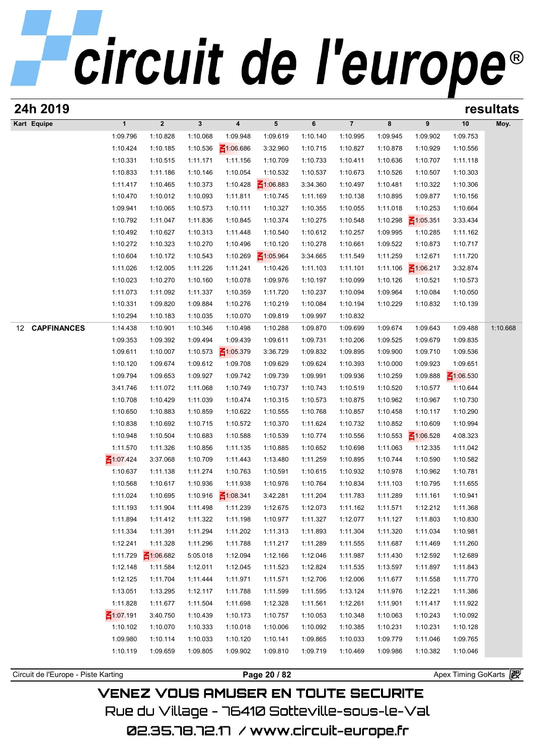## 24h 2019 — resultats

| Kart | Equipe | 1 | 2 | 3 | 4 | 5 | 6 | 7 | 8 | 9 | 10 | Moy. |
|---|---|---|---|---|---|---|---|---|---|---|---|---|
| | | 1:09.796 | 1:10.828 | 1:10.068 | 1:09.948 | 1:09.619 | 1:10.140 | 1:10.995 | 1:09.945 | 1:09.902 | 1:09.753 | |
| | | 1:10.424 | 1:10.185 | 1:10.536 | 1:06.686 | 3:32.960 | 1:10.715 | 1:10.827 | 1:10.878 | 1:10.929 | 1:10.556 | |
| | | 1:10.331 | 1:10.515 | 1:11.171 | 1:11.156 | 1:10.709 | 1:10.733 | 1:10.411 | 1:10.636 | 1:10.707 | 1:11.118 | |
| | | 1:10.833 | 1:11.186 | 1:10.146 | 1:10.054 | 1:10.532 | 1:10.537 | 1:10.673 | 1:10.526 | 1:10.507 | 1:10.303 | |
| | | 1:11.417 | 1:10.465 | 1:10.373 | 1:10.428 | 1:06.883 | 3:34.360 | 1:10.497 | 1:10.481 | 1:10.322 | 1:10.306 | |
| | | 1:10.470 | 1:10.012 | 1:10.093 | 1:11.811 | 1:10.745 | 1:11.169 | 1:10.138 | 1:10.895 | 1:09.877 | 1:10.156 | |
| | | 1:09.941 | 1:10.065 | 1:10.573 | 1:10.111 | 1:10.327 | 1:10.355 | 1:10.055 | 1:11.018 | 1:10.253 | 1:10.664 | |
| | | 1:10.792 | 1:11.047 | 1:11.836 | 1:10.845 | 1:10.374 | 1:10.275 | 1:10.548 | 1:10.298 | 1:05.351 | 3:33.434 | |
| | | 1:10.492 | 1:10.627 | 1:10.313 | 1:11.448 | 1:10.540 | 1:10.612 | 1:10.257 | 1:09.995 | 1:10.285 | 1:11.162 | |
| | | 1:10.272 | 1:10.323 | 1:10.270 | 1:10.496 | 1:10.120 | 1:10.278 | 1:10.661 | 1:09.522 | 1:10.873 | 1:10.717 | |
| | | 1:10.604 | 1:10.172 | 1:10.543 | 1:10.269 | 1:05.964 | 3:34.665 | 1:11.549 | 1:11.259 | 1:12.671 | 1:11.720 | |
| | | 1:11.026 | 1:12.005 | 1:11.226 | 1:11.241 | 1:10.426 | 1:11.103 | 1:11.101 | 1:11.106 | 1:06.217 | 3:32.874 | |
| | | 1:10.023 | 1:10.270 | 1:10.160 | 1:10.078 | 1:09.976 | 1:10.197 | 1:10.099 | 1:10.126 | 1:10.521 | 1:10.573 | |
| | | 1:11.073 | 1:11.092 | 1:11.337 | 1:10.359 | 1:11.720 | 1:10.237 | 1:10.094 | 1:09.964 | 1:10.084 | 1:10.050 | |
| | | 1:10.331 | 1:09.820 | 1:09.884 | 1:10.276 | 1:10.219 | 1:10.084 | 1:10.194 | 1:10.229 | 1:10.832 | 1:10.139 | |
| | | 1:10.294 | 1:10.183 | 1:10.035 | 1:10.070 | 1:09.819 | 1:09.997 | 1:10.832 | | | | |
| 12 | **CAPFINANCES** | 1:14.438 | 1:10.901 | 1:10.346 | 1:10.498 | 1:10.288 | 1:09.870 | 1:09.699 | 1:09.674 | 1:09.643 | 1:09.488 | 1:10.668 |
| | | 1:09.353 | 1:09.392 | 1:09.494 | 1:09.439 | 1:09.611 | 1:09.731 | 1:10.206 | 1:09.525 | 1:09.679 | 1:09.835 | |
| | | 1:09.611 | 1:10.007 | 1:10.573 | 1:05.379 | 3:36.729 | 1:09.832 | 1:09.895 | 1:09.900 | 1:09.710 | 1:09.536 | |
| | | 1:10.120 | 1:09.674 | 1:09.612 | 1:09.708 | 1:09.629 | 1:09.624 | 1:10.393 | 1:10.000 | 1:09.923 | 1:09.651 | |
| | | 1:09.794 | 1:09.653 | 1:09.927 | 1:09.742 | 1:09.739 | 1:09.991 | 1:09.936 | 1:10.259 | 1:09.888 | 1:06.530 | |
| | | 3:41.746 | 1:11.072 | 1:11.068 | 1:10.749 | 1:10.737 | 1:10.743 | 1:10.519 | 1:10.520 | 1:10.577 | 1:10.644 | |
| | | 1:10.708 | 1:10.429 | 1:11.039 | 1:10.474 | 1:10.315 | 1:10.573 | 1:10.875 | 1:10.962 | 1:10.967 | 1:10.730 | |
| | | 1:10.650 | 1:10.883 | 1:10.859 | 1:10.622 | 1:10.555 | 1:10.768 | 1:10.857 | 1:10.458 | 1:10.117 | 1:10.290 | |
| | | 1:10.838 | 1:10.692 | 1:10.715 | 1:10.572 | 1:10.370 | 1:11.624 | 1:10.732 | 1:10.852 | 1:10.609 | 1:10.994 | |
| | | 1:10.948 | 1:10.504 | 1:10.683 | 1:10.588 | 1:10.539 | 1:10.774 | 1:10.556 | 1:10.553 | 1:06.528 | 4:08.323 | |
| | | 1:11.570 | 1:11.326 | 1:10.856 | 1:11.135 | 1:10.885 | 1:10.652 | 1:10.698 | 1:11.063 | 1:12.335 | 1:11.042 | |
| | | 1:07.424 | 3:37.068 | 1:10.709 | 1:11.443 | 1:13.480 | 1:11.259 | 1:10.895 | 1:10.744 | 1:10.590 | 1:10.582 | |
| | | 1:10.637 | 1:11.138 | 1:11.274 | 1:10.763 | 1:10.591 | 1:10.615 | 1:10.932 | 1:10.978 | 1:10.962 | 1:10.781 | |
| | | 1:10.568 | 1:10.617 | 1:10.936 | 1:11.938 | 1:10.976 | 1:10.764 | 1:10.834 | 1:11.103 | 1:10.795 | 1:11.655 | |
| | | 1:11.024 | 1:10.695 | 1:10.916 | 1:08.341 | 3:42.281 | 1:11.204 | 1:11.783 | 1:11.289 | 1:11.161 | 1:10.941 | |
| | | 1:11.193 | 1:11.904 | 1:11.498 | 1:11.239 | 1:12.675 | 1:12.073 | 1:11.162 | 1:11.571 | 1:12.212 | 1:11.368 | |
| | | 1:11.894 | 1:11.412 | 1:11.322 | 1:11.198 | 1:10.977 | 1:11.327 | 1:12.077 | 1:11.127 | 1:11.803 | 1:10.830 | |
| | | 1:11.334 | 1:11.391 | 1:11.294 | 1:11.202 | 1:11.313 | 1:11.893 | 1:11.304 | 1:11.320 | 1:11.034 | 1:10.981 | |
| | | 1:12.241 | 1:11.328 | 1:11.296 | 1:11.788 | 1:11.217 | 1:11.289 | 1:11.555 | 1:11.687 | 1:11.469 | 1:11.260 | |
| | | 1:11.729 | 1:06.682 | 5:05.018 | 1:12.094 | 1:12.166 | 1:12.046 | 1:11.987 | 1:11.430 | 1:12.592 | 1:12.689 | |
| | | 1:12.148 | 1:11.584 | 1:12.011 | 1:12.045 | 1:11.523 | 1:12.824 | 1:11.535 | 1:13.597 | 1:11.897 | 1:11.843 | |
| | | 1:12.125 | 1:11.704 | 1:11.444 | 1:11.971 | 1:11.571 | 1:12.706 | 1:12.006 | 1:11.677 | 1:11.558 | 1:11.770 | |
| | | 1:13.051 | 1:13.295 | 1:12.117 | 1:11.788 | 1:11.599 | 1:11.595 | 1:13.124 | 1:11.976 | 1:12.221 | 1:11.386 | |
| | | 1:11.828 | 1:11.677 | 1:11.504 | 1:11.698 | 1:12.328 | 1:11.561 | 1:12.261 | 1:11.901 | 1:11.417 | 1:11.922 | |
| | | 1:07.191 | 3:40.750 | 1:10.439 | 1:10.173 | 1:10.757 | 1:10.053 | 1:10.348 | 1:10.063 | 1:10.243 | 1:10.092 | |
| | | 1:10.102 | 1:10.070 | 1:10.333 | 1:10.018 | 1:10.006 | 1:10.092 | 1:10.385 | 1:10.231 | 1:10.231 | 1:10.128 | |
| | | 1:09.980 | 1:10.114 | 1:10.033 | 1:10.120 | 1:10.141 | 1:09.865 | 1:10.033 | 1:09.779 | 1:11.046 | 1:09.765 | |
| | | 1:10.119 | 1:09.659 | 1:09.805 | 1:09.902 | 1:09.810 | 1:09.719 | 1:10.469 | 1:09.986 | 1:10.382 | 1:10.046 | |

VENEZ VOUS AMUSER EN TOUTE SECURITE
Rue du Village - 76410 Sotteville-sous-le-Val
02.35.78.72.17 / www.circuit-europe.fr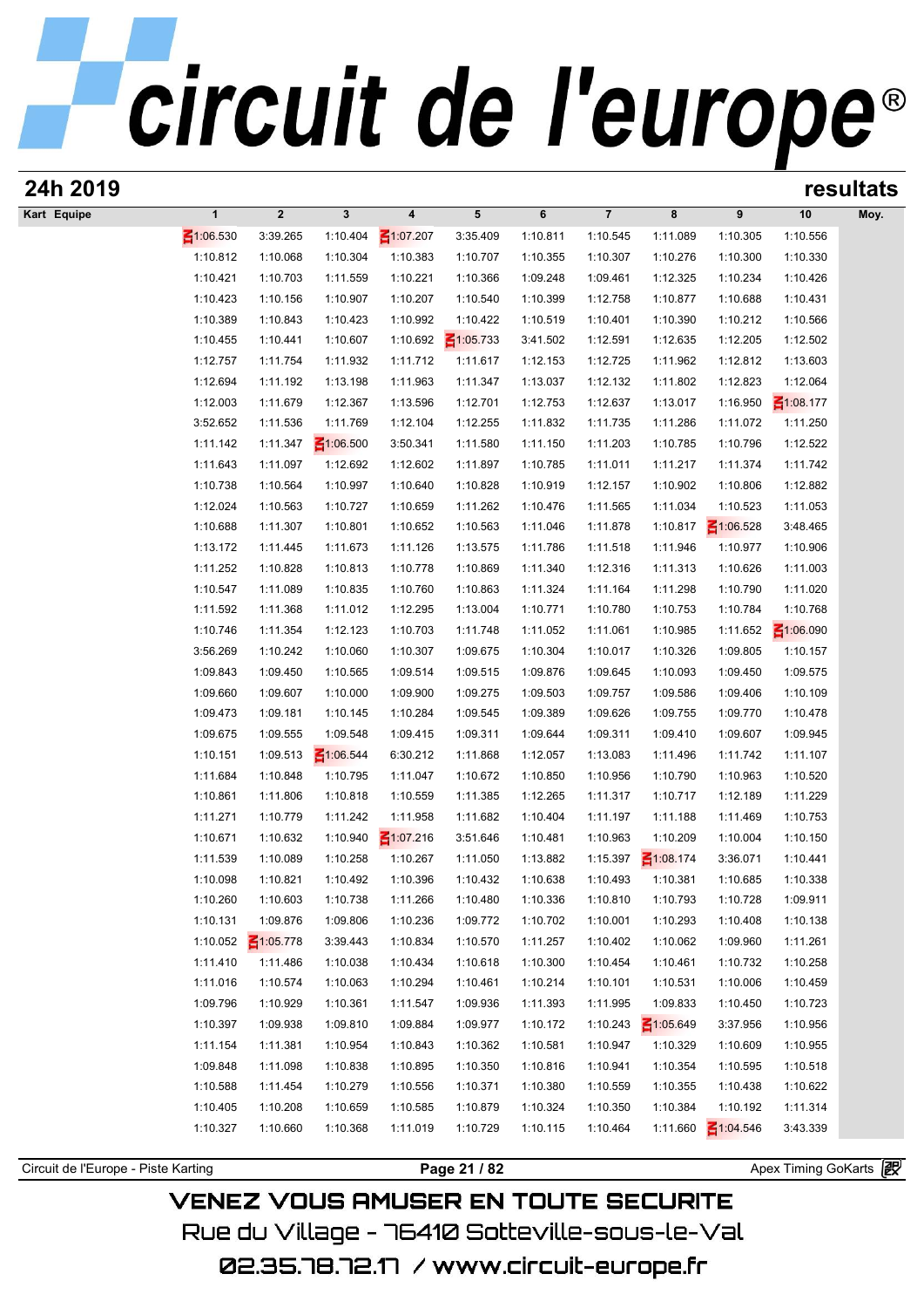## 24h 2019

## resultats

| Kart Equipe | 1 | 2 | 3 | 4 | 5 | 6 | 7 | 8 | 9 | 10 | Moy. |
|---|---|---|---|---|---|---|---|---|---|---|---|
| | 1:06.530 | 3:39.265 | 1:10.404 | 1:07.207 | 3:35.409 | 1:10.811 | 1:10.545 | 1:11.089 | 1:10.305 | 1:10.556 | |
| | 1:10.812 | 1:10.068 | 1:10.304 | 1:10.383 | 1:10.707 | 1:10.355 | 1:10.307 | 1:10.276 | 1:10.300 | 1:10.330 | |
| | 1:10.421 | 1:10.703 | 1:11.559 | 1:10.221 | 1:10.366 | 1:09.248 | 1:09.461 | 1:12.325 | 1:10.234 | 1:10.426 | |
| | 1:10.423 | 1:10.156 | 1:10.907 | 1:10.207 | 1:10.540 | 1:10.399 | 1:12.758 | 1:10.877 | 1:10.688 | 1:10.431 | |
| | 1:10.389 | 1:10.843 | 1:10.423 | 1:10.992 | 1:10.422 | 1:10.519 | 1:10.401 | 1:10.390 | 1:10.212 | 1:10.566 | |
| | 1:10.455 | 1:10.441 | 1:10.607 | 1:10.692 | 1:05.733 | 3:41.502 | 1:12.591 | 1:12.635 | 1:12.205 | 1:12.502 | |
| | 1:12.757 | 1:11.754 | 1:11.932 | 1:11.712 | 1:11.617 | 1:12.153 | 1:12.725 | 1:11.962 | 1:12.812 | 1:13.603 | |
| | 1:12.694 | 1:11.192 | 1:13.198 | 1:11.963 | 1:11.347 | 1:13.037 | 1:12.132 | 1:11.802 | 1:12.823 | 1:12.064 | |
| | 1:12.003 | 1:11.679 | 1:12.367 | 1:13.596 | 1:12.701 | 1:12.753 | 1:12.637 | 1:13.017 | 1:16.950 | 1:08.177 | |
| | 3:52.652 | 1:11.536 | 1:11.769 | 1:12.104 | 1:12.255 | 1:11.832 | 1:11.735 | 1:11.286 | 1:11.072 | 1:11.250 | |
| | 1:11.142 | 1:11.347 | 1:06.500 | 3:50.341 | 1:11.580 | 1:11.150 | 1:11.203 | 1:10.785 | 1:10.796 | 1:12.522 | |
| | 1:11.643 | 1:11.097 | 1:12.692 | 1:12.602 | 1:11.897 | 1:10.785 | 1:11.011 | 1:11.217 | 1:11.374 | 1:11.742 | |
| | 1:10.738 | 1:10.564 | 1:10.997 | 1:10.640 | 1:10.828 | 1:10.919 | 1:12.157 | 1:10.902 | 1:10.806 | 1:12.882 | |
| | 1:12.024 | 1:10.563 | 1:10.727 | 1:10.659 | 1:11.262 | 1:10.476 | 1:11.565 | 1:11.034 | 1:10.523 | 1:11.053 | |
| | 1:10.688 | 1:11.307 | 1:10.801 | 1:10.652 | 1:10.563 | 1:11.046 | 1:11.878 | 1:10.817 | 1:06.528 | 3:48.465 | |
| | 1:13.172 | 1:11.445 | 1:11.673 | 1:11.126 | 1:13.575 | 1:11.786 | 1:11.518 | 1:11.946 | 1:10.977 | 1:10.906 | |
| | 1:11.252 | 1:10.828 | 1:10.813 | 1:10.778 | 1:10.869 | 1:11.340 | 1:12.316 | 1:11.313 | 1:10.626 | 1:11.003 | |
| | 1:10.547 | 1:11.089 | 1:10.835 | 1:10.760 | 1:10.863 | 1:11.324 | 1:11.164 | 1:11.298 | 1:10.790 | 1:11.020 | |
| | 1:11.592 | 1:11.368 | 1:11.012 | 1:12.295 | 1:13.004 | 1:10.771 | 1:10.780 | 1:10.753 | 1:10.784 | 1:10.768 | |
| | 1:10.746 | 1:11.354 | 1:12.123 | 1:10.703 | 1:11.748 | 1:11.052 | 1:11.061 | 1:10.985 | 1:11.652 | 1:06.090 | |
| | 3:56.269 | 1:10.242 | 1:10.060 | 1:10.307 | 1:09.675 | 1:10.304 | 1:10.017 | 1:10.326 | 1:09.805 | 1:10.157 | |
| | 1:09.843 | 1:09.450 | 1:10.565 | 1:09.514 | 1:09.515 | 1:09.876 | 1:09.645 | 1:10.093 | 1:09.450 | 1:09.575 | |
| | 1:09.660 | 1:09.607 | 1:10.000 | 1:09.900 | 1:09.275 | 1:09.503 | 1:09.757 | 1:09.586 | 1:09.406 | 1:10.109 | |
| | 1:09.473 | 1:09.181 | 1:10.145 | 1:10.284 | 1:09.545 | 1:09.389 | 1:09.626 | 1:09.755 | 1:09.770 | 1:10.478 | |
| | 1:09.675 | 1:09.555 | 1:09.548 | 1:09.415 | 1:09.311 | 1:09.644 | 1:09.311 | 1:09.410 | 1:09.607 | 1:09.945 | |
| | 1:10.151 | 1:09.513 | 1:06.544 | 6:30.212 | 1:11.868 | 1:12.057 | 1:13.083 | 1:11.496 | 1:11.742 | 1:11.107 | |
| | 1:11.684 | 1:10.848 | 1:10.795 | 1:11.047 | 1:10.672 | 1:10.850 | 1:10.956 | 1:10.790 | 1:10.963 | 1:10.520 | |
| | 1:10.861 | 1:11.806 | 1:10.818 | 1:10.559 | 1:11.385 | 1:12.265 | 1:11.317 | 1:10.717 | 1:12.189 | 1:11.229 | |
| | 1:11.271 | 1:10.779 | 1:11.242 | 1:11.958 | 1:11.682 | 1:10.404 | 1:11.197 | 1:11.188 | 1:11.469 | 1:10.753 | |
| | 1:10.671 | 1:10.632 | 1:10.940 | 1:07.216 | 3:51.646 | 1:10.481 | 1:10.963 | 1:10.209 | 1:10.004 | 1:10.150 | |
| | 1:11.539 | 1:10.089 | 1:10.258 | 1:10.267 | 1:11.050 | 1:13.882 | 1:15.397 | 1:08.174 | 3:36.071 | 1:10.441 | |
| | 1:10.098 | 1:10.821 | 1:10.492 | 1:10.396 | 1:10.432 | 1:10.638 | 1:10.493 | 1:10.381 | 1:10.685 | 1:10.338 | |
| | 1:10.260 | 1:10.603 | 1:10.738 | 1:11.266 | 1:10.480 | 1:10.336 | 1:10.810 | 1:10.793 | 1:10.728 | 1:09.911 | |
| | 1:10.131 | 1:09.876 | 1:09.806 | 1:10.236 | 1:09.772 | 1:10.702 | 1:10.001 | 1:10.293 | 1:10.408 | 1:10.138 | |
| | 1:10.052 | 1:05.778 | 3:39.443 | 1:10.834 | 1:10.570 | 1:11.257 | 1:10.402 | 1:10.062 | 1:09.960 | 1:11.261 | |
| | 1:11.410 | 1:11.486 | 1:10.038 | 1:10.434 | 1:10.618 | 1:10.300 | 1:10.454 | 1:10.461 | 1:10.732 | 1:10.258 | |
| | 1:11.016 | 1:10.574 | 1:10.063 | 1:10.294 | 1:10.461 | 1:10.214 | 1:10.101 | 1:10.531 | 1:10.006 | 1:10.459 | |
| | 1:09.796 | 1:10.929 | 1:10.361 | 1:11.547 | 1:09.936 | 1:11.393 | 1:11.995 | 1:09.833 | 1:10.450 | 1:10.723 | |
| | 1:10.397 | 1:09.938 | 1:09.810 | 1:09.884 | 1:09.977 | 1:10.172 | 1:10.243 | 1:05.649 | 3:37.956 | 1:10.956 | |
| | 1:11.154 | 1:11.381 | 1:10.954 | 1:10.843 | 1:10.362 | 1:10.581 | 1:10.947 | 1:10.329 | 1:10.609 | 1:10.955 | |
| | 1:09.848 | 1:11.098 | 1:10.838 | 1:10.895 | 1:10.350 | 1:10.816 | 1:10.941 | 1:10.354 | 1:10.595 | 1:10.518 | |
| | 1:10.588 | 1:11.454 | 1:10.279 | 1:10.556 | 1:10.371 | 1:10.380 | 1:10.559 | 1:10.355 | 1:10.438 | 1:10.622 | |
| | 1:10.405 | 1:10.208 | 1:10.659 | 1:10.585 | 1:10.879 | 1:10.324 | 1:10.350 | 1:10.384 | 1:10.192 | 1:11.314 | |
| | 1:10.327 | 1:10.660 | 1:10.368 | 1:11.019 | 1:10.729 | 1:10.115 | 1:10.464 | 1:11.660 | 1:04.546 | 3:43.339 | |

Circuit de l'Europe - Piste Karting | Apex Timing GoKarts

VENEZ VOUS AMUSER EN TOUTE SECURITE
Rue du Village - 76410 Sotteville-sous-le-Val
02.35.78.72.17 / www.circuit-europe.fr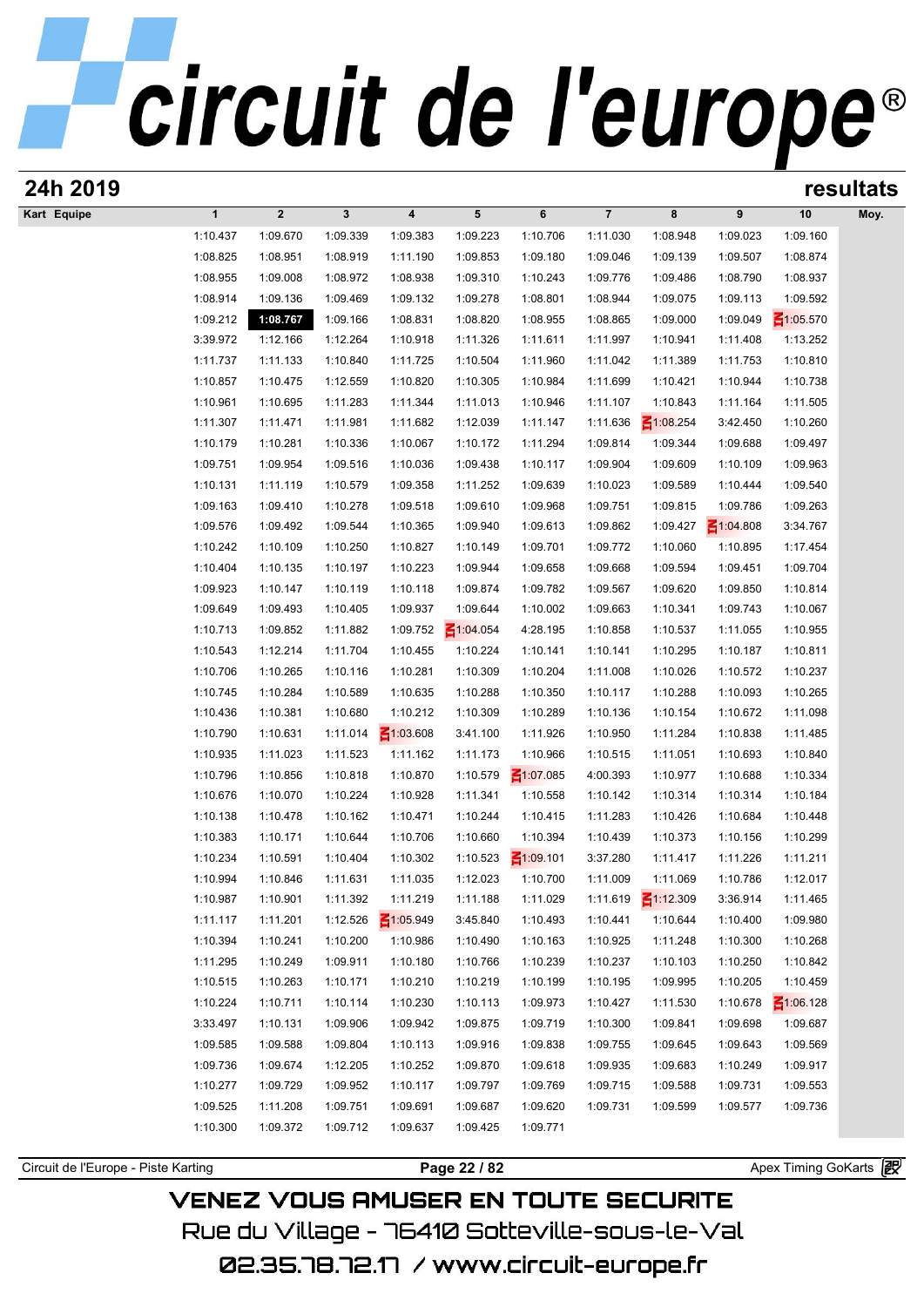# circuit de l'europe®

## 24h 2019 — resultats

| Kart Equipe | 1 | 2 | 3 | 4 | 5 | 6 | 7 | 8 | 9 | 10 | Moy. |
|---|---|---|---|---|---|---|---|---|---|---|---|
| | 1:10.437 | 1:09.670 | 1:09.339 | 1:09.383 | 1:09.223 | 1:10.706 | 1:11.030 | 1:08.948 | 1:09.023 | 1:09.160 | |
| | 1:08.825 | 1:08.951 | 1:08.919 | 1:11.190 | 1:09.853 | 1:09.180 | 1:09.046 | 1:09.139 | 1:09.507 | 1:08.874 | |
| | 1:08.955 | 1:09.008 | 1:08.972 | 1:08.938 | 1:09.310 | 1:10.243 | 1:09.776 | 1:09.486 | 1:08.790 | 1:08.937 | |
| | 1:08.914 | 1:09.136 | 1:09.469 | 1:09.132 | 1:09.278 | 1:08.801 | 1:08.944 | 1:09.075 | 1:09.113 | 1:09.592 | |
| | 1:09.212 | **1:08.767** | 1:09.166 | 1:08.831 | 1:08.820 | 1:08.955 | 1:08.865 | 1:09.000 | 1:09.049 | 1:05.570 | |
| | 3:39.972 | 1:12.166 | 1:12.264 | 1:10.918 | 1:11.326 | 1:11.611 | 1:11.997 | 1:10.941 | 1:11.408 | 1:13.252 | |
| | 1:11.737 | 1:11.133 | 1:10.840 | 1:11.725 | 1:10.504 | 1:11.960 | 1:11.042 | 1:11.389 | 1:11.753 | 1:10.810 | |
| | 1:10.857 | 1:10.475 | 1:12.559 | 1:10.820 | 1:10.305 | 1:10.984 | 1:11.699 | 1:10.421 | 1:10.944 | 1:10.738 | |
| | 1:10.961 | 1:10.695 | 1:11.283 | 1:11.344 | 1:11.013 | 1:10.946 | 1:11.107 | 1:10.843 | 1:11.164 | 1:11.505 | |
| | 1:11.307 | 1:11.471 | 1:11.981 | 1:11.682 | 1:12.039 | 1:11.147 | 1:11.636 | 1:08.254 | 3:42.450 | 1:10.260 | |
| | 1:10.179 | 1:10.281 | 1:10.336 | 1:10.067 | 1:10.172 | 1:11.294 | 1:09.814 | 1:09.344 | 1:09.688 | 1:09.497 | |
| | 1:09.751 | 1:09.954 | 1:09.516 | 1:10.036 | 1:09.438 | 1:10.117 | 1:09.904 | 1:09.609 | 1:10.109 | 1:09.963 | |
| | 1:10.131 | 1:11.119 | 1:10.579 | 1:09.358 | 1:11.252 | 1:09.639 | 1:10.023 | 1:09.589 | 1:10.444 | 1:09.540 | |
| | 1:09.163 | 1:09.410 | 1:10.278 | 1:09.518 | 1:09.610 | 1:09.968 | 1:09.751 | 1:09.815 | 1:09.786 | 1:09.263 | |
| | 1:09.576 | 1:09.492 | 1:09.544 | 1:10.365 | 1:09.940 | 1:09.613 | 1:09.862 | 1:09.427 | 1:04.808 | 3:34.767 | |
| | 1:10.242 | 1:10.109 | 1:10.250 | 1:10.827 | 1:10.149 | 1:09.701 | 1:09.772 | 1:10.060 | 1:10.895 | 1:17.454 | |
| | 1:10.404 | 1:10.135 | 1:10.197 | 1:10.223 | 1:09.944 | 1:09.658 | 1:09.668 | 1:09.594 | 1:09.451 | 1:09.704 | |
| | 1:09.923 | 1:10.147 | 1:10.119 | 1:10.118 | 1:09.874 | 1:09.782 | 1:09.567 | 1:09.620 | 1:09.850 | 1:10.814 | |
| | 1:09.649 | 1:09.493 | 1:10.405 | 1:09.937 | 1:09.644 | 1:10.002 | 1:09.663 | 1:10.341 | 1:09.743 | 1:10.067 | |
| | 1:10.713 | 1:09.852 | 1:11.882 | 1:09.752 | 1:04.054 | 4:28.195 | 1:10.858 | 1:10.537 | 1:11.055 | 1:10.955 | |
| | 1:10.543 | 1:12.214 | 1:11.704 | 1:10.455 | 1:10.224 | 1:10.141 | 1:10.141 | 1:10.295 | 1:10.187 | 1:10.811 | |
| | 1:10.706 | 1:10.265 | 1:10.116 | 1:10.281 | 1:10.309 | 1:10.204 | 1:11.008 | 1:10.026 | 1:10.572 | 1:10.237 | |
| | 1:10.745 | 1:10.284 | 1:10.589 | 1:10.635 | 1:10.288 | 1:10.350 | 1:10.117 | 1:10.288 | 1:10.093 | 1:10.265 | |
| | 1:10.436 | 1:10.381 | 1:10.680 | 1:10.212 | 1:10.309 | 1:10.289 | 1:10.136 | 1:10.154 | 1:10.672 | 1:11.098 | |
| | 1:10.790 | 1:10.631 | 1:11.014 | 1:03.608 | 3:41.100 | 1:11.926 | 1:10.950 | 1:11.284 | 1:10.838 | 1:11.485 | |
| | 1:10.935 | 1:11.023 | 1:11.523 | 1:11.162 | 1:11.173 | 1:10.966 | 1:10.515 | 1:11.051 | 1:10.693 | 1:10.840 | |
| | 1:10.796 | 1:10.856 | 1:10.818 | 1:10.870 | 1:10.579 | 1:07.085 | 4:00.393 | 1:10.977 | 1:10.688 | 1:10.334 | |
| | 1:10.676 | 1:10.070 | 1:10.224 | 1:10.928 | 1:11.341 | 1:10.558 | 1:10.142 | 1:10.314 | 1:10.314 | 1:10.184 | |
| | 1:10.138 | 1:10.478 | 1:10.162 | 1:10.471 | 1:10.244 | 1:10.415 | 1:11.283 | 1:10.426 | 1:10.684 | 1:10.448 | |
| | 1:10.383 | 1:10.171 | 1:10.644 | 1:10.706 | 1:10.660 | 1:10.394 | 1:10.439 | 1:10.373 | 1:10.156 | 1:10.299 | |
| | 1:10.234 | 1:10.591 | 1:10.404 | 1:10.302 | 1:10.523 | 1:09.101 | 3:37.280 | 1:11.417 | 1:11.226 | 1:11.211 | |
| | 1:10.994 | 1:10.846 | 1:11.631 | 1:11.035 | 1:12.023 | 1:10.700 | 1:11.009 | 1:11.069 | 1:10.786 | 1:12.017 | |
| | 1:10.987 | 1:10.901 | 1:11.392 | 1:11.219 | 1:11.188 | 1:11.029 | 1:11.619 | 1:12.309 | 3:36.914 | 1:11.465 | |
| | 1:11.117 | 1:11.201 | 1:12.526 | 1:05.949 | 3:45.840 | 1:10.493 | 1:10.441 | 1:10.644 | 1:10.400 | 1:09.980 | |
| | 1:10.394 | 1:10.241 | 1:10.200 | 1:10.986 | 1:10.490 | 1:10.163 | 1:10.925 | 1:11.248 | 1:10.300 | 1:10.268 | |
| | 1:11.295 | 1:10.249 | 1:09.911 | 1:10.180 | 1:10.766 | 1:10.239 | 1:10.237 | 1:10.103 | 1:10.250 | 1:10.842 | |
| | 1:10.515 | 1:10.263 | 1:10.171 | 1:10.210 | 1:10.219 | 1:10.199 | 1:10.195 | 1:09.995 | 1:10.205 | 1:10.459 | |
| | 1:10.224 | 1:10.711 | 1:10.114 | 1:10.230 | 1:10.113 | 1:09.973 | 1:10.427 | 1:11.530 | 1:10.678 | 1:06.128 | |
| | 3:33.497 | 1:10.131 | 1:09.906 | 1:09.942 | 1:09.875 | 1:09.719 | 1:10.300 | 1:09.841 | 1:09.698 | 1:09.687 | |
| | 1:09.585 | 1:09.588 | 1:09.804 | 1:10.113 | 1:09.916 | 1:09.838 | 1:09.755 | 1:09.645 | 1:09.643 | 1:09.569 | |
| | 1:09.736 | 1:09.674 | 1:12.205 | 1:10.252 | 1:09.870 | 1:09.618 | 1:09.935 | 1:09.683 | 1:10.249 | 1:09.917 | |
| | 1:10.277 | 1:09.729 | 1:09.952 | 1:10.117 | 1:09.797 | 1:09.769 | 1:09.715 | 1:09.588 | 1:09.731 | 1:09.553 | |
| | 1:09.525 | 1:11.208 | 1:09.751 | 1:09.691 | 1:09.687 | 1:09.620 | 1:09.731 | 1:09.599 | 1:09.577 | 1:09.736 | |
| | 1:10.300 | 1:09.372 | 1:09.712 | 1:09.637 | 1:09.425 | 1:09.771 | | | | | |

Circuit de l'Europe - Piste Karting — Apex Timing GoKarts

VENEZ VOUS AMUSER EN TOUTE SECURITE
Rue du Village - 76410 Sotteville-sous-le-Val
02.35.78.72.17 / www.circuit-europe.fr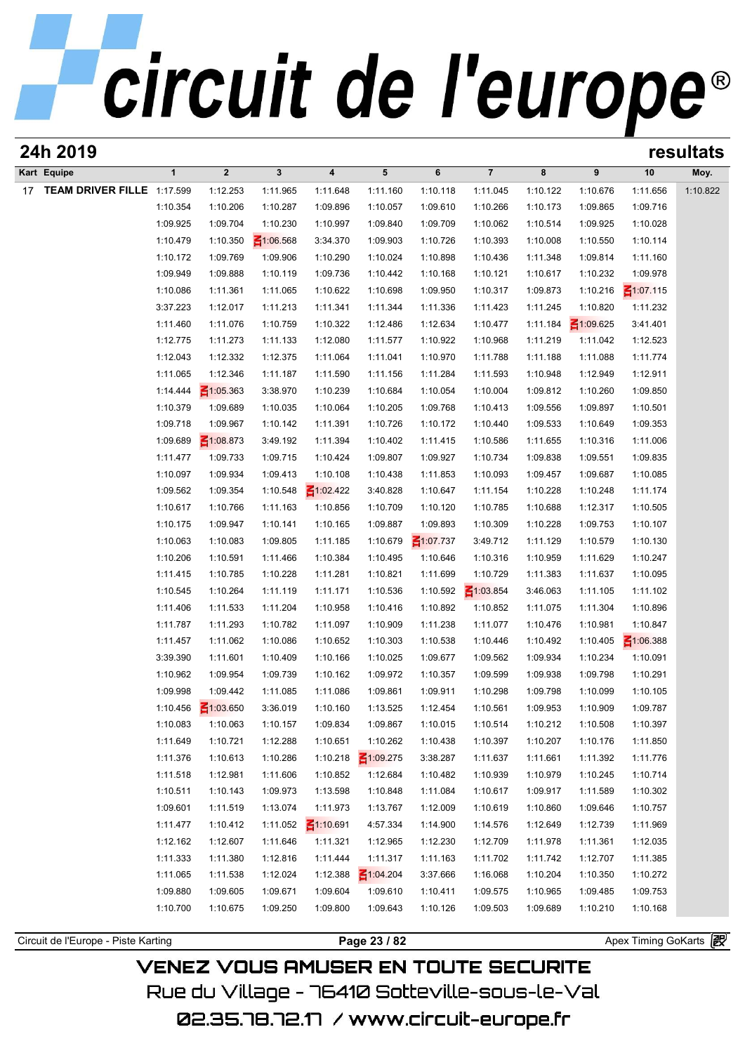# circuit de l'europe®

## 24h 2019 — resultats

| Kart | Equipe | 1 | 2 | 3 | 4 | 5 | 6 | 7 | 8 | 9 | 10 | Moy. |
|---|---|---|---|---|---|---|---|---|---|---|---|---|
| 17 | TEAM DRIVER FILLE | 1:17.599 | 1:12.253 | 1:11.965 | 1:11.648 | 1:11.160 | 1:10.118 | 1:11.045 | 1:10.122 | 1:10.676 | 1:11.656 | 1:10.822 |
| | | 1:10.354 | 1:10.206 | 1:10.287 | 1:09.896 | 1:10.057 | 1:09.610 | 1:10.266 | 1:10.173 | 1:09.865 | 1:09.716 | |
| | | 1:09.925 | 1:09.704 | 1:10.230 | 1:10.997 | 1:09.840 | 1:09.709 | 1:10.062 | 1:10.514 | 1:09.925 | 1:10.028 | |
| | | 1:10.479 | 1:10.350 | 1:06.568 | 3:34.370 | 1:09.903 | 1:10.726 | 1:10.393 | 1:10.008 | 1:10.550 | 1:10.114 | |
| | | 1:10.172 | 1:09.769 | 1:09.906 | 1:10.290 | 1:10.024 | 1:10.898 | 1:10.436 | 1:11.348 | 1:09.814 | 1:11.160 | |
| | | 1:09.949 | 1:09.888 | 1:10.119 | 1:09.736 | 1:10.442 | 1:10.168 | 1:10.121 | 1:10.617 | 1:10.232 | 1:09.978 | |
| | | 1:10.086 | 1:11.361 | 1:11.065 | 1:10.622 | 1:10.698 | 1:09.950 | 1:10.317 | 1:09.873 | 1:10.216 | 1:07.115 | |
| | | 3:37.223 | 1:12.017 | 1:11.213 | 1:11.341 | 1:11.344 | 1:11.336 | 1:11.423 | 1:11.245 | 1:10.820 | 1:11.232 | |
| | | 1:11.460 | 1:11.076 | 1:10.759 | 1:10.322 | 1:12.486 | 1:12.634 | 1:10.477 | 1:11.184 | 1:09.625 | 3:41.401 | |
| | | 1:12.775 | 1:11.273 | 1:11.133 | 1:12.080 | 1:11.577 | 1:10.922 | 1:10.968 | 1:11.219 | 1:11.042 | 1:12.523 | |
| | | 1:12.043 | 1:12.332 | 1:12.375 | 1:11.064 | 1:11.041 | 1:10.970 | 1:11.788 | 1:11.188 | 1:11.088 | 1:11.774 | |
| | | 1:11.065 | 1:12.346 | 1:11.187 | 1:11.590 | 1:11.156 | 1:11.284 | 1:11.593 | 1:10.948 | 1:12.949 | 1:12.911 | |
| | | 1:14.444 | 1:05.363 | 3:38.970 | 1:10.239 | 1:10.684 | 1:10.054 | 1:10.004 | 1:09.812 | 1:10.260 | 1:09.850 | |
| | | 1:10.379 | 1:09.689 | 1:10.035 | 1:10.064 | 1:10.205 | 1:09.768 | 1:10.413 | 1:09.556 | 1:09.897 | 1:10.501 | |
| | | 1:09.718 | 1:09.967 | 1:10.142 | 1:11.391 | 1:10.726 | 1:10.172 | 1:10.440 | 1:09.533 | 1:10.649 | 1:09.353 | |
| | | 1:09.689 | 1:08.873 | 3:49.192 | 1:11.394 | 1:10.402 | 1:11.415 | 1:10.586 | 1:11.655 | 1:10.316 | 1:11.006 | |
| | | 1:11.477 | 1:09.733 | 1:09.715 | 1:10.424 | 1:09.807 | 1:09.927 | 1:10.734 | 1:09.838 | 1:09.551 | 1:09.835 | |
| | | 1:10.097 | 1:09.934 | 1:09.413 | 1:10.108 | 1:10.438 | 1:11.853 | 1:10.093 | 1:09.457 | 1:09.687 | 1:10.085 | |
| | | 1:09.562 | 1:09.354 | 1:10.548 | 1:02.422 | 3:40.828 | 1:10.647 | 1:11.154 | 1:10.228 | 1:10.248 | 1:11.174 | |
| | | 1:10.617 | 1:10.766 | 1:11.163 | 1:10.856 | 1:10.709 | 1:10.120 | 1:10.785 | 1:10.688 | 1:12.317 | 1:10.505 | |
| | | 1:10.175 | 1:09.947 | 1:10.141 | 1:10.165 | 1:09.887 | 1:09.893 | 1:10.309 | 1:10.228 | 1:09.753 | 1:10.107 | |
| | | 1:10.063 | 1:10.083 | 1:09.805 | 1:11.185 | 1:10.679 | 1:07.737 | 3:49.712 | 1:11.129 | 1:10.579 | 1:10.130 | |
| | | 1:10.206 | 1:10.591 | 1:11.466 | 1:10.384 | 1:10.495 | 1:10.646 | 1:10.316 | 1:10.959 | 1:11.629 | 1:10.247 | |
| | | 1:11.415 | 1:10.785 | 1:10.228 | 1:11.281 | 1:10.821 | 1:11.699 | 1:10.729 | 1:11.383 | 1:11.637 | 1:10.095 | |
| | | 1:10.545 | 1:10.264 | 1:11.119 | 1:11.171 | 1:10.536 | 1:10.592 | 1:03.854 | 3:46.063 | 1:11.105 | 1:11.102 | |
| | | 1:11.406 | 1:11.533 | 1:11.204 | 1:10.958 | 1:10.416 | 1:10.892 | 1:10.852 | 1:11.075 | 1:11.304 | 1:10.896 | |
| | | 1:11.787 | 1:11.293 | 1:10.782 | 1:11.097 | 1:10.909 | 1:11.238 | 1:11.077 | 1:10.476 | 1:10.981 | 1:10.847 | |
| | | 1:11.457 | 1:11.062 | 1:10.086 | 1:10.652 | 1:10.303 | 1:10.538 | 1:10.446 | 1:10.492 | 1:10.405 | 1:06.388 | |
| | | 3:39.390 | 1:11.601 | 1:10.409 | 1:10.166 | 1:10.025 | 1:09.677 | 1:09.562 | 1:09.934 | 1:10.234 | 1:10.091 | |
| | | 1:10.962 | 1:09.954 | 1:09.739 | 1:10.162 | 1:09.972 | 1:10.357 | 1:09.599 | 1:09.938 | 1:09.798 | 1:10.291 | |
| | | 1:09.998 | 1:09.442 | 1:11.085 | 1:11.086 | 1:09.861 | 1:09.911 | 1:10.298 | 1:09.798 | 1:10.099 | 1:10.105 | |
| | | 1:10.456 | 1:03.650 | 3:36.019 | 1:10.160 | 1:13.525 | 1:12.454 | 1:10.561 | 1:09.953 | 1:10.909 | 1:09.787 | |
| | | 1:10.083 | 1:10.063 | 1:10.157 | 1:09.834 | 1:09.867 | 1:10.015 | 1:10.514 | 1:10.212 | 1:10.508 | 1:10.397 | |
| | | 1:11.649 | 1:10.721 | 1:12.288 | 1:10.651 | 1:10.262 | 1:10.438 | 1:10.397 | 1:10.207 | 1:10.176 | 1:11.850 | |
| | | 1:11.376 | 1:10.613 | 1:10.286 | 1:10.218 | 1:09.275 | 3:38.287 | 1:11.637 | 1:11.661 | 1:11.392 | 1:11.776 | |
| | | 1:11.518 | 1:12.981 | 1:11.606 | 1:10.852 | 1:12.684 | 1:10.482 | 1:10.939 | 1:10.979 | 1:10.245 | 1:10.714 | |
| | | 1:10.511 | 1:10.143 | 1:09.973 | 1:13.598 | 1:10.848 | 1:11.084 | 1:10.617 | 1:09.917 | 1:11.589 | 1:10.302 | |
| | | 1:09.601 | 1:11.519 | 1:13.074 | 1:11.973 | 1:13.767 | 1:12.009 | 1:10.619 | 1:10.860 | 1:09.646 | 1:10.757 | |
| | | 1:11.477 | 1:10.412 | 1:11.052 | 1:10.691 | 4:57.334 | 1:14.900 | 1:14.576 | 1:12.649 | 1:12.739 | 1:11.969 | |
| | | 1:12.162 | 1:12.607 | 1:11.646 | 1:11.321 | 1:12.965 | 1:12.230 | 1:12.709 | 1:11.978 | 1:11.361 | 1:12.035 | |
| | | 1:11.333 | 1:11.380 | 1:12.816 | 1:11.444 | 1:11.317 | 1:11.163 | 1:11.702 | 1:11.742 | 1:12.707 | 1:11.385 | |
| | | 1:11.065 | 1:11.538 | 1:12.024 | 1:12.388 | 1:04.204 | 3:37.666 | 1:16.068 | 1:10.204 | 1:10.350 | 1:10.272 | |
| | | 1:09.880 | 1:09.605 | 1:09.671 | 1:09.604 | 1:09.610 | 1:10.411 | 1:09.575 | 1:10.965 | 1:09.485 | 1:09.753 | |
| | | 1:10.700 | 1:10.675 | 1:09.250 | 1:09.800 | 1:09.643 | 1:10.126 | 1:09.503 | 1:09.689 | 1:10.210 | 1:10.168 | |

Circuit de l'Europe - Piste Karting — Apex Timing GoKarts

VENEZ VOUS AMUSER EN TOUTE SECURITE
Rue du Village - 76410 Sotteville-sous-le-Val
02.35.78.72.17 / www.circuit-europe.fr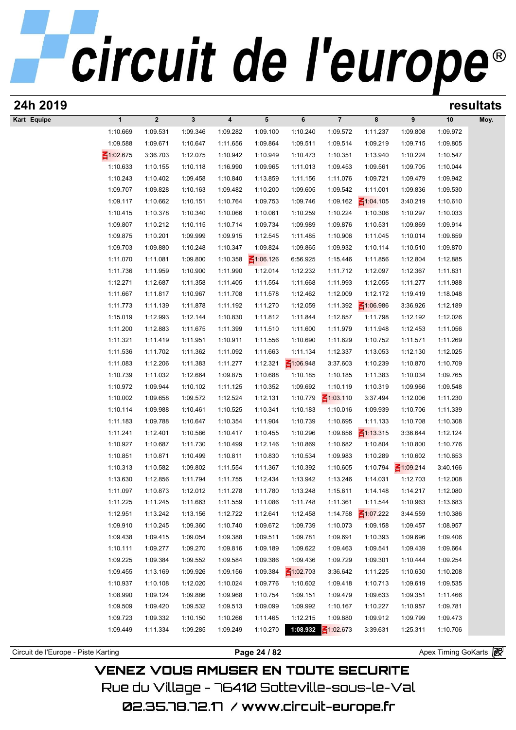## 24h 2019

**resultats**

| Kart | Equipe | 1 | 2 | 3 | 4 | 5 | 6 | 7 | 8 | 9 | 10 | Moy. |
|---|---|---|---|---|---|---|---|---|---|---|---|---|
| | | 1:10.669 | 1:09.531 | 1:09.346 | 1:09.282 | 1:09.100 | 1:10.240 | 1:09.572 | 1:11.237 | 1:09.808 | 1:09.972 | |
| | | 1:09.588 | 1:09.671 | 1:10.647 | 1:11.656 | 1:09.864 | 1:09.511 | 1:09.514 | 1:09.219 | 1:09.715 | 1:09.805 | |
| | | 1:02.675 | 3:36.703 | 1:12.075 | 1:10.942 | 1:10.949 | 1:10.473 | 1:10.351 | 1:13.940 | 1:10.224 | 1:10.547 | |
| | | 1:10.633 | 1:10.155 | 1:10.118 | 1:16.990 | 1:09.965 | 1:11.013 | 1:09.453 | 1:09.561 | 1:09.705 | 1:10.044 | |
| | | 1:10.243 | 1:10.402 | 1:09.458 | 1:10.840 | 1:13.859 | 1:11.156 | 1:11.076 | 1:09.721 | 1:09.479 | 1:09.942 | |
| | | 1:09.707 | 1:09.828 | 1:10.163 | 1:09.482 | 1:10.200 | 1:09.605 | 1:09.542 | 1:11.001 | 1:09.836 | 1:09.530 | |
| | | 1:09.117 | 1:10.662 | 1:10.151 | 1:10.764 | 1:09.753 | 1:09.746 | 1:09.162 | 1:04.105 | 3:40.219 | 1:10.610 | |
| | | 1:10.415 | 1:10.378 | 1:10.340 | 1:10.066 | 1:10.061 | 1:10.259 | 1:10.224 | 1:10.306 | 1:10.297 | 1:10.033 | |
| | | 1:09.807 | 1:10.212 | 1:10.115 | 1:10.714 | 1:09.734 | 1:09.989 | 1:09.876 | 1:10.531 | 1:09.869 | 1:09.914 | |
| | | 1:09.875 | 1:10.201 | 1:09.999 | 1:09.915 | 1:12.545 | 1:11.485 | 1:10.906 | 1:11.045 | 1:10.014 | 1:09.859 | |
| | | 1:09.703 | 1:09.880 | 1:10.248 | 1:10.347 | 1:09.824 | 1:09.865 | 1:09.932 | 1:10.114 | 1:10.510 | 1:09.870 | |
| | | 1:11.070 | 1:11.081 | 1:09.800 | 1:10.358 | 1:06.126 | 6:56.925 | 1:15.446 | 1:11.856 | 1:12.804 | 1:12.885 | |
| | | 1:11.736 | 1:11.959 | 1:10.900 | 1:11.990 | 1:12.014 | 1:12.232 | 1:11.712 | 1:12.097 | 1:12.367 | 1:11.831 | |
| | | 1:12.271 | 1:12.687 | 1:11.358 | 1:11.405 | 1:11.554 | 1:11.668 | 1:11.993 | 1:12.055 | 1:11.277 | 1:11.988 | |
| | | 1:11.667 | 1:11.817 | 1:10.967 | 1:11.708 | 1:11.578 | 1:12.462 | 1:12.009 | 1:12.172 | 1:19.419 | 1:18.048 | |
| | | 1:11.773 | 1:11.139 | 1:11.878 | 1:11.192 | 1:11.270 | 1:12.059 | 1:11.392 | 1:06.986 | 3:36.926 | 1:12.189 | |
| | | 1:15.019 | 1:12.993 | 1:12.144 | 1:10.830 | 1:11.812 | 1:11.844 | 1:12.857 | 1:11.798 | 1:12.192 | 1:12.026 | |
| | | 1:11.200 | 1:12.883 | 1:11.675 | 1:11.399 | 1:11.510 | 1:11.600 | 1:11.979 | 1:11.948 | 1:12.453 | 1:11.056 | |
| | | 1:11.321 | 1:11.419 | 1:11.951 | 1:10.911 | 1:11.556 | 1:10.690 | 1:11.629 | 1:10.752 | 1:11.571 | 1:11.269 | |
| | | 1:11.536 | 1:11.702 | 1:11.362 | 1:11.092 | 1:11.663 | 1:11.134 | 1:12.337 | 1:13.053 | 1:12.130 | 1:12.025 | |
| | | 1:11.083 | 1:12.206 | 1:11.383 | 1:11.277 | 1:12.321 | 1:06.948 | 3:37.603 | 1:10.239 | 1:10.870 | 1:10.709 | |
| | | 1:10.739 | 1:11.032 | 1:12.664 | 1:09.875 | 1:10.688 | 1:10.185 | 1:10.185 | 1:11.383 | 1:10.034 | 1:09.765 | |
| | | 1:10.972 | 1:09.944 | 1:10.102 | 1:11.125 | 1:10.352 | 1:09.692 | 1:10.119 | 1:10.319 | 1:09.966 | 1:09.548 | |
| | | 1:10.002 | 1:09.658 | 1:09.572 | 1:12.524 | 1:12.131 | 1:10.779 | 1:03.110 | 3:37.494 | 1:12.006 | 1:11.230 | |
| | | 1:10.114 | 1:09.988 | 1:10.461 | 1:10.525 | 1:10.341 | 1:10.183 | 1:10.016 | 1:09.939 | 1:10.706 | 1:11.339 | |
| | | 1:11.183 | 1:09.788 | 1:10.647 | 1:10.354 | 1:11.904 | 1:10.739 | 1:10.695 | 1:11.133 | 1:10.708 | 1:10.308 | |
| | | 1:11.241 | 1:12.401 | 1:10.586 | 1:10.417 | 1:10.455 | 1:10.296 | 1:09.856 | 1:13.315 | 3:36.644 | 1:12.124 | |
| | | 1:10.927 | 1:10.687 | 1:11.730 | 1:10.499 | 1:12.146 | 1:10.869 | 1:10.682 | 1:10.804 | 1:10.800 | 1:10.776 | |
| | | 1:10.851 | 1:10.871 | 1:10.499 | 1:10.811 | 1:10.830 | 1:10.534 | 1:09.983 | 1:10.289 | 1:10.602 | 1:10.653 | |
| | | 1:10.313 | 1:10.582 | 1:09.802 | 1:11.554 | 1:11.367 | 1:10.392 | 1:10.605 | 1:10.794 | 1:09.214 | 3:40.166 | |
| | | 1:13.630 | 1:12.856 | 1:11.794 | 1:11.755 | 1:12.434 | 1:13.942 | 1:13.246 | 1:14.031 | 1:12.703 | 1:12.008 | |
| | | 1:11.097 | 1:10.873 | 1:12.012 | 1:11.278 | 1:11.780 | 1:13.248 | 1:15.611 | 1:14.148 | 1:14.217 | 1:12.080 | |
| | | 1:11.225 | 1:11.245 | 1:11.663 | 1:11.559 | 1:11.086 | 1:11.748 | 1:11.361 | 1:11.544 | 1:10.963 | 1:13.683 | |
| | | 1:12.951 | 1:13.242 | 1:13.156 | 1:12.722 | 1:12.641 | 1:12.458 | 1:14.758 | 1:07.222 | 3:44.559 | 1:10.386 | |
| | | 1:09.910 | 1:10.245 | 1:09.360 | 1:10.740 | 1:09.672 | 1:09.739 | 1:10.073 | 1:09.158 | 1:09.457 | 1:08.957 | |
| | | 1:09.438 | 1:09.415 | 1:09.054 | 1:09.388 | 1:09.511 | 1:09.781 | 1:09.691 | 1:10.393 | 1:09.696 | 1:09.406 | |
| | | 1:10.111 | 1:09.277 | 1:09.270 | 1:09.816 | 1:09.189 | 1:09.622 | 1:09.463 | 1:09.541 | 1:09.439 | 1:09.664 | |
| | | 1:09.225 | 1:09.384 | 1:09.552 | 1:09.584 | 1:09.386 | 1:09.436 | 1:09.729 | 1:09.301 | 1:10.444 | 1:09.254 | |
| | | 1:09.455 | 1:13.169 | 1:09.926 | 1:09.156 | 1:09.384 | 1:02.703 | 3:36.642 | 1:11.225 | 1:10.630 | 1:10.208 | |
| | | 1:10.937 | 1:10.108 | 1:12.020 | 1:10.024 | 1:09.776 | 1:10.602 | 1:09.418 | 1:10.713 | 1:09.619 | 1:09.535 | |
| | | 1:08.990 | 1:09.124 | 1:09.886 | 1:09.968 | 1:10.754 | 1:09.151 | 1:09.479 | 1:09.633 | 1:09.351 | 1:11.466 | |
| | | 1:09.509 | 1:09.420 | 1:09.532 | 1:09.513 | 1:09.099 | 1:09.992 | 1:10.167 | 1:10.227 | 1:10.957 | 1:09.781 | |
| | | 1:09.723 | 1:09.332 | 1:10.150 | 1:10.266 | 1:11.465 | 1:12.215 | 1:09.880 | 1:09.912 | 1:09.799 | 1:09.473 | |
| | | 1:09.449 | 1:11.334 | 1:09.285 | 1:09.249 | 1:10.270 | **1:08.932** | 1:02.673 | 3:39.631 | 1:25.311 | 1:10.706 | |

Circuit de l'Europe - Piste Karting — Apex Timing GoKarts

VENEZ VOUS AMUSER EN TOUTE SECURITE

Rue du Village - 76410 Sotteville-sous-le-Val

02.35.78.72.17 / www.circuit-europe.fr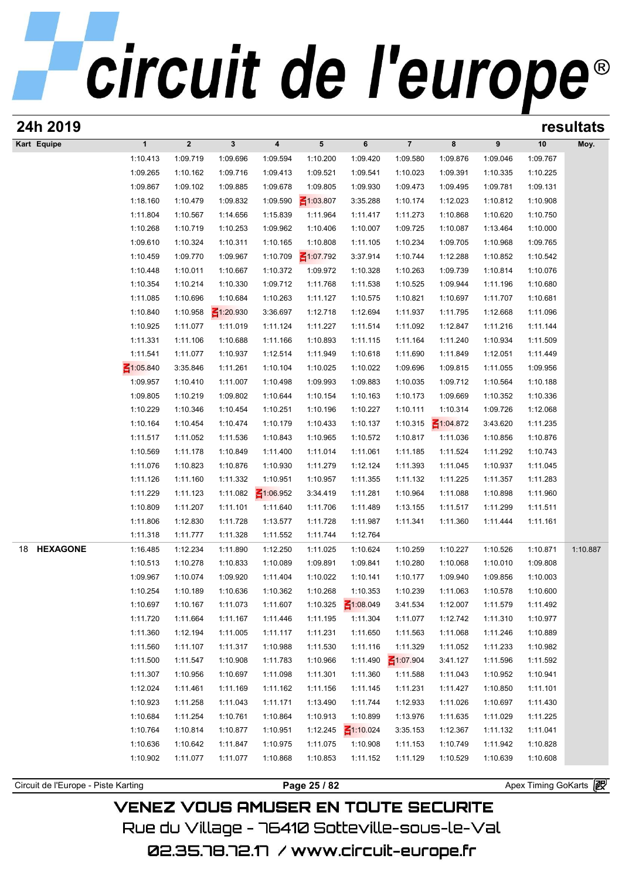# circuit de l'europe®

## 24h 2019

**resultats**

| Kart | Equipe | 1 | 2 | 3 | 4 | 5 | 6 | 7 | 8 | 9 | 10 | Moy. |
|---|---|---|---|---|---|---|---|---|---|---|---|---|
| | | 1:10.413 | 1:09.719 | 1:09.696 | 1:09.594 | 1:10.200 | 1:09.420 | 1:09.580 | 1:09.876 | 1:09.046 | 1:09.767 | |
| | | 1:09.265 | 1:10.162 | 1:09.716 | 1:09.413 | 1:09.521 | 1:09.541 | 1:10.023 | 1:09.391 | 1:10.335 | 1:10.225 | |
| | | 1:09.867 | 1:09.102 | 1:09.885 | 1:09.678 | 1:09.805 | 1:09.930 | 1:09.473 | 1:09.495 | 1:09.781 | 1:09.131 | |
| | | 1:18.160 | 1:10.479 | 1:09.832 | 1:09.590 | 1:03.807 | 3:35.288 | 1:10.174 | 1:12.023 | 1:10.812 | 1:10.908 | |
| | | 1:11.804 | 1:10.567 | 1:14.656 | 1:15.839 | 1:11.964 | 1:11.417 | 1:11.273 | 1:10.868 | 1:10.620 | 1:10.750 | |
| | | 1:10.268 | 1:10.719 | 1:10.253 | 1:09.962 | 1:10.406 | 1:10.007 | 1:09.725 | 1:10.087 | 1:13.464 | 1:10.000 | |
| | | 1:09.610 | 1:10.324 | 1:10.311 | 1:10.165 | 1:10.808 | 1:11.105 | 1:10.234 | 1:09.705 | 1:10.968 | 1:09.765 | |
| | | 1:10.459 | 1:09.770 | 1:09.967 | 1:10.709 | 1:07.792 | 3:37.914 | 1:10.744 | 1:12.288 | 1:10.852 | 1:10.542 | |
| | | 1:10.448 | 1:10.011 | 1:10.667 | 1:10.372 | 1:09.972 | 1:10.328 | 1:10.263 | 1:09.739 | 1:10.814 | 1:10.076 | |
| | | 1:10.354 | 1:10.214 | 1:10.330 | 1:09.712 | 1:11.768 | 1:11.538 | 1:10.525 | 1:09.944 | 1:11.196 | 1:10.680 | |
| | | 1:11.085 | 1:10.696 | 1:10.684 | 1:10.263 | 1:11.127 | 1:10.575 | 1:10.821 | 1:10.697 | 1:11.707 | 1:10.681 | |
| | | 1:10.840 | 1:10.958 | 1:20.930 | 3:36.697 | 1:12.718 | 1:12.694 | 1:11.937 | 1:11.795 | 1:12.668 | 1:11.096 | |
| | | 1:10.925 | 1:11.077 | 1:11.019 | 1:11.124 | 1:11.227 | 1:11.514 | 1:11.092 | 1:12.847 | 1:11.216 | 1:11.144 | |
| | | 1:11.331 | 1:11.106 | 1:10.688 | 1:11.166 | 1:10.893 | 1:11.115 | 1:11.164 | 1:11.240 | 1:10.934 | 1:11.509 | |
| | | 1:11.541 | 1:11.077 | 1:10.937 | 1:12.514 | 1:11.949 | 1:10.618 | 1:11.690 | 1:11.849 | 1:12.051 | 1:11.449 | |
| | | 1:05.840 | 3:35.846 | 1:11.261 | 1:10.104 | 1:10.025 | 1:10.022 | 1:09.696 | 1:09.815 | 1:11.055 | 1:09.956 | |
| | | 1:09.957 | 1:10.410 | 1:11.007 | 1:10.498 | 1:09.993 | 1:09.883 | 1:10.035 | 1:09.712 | 1:10.564 | 1:10.188 | |
| | | 1:09.805 | 1:10.219 | 1:09.802 | 1:10.644 | 1:10.154 | 1:10.163 | 1:10.173 | 1:09.669 | 1:10.352 | 1:10.336 | |
| | | 1:10.229 | 1:10.346 | 1:10.454 | 1:10.251 | 1:10.196 | 1:10.227 | 1:10.111 | 1:10.314 | 1:09.726 | 1:12.068 | |
| | | 1:10.164 | 1:10.454 | 1:10.474 | 1:10.179 | 1:10.433 | 1:10.137 | 1:10.315 | 1:04.872 | 3:43.620 | 1:11.235 | |
| | | 1:11.517 | 1:11.052 | 1:11.536 | 1:10.843 | 1:10.965 | 1:10.572 | 1:10.817 | 1:11.036 | 1:10.856 | 1:10.876 | |
| | | 1:10.569 | 1:11.178 | 1:10.849 | 1:11.400 | 1:11.014 | 1:11.061 | 1:11.185 | 1:11.524 | 1:11.292 | 1:10.743 | |
| | | 1:11.076 | 1:10.823 | 1:10.876 | 1:10.930 | 1:11.279 | 1:12.124 | 1:11.393 | 1:11.045 | 1:10.937 | 1:11.045 | |
| | | 1:11.126 | 1:11.160 | 1:11.332 | 1:10.951 | 1:10.957 | 1:11.355 | 1:11.132 | 1:11.225 | 1:11.357 | 1:11.283 | |
| | | 1:11.229 | 1:11.123 | 1:11.082 | 1:06.952 | 3:34.419 | 1:11.281 | 1:10.964 | 1:11.088 | 1:10.898 | 1:11.960 | |
| | | 1:10.809 | 1:11.207 | 1:11.101 | 1:11.640 | 1:11.706 | 1:11.489 | 1:13.155 | 1:11.517 | 1:11.299 | 1:11.511 | |
| | | 1:11.806 | 1:12.830 | 1:11.728 | 1:13.577 | 1:11.728 | 1:11.987 | 1:11.341 | 1:11.360 | 1:11.444 | 1:11.161 | |
| | | 1:11.318 | 1:11.777 | 1:11.328 | 1:11.552 | 1:11.744 | 1:12.764 | | | | | |
| 18 | **HEXAGONE** | 1:16.485 | 1:12.234 | 1:11.890 | 1:12.250 | 1:11.025 | 1:10.624 | 1:10.259 | 1:10.227 | 1:10.526 | 1:10.871 | 1:10.887 |
| | | 1:10.513 | 1:10.278 | 1:10.833 | 1:10.089 | 1:09.891 | 1:09.841 | 1:10.280 | 1:10.068 | 1:10.010 | 1:09.808 | |
| | | 1:09.967 | 1:10.074 | 1:09.920 | 1:11.404 | 1:10.022 | 1:10.141 | 1:10.177 | 1:09.940 | 1:09.856 | 1:10.003 | |
| | | 1:10.254 | 1:10.189 | 1:10.636 | 1:10.362 | 1:10.268 | 1:10.353 | 1:10.239 | 1:11.063 | 1:10.578 | 1:10.600 | |
| | | 1:10.697 | 1:10.167 | 1:11.073 | 1:11.607 | 1:10.325 | 1:08.049 | 3:41.534 | 1:12.007 | 1:11.579 | 1:11.492 | |
| | | 1:11.720 | 1:11.664 | 1:11.167 | 1:11.446 | 1:11.195 | 1:11.304 | 1:11.077 | 1:12.742 | 1:11.310 | 1:10.977 | |
| | | 1:11.360 | 1:12.194 | 1:11.005 | 1:11.117 | 1:11.231 | 1:11.650 | 1:11.563 | 1:11.068 | 1:11.246 | 1:10.889 | |
| | | 1:11.560 | 1:11.107 | 1:11.317 | 1:10.988 | 1:11.530 | 1:11.116 | 1:11.329 | 1:11.052 | 1:11.233 | 1:10.982 | |
| | | 1:11.500 | 1:11.547 | 1:10.908 | 1:11.783 | 1:10.966 | 1:11.490 | 1:07.904 | 3:41.127 | 1:11.596 | 1:11.592 | |
| | | 1:11.307 | 1:10.956 | 1:10.697 | 1:11.098 | 1:11.301 | 1:11.360 | 1:11.588 | 1:11.043 | 1:10.952 | 1:10.941 | |
| | | 1:12.024 | 1:11.461 | 1:11.169 | 1:11.162 | 1:11.156 | 1:11.145 | 1:11.231 | 1:11.427 | 1:10.850 | 1:11.101 | |
| | | 1:10.923 | 1:11.258 | 1:11.043 | 1:11.171 | 1:13.490 | 1:11.744 | 1:12.933 | 1:11.026 | 1:10.697 | 1:11.430 | |
| | | 1:10.684 | 1:11.254 | 1:10.761 | 1:10.864 | 1:10.913 | 1:10.899 | 1:13.976 | 1:11.635 | 1:11.029 | 1:11.225 | |
| | | 1:10.764 | 1:10.814 | 1:10.877 | 1:10.951 | 1:12.245 | 1:10.024 | 3:35.153 | 1:12.367 | 1:11.132 | 1:11.041 | |
| | | 1:10.636 | 1:10.642 | 1:11.847 | 1:10.975 | 1:11.075 | 1:10.908 | 1:11.153 | 1:10.749 | 1:11.942 | 1:10.828 | |
| | | 1:10.902 | 1:11.077 | 1:11.077 | 1:10.868 | 1:10.853 | 1:11.152 | 1:11.129 | 1:10.529 | 1:10.639 | 1:10.608 | |

Circuit de l'Europe - Piste Karting | Apex Timing GoKarts

VENEZ VOUS AMUSER EN TOUTE SECURITE
Rue du Village - 76410 Sotteville-sous-le-Val
02.35.78.72.17 / www.circuit-europe.fr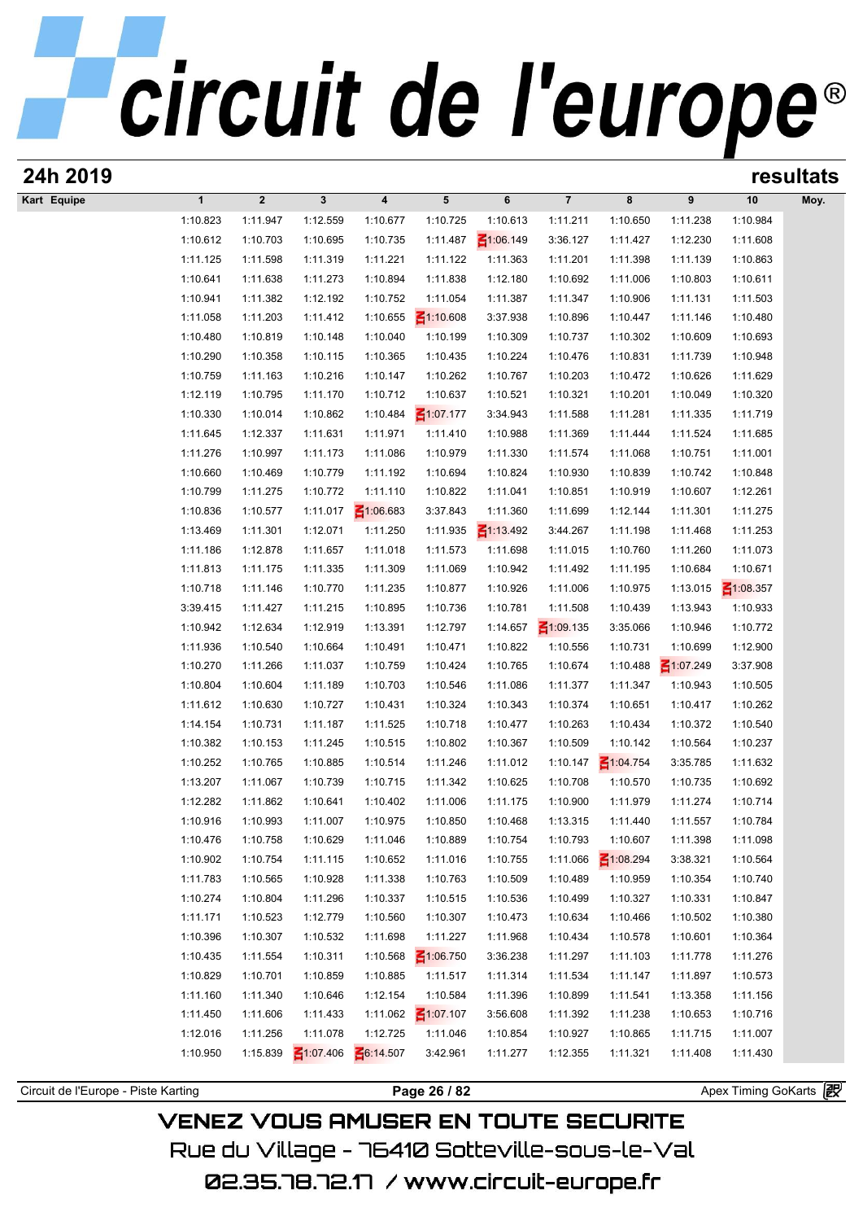# circuit de l'europe®

## 24h 2019 resultats

| Kart | Equipe | 1 | 2 | 3 | 4 | 5 | 6 | 7 | 8 | 9 | 10 | Moy. |
|---|---|---|---|---|---|---|---|---|---|---|---|---|
| | | 1:10.823 | 1:11.947 | 1:12.559 | 1:10.677 | 1:10.725 | 1:10.613 | 1:11.211 | 1:10.650 | 1:11.238 | 1:10.984 | |
| | | 1:10.612 | 1:10.703 | 1:10.695 | 1:10.735 | 1:11.487 | 1:06.149 | 3:36.127 | 1:11.427 | 1:12.230 | 1:11.608 | |
| | | 1:11.125 | 1:11.598 | 1:11.319 | 1:11.221 | 1:11.122 | 1:11.363 | 1:11.201 | 1:11.398 | 1:11.139 | 1:10.863 | |
| | | 1:10.641 | 1:11.638 | 1:11.273 | 1:10.894 | 1:11.838 | 1:12.180 | 1:10.692 | 1:11.006 | 1:10.803 | 1:10.611 | |
| | | 1:10.941 | 1:11.382 | 1:12.192 | 1:10.752 | 1:11.054 | 1:11.387 | 1:11.347 | 1:10.906 | 1:11.131 | 1:11.503 | |
| | | 1:11.058 | 1:11.203 | 1:11.412 | 1:10.655 | 1:10.608 | 3:37.938 | 1:10.896 | 1:10.447 | 1:11.146 | 1:10.480 | |
| | | 1:10.480 | 1:10.819 | 1:10.148 | 1:10.040 | 1:10.199 | 1:10.309 | 1:10.737 | 1:10.302 | 1:10.609 | 1:10.693 | |
| | | 1:10.290 | 1:10.358 | 1:10.115 | 1:10.365 | 1:10.435 | 1:10.224 | 1:10.476 | 1:10.831 | 1:11.739 | 1:10.948 | |
| | | 1:10.759 | 1:11.163 | 1:10.216 | 1:10.147 | 1:10.262 | 1:10.767 | 1:10.203 | 1:10.472 | 1:10.626 | 1:11.629 | |
| | | 1:12.119 | 1:10.795 | 1:11.170 | 1:10.712 | 1:10.637 | 1:10.521 | 1:10.321 | 1:10.201 | 1:10.049 | 1:10.320 | |
| | | 1:10.330 | 1:10.014 | 1:10.862 | 1:10.484 | 1:07.177 | 3:34.943 | 1:11.588 | 1:11.281 | 1:11.335 | 1:11.719 | |
| | | 1:11.645 | 1:12.337 | 1:11.631 | 1:11.971 | 1:11.410 | 1:10.988 | 1:11.369 | 1:11.444 | 1:11.524 | 1:11.685 | |
| | | 1:11.276 | 1:10.997 | 1:11.173 | 1:11.086 | 1:10.979 | 1:11.330 | 1:11.574 | 1:11.068 | 1:10.751 | 1:11.001 | |
| | | 1:10.660 | 1:10.469 | 1:10.779 | 1:11.192 | 1:10.694 | 1:10.824 | 1:10.930 | 1:10.839 | 1:10.742 | 1:10.848 | |
| | | 1:10.799 | 1:11.275 | 1:10.772 | 1:11.110 | 1:10.822 | 1:11.041 | 1:10.851 | 1:10.919 | 1:10.607 | 1:12.261 | |
| | | 1:10.836 | 1:10.577 | 1:11.017 | 1:06.683 | 3:37.843 | 1:11.360 | 1:11.699 | 1:12.144 | 1:11.301 | 1:11.275 | |
| | | 1:13.469 | 1:11.301 | 1:12.071 | 1:11.250 | 1:11.935 | 1:13.492 | 3:44.267 | 1:11.198 | 1:11.468 | 1:11.253 | |
| | | 1:11.186 | 1:12.878 | 1:11.657 | 1:11.018 | 1:11.573 | 1:11.698 | 1:11.015 | 1:10.760 | 1:11.260 | 1:11.073 | |
| | | 1:11.813 | 1:11.175 | 1:11.335 | 1:11.309 | 1:11.069 | 1:10.942 | 1:11.492 | 1:11.195 | 1:10.684 | 1:10.671 | |
| | | 1:10.718 | 1:11.146 | 1:10.770 | 1:11.235 | 1:10.877 | 1:10.926 | 1:11.006 | 1:10.975 | 1:13.015 | 1:08.357 | |
| | | 3:39.415 | 1:11.427 | 1:11.215 | 1:10.895 | 1:10.736 | 1:10.781 | 1:11.508 | 1:10.439 | 1:13.943 | 1:10.933 | |
| | | 1:10.942 | 1:12.634 | 1:12.919 | 1:13.391 | 1:12.797 | 1:14.657 | 1:09.135 | 3:35.066 | 1:10.946 | 1:10.772 | |
| | | 1:11.936 | 1:10.540 | 1:10.664 | 1:10.491 | 1:10.471 | 1:10.822 | 1:10.556 | 1:10.731 | 1:10.699 | 1:12.900 | |
| | | 1:10.270 | 1:11.266 | 1:11.037 | 1:10.759 | 1:10.424 | 1:10.765 | 1:10.674 | 1:10.488 | 1:07.249 | 3:37.908 | |
| | | 1:10.804 | 1:10.604 | 1:11.189 | 1:10.703 | 1:10.546 | 1:11.086 | 1:11.377 | 1:11.347 | 1:10.943 | 1:10.505 | |
| | | 1:11.612 | 1:10.630 | 1:10.727 | 1:10.431 | 1:10.324 | 1:10.343 | 1:10.374 | 1:10.651 | 1:10.417 | 1:10.262 | |
| | | 1:14.154 | 1:10.731 | 1:11.187 | 1:11.525 | 1:10.718 | 1:10.477 | 1:10.263 | 1:10.434 | 1:10.372 | 1:10.540 | |
| | | 1:10.382 | 1:10.153 | 1:11.245 | 1:10.515 | 1:10.802 | 1:10.367 | 1:10.509 | 1:10.142 | 1:10.564 | 1:10.237 | |
| | | 1:10.252 | 1:10.765 | 1:10.885 | 1:10.514 | 1:11.246 | 1:11.012 | 1:10.147 | 1:04.754 | 3:35.785 | 1:11.632 | |
| | | 1:13.207 | 1:11.067 | 1:10.739 | 1:10.715 | 1:11.342 | 1:10.625 | 1:10.708 | 1:10.570 | 1:10.735 | 1:10.692 | |
| | | 1:12.282 | 1:11.862 | 1:10.641 | 1:10.402 | 1:11.006 | 1:11.175 | 1:10.900 | 1:11.979 | 1:11.274 | 1:10.714 | |
| | | 1:10.916 | 1:10.993 | 1:11.007 | 1:10.975 | 1:10.850 | 1:10.468 | 1:13.315 | 1:11.440 | 1:11.557 | 1:10.784 | |
| | | 1:10.476 | 1:10.758 | 1:10.629 | 1:11.046 | 1:10.889 | 1:10.754 | 1:10.793 | 1:10.607 | 1:11.398 | 1:11.098 | |
| | | 1:10.902 | 1:10.754 | 1:11.115 | 1:10.652 | 1:11.016 | 1:10.755 | 1:11.066 | 1:08.294 | 3:38.321 | 1:10.564 | |
| | | 1:11.783 | 1:10.565 | 1:10.928 | 1:11.338 | 1:10.763 | 1:10.509 | 1:10.489 | 1:10.959 | 1:10.354 | 1:10.740 | |
| | | 1:10.274 | 1:10.804 | 1:11.296 | 1:10.337 | 1:10.515 | 1:10.536 | 1:10.499 | 1:10.327 | 1:10.331 | 1:10.847 | |
| | | 1:11.171 | 1:10.523 | 1:12.779 | 1:10.560 | 1:10.307 | 1:10.473 | 1:10.634 | 1:10.466 | 1:10.502 | 1:10.380 | |
| | | 1:10.396 | 1:10.307 | 1:10.532 | 1:11.698 | 1:11.227 | 1:11.968 | 1:10.434 | 1:10.578 | 1:10.601 | 1:10.364 | |
| | | 1:10.435 | 1:11.554 | 1:10.311 | 1:10.568 | 1:06.750 | 3:36.238 | 1:11.297 | 1:11.103 | 1:11.778 | 1:11.276 | |
| | | 1:10.829 | 1:10.701 | 1:10.859 | 1:10.885 | 1:11.517 | 1:11.314 | 1:11.534 | 1:11.147 | 1:11.897 | 1:10.573 | |
| | | 1:11.160 | 1:11.340 | 1:10.646 | 1:12.154 | 1:10.584 | 1:11.396 | 1:10.899 | 1:11.541 | 1:13.358 | 1:11.156 | |
| | | 1:11.450 | 1:11.606 | 1:11.433 | 1:11.062 | 1:07.107 | 3:56.608 | 1:11.392 | 1:11.238 | 1:10.653 | 1:10.716 | |
| | | 1:12.016 | 1:11.256 | 1:11.078 | 1:12.725 | 1:11.046 | 1:10.854 | 1:10.927 | 1:10.865 | 1:11.715 | 1:11.007 | |
| | | 1:10.950 | 1:15.839 | 1:07.406 | 6:14.507 | 3:42.961 | 1:11.277 | 1:12.355 | 1:11.321 | 1:11.408 | 1:11.430 | |

Circuit de l'Europe - Piste Karting — Apex Timing GoKarts

VENEZ VOUS AMUSER EN TOUTE SECURITE
Rue du Village - 76410 Sotteville-sous-le-Val
02.35.78.72.17 / www.circuit-europe.fr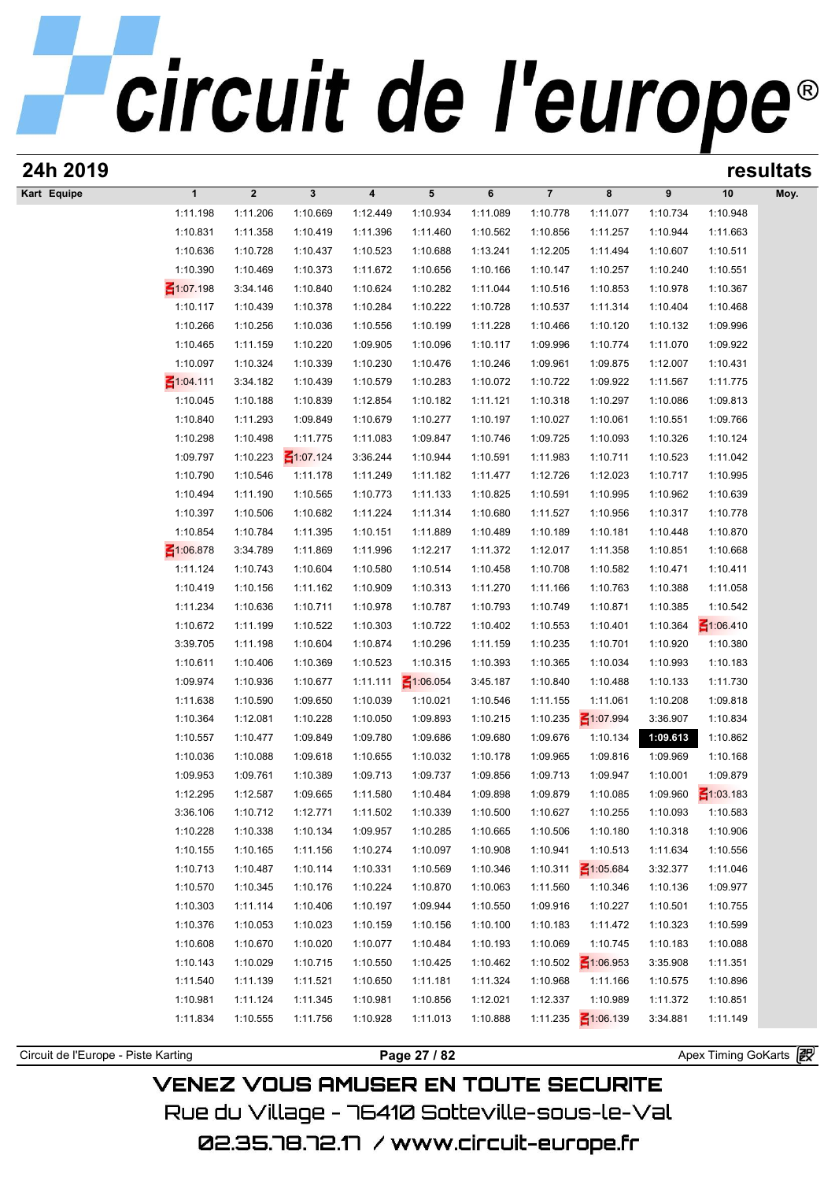**24h 2019** — **resultats**

| Kart | Equipe | 1 | 2 | 3 | 4 | 5 | 6 | 7 | 8 | 9 | 10 | Moy. |
|---|---|---|---|---|---|---|---|---|---|---|---|---|
| | | 1:11.198 | 1:11.206 | 1:10.669 | 1:12.449 | 1:10.934 | 1:11.089 | 1:10.778 | 1:11.077 | 1:10.734 | 1:10.948 | |
| | | 1:10.831 | 1:11.358 | 1:10.419 | 1:11.396 | 1:11.460 | 1:10.562 | 1:10.856 | 1:11.257 | 1:10.944 | 1:11.663 | |
| | | 1:10.636 | 1:10.728 | 1:10.437 | 1:10.523 | 1:10.688 | 1:13.241 | 1:12.205 | 1:11.494 | 1:10.607 | 1:10.511 | |
| | | 1:10.390 | 1:10.469 | 1:10.373 | 1:11.672 | 1:10.656 | 1:10.166 | 1:10.147 | 1:10.257 | 1:10.240 | 1:10.551 | |
| | | 1:07.198 | 3:34.146 | 1:10.840 | 1:10.624 | 1:10.282 | 1:11.044 | 1:10.516 | 1:10.853 | 1:10.978 | 1:10.367 | |
| | | 1:10.117 | 1:10.439 | 1:10.378 | 1:10.284 | 1:10.222 | 1:10.728 | 1:10.537 | 1:11.314 | 1:10.404 | 1:10.468 | |
| | | 1:10.266 | 1:10.256 | 1:10.036 | 1:10.556 | 1:10.199 | 1:11.228 | 1:10.466 | 1:10.120 | 1:10.132 | 1:09.996 | |
| | | 1:10.465 | 1:11.159 | 1:10.220 | 1:09.905 | 1:10.096 | 1:10.117 | 1:09.996 | 1:10.774 | 1:11.070 | 1:09.922 | |
| | | 1:10.097 | 1:10.324 | 1:10.339 | 1:10.230 | 1:10.476 | 1:10.246 | 1:09.961 | 1:09.875 | 1:12.007 | 1:10.431 | |
| | | 1:04.111 | 3:34.182 | 1:10.439 | 1:10.579 | 1:10.283 | 1:10.072 | 1:10.722 | 1:09.922 | 1:11.567 | 1:11.775 | |
| | | 1:10.045 | 1:10.188 | 1:10.839 | 1:12.854 | 1:10.182 | 1:11.121 | 1:10.318 | 1:10.297 | 1:10.086 | 1:09.813 | |
| | | 1:10.840 | 1:11.293 | 1:09.849 | 1:10.679 | 1:10.277 | 1:10.197 | 1:10.027 | 1:10.061 | 1:10.551 | 1:09.766 | |
| | | 1:10.298 | 1:10.498 | 1:11.775 | 1:11.083 | 1:09.847 | 1:10.746 | 1:09.725 | 1:10.093 | 1:10.326 | 1:10.124 | |
| | | 1:09.797 | 1:10.223 | 1:07.124 | 3:36.244 | 1:10.944 | 1:10.591 | 1:11.983 | 1:10.711 | 1:10.523 | 1:11.042 | |
| | | 1:10.790 | 1:10.546 | 1:11.178 | 1:11.249 | 1:11.182 | 1:11.477 | 1:12.726 | 1:12.023 | 1:10.717 | 1:10.995 | |
| | | 1:10.494 | 1:11.190 | 1:10.565 | 1:10.773 | 1:11.133 | 1:10.825 | 1:10.591 | 1:10.995 | 1:10.962 | 1:10.639 | |
| | | 1:10.397 | 1:10.506 | 1:10.682 | 1:11.224 | 1:11.314 | 1:10.680 | 1:11.527 | 1:10.956 | 1:10.317 | 1:10.778 | |
| | | 1:10.854 | 1:10.784 | 1:11.395 | 1:10.151 | 1:11.889 | 1:10.489 | 1:10.189 | 1:10.181 | 1:10.448 | 1:10.870 | |
| | | 1:06.878 | 3:34.789 | 1:11.869 | 1:11.996 | 1:12.217 | 1:11.372 | 1:12.017 | 1:11.358 | 1:10.851 | 1:10.668 | |
| | | 1:11.124 | 1:10.743 | 1:10.604 | 1:10.580 | 1:10.514 | 1:10.458 | 1:10.708 | 1:10.582 | 1:10.471 | 1:10.411 | |
| | | 1:10.419 | 1:10.156 | 1:11.162 | 1:10.909 | 1:10.313 | 1:11.270 | 1:11.166 | 1:10.763 | 1:10.388 | 1:11.058 | |
| | | 1:11.234 | 1:10.636 | 1:10.711 | 1:10.978 | 1:10.787 | 1:10.793 | 1:10.749 | 1:10.871 | 1:10.385 | 1:10.542 | |
| | | 1:10.672 | 1:11.199 | 1:10.522 | 1:10.303 | 1:10.722 | 1:10.402 | 1:10.553 | 1:10.401 | 1:10.364 | 1:06.410 | |
| | | 3:39.705 | 1:11.198 | 1:10.604 | 1:10.874 | 1:10.296 | 1:11.159 | 1:10.235 | 1:10.701 | 1:10.920 | 1:10.380 | |
| | | 1:10.611 | 1:10.406 | 1:10.369 | 1:10.523 | 1:10.315 | 1:10.393 | 1:10.365 | 1:10.034 | 1:10.993 | 1:10.183 | |
| | | 1:09.974 | 1:10.936 | 1:10.677 | 1:11.111 | 1:06.054 | 3:45.187 | 1:10.840 | 1:10.488 | 1:10.133 | 1:11.730 | |
| | | 1:11.638 | 1:10.590 | 1:09.650 | 1:10.039 | 1:10.021 | 1:10.546 | 1:11.155 | 1:11.061 | 1:10.208 | 1:09.818 | |
| | | 1:10.364 | 1:12.081 | 1:10.228 | 1:10.050 | 1:09.893 | 1:10.215 | 1:10.235 | 1:07.994 | 3:36.907 | 1:10.834 | |
| | | 1:10.557 | 1:10.477 | 1:09.849 | 1:09.780 | 1:09.686 | 1:09.680 | 1:09.676 | 1:10.134 | **1:09.613** | 1:10.862 | |
| | | 1:10.036 | 1:10.088 | 1:09.618 | 1:10.655 | 1:10.032 | 1:10.178 | 1:09.965 | 1:09.816 | 1:09.969 | 1:10.168 | |
| | | 1:09.953 | 1:09.761 | 1:10.389 | 1:09.713 | 1:09.737 | 1:09.856 | 1:09.713 | 1:09.947 | 1:10.001 | 1:09.879 | |
| | | 1:12.295 | 1:12.587 | 1:09.665 | 1:11.580 | 1:10.484 | 1:09.898 | 1:09.879 | 1:10.085 | 1:09.960 | 1:03.183 | |
| | | 3:36.106 | 1:10.712 | 1:12.771 | 1:11.502 | 1:10.339 | 1:10.500 | 1:10.627 | 1:10.255 | 1:10.093 | 1:10.583 | |
| | | 1:10.228 | 1:10.338 | 1:10.134 | 1:09.957 | 1:10.285 | 1:10.665 | 1:10.506 | 1:10.180 | 1:10.318 | 1:10.906 | |
| | | 1:10.155 | 1:10.165 | 1:11.156 | 1:10.274 | 1:10.097 | 1:10.908 | 1:10.941 | 1:10.513 | 1:11.634 | 1:10.556 | |
| | | 1:10.713 | 1:10.487 | 1:10.114 | 1:10.331 | 1:10.569 | 1:10.346 | 1:10.311 | 1:05.684 | 3:32.377 | 1:11.046 | |
| | | 1:10.570 | 1:10.345 | 1:10.176 | 1:10.224 | 1:10.870 | 1:10.063 | 1:11.560 | 1:10.346 | 1:10.136 | 1:09.977 | |
| | | 1:10.303 | 1:11.114 | 1:10.406 | 1:10.197 | 1:09.944 | 1:10.550 | 1:09.916 | 1:10.227 | 1:10.501 | 1:10.755 | |
| | | 1:10.376 | 1:10.053 | 1:10.023 | 1:10.159 | 1:10.156 | 1:10.100 | 1:10.183 | 1:11.472 | 1:10.323 | 1:10.599 | |
| | | 1:10.608 | 1:10.670 | 1:10.020 | 1:10.077 | 1:10.484 | 1:10.193 | 1:10.069 | 1:10.745 | 1:10.183 | 1:10.088 | |
| | | 1:10.143 | 1:10.029 | 1:10.715 | 1:10.550 | 1:10.425 | 1:10.462 | 1:10.502 | 1:06.953 | 3:35.908 | 1:11.351 | |
| | | 1:11.540 | 1:11.139 | 1:11.521 | 1:10.650 | 1:11.181 | 1:11.324 | 1:10.968 | 1:11.166 | 1:10.575 | 1:10.896 | |
| | | 1:10.981 | 1:11.124 | 1:11.345 | 1:10.981 | 1:10.856 | 1:12.021 | 1:12.337 | 1:10.989 | 1:11.372 | 1:10.851 | |
| | | 1:11.834 | 1:10.555 | 1:11.756 | 1:10.928 | 1:11.013 | 1:10.888 | 1:11.235 | 1:06.139 | 3:34.881 | 1:11.149 | |

Circuit de l'Europe - Piste Karting — Apex Timing GoKarts

VENEZ VOUS AMUSER EN TOUTE SECURITE
Rue du Village - 76410 Sotteville-sous-le-Val
02.35.78.72.17 / www.circuit-europe.fr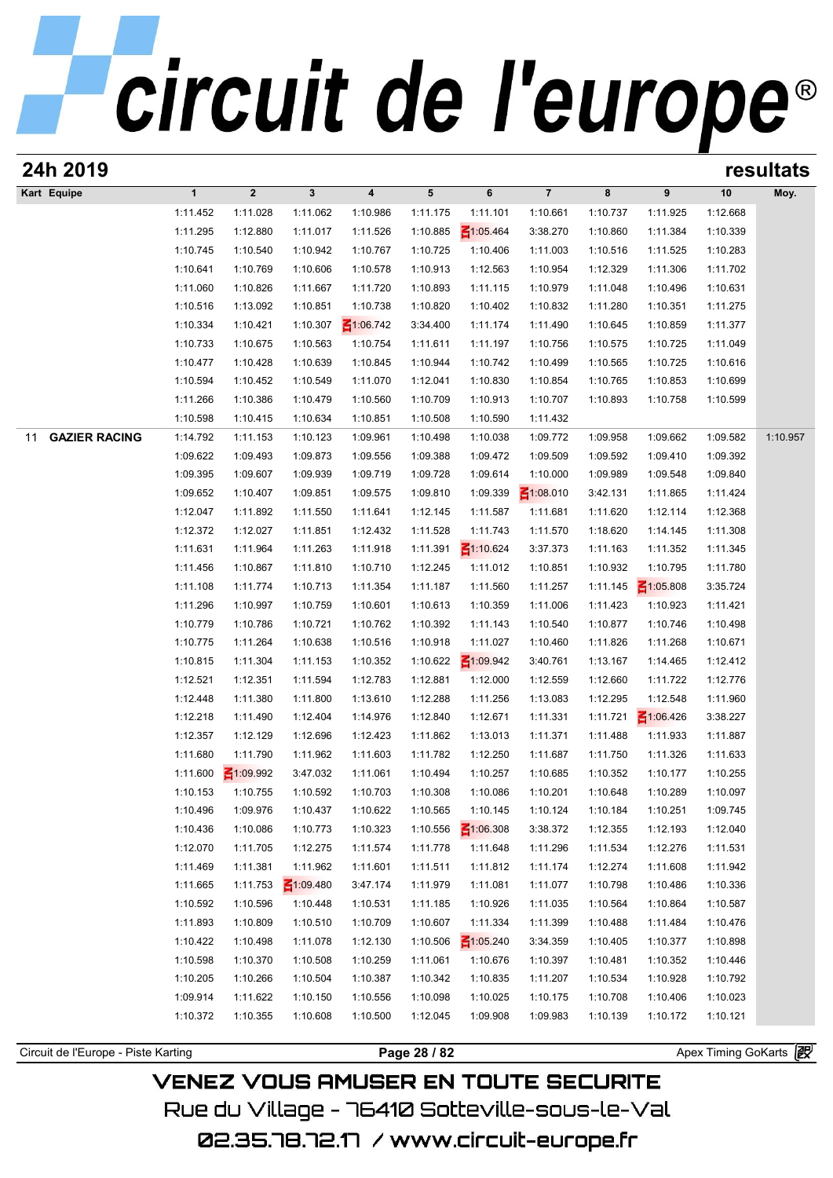## 24h 2019

## resultats

| Kart | Equipe | 1 | 2 | 3 | 4 | 5 | 6 | 7 | 8 | 9 | 10 | Moy. |
|---|---|---|---|---|---|---|---|---|---|---|---|---|
| | | 1:11.452 | 1:11.028 | 1:11.062 | 1:10.986 | 1:11.175 | 1:11.101 | 1:10.661 | 1:10.737 | 1:11.925 | 1:12.668 | |
| | | 1:11.295 | 1:12.880 | 1:11.017 | 1:11.526 | 1:10.885 | 1:05.464 | 3:38.270 | 1:10.860 | 1:11.384 | 1:10.339 | |
| | | 1:10.745 | 1:10.540 | 1:10.942 | 1:10.767 | 1:10.725 | 1:10.406 | 1:11.003 | 1:10.516 | 1:11.525 | 1:10.283 | |
| | | 1:10.641 | 1:10.769 | 1:10.606 | 1:10.578 | 1:10.913 | 1:12.563 | 1:10.954 | 1:12.329 | 1:11.306 | 1:11.702 | |
| | | 1:11.060 | 1:10.826 | 1:11.667 | 1:11.720 | 1:10.893 | 1:11.115 | 1:10.979 | 1:11.048 | 1:10.496 | 1:10.631 | |
| | | 1:10.516 | 1:13.092 | 1:10.851 | 1:10.738 | 1:10.820 | 1:10.402 | 1:10.832 | 1:11.280 | 1:10.351 | 1:11.275 | |
| | | 1:10.334 | 1:10.421 | 1:10.307 | 1:06.742 | 3:34.400 | 1:11.174 | 1:11.490 | 1:10.645 | 1:10.859 | 1:11.377 | |
| | | 1:10.733 | 1:10.675 | 1:10.563 | 1:10.754 | 1:11.611 | 1:11.197 | 1:10.756 | 1:10.575 | 1:10.725 | 1:11.049 | |
| | | 1:10.477 | 1:10.428 | 1:10.639 | 1:10.845 | 1:10.944 | 1:10.742 | 1:10.499 | 1:10.565 | 1:10.725 | 1:10.616 | |
| | | 1:10.594 | 1:10.452 | 1:10.549 | 1:11.070 | 1:12.041 | 1:10.830 | 1:10.854 | 1:10.765 | 1:10.853 | 1:10.699 | |
| | | 1:11.266 | 1:10.386 | 1:10.479 | 1:10.560 | 1:10.709 | 1:10.913 | 1:10.707 | 1:10.893 | 1:10.758 | 1:10.599 | |
| | | 1:10.598 | 1:10.415 | 1:10.634 | 1:10.851 | 1:10.508 | 1:10.590 | 1:11.432 | | | | |
| 11 | **GAZIER RACING** | 1:14.792 | 1:11.153 | 1:10.123 | 1:09.961 | 1:10.498 | 1:10.038 | 1:09.772 | 1:09.958 | 1:09.662 | 1:09.582 | 1:10.957 |
| | | 1:09.622 | 1:09.493 | 1:09.873 | 1:09.556 | 1:09.388 | 1:09.472 | 1:09.509 | 1:09.592 | 1:09.410 | 1:09.392 | |
| | | 1:09.395 | 1:09.607 | 1:09.939 | 1:09.719 | 1:09.728 | 1:09.614 | 1:10.000 | 1:09.989 | 1:09.548 | 1:09.840 | |
| | | 1:09.652 | 1:10.407 | 1:09.851 | 1:09.575 | 1:09.810 | 1:09.339 | 1:08.010 | 3:42.131 | 1:11.865 | 1:11.424 | |
| | | 1:12.047 | 1:11.892 | 1:11.550 | 1:11.641 | 1:12.145 | 1:11.587 | 1:11.681 | 1:11.620 | 1:12.114 | 1:12.368 | |
| | | 1:12.372 | 1:12.027 | 1:11.851 | 1:12.432 | 1:11.528 | 1:11.743 | 1:11.570 | 1:18.620 | 1:14.145 | 1:11.308 | |
| | | 1:11.631 | 1:11.964 | 1:11.263 | 1:11.918 | 1:11.391 | 1:10.624 | 3:37.373 | 1:11.163 | 1:11.352 | 1:11.345 | |
| | | 1:11.456 | 1:10.867 | 1:11.810 | 1:10.710 | 1:12.245 | 1:11.012 | 1:10.851 | 1:10.932 | 1:10.795 | 1:11.780 | |
| | | 1:11.108 | 1:11.774 | 1:10.713 | 1:11.354 | 1:11.187 | 1:11.560 | 1:11.257 | 1:11.145 | 1:05.808 | 3:35.724 | |
| | | 1:11.296 | 1:10.997 | 1:10.759 | 1:10.601 | 1:10.613 | 1:10.359 | 1:11.006 | 1:11.423 | 1:10.923 | 1:11.421 | |
| | | 1:10.779 | 1:10.786 | 1:10.721 | 1:10.762 | 1:10.392 | 1:11.143 | 1:10.540 | 1:10.877 | 1:10.746 | 1:10.498 | |
| | | 1:10.775 | 1:11.264 | 1:10.638 | 1:10.516 | 1:10.918 | 1:11.027 | 1:10.460 | 1:11.826 | 1:11.268 | 1:10.671 | |
| | | 1:10.815 | 1:11.304 | 1:11.153 | 1:10.352 | 1:10.622 | 1:09.942 | 3:40.761 | 1:13.167 | 1:14.465 | 1:12.412 | |
| | | 1:12.521 | 1:12.351 | 1:11.594 | 1:12.783 | 1:12.881 | 1:12.000 | 1:12.559 | 1:12.660 | 1:11.722 | 1:12.776 | |
| | | 1:12.448 | 1:11.380 | 1:11.800 | 1:13.610 | 1:12.288 | 1:11.256 | 1:13.083 | 1:12.295 | 1:12.548 | 1:11.960 | |
| | | 1:12.218 | 1:11.490 | 1:12.404 | 1:14.976 | 1:12.840 | 1:12.671 | 1:11.331 | 1:11.721 | 1:06.426 | 3:38.227 | |
| | | 1:12.357 | 1:12.129 | 1:12.696 | 1:12.423 | 1:11.862 | 1:13.013 | 1:11.371 | 1:11.488 | 1:11.933 | 1:11.887 | |
| | | 1:11.680 | 1:11.790 | 1:11.962 | 1:11.603 | 1:11.782 | 1:12.250 | 1:11.687 | 1:11.750 | 1:11.326 | 1:11.633 | |
| | | 1:11.600 | 1:09.992 | 3:47.032 | 1:11.061 | 1:10.494 | 1:10.257 | 1:10.685 | 1:10.352 | 1:10.177 | 1:10.255 | |
| | | 1:10.153 | 1:10.755 | 1:10.592 | 1:10.703 | 1:10.308 | 1:10.086 | 1:10.201 | 1:10.648 | 1:10.289 | 1:10.097 | |
| | | 1:10.496 | 1:09.976 | 1:10.437 | 1:10.622 | 1:10.565 | 1:10.145 | 1:10.124 | 1:10.184 | 1:10.251 | 1:09.745 | |
| | | 1:10.436 | 1:10.086 | 1:10.773 | 1:10.323 | 1:10.556 | 1:06.308 | 3:38.372 | 1:12.355 | 1:12.193 | 1:12.040 | |
| | | 1:12.070 | 1:11.705 | 1:12.275 | 1:11.574 | 1:11.778 | 1:11.648 | 1:11.296 | 1:11.534 | 1:12.276 | 1:11.531 | |
| | | 1:11.469 | 1:11.381 | 1:11.962 | 1:11.601 | 1:11.511 | 1:11.812 | 1:11.174 | 1:12.274 | 1:11.608 | 1:11.942 | |
| | | 1:11.665 | 1:11.753 | 1:09.480 | 3:47.174 | 1:11.979 | 1:11.081 | 1:11.077 | 1:10.798 | 1:10.486 | 1:10.336 | |
| | | 1:10.592 | 1:10.596 | 1:10.448 | 1:10.531 | 1:11.185 | 1:10.926 | 1:11.035 | 1:10.564 | 1:10.864 | 1:10.587 | |
| | | 1:11.893 | 1:10.809 | 1:10.510 | 1:10.709 | 1:10.607 | 1:11.334 | 1:11.399 | 1:10.488 | 1:11.484 | 1:10.476 | |
| | | 1:10.422 | 1:10.498 | 1:11.078 | 1:12.130 | 1:10.506 | 1:05.240 | 3:34.359 | 1:10.405 | 1:10.377 | 1:10.898 | |
| | | 1:10.598 | 1:10.370 | 1:10.508 | 1:10.259 | 1:11.061 | 1:10.676 | 1:10.397 | 1:10.481 | 1:10.352 | 1:10.446 | |
| | | 1:10.205 | 1:10.266 | 1:10.504 | 1:10.387 | 1:10.342 | 1:10.835 | 1:11.207 | 1:10.534 | 1:10.928 | 1:10.792 | |
| | | 1:09.914 | 1:11.622 | 1:10.150 | 1:10.556 | 1:10.098 | 1:10.025 | 1:10.175 | 1:10.708 | 1:10.406 | 1:10.023 | |
| | | 1:10.372 | 1:10.355 | 1:10.608 | 1:10.500 | 1:12.045 | 1:09.908 | 1:09.983 | 1:10.139 | 1:10.172 | 1:10.121 | |

Circuit de l'Europe - Piste Karting — Apex Timing GoKarts

VENEZ VOUS AMUSER EN TOUTE SECURITE
Rue du Village - 76410 Sotteville-sous-le-Val
02.35.78.72.17 / www.circuit-europe.fr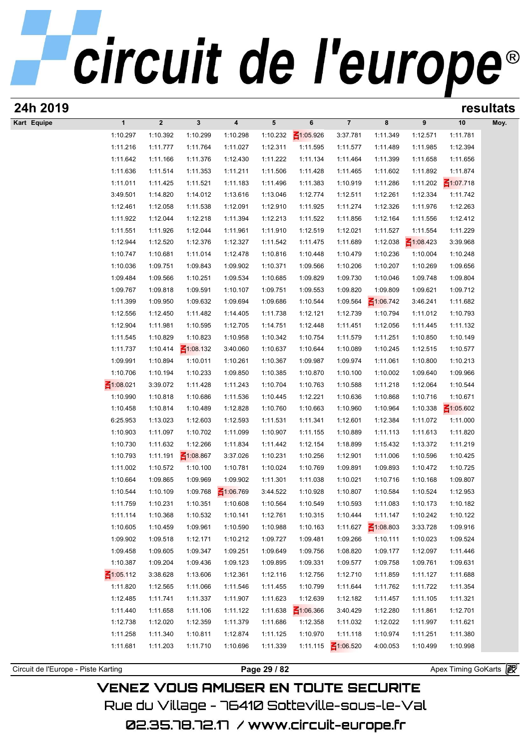# 24h 2019

**resultats**

| Kart | Equipe | 1 | 2 | 3 | 4 | 5 | 6 | 7 | 8 | 9 | 10 | Moy. |
|---|---|---|---|---|---|---|---|---|---|---|---|---|
| | | 1:10.297 | 1:10.392 | 1:10.299 | 1:10.298 | 1:10.232 | 1:05.926 | 3:37.781 | 1:11.349 | 1:12.571 | 1:11.781 | |
| | | 1:11.216 | 1:11.777 | 1:11.764 | 1:11.027 | 1:12.311 | 1:11.595 | 1:11.577 | 1:11.489 | 1:11.985 | 1:12.394 | |
| | | 1:11.642 | 1:11.166 | 1:11.376 | 1:12.430 | 1:11.222 | 1:11.134 | 1:11.464 | 1:11.399 | 1:11.658 | 1:11.656 | |
| | | 1:11.636 | 1:11.514 | 1:11.353 | 1:11.211 | 1:11.506 | 1:11.428 | 1:11.465 | 1:11.602 | 1:11.892 | 1:11.874 | |
| | | 1:11.011 | 1:11.425 | 1:11.521 | 1:11.183 | 1:11.496 | 1:11.383 | 1:10.919 | 1:11.286 | 1:11.202 | 1:07.718 | |
| | | 3:49.501 | 1:14.820 | 1:14.012 | 1:13.616 | 1:13.046 | 1:12.774 | 1:12.511 | 1:12.261 | 1:12.334 | 1:11.742 | |
| | | 1:12.461 | 1:12.058 | 1:11.538 | 1:12.091 | 1:12.910 | 1:11.925 | 1:11.274 | 1:12.326 | 1:11.976 | 1:12.263 | |
| | | 1:11.922 | 1:12.044 | 1:12.218 | 1:11.394 | 1:12.213 | 1:11.522 | 1:11.856 | 1:12.164 | 1:11.556 | 1:12.412 | |
| | | 1:11.551 | 1:11.926 | 1:12.044 | 1:11.961 | 1:11.910 | 1:12.519 | 1:12.021 | 1:11.527 | 1:11.554 | 1:11.229 | |
| | | 1:12.944 | 1:12.520 | 1:12.376 | 1:12.327 | 1:11.542 | 1:11.475 | 1:11.689 | 1:12.038 | 1:08.423 | 3:39.968 | |
| | | 1:10.747 | 1:10.681 | 1:11.014 | 1:12.478 | 1:10.816 | 1:10.448 | 1:10.479 | 1:10.236 | 1:10.004 | 1:10.248 | |
| | | 1:10.036 | 1:09.751 | 1:09.843 | 1:09.902 | 1:10.371 | 1:09.566 | 1:10.206 | 1:10.207 | 1:10.269 | 1:09.656 | |
| | | 1:09.484 | 1:09.566 | 1:10.251 | 1:09.534 | 1:10.685 | 1:09.829 | 1:09.730 | 1:10.046 | 1:09.748 | 1:09.804 | |
| | | 1:09.767 | 1:09.818 | 1:09.591 | 1:10.107 | 1:09.751 | 1:09.553 | 1:09.820 | 1:09.809 | 1:09.621 | 1:09.712 | |
| | | 1:11.399 | 1:09.950 | 1:09.632 | 1:09.694 | 1:09.686 | 1:10.544 | 1:09.564 | 1:06.742 | 3:46.241 | 1:11.682 | |
| | | 1:12.556 | 1:12.450 | 1:11.482 | 1:14.405 | 1:11.738 | 1:12.121 | 1:12.739 | 1:10.794 | 1:11.012 | 1:10.793 | |
| | | 1:12.904 | 1:11.981 | 1:10.595 | 1:12.705 | 1:14.751 | 1:12.448 | 1:11.451 | 1:12.056 | 1:11.445 | 1:11.132 | |
| | | 1:11.545 | 1:10.829 | 1:10.823 | 1:10.958 | 1:10.342 | 1:10.754 | 1:11.579 | 1:11.251 | 1:10.850 | 1:10.149 | |
| | | 1:11.737 | 1:10.414 | 1:08.132 | 3:40.060 | 1:10.637 | 1:10.644 | 1:10.089 | 1:10.245 | 1:12.515 | 1:10.577 | |
| | | 1:09.991 | 1:10.894 | 1:10.011 | 1:10.261 | 1:10.367 | 1:09.987 | 1:09.974 | 1:11.061 | 1:10.800 | 1:10.213 | |
| | | 1:10.706 | 1:10.194 | 1:10.233 | 1:09.850 | 1:10.385 | 1:10.870 | 1:10.100 | 1:10.002 | 1:09.640 | 1:09.966 | |
| | | 1:08.021 | 3:39.072 | 1:11.428 | 1:11.243 | 1:10.704 | 1:10.763 | 1:10.588 | 1:11.218 | 1:12.064 | 1:10.544 | |
| | | 1:10.990 | 1:10.818 | 1:10.686 | 1:11.536 | 1:10.445 | 1:12.221 | 1:10.636 | 1:10.868 | 1:10.716 | 1:10.671 | |
| | | 1:10.458 | 1:10.814 | 1:10.489 | 1:12.828 | 1:10.760 | 1:10.663 | 1:10.960 | 1:10.964 | 1:10.338 | 1:05.602 | |
| | | 6:25.953 | 1:13.023 | 1:12.603 | 1:12.593 | 1:11.531 | 1:11.341 | 1:12.601 | 1:12.384 | 1:11.072 | 1:11.000 | |
| | | 1:10.903 | 1:11.097 | 1:10.702 | 1:11.099 | 1:10.907 | 1:11.155 | 1:10.889 | 1:11.113 | 1:11.613 | 1:11.820 | |
| | | 1:10.730 | 1:11.632 | 1:12.266 | 1:11.834 | 1:11.442 | 1:12.154 | 1:18.899 | 1:15.432 | 1:13.372 | 1:11.219 | |
| | | 1:10.793 | 1:11.191 | 1:08.867 | 3:37.026 | 1:10.231 | 1:10.256 | 1:12.901 | 1:11.006 | 1:10.596 | 1:10.425 | |
| | | 1:11.002 | 1:10.572 | 1:10.100 | 1:10.781 | 1:10.024 | 1:10.769 | 1:09.891 | 1:09.893 | 1:10.472 | 1:10.725 | |
| | | 1:10.664 | 1:09.865 | 1:09.969 | 1:09.902 | 1:11.301 | 1:11.038 | 1:10.021 | 1:10.716 | 1:10.168 | 1:09.807 | |
| | | 1:10.544 | 1:10.109 | 1:09.768 | 1:06.769 | 3:44.522 | 1:10.928 | 1:10.807 | 1:10.584 | 1:10.524 | 1:12.953 | |
| | | 1:11.759 | 1:10.231 | 1:10.351 | 1:10.608 | 1:10.564 | 1:10.549 | 1:10.593 | 1:11.083 | 1:10.173 | 1:10.182 | |
| | | 1:11.114 | 1:10.368 | 1:10.532 | 1:10.141 | 1:12.761 | 1:10.315 | 1:10.444 | 1:11.147 | 1:10.242 | 1:10.122 | |
| | | 1:10.605 | 1:10.459 | 1:09.961 | 1:10.590 | 1:10.988 | 1:10.163 | 1:11.627 | 1:08.803 | 3:33.728 | 1:09.916 | |
| | | 1:09.902 | 1:09.518 | 1:12.171 | 1:10.212 | 1:09.727 | 1:09.481 | 1:09.266 | 1:10.111 | 1:10.023 | 1:09.524 | |
| | | 1:09.458 | 1:09.605 | 1:09.347 | 1:09.251 | 1:09.649 | 1:09.756 | 1:08.820 | 1:09.177 | 1:12.097 | 1:11.446 | |
| | | 1:10.387 | 1:09.204 | 1:09.436 | 1:09.123 | 1:09.895 | 1:09.331 | 1:09.577 | 1:09.758 | 1:09.761 | 1:09.631 | |
| | | 1:05.112 | 3:38.628 | 1:13.606 | 1:12.361 | 1:12.116 | 1:12.756 | 1:12.710 | 1:11.859 | 1:11.127 | 1:11.688 | |
| | | 1:11.820 | 1:12.565 | 1:11.066 | 1:11.546 | 1:11.455 | 1:10.799 | 1:11.644 | 1:11.762 | 1:11.722 | 1:11.354 | |
| | | 1:12.485 | 1:11.741 | 1:11.337 | 1:11.907 | 1:11.623 | 1:12.639 | 1:12.182 | 1:11.457 | 1:11.105 | 1:11.321 | |
| | | 1:11.440 | 1:11.658 | 1:11.106 | 1:11.122 | 1:11.638 | 1:06.366 | 3:40.429 | 1:12.280 | 1:11.861 | 1:12.701 | |
| | | 1:12.738 | 1:12.020 | 1:12.359 | 1:11.379 | 1:11.686 | 1:12.358 | 1:11.032 | 1:12.022 | 1:11.997 | 1:11.621 | |
| | | 1:11.258 | 1:11.340 | 1:10.811 | 1:12.874 | 1:11.125 | 1:10.970 | 1:11.118 | 1:10.974 | 1:11.251 | 1:11.380 | |
| | | 1:11.681 | 1:11.203 | 1:11.710 | 1:10.696 | 1:11.339 | 1:11.115 | 1:06.520 | 4:00.053 | 1:10.499 | 1:10.998 | |

Circuit de l'Europe - Piste Karting — Apex Timing GoKarts

VENEZ VOUS AMUSER EN TOUTE SECURITE
Rue du Village - 76410 Sotteville-sous-le-Val
02.35.78.72.17 / www.circuit-europe.fr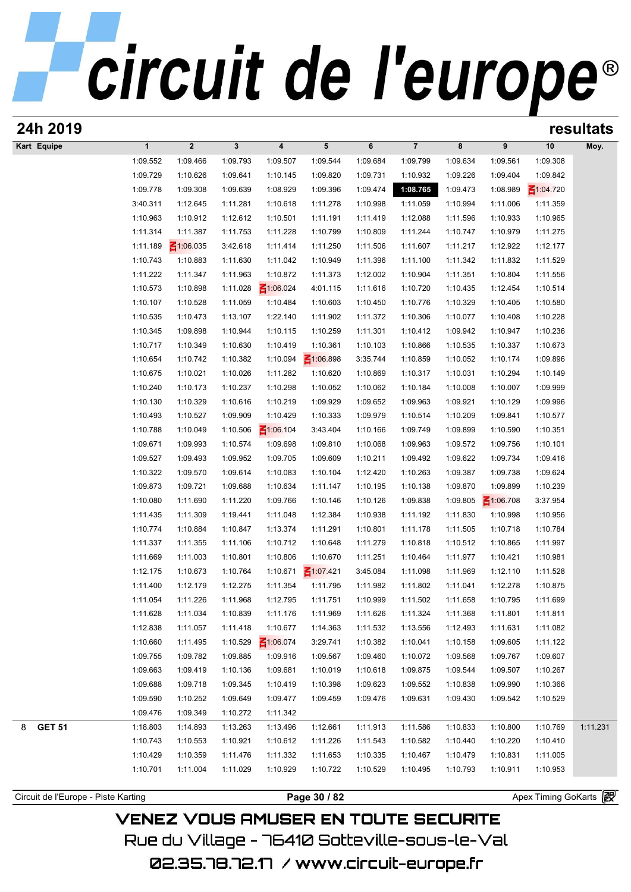## 24h 2019

## resultats

| Kart | Equipe | 1 | 2 | 3 | 4 | 5 | 6 | 7 | 8 | 9 | 10 | Moy. |
|---|---|---|---|---|---|---|---|---|---|---|---|---|
| | | 1:09.552 | 1:09.466 | 1:09.793 | 1:09.507 | 1:09.544 | 1:09.684 | 1:09.799 | 1:09.634 | 1:09.561 | 1:09.308 | |
| | | 1:09.729 | 1:10.626 | 1:09.641 | 1:10.145 | 1:09.820 | 1:09.731 | 1:10.932 | 1:09.226 | 1:09.404 | 1:09.842 | |
| | | 1:09.778 | 1:09.308 | 1:09.639 | 1:08.929 | 1:09.396 | 1:09.474 | **1:08.765** | 1:09.473 | 1:08.989 | 1:04.720 | |
| | | 3:40.311 | 1:12.645 | 1:11.281 | 1:10.618 | 1:11.278 | 1:10.998 | 1:11.059 | 1:10.994 | 1:11.006 | 1:11.359 | |
| | | 1:10.963 | 1:10.912 | 1:12.612 | 1:10.501 | 1:11.191 | 1:11.419 | 1:12.088 | 1:11.596 | 1:10.933 | 1:10.965 | |
| | | 1:11.314 | 1:11.387 | 1:11.753 | 1:11.228 | 1:10.799 | 1:10.809 | 1:11.244 | 1:10.747 | 1:10.979 | 1:11.275 | |
| | | 1:11.189 | 1:06.035 | 3:42.618 | 1:11.414 | 1:11.250 | 1:11.506 | 1:11.607 | 1:11.217 | 1:12.922 | 1:12.177 | |
| | | 1:10.743 | 1:10.883 | 1:11.630 | 1:11.042 | 1:10.949 | 1:11.396 | 1:11.100 | 1:11.342 | 1:11.832 | 1:11.529 | |
| | | 1:11.222 | 1:11.347 | 1:11.963 | 1:10.872 | 1:11.373 | 1:12.002 | 1:10.904 | 1:11.351 | 1:10.804 | 1:11.556 | |
| | | 1:10.573 | 1:10.898 | 1:11.028 | 1:06.024 | 4:01.115 | 1:11.616 | 1:10.720 | 1:10.435 | 1:12.454 | 1:10.514 | |
| | | 1:10.107 | 1:10.528 | 1:11.059 | 1:10.484 | 1:10.603 | 1:10.450 | 1:10.776 | 1:10.329 | 1:10.405 | 1:10.580 | |
| | | 1:10.535 | 1:10.473 | 1:13.107 | 1:22.140 | 1:11.902 | 1:11.372 | 1:10.306 | 1:10.077 | 1:10.408 | 1:10.228 | |
| | | 1:10.345 | 1:09.898 | 1:10.944 | 1:10.115 | 1:10.259 | 1:11.301 | 1:10.412 | 1:09.942 | 1:10.947 | 1:10.236 | |
| | | 1:10.717 | 1:10.349 | 1:10.630 | 1:10.419 | 1:10.361 | 1:10.103 | 1:10.866 | 1:10.535 | 1:10.337 | 1:10.673 | |
| | | 1:10.654 | 1:10.742 | 1:10.382 | 1:10.094 | 1:06.898 | 3:35.744 | 1:10.859 | 1:10.052 | 1:10.174 | 1:09.896 | |
| | | 1:10.675 | 1:10.021 | 1:10.026 | 1:11.282 | 1:10.620 | 1:10.869 | 1:10.317 | 1:10.031 | 1:10.294 | 1:10.149 | |
| | | 1:10.240 | 1:10.173 | 1:10.237 | 1:10.298 | 1:10.052 | 1:10.062 | 1:10.184 | 1:10.008 | 1:10.007 | 1:09.999 | |
| | | 1:10.130 | 1:10.329 | 1:10.616 | 1:10.219 | 1:09.929 | 1:09.652 | 1:09.963 | 1:09.921 | 1:10.129 | 1:09.996 | |
| | | 1:10.493 | 1:10.527 | 1:09.909 | 1:10.429 | 1:10.333 | 1:09.979 | 1:10.514 | 1:10.209 | 1:09.841 | 1:10.577 | |
| | | 1:10.788 | 1:10.049 | 1:10.506 | 1:06.104 | 3:43.404 | 1:10.166 | 1:09.749 | 1:09.899 | 1:10.590 | 1:10.351 | |
| | | 1:09.671 | 1:09.993 | 1:10.574 | 1:09.698 | 1:09.810 | 1:10.068 | 1:09.963 | 1:09.572 | 1:09.756 | 1:10.101 | |
| | | 1:09.527 | 1:09.493 | 1:09.952 | 1:09.705 | 1:09.609 | 1:10.211 | 1:09.492 | 1:09.622 | 1:09.734 | 1:09.416 | |
| | | 1:10.322 | 1:09.570 | 1:09.614 | 1:10.083 | 1:10.104 | 1:12.420 | 1:10.263 | 1:09.387 | 1:09.738 | 1:09.624 | |
| | | 1:09.873 | 1:09.721 | 1:09.688 | 1:10.634 | 1:11.147 | 1:10.195 | 1:10.138 | 1:09.870 | 1:09.899 | 1:10.239 | |
| | | 1:10.080 | 1:11.690 | 1:11.220 | 1:09.766 | 1:10.146 | 1:10.126 | 1:09.838 | 1:09.805 | 1:06.708 | 3:37.954 | |
| | | 1:11.435 | 1:11.309 | 1:19.441 | 1:11.048 | 1:12.384 | 1:10.938 | 1:11.192 | 1:11.830 | 1:10.998 | 1:10.956 | |
| | | 1:10.774 | 1:10.884 | 1:10.847 | 1:13.374 | 1:11.291 | 1:10.801 | 1:11.178 | 1:11.505 | 1:10.718 | 1:10.784 | |
| | | 1:11.337 | 1:11.355 | 1:11.106 | 1:10.712 | 1:10.648 | 1:11.279 | 1:10.818 | 1:10.512 | 1:10.865 | 1:11.997 | |
| | | 1:11.669 | 1:11.003 | 1:10.801 | 1:10.806 | 1:10.670 | 1:11.251 | 1:10.464 | 1:11.977 | 1:10.421 | 1:10.981 | |
| | | 1:12.175 | 1:10.673 | 1:10.764 | 1:10.671 | 1:07.421 | 3:45.084 | 1:11.098 | 1:11.969 | 1:12.110 | 1:11.528 | |
| | | 1:11.400 | 1:12.179 | 1:12.275 | 1:11.354 | 1:11.795 | 1:11.982 | 1:11.802 | 1:11.041 | 1:12.278 | 1:10.875 | |
| | | 1:11.054 | 1:11.226 | 1:11.968 | 1:12.795 | 1:11.751 | 1:10.999 | 1:11.502 | 1:11.658 | 1:10.795 | 1:11.699 | |
| | | 1:11.628 | 1:11.034 | 1:10.839 | 1:11.176 | 1:11.969 | 1:11.626 | 1:11.324 | 1:11.368 | 1:11.801 | 1:11.811 | |
| | | 1:12.838 | 1:11.057 | 1:11.418 | 1:10.677 | 1:14.363 | 1:11.532 | 1:13.556 | 1:12.493 | 1:11.631 | 1:11.082 | |
| | | 1:10.660 | 1:11.495 | 1:10.529 | 1:06.074 | 3:29.741 | 1:10.382 | 1:10.041 | 1:10.158 | 1:09.605 | 1:11.122 | |
| | | 1:09.755 | 1:09.782 | 1:09.885 | 1:09.916 | 1:09.567 | 1:09.460 | 1:10.072 | 1:09.568 | 1:09.767 | 1:09.607 | |
| | | 1:09.663 | 1:09.419 | 1:10.136 | 1:09.681 | 1:10.019 | 1:10.618 | 1:09.875 | 1:09.544 | 1:09.507 | 1:10.267 | |
| | | 1:09.688 | 1:09.718 | 1:09.345 | 1:10.419 | 1:10.398 | 1:09.623 | 1:09.552 | 1:10.838 | 1:09.990 | 1:10.366 | |
| | | 1:09.590 | 1:10.252 | 1:09.649 | 1:09.477 | 1:09.459 | 1:09.476 | 1:09.631 | 1:09.430 | 1:09.542 | 1:10.529 | |
| | | 1:09.476 | 1:09.349 | 1:10.272 | 1:11.342 | | | | | | | |
| 8 | **GET 51** | 1:18.803 | 1:14.893 | 1:13.263 | 1:13.496 | 1:12.661 | 1:11.913 | 1:11.586 | 1:10.833 | 1:10.800 | 1:10.769 | 1:11.231 |
| | | 1:10.743 | 1:10.553 | 1:10.921 | 1:10.612 | 1:11.226 | 1:11.543 | 1:10.582 | 1:10.440 | 1:10.220 | 1:10.410 | |
| | | 1:10.429 | 1:10.359 | 1:11.476 | 1:11.332 | 1:11.653 | 1:10.335 | 1:10.467 | 1:10.479 | 1:10.831 | 1:11.005 | |
| | | 1:10.701 | 1:11.004 | 1:11.029 | 1:10.929 | 1:10.722 | 1:10.529 | 1:10.495 | 1:10.793 | 1:10.911 | 1:10.953 | |

Circuit de l'Europe - Piste Karting — Apex Timing GoKarts

VENEZ VOUS AMUSER EN TOUTE SECURITE
Rue du Village - 76410 Sotteville-sous-le-Val
02.35.78.72.17 / www.circuit-europe.fr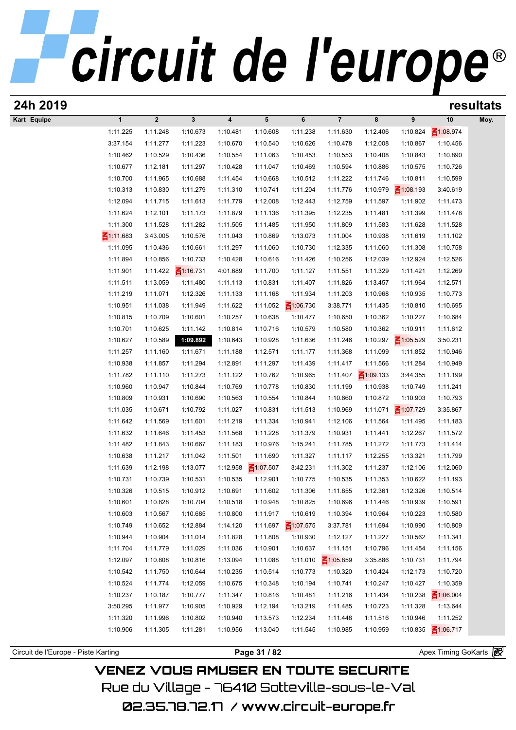# circuit de l'europe

## 24h 2019 — resultats

| Kart | Equipe | 1 | 2 | 3 | 4 | 5 | 6 | 7 | 8 | 9 | 10 | Moy. |
|---|---|---|---|---|---|---|---|---|---|---|---|---|
| | | 1:11.225 | 1:11.248 | 1:10.673 | 1:10.481 | 1:10.608 | 1:11.238 | 1:11.630 | 1:12.406 | 1:10.824 | 1:08.974 | |
| | | 3:37.154 | 1:11.277 | 1:11.223 | 1:10.670 | 1:10.540 | 1:10.626 | 1:10.478 | 1:12.008 | 1:10.867 | 1:10.456 | |
| | | 1:10.462 | 1:10.529 | 1:10.436 | 1:10.554 | 1:11.063 | 1:10.453 | 1:10.553 | 1:10.408 | 1:10.843 | 1:10.890 | |
| | | 1:10.677 | 1:12.181 | 1:11.297 | 1:10.428 | 1:11.047 | 1:10.469 | 1:10.594 | 1:10.886 | 1:10.575 | 1:10.726 | |
| | | 1:10.700 | 1:11.965 | 1:10.688 | 1:11.454 | 1:10.668 | 1:10.512 | 1:11.222 | 1:11.746 | 1:10.811 | 1:10.599 | |
| | | 1:10.313 | 1:10.830 | 1:11.279 | 1:11.310 | 1:10.741 | 1:11.204 | 1:11.776 | 1:10.979 | 1:08.193 | 3:40.619 | |
| | | 1:12.094 | 1:11.715 | 1:11.613 | 1:11.779 | 1:12.008 | 1:12.443 | 1:12.759 | 1:11.597 | 1:11.902 | 1:11.473 | |
| | | 1:11.624 | 1:12.101 | 1:11.173 | 1:11.879 | 1:11.136 | 1:11.395 | 1:12.235 | 1:11.481 | 1:11.399 | 1:11.478 | |
| | | 1:11.300 | 1:11.528 | 1:11.282 | 1:11.505 | 1:11.485 | 1:11.950 | 1:11.809 | 1:11.583 | 1:11.628 | 1:11.528 | |
| | | 1:11.683 | 3:43.005 | 1:10.576 | 1:11.043 | 1:10.869 | 1:13.073 | 1:11.004 | 1:10.938 | 1:11.619 | 1:11.102 | |
| | | 1:11.095 | 1:10.436 | 1:10.661 | 1:11.297 | 1:11.060 | 1:10.730 | 1:12.335 | 1:11.060 | 1:11.308 | 1:10.758 | |
| | | 1:11.894 | 1:10.856 | 1:10.733 | 1:10.428 | 1:10.616 | 1:11.426 | 1:10.256 | 1:12.039 | 1:12.924 | 1:12.526 | |
| | | 1:11.901 | 1:11.422 | 1:16.731 | 4:01.689 | 1:11.700 | 1:11.127 | 1:11.551 | 1:11.329 | 1:11.421 | 1:12.269 | |
| | | 1:11.511 | 1:13.059 | 1:11.480 | 1:11.113 | 1:10.831 | 1:11.407 | 1:11.826 | 1:13.457 | 1:11.964 | 1:12.571 | |
| | | 1:11.219 | 1:11.071 | 1:12.326 | 1:11.133 | 1:11.168 | 1:11.934 | 1:11.203 | 1:10.968 | 1:10.935 | 1:10.773 | |
| | | 1:10.951 | 1:11.038 | 1:11.949 | 1:11.622 | 1:11.052 | 1:06.730 | 3:38.771 | 1:11.435 | 1:10.810 | 1:10.695 | |
| | | 1:10.815 | 1:10.709 | 1:10.601 | 1:10.257 | 1:10.638 | 1:10.477 | 1:10.650 | 1:10.362 | 1:10.227 | 1:10.684 | |
| | | 1:10.701 | 1:10.625 | 1:11.142 | 1:10.814 | 1:10.716 | 1:10.579 | 1:10.580 | 1:10.362 | 1:10.911 | 1:11.612 | |
| | | 1:10.627 | 1:10.589 | **1:09.892** | 1:10.643 | 1:10.928 | 1:11.636 | 1:11.246 | 1:10.297 | 1:05.529 | 3:50.231 | |
| | | 1:11.257 | 1:11.160 | 1:11.671 | 1:11.188 | 1:12.571 | 1:11.177 | 1:11.368 | 1:11.099 | 1:11.852 | 1:10.946 | |
| | | 1:10.938 | 1:11.857 | 1:11.294 | 1:12.891 | 1:11.297 | 1:11.439 | 1:11.417 | 1:11.566 | 1:11.284 | 1:10.949 | |
| | | 1:11.782 | 1:11.110 | 1:11.273 | 1:11.122 | 1:10.762 | 1:10.965 | 1:11.407 | 1:09.133 | 3:44.355 | 1:11.199 | |
| | | 1:10.960 | 1:10.947 | 1:10.844 | 1:10.769 | 1:10.778 | 1:10.830 | 1:11.199 | 1:10.938 | 1:10.749 | 1:11.241 | |
| | | 1:10.809 | 1:10.931 | 1:10.690 | 1:10.563 | 1:10.554 | 1:10.844 | 1:10.660 | 1:10.872 | 1:10.903 | 1:10.793 | |
| | | 1:11.035 | 1:10.671 | 1:10.792 | 1:11.027 | 1:10.831 | 1:11.513 | 1:10.969 | 1:11.071 | 1:07.729 | 3:35.867 | |
| | | 1:11.642 | 1:11.569 | 1:11.601 | 1:11.219 | 1:11.334 | 1:10.941 | 1:12.106 | 1:11.564 | 1:11.495 | 1:11.183 | |
| | | 1:11.632 | 1:11.646 | 1:11.453 | 1:11.568 | 1:11.228 | 1:11.379 | 1:10.931 | 1:11.441 | 1:12.267 | 1:11.572 | |
| | | 1:11.482 | 1:11.843 | 1:10.667 | 1:11.183 | 1:10.976 | 1:15.241 | 1:11.785 | 1:11.272 | 1:11.773 | 1:11.414 | |
| | | 1:10.638 | 1:11.217 | 1:11.042 | 1:11.501 | 1:11.690 | 1:11.327 | 1:11.117 | 1:12.255 | 1:13.321 | 1:11.799 | |
| | | 1:11.639 | 1:12.198 | 1:13.077 | 1:12.958 | 1:07.507 | 3:42.231 | 1:11.302 | 1:11.237 | 1:12.106 | 1:12.060 | |
| | | 1:10.731 | 1:10.739 | 1:10.531 | 1:10.535 | 1:12.901 | 1:10.775 | 1:10.535 | 1:11.353 | 1:10.622 | 1:11.193 | |
| | | 1:10.326 | 1:10.515 | 1:10.912 | 1:10.691 | 1:11.602 | 1:11.306 | 1:11.855 | 1:12.361 | 1:12.326 | 1:10.514 | |
| | | 1:10.601 | 1:10.828 | 1:10.704 | 1:10.518 | 1:10.948 | 1:10.825 | 1:10.696 | 1:11.446 | 1:10.939 | 1:10.591 | |
| | | 1:10.603 | 1:10.567 | 1:10.685 | 1:10.800 | 1:11.917 | 1:10.619 | 1:10.394 | 1:10.964 | 1:10.223 | 1:10.580 | |
| | | 1:10.749 | 1:10.652 | 1:12.884 | 1:14.120 | 1:11.697 | 1:07.575 | 3:37.781 | 1:11.694 | 1:10.990 | 1:10.809 | |
| | | 1:10.944 | 1:10.904 | 1:11.014 | 1:11.828 | 1:11.808 | 1:10.930 | 1:12.127 | 1:11.227 | 1:10.562 | 1:11.341 | |
| | | 1:11.704 | 1:11.779 | 1:11.029 | 1:11.036 | 1:10.901 | 1:10.637 | 1:11.151 | 1:10.796 | 1:11.454 | 1:11.156 | |
| | | 1:12.097 | 1:10.808 | 1:10.816 | 1:13.094 | 1:11.088 | 1:11.010 | 1:05.859 | 3:35.886 | 1:10.731 | 1:11.794 | |
| | | 1:10.542 | 1:11.750 | 1:10.644 | 1:10.235 | 1:10.514 | 1:10.773 | 1:10.320 | 1:10.424 | 1:12.173 | 1:10.720 | |
| | | 1:10.524 | 1:11.774 | 1:12.059 | 1:10.675 | 1:10.348 | 1:10.194 | 1:10.741 | 1:10.247 | 1:10.427 | 1:10.359 | |
| | | 1:10.237 | 1:10.187 | 1:10.777 | 1:11.347 | 1:10.816 | 1:10.481 | 1:11.216 | 1:11.434 | 1:10.238 | 1:06.004 | |
| | | 3:50.295 | 1:11.977 | 1:10.905 | 1:10.929 | 1:12.194 | 1:13.219 | 1:11.485 | 1:10.723 | 1:11.328 | 1:13.644 | |
| | | 1:11.320 | 1:11.996 | 1:10.802 | 1:10.940 | 1:13.573 | 1:12.234 | 1:11.448 | 1:11.516 | 1:10.946 | 1:11.252 | |
| | | 1:10.906 | 1:11.305 | 1:11.281 | 1:10.956 | 1:13.040 | 1:11.545 | 1:10.985 | 1:10.959 | 1:10.835 | 1:06.717 | |

Circuit de l'Europe - Piste Karting — Apex Timing GoKarts

VENEZ VOUS AMUSER EN TOUTE SECURITE
Rue du Village - 76410 Sotteville-sous-le-Val
02.35.78.72.17 / www.circuit-europe.fr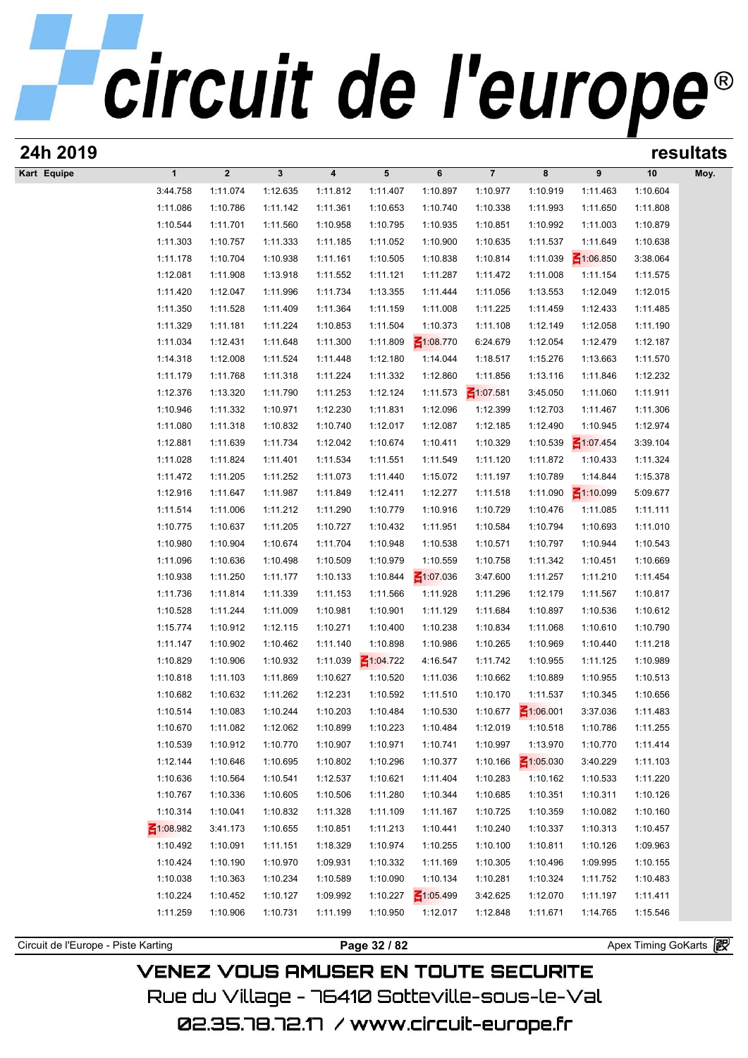## 24h 2019 resultats

| Kart | Equipe | 1 | 2 | 3 | 4 | 5 | 6 | 7 | 8 | 9 | 10 | Moy. |
|---|---|---|---|---|---|---|---|---|---|---|---|---|
| | | 3:44.758 | 1:11.074 | 1:12.635 | 1:11.812 | 1:11.407 | 1:10.897 | 1:10.977 | 1:10.919 | 1:11.463 | 1:10.604 | |
| | | 1:11.086 | 1:10.786 | 1:11.142 | 1:11.361 | 1:10.653 | 1:10.740 | 1:10.338 | 1:11.993 | 1:11.650 | 1:11.808 | |
| | | 1:10.544 | 1:11.701 | 1:11.560 | 1:10.958 | 1:10.795 | 1:10.935 | 1:10.851 | 1:10.992 | 1:11.003 | 1:10.879 | |
| | | 1:11.303 | 1:10.757 | 1:11.333 | 1:11.185 | 1:11.052 | 1:10.900 | 1:10.635 | 1:11.537 | 1:11.649 | 1:10.638 | |
| | | 1:11.178 | 1:10.704 | 1:10.938 | 1:11.161 | 1:10.505 | 1:10.838 | 1:10.814 | 1:11.039 | 1:06.850 | 3:38.064 | |
| | | 1:12.081 | 1:11.908 | 1:13.918 | 1:11.552 | 1:11.121 | 1:11.287 | 1:11.472 | 1:11.008 | 1:11.154 | 1:11.575 | |
| | | 1:11.420 | 1:12.047 | 1:11.996 | 1:11.734 | 1:13.355 | 1:11.444 | 1:11.056 | 1:13.553 | 1:12.049 | 1:12.015 | |
| | | 1:11.350 | 1:11.528 | 1:11.409 | 1:11.364 | 1:11.159 | 1:11.008 | 1:11.225 | 1:11.459 | 1:12.433 | 1:11.485 | |
| | | 1:11.329 | 1:11.181 | 1:11.224 | 1:10.853 | 1:11.504 | 1:10.373 | 1:11.108 | 1:12.149 | 1:12.058 | 1:11.190 | |
| | | 1:11.034 | 1:12.431 | 1:11.648 | 1:11.300 | 1:11.809 | 1:08.770 | 6:24.679 | 1:12.054 | 1:12.479 | 1:12.187 | |
| | | 1:14.318 | 1:12.008 | 1:11.524 | 1:11.448 | 1:12.180 | 1:14.044 | 1:18.517 | 1:15.276 | 1:13.663 | 1:11.570 | |
| | | 1:11.179 | 1:11.768 | 1:11.318 | 1:11.224 | 1:11.332 | 1:12.860 | 1:11.856 | 1:13.116 | 1:11.846 | 1:12.232 | |
| | | 1:12.376 | 1:13.320 | 1:11.790 | 1:11.253 | 1:12.124 | 1:11.573 | 1:07.581 | 3:45.050 | 1:11.060 | 1:11.911 | |
| | | 1:10.946 | 1:11.332 | 1:10.971 | 1:12.230 | 1:11.831 | 1:12.096 | 1:12.399 | 1:12.703 | 1:11.467 | 1:11.306 | |
| | | 1:11.080 | 1:11.318 | 1:10.832 | 1:10.740 | 1:12.017 | 1:12.087 | 1:12.185 | 1:12.490 | 1:10.945 | 1:12.974 | |
| | | 1:12.881 | 1:11.639 | 1:11.734 | 1:12.042 | 1:10.674 | 1:10.411 | 1:10.329 | 1:10.539 | 1:07.454 | 3:39.104 | |
| | | 1:11.028 | 1:11.824 | 1:11.401 | 1:11.534 | 1:11.551 | 1:11.549 | 1:11.120 | 1:11.872 | 1:10.433 | 1:11.324 | |
| | | 1:11.472 | 1:11.205 | 1:11.252 | 1:11.073 | 1:11.440 | 1:15.072 | 1:11.197 | 1:10.789 | 1:14.844 | 1:15.378 | |
| | | 1:12.916 | 1:11.647 | 1:11.987 | 1:11.849 | 1:12.411 | 1:12.277 | 1:11.518 | 1:11.090 | 1:10.099 | 5:09.677 | |
| | | 1:11.514 | 1:11.006 | 1:11.212 | 1:11.290 | 1:10.779 | 1:10.916 | 1:10.729 | 1:10.476 | 1:11.085 | 1:11.111 | |
| | | 1:10.775 | 1:10.637 | 1:11.205 | 1:10.727 | 1:10.432 | 1:11.951 | 1:10.584 | 1:10.794 | 1:10.693 | 1:11.010 | |
| | | 1:10.980 | 1:10.904 | 1:10.674 | 1:11.704 | 1:10.948 | 1:10.538 | 1:10.571 | 1:10.797 | 1:10.944 | 1:10.543 | |
| | | 1:11.096 | 1:10.636 | 1:10.498 | 1:10.509 | 1:10.979 | 1:10.559 | 1:10.758 | 1:11.342 | 1:10.451 | 1:10.669 | |
| | | 1:10.938 | 1:11.250 | 1:11.177 | 1:10.133 | 1:10.844 | 1:07.036 | 3:47.600 | 1:11.257 | 1:11.210 | 1:11.454 | |
| | | 1:11.736 | 1:11.814 | 1:11.339 | 1:11.153 | 1:11.566 | 1:11.928 | 1:11.296 | 1:12.179 | 1:11.567 | 1:10.817 | |
| | | 1:10.528 | 1:11.244 | 1:11.009 | 1:10.981 | 1:10.901 | 1:11.129 | 1:11.684 | 1:10.897 | 1:10.536 | 1:10.612 | |
| | | 1:15.774 | 1:10.912 | 1:12.115 | 1:10.271 | 1:10.400 | 1:10.238 | 1:10.834 | 1:11.068 | 1:10.610 | 1:10.790 | |
| | | 1:11.147 | 1:10.902 | 1:10.462 | 1:11.140 | 1:10.898 | 1:10.986 | 1:10.265 | 1:10.969 | 1:10.440 | 1:11.218 | |
| | | 1:10.829 | 1:10.906 | 1:10.932 | 1:11.039 | 1:04.722 | 4:16.547 | 1:11.742 | 1:10.955 | 1:11.125 | 1:10.989 | |
| | | 1:10.818 | 1:11.103 | 1:11.869 | 1:10.627 | 1:10.520 | 1:11.036 | 1:10.662 | 1:10.889 | 1:10.955 | 1:10.513 | |
| | | 1:10.682 | 1:10.632 | 1:11.262 | 1:12.231 | 1:10.592 | 1:11.510 | 1:10.170 | 1:11.537 | 1:10.345 | 1:10.656 | |
| | | 1:10.514 | 1:10.083 | 1:10.244 | 1:10.203 | 1:10.484 | 1:10.530 | 1:10.677 | 1:06.001 | 3:37.036 | 1:11.483 | |
| | | 1:10.670 | 1:11.082 | 1:12.062 | 1:10.899 | 1:10.223 | 1:10.484 | 1:12.019 | 1:10.518 | 1:10.786 | 1:11.255 | |
| | | 1:10.539 | 1:10.912 | 1:10.770 | 1:10.907 | 1:10.971 | 1:10.741 | 1:10.997 | 1:13.970 | 1:10.770 | 1:11.414 | |
| | | 1:12.144 | 1:10.646 | 1:10.695 | 1:10.802 | 1:10.296 | 1:10.377 | 1:10.166 | 1:05.030 | 3:40.229 | 1:11.103 | |
| | | 1:10.636 | 1:10.564 | 1:10.541 | 1:12.537 | 1:10.621 | 1:11.404 | 1:10.283 | 1:10.162 | 1:10.533 | 1:11.220 | |
| | | 1:10.767 | 1:10.336 | 1:10.605 | 1:10.506 | 1:11.280 | 1:10.344 | 1:10.685 | 1:10.351 | 1:10.311 | 1:10.126 | |
| | | 1:10.314 | 1:10.041 | 1:10.832 | 1:11.328 | 1:11.109 | 1:11.167 | 1:10.725 | 1:10.359 | 1:10.082 | 1:10.160 | |
| | | 1:08.982 | 3:41.173 | 1:10.655 | 1:10.851 | 1:11.213 | 1:10.441 | 1:10.240 | 1:10.337 | 1:10.313 | 1:10.457 | |
| | | 1:10.492 | 1:10.091 | 1:11.151 | 1:18.329 | 1:10.974 | 1:10.255 | 1:10.100 | 1:10.811 | 1:10.126 | 1:09.963 | |
| | | 1:10.424 | 1:10.190 | 1:10.970 | 1:09.931 | 1:10.332 | 1:11.169 | 1:10.305 | 1:10.496 | 1:09.995 | 1:10.155 | |
| | | 1:10.038 | 1:10.363 | 1:10.234 | 1:10.589 | 1:10.090 | 1:10.134 | 1:10.281 | 1:10.324 | 1:11.752 | 1:10.483 | |
| | | 1:10.224 | 1:10.452 | 1:10.127 | 1:09.992 | 1:10.227 | 1:05.499 | 3:42.625 | 1:12.070 | 1:11.197 | 1:11.411 | |
| | | 1:11.259 | 1:10.906 | 1:10.731 | 1:11.199 | 1:10.950 | 1:12.017 | 1:12.848 | 1:11.671 | 1:14.765 | 1:15.546 | |

Circuit de l'Europe - Piste Karting — Apex Timing GoKarts

VENEZ VOUS AMUSER EN TOUTE SECURITE
Rue du Village - 76410 Sotteville-sous-le-Val
02.35.78.72.17 / www.circuit-europe.fr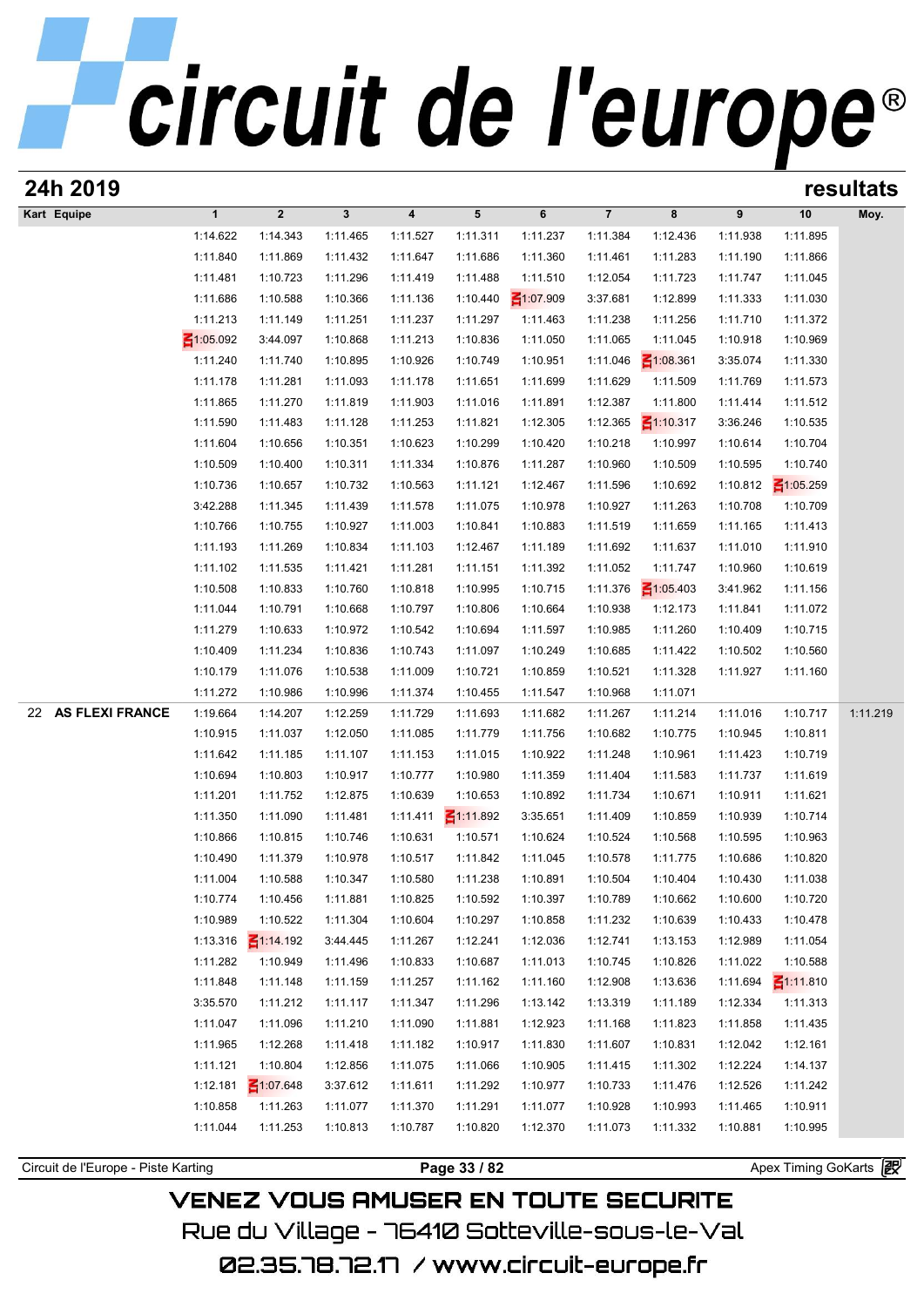## 24h 2019 resultats

| Kart | Equipe | 1 | 2 | 3 | 4 | 5 | 6 | 7 | 8 | 9 | 10 | Moy. |
|---|---|---|---|---|---|---|---|---|---|---|---|---|
| | | 1:14.622 | 1:14.343 | 1:11.465 | 1:11.527 | 1:11.311 | 1:11.237 | 1:11.384 | 1:12.436 | 1:11.938 | 1:11.895 | |
| | | 1:11.840 | 1:11.869 | 1:11.432 | 1:11.647 | 1:11.686 | 1:11.360 | 1:11.461 | 1:11.283 | 1:11.190 | 1:11.866 | |
| | | 1:11.481 | 1:10.723 | 1:11.296 | 1:11.419 | 1:11.488 | 1:11.510 | 1:12.054 | 1:11.723 | 1:11.747 | 1:11.045 | |
| | | 1:11.686 | 1:10.588 | 1:10.366 | 1:11.136 | 1:10.440 | 1:07.909 | 3:37.681 | 1:12.899 | 1:11.333 | 1:11.030 | |
| | | 1:11.213 | 1:11.149 | 1:11.251 | 1:11.237 | 1:11.297 | 1:11.463 | 1:11.238 | 1:11.256 | 1:11.710 | 1:11.372 | |
| | | 1:05.092 | 3:44.097 | 1:10.868 | 1:11.213 | 1:10.836 | 1:11.050 | 1:11.065 | 1:11.045 | 1:10.918 | 1:10.969 | |
| | | 1:11.240 | 1:11.740 | 1:10.895 | 1:10.926 | 1:10.749 | 1:10.951 | 1:11.046 | 1:08.361 | 3:35.074 | 1:11.330 | |
| | | 1:11.178 | 1:11.281 | 1:11.093 | 1:11.178 | 1:11.651 | 1:11.699 | 1:11.629 | 1:11.509 | 1:11.769 | 1:11.573 | |
| | | 1:11.865 | 1:11.270 | 1:11.819 | 1:11.903 | 1:11.016 | 1:11.891 | 1:12.387 | 1:11.800 | 1:11.414 | 1:11.512 | |
| | | 1:11.590 | 1:11.483 | 1:11.128 | 1:11.253 | 1:11.821 | 1:12.305 | 1:12.365 | 1:10.317 | 3:36.246 | 1:10.535 | |
| | | 1:11.604 | 1:10.656 | 1:10.351 | 1:10.623 | 1:10.299 | 1:10.420 | 1:10.218 | 1:10.997 | 1:10.614 | 1:10.704 | |
| | | 1:10.509 | 1:10.400 | 1:10.311 | 1:11.334 | 1:10.876 | 1:11.287 | 1:10.960 | 1:10.509 | 1:10.595 | 1:10.740 | |
| | | 1:10.736 | 1:10.657 | 1:10.732 | 1:10.563 | 1:11.121 | 1:12.467 | 1:11.596 | 1:10.692 | 1:10.812 | 1:05.259 | |
| | | 3:42.288 | 1:11.345 | 1:11.439 | 1:11.578 | 1:11.075 | 1:10.978 | 1:10.927 | 1:11.263 | 1:10.708 | 1:10.709 | |
| | | 1:10.766 | 1:10.755 | 1:10.927 | 1:11.003 | 1:10.841 | 1:10.883 | 1:11.519 | 1:11.659 | 1:11.165 | 1:11.413 | |
| | | 1:11.193 | 1:11.269 | 1:10.834 | 1:11.103 | 1:12.467 | 1:11.189 | 1:11.692 | 1:11.637 | 1:11.010 | 1:11.910 | |
| | | 1:11.102 | 1:11.535 | 1:11.421 | 1:11.281 | 1:11.151 | 1:11.392 | 1:11.052 | 1:11.747 | 1:10.960 | 1:10.619 | |
| | | 1:10.508 | 1:10.833 | 1:10.760 | 1:10.818 | 1:10.995 | 1:10.715 | 1:11.376 | 1:05.403 | 3:41.962 | 1:11.156 | |
| | | 1:11.044 | 1:10.791 | 1:10.668 | 1:10.797 | 1:10.806 | 1:10.664 | 1:10.938 | 1:12.173 | 1:11.841 | 1:11.072 | |
| | | 1:11.279 | 1:10.633 | 1:10.972 | 1:10.542 | 1:10.694 | 1:11.597 | 1:10.985 | 1:11.260 | 1:10.409 | 1:10.715 | |
| | | 1:10.409 | 1:11.234 | 1:10.836 | 1:10.743 | 1:11.097 | 1:10.249 | 1:10.685 | 1:11.422 | 1:10.502 | 1:10.560 | |
| | | 1:10.179 | 1:11.076 | 1:10.538 | 1:11.009 | 1:10.721 | 1:10.859 | 1:10.521 | 1:11.328 | 1:11.927 | 1:11.160 | |
| | | 1:11.272 | 1:10.986 | 1:10.996 | 1:11.374 | 1:10.455 | 1:11.547 | 1:10.968 | 1:11.071 | | | |
| 22 | **AS FLEXI FRANCE** | 1:19.664 | 1:14.207 | 1:12.259 | 1:11.729 | 1:11.693 | 1:11.682 | 1:11.267 | 1:11.214 | 1:11.016 | 1:10.717 | 1:11.219 |
| | | 1:10.915 | 1:11.037 | 1:12.050 | 1:11.085 | 1:11.779 | 1:11.756 | 1:10.682 | 1:10.775 | 1:10.945 | 1:10.811 | |
| | | 1:11.642 | 1:11.185 | 1:11.107 | 1:11.153 | 1:11.015 | 1:10.922 | 1:11.248 | 1:10.961 | 1:11.423 | 1:10.719 | |
| | | 1:10.694 | 1:10.803 | 1:10.917 | 1:10.777 | 1:10.980 | 1:11.359 | 1:11.404 | 1:11.583 | 1:11.737 | 1:11.619 | |
| | | 1:11.201 | 1:11.752 | 1:12.875 | 1:10.639 | 1:10.653 | 1:10.892 | 1:11.734 | 1:10.671 | 1:10.911 | 1:11.621 | |
| | | 1:11.350 | 1:11.090 | 1:11.481 | 1:11.411 | 1:11.892 | 3:35.651 | 1:11.409 | 1:10.859 | 1:10.939 | 1:10.714 | |
| | | 1:10.866 | 1:10.815 | 1:10.746 | 1:10.631 | 1:10.571 | 1:10.624 | 1:10.524 | 1:10.568 | 1:10.595 | 1:10.963 | |
| | | 1:10.490 | 1:11.379 | 1:10.978 | 1:10.517 | 1:11.842 | 1:11.045 | 1:10.578 | 1:11.775 | 1:10.686 | 1:10.820 | |
| | | 1:11.004 | 1:10.588 | 1:10.347 | 1:10.580 | 1:11.238 | 1:10.891 | 1:10.504 | 1:10.404 | 1:10.430 | 1:11.038 | |
| | | 1:10.774 | 1:10.456 | 1:11.881 | 1:10.825 | 1:10.592 | 1:10.397 | 1:10.789 | 1:10.662 | 1:10.600 | 1:10.720 | |
| | | 1:10.989 | 1:10.522 | 1:11.304 | 1:10.604 | 1:10.297 | 1:10.858 | 1:11.232 | 1:10.639 | 1:10.433 | 1:10.478 | |
| | | 1:13.316 | 1:14.192 | 3:44.445 | 1:11.267 | 1:12.241 | 1:12.036 | 1:12.741 | 1:13.153 | 1:12.989 | 1:11.054 | |
| | | 1:11.282 | 1:10.949 | 1:11.496 | 1:10.833 | 1:10.687 | 1:11.013 | 1:10.745 | 1:10.826 | 1:11.022 | 1:10.588 | |
| | | 1:11.848 | 1:11.148 | 1:11.159 | 1:11.257 | 1:11.162 | 1:11.160 | 1:12.908 | 1:13.636 | 1:11.694 | 1:11.810 | |
| | | 3:35.570 | 1:11.212 | 1:11.117 | 1:11.347 | 1:11.296 | 1:13.142 | 1:13.319 | 1:11.189 | 1:12.334 | 1:11.313 | |
| | | 1:11.047 | 1:11.096 | 1:11.210 | 1:11.090 | 1:11.881 | 1:12.923 | 1:11.168 | 1:11.823 | 1:11.858 | 1:11.435 | |
| | | 1:11.965 | 1:12.268 | 1:11.418 | 1:11.182 | 1:10.917 | 1:11.830 | 1:11.607 | 1:10.831 | 1:12.042 | 1:12.161 | |
| | | 1:11.121 | 1:10.804 | 1:12.856 | 1:11.075 | 1:11.066 | 1:10.905 | 1:11.415 | 1:11.302 | 1:12.224 | 1:14.137 | |
| | | 1:12.181 | 1:07.648 | 3:37.612 | 1:11.611 | 1:11.292 | 1:10.977 | 1:10.733 | 1:11.476 | 1:12.526 | 1:11.242 | |
| | | 1:10.858 | 1:11.263 | 1:11.077 | 1:11.370 | 1:11.291 | 1:11.077 | 1:10.928 | 1:10.993 | 1:11.465 | 1:10.911 | |
| | | 1:11.044 | 1:11.253 | 1:10.813 | 1:10.787 | 1:10.820 | 1:12.370 | 1:11.073 | 1:11.332 | 1:10.881 | 1:10.995 | |

Circuit de l'Europe - Piste Karting — Apex Timing GoKarts

VENEZ VOUS AMUSER EN TOUTE SECURITE
Rue du Village - 76410 Sotteville-sous-le-Val
02.35.78.72.17 / www.circuit-europe.fr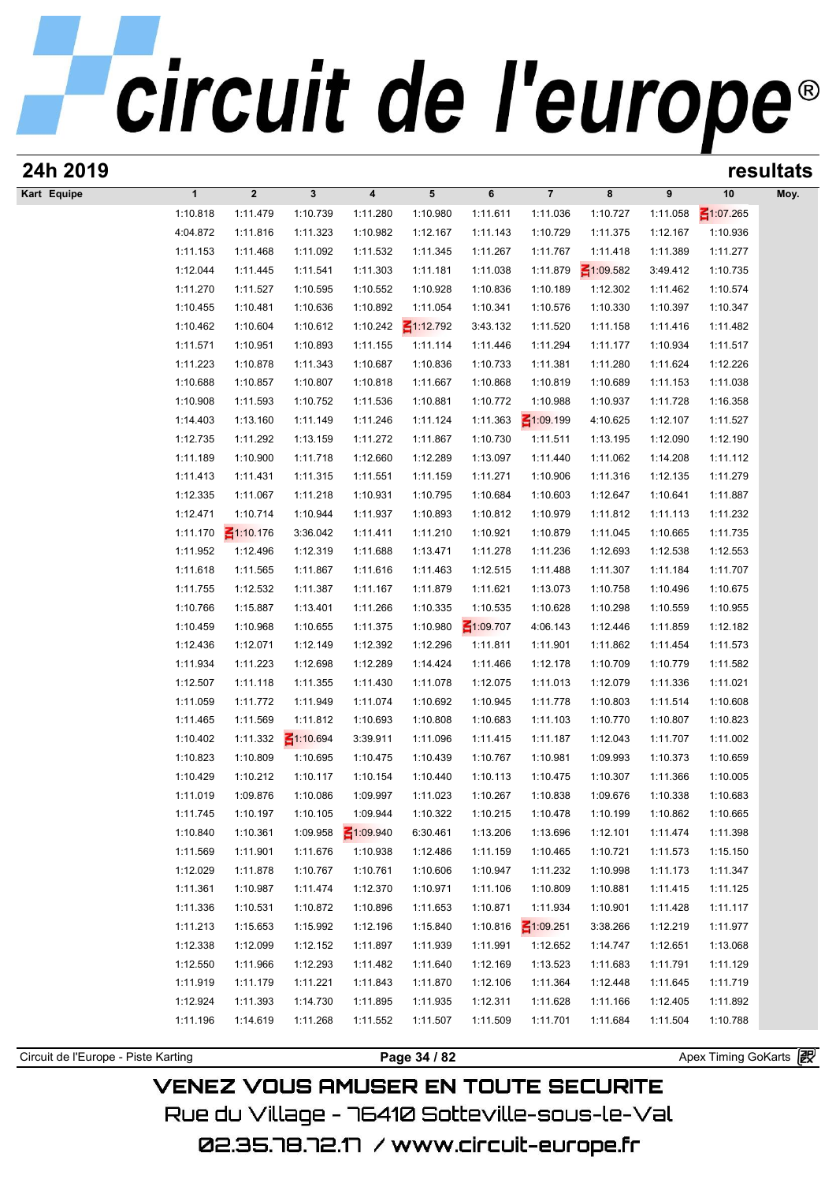# circuit de l'europe®

## 24h 2019

**resultats**

| Kart | Equipe | 1 | 2 | 3 | 4 | 5 | 6 | 7 | 8 | 9 | 10 | Moy. |
|---|---|---|---|---|---|---|---|---|---|---|---|---|
| | | 1:10.818 | 1:11.479 | 1:10.739 | 1:11.280 | 1:10.980 | 1:11.611 | 1:11.036 | 1:10.727 | 1:11.058 | 1:07.265 | |
| | | 4:04.872 | 1:11.816 | 1:11.323 | 1:10.982 | 1:12.167 | 1:11.143 | 1:10.729 | 1:11.375 | 1:12.167 | 1:10.936 | |
| | | 1:11.153 | 1:11.468 | 1:11.092 | 1:11.532 | 1:11.345 | 1:11.267 | 1:11.767 | 1:11.418 | 1:11.389 | 1:11.277 | |
| | | 1:12.044 | 1:11.445 | 1:11.541 | 1:11.303 | 1:11.181 | 1:11.038 | 1:11.879 | 1:09.582 | 3:49.412 | 1:10.735 | |
| | | 1:11.270 | 1:11.527 | 1:10.595 | 1:10.552 | 1:10.928 | 1:10.836 | 1:10.189 | 1:12.302 | 1:11.462 | 1:10.574 | |
| | | 1:10.455 | 1:10.481 | 1:10.636 | 1:10.892 | 1:11.054 | 1:10.341 | 1:10.576 | 1:10.330 | 1:10.397 | 1:10.347 | |
| | | 1:10.462 | 1:10.604 | 1:10.612 | 1:10.242 | 1:12.792 | 3:43.132 | 1:11.520 | 1:11.158 | 1:11.416 | 1:11.482 | |
| | | 1:11.571 | 1:10.951 | 1:10.893 | 1:11.155 | 1:11.114 | 1:11.446 | 1:11.294 | 1:11.177 | 1:10.934 | 1:11.517 | |
| | | 1:11.223 | 1:10.878 | 1:11.343 | 1:10.687 | 1:10.836 | 1:10.733 | 1:11.381 | 1:11.280 | 1:11.624 | 1:12.226 | |
| | | 1:10.688 | 1:10.857 | 1:10.807 | 1:10.818 | 1:11.667 | 1:10.868 | 1:10.819 | 1:10.689 | 1:11.153 | 1:11.038 | |
| | | 1:10.908 | 1:11.593 | 1:10.752 | 1:11.536 | 1:10.881 | 1:10.772 | 1:10.988 | 1:10.937 | 1:11.728 | 1:16.358 | |
| | | 1:14.403 | 1:13.160 | 1:11.149 | 1:11.246 | 1:11.124 | 1:11.363 | 1:09.199 | 4:10.625 | 1:12.107 | 1:11.527 | |
| | | 1:12.735 | 1:11.292 | 1:13.159 | 1:11.272 | 1:11.867 | 1:10.730 | 1:11.511 | 1:13.195 | 1:12.090 | 1:12.190 | |
| | | 1:11.189 | 1:10.900 | 1:11.718 | 1:12.660 | 1:12.289 | 1:13.097 | 1:11.440 | 1:11.062 | 1:14.208 | 1:11.112 | |
| | | 1:11.413 | 1:11.431 | 1:11.315 | 1:11.551 | 1:11.159 | 1:11.271 | 1:10.906 | 1:11.316 | 1:12.135 | 1:11.279 | |
| | | 1:12.335 | 1:11.067 | 1:11.218 | 1:10.931 | 1:10.795 | 1:10.684 | 1:10.603 | 1:12.647 | 1:10.641 | 1:11.887 | |
| | | 1:12.471 | 1:10.714 | 1:10.944 | 1:11.937 | 1:10.893 | 1:10.812 | 1:10.979 | 1:11.812 | 1:11.113 | 1:11.232 | |
| | | 1:11.170 | 1:10.176 | 3:36.042 | 1:11.411 | 1:11.210 | 1:10.921 | 1:10.879 | 1:11.045 | 1:10.665 | 1:11.735 | |
| | | 1:11.952 | 1:12.496 | 1:12.319 | 1:11.688 | 1:13.471 | 1:11.278 | 1:11.236 | 1:12.693 | 1:12.538 | 1:12.553 | |
| | | 1:11.618 | 1:11.565 | 1:11.867 | 1:11.616 | 1:11.463 | 1:12.515 | 1:11.488 | 1:11.307 | 1:11.184 | 1:11.707 | |
| | | 1:11.755 | 1:12.532 | 1:11.387 | 1:11.167 | 1:11.879 | 1:11.621 | 1:13.073 | 1:10.758 | 1:10.496 | 1:10.675 | |
| | | 1:10.766 | 1:15.887 | 1:13.401 | 1:11.266 | 1:10.335 | 1:10.535 | 1:10.628 | 1:10.298 | 1:10.559 | 1:10.955 | |
| | | 1:10.459 | 1:10.968 | 1:10.655 | 1:11.375 | 1:10.980 | 1:09.707 | 4:06.143 | 1:12.446 | 1:11.859 | 1:12.182 | |
| | | 1:12.436 | 1:12.071 | 1:12.149 | 1:12.392 | 1:12.296 | 1:11.811 | 1:11.901 | 1:11.862 | 1:11.454 | 1:11.573 | |
| | | 1:11.934 | 1:11.223 | 1:12.698 | 1:12.289 | 1:14.424 | 1:11.466 | 1:12.178 | 1:10.709 | 1:10.779 | 1:11.582 | |
| | | 1:12.507 | 1:11.118 | 1:11.355 | 1:11.430 | 1:11.078 | 1:12.075 | 1:11.013 | 1:12.079 | 1:11.336 | 1:11.021 | |
| | | 1:11.059 | 1:11.772 | 1:11.949 | 1:11.074 | 1:10.692 | 1:10.945 | 1:11.778 | 1:10.803 | 1:11.514 | 1:10.608 | |
| | | 1:11.465 | 1:11.569 | 1:11.812 | 1:10.693 | 1:10.808 | 1:10.683 | 1:11.103 | 1:10.770 | 1:10.807 | 1:10.823 | |
| | | 1:10.402 | 1:11.332 | 1:10.694 | 3:39.911 | 1:11.096 | 1:11.415 | 1:11.187 | 1:12.043 | 1:11.707 | 1:11.002 | |
| | | 1:10.823 | 1:10.809 | 1:10.695 | 1:10.475 | 1:10.439 | 1:10.767 | 1:10.981 | 1:09.993 | 1:10.373 | 1:10.659 | |
| | | 1:10.429 | 1:10.212 | 1:10.117 | 1:10.154 | 1:10.440 | 1:10.113 | 1:10.475 | 1:10.307 | 1:11.366 | 1:10.005 | |
| | | 1:11.019 | 1:09.876 | 1:10.086 | 1:09.997 | 1:11.023 | 1:10.267 | 1:10.838 | 1:09.676 | 1:10.338 | 1:10.683 | |
| | | 1:11.745 | 1:10.197 | 1:10.105 | 1:09.944 | 1:10.322 | 1:10.215 | 1:10.478 | 1:10.199 | 1:10.862 | 1:10.665 | |
| | | 1:10.840 | 1:10.361 | 1:09.958 | 1:09.940 | 6:30.461 | 1:13.206 | 1:13.696 | 1:12.101 | 1:11.474 | 1:11.398 | |
| | | 1:11.569 | 1:11.901 | 1:11.676 | 1:10.938 | 1:12.486 | 1:11.159 | 1:10.465 | 1:10.721 | 1:11.573 | 1:15.150 | |
| | | 1:12.029 | 1:11.878 | 1:10.767 | 1:10.761 | 1:10.606 | 1:10.947 | 1:11.232 | 1:10.998 | 1:11.173 | 1:11.347 | |
| | | 1:11.361 | 1:10.987 | 1:11.474 | 1:12.370 | 1:10.971 | 1:11.106 | 1:10.809 | 1:10.881 | 1:11.415 | 1:11.125 | |
| | | 1:11.336 | 1:10.531 | 1:10.872 | 1:10.896 | 1:11.653 | 1:10.871 | 1:11.934 | 1:10.901 | 1:11.428 | 1:11.117 | |
| | | 1:11.213 | 1:15.653 | 1:15.992 | 1:12.196 | 1:15.840 | 1:10.816 | 1:09.251 | 3:38.266 | 1:12.219 | 1:11.977 | |
| | | 1:12.338 | 1:12.099 | 1:12.152 | 1:11.897 | 1:11.939 | 1:11.991 | 1:12.652 | 1:14.747 | 1:12.651 | 1:13.068 | |
| | | 1:12.550 | 1:11.966 | 1:12.293 | 1:11.482 | 1:11.640 | 1:12.169 | 1:13.523 | 1:11.683 | 1:11.791 | 1:11.129 | |
| | | 1:11.919 | 1:11.179 | 1:11.221 | 1:11.843 | 1:11.870 | 1:12.106 | 1:11.364 | 1:12.448 | 1:11.645 | 1:11.719 | |
| | | 1:12.924 | 1:11.393 | 1:14.730 | 1:11.895 | 1:11.935 | 1:12.311 | 1:11.628 | 1:11.166 | 1:12.405 | 1:11.892 | |
| | | 1:11.196 | 1:14.619 | 1:11.268 | 1:11.552 | 1:11.507 | 1:11.509 | 1:11.701 | 1:11.684 | 1:11.504 | 1:10.788 | |

Circuit de l'Europe - Piste Karting — Apex Timing GoKarts

VENEZ VOUS AMUSER EN TOUTE SECURITE
Rue du Village - 76410 Sotteville-sous-le-Val
02.35.78.72.17 / www.circuit-europe.fr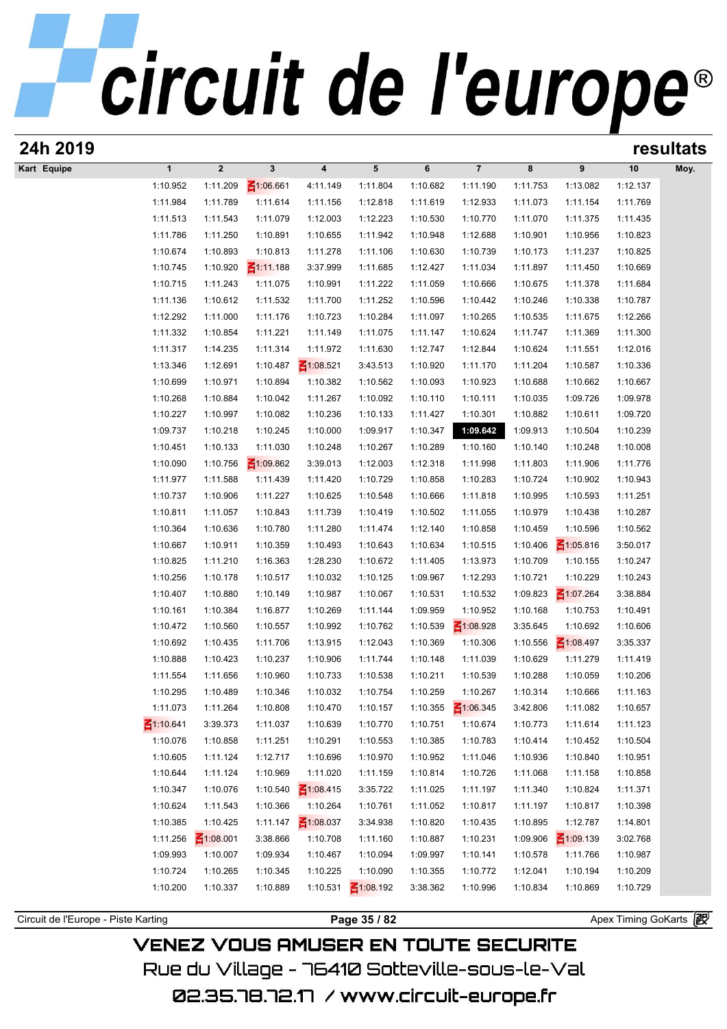# circuit de l'europe®

## 24h 2019

## resultats

| Kart | Equipe | 1 | 2 | 3 | 4 | 5 | 6 | 7 | 8 | 9 | 10 | Moy. |
|---|---|---|---|---|---|---|---|---|---|---|---|---|
| | | 1:10.952 | 1:11.209 | 1:06.661 | 4:11.149 | 1:11.804 | 1:10.682 | 1:11.190 | 1:11.753 | 1:13.082 | 1:12.137 | |
| | | 1:11.984 | 1:11.789 | 1:11.614 | 1:11.156 | 1:12.818 | 1:11.619 | 1:12.933 | 1:11.073 | 1:11.154 | 1:11.769 | |
| | | 1:11.513 | 1:11.543 | 1:11.079 | 1:12.003 | 1:12.223 | 1:10.530 | 1:10.770 | 1:11.070 | 1:11.375 | 1:11.435 | |
| | | 1:11.786 | 1:11.250 | 1:10.891 | 1:10.655 | 1:11.942 | 1:10.948 | 1:12.688 | 1:10.901 | 1:10.956 | 1:10.823 | |
| | | 1:10.674 | 1:10.893 | 1:10.813 | 1:11.278 | 1:11.106 | 1:10.630 | 1:10.739 | 1:10.173 | 1:11.237 | 1:10.825 | |
| | | 1:10.745 | 1:10.920 | 1:11.188 | 3:37.999 | 1:11.685 | 1:12.427 | 1:11.034 | 1:11.897 | 1:11.450 | 1:10.669 | |
| | | 1:10.715 | 1:11.243 | 1:11.075 | 1:10.991 | 1:11.222 | 1:11.059 | 1:10.666 | 1:10.675 | 1:11.378 | 1:11.684 | |
| | | 1:11.136 | 1:10.612 | 1:11.532 | 1:11.700 | 1:11.252 | 1:10.596 | 1:10.442 | 1:10.246 | 1:10.338 | 1:10.787 | |
| | | 1:12.292 | 1:11.000 | 1:11.176 | 1:10.723 | 1:10.284 | 1:11.097 | 1:10.265 | 1:10.535 | 1:11.675 | 1:12.266 | |
| | | 1:11.332 | 1:10.854 | 1:11.221 | 1:11.149 | 1:11.075 | 1:11.147 | 1:10.624 | 1:11.747 | 1:11.369 | 1:11.300 | |
| | | 1:11.317 | 1:14.235 | 1:11.314 | 1:11.972 | 1:11.630 | 1:12.747 | 1:12.844 | 1:10.624 | 1:11.551 | 1:12.016 | |
| | | 1:13.346 | 1:12.691 | 1:10.487 | 1:08.521 | 3:43.513 | 1:10.920 | 1:11.170 | 1:11.204 | 1:10.587 | 1:10.336 | |
| | | 1:10.699 | 1:10.971 | 1:10.894 | 1:10.382 | 1:10.562 | 1:10.093 | 1:10.923 | 1:10.688 | 1:10.662 | 1:10.667 | |
| | | 1:10.268 | 1:10.884 | 1:10.042 | 1:11.267 | 1:10.092 | 1:10.110 | 1:10.111 | 1:10.035 | 1:09.726 | 1:09.978 | |
| | | 1:10.227 | 1:10.997 | 1:10.082 | 1:10.236 | 1:10.133 | 1:11.427 | 1:10.301 | 1:10.882 | 1:10.611 | 1:09.720 | |
| | | 1:09.737 | 1:10.218 | 1:10.245 | 1:10.000 | 1:09.917 | 1:10.347 | **1:09.642** | 1:09.913 | 1:10.504 | 1:10.239 | |
| | | 1:10.451 | 1:10.133 | 1:11.030 | 1:10.248 | 1:10.267 | 1:10.289 | 1:10.160 | 1:10.140 | 1:10.248 | 1:10.008 | |
| | | 1:10.090 | 1:10.756 | 1:09.862 | 3:39.013 | 1:12.003 | 1:12.318 | 1:11.998 | 1:11.803 | 1:11.906 | 1:11.776 | |
| | | 1:11.977 | 1:11.588 | 1:11.439 | 1:11.420 | 1:10.729 | 1:10.858 | 1:10.283 | 1:10.724 | 1:10.902 | 1:10.943 | |
| | | 1:10.737 | 1:10.906 | 1:11.227 | 1:10.625 | 1:10.548 | 1:10.666 | 1:11.818 | 1:10.995 | 1:10.593 | 1:11.251 | |
| | | 1:10.811 | 1:11.057 | 1:10.843 | 1:11.739 | 1:10.419 | 1:10.502 | 1:11.055 | 1:10.979 | 1:10.438 | 1:10.287 | |
| | | 1:10.364 | 1:10.636 | 1:10.780 | 1:11.280 | 1:11.474 | 1:12.140 | 1:10.858 | 1:10.459 | 1:10.596 | 1:10.562 | |
| | | 1:10.667 | 1:10.911 | 1:10.359 | 1:10.493 | 1:10.643 | 1:10.634 | 1:10.515 | 1:10.406 | 1:05.816 | 3:50.017 | |
| | | 1:10.825 | 1:11.210 | 1:16.363 | 1:28.230 | 1:10.672 | 1:11.405 | 1:13.973 | 1:10.709 | 1:10.155 | 1:10.247 | |
| | | 1:10.256 | 1:10.178 | 1:10.517 | 1:10.032 | 1:10.125 | 1:09.967 | 1:12.293 | 1:10.721 | 1:10.229 | 1:10.243 | |
| | | 1:10.407 | 1:10.880 | 1:10.149 | 1:10.987 | 1:10.067 | 1:10.531 | 1:10.532 | 1:09.823 | 1:07.264 | 3:38.884 | |
| | | 1:10.161 | 1:10.384 | 1:16.877 | 1:10.269 | 1:11.144 | 1:09.959 | 1:10.952 | 1:10.168 | 1:10.753 | 1:10.491 | |
| | | 1:10.472 | 1:10.560 | 1:10.557 | 1:10.992 | 1:10.762 | 1:10.539 | 1:08.928 | 3:35.645 | 1:10.692 | 1:10.606 | |
| | | 1:10.692 | 1:10.435 | 1:11.706 | 1:13.915 | 1:12.043 | 1:10.369 | 1:10.306 | 1:10.556 | 1:08.497 | 3:35.337 | |
| | | 1:10.888 | 1:10.423 | 1:10.237 | 1:10.906 | 1:11.744 | 1:10.148 | 1:11.039 | 1:10.629 | 1:11.279 | 1:11.419 | |
| | | 1:11.554 | 1:11.656 | 1:10.960 | 1:10.733 | 1:10.538 | 1:10.211 | 1:10.539 | 1:10.288 | 1:10.059 | 1:10.206 | |
| | | 1:10.295 | 1:10.489 | 1:10.346 | 1:10.032 | 1:10.754 | 1:10.259 | 1:10.267 | 1:10.314 | 1:10.666 | 1:11.163 | |
| | | 1:11.073 | 1:11.264 | 1:10.808 | 1:10.470 | 1:10.157 | 1:10.355 | 1:06.345 | 3:42.806 | 1:11.082 | 1:10.657 | |
| | | 1:10.641 | 3:39.373 | 1:11.037 | 1:10.639 | 1:10.770 | 1:10.751 | 1:10.674 | 1:10.773 | 1:11.614 | 1:11.123 | |
| | | 1:10.076 | 1:10.858 | 1:11.251 | 1:10.291 | 1:10.553 | 1:10.385 | 1:10.783 | 1:10.414 | 1:10.452 | 1:10.504 | |
| | | 1:10.605 | 1:11.124 | 1:12.717 | 1:10.696 | 1:10.970 | 1:10.952 | 1:11.046 | 1:10.936 | 1:10.840 | 1:10.951 | |
| | | 1:10.644 | 1:11.124 | 1:10.969 | 1:11.020 | 1:11.159 | 1:10.814 | 1:10.726 | 1:11.068 | 1:11.158 | 1:10.858 | |
| | | 1:10.347 | 1:10.076 | 1:10.540 | 1:08.415 | 3:35.722 | 1:11.025 | 1:11.197 | 1:11.340 | 1:10.824 | 1:11.371 | |
| | | 1:10.624 | 1:11.543 | 1:10.366 | 1:10.264 | 1:10.761 | 1:11.052 | 1:10.817 | 1:11.197 | 1:10.817 | 1:10.398 | |
| | | 1:10.385 | 1:10.425 | 1:11.147 | 1:08.037 | 3:34.938 | 1:10.820 | 1:10.435 | 1:10.895 | 1:12.787 | 1:14.801 | |
| | | 1:11.256 | 1:08.001 | 3:38.866 | 1:10.708 | 1:11.160 | 1:10.887 | 1:10.231 | 1:09.906 | 1:09.139 | 3:02.768 | |
| | | 1:09.993 | 1:10.007 | 1:09.934 | 1:10.467 | 1:10.094 | 1:09.997 | 1:10.141 | 1:10.578 | 1:11.766 | 1:10.987 | |
| | | 1:10.724 | 1:10.265 | 1:10.345 | 1:10.225 | 1:10.090 | 1:10.355 | 1:10.772 | 1:12.041 | 1:10.194 | 1:10.209 | |
| | | 1:10.200 | 1:10.337 | 1:10.889 | 1:10.531 | 1:08.192 | 3:38.362 | 1:10.996 | 1:10.834 | 1:10.869 | 1:10.729 | |

Circuit de l'Europe - Piste Karting — Apex Timing GoKarts

VENEZ VOUS AMUSER EN TOUTE SECURITE
Rue du Village - 76410 Sotteville-sous-le-Val
02.35.78.72.17 / www.circuit-europe.fr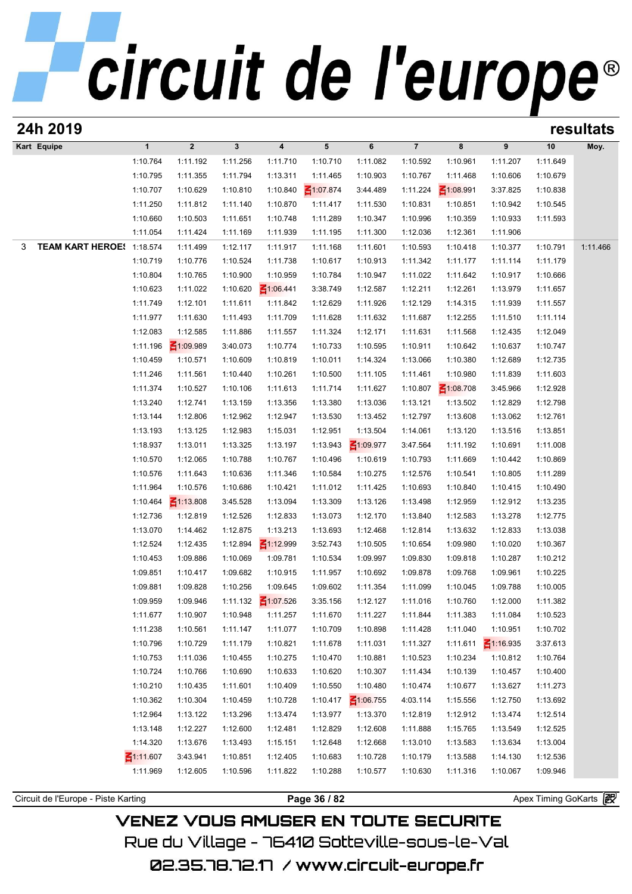## 24h 2019 — resultats

| Kart | Equipe | 1 | 2 | 3 | 4 | 5 | 6 | 7 | 8 | 9 | 10 | Moy. |
|---|---|---|---|---|---|---|---|---|---|---|---|---|
| | | 1:10.764 | 1:11.192 | 1:11.256 | 1:11.710 | 1:10.710 | 1:11.082 | 1:10.592 | 1:10.961 | 1:11.207 | 1:11.649 | |
| | | 1:10.795 | 1:11.355 | 1:11.794 | 1:13.311 | 1:11.465 | 1:10.903 | 1:10.767 | 1:11.468 | 1:10.606 | 1:10.679 | |
| | | 1:10.707 | 1:10.629 | 1:10.810 | 1:10.840 | 1:07.874 | 3:44.489 | 1:11.224 | 1:08.991 | 3:37.825 | 1:10.838 | |
| | | 1:11.250 | 1:11.812 | 1:11.140 | 1:10.870 | 1:11.417 | 1:11.530 | 1:10.831 | 1:10.851 | 1:10.942 | 1:10.545 | |
| | | 1:10.660 | 1:10.503 | 1:11.651 | 1:10.748 | 1:11.289 | 1:10.347 | 1:10.996 | 1:10.359 | 1:10.933 | 1:11.593 | |
| | | 1:11.054 | 1:11.424 | 1:11.169 | 1:11.939 | 1:11.195 | 1:11.300 | 1:12.036 | 1:12.361 | 1:11.906 | | |
| 3 | TEAM KART HEROES | 1:18.574 | 1:11.499 | 1:12.117 | 1:11.917 | 1:11.168 | 1:11.601 | 1:10.593 | 1:10.418 | 1:10.377 | 1:10.791 | 1:11.466 |
| | | 1:10.719 | 1:10.776 | 1:10.524 | 1:11.738 | 1:10.617 | 1:10.913 | 1:11.342 | 1:11.177 | 1:11.114 | 1:11.179 | |
| | | 1:10.804 | 1:10.765 | 1:10.900 | 1:10.959 | 1:10.784 | 1:10.947 | 1:11.022 | 1:11.642 | 1:10.917 | 1:10.666 | |
| | | 1:10.623 | 1:11.022 | 1:10.620 | 1:06.441 | 3:38.749 | 1:12.587 | 1:12.211 | 1:12.261 | 1:13.979 | 1:11.657 | |
| | | 1:11.749 | 1:12.101 | 1:11.611 | 1:11.842 | 1:12.629 | 1:11.926 | 1:12.129 | 1:14.315 | 1:11.939 | 1:11.557 | |
| | | 1:11.977 | 1:11.630 | 1:11.493 | 1:11.709 | 1:11.628 | 1:11.632 | 1:11.687 | 1:12.255 | 1:11.510 | 1:11.114 | |
| | | 1:12.083 | 1:12.585 | 1:11.886 | 1:11.557 | 1:11.324 | 1:12.171 | 1:11.631 | 1:11.568 | 1:12.435 | 1:12.049 | |
| | | 1:11.196 | 1:09.989 | 3:40.073 | 1:10.774 | 1:10.733 | 1:10.595 | 1:10.911 | 1:10.642 | 1:10.637 | 1:10.747 | |
| | | 1:10.459 | 1:10.571 | 1:10.609 | 1:10.819 | 1:10.011 | 1:14.324 | 1:13.066 | 1:10.380 | 1:12.689 | 1:12.735 | |
| | | 1:11.246 | 1:11.561 | 1:10.440 | 1:10.261 | 1:10.500 | 1:11.105 | 1:11.461 | 1:10.980 | 1:11.839 | 1:11.603 | |
| | | 1:11.374 | 1:10.527 | 1:10.106 | 1:11.613 | 1:11.714 | 1:11.627 | 1:10.807 | 1:08.708 | 3:45.966 | 1:12.928 | |
| | | 1:13.240 | 1:12.741 | 1:13.159 | 1:13.356 | 1:13.380 | 1:13.036 | 1:13.121 | 1:13.502 | 1:12.829 | 1:12.798 | |
| | | 1:13.144 | 1:12.806 | 1:12.962 | 1:12.947 | 1:13.530 | 1:13.452 | 1:12.797 | 1:13.608 | 1:13.062 | 1:12.761 | |
| | | 1:13.193 | 1:13.125 | 1:12.983 | 1:15.031 | 1:12.951 | 1:13.504 | 1:14.061 | 1:13.120 | 1:13.516 | 1:13.851 | |
| | | 1:18.937 | 1:13.011 | 1:13.325 | 1:13.197 | 1:13.943 | 1:09.977 | 3:47.564 | 1:11.192 | 1:10.691 | 1:11.008 | |
| | | 1:10.570 | 1:12.065 | 1:10.788 | 1:10.767 | 1:10.496 | 1:10.619 | 1:10.793 | 1:11.669 | 1:10.442 | 1:10.869 | |
| | | 1:10.576 | 1:11.643 | 1:10.636 | 1:11.346 | 1:10.584 | 1:10.275 | 1:12.576 | 1:10.541 | 1:10.805 | 1:11.289 | |
| | | 1:11.964 | 1:10.576 | 1:10.686 | 1:10.421 | 1:11.012 | 1:11.425 | 1:10.693 | 1:10.840 | 1:10.415 | 1:10.490 | |
| | | 1:10.464 | 1:13.808 | 3:45.528 | 1:13.094 | 1:13.309 | 1:13.126 | 1:13.498 | 1:12.959 | 1:12.912 | 1:13.235 | |
| | | 1:12.736 | 1:12.819 | 1:12.526 | 1:12.833 | 1:13.073 | 1:12.170 | 1:13.840 | 1:12.583 | 1:13.278 | 1:12.775 | |
| | | 1:13.070 | 1:14.462 | 1:12.875 | 1:13.213 | 1:13.693 | 1:12.468 | 1:12.814 | 1:13.632 | 1:12.833 | 1:13.038 | |
| | | 1:12.524 | 1:12.435 | 1:12.894 | 1:12.999 | 3:52.743 | 1:10.505 | 1:10.654 | 1:09.980 | 1:10.020 | 1:10.367 | |
| | | 1:10.453 | 1:09.886 | 1:10.069 | 1:09.781 | 1:10.534 | 1:09.997 | 1:09.830 | 1:09.818 | 1:10.287 | 1:10.212 | |
| | | 1:09.851 | 1:10.417 | 1:09.682 | 1:10.915 | 1:11.957 | 1:10.692 | 1:09.878 | 1:09.768 | 1:09.961 | 1:10.225 | |
| | | 1:09.881 | 1:09.828 | 1:10.256 | 1:09.645 | 1:09.602 | 1:11.354 | 1:11.099 | 1:10.045 | 1:09.788 | 1:10.005 | |
| | | 1:09.959 | 1:09.946 | 1:11.132 | 1:07.526 | 3:35.156 | 1:12.127 | 1:11.016 | 1:10.760 | 1:12.000 | 1:11.382 | |
| | | 1:11.677 | 1:10.907 | 1:10.948 | 1:11.257 | 1:11.670 | 1:11.227 | 1:11.844 | 1:11.383 | 1:11.084 | 1:10.523 | |
| | | 1:11.238 | 1:10.561 | 1:11.147 | 1:11.077 | 1:10.709 | 1:10.898 | 1:11.428 | 1:11.040 | 1:10.951 | 1:10.702 | |
| | | 1:10.796 | 1:10.729 | 1:11.179 | 1:10.821 | 1:11.678 | 1:11.031 | 1:11.327 | 1:11.611 | 1:16.935 | 3:37.613 | |
| | | 1:10.753 | 1:11.036 | 1:10.455 | 1:10.275 | 1:10.470 | 1:10.881 | 1:10.523 | 1:10.234 | 1:10.812 | 1:10.764 | |
| | | 1:10.724 | 1:10.766 | 1:10.690 | 1:10.633 | 1:10.620 | 1:10.307 | 1:11.434 | 1:10.139 | 1:10.457 | 1:10.400 | |
| | | 1:10.210 | 1:10.435 | 1:11.601 | 1:10.409 | 1:10.550 | 1:10.480 | 1:10.474 | 1:10.677 | 1:13.627 | 1:11.273 | |
| | | 1:10.362 | 1:10.304 | 1:10.459 | 1:10.728 | 1:10.417 | 1:06.755 | 4:03.114 | 1:15.556 | 1:12.750 | 1:13.692 | |
| | | 1:12.964 | 1:13.122 | 1:13.296 | 1:13.474 | 1:13.977 | 1:13.370 | 1:12.819 | 1:12.912 | 1:13.474 | 1:12.514 | |
| | | 1:13.148 | 1:12.227 | 1:12.600 | 1:12.481 | 1:12.829 | 1:12.608 | 1:11.888 | 1:15.765 | 1:13.549 | 1:12.525 | |
| | | 1:14.320 | 1:13.676 | 1:13.493 | 1:15.151 | 1:12.648 | 1:12.668 | 1:13.010 | 1:13.583 | 1:13.634 | 1:13.004 | |
| | | 1:11.607 | 3:43.941 | 1:10.851 | 1:12.405 | 1:10.683 | 1:10.728 | 1:10.179 | 1:13.588 | 1:14.130 | 1:12.536 | |
| | | 1:11.969 | 1:12.605 | 1:10.596 | 1:11.822 | 1:10.288 | 1:10.577 | 1:10.630 | 1:11.316 | 1:10.067 | 1:09.946 | |

Circuit de l'Europe - Piste Karting — Apex Timing GoKarts

VENEZ VOUS AMUSER EN TOUTE SECURITE
Rue du Village - 76410 Sotteville-sous-le-Val
02.35.78.72.17 / www.circuit-europe.fr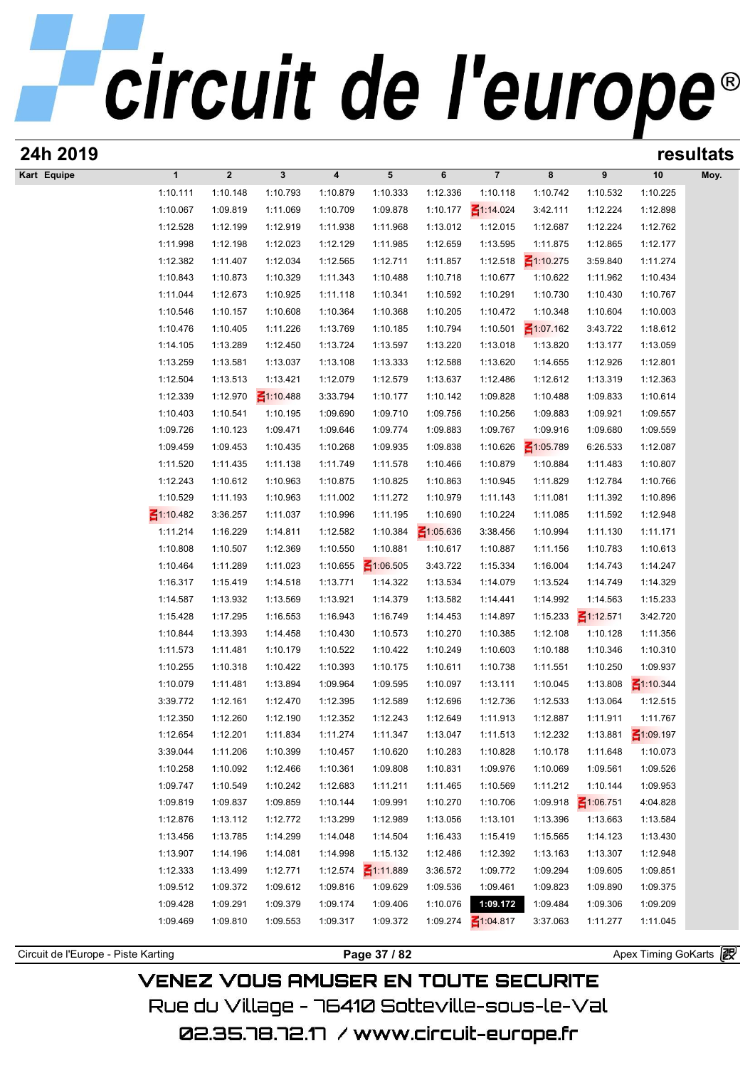# circuit de l'europe®

## 24h 2019 — resultats

| Kart Equipe | 1 | 2 | 3 | 4 | 5 | 6 | 7 | 8 | 9 | 10 | Moy. |
|---|---|---|---|---|---|---|---|---|---|---|---|
| | 1:10.111 | 1:10.148 | 1:10.793 | 1:10.879 | 1:10.333 | 1:12.336 | 1:10.118 | 1:10.742 | 1:10.532 | 1:10.225 | |
| | 1:10.067 | 1:09.819 | 1:11.069 | 1:10.709 | 1:09.878 | 1:10.177 | 1:14.024 | 3:42.111 | 1:12.224 | 1:12.898 | |
| | 1:12.528 | 1:12.199 | 1:12.919 | 1:11.938 | 1:11.968 | 1:13.012 | 1:12.015 | 1:12.687 | 1:12.224 | 1:12.762 | |
| | 1:11.998 | 1:12.198 | 1:12.023 | 1:12.129 | 1:11.985 | 1:12.659 | 1:13.595 | 1:11.875 | 1:12.865 | 1:12.177 | |
| | 1:12.382 | 1:11.407 | 1:12.034 | 1:12.565 | 1:12.711 | 1:11.857 | 1:12.518 | 1:10.275 | 3:59.840 | 1:11.274 | |
| | 1:10.843 | 1:10.873 | 1:10.329 | 1:11.343 | 1:10.488 | 1:10.718 | 1:10.677 | 1:10.622 | 1:11.962 | 1:10.434 | |
| | 1:11.044 | 1:12.673 | 1:10.925 | 1:11.118 | 1:10.341 | 1:10.592 | 1:10.291 | 1:10.730 | 1:10.430 | 1:10.767 | |
| | 1:10.546 | 1:10.157 | 1:10.608 | 1:10.364 | 1:10.368 | 1:10.205 | 1:10.472 | 1:10.348 | 1:10.604 | 1:10.003 | |
| | 1:10.476 | 1:10.405 | 1:11.226 | 1:13.769 | 1:10.185 | 1:10.794 | 1:10.501 | 1:07.162 | 3:43.722 | 1:18.612 | |
| | 1:14.105 | 1:13.289 | 1:12.450 | 1:13.724 | 1:13.597 | 1:13.220 | 1:13.018 | 1:13.820 | 1:13.177 | 1:13.059 | |
| | 1:13.259 | 1:13.581 | 1:13.037 | 1:13.108 | 1:13.333 | 1:12.588 | 1:13.620 | 1:14.655 | 1:12.926 | 1:12.801 | |
| | 1:12.504 | 1:13.513 | 1:13.421 | 1:12.079 | 1:12.579 | 1:13.637 | 1:12.486 | 1:12.612 | 1:13.319 | 1:12.363 | |
| | 1:12.339 | 1:12.970 | 1:10.488 | 3:33.794 | 1:10.177 | 1:10.142 | 1:09.828 | 1:10.488 | 1:09.833 | 1:10.614 | |
| | 1:10.403 | 1:10.541 | 1:10.195 | 1:09.690 | 1:09.710 | 1:09.756 | 1:10.256 | 1:09.883 | 1:09.921 | 1:09.557 | |
| | 1:09.726 | 1:10.123 | 1:09.471 | 1:09.646 | 1:09.774 | 1:09.883 | 1:09.767 | 1:09.916 | 1:09.680 | 1:09.559 | |
| | 1:09.459 | 1:09.453 | 1:10.435 | 1:10.268 | 1:09.935 | 1:09.838 | 1:10.626 | 1:05.789 | 6:26.533 | 1:12.087 | |
| | 1:11.520 | 1:11.435 | 1:11.138 | 1:11.749 | 1:11.578 | 1:10.466 | 1:10.879 | 1:10.884 | 1:11.483 | 1:10.807 | |
| | 1:12.243 | 1:10.612 | 1:10.963 | 1:10.875 | 1:10.825 | 1:10.863 | 1:10.945 | 1:11.829 | 1:12.784 | 1:10.766 | |
| | 1:10.529 | 1:11.193 | 1:10.963 | 1:11.002 | 1:11.272 | 1:10.979 | 1:11.143 | 1:11.081 | 1:11.392 | 1:10.896 | |
| | 1:10.482 | 3:36.257 | 1:11.037 | 1:10.996 | 1:11.195 | 1:10.690 | 1:10.224 | 1:11.085 | 1:11.592 | 1:12.948 | |
| | 1:11.214 | 1:16.229 | 1:14.811 | 1:12.582 | 1:10.384 | 1:05.636 | 3:38.456 | 1:10.994 | 1:11.130 | 1:11.171 | |
| | 1:10.808 | 1:10.507 | 1:12.369 | 1:10.550 | 1:10.881 | 1:10.617 | 1:10.887 | 1:11.156 | 1:10.783 | 1:10.613 | |
| | 1:10.464 | 1:11.289 | 1:11.023 | 1:10.655 | 1:06.505 | 3:43.722 | 1:15.334 | 1:16.004 | 1:14.743 | 1:14.247 | |
| | 1:16.317 | 1:15.419 | 1:14.518 | 1:13.771 | 1:14.322 | 1:13.534 | 1:14.079 | 1:13.524 | 1:14.749 | 1:14.329 | |
| | 1:14.587 | 1:13.932 | 1:13.569 | 1:13.921 | 1:14.379 | 1:13.582 | 1:14.441 | 1:14.992 | 1:14.563 | 1:15.233 | |
| | 1:15.428 | 1:17.295 | 1:16.553 | 1:16.943 | 1:16.749 | 1:14.453 | 1:14.897 | 1:15.233 | 1:12.571 | 3:42.720 | |
| | 1:10.844 | 1:13.393 | 1:14.458 | 1:10.430 | 1:10.573 | 1:10.270 | 1:10.385 | 1:12.108 | 1:10.128 | 1:11.356 | |
| | 1:11.573 | 1:11.481 | 1:10.179 | 1:10.522 | 1:10.422 | 1:10.249 | 1:10.603 | 1:10.188 | 1:10.346 | 1:10.310 | |
| | 1:10.255 | 1:10.318 | 1:10.422 | 1:10.393 | 1:10.175 | 1:10.611 | 1:10.738 | 1:11.551 | 1:10.250 | 1:09.937 | |
| | 1:10.079 | 1:11.481 | 1:13.894 | 1:09.964 | 1:09.595 | 1:10.097 | 1:13.111 | 1:10.045 | 1:13.808 | 1:10.344 | |
| | 3:39.772 | 1:12.161 | 1:12.470 | 1:12.395 | 1:12.589 | 1:12.696 | 1:12.736 | 1:12.533 | 1:13.064 | 1:12.515 | |
| | 1:12.350 | 1:12.260 | 1:12.190 | 1:12.352 | 1:12.243 | 1:12.649 | 1:11.913 | 1:12.887 | 1:11.911 | 1:11.767 | |
| | 1:12.654 | 1:12.201 | 1:11.834 | 1:11.274 | 1:11.347 | 1:13.047 | 1:11.513 | 1:12.232 | 1:13.881 | 1:09.197 | |
| | 3:39.044 | 1:11.206 | 1:10.399 | 1:10.457 | 1:10.620 | 1:10.283 | 1:10.828 | 1:10.178 | 1:11.648 | 1:10.073 | |
| | 1:10.258 | 1:10.092 | 1:12.466 | 1:10.361 | 1:09.808 | 1:10.831 | 1:09.976 | 1:10.069 | 1:09.561 | 1:09.526 | |
| | 1:09.747 | 1:10.549 | 1:10.242 | 1:12.683 | 1:11.211 | 1:11.465 | 1:10.569 | 1:11.212 | 1:10.144 | 1:09.953 | |
| | 1:09.819 | 1:09.837 | 1:09.859 | 1:10.144 | 1:09.991 | 1:10.270 | 1:10.706 | 1:09.918 | 1:06.751 | 4:04.828 | |
| | 1:12.876 | 1:13.112 | 1:12.772 | 1:13.299 | 1:12.989 | 1:13.056 | 1:13.101 | 1:13.396 | 1:13.663 | 1:13.584 | |
| | 1:13.456 | 1:13.785 | 1:14.299 | 1:14.048 | 1:14.504 | 1:16.433 | 1:15.419 | 1:15.565 | 1:14.123 | 1:13.430 | |
| | 1:13.907 | 1:14.196 | 1:14.081 | 1:14.998 | 1:15.132 | 1:12.486 | 1:12.392 | 1:13.163 | 1:13.307 | 1:12.948 | |
| | 1:12.333 | 1:13.499 | 1:12.771 | 1:12.574 | 1:11.889 | 3:36.572 | 1:09.772 | 1:09.294 | 1:09.605 | 1:09.851 | |
| | 1:09.512 | 1:09.372 | 1:09.612 | 1:09.816 | 1:09.629 | 1:09.536 | 1:09.461 | 1:09.823 | 1:09.890 | 1:09.375 | |
| | 1:09.428 | 1:09.291 | 1:09.379 | 1:09.174 | 1:09.406 | 1:10.076 | **1:09.172** | 1:09.484 | 1:09.306 | 1:09.209 | |
| | 1:09.469 | 1:09.810 | 1:09.553 | 1:09.317 | 1:09.372 | 1:09.274 | 1:04.817 | 3:37.063 | 1:11.277 | 1:11.045 | |

Circuit de l'Europe - Piste Karting — Apex Timing GoKarts

VENEZ VOUS AMUSER EN TOUTE SECURITE
Rue du Village - 76410 Sotteville-sous-le-Val
02.35.78.72.17 / www.circuit-europe.fr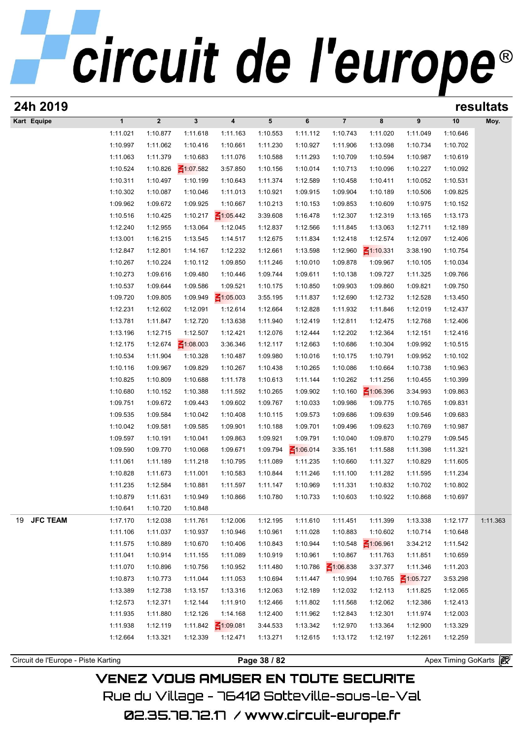# circuit de l'europe®

**24h 2019** **resultats**

| Kart | Equipe | 1 | 2 | 3 | 4 | 5 | 6 | 7 | 8 | 9 | 10 | Moy. |
|---|---|---|---|---|---|---|---|---|---|---|---|---|
| | | 1:11.021 | 1:10.877 | 1:11.618 | 1:11.163 | 1:10.553 | 1:11.112 | 1:10.743 | 1:11.020 | 1:11.049 | 1:10.646 | |
| | | 1:10.997 | 1:11.062 | 1:10.416 | 1:10.661 | 1:11.230 | 1:10.927 | 1:11.906 | 1:13.098 | 1:10.734 | 1:10.702 | |
| | | 1:11.063 | 1:11.379 | 1:10.683 | 1:11.076 | 1:10.588 | 1:11.293 | 1:10.709 | 1:10.594 | 1:10.987 | 1:10.619 | |
| | | 1:10.524 | 1:10.826 | 1:07.582 | 3:57.850 | 1:10.156 | 1:10.014 | 1:10.713 | 1:10.096 | 1:10.227 | 1:10.092 | |
| | | 1:10.311 | 1:10.497 | 1:10.199 | 1:10.643 | 1:11.374 | 1:12.589 | 1:10.458 | 1:10.411 | 1:10.052 | 1:10.531 | |
| | | 1:10.302 | 1:10.087 | 1:10.046 | 1:11.013 | 1:10.921 | 1:09.915 | 1:09.904 | 1:10.189 | 1:10.506 | 1:09.825 | |
| | | 1:09.962 | 1:09.672 | 1:09.925 | 1:10.667 | 1:10.213 | 1:10.153 | 1:09.853 | 1:10.609 | 1:10.975 | 1:10.152 | |
| | | 1:10.516 | 1:10.425 | 1:10.217 | 1:05.442 | 3:39.608 | 1:16.478 | 1:12.307 | 1:12.319 | 1:13.165 | 1:13.173 | |
| | | 1:12.240 | 1:12.955 | 1:13.064 | 1:12.045 | 1:12.837 | 1:12.566 | 1:11.845 | 1:13.063 | 1:12.711 | 1:12.189 | |
| | | 1:13.001 | 1:16.215 | 1:13.545 | 1:14.517 | 1:12.675 | 1:11.834 | 1:12.418 | 1:12.574 | 1:12.097 | 1:12.406 | |
| | | 1:12.847 | 1:12.801 | 1:14.167 | 1:12.232 | 1:12.661 | 1:13.598 | 1:12.960 | 1:10.331 | 3:38.190 | 1:10.754 | |
| | | 1:10.267 | 1:10.224 | 1:10.112 | 1:09.850 | 1:11.246 | 1:10.010 | 1:09.878 | 1:09.967 | 1:10.105 | 1:10.034 | |
| | | 1:10.273 | 1:09.616 | 1:09.480 | 1:10.446 | 1:09.744 | 1:09.611 | 1:10.138 | 1:09.727 | 1:11.325 | 1:09.766 | |
| | | 1:10.537 | 1:09.644 | 1:09.586 | 1:09.521 | 1:10.175 | 1:10.850 | 1:09.903 | 1:09.860 | 1:09.821 | 1:09.750 | |
| | | 1:09.720 | 1:09.805 | 1:09.949 | 1:05.003 | 3:55.195 | 1:11.837 | 1:12.690 | 1:12.732 | 1:12.528 | 1:13.450 | |
| | | 1:12.231 | 1:12.602 | 1:12.091 | 1:12.614 | 1:12.664 | 1:12.828 | 1:11.932 | 1:11.846 | 1:12.019 | 1:12.437 | |
| | | 1:13.781 | 1:11.847 | 1:12.720 | 1:13.638 | 1:11.940 | 1:12.419 | 1:12.811 | 1:12.475 | 1:12.768 | 1:12.406 | |
| | | 1:13.196 | 1:12.715 | 1:12.507 | 1:12.421 | 1:12.076 | 1:12.444 | 1:12.202 | 1:12.364 | 1:12.151 | 1:12.416 | |
| | | 1:12.175 | 1:12.674 | 1:08.003 | 3:36.346 | 1:12.117 | 1:12.663 | 1:10.686 | 1:10.304 | 1:09.992 | 1:10.515 | |
| | | 1:10.534 | 1:11.904 | 1:10.328 | 1:10.487 | 1:09.980 | 1:10.016 | 1:10.175 | 1:10.791 | 1:09.952 | 1:10.102 | |
| | | 1:10.116 | 1:09.967 | 1:09.829 | 1:10.267 | 1:10.438 | 1:10.265 | 1:10.086 | 1:10.664 | 1:10.738 | 1:10.963 | |
| | | 1:10.825 | 1:10.809 | 1:10.688 | 1:11.178 | 1:10.613 | 1:11.144 | 1:10.262 | 1:11.256 | 1:10.455 | 1:10.399 | |
| | | 1:10.680 | 1:10.152 | 1:10.388 | 1:11.592 | 1:10.265 | 1:09.902 | 1:10.160 | 1:06.396 | 3:34.993 | 1:09.863 | |
| | | 1:09.751 | 1:09.672 | 1:09.443 | 1:09.602 | 1:09.767 | 1:10.033 | 1:09.986 | 1:09.775 | 1:10.765 | 1:09.831 | |
| | | 1:09.535 | 1:09.584 | 1:10.042 | 1:10.408 | 1:10.115 | 1:09.573 | 1:09.686 | 1:09.639 | 1:09.546 | 1:09.683 | |
| | | 1:10.042 | 1:09.581 | 1:09.585 | 1:09.901 | 1:10.188 | 1:09.701 | 1:09.496 | 1:09.623 | 1:10.769 | 1:10.987 | |
| | | 1:09.597 | 1:10.191 | 1:10.041 | 1:09.863 | 1:09.921 | 1:09.791 | 1:10.040 | 1:09.870 | 1:10.279 | 1:09.545 | |
| | | 1:09.590 | 1:09.770 | 1:10.068 | 1:09.671 | 1:09.794 | 1:06.014 | 3:35.161 | 1:11.588 | 1:11.398 | 1:11.321 | |
| | | 1:11.061 | 1:11.189 | 1:11.218 | 1:10.795 | 1:11.089 | 1:11.235 | 1:10.660 | 1:11.327 | 1:10.829 | 1:11.605 | |
| | | 1:10.828 | 1:11.673 | 1:11.001 | 1:10.583 | 1:10.844 | 1:11.246 | 1:11.100 | 1:11.282 | 1:11.595 | 1:11.234 | |
| | | 1:11.235 | 1:12.584 | 1:10.881 | 1:11.597 | 1:11.147 | 1:10.969 | 1:11.331 | 1:10.832 | 1:10.702 | 1:10.802 | |
| | | 1:10.879 | 1:11.631 | 1:10.949 | 1:10.866 | 1:10.780 | 1:10.733 | 1:10.603 | 1:10.922 | 1:10.868 | 1:10.697 | |
| | | 1:10.641 | 1:10.720 | 1:10.848 | | | | | | | | |
| 19 | **JFC TEAM** | 1:17.170 | 1:12.038 | 1:11.761 | 1:12.006 | 1:12.195 | 1:11.610 | 1:11.451 | 1:11.399 | 1:13.338 | 1:12.177 | 1:11.363 |
| | | 1:11.106 | 1:11.037 | 1:10.937 | 1:10.946 | 1:10.961 | 1:11.028 | 1:10.883 | 1:10.602 | 1:10.714 | 1:10.648 | |
| | | 1:11.575 | 1:10.889 | 1:10.670 | 1:10.406 | 1:10.843 | 1:10.944 | 1:10.548 | 1:06.961 | 3:34.212 | 1:11.542 | |
| | | 1:11.041 | 1:10.914 | 1:11.155 | 1:11.089 | 1:10.919 | 1:10.961 | 1:10.867 | 1:11.763 | 1:11.851 | 1:10.659 | |
| | | 1:11.070 | 1:10.896 | 1:10.756 | 1:10.952 | 1:11.480 | 1:10.786 | 1:06.838 | 3:37.377 | 1:11.346 | 1:11.203 | |
| | | 1:10.873 | 1:10.773 | 1:11.044 | 1:11.053 | 1:10.694 | 1:11.447 | 1:10.994 | 1:10.765 | 1:05.727 | 3:53.298 | |
| | | 1:13.389 | 1:12.738 | 1:13.157 | 1:13.316 | 1:12.063 | 1:12.189 | 1:12.032 | 1:12.113 | 1:11.825 | 1:12.065 | |
| | | 1:12.573 | 1:12.371 | 1:12.144 | 1:11.910 | 1:12.466 | 1:11.802 | 1:11.568 | 1:12.062 | 1:12.386 | 1:12.413 | |
| | | 1:11.935 | 1:11.880 | 1:12.126 | 1:14.168 | 1:12.400 | 1:11.962 | 1:12.843 | 1:12.301 | 1:11.974 | 1:12.003 | |
| | | 1:11.938 | 1:12.119 | 1:11.842 | 1:09.081 | 3:44.533 | 1:13.342 | 1:12.970 | 1:13.364 | 1:12.900 | 1:13.329 | |
| | | 1:12.664 | 1:13.321 | 1:12.339 | 1:12.471 | 1:13.271 | 1:12.615 | 1:13.172 | 1:12.197 | 1:12.261 | 1:12.259 | |

Circuit de l'Europe - Piste Karting — Apex Timing GoKarts

VENEZ VOUS AMUSER EN TOUTE SECURITE
Rue du Village - 76410 Sotteville-sous-le-Val
02.35.78.72.17 / www.circuit-europe.fr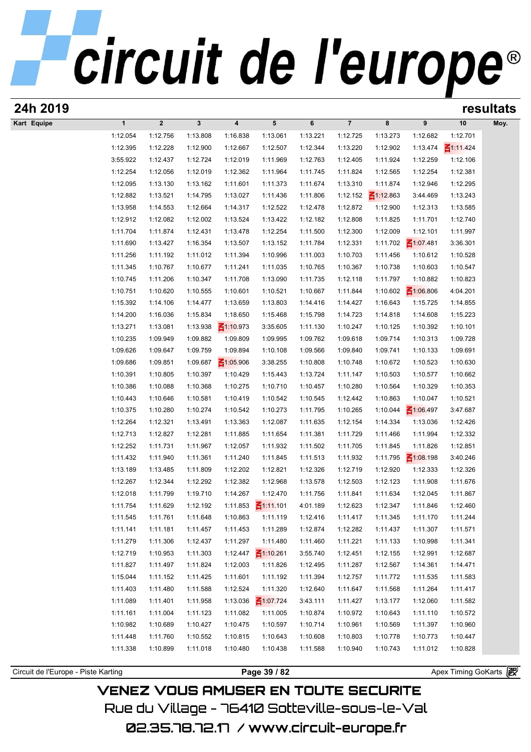# circuit de l'europe®

## 24h 2019

## resultats

| Kart | Equipe | 1 | 2 | 3 | 4 | 5 | 6 | 7 | 8 | 9 | 10 | Moy. |
|---|---|---|---|---|---|---|---|---|---|---|---|---|
| | | 1:12.054 | 1:12.756 | 1:13.808 | 1:16.838 | 1:13.061 | 1:13.221 | 1:12.725 | 1:13.273 | 1:12.682 | 1:12.701 | |
| | | 1:12.395 | 1:12.228 | 1:12.900 | 1:12.667 | 1:12.507 | 1:12.344 | 1:13.220 | 1:12.902 | 1:13.474 | 1:11.424 | |
| | | 3:55.922 | 1:12.437 | 1:12.724 | 1:12.019 | 1:11.969 | 1:12.763 | 1:12.405 | 1:11.924 | 1:12.259 | 1:12.106 | |
| | | 1:12.254 | 1:12.056 | 1:12.019 | 1:12.362 | 1:11.964 | 1:11.745 | 1:11.824 | 1:12.565 | 1:12.254 | 1:12.381 | |
| | | 1:12.095 | 1:13.130 | 1:13.162 | 1:11.601 | 1:11.373 | 1:11.674 | 1:13.310 | 1:11.874 | 1:12.946 | 1:12.295 | |
| | | 1:12.882 | 1:13.521 | 1:14.795 | 1:13.027 | 1:11.436 | 1:11.806 | 1:12.152 | 1:12.863 | 3:44.469 | 1:13.243 | |
| | | 1:13.958 | 1:14.553 | 1:12.664 | 1:14.317 | 1:12.522 | 1:12.478 | 1:12.872 | 1:12.900 | 1:12.313 | 1:13.585 | |
| | | 1:12.912 | 1:12.082 | 1:12.002 | 1:13.524 | 1:13.422 | 1:12.182 | 1:12.808 | 1:11.825 | 1:11.701 | 1:12.740 | |
| | | 1:11.704 | 1:11.874 | 1:12.431 | 1:13.478 | 1:12.254 | 1:11.500 | 1:12.300 | 1:12.009 | 1:12.101 | 1:11.997 | |
| | | 1:11.690 | 1:13.427 | 1:16.354 | 1:13.507 | 1:13.152 | 1:11.784 | 1:12.331 | 1:11.702 | 1:07.481 | 3:36.301 | |
| | | 1:11.256 | 1:11.192 | 1:11.012 | 1:11.394 | 1:10.996 | 1:11.003 | 1:10.703 | 1:11.456 | 1:10.612 | 1:10.528 | |
| | | 1:11.345 | 1:10.767 | 1:10.677 | 1:11.241 | 1:11.035 | 1:10.765 | 1:10.367 | 1:10.738 | 1:10.603 | 1:10.547 | |
| | | 1:10.745 | 1:11.206 | 1:10.347 | 1:11.708 | 1:13.090 | 1:11.735 | 1:12.118 | 1:11.797 | 1:10.882 | 1:10.823 | |
| | | 1:10.751 | 1:10.620 | 1:10.555 | 1:10.601 | 1:10.521 | 1:10.667 | 1:11.844 | 1:10.602 | 1:06.806 | 4:04.201 | |
| | | 1:15.392 | 1:14.106 | 1:14.477 | 1:13.659 | 1:13.803 | 1:14.416 | 1:14.427 | 1:16.643 | 1:15.725 | 1:14.855 | |
| | | 1:14.200 | 1:16.036 | 1:15.834 | 1:18.650 | 1:15.468 | 1:15.798 | 1:14.723 | 1:14.818 | 1:14.608 | 1:15.223 | |
| | | 1:13.271 | 1:13.081 | 1:13.938 | 1:10.973 | 3:35.605 | 1:11.130 | 1:10.247 | 1:10.125 | 1:10.392 | 1:10.101 | |
| | | 1:10.235 | 1:09.949 | 1:09.882 | 1:09.809 | 1:09.995 | 1:09.762 | 1:09.618 | 1:09.714 | 1:10.313 | 1:09.728 | |
| | | 1:09.626 | 1:09.647 | 1:09.759 | 1:09.894 | 1:10.108 | 1:09.566 | 1:09.840 | 1:09.741 | 1:10.133 | 1:09.691 | |
| | | 1:09.686 | 1:09.851 | 1:09.687 | 1:05.906 | 3:38.255 | 1:10.808 | 1:10.748 | 1:10.672 | 1:10.523 | 1:10.630 | |
| | | 1:10.391 | 1:10.805 | 1:10.397 | 1:10.429 | 1:15.443 | 1:13.724 | 1:11.147 | 1:10.503 | 1:10.577 | 1:10.662 | |
| | | 1:10.386 | 1:10.088 | 1:10.368 | 1:10.275 | 1:10.710 | 1:10.457 | 1:10.280 | 1:10.564 | 1:10.329 | 1:10.353 | |
| | | 1:10.443 | 1:10.646 | 1:10.581 | 1:10.419 | 1:10.542 | 1:10.545 | 1:12.442 | 1:10.863 | 1:10.047 | 1:10.521 | |
| | | 1:10.375 | 1:10.280 | 1:10.274 | 1:10.542 | 1:10.273 | 1:11.795 | 1:10.265 | 1:10.044 | 1:06.497 | 3:47.687 | |
| | | 1:12.264 | 1:12.321 | 1:13.491 | 1:13.363 | 1:12.087 | 1:11.635 | 1:12.154 | 1:14.334 | 1:13.036 | 1:12.426 | |
| | | 1:12.713 | 1:12.827 | 1:12.281 | 1:11.885 | 1:11.654 | 1:11.381 | 1:11.729 | 1:11.466 | 1:11.994 | 1:12.332 | |
| | | 1:12.252 | 1:11.731 | 1:11.967 | 1:12.057 | 1:11.932 | 1:11.502 | 1:11.705 | 1:11.845 | 1:11.826 | 1:12.851 | |
| | | 1:11.432 | 1:11.940 | 1:11.361 | 1:11.240 | 1:11.845 | 1:11.513 | 1:11.932 | 1:11.795 | 1:08.198 | 3:40.246 | |
| | | 1:13.189 | 1:13.485 | 1:11.809 | 1:12.202 | 1:12.821 | 1:12.326 | 1:12.719 | 1:12.920 | 1:12.333 | 1:12.326 | |
| | | 1:12.267 | 1:12.344 | 1:12.292 | 1:12.382 | 1:12.968 | 1:13.578 | 1:12.503 | 1:12.123 | 1:11.908 | 1:11.676 | |
| | | 1:12.018 | 1:11.799 | 1:19.710 | 1:14.267 | 1:12.470 | 1:11.756 | 1:11.841 | 1:11.634 | 1:12.045 | 1:11.867 | |
| | | 1:11.754 | 1:11.629 | 1:12.192 | 1:11.853 | 1:11.101 | 4:01.189 | 1:12.623 | 1:12.347 | 1:11.846 | 1:12.460 | |
| | | 1:11.545 | 1:11.761 | 1:11.648 | 1:10.863 | 1:11.119 | 1:12.416 | 1:11.417 | 1:11.345 | 1:11.170 | 1:11.244 | |
| | | 1:11.141 | 1:11.181 | 1:11.457 | 1:11.453 | 1:11.289 | 1:12.874 | 1:12.282 | 1:11.437 | 1:11.307 | 1:11.571 | |
| | | 1:11.279 | 1:11.306 | 1:12.437 | 1:11.297 | 1:11.480 | 1:11.460 | 1:11.221 | 1:11.133 | 1:10.998 | 1:11.341 | |
| | | 1:12.719 | 1:10.953 | 1:11.303 | 1:12.447 | 1:10.261 | 3:55.740 | 1:12.451 | 1:12.155 | 1:12.991 | 1:12.687 | |
| | | 1:11.827 | 1:11.497 | 1:11.824 | 1:12.003 | 1:11.826 | 1:12.495 | 1:11.287 | 1:12.567 | 1:14.361 | 1:14.471 | |
| | | 1:15.044 | 1:11.152 | 1:11.425 | 1:11.601 | 1:11.192 | 1:11.394 | 1:12.757 | 1:11.772 | 1:11.535 | 1:11.583 | |
| | | 1:11.403 | 1:11.480 | 1:11.588 | 1:12.524 | 1:11.320 | 1:12.640 | 1:11.647 | 1:11.568 | 1:11.264 | 1:11.417 | |
| | | 1:11.089 | 1:11.401 | 1:11.958 | 1:13.036 | 1:07.724 | 3:43.111 | 1:11.427 | 1:13.177 | 1:12.060 | 1:11.582 | |
| | | 1:11.161 | 1:11.004 | 1:11.123 | 1:11.082 | 1:11.005 | 1:10.874 | 1:10.972 | 1:10.643 | 1:11.110 | 1:10.572 | |
| | | 1:10.982 | 1:10.689 | 1:10.427 | 1:10.475 | 1:10.597 | 1:10.714 | 1:10.961 | 1:10.569 | 1:11.397 | 1:10.960 | |
| | | 1:11.448 | 1:11.760 | 1:10.552 | 1:10.815 | 1:10.643 | 1:10.608 | 1:10.803 | 1:10.778 | 1:10.773 | 1:10.447 | |
| | | 1:11.338 | 1:10.899 | 1:11.018 | 1:10.480 | 1:10.438 | 1:11.588 | 1:10.940 | 1:10.743 | 1:11.012 | 1:10.828 | |

Circuit de l'Europe - Piste Karting — Apex Timing GoKarts

VENEZ VOUS AMUSER EN TOUTE SECURITE

Rue du Village - 76410 Sotteville-sous-le-Val

02.35.78.72.17 / www.circuit-europe.fr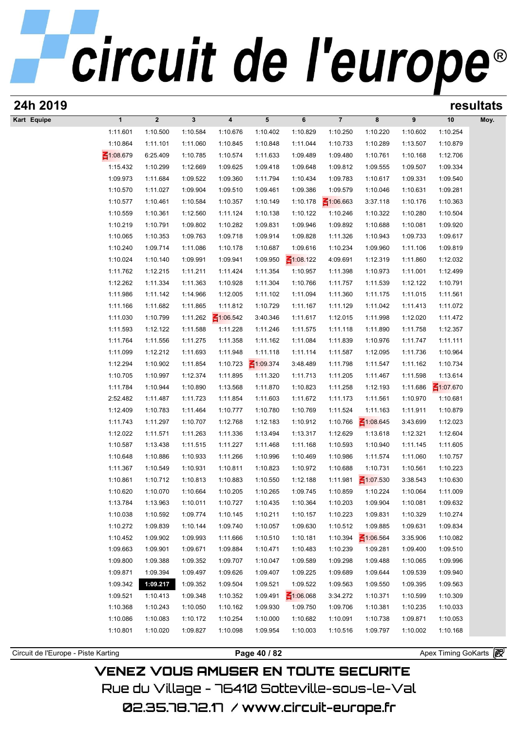# 24h 2019

**resultats**

| Kart | Equipe | 1 | 2 | 3 | 4 | 5 | 6 | 7 | 8 | 9 | 10 | Moy. |
|---|---|---|---|---|---|---|---|---|---|---|---|---|
| | | 1:11.601 | 1:10.500 | 1:10.584 | 1:10.676 | 1:10.402 | 1:10.829 | 1:10.250 | 1:10.220 | 1:10.602 | 1:10.254 | |
| | | 1:10.864 | 1:11.101 | 1:11.060 | 1:10.845 | 1:10.848 | 1:11.044 | 1:10.733 | 1:10.289 | 1:13.507 | 1:10.879 | |
| | | 1:08.679 | 6:25.409 | 1:10.785 | 1:10.574 | 1:11.633 | 1:09.489 | 1:09.480 | 1:10.761 | 1:10.168 | 1:12.706 | |
| | | 1:15.432 | 1:10.299 | 1:12.669 | 1:09.625 | 1:09.418 | 1:09.648 | 1:09.812 | 1:09.555 | 1:09.507 | 1:09.334 | |
| | | 1:09.973 | 1:11.684 | 1:09.522 | 1:09.360 | 1:11.794 | 1:10.434 | 1:09.783 | 1:10.617 | 1:09.331 | 1:09.540 | |
| | | 1:10.570 | 1:11.027 | 1:09.904 | 1:09.510 | 1:09.461 | 1:09.386 | 1:09.579 | 1:10.046 | 1:10.631 | 1:09.281 | |
| | | 1:10.577 | 1:10.461 | 1:10.584 | 1:10.357 | 1:10.149 | 1:10.178 | 1:06.663 | 3:37.118 | 1:10.176 | 1:10.363 | |
| | | 1:10.559 | 1:10.361 | 1:12.560 | 1:11.124 | 1:10.138 | 1:10.122 | 1:10.246 | 1:10.322 | 1:10.280 | 1:10.504 | |
| | | 1:10.219 | 1:10.791 | 1:09.802 | 1:10.282 | 1:09.831 | 1:09.946 | 1:09.892 | 1:10.688 | 1:10.081 | 1:09.920 | |
| | | 1:10.065 | 1:10.353 | 1:09.763 | 1:09.718 | 1:09.914 | 1:09.828 | 1:11.326 | 1:10.943 | 1:09.733 | 1:09.617 | |
| | | 1:10.240 | 1:09.714 | 1:11.086 | 1:10.178 | 1:10.687 | 1:09.616 | 1:10.234 | 1:09.960 | 1:11.106 | 1:09.819 | |
| | | 1:10.024 | 1:10.140 | 1:09.991 | 1:09.941 | 1:09.950 | 1:08.122 | 4:09.691 | 1:12.319 | 1:11.860 | 1:12.032 | |
| | | 1:11.762 | 1:12.215 | 1:11.211 | 1:11.424 | 1:11.354 | 1:10.957 | 1:11.398 | 1:10.973 | 1:11.001 | 1:12.499 | |
| | | 1:12.262 | 1:11.334 | 1:11.363 | 1:10.928 | 1:11.304 | 1:10.766 | 1:11.757 | 1:11.539 | 1:12.122 | 1:10.791 | |
| | | 1:11.986 | 1:11.142 | 1:14.966 | 1:12.005 | 1:11.102 | 1:11.094 | 1:11.360 | 1:11.175 | 1:11.015 | 1:11.561 | |
| | | 1:11.166 | 1:11.682 | 1:11.865 | 1:11.812 | 1:10.729 | 1:11.167 | 1:11.129 | 1:11.042 | 1:11.413 | 1:11.072 | |
| | | 1:11.030 | 1:10.799 | 1:11.262 | 1:06.542 | 3:40.346 | 1:11.617 | 1:12.015 | 1:11.998 | 1:12.020 | 1:11.472 | |
| | | 1:11.593 | 1:12.122 | 1:11.588 | 1:11.228 | 1:11.246 | 1:11.575 | 1:11.118 | 1:11.890 | 1:11.758 | 1:12.357 | |
| | | 1:11.764 | 1:11.556 | 1:11.275 | 1:11.358 | 1:11.162 | 1:11.084 | 1:11.839 | 1:10.976 | 1:11.747 | 1:11.111 | |
| | | 1:11.099 | 1:12.212 | 1:11.693 | 1:11.948 | 1:11.118 | 1:11.114 | 1:11.587 | 1:12.095 | 1:11.736 | 1:10.964 | |
| | | 1:12.294 | 1:10.902 | 1:11.854 | 1:10.723 | 1:09.374 | 3:48.489 | 1:11.798 | 1:11.547 | 1:11.162 | 1:10.734 | |
| | | 1:10.705 | 1:10.997 | 1:12.374 | 1:11.895 | 1:11.320 | 1:11.713 | 1:11.205 | 1:11.467 | 1:11.598 | 1:13.614 | |
| | | 1:11.784 | 1:10.944 | 1:10.890 | 1:13.568 | 1:11.870 | 1:10.823 | 1:11.258 | 1:12.193 | 1:11.686 | 1:07.670 | |
| | | 2:52.482 | 1:11.487 | 1:11.723 | 1:11.854 | 1:11.603 | 1:11.672 | 1:11.173 | 1:11.561 | 1:10.970 | 1:10.681 | |
| | | 1:12.409 | 1:10.783 | 1:11.464 | 1:10.777 | 1:10.780 | 1:10.769 | 1:11.524 | 1:11.163 | 1:11.911 | 1:10.879 | |
| | | 1:11.743 | 1:11.297 | 1:10.707 | 1:12.768 | 1:12.183 | 1:10.912 | 1:10.766 | 1:08.645 | 3:43.699 | 1:12.023 | |
| | | 1:12.022 | 1:11.571 | 1:11.263 | 1:11.336 | 1:13.494 | 1:13.317 | 1:12.629 | 1:13.618 | 1:12.321 | 1:12.604 | |
| | | 1:10.587 | 1:13.438 | 1:11.515 | 1:11.227 | 1:11.468 | 1:11.168 | 1:10.593 | 1:10.940 | 1:11.145 | 1:11.605 | |
| | | 1:10.648 | 1:10.886 | 1:10.933 | 1:11.266 | 1:10.996 | 1:10.469 | 1:10.986 | 1:11.574 | 1:11.060 | 1:10.757 | |
| | | 1:11.367 | 1:10.549 | 1:10.931 | 1:10.811 | 1:10.823 | 1:10.972 | 1:10.688 | 1:10.731 | 1:10.561 | 1:10.223 | |
| | | 1:10.861 | 1:10.712 | 1:10.813 | 1:10.883 | 1:10.550 | 1:12.188 | 1:11.981 | 1:07.530 | 3:38.543 | 1:10.630 | |
| | | 1:10.620 | 1:10.070 | 1:10.664 | 1:10.205 | 1:10.265 | 1:09.745 | 1:10.859 | 1:10.224 | 1:10.064 | 1:11.009 | |
| | | 1:13.784 | 1:13.963 | 1:10.011 | 1:10.727 | 1:10.435 | 1:10.364 | 1:10.203 | 1:09.904 | 1:10.081 | 1:09.632 | |
| | | 1:10.038 | 1:10.592 | 1:09.774 | 1:10.145 | 1:10.211 | 1:10.157 | 1:10.223 | 1:09.831 | 1:10.329 | 1:10.274 | |
| | | 1:10.272 | 1:09.839 | 1:10.144 | 1:09.740 | 1:10.057 | 1:09.630 | 1:10.512 | 1:09.885 | 1:09.631 | 1:09.834 | |
| | | 1:10.452 | 1:09.902 | 1:09.993 | 1:11.666 | 1:10.510 | 1:10.181 | 1:10.394 | 1:06.564 | 3:35.906 | 1:10.082 | |
| | | 1:09.663 | 1:09.901 | 1:09.671 | 1:09.884 | 1:10.471 | 1:10.483 | 1:10.239 | 1:09.281 | 1:09.400 | 1:09.510 | |
| | | 1:09.800 | 1:09.388 | 1:09.352 | 1:09.707 | 1:10.047 | 1:09.589 | 1:09.298 | 1:09.488 | 1:10.065 | 1:09.996 | |
| | | 1:09.871 | 1:09.394 | 1:09.497 | 1:09.626 | 1:09.407 | 1:09.225 | 1:09.689 | 1:09.644 | 1:09.539 | 1:09.940 | |
| | | 1:09.342 | **1:09.217** | 1:09.352 | 1:09.504 | 1:09.521 | 1:09.522 | 1:09.563 | 1:09.550 | 1:09.395 | 1:09.563 | |
| | | 1:09.521 | 1:10.413 | 1:09.348 | 1:10.352 | 1:09.491 | 1:06.068 | 3:34.272 | 1:10.371 | 1:10.599 | 1:10.309 | |
| | | 1:10.368 | 1:10.243 | 1:10.050 | 1:10.162 | 1:09.930 | 1:09.750 | 1:09.706 | 1:10.381 | 1:10.235 | 1:10.033 | |
| | | 1:10.086 | 1:10.083 | 1:10.172 | 1:10.254 | 1:10.000 | 1:10.682 | 1:10.091 | 1:10.738 | 1:09.871 | 1:10.053 | |
| | | 1:10.801 | 1:10.020 | 1:09.827 | 1:10.098 | 1:09.954 | 1:10.003 | 1:10.516 | 1:09.797 | 1:10.002 | 1:10.168 | |

Circuit de l'Europe - Piste Karting — Apex Timing GoKarts

VENEZ VOUS AMUSER EN TOUTE SECURITE
Rue du Village - 76410 Sotteville-sous-le-Val
02.35.78.72.17 / www.circuit-europe.fr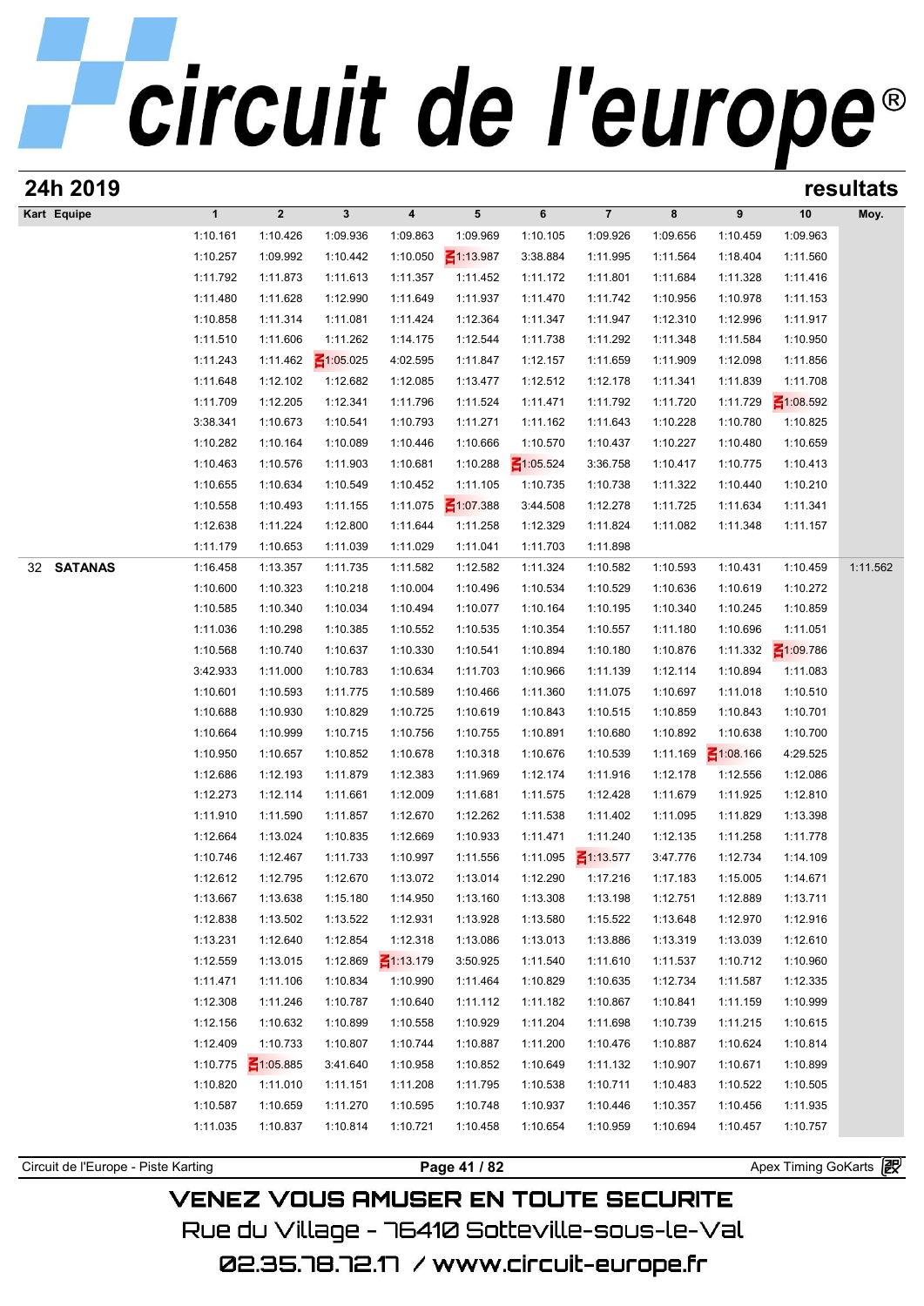## 24h 2019

**resultats**

| Kart | Equipe | 1 | 2 | 3 | 4 | 5 | 6 | 7 | 8 | 9 | 10 | Moy. |
|---|---|---|---|---|---|---|---|---|---|---|---|---|
| | | 1:10.161 | 1:10.426 | 1:09.936 | 1:09.863 | 1:09.969 | 1:10.105 | 1:09.926 | 1:09.656 | 1:10.459 | 1:09.963 | |
| | | 1:10.257 | 1:09.992 | 1:10.442 | 1:10.050 | 1:13.987 | 3:38.884 | 1:11.995 | 1:11.564 | 1:18.404 | 1:11.560 | |
| | | 1:11.792 | 1:11.873 | 1:11.613 | 1:11.357 | 1:11.452 | 1:11.172 | 1:11.801 | 1:11.684 | 1:11.328 | 1:11.416 | |
| | | 1:11.480 | 1:11.628 | 1:12.990 | 1:11.649 | 1:11.937 | 1:11.470 | 1:11.742 | 1:10.956 | 1:10.978 | 1:11.153 | |
| | | 1:10.858 | 1:11.314 | 1:11.081 | 1:11.424 | 1:12.364 | 1:11.347 | 1:11.947 | 1:12.310 | 1:12.996 | 1:11.917 | |
| | | 1:11.510 | 1:11.606 | 1:11.262 | 1:14.175 | 1:12.544 | 1:11.738 | 1:11.292 | 1:11.348 | 1:11.584 | 1:10.950 | |
| | | 1:11.243 | 1:11.462 | 1:05.025 | 4:02.595 | 1:11.847 | 1:12.157 | 1:11.659 | 1:11.909 | 1:12.098 | 1:11.856 | |
| | | 1:11.648 | 1:12.102 | 1:12.682 | 1:12.085 | 1:13.477 | 1:12.512 | 1:12.178 | 1:11.341 | 1:11.839 | 1:11.708 | |
| | | 1:11.709 | 1:12.205 | 1:12.341 | 1:11.796 | 1:11.524 | 1:11.471 | 1:11.792 | 1:11.720 | 1:11.729 | 1:08.592 | |
| | | 3:38.341 | 1:10.673 | 1:10.541 | 1:10.793 | 1:11.271 | 1:11.162 | 1:11.643 | 1:10.228 | 1:10.780 | 1:10.825 | |
| | | 1:10.282 | 1:10.164 | 1:10.089 | 1:10.446 | 1:10.666 | 1:10.570 | 1:10.437 | 1:10.227 | 1:10.480 | 1:10.659 | |
| | | 1:10.463 | 1:10.576 | 1:11.903 | 1:10.681 | 1:10.288 | 1:05.524 | 3:36.758 | 1:10.417 | 1:10.775 | 1:10.413 | |
| | | 1:10.655 | 1:10.634 | 1:10.549 | 1:10.452 | 1:11.105 | 1:10.735 | 1:10.738 | 1:11.322 | 1:10.440 | 1:10.210 | |
| | | 1:10.558 | 1:10.493 | 1:11.155 | 1:11.075 | 1:07.388 | 3:44.508 | 1:12.278 | 1:11.725 | 1:11.634 | 1:11.341 | |
| | | 1:12.638 | 1:11.224 | 1:12.800 | 1:11.644 | 1:11.258 | 1:12.329 | 1:11.824 | 1:11.082 | 1:11.348 | 1:11.157 | |
| | | 1:11.179 | 1:10.653 | 1:11.039 | 1:11.029 | 1:11.041 | 1:11.703 | 1:11.898 | | | | |
| 32 | **SATANAS** | 1:16.458 | 1:13.357 | 1:11.735 | 1:11.582 | 1:12.582 | 1:11.324 | 1:10.582 | 1:10.593 | 1:10.431 | 1:10.459 | 1:11.562 |
| | | 1:10.600 | 1:10.323 | 1:10.218 | 1:10.004 | 1:10.496 | 1:10.534 | 1:10.529 | 1:10.636 | 1:10.619 | 1:10.272 | |
| | | 1:10.585 | 1:10.340 | 1:10.034 | 1:10.494 | 1:10.077 | 1:10.164 | 1:10.195 | 1:10.340 | 1:10.245 | 1:10.859 | |
| | | 1:11.036 | 1:10.298 | 1:10.385 | 1:10.552 | 1:10.535 | 1:10.354 | 1:10.557 | 1:11.180 | 1:10.696 | 1:11.051 | |
| | | 1:10.568 | 1:10.740 | 1:10.637 | 1:10.330 | 1:10.541 | 1:10.894 | 1:10.180 | 1:10.876 | 1:11.332 | 1:09.786 | |
| | | 3:42.933 | 1:11.000 | 1:10.783 | 1:10.634 | 1:11.703 | 1:10.966 | 1:11.139 | 1:12.114 | 1:10.894 | 1:11.083 | |
| | | 1:10.601 | 1:10.593 | 1:11.775 | 1:10.589 | 1:10.466 | 1:11.360 | 1:11.075 | 1:10.697 | 1:11.018 | 1:10.510 | |
| | | 1:10.688 | 1:10.930 | 1:10.829 | 1:10.725 | 1:10.619 | 1:10.843 | 1:10.515 | 1:10.859 | 1:10.843 | 1:10.701 | |
| | | 1:10.664 | 1:10.999 | 1:10.715 | 1:10.756 | 1:10.755 | 1:10.891 | 1:10.680 | 1:10.892 | 1:10.638 | 1:10.700 | |
| | | 1:10.950 | 1:10.657 | 1:10.852 | 1:10.678 | 1:10.318 | 1:10.676 | 1:10.539 | 1:11.169 | 1:08.166 | 4:29.525 | |
| | | 1:12.686 | 1:12.193 | 1:11.879 | 1:12.383 | 1:11.969 | 1:12.174 | 1:11.916 | 1:12.178 | 1:12.556 | 1:12.086 | |
| | | 1:12.273 | 1:12.114 | 1:11.661 | 1:12.009 | 1:11.681 | 1:11.575 | 1:12.428 | 1:11.679 | 1:11.925 | 1:12.810 | |
| | | 1:11.910 | 1:11.590 | 1:11.857 | 1:12.670 | 1:12.262 | 1:11.538 | 1:11.402 | 1:11.095 | 1:11.829 | 1:13.398 | |
| | | 1:12.664 | 1:13.024 | 1:10.835 | 1:12.669 | 1:10.933 | 1:11.471 | 1:11.240 | 1:12.135 | 1:11.258 | 1:11.778 | |
| | | 1:10.746 | 1:12.467 | 1:11.733 | 1:10.997 | 1:11.556 | 1:11.095 | 1:13.577 | 3:47.776 | 1:12.734 | 1:14.109 | |
| | | 1:12.612 | 1:12.795 | 1:12.670 | 1:13.072 | 1:13.014 | 1:12.290 | 1:17.216 | 1:17.183 | 1:15.005 | 1:14.671 | |
| | | 1:13.667 | 1:13.638 | 1:15.180 | 1:14.950 | 1:13.160 | 1:13.308 | 1:13.198 | 1:12.751 | 1:12.889 | 1:13.711 | |
| | | 1:12.838 | 1:13.502 | 1:13.522 | 1:12.931 | 1:13.928 | 1:13.580 | 1:15.522 | 1:13.648 | 1:12.970 | 1:12.916 | |
| | | 1:13.231 | 1:12.640 | 1:12.854 | 1:12.318 | 1:13.086 | 1:13.013 | 1:13.886 | 1:13.319 | 1:13.039 | 1:12.610 | |
| | | 1:12.559 | 1:13.015 | 1:12.869 | 1:13.179 | 3:50.925 | 1:11.540 | 1:11.610 | 1:11.537 | 1:10.712 | 1:10.960 | |
| | | 1:11.471 | 1:11.106 | 1:10.834 | 1:10.990 | 1:11.464 | 1:10.829 | 1:10.635 | 1:12.734 | 1:11.587 | 1:12.335 | |
| | | 1:12.308 | 1:11.246 | 1:10.787 | 1:10.640 | 1:11.112 | 1:11.182 | 1:10.867 | 1:10.841 | 1:11.159 | 1:10.999 | |
| | | 1:12.156 | 1:10.632 | 1:10.899 | 1:10.558 | 1:10.929 | 1:11.204 | 1:11.698 | 1:10.739 | 1:11.215 | 1:10.615 | |
| | | 1:12.409 | 1:10.733 | 1:10.807 | 1:10.744 | 1:10.887 | 1:11.200 | 1:10.476 | 1:10.887 | 1:10.624 | 1:10.814 | |
| | | 1:10.775 | 1:05.885 | 3:41.640 | 1:10.958 | 1:10.852 | 1:10.649 | 1:11.132 | 1:10.907 | 1:10.671 | 1:10.899 | |
| | | 1:10.820 | 1:11.010 | 1:11.151 | 1:11.208 | 1:11.795 | 1:10.538 | 1:10.711 | 1:10.483 | 1:10.522 | 1:10.505 | |
| | | 1:10.587 | 1:10.659 | 1:11.270 | 1:10.595 | 1:10.748 | 1:10.937 | 1:10.446 | 1:10.357 | 1:10.456 | 1:11.935 | |
| | | 1:11.035 | 1:10.837 | 1:10.814 | 1:10.721 | 1:10.458 | 1:10.654 | 1:10.959 | 1:10.694 | 1:10.457 | 1:10.757 | |

VENEZ VOUS AMUSER EN TOUTE SECURITE

Rue du Village - 76410 Sotteville-sous-le-Val

02.35.78.72.17 / www.circuit-europe.fr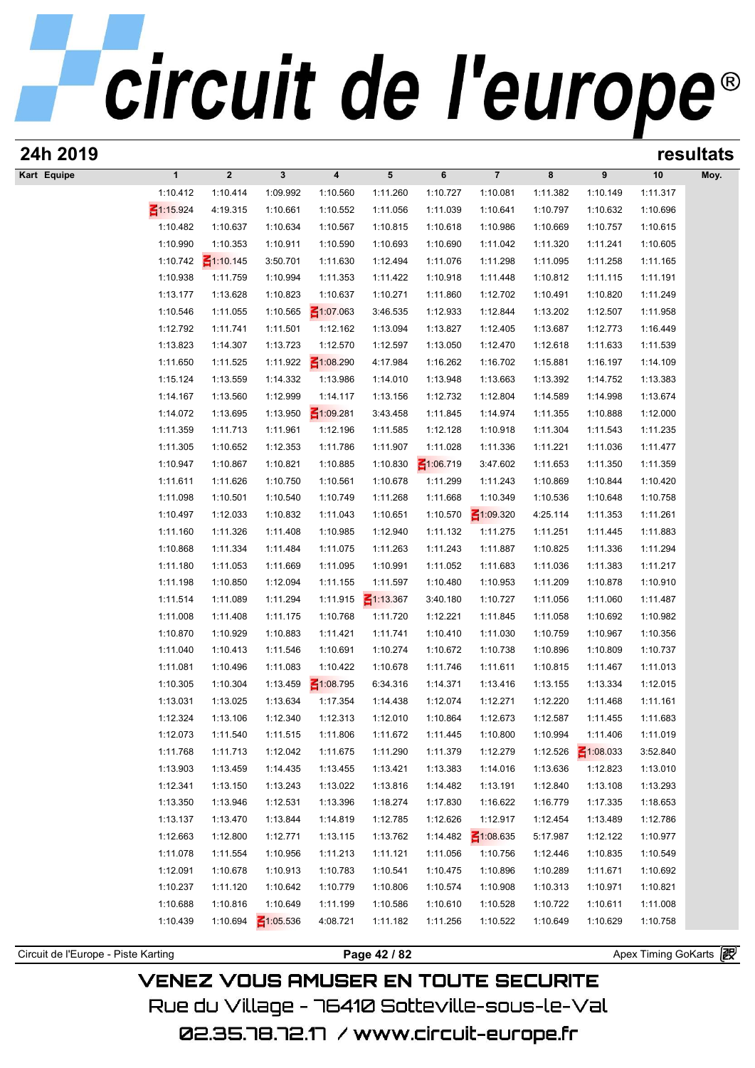## 24h 2019

## resultats

| Kart Equipe | 1 | 2 | 3 | 4 | 5 | 6 | 7 | 8 | 9 | 10 | Moy. |
|---|---|---|---|---|---|---|---|---|---|---|---|
| | 1:10.412 | 1:10.414 | 1:09.992 | 1:10.560 | 1:11.260 | 1:10.727 | 1:10.081 | 1:11.382 | 1:10.149 | 1:11.317 | |
| | 1:15.924 | 4:19.315 | 1:10.661 | 1:10.552 | 1:11.056 | 1:11.039 | 1:10.641 | 1:10.797 | 1:10.632 | 1:10.696 | |
| | 1:10.482 | 1:10.637 | 1:10.634 | 1:10.567 | 1:10.815 | 1:10.618 | 1:10.986 | 1:10.669 | 1:10.757 | 1:10.615 | |
| | 1:10.990 | 1:10.353 | 1:10.911 | 1:10.590 | 1:10.693 | 1:10.690 | 1:11.042 | 1:11.320 | 1:11.241 | 1:10.605 | |
| | 1:10.742 | 1:10.145 | 3:50.701 | 1:11.630 | 1:12.494 | 1:11.076 | 1:11.298 | 1:11.095 | 1:11.258 | 1:11.165 | |
| | 1:10.938 | 1:11.759 | 1:10.994 | 1:11.353 | 1:11.422 | 1:10.918 | 1:11.448 | 1:10.812 | 1:11.115 | 1:11.191 | |
| | 1:13.177 | 1:13.628 | 1:10.823 | 1:10.637 | 1:10.271 | 1:11.860 | 1:12.702 | 1:10.491 | 1:10.820 | 1:11.249 | |
| | 1:10.546 | 1:11.055 | 1:10.565 | 1:07.063 | 3:46.535 | 1:12.933 | 1:12.844 | 1:13.202 | 1:12.507 | 1:11.958 | |
| | 1:12.792 | 1:11.741 | 1:11.501 | 1:12.162 | 1:13.094 | 1:13.827 | 1:12.405 | 1:13.687 | 1:12.773 | 1:16.449 | |
| | 1:13.823 | 1:14.307 | 1:13.723 | 1:12.570 | 1:12.597 | 1:13.050 | 1:12.470 | 1:12.618 | 1:11.633 | 1:11.539 | |
| | 1:11.650 | 1:11.525 | 1:11.922 | 1:08.290 | 4:17.984 | 1:16.262 | 1:16.702 | 1:15.881 | 1:16.197 | 1:14.109 | |
| | 1:15.124 | 1:13.559 | 1:14.332 | 1:13.986 | 1:14.010 | 1:13.948 | 1:13.663 | 1:13.392 | 1:14.752 | 1:13.383 | |
| | 1:14.167 | 1:13.560 | 1:12.999 | 1:14.117 | 1:13.156 | 1:12.732 | 1:12.804 | 1:14.589 | 1:14.998 | 1:13.674 | |
| | 1:14.072 | 1:13.695 | 1:13.950 | 1:09.281 | 3:43.458 | 1:11.845 | 1:14.974 | 1:11.355 | 1:10.888 | 1:12.000 | |
| | 1:11.359 | 1:11.713 | 1:11.961 | 1:12.196 | 1:11.585 | 1:12.128 | 1:10.918 | 1:11.304 | 1:11.543 | 1:11.235 | |
| | 1:11.305 | 1:10.652 | 1:12.353 | 1:11.786 | 1:11.907 | 1:11.028 | 1:11.336 | 1:11.221 | 1:11.036 | 1:11.477 | |
| | 1:10.947 | 1:10.867 | 1:10.821 | 1:10.885 | 1:10.830 | 1:06.719 | 3:47.602 | 1:11.653 | 1:11.350 | 1:11.359 | |
| | 1:11.611 | 1:11.626 | 1:10.750 | 1:10.561 | 1:10.678 | 1:11.299 | 1:11.243 | 1:10.869 | 1:10.844 | 1:10.420 | |
| | 1:11.098 | 1:10.501 | 1:10.540 | 1:10.749 | 1:11.268 | 1:11.668 | 1:10.349 | 1:10.536 | 1:10.648 | 1:10.758 | |
| | 1:10.497 | 1:12.033 | 1:10.832 | 1:11.043 | 1:10.651 | 1:10.570 | 1:09.320 | 4:25.114 | 1:11.353 | 1:11.261 | |
| | 1:11.160 | 1:11.326 | 1:11.408 | 1:10.985 | 1:12.940 | 1:11.132 | 1:11.275 | 1:11.251 | 1:11.445 | 1:11.883 | |
| | 1:10.868 | 1:11.334 | 1:11.484 | 1:11.075 | 1:11.263 | 1:11.243 | 1:11.887 | 1:10.825 | 1:11.336 | 1:11.294 | |
| | 1:11.180 | 1:11.053 | 1:11.669 | 1:11.095 | 1:10.991 | 1:11.052 | 1:11.683 | 1:11.036 | 1:11.383 | 1:11.217 | |
| | 1:11.198 | 1:10.850 | 1:12.094 | 1:11.155 | 1:11.597 | 1:10.480 | 1:10.953 | 1:11.209 | 1:10.878 | 1:10.910 | |
| | 1:11.514 | 1:11.089 | 1:11.294 | 1:11.915 | 1:13.367 | 3:40.180 | 1:10.727 | 1:11.056 | 1:11.060 | 1:11.487 | |
| | 1:11.008 | 1:11.408 | 1:11.175 | 1:10.768 | 1:11.720 | 1:12.221 | 1:11.845 | 1:11.058 | 1:10.692 | 1:10.982 | |
| | 1:10.870 | 1:10.929 | 1:10.883 | 1:11.421 | 1:11.741 | 1:10.410 | 1:11.030 | 1:10.759 | 1:10.967 | 1:10.356 | |
| | 1:11.040 | 1:10.413 | 1:11.546 | 1:10.691 | 1:10.274 | 1:10.672 | 1:10.738 | 1:10.896 | 1:10.809 | 1:10.737 | |
| | 1:11.081 | 1:10.496 | 1:11.083 | 1:10.422 | 1:10.678 | 1:11.746 | 1:11.611 | 1:10.815 | 1:11.467 | 1:11.013 | |
| | 1:10.305 | 1:10.304 | 1:13.459 | 1:08.795 | 6:34.316 | 1:14.371 | 1:13.416 | 1:13.155 | 1:13.334 | 1:12.015 | |
| | 1:13.031 | 1:13.025 | 1:13.634 | 1:17.354 | 1:14.438 | 1:12.074 | 1:12.271 | 1:12.220 | 1:11.468 | 1:11.161 | |
| | 1:12.324 | 1:13.106 | 1:12.340 | 1:12.313 | 1:12.010 | 1:10.864 | 1:12.673 | 1:12.587 | 1:11.455 | 1:11.683 | |
| | 1:12.073 | 1:11.540 | 1:11.515 | 1:11.806 | 1:11.672 | 1:11.445 | 1:10.800 | 1:10.994 | 1:11.406 | 1:11.019 | |
| | 1:11.768 | 1:11.713 | 1:12.042 | 1:11.675 | 1:11.290 | 1:11.379 | 1:12.279 | 1:12.526 | 1:08.033 | 3:52.840 | |
| | 1:13.903 | 1:13.459 | 1:14.435 | 1:13.455 | 1:13.421 | 1:13.383 | 1:14.016 | 1:13.636 | 1:12.823 | 1:13.010 | |
| | 1:12.341 | 1:13.150 | 1:13.243 | 1:13.022 | 1:13.816 | 1:14.482 | 1:13.191 | 1:12.840 | 1:13.108 | 1:13.293 | |
| | 1:13.350 | 1:13.946 | 1:12.531 | 1:13.396 | 1:18.274 | 1:17.830 | 1:16.622 | 1:16.779 | 1:17.335 | 1:18.653 | |
| | 1:13.137 | 1:13.470 | 1:13.844 | 1:14.819 | 1:12.785 | 1:12.626 | 1:12.917 | 1:12.454 | 1:13.489 | 1:12.786 | |
| | 1:12.663 | 1:12.800 | 1:12.771 | 1:13.115 | 1:13.762 | 1:14.482 | 1:08.635 | 5:17.987 | 1:12.122 | 1:10.977 | |
| | 1:11.078 | 1:11.554 | 1:10.956 | 1:11.213 | 1:11.121 | 1:11.056 | 1:10.756 | 1:12.446 | 1:10.835 | 1:10.549 | |
| | 1:12.091 | 1:10.678 | 1:10.913 | 1:10.783 | 1:10.541 | 1:10.475 | 1:10.896 | 1:10.289 | 1:11.671 | 1:10.692 | |
| | 1:10.237 | 1:11.120 | 1:10.642 | 1:10.779 | 1:10.806 | 1:10.574 | 1:10.908 | 1:10.313 | 1:10.971 | 1:10.821 | |
| | 1:10.688 | 1:10.816 | 1:10.649 | 1:11.199 | 1:10.586 | 1:10.610 | 1:10.528 | 1:10.722 | 1:10.611 | 1:11.008 | |
| | 1:10.439 | 1:10.694 | 1:05.536 | 4:08.721 | 1:11.182 | 1:11.256 | 1:10.522 | 1:10.649 | 1:10.629 | 1:10.758 | |

Circuit de l'Europe - Piste Karting | Apex Timing GoKarts

VENEZ VOUS AMUSER EN TOUTE SECURITE
Rue du Village - 76410 Sotteville-sous-le-Val
02.35.78.72.17 / www.circuit-europe.fr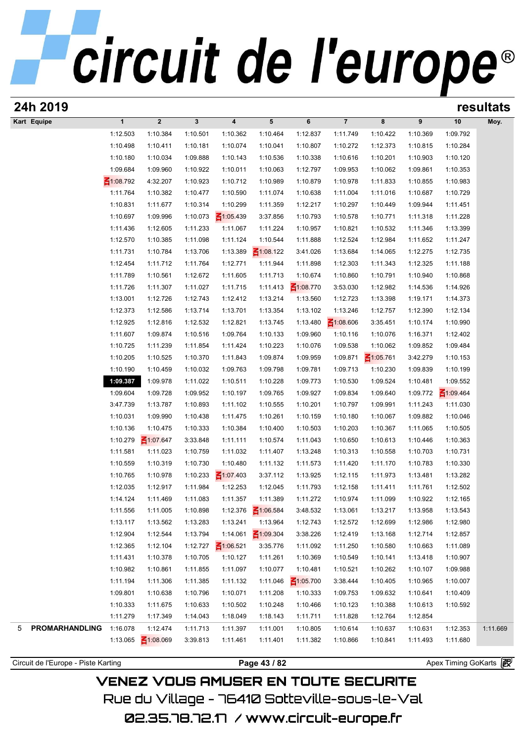# circuit de l'europe®

## 24h 2019

**resultats**

| Kart | Equipe | 1 | 2 | 3 | 4 | 5 | 6 | 7 | 8 | 9 | 10 | Moy. |
|---|---|---|---|---|---|---|---|---|---|---|---|---|
| | | 1:12.503 | 1:10.384 | 1:10.501 | 1:10.362 | 1:10.464 | 1:12.837 | 1:11.749 | 1:10.422 | 1:10.369 | 1:09.792 | |
| | | 1:10.498 | 1:10.411 | 1:10.181 | 1:10.074 | 1:10.041 | 1:10.807 | 1:10.272 | 1:12.373 | 1:10.815 | 1:10.284 | |
| | | 1:10.180 | 1:10.034 | 1:09.888 | 1:10.143 | 1:10.536 | 1:10.338 | 1:10.616 | 1:10.201 | 1:10.903 | 1:10.120 | |
| | | 1:09.684 | 1:09.960 | 1:10.922 | 1:10.011 | 1:10.063 | 1:12.797 | 1:09.953 | 1:10.062 | 1:09.861 | 1:10.353 | |
| | | 1:08.792 | 4:32.207 | 1:10.923 | 1:10.712 | 1:10.989 | 1:10.879 | 1:10.978 | 1:11.833 | 1:10.855 | 1:10.983 | |
| | | 1:11.764 | 1:10.382 | 1:10.477 | 1:10.590 | 1:11.074 | 1:10.638 | 1:11.004 | 1:11.016 | 1:10.687 | 1:10.729 | |
| | | 1:10.831 | 1:11.677 | 1:10.314 | 1:10.299 | 1:11.359 | 1:12.217 | 1:10.297 | 1:10.449 | 1:09.944 | 1:11.451 | |
| | | 1:10.697 | 1:09.996 | 1:10.073 | 1:05.439 | 3:37.856 | 1:10.793 | 1:10.578 | 1:10.771 | 1:11.318 | 1:11.228 | |
| | | 1:11.436 | 1:12.605 | 1:11.233 | 1:11.067 | 1:11.224 | 1:10.957 | 1:10.821 | 1:10.532 | 1:11.346 | 1:13.399 | |
| | | 1:12.570 | 1:10.385 | 1:11.098 | 1:11.124 | 1:10.544 | 1:11.888 | 1:12.524 | 1:12.984 | 1:11.652 | 1:11.247 | |
| | | 1:11.731 | 1:10.784 | 1:13.706 | 1:13.389 | 1:08.122 | 3:41.026 | 1:13.684 | 1:14.065 | 1:12.275 | 1:12.735 | |
| | | 1:12.454 | 1:11.712 | 1:11.764 | 1:12.771 | 1:11.944 | 1:11.898 | 1:12.303 | 1:11.343 | 1:12.325 | 1:11.188 | |
| | | 1:11.789 | 1:10.561 | 1:12.672 | 1:11.605 | 1:11.713 | 1:10.674 | 1:10.860 | 1:10.791 | 1:10.940 | 1:10.868 | |
| | | 1:11.726 | 1:11.307 | 1:11.027 | 1:11.715 | 1:11.413 | 1:08.770 | 3:53.030 | 1:12.982 | 1:14.536 | 1:14.926 | |
| | | 1:13.001 | 1:12.726 | 1:12.743 | 1:12.412 | 1:13.214 | 1:13.560 | 1:12.723 | 1:13.398 | 1:19.171 | 1:14.373 | |
| | | 1:12.373 | 1:12.586 | 1:13.714 | 1:13.701 | 1:13.354 | 1:13.102 | 1:13.246 | 1:12.757 | 1:12.390 | 1:12.134 | |
| | | 1:12.925 | 1:12.816 | 1:12.532 | 1:12.821 | 1:13.745 | 1:13.480 | 1:08.606 | 3:35.451 | 1:10.174 | 1:10.990 | |
| | | 1:11.607 | 1:09.874 | 1:10.516 | 1:09.764 | 1:10.133 | 1:09.960 | 1:10.116 | 1:10.076 | 1:16.371 | 1:12.402 | |
| | | 1:10.725 | 1:11.239 | 1:11.854 | 1:11.424 | 1:10.223 | 1:10.076 | 1:09.538 | 1:10.062 | 1:09.852 | 1:09.484 | |
| | | 1:10.205 | 1:10.525 | 1:10.370 | 1:11.843 | 1:09.874 | 1:09.959 | 1:09.871 | 1:05.761 | 3:42.279 | 1:10.153 | |
| | | 1:10.190 | 1:10.459 | 1:10.032 | 1:09.763 | 1:09.798 | 1:09.781 | 1:09.713 | 1:10.230 | 1:09.839 | 1:10.199 | |
| | | **1:09.387** | 1:09.978 | 1:11.022 | 1:10.511 | 1:10.228 | 1:09.773 | 1:10.530 | 1:09.524 | 1:10.481 | 1:09.552 | |
| | | 1:09.604 | 1:09.728 | 1:09.952 | 1:10.197 | 1:09.765 | 1:09.927 | 1:09.834 | 1:09.640 | 1:09.772 | 1:09.464 | |
| | | 3:47.739 | 1:13.787 | 1:10.893 | 1:11.102 | 1:10.555 | 1:10.201 | 1:10.797 | 1:09.991 | 1:11.243 | 1:11.030 | |
| | | 1:10.031 | 1:09.990 | 1:10.438 | 1:11.475 | 1:10.261 | 1:10.159 | 1:10.180 | 1:10.067 | 1:09.882 | 1:10.046 | |
| | | 1:10.136 | 1:10.475 | 1:10.333 | 1:10.384 | 1:10.400 | 1:10.503 | 1:10.203 | 1:10.367 | 1:11.065 | 1:10.505 | |
| | | 1:10.279 | 1:07.647 | 3:33.848 | 1:11.111 | 1:10.574 | 1:11.043 | 1:10.650 | 1:10.613 | 1:10.446 | 1:10.363 | |
| | | 1:11.581 | 1:11.023 | 1:10.759 | 1:11.032 | 1:11.407 | 1:13.248 | 1:10.313 | 1:10.558 | 1:10.703 | 1:10.731 | |
| | | 1:10.559 | 1:10.319 | 1:10.730 | 1:10.480 | 1:11.132 | 1:11.573 | 1:11.420 | 1:11.170 | 1:10.783 | 1:10.330 | |
| | | 1:10.765 | 1:10.978 | 1:10.233 | 1:07.403 | 3:37.112 | 1:13.925 | 1:12.115 | 1:11.973 | 1:13.481 | 1:13.282 | |
| | | 1:12.035 | 1:12.917 | 1:11.984 | 1:12.253 | 1:12.045 | 1:11.793 | 1:12.158 | 1:11.411 | 1:11.761 | 1:12.502 | |
| | | 1:14.124 | 1:11.469 | 1:11.083 | 1:11.357 | 1:11.389 | 1:11.272 | 1:10.974 | 1:11.099 | 1:10.922 | 1:12.165 | |
| | | 1:11.556 | 1:11.005 | 1:10.898 | 1:12.376 | 1:06.584 | 3:48.532 | 1:13.061 | 1:13.217 | 1:13.958 | 1:13.543 | |
| | | 1:13.117 | 1:13.562 | 1:13.283 | 1:13.241 | 1:13.964 | 1:12.743 | 1:12.572 | 1:12.699 | 1:12.986 | 1:12.980 | |
| | | 1:12.904 | 1:12.544 | 1:13.794 | 1:14.061 | 1:09.304 | 3:38.226 | 1:12.419 | 1:13.168 | 1:12.714 | 1:12.857 | |
| | | 1:12.365 | 1:12.104 | 1:12.727 | 1:06.521 | 3:35.776 | 1:11.092 | 1:11.250 | 1:10.580 | 1:10.663 | 1:11.089 | |
| | | 1:11.431 | 1:10.378 | 1:10.705 | 1:10.127 | 1:11.261 | 1:10.369 | 1:10.549 | 1:10.141 | 1:13.418 | 1:10.907 | |
| | | 1:10.982 | 1:10.861 | 1:11.855 | 1:11.097 | 1:10.077 | 1:10.481 | 1:10.521 | 1:10.262 | 1:10.107 | 1:09.988 | |
| | | 1:11.194 | 1:11.306 | 1:11.385 | 1:11.132 | 1:11.046 | 1:05.700 | 3:38.444 | 1:10.405 | 1:10.965 | 1:10.007 | |
| | | 1:09.801 | 1:10.638 | 1:10.796 | 1:10.071 | 1:11.208 | 1:10.333 | 1:09.753 | 1:09.632 | 1:10.641 | 1:10.409 | |
| | | 1:10.333 | 1:11.675 | 1:10.633 | 1:10.502 | 1:10.248 | 1:10.466 | 1:10.123 | 1:10.388 | 1:10.613 | 1:10.592 | |
| | | 1:11.279 | 1:17.349 | 1:14.043 | 1:18.049 | 1:18.143 | 1:11.711 | 1:11.828 | 1:12.764 | 1:12.854 | | |
| 5 | **PROMARHANDLING** | 1:16.078 | 1:12.474 | 1:11.713 | 1:11.397 | 1:11.001 | 1:10.805 | 1:10.614 | 1:10.637 | 1:10.631 | 1:12.353 | 1:11.669 |
| | | 1:13.065 | 1:08.069 | 3:39.813 | 1:11.461 | 1:11.401 | 1:11.382 | 1:10.866 | 1:10.841 | 1:11.493 | 1:11.680 | |

Circuit de l'Europe - Piste Karting | Apex Timing GoKarts

VENEZ VOUS AMUSER EN TOUTE SECURITE

Rue du Village - 76410 Sotteville-sous-le-Val

02.35.78.72.17 / www.circuit-europe.fr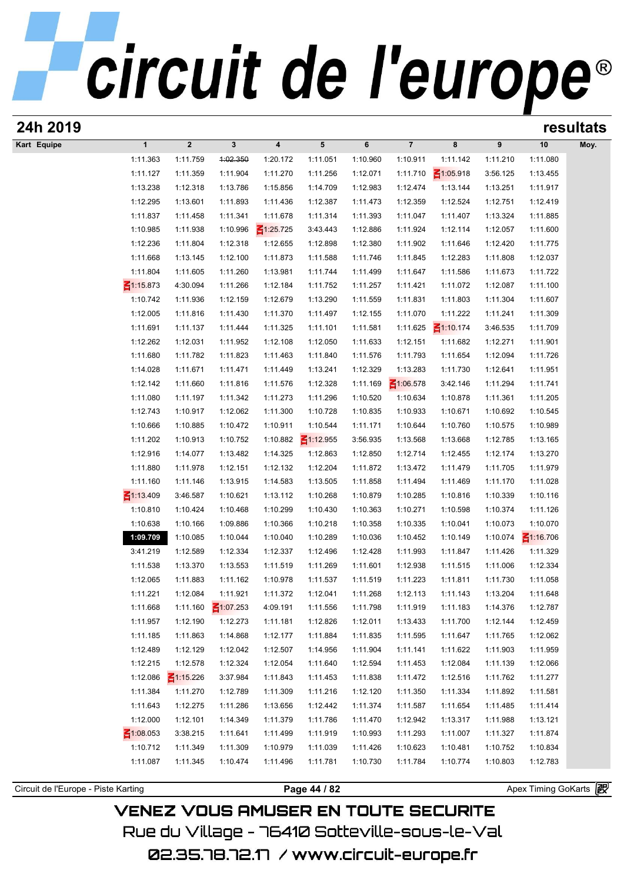# 24h 2019

**resultats**

| Kart Equipe | 1 | 2 | 3 | 4 | 5 | 6 | 7 | 8 | 9 | 10 | Moy. |
|---|---|---|---|---|---|---|---|---|---|---|---|
| | 1:11.363 | 1:11.759 | ~~1:02.350~~ | 1:20.172 | 1:11.051 | 1:10.960 | 1:10.911 | 1:11.142 | 1:11.210 | 1:11.080 | |
| | 1:11.127 | 1:11.359 | 1:11.904 | 1:11.270 | 1:11.256 | 1:12.071 | 1:11.710 | 1:05.918 | 3:56.125 | 1:13.455 | |
| | 1:13.238 | 1:12.318 | 1:13.786 | 1:15.856 | 1:14.709 | 1:12.983 | 1:12.474 | 1:13.144 | 1:13.251 | 1:11.917 | |
| | 1:12.295 | 1:13.601 | 1:11.893 | 1:11.436 | 1:12.387 | 1:11.473 | 1:12.359 | 1:12.524 | 1:12.751 | 1:12.419 | |
| | 1:11.837 | 1:11.458 | 1:11.341 | 1:11.678 | 1:11.314 | 1:11.393 | 1:11.047 | 1:11.407 | 1:13.324 | 1:11.885 | |
| | 1:10.985 | 1:11.938 | 1:10.996 | 1:25.725 | 3:43.443 | 1:12.886 | 1:11.924 | 1:12.114 | 1:12.057 | 1:11.600 | |
| | 1:12.236 | 1:11.804 | 1:12.318 | 1:12.655 | 1:12.898 | 1:12.380 | 1:11.902 | 1:11.646 | 1:12.420 | 1:11.775 | |
| | 1:11.668 | 1:13.145 | 1:12.100 | 1:11.873 | 1:11.588 | 1:11.746 | 1:11.845 | 1:12.283 | 1:11.808 | 1:12.037 | |
| | 1:11.804 | 1:11.605 | 1:11.260 | 1:13.981 | 1:11.744 | 1:11.499 | 1:11.647 | 1:11.586 | 1:11.673 | 1:11.722 | |
| | 1:15.873 | 4:30.094 | 1:11.266 | 1:12.184 | 1:11.752 | 1:11.257 | 1:11.421 | 1:11.072 | 1:12.087 | 1:11.100 | |
| | 1:10.742 | 1:11.936 | 1:12.159 | 1:12.679 | 1:13.290 | 1:11.559 | 1:11.831 | 1:11.803 | 1:11.304 | 1:11.607 | |
| | 1:12.005 | 1:11.816 | 1:11.430 | 1:11.370 | 1:11.497 | 1:12.155 | 1:11.070 | 1:11.222 | 1:11.241 | 1:11.309 | |
| | 1:11.691 | 1:11.137 | 1:11.444 | 1:11.325 | 1:11.101 | 1:11.581 | 1:11.625 | 1:10.174 | 3:46.535 | 1:11.709 | |
| | 1:12.262 | 1:12.031 | 1:11.952 | 1:12.108 | 1:12.050 | 1:11.633 | 1:12.151 | 1:11.682 | 1:12.271 | 1:11.901 | |
| | 1:11.680 | 1:11.782 | 1:11.823 | 1:11.463 | 1:11.840 | 1:11.576 | 1:11.793 | 1:11.654 | 1:12.094 | 1:11.726 | |
| | 1:14.028 | 1:11.671 | 1:11.471 | 1:11.449 | 1:13.241 | 1:12.329 | 1:13.283 | 1:11.730 | 1:12.641 | 1:11.951 | |
| | 1:12.142 | 1:11.660 | 1:11.816 | 1:11.576 | 1:12.328 | 1:11.169 | 1:06.578 | 3:42.146 | 1:11.294 | 1:11.741 | |
| | 1:11.080 | 1:11.197 | 1:11.342 | 1:11.273 | 1:11.296 | 1:10.520 | 1:10.634 | 1:10.878 | 1:11.361 | 1:11.205 | |
| | 1:12.743 | 1:10.917 | 1:12.062 | 1:11.300 | 1:10.728 | 1:10.835 | 1:10.933 | 1:10.671 | 1:10.692 | 1:10.545 | |
| | 1:10.666 | 1:10.885 | 1:10.472 | 1:10.911 | 1:10.544 | 1:11.171 | 1:10.644 | 1:10.760 | 1:10.575 | 1:10.989 | |
| | 1:11.202 | 1:10.913 | 1:10.752 | 1:10.882 | 1:12.955 | 3:56.935 | 1:13.568 | 1:13.668 | 1:12.785 | 1:13.165 | |
| | 1:12.916 | 1:14.077 | 1:13.482 | 1:14.325 | 1:12.863 | 1:12.850 | 1:12.714 | 1:12.455 | 1:12.174 | 1:13.270 | |
| | 1:11.880 | 1:11.978 | 1:12.151 | 1:12.132 | 1:12.204 | 1:11.872 | 1:13.472 | 1:11.479 | 1:11.705 | 1:11.979 | |
| | 1:11.160 | 1:11.146 | 1:13.915 | 1:14.583 | 1:13.505 | 1:11.858 | 1:11.494 | 1:11.469 | 1:11.170 | 1:11.028 | |
| | 1:13.409 | 3:46.587 | 1:10.621 | 1:13.112 | 1:10.268 | 1:10.879 | 1:10.285 | 1:10.816 | 1:10.339 | 1:10.116 | |
| | 1:10.810 | 1:10.424 | 1:10.468 | 1:10.299 | 1:10.430 | 1:10.363 | 1:10.271 | 1:10.598 | 1:10.374 | 1:11.126 | |
| | 1:10.638 | 1:10.166 | 1:09.886 | 1:10.366 | 1:10.218 | 1:10.358 | 1:10.335 | 1:10.041 | 1:10.073 | 1:10.070 | |
| | **1:09.709** | 1:10.085 | 1:10.044 | 1:10.040 | 1:10.289 | 1:10.036 | 1:10.452 | 1:10.149 | 1:10.074 | 1:16.706 | |
| | 3:41.219 | 1:12.589 | 1:12.334 | 1:12.337 | 1:12.496 | 1:12.428 | 1:11.993 | 1:11.847 | 1:11.426 | 1:11.329 | |
| | 1:11.538 | 1:13.370 | 1:13.553 | 1:11.519 | 1:11.269 | 1:11.601 | 1:12.938 | 1:11.515 | 1:11.006 | 1:12.334 | |
| | 1:12.065 | 1:11.883 | 1:11.162 | 1:10.978 | 1:11.537 | 1:11.519 | 1:11.223 | 1:11.811 | 1:11.730 | 1:11.058 | |
| | 1:11.221 | 1:12.084 | 1:11.921 | 1:11.372 | 1:12.041 | 1:11.268 | 1:12.113 | 1:11.143 | 1:13.204 | 1:11.648 | |
| | 1:11.668 | 1:11.160 | 1:07.253 | 4:09.191 | 1:11.556 | 1:11.798 | 1:11.919 | 1:11.183 | 1:14.376 | 1:12.787 | |
| | 1:11.957 | 1:12.190 | 1:12.273 | 1:11.181 | 1:12.826 | 1:12.011 | 1:13.433 | 1:11.700 | 1:12.144 | 1:12.459 | |
| | 1:11.185 | 1:11.863 | 1:14.868 | 1:12.177 | 1:11.884 | 1:11.835 | 1:11.595 | 1:11.647 | 1:11.765 | 1:12.062 | |
| | 1:12.489 | 1:12.129 | 1:12.042 | 1:12.507 | 1:14.956 | 1:11.904 | 1:11.141 | 1:11.622 | 1:11.903 | 1:11.959 | |
| | 1:12.215 | 1:12.578 | 1:12.324 | 1:12.054 | 1:11.640 | 1:12.594 | 1:11.453 | 1:12.084 | 1:11.139 | 1:12.066 | |
| | 1:12.086 | 1:15.226 | 3:37.984 | 1:11.843 | 1:11.453 | 1:11.838 | 1:11.472 | 1:12.516 | 1:11.762 | 1:11.277 | |
| | 1:11.384 | 1:11.270 | 1:12.789 | 1:11.309 | 1:11.216 | 1:12.120 | 1:11.350 | 1:11.334 | 1:11.892 | 1:11.581 | |
| | 1:11.643 | 1:12.275 | 1:11.286 | 1:13.656 | 1:12.442 | 1:11.374 | 1:11.587 | 1:11.654 | 1:11.485 | 1:11.414 | |
| | 1:12.000 | 1:12.101 | 1:14.349 | 1:11.379 | 1:11.786 | 1:11.470 | 1:12.942 | 1:13.317 | 1:11.988 | 1:13.121 | |
| | 1:08.053 | 3:38.215 | 1:11.641 | 1:11.499 | 1:11.919 | 1:10.993 | 1:11.293 | 1:11.007 | 1:11.327 | 1:11.874 | |
| | 1:10.712 | 1:11.349 | 1:11.309 | 1:10.979 | 1:11.039 | 1:11.426 | 1:10.623 | 1:10.481 | 1:10.752 | 1:10.834 | |
| | 1:11.087 | 1:11.345 | 1:10.474 | 1:11.496 | 1:11.781 | 1:10.730 | 1:11.784 | 1:10.774 | 1:10.803 | 1:12.783 | |

Circuit de l'Europe - Piste Karting | Apex Timing GoKarts

VENEZ VOUS AMUSER EN TOUTE SECURITE

Rue du Village - 76410 Sotteville-sous-le-Val

02.35.78.72.17 / www.circuit-europe.fr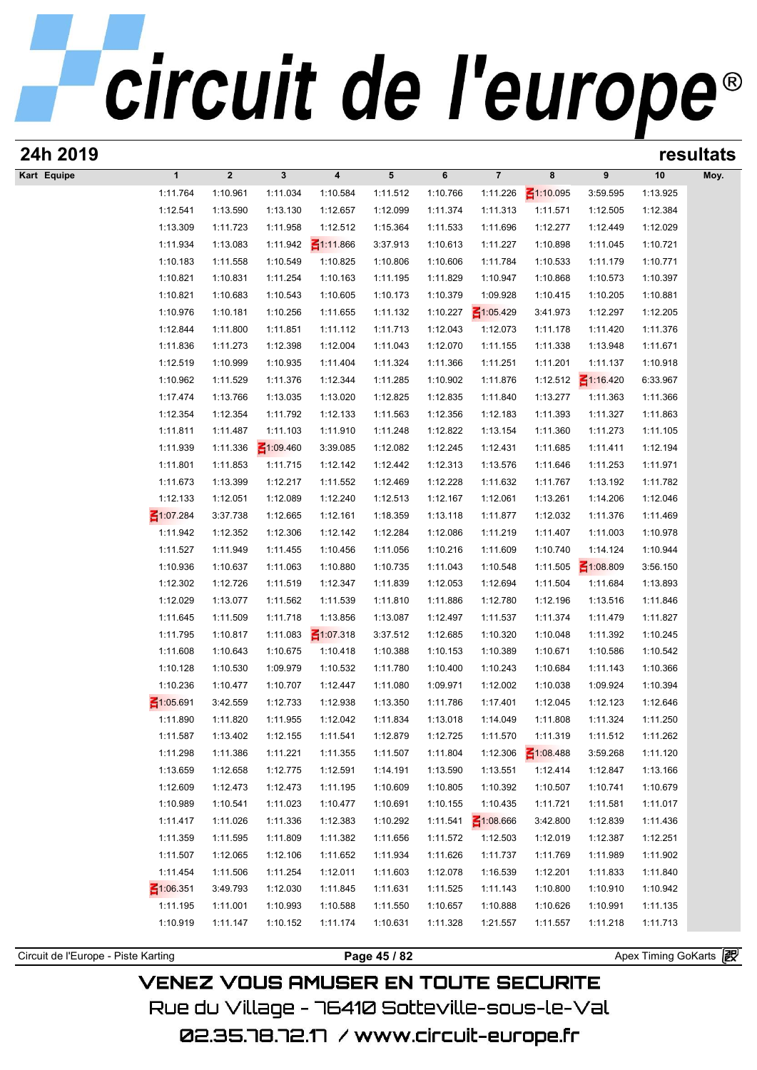# circuit de l'europe®

## 24h 2019 — resultats

| Kart | Equipe | 1 | 2 | 3 | 4 | 5 | 6 | 7 | 8 | 9 | 10 | Moy. |
|---|---|---|---|---|---|---|---|---|---|---|---|---|
| | | 1:11.764 | 1:10.961 | 1:11.034 | 1:10.584 | 1:11.512 | 1:10.766 | 1:11.226 | 1:10.095 | 3:59.595 | 1:13.925 | |
| | | 1:12.541 | 1:13.590 | 1:13.130 | 1:12.657 | 1:12.099 | 1:11.374 | 1:11.313 | 1:11.571 | 1:12.505 | 1:12.384 | |
| | | 1:13.309 | 1:11.723 | 1:11.958 | 1:12.512 | 1:15.364 | 1:11.533 | 1:11.696 | 1:12.277 | 1:12.449 | 1:12.029 | |
| | | 1:11.934 | 1:13.083 | 1:11.942 | 1:11.866 | 3:37.913 | 1:10.613 | 1:11.227 | 1:10.898 | 1:11.045 | 1:10.721 | |
| | | 1:10.183 | 1:11.558 | 1:10.549 | 1:10.825 | 1:10.806 | 1:10.606 | 1:11.784 | 1:10.533 | 1:11.179 | 1:10.771 | |
| | | 1:10.821 | 1:10.831 | 1:11.254 | 1:10.163 | 1:11.195 | 1:11.829 | 1:10.947 | 1:10.868 | 1:10.573 | 1:10.397 | |
| | | 1:10.821 | 1:10.683 | 1:10.543 | 1:10.605 | 1:10.173 | 1:10.379 | 1:09.928 | 1:10.415 | 1:10.205 | 1:10.881 | |
| | | 1:10.976 | 1:10.181 | 1:10.256 | 1:11.655 | 1:11.132 | 1:10.227 | 1:05.429 | 3:41.973 | 1:12.297 | 1:12.205 | |
| | | 1:12.844 | 1:11.800 | 1:11.851 | 1:11.112 | 1:11.713 | 1:12.043 | 1:12.073 | 1:11.178 | 1:11.420 | 1:11.376 | |
| | | 1:11.836 | 1:11.273 | 1:12.398 | 1:12.004 | 1:11.043 | 1:12.070 | 1:11.155 | 1:11.338 | 1:13.948 | 1:11.671 | |
| | | 1:12.519 | 1:10.999 | 1:10.935 | 1:11.404 | 1:11.324 | 1:11.366 | 1:11.251 | 1:11.201 | 1:11.137 | 1:10.918 | |
| | | 1:10.962 | 1:11.529 | 1:11.376 | 1:12.344 | 1:11.285 | 1:10.902 | 1:11.876 | 1:12.512 | 1:16.420 | 6:33.967 | |
| | | 1:17.474 | 1:13.766 | 1:13.035 | 1:13.020 | 1:12.825 | 1:12.835 | 1:11.840 | 1:13.277 | 1:11.363 | 1:11.366 | |
| | | 1:12.354 | 1:12.354 | 1:11.792 | 1:12.133 | 1:11.563 | 1:12.356 | 1:12.183 | 1:11.393 | 1:11.327 | 1:11.863 | |
| | | 1:11.811 | 1:11.487 | 1:11.103 | 1:11.910 | 1:11.248 | 1:12.822 | 1:13.154 | 1:11.360 | 1:11.273 | 1:11.105 | |
| | | 1:11.939 | 1:11.336 | 1:09.460 | 3:39.085 | 1:12.082 | 1:12.245 | 1:12.431 | 1:11.685 | 1:11.411 | 1:12.194 | |
| | | 1:11.801 | 1:11.853 | 1:11.715 | 1:12.142 | 1:12.442 | 1:12.313 | 1:13.576 | 1:11.646 | 1:11.253 | 1:11.971 | |
| | | 1:11.673 | 1:13.399 | 1:12.217 | 1:11.552 | 1:12.469 | 1:12.228 | 1:11.632 | 1:11.767 | 1:13.192 | 1:11.782 | |
| | | 1:12.133 | 1:12.051 | 1:12.089 | 1:12.240 | 1:12.513 | 1:12.167 | 1:12.061 | 1:13.261 | 1:14.206 | 1:12.046 | |
| | | 1:07.284 | 3:37.738 | 1:12.665 | 1:12.161 | 1:18.359 | 1:13.118 | 1:11.877 | 1:12.032 | 1:11.376 | 1:11.469 | |
| | | 1:11.942 | 1:12.352 | 1:12.306 | 1:12.142 | 1:12.284 | 1:12.086 | 1:11.219 | 1:11.407 | 1:11.003 | 1:10.978 | |
| | | 1:11.527 | 1:11.949 | 1:11.455 | 1:10.456 | 1:11.056 | 1:10.216 | 1:11.609 | 1:10.740 | 1:14.124 | 1:10.944 | |
| | | 1:10.936 | 1:10.637 | 1:11.063 | 1:10.880 | 1:10.735 | 1:11.043 | 1:10.548 | 1:11.505 | 1:08.809 | 3:56.150 | |
| | | 1:12.302 | 1:12.726 | 1:11.519 | 1:12.347 | 1:11.839 | 1:12.053 | 1:12.694 | 1:11.504 | 1:11.684 | 1:13.893 | |
| | | 1:12.029 | 1:13.077 | 1:11.562 | 1:11.539 | 1:11.810 | 1:11.886 | 1:12.780 | 1:12.196 | 1:13.516 | 1:11.846 | |
| | | 1:11.645 | 1:11.509 | 1:11.718 | 1:13.856 | 1:13.087 | 1:12.497 | 1:11.537 | 1:11.374 | 1:11.479 | 1:11.827 | |
| | | 1:11.795 | 1:10.817 | 1:11.083 | 1:07.318 | 3:37.512 | 1:12.685 | 1:10.320 | 1:10.048 | 1:11.392 | 1:10.245 | |
| | | 1:11.608 | 1:10.643 | 1:10.675 | 1:10.418 | 1:10.388 | 1:10.153 | 1:10.389 | 1:10.671 | 1:10.586 | 1:10.542 | |
| | | 1:10.128 | 1:10.530 | 1:09.979 | 1:10.532 | 1:11.780 | 1:10.400 | 1:10.243 | 1:10.684 | 1:11.143 | 1:10.366 | |
| | | 1:10.236 | 1:10.477 | 1:10.707 | 1:12.447 | 1:11.080 | 1:09.971 | 1:12.002 | 1:10.038 | 1:09.924 | 1:10.394 | |
| | | 1:05.691 | 3:42.559 | 1:12.733 | 1:12.938 | 1:13.350 | 1:11.786 | 1:17.401 | 1:12.045 | 1:12.123 | 1:12.646 | |
| | | 1:11.890 | 1:11.820 | 1:11.955 | 1:12.042 | 1:11.834 | 1:13.018 | 1:14.049 | 1:11.808 | 1:11.324 | 1:11.250 | |
| | | 1:11.587 | 1:13.402 | 1:12.155 | 1:11.541 | 1:12.879 | 1:12.725 | 1:11.570 | 1:11.319 | 1:11.512 | 1:11.262 | |
| | | 1:11.298 | 1:11.386 | 1:11.221 | 1:11.355 | 1:11.507 | 1:11.804 | 1:12.306 | 1:08.488 | 3:59.268 | 1:11.120 | |
| | | 1:13.659 | 1:12.658 | 1:12.775 | 1:12.591 | 1:14.191 | 1:13.590 | 1:13.551 | 1:12.414 | 1:12.847 | 1:13.166 | |
| | | 1:12.609 | 1:12.473 | 1:12.473 | 1:11.195 | 1:10.609 | 1:10.805 | 1:10.392 | 1:10.507 | 1:10.741 | 1:10.679 | |
| | | 1:10.989 | 1:10.541 | 1:11.023 | 1:10.477 | 1:10.691 | 1:10.155 | 1:10.435 | 1:11.721 | 1:11.581 | 1:11.017 | |
| | | 1:11.417 | 1:11.026 | 1:11.336 | 1:12.383 | 1:10.292 | 1:11.541 | 1:08.666 | 3:42.800 | 1:12.839 | 1:11.436 | |
| | | 1:11.359 | 1:11.595 | 1:11.809 | 1:11.382 | 1:11.656 | 1:11.572 | 1:12.503 | 1:12.019 | 1:12.387 | 1:12.251 | |
| | | 1:11.507 | 1:12.065 | 1:12.106 | 1:11.652 | 1:11.934 | 1:11.626 | 1:11.737 | 1:11.769 | 1:11.989 | 1:11.902 | |
| | | 1:11.454 | 1:11.506 | 1:11.254 | 1:12.011 | 1:11.603 | 1:12.078 | 1:16.539 | 1:12.201 | 1:11.833 | 1:11.840 | |
| | | 1:06.351 | 3:49.793 | 1:12.030 | 1:11.845 | 1:11.631 | 1:11.525 | 1:11.143 | 1:10.800 | 1:10.910 | 1:10.942 | |
| | | 1:11.195 | 1:11.001 | 1:10.993 | 1:10.588 | 1:11.550 | 1:10.657 | 1:10.888 | 1:10.626 | 1:10.991 | 1:11.135 | |
| | | 1:10.919 | 1:11.147 | 1:10.152 | 1:11.174 | 1:10.631 | 1:11.328 | 1:21.557 | 1:11.557 | 1:11.218 | 1:11.713 | |

Circuit de l'Europe - Piste Karting — Apex Timing GoKarts

VENEZ VOUS AMUSER EN TOUTE SECURITE

Rue du Village - 76410 Sotteville-sous-le-Val

02.35.78.72.17 / www.circuit-europe.fr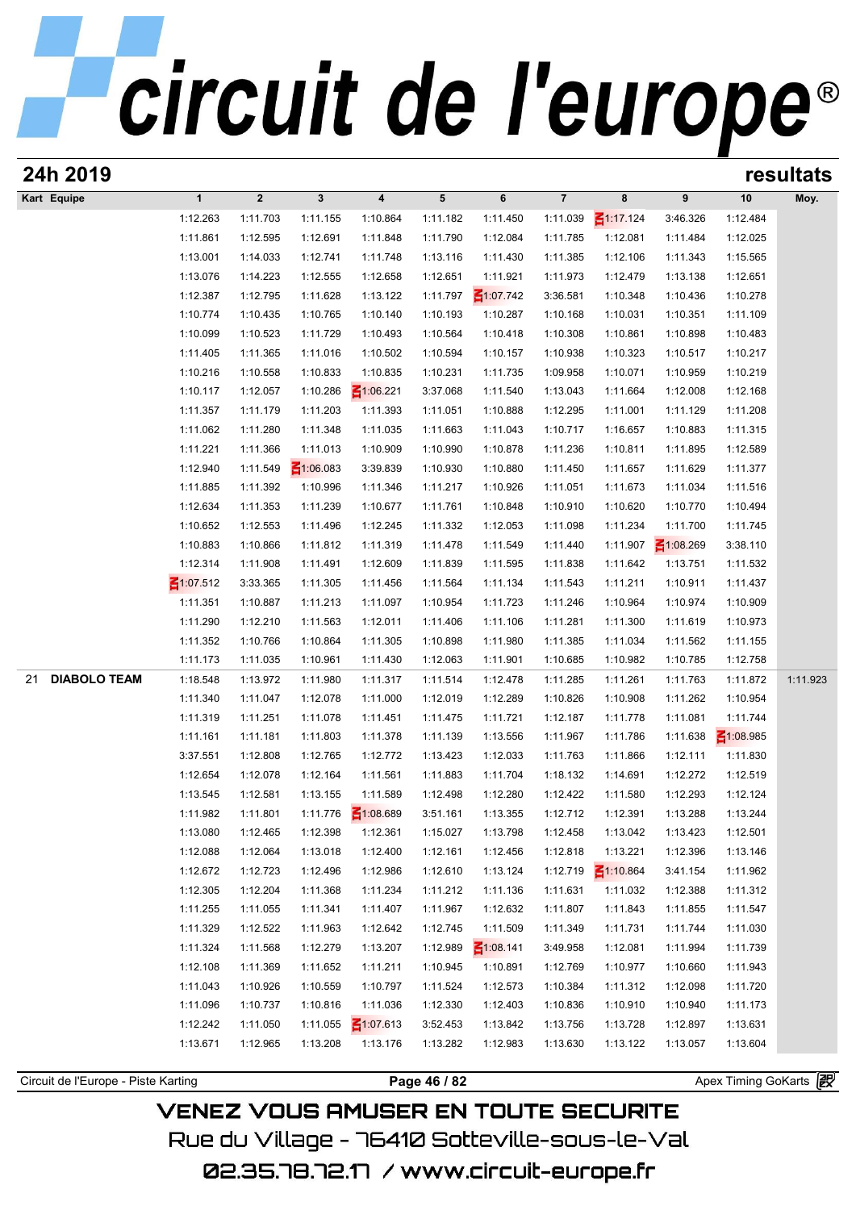## 24h 2019

**resultats**

| Kart | Equipe | 1 | 2 | 3 | 4 | 5 | 6 | 7 | 8 | 9 | 10 | Moy. |
|---|---|---|---|---|---|---|---|---|---|---|---|---|
| | | 1:12.263 | 1:11.703 | 1:11.155 | 1:10.864 | 1:11.182 | 1:11.450 | 1:11.039 | 1:17.124 | 3:46.326 | 1:12.484 | |
| | | 1:11.861 | 1:12.595 | 1:12.691 | 1:11.848 | 1:11.790 | 1:12.084 | 1:11.785 | 1:12.081 | 1:11.484 | 1:12.025 | |
| | | 1:13.001 | 1:14.033 | 1:12.741 | 1:11.748 | 1:13.116 | 1:11.430 | 1:11.385 | 1:12.106 | 1:11.343 | 1:15.565 | |
| | | 1:13.076 | 1:14.223 | 1:12.555 | 1:12.658 | 1:12.651 | 1:11.921 | 1:11.973 | 1:12.479 | 1:13.138 | 1:12.651 | |
| | | 1:12.387 | 1:12.795 | 1:11.628 | 1:13.122 | 1:11.797 | 1:07.742 | 3:36.581 | 1:10.348 | 1:10.436 | 1:10.278 | |
| | | 1:10.774 | 1:10.435 | 1:10.765 | 1:10.140 | 1:10.193 | 1:10.287 | 1:10.168 | 1:10.031 | 1:10.351 | 1:11.109 | |
| | | 1:10.099 | 1:10.523 | 1:11.729 | 1:10.493 | 1:10.564 | 1:10.418 | 1:10.308 | 1:10.861 | 1:10.898 | 1:10.483 | |
| | | 1:11.405 | 1:11.365 | 1:11.016 | 1:10.502 | 1:10.594 | 1:10.157 | 1:10.938 | 1:10.323 | 1:10.517 | 1:10.217 | |
| | | 1:10.216 | 1:10.558 | 1:10.833 | 1:10.835 | 1:10.231 | 1:11.735 | 1:09.958 | 1:10.071 | 1:10.959 | 1:10.219 | |
| | | 1:10.117 | 1:12.057 | 1:10.286 | 1:06.221 | 3:37.068 | 1:11.540 | 1:13.043 | 1:11.664 | 1:12.008 | 1:12.168 | |
| | | 1:11.357 | 1:11.179 | 1:11.203 | 1:11.393 | 1:11.051 | 1:10.888 | 1:12.295 | 1:11.001 | 1:11.129 | 1:11.208 | |
| | | 1:11.062 | 1:11.280 | 1:11.348 | 1:11.035 | 1:11.663 | 1:11.043 | 1:10.717 | 1:16.657 | 1:10.883 | 1:11.315 | |
| | | 1:11.221 | 1:11.366 | 1:11.013 | 1:10.909 | 1:10.990 | 1:10.878 | 1:11.236 | 1:10.811 | 1:11.895 | 1:12.589 | |
| | | 1:12.940 | 1:11.549 | 1:06.083 | 3:39.839 | 1:10.930 | 1:10.880 | 1:11.450 | 1:11.657 | 1:11.629 | 1:11.377 | |
| | | 1:11.885 | 1:11.392 | 1:10.996 | 1:11.346 | 1:11.217 | 1:10.926 | 1:11.051 | 1:11.673 | 1:11.034 | 1:11.516 | |
| | | 1:12.634 | 1:11.353 | 1:11.239 | 1:10.677 | 1:11.761 | 1:10.848 | 1:10.910 | 1:10.620 | 1:10.770 | 1:10.494 | |
| | | 1:10.652 | 1:12.553 | 1:11.496 | 1:12.245 | 1:11.332 | 1:12.053 | 1:11.098 | 1:11.234 | 1:11.700 | 1:11.745 | |
| | | 1:10.883 | 1:10.866 | 1:11.812 | 1:11.319 | 1:11.478 | 1:11.549 | 1:11.440 | 1:11.907 | 1:08.269 | 3:38.110 | |
| | | 1:12.314 | 1:11.908 | 1:11.491 | 1:12.609 | 1:11.839 | 1:11.595 | 1:11.838 | 1:11.642 | 1:13.751 | 1:11.532 | |
| | | 1:07.512 | 3:33.365 | 1:11.305 | 1:11.456 | 1:11.564 | 1:11.134 | 1:11.543 | 1:11.211 | 1:10.911 | 1:11.437 | |
| | | 1:11.351 | 1:10.887 | 1:11.213 | 1:11.097 | 1:10.954 | 1:11.723 | 1:11.246 | 1:10.964 | 1:10.974 | 1:10.909 | |
| | | 1:11.290 | 1:12.210 | 1:11.563 | 1:12.011 | 1:11.406 | 1:11.106 | 1:11.281 | 1:11.300 | 1:11.619 | 1:10.973 | |
| | | 1:11.352 | 1:10.766 | 1:10.864 | 1:11.305 | 1:10.898 | 1:11.980 | 1:11.385 | 1:11.034 | 1:11.562 | 1:11.155 | |
| | | 1:11.173 | 1:11.035 | 1:10.961 | 1:11.430 | 1:12.063 | 1:11.901 | 1:10.685 | 1:10.982 | 1:10.785 | 1:12.758 | |
| 21 | **DIABOLO TEAM** | 1:18.548 | 1:13.972 | 1:11.980 | 1:11.317 | 1:11.514 | 1:12.478 | 1:11.285 | 1:11.261 | 1:11.763 | 1:11.872 | 1:11.923 |
| | | 1:11.340 | 1:11.047 | 1:12.078 | 1:11.000 | 1:12.019 | 1:12.289 | 1:10.826 | 1:10.908 | 1:11.262 | 1:10.954 | |
| | | 1:11.319 | 1:11.251 | 1:11.078 | 1:11.451 | 1:11.475 | 1:11.721 | 1:12.187 | 1:11.778 | 1:11.081 | 1:11.744 | |
| | | 1:11.161 | 1:11.181 | 1:11.803 | 1:11.378 | 1:11.139 | 1:13.556 | 1:11.967 | 1:11.786 | 1:11.638 | 1:08.985 | |
| | | 3:37.551 | 1:12.808 | 1:12.765 | 1:12.772 | 1:13.423 | 1:12.033 | 1:11.763 | 1:11.866 | 1:12.111 | 1:11.830 | |
| | | 1:12.654 | 1:12.078 | 1:12.164 | 1:11.561 | 1:11.883 | 1:11.704 | 1:18.132 | 1:14.691 | 1:12.272 | 1:12.519 | |
| | | 1:13.545 | 1:12.581 | 1:13.155 | 1:11.589 | 1:12.498 | 1:12.280 | 1:12.422 | 1:11.580 | 1:12.293 | 1:12.124 | |
| | | 1:11.982 | 1:11.801 | 1:11.776 | 1:08.689 | 3:51.161 | 1:13.355 | 1:12.712 | 1:12.391 | 1:13.288 | 1:13.244 | |
| | | 1:13.080 | 1:12.465 | 1:12.398 | 1:12.361 | 1:15.027 | 1:13.798 | 1:12.458 | 1:13.042 | 1:13.423 | 1:12.501 | |
| | | 1:12.088 | 1:12.064 | 1:13.018 | 1:12.400 | 1:12.161 | 1:12.456 | 1:12.818 | 1:13.221 | 1:12.396 | 1:13.146 | |
| | | 1:12.672 | 1:12.723 | 1:12.496 | 1:12.986 | 1:12.610 | 1:13.124 | 1:12.719 | 1:10.864 | 3:41.154 | 1:11.962 | |
| | | 1:12.305 | 1:12.204 | 1:11.368 | 1:11.234 | 1:11.212 | 1:11.136 | 1:11.631 | 1:11.032 | 1:12.388 | 1:11.312 | |
| | | 1:11.255 | 1:11.055 | 1:11.341 | 1:11.407 | 1:11.967 | 1:12.632 | 1:11.807 | 1:11.843 | 1:11.855 | 1:11.547 | |
| | | 1:11.329 | 1:12.522 | 1:11.963 | 1:12.642 | 1:12.745 | 1:11.509 | 1:11.349 | 1:11.731 | 1:11.744 | 1:11.030 | |
| | | 1:11.324 | 1:11.568 | 1:12.279 | 1:13.207 | 1:12.989 | 1:08.141 | 3:49.958 | 1:12.081 | 1:11.994 | 1:11.739 | |
| | | 1:12.108 | 1:11.369 | 1:11.652 | 1:11.211 | 1:10.945 | 1:10.891 | 1:12.769 | 1:10.977 | 1:10.660 | 1:11.943 | |
| | | 1:11.043 | 1:10.926 | 1:10.559 | 1:10.797 | 1:11.524 | 1:12.573 | 1:10.384 | 1:11.312 | 1:12.098 | 1:11.720 | |
| | | 1:11.096 | 1:10.737 | 1:10.816 | 1:11.036 | 1:12.330 | 1:12.403 | 1:10.836 | 1:10.910 | 1:10.940 | 1:11.173 | |
| | | 1:12.242 | 1:11.050 | 1:11.055 | 1:07.613 | 3:52.453 | 1:13.842 | 1:13.756 | 1:13.728 | 1:12.897 | 1:13.631 | |
| | | 1:13.671 | 1:12.965 | 1:13.208 | 1:13.176 | 1:13.282 | 1:12.983 | 1:13.630 | 1:13.122 | 1:13.057 | 1:13.604 | |

VENEZ VOUS AMUSER EN TOUTE SECURITE
Rue du Village - 76410 Sotteville-sous-le-Val
02.35.78.72.17 / www.circuit-europe.fr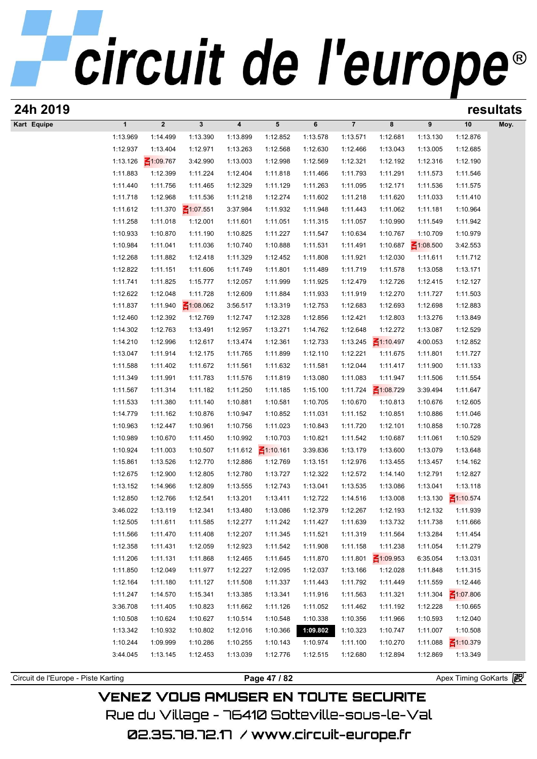## 24h 2019 — resultats

| Kart | Equipe | 1 | 2 | 3 | 4 | 5 | 6 | 7 | 8 | 9 | 10 | Moy. |
|---|---|---|---|---|---|---|---|---|---|---|---|---|
| | | 1:13.969 | 1:14.499 | 1:13.390 | 1:13.899 | 1:12.852 | 1:13.578 | 1:13.571 | 1:12.681 | 1:13.130 | 1:12.876 | |
| | | 1:12.937 | 1:13.404 | 1:12.971 | 1:13.263 | 1:12.568 | 1:12.630 | 1:12.466 | 1:13.043 | 1:13.005 | 1:12.685 | |
| | | 1:13.126 | 1:09.767 | 3:42.990 | 1:13.003 | 1:12.998 | 1:12.569 | 1:12.321 | 1:12.192 | 1:12.316 | 1:12.190 | |
| | | 1:11.883 | 1:12.399 | 1:11.224 | 1:12.404 | 1:11.818 | 1:11.466 | 1:11.793 | 1:11.291 | 1:11.573 | 1:11.546 | |
| | | 1:11.440 | 1:11.756 | 1:11.465 | 1:12.329 | 1:11.129 | 1:11.263 | 1:11.095 | 1:12.171 | 1:11.536 | 1:11.575 | |
| | | 1:11.718 | 1:12.968 | 1:11.536 | 1:11.218 | 1:12.274 | 1:11.602 | 1:11.218 | 1:11.620 | 1:11.033 | 1:11.410 | |
| | | 1:11.612 | 1:11.370 | 1:07.551 | 3:37.984 | 1:11.932 | 1:11.948 | 1:11.443 | 1:11.062 | 1:11.181 | 1:10.964 | |
| | | 1:11.258 | 1:11.018 | 1:12.001 | 1:11.601 | 1:11.051 | 1:11.315 | 1:11.057 | 1:10.990 | 1:11.549 | 1:11.942 | |
| | | 1:10.933 | 1:10.870 | 1:11.190 | 1:10.825 | 1:11.227 | 1:11.547 | 1:10.634 | 1:10.767 | 1:10.709 | 1:10.979 | |
| | | 1:10.984 | 1:11.041 | 1:11.036 | 1:10.740 | 1:10.888 | 1:11.531 | 1:11.491 | 1:10.687 | 1:08.500 | 3:42.553 | |
| | | 1:12.268 | 1:11.882 | 1:12.418 | 1:11.329 | 1:12.452 | 1:11.808 | 1:11.921 | 1:12.030 | 1:11.611 | 1:11.712 | |
| | | 1:12.822 | 1:11.151 | 1:11.606 | 1:11.749 | 1:11.801 | 1:11.489 | 1:11.719 | 1:11.578 | 1:13.058 | 1:13.171 | |
| | | 1:11.741 | 1:11.825 | 1:15.777 | 1:12.057 | 1:11.999 | 1:11.925 | 1:12.479 | 1:12.726 | 1:12.415 | 1:12.127 | |
| | | 1:12.622 | 1:12.048 | 1:11.728 | 1:12.609 | 1:11.884 | 1:11.933 | 1:11.919 | 1:12.270 | 1:11.727 | 1:11.503 | |
| | | 1:11.837 | 1:11.940 | 1:08.062 | 3:56.517 | 1:13.319 | 1:12.753 | 1:12.683 | 1:12.693 | 1:12.698 | 1:12.883 | |
| | | 1:12.460 | 1:12.392 | 1:12.769 | 1:12.747 | 1:12.328 | 1:12.856 | 1:12.421 | 1:12.803 | 1:13.276 | 1:13.849 | |
| | | 1:14.302 | 1:12.763 | 1:13.491 | 1:12.957 | 1:13.271 | 1:14.762 | 1:12.648 | 1:12.272 | 1:13.087 | 1:12.529 | |
| | | 1:14.210 | 1:12.996 | 1:12.617 | 1:13.474 | 1:12.361 | 1:12.733 | 1:13.245 | 1:10.497 | 4:00.053 | 1:12.852 | |
| | | 1:13.047 | 1:11.914 | 1:12.175 | 1:11.765 | 1:11.899 | 1:12.110 | 1:12.221 | 1:11.675 | 1:11.801 | 1:11.727 | |
| | | 1:11.588 | 1:11.402 | 1:11.672 | 1:11.561 | 1:11.632 | 1:11.581 | 1:12.044 | 1:11.417 | 1:11.900 | 1:11.133 | |
| | | 1:11.349 | 1:11.991 | 1:11.783 | 1:11.576 | 1:11.819 | 1:13.080 | 1:11.083 | 1:11.947 | 1:11.506 | 1:11.554 | |
| | | 1:11.567 | 1:11.314 | 1:11.182 | 1:11.250 | 1:11.185 | 1:15.100 | 1:11.724 | 1:08.729 | 3:39.494 | 1:11.647 | |
| | | 1:11.533 | 1:11.380 | 1:11.140 | 1:10.881 | 1:10.581 | 1:10.705 | 1:10.670 | 1:10.813 | 1:10.676 | 1:12.605 | |
| | | 1:14.779 | 1:11.162 | 1:10.876 | 1:10.947 | 1:10.852 | 1:11.031 | 1:11.152 | 1:10.851 | 1:10.886 | 1:11.046 | |
| | | 1:10.963 | 1:12.447 | 1:10.961 | 1:10.756 | 1:11.023 | 1:10.843 | 1:11.720 | 1:12.101 | 1:10.858 | 1:10.728 | |
| | | 1:10.989 | 1:10.670 | 1:11.450 | 1:10.992 | 1:10.703 | 1:10.821 | 1:11.542 | 1:10.687 | 1:11.061 | 1:10.529 | |
| | | 1:10.924 | 1:11.003 | 1:10.507 | 1:11.612 | 1:10.161 | 3:39.836 | 1:13.179 | 1:13.600 | 1:13.079 | 1:13.648 | |
| | | 1:15.861 | 1:13.526 | 1:12.770 | 1:12.886 | 1:12.769 | 1:13.151 | 1:12.976 | 1:13.455 | 1:13.457 | 1:14.162 | |
| | | 1:12.675 | 1:12.900 | 1:12.805 | 1:12.780 | 1:13.727 | 1:12.322 | 1:12.572 | 1:14.140 | 1:12.791 | 1:12.827 | |
| | | 1:13.152 | 1:14.966 | 1:12.809 | 1:13.555 | 1:12.743 | 1:13.041 | 1:13.535 | 1:13.086 | 1:13.041 | 1:13.118 | |
| | | 1:12.850 | 1:12.766 | 1:12.541 | 1:13.201 | 1:13.411 | 1:12.722 | 1:14.516 | 1:13.008 | 1:13.130 | 1:10.574 | |
| | | 3:46.022 | 1:13.119 | 1:12.341 | 1:13.480 | 1:13.086 | 1:12.379 | 1:12.267 | 1:12.193 | 1:12.132 | 1:11.939 | |
| | | 1:12.505 | 1:11.611 | 1:11.585 | 1:12.277 | 1:11.242 | 1:11.427 | 1:11.639 | 1:13.732 | 1:11.738 | 1:11.666 | |
| | | 1:11.566 | 1:11.470 | 1:11.408 | 1:12.207 | 1:11.345 | 1:11.521 | 1:11.319 | 1:11.564 | 1:13.284 | 1:11.454 | |
| | | 1:12.358 | 1:11.431 | 1:12.059 | 1:12.923 | 1:11.542 | 1:11.908 | 1:11.158 | 1:11.238 | 1:11.054 | 1:11.279 | |
| | | 1:11.206 | 1:11.131 | 1:11.868 | 1:12.465 | 1:11.645 | 1:11.870 | 1:11.801 | 1:09.953 | 6:35.054 | 1:13.031 | |
| | | 1:11.850 | 1:12.049 | 1:11.977 | 1:12.227 | 1:12.095 | 1:12.037 | 1:13.166 | 1:12.028 | 1:11.848 | 1:11.315 | |
| | | 1:12.164 | 1:11.180 | 1:11.127 | 1:11.508 | 1:11.337 | 1:11.443 | 1:11.792 | 1:11.449 | 1:11.559 | 1:12.446 | |
| | | 1:11.247 | 1:14.570 | 1:15.341 | 1:13.385 | 1:13.341 | 1:11.916 | 1:11.563 | 1:11.321 | 1:11.304 | 1:07.806 | |
| | | 3:36.708 | 1:11.405 | 1:10.823 | 1:11.662 | 1:11.126 | 1:11.052 | 1:11.462 | 1:11.192 | 1:12.228 | 1:10.665 | |
| | | 1:10.508 | 1:10.624 | 1:10.627 | 1:10.514 | 1:10.548 | 1:10.338 | 1:10.356 | 1:11.966 | 1:10.593 | 1:12.040 | |
| | | 1:13.342 | 1:10.932 | 1:10.802 | 1:12.016 | 1:10.366 | **1:09.802** | 1:10.323 | 1:10.747 | 1:11.007 | 1:10.508 | |
| | | 1:10.244 | 1:09.999 | 1:10.286 | 1:10.255 | 1:10.143 | 1:10.974 | 1:11.100 | 1:10.270 | 1:11.088 | 1:10.379 | |
| | | 3:44.045 | 1:13.145 | 1:12.453 | 1:13.039 | 1:12.776 | 1:12.515 | 1:12.680 | 1:12.894 | 1:12.869 | 1:13.349 | |

Circuit de l'Europe - Piste Karting — Apex Timing GoKarts

VENEZ VOUS AMUSER EN TOUTE SECURITE

Rue du Village - 76410 Sotteville-sous-le-Val

02.35.78.72.17 / www.circuit-europe.fr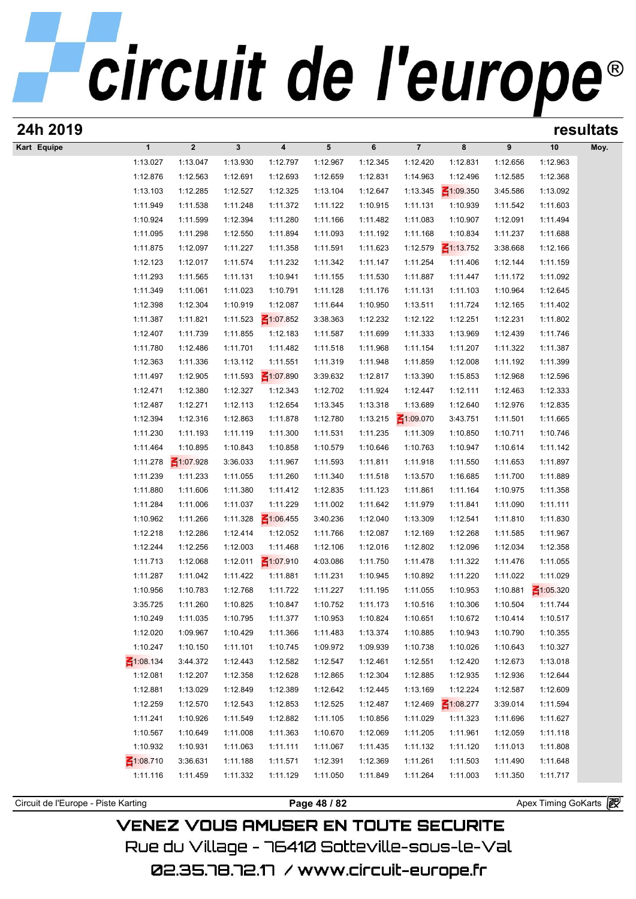## 24h 2019

**resultats**

| Kart | Equipe | 1 | 2 | 3 | 4 | 5 | 6 | 7 | 8 | 9 | 10 | Moy. |
|---|---|---|---|---|---|---|---|---|---|---|---|---|
| | | 1:13.027 | 1:13.047 | 1:13.930 | 1:12.797 | 1:12.967 | 1:12.345 | 1:12.420 | 1:12.831 | 1:12.656 | 1:12.963 | |
| | | 1:12.876 | 1:12.563 | 1:12.691 | 1:12.693 | 1:12.659 | 1:12.831 | 1:14.963 | 1:12.496 | 1:12.585 | 1:12.368 | |
| | | 1:13.103 | 1:12.285 | 1:12.527 | 1:12.325 | 1:13.104 | 1:12.647 | 1:13.345 | 1:09.350 | 3:45.586 | 1:13.092 | |
| | | 1:11.949 | 1:11.538 | 1:11.248 | 1:11.372 | 1:11.122 | 1:10.915 | 1:11.131 | 1:10.939 | 1:11.542 | 1:11.603 | |
| | | 1:10.924 | 1:11.599 | 1:12.394 | 1:11.280 | 1:11.166 | 1:11.482 | 1:11.083 | 1:10.907 | 1:12.091 | 1:11.494 | |
| | | 1:11.095 | 1:11.298 | 1:12.550 | 1:11.894 | 1:11.093 | 1:11.192 | 1:11.168 | 1:10.834 | 1:11.237 | 1:11.688 | |
| | | 1:11.875 | 1:12.097 | 1:11.227 | 1:11.358 | 1:11.591 | 1:11.623 | 1:12.579 | 1:13.752 | 3:38.668 | 1:12.166 | |
| | | 1:12.123 | 1:12.017 | 1:11.574 | 1:11.232 | 1:11.342 | 1:11.147 | 1:11.254 | 1:11.406 | 1:12.144 | 1:11.159 | |
| | | 1:11.293 | 1:11.565 | 1:11.131 | 1:10.941 | 1:11.155 | 1:11.530 | 1:11.887 | 1:11.447 | 1:11.172 | 1:11.092 | |
| | | 1:11.349 | 1:11.061 | 1:11.023 | 1:10.791 | 1:11.128 | 1:11.176 | 1:11.131 | 1:11.103 | 1:10.964 | 1:12.645 | |
| | | 1:12.398 | 1:12.304 | 1:10.919 | 1:12.087 | 1:11.644 | 1:10.950 | 1:13.511 | 1:11.724 | 1:12.165 | 1:11.402 | |
| | | 1:11.387 | 1:11.821 | 1:11.523 | 1:07.852 | 3:38.363 | 1:12.232 | 1:12.122 | 1:12.251 | 1:12.231 | 1:11.802 | |
| | | 1:12.407 | 1:11.739 | 1:11.855 | 1:12.183 | 1:11.587 | 1:11.699 | 1:11.333 | 1:13.969 | 1:12.439 | 1:11.746 | |
| | | 1:11.780 | 1:12.486 | 1:11.701 | 1:11.482 | 1:11.518 | 1:11.968 | 1:11.154 | 1:11.207 | 1:11.322 | 1:11.387 | |
| | | 1:12.363 | 1:11.336 | 1:13.112 | 1:11.551 | 1:11.319 | 1:11.948 | 1:11.859 | 1:12.008 | 1:11.192 | 1:11.399 | |
| | | 1:11.497 | 1:12.905 | 1:11.593 | 1:07.890 | 3:39.632 | 1:12.817 | 1:13.390 | 1:15.853 | 1:12.968 | 1:12.596 | |
| | | 1:12.471 | 1:12.380 | 1:12.327 | 1:12.343 | 1:12.702 | 1:11.924 | 1:12.447 | 1:12.111 | 1:12.463 | 1:12.333 | |
| | | 1:12.487 | 1:12.271 | 1:12.113 | 1:12.654 | 1:13.345 | 1:13.318 | 1:13.689 | 1:12.640 | 1:12.976 | 1:12.835 | |
| | | 1:12.394 | 1:12.316 | 1:12.863 | 1:11.878 | 1:12.780 | 1:13.215 | 1:09.070 | 3:43.751 | 1:11.501 | 1:11.665 | |
| | | 1:11.230 | 1:11.193 | 1:11.119 | 1:11.300 | 1:11.531 | 1:11.235 | 1:11.309 | 1:10.850 | 1:10.711 | 1:10.746 | |
| | | 1:11.464 | 1:10.895 | 1:10.843 | 1:10.858 | 1:10.579 | 1:10.646 | 1:10.763 | 1:10.947 | 1:10.614 | 1:11.142 | |
| | | 1:11.278 | 1:07.928 | 3:36.033 | 1:11.967 | 1:11.593 | 1:11.811 | 1:11.918 | 1:11.550 | 1:11.653 | 1:11.897 | |
| | | 1:11.239 | 1:11.233 | 1:11.055 | 1:11.260 | 1:11.340 | 1:11.518 | 1:13.570 | 1:16.685 | 1:11.700 | 1:11.889 | |
| | | 1:11.880 | 1:11.606 | 1:11.380 | 1:11.412 | 1:12.835 | 1:11.123 | 1:11.861 | 1:11.164 | 1:10.975 | 1:11.358 | |
| | | 1:11.284 | 1:11.006 | 1:11.037 | 1:11.229 | 1:11.002 | 1:11.642 | 1:11.979 | 1:11.841 | 1:11.090 | 1:11.111 | |
| | | 1:10.962 | 1:11.266 | 1:11.328 | 1:06.455 | 3:40.236 | 1:12.040 | 1:13.309 | 1:12.541 | 1:11.810 | 1:11.830 | |
| | | 1:12.218 | 1:12.286 | 1:12.414 | 1:12.052 | 1:11.766 | 1:12.087 | 1:12.169 | 1:12.268 | 1:11.585 | 1:11.967 | |
| | | 1:12.244 | 1:12.256 | 1:12.003 | 1:11.468 | 1:12.106 | 1:12.016 | 1:12.802 | 1:12.096 | 1:12.034 | 1:12.358 | |
| | | 1:11.713 | 1:12.068 | 1:12.011 | 1:07.910 | 4:03.086 | 1:11.750 | 1:11.478 | 1:11.322 | 1:11.476 | 1:11.055 | |
| | | 1:11.287 | 1:11.042 | 1:11.422 | 1:11.881 | 1:11.231 | 1:10.945 | 1:10.892 | 1:11.220 | 1:11.022 | 1:11.029 | |
| | | 1:10.956 | 1:10.783 | 1:12.768 | 1:11.722 | 1:11.227 | 1:11.195 | 1:11.055 | 1:10.953 | 1:10.881 | 1:05.320 | |
| | | 3:35.725 | 1:11.260 | 1:10.825 | 1:10.847 | 1:10.752 | 1:11.173 | 1:10.516 | 1:10.306 | 1:10.504 | 1:11.744 | |
| | | 1:10.249 | 1:11.035 | 1:10.795 | 1:11.377 | 1:10.953 | 1:10.824 | 1:10.651 | 1:10.672 | 1:10.414 | 1:10.517 | |
| | | 1:12.020 | 1:09.967 | 1:10.429 | 1:11.366 | 1:11.483 | 1:13.374 | 1:10.885 | 1:10.943 | 1:10.790 | 1:10.355 | |
| | | 1:10.247 | 1:10.150 | 1:11.101 | 1:10.745 | 1:09.972 | 1:09.939 | 1:10.738 | 1:10.026 | 1:10.643 | 1:10.327 | |
| | | 1:08.134 | 3:44.372 | 1:12.443 | 1:12.582 | 1:12.547 | 1:12.461 | 1:12.551 | 1:12.420 | 1:12.673 | 1:13.018 | |
| | | 1:12.081 | 1:12.207 | 1:12.358 | 1:12.628 | 1:12.865 | 1:12.304 | 1:12.885 | 1:12.935 | 1:12.936 | 1:12.644 | |
| | | 1:12.881 | 1:13.029 | 1:12.849 | 1:12.389 | 1:12.642 | 1:12.445 | 1:13.169 | 1:12.224 | 1:12.587 | 1:12.609 | |
| | | 1:12.259 | 1:12.570 | 1:12.543 | 1:12.853 | 1:12.525 | 1:12.487 | 1:12.469 | 1:08.277 | 3:39.014 | 1:11.594 | |
| | | 1:11.241 | 1:10.926 | 1:11.549 | 1:12.882 | 1:11.105 | 1:10.856 | 1:11.029 | 1:11.323 | 1:11.696 | 1:11.627 | |
| | | 1:10.567 | 1:10.649 | 1:11.008 | 1:11.363 | 1:10.670 | 1:12.069 | 1:11.205 | 1:11.961 | 1:12.059 | 1:11.118 | |
| | | 1:10.932 | 1:10.931 | 1:11.063 | 1:11.111 | 1:11.067 | 1:11.435 | 1:11.132 | 1:11.120 | 1:11.013 | 1:11.808 | |
| | | 1:08.710 | 3:36.631 | 1:11.188 | 1:11.571 | 1:12.391 | 1:12.369 | 1:11.261 | 1:11.503 | 1:11.490 | 1:11.648 | |
| | | 1:11.116 | 1:11.459 | 1:11.332 | 1:11.129 | 1:11.050 | 1:11.849 | 1:11.264 | 1:11.003 | 1:11.350 | 1:11.717 | |

VENEZ VOUS AMUSER EN TOUTE SECURITE

Rue du Village - 76410 Sotteville-sous-le-Val

02.35.78.72.17 / www.circuit-europe.fr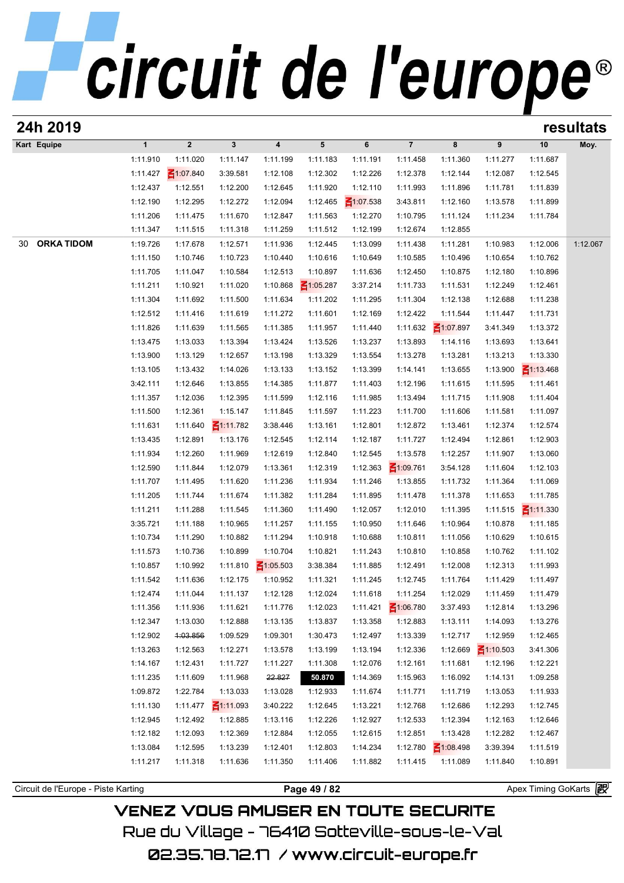# circuit de l'europe

## 24h 2019 — resultats

| Kart | Equipe | 1 | 2 | 3 | 4 | 5 | 6 | 7 | 8 | 9 | 10 | Moy. |
|---|---|---|---|---|---|---|---|---|---|---|---|---|
| | | 1:11.910 | 1:11.020 | 1:11.147 | 1:11.199 | 1:11.183 | 1:11.191 | 1:11.458 | 1:11.360 | 1:11.277 | 1:11.687 | |
| | | 1:11.427 | 1:07.840 | 3:39.581 | 1:12.108 | 1:12.302 | 1:12.226 | 1:12.378 | 1:12.144 | 1:12.087 | 1:12.545 | |
| | | 1:12.437 | 1:12.551 | 1:12.200 | 1:12.645 | 1:11.920 | 1:12.110 | 1:11.993 | 1:11.896 | 1:11.781 | 1:11.839 | |
| | | 1:12.190 | 1:12.295 | 1:12.272 | 1:12.094 | 1:12.465 | 1:07.538 | 3:43.811 | 1:12.160 | 1:13.578 | 1:11.899 | |
| | | 1:11.206 | 1:11.475 | 1:11.670 | 1:12.847 | 1:11.563 | 1:12.270 | 1:10.795 | 1:11.124 | 1:11.234 | 1:11.784 | |
| | | 1:11.347 | 1:11.515 | 1:11.318 | 1:11.259 | 1:11.512 | 1:12.199 | 1:12.674 | 1:12.855 | | | |
| 30 | **ORKA TIDOM** | 1:19.726 | 1:17.678 | 1:12.571 | 1:11.936 | 1:12.445 | 1:13.099 | 1:11.438 | 1:11.281 | 1:10.983 | 1:12.006 | 1:12.067 |
| | | 1:11.150 | 1:10.746 | 1:10.723 | 1:10.440 | 1:10.616 | 1:10.649 | 1:10.585 | 1:10.496 | 1:10.654 | 1:10.762 | |
| | | 1:11.705 | 1:11.047 | 1:10.584 | 1:12.513 | 1:10.897 | 1:11.636 | 1:12.450 | 1:10.875 | 1:12.180 | 1:10.896 | |
| | | 1:11.211 | 1:10.921 | 1:11.020 | 1:10.868 | 1:05.287 | 3:37.214 | 1:11.733 | 1:11.531 | 1:12.249 | 1:12.461 | |
| | | 1:11.304 | 1:11.692 | 1:11.500 | 1:11.634 | 1:11.202 | 1:11.295 | 1:11.304 | 1:12.138 | 1:12.688 | 1:11.238 | |
| | | 1:12.512 | 1:11.416 | 1:11.619 | 1:11.272 | 1:11.601 | 1:12.169 | 1:12.422 | 1:11.544 | 1:11.447 | 1:11.731 | |
| | | 1:11.826 | 1:11.639 | 1:11.565 | 1:11.385 | 1:11.957 | 1:11.440 | 1:11.632 | 1:07.897 | 3:41.349 | 1:13.372 | |
| | | 1:13.475 | 1:13.033 | 1:13.394 | 1:13.424 | 1:13.526 | 1:13.237 | 1:13.893 | 1:14.116 | 1:13.693 | 1:13.641 | |
| | | 1:13.900 | 1:13.129 | 1:12.657 | 1:13.198 | 1:13.329 | 1:13.554 | 1:13.278 | 1:13.281 | 1:13.213 | 1:13.330 | |
| | | 1:13.105 | 1:13.432 | 1:14.026 | 1:13.133 | 1:13.152 | 1:13.399 | 1:14.141 | 1:13.655 | 1:13.900 | 1:13.468 | |
| | | 3:42.111 | 1:12.646 | 1:13.855 | 1:14.385 | 1:11.877 | 1:11.403 | 1:12.196 | 1:11.615 | 1:11.595 | 1:11.461 | |
| | | 1:11.357 | 1:12.036 | 1:12.395 | 1:11.599 | 1:12.116 | 1:11.985 | 1:13.494 | 1:11.715 | 1:11.908 | 1:11.404 | |
| | | 1:11.500 | 1:12.361 | 1:15.147 | 1:11.845 | 1:11.597 | 1:11.223 | 1:11.700 | 1:11.606 | 1:11.581 | 1:11.097 | |
| | | 1:11.631 | 1:11.640 | 1:11.782 | 3:38.446 | 1:13.161 | 1:12.801 | 1:12.872 | 1:13.461 | 1:12.374 | 1:12.574 | |
| | | 1:13.435 | 1:12.891 | 1:13.176 | 1:12.545 | 1:12.114 | 1:12.187 | 1:11.727 | 1:12.494 | 1:12.861 | 1:12.903 | |
| | | 1:11.934 | 1:12.260 | 1:11.969 | 1:12.619 | 1:12.840 | 1:12.545 | 1:13.578 | 1:12.257 | 1:11.907 | 1:13.060 | |
| | | 1:12.590 | 1:11.844 | 1:12.079 | 1:13.361 | 1:12.319 | 1:12.363 | 1:09.761 | 3:54.128 | 1:11.604 | 1:12.103 | |
| | | 1:11.707 | 1:11.495 | 1:11.620 | 1:11.236 | 1:11.934 | 1:11.246 | 1:13.855 | 1:11.732 | 1:11.364 | 1:11.069 | |
| | | 1:11.205 | 1:11.744 | 1:11.674 | 1:11.382 | 1:11.284 | 1:11.895 | 1:11.478 | 1:11.378 | 1:11.653 | 1:11.785 | |
| | | 1:11.211 | 1:11.288 | 1:11.545 | 1:11.360 | 1:11.490 | 1:12.057 | 1:12.010 | 1:11.395 | 1:11.515 | 1:11.330 | |
| | | 3:35.721 | 1:11.188 | 1:10.965 | 1:11.257 | 1:11.155 | 1:10.950 | 1:11.646 | 1:10.964 | 1:10.878 | 1:11.185 | |
| | | 1:10.734 | 1:11.290 | 1:10.882 | 1:11.294 | 1:10.918 | 1:10.688 | 1:10.811 | 1:11.056 | 1:10.629 | 1:10.615 | |
| | | 1:11.573 | 1:10.736 | 1:10.899 | 1:10.704 | 1:10.821 | 1:11.243 | 1:10.810 | 1:10.858 | 1:10.762 | 1:11.102 | |
| | | 1:10.857 | 1:10.992 | 1:11.810 | 1:05.503 | 3:38.384 | 1:11.885 | 1:12.491 | 1:12.008 | 1:12.313 | 1:11.993 | |
| | | 1:11.542 | 1:11.636 | 1:12.175 | 1:10.952 | 1:11.321 | 1:11.245 | 1:12.745 | 1:11.764 | 1:11.429 | 1:11.497 | |
| | | 1:12.474 | 1:11.044 | 1:11.137 | 1:12.128 | 1:12.024 | 1:11.618 | 1:11.254 | 1:12.029 | 1:11.459 | 1:11.479 | |
| | | 1:11.356 | 1:11.936 | 1:11.621 | 1:11.776 | 1:12.023 | 1:11.421 | 1:06.780 | 3:37.493 | 1:12.814 | 1:13.296 | |
| | | 1:12.347 | 1:13.030 | 1:12.888 | 1:13.135 | 1:13.837 | 1:13.358 | 1:12.883 | 1:13.111 | 1:14.093 | 1:13.276 | |
| | | 1:12.902 | ~~1:03.856~~ | 1:09.529 | 1:09.301 | 1:30.473 | 1:12.497 | 1:13.339 | 1:12.717 | 1:12.959 | 1:12.465 | |
| | | 1:13.263 | 1:12.563 | 1:12.271 | 1:13.578 | 1:13.199 | 1:13.194 | 1:12.336 | 1:12.669 | 1:10.503 | 3:41.306 | |
| | | 1:14.167 | 1:12.431 | 1:11.727 | 1:11.227 | 1:11.308 | 1:12.076 | 1:12.161 | 1:11.681 | 1:12.196 | 1:12.221 | |
| | | 1:11.235 | 1:11.609 | 1:11.968 | ~~22.827~~ | **50.870** | 1:14.369 | 1:15.963 | 1:16.092 | 1:14.131 | 1:09.258 | |
| | | 1:09.872 | 1:22.784 | 1:13.033 | 1:13.028 | 1:12.933 | 1:11.674 | 1:11.771 | 1:11.719 | 1:13.053 | 1:11.933 | |
| | | 1:11.130 | 1:11.477 | 1:11.093 | 3:40.222 | 1:12.645 | 1:13.221 | 1:12.768 | 1:12.686 | 1:12.293 | 1:12.745 | |
| | | 1:12.945 | 1:12.492 | 1:12.885 | 1:13.116 | 1:12.226 | 1:12.927 | 1:12.533 | 1:12.394 | 1:12.163 | 1:12.646 | |
| | | 1:12.182 | 1:12.093 | 1:12.369 | 1:12.884 | 1:12.055 | 1:12.615 | 1:12.851 | 1:13.428 | 1:12.282 | 1:12.467 | |
| | | 1:13.084 | 1:12.595 | 1:13.239 | 1:12.401 | 1:12.803 | 1:14.234 | 1:12.780 | 1:08.498 | 3:39.394 | 1:11.519 | |
| | | 1:11.217 | 1:11.318 | 1:11.636 | 1:11.350 | 1:11.406 | 1:11.882 | 1:11.415 | 1:11.089 | 1:11.840 | 1:10.891 | |

Circuit de l'Europe - Piste Karting — Apex Timing GoKarts

VENEZ VOUS AMUSER EN TOUTE SECURITE

Rue du Village - 76410 Sotteville-sous-le-Val

02.35.78.72.17 / www.circuit-europe.fr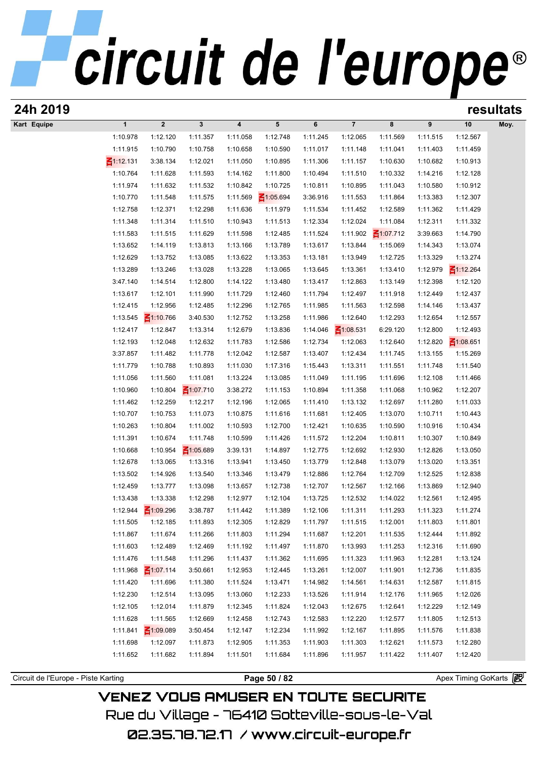## 24h 2019

## resultats

| Kart Equipe | 1 | 2 | 3 | 4 | 5 | 6 | 7 | 8 | 9 | 10 | Moy. |
|---|---|---|---|---|---|---|---|---|---|---|---|
| | 1:10.978 | 1:12.120 | 1:11.357 | 1:11.058 | 1:12.748 | 1:11.245 | 1:12.065 | 1:11.569 | 1:11.515 | 1:12.567 | |
| | 1:11.915 | 1:10.790 | 1:10.758 | 1:10.658 | 1:10.590 | 1:11.017 | 1:11.148 | 1:11.041 | 1:11.403 | 1:11.459 | |
| | 1:12.131 | 3:38.134 | 1:12.021 | 1:11.050 | 1:10.895 | 1:11.306 | 1:11.157 | 1:10.630 | 1:10.682 | 1:10.913 | |
| | 1:10.764 | 1:11.628 | 1:11.593 | 1:14.162 | 1:11.800 | 1:10.494 | 1:11.510 | 1:10.332 | 1:14.216 | 1:12.128 | |
| | 1:11.974 | 1:11.632 | 1:11.532 | 1:10.842 | 1:10.725 | 1:10.811 | 1:10.895 | 1:11.043 | 1:10.580 | 1:10.912 | |
| | 1:10.770 | 1:11.548 | 1:11.575 | 1:11.569 | 1:05.694 | 3:36.916 | 1:11.553 | 1:11.864 | 1:13.383 | 1:12.307 | |
| | 1:12.758 | 1:12.371 | 1:12.298 | 1:11.636 | 1:11.979 | 1:11.534 | 1:11.452 | 1:12.589 | 1:11.362 | 1:11.429 | |
| | 1:11.348 | 1:11.314 | 1:11.510 | 1:10.943 | 1:11.513 | 1:12.334 | 1:12.024 | 1:11.084 | 1:12.311 | 1:11.332 | |
| | 1:11.583 | 1:11.515 | 1:11.629 | 1:11.598 | 1:12.485 | 1:11.524 | 1:11.902 | 1:07.712 | 3:39.663 | 1:14.790 | |
| | 1:13.652 | 1:14.119 | 1:13.813 | 1:13.166 | 1:13.789 | 1:13.617 | 1:13.844 | 1:15.069 | 1:14.343 | 1:13.074 | |
| | 1:12.629 | 1:13.752 | 1:13.085 | 1:13.622 | 1:13.353 | 1:13.181 | 1:13.949 | 1:12.725 | 1:13.329 | 1:13.274 | |
| | 1:13.289 | 1:13.246 | 1:13.028 | 1:13.228 | 1:13.065 | 1:13.645 | 1:13.361 | 1:13.410 | 1:12.979 | 1:12.264 | |
| | 3:47.140 | 1:14.514 | 1:12.800 | 1:14.122 | 1:13.480 | 1:13.417 | 1:12.863 | 1:13.149 | 1:12.398 | 1:12.120 | |
| | 1:13.617 | 1:12.101 | 1:11.990 | 1:11.729 | 1:12.460 | 1:11.794 | 1:12.497 | 1:11.918 | 1:12.449 | 1:12.437 | |
| | 1:12.415 | 1:12.956 | 1:12.485 | 1:12.296 | 1:12.765 | 1:11.985 | 1:11.563 | 1:12.598 | 1:14.146 | 1:13.437 | |
| | 1:13.545 | 1:10.766 | 3:40.530 | 1:12.752 | 1:13.258 | 1:11.986 | 1:12.640 | 1:12.293 | 1:12.654 | 1:12.557 | |
| | 1:12.417 | 1:12.847 | 1:13.314 | 1:12.679 | 1:13.836 | 1:14.046 | 1:08.531 | 6:29.120 | 1:12.800 | 1:12.493 | |
| | 1:12.193 | 1:12.048 | 1:12.632 | 1:11.783 | 1:12.586 | 1:12.734 | 1:12.063 | 1:12.640 | 1:12.820 | 1:08.651 | |
| | 3:37.857 | 1:11.482 | 1:11.778 | 1:12.042 | 1:12.587 | 1:13.407 | 1:12.434 | 1:11.745 | 1:13.155 | 1:15.269 | |
| | 1:11.779 | 1:10.788 | 1:10.893 | 1:11.030 | 1:17.316 | 1:15.443 | 1:13.311 | 1:11.551 | 1:11.748 | 1:11.540 | |
| | 1:11.056 | 1:11.560 | 1:11.081 | 1:13.224 | 1:13.085 | 1:11.049 | 1:11.195 | 1:11.696 | 1:12.108 | 1:11.466 | |
| | 1:10.960 | 1:10.804 | 1:07.710 | 3:38.272 | 1:11.153 | 1:10.894 | 1:11.358 | 1:11.068 | 1:10.962 | 1:12.207 | |
| | 1:11.462 | 1:12.259 | 1:12.217 | 1:12.196 | 1:12.065 | 1:11.410 | 1:13.132 | 1:12.697 | 1:11.280 | 1:11.033 | |
| | 1:10.707 | 1:10.753 | 1:11.073 | 1:10.875 | 1:11.616 | 1:11.681 | 1:12.405 | 1:13.070 | 1:10.711 | 1:10.443 | |
| | 1:10.263 | 1:10.804 | 1:11.002 | 1:10.593 | 1:12.700 | 1:12.421 | 1:10.635 | 1:10.590 | 1:10.916 | 1:10.434 | |
| | 1:11.391 | 1:10.674 | 1:11.748 | 1:10.599 | 1:11.426 | 1:11.572 | 1:12.204 | 1:10.811 | 1:10.307 | 1:10.849 | |
| | 1:10.668 | 1:10.954 | 1:05.689 | 3:39.131 | 1:14.897 | 1:12.775 | 1:12.692 | 1:12.930 | 1:12.826 | 1:13.050 | |
| | 1:12.678 | 1:13.065 | 1:13.316 | 1:13.941 | 1:13.450 | 1:13.779 | 1:12.848 | 1:13.079 | 1:13.020 | 1:13.351 | |
| | 1:13.502 | 1:14.926 | 1:13.540 | 1:13.346 | 1:13.479 | 1:12.886 | 1:12.764 | 1:12.709 | 1:12.525 | 1:12.838 | |
| | 1:12.459 | 1:13.777 | 1:13.098 | 1:13.657 | 1:12.738 | 1:12.707 | 1:12.567 | 1:12.166 | 1:13.869 | 1:12.940 | |
| | 1:13.438 | 1:13.338 | 1:12.298 | 1:12.977 | 1:12.104 | 1:13.725 | 1:12.532 | 1:14.022 | 1:12.561 | 1:12.495 | |
| | 1:12.944 | 1:09.296 | 3:38.787 | 1:11.442 | 1:11.389 | 1:12.106 | 1:11.311 | 1:11.293 | 1:11.323 | 1:11.274 | |
| | 1:11.505 | 1:12.185 | 1:11.893 | 1:12.305 | 1:12.829 | 1:11.797 | 1:11.515 | 1:12.001 | 1:11.803 | 1:11.801 | |
| | 1:11.867 | 1:11.674 | 1:11.266 | 1:11.803 | 1:11.294 | 1:11.687 | 1:12.201 | 1:11.535 | 1:12.444 | 1:11.892 | |
| | 1:11.603 | 1:12.489 | 1:12.469 | 1:11.192 | 1:11.497 | 1:11.870 | 1:13.993 | 1:11.253 | 1:12.316 | 1:11.690 | |
| | 1:11.476 | 1:11.548 | 1:11.296 | 1:11.437 | 1:11.362 | 1:11.695 | 1:11.323 | 1:11.963 | 1:12.281 | 1:13.124 | |
| | 1:11.968 | 1:07.114 | 3:50.661 | 1:12.953 | 1:12.445 | 1:13.261 | 1:12.007 | 1:11.901 | 1:12.736 | 1:11.835 | |
| | 1:11.420 | 1:11.696 | 1:11.380 | 1:11.524 | 1:13.471 | 1:14.982 | 1:14.561 | 1:14.631 | 1:12.587 | 1:11.815 | |
| | 1:12.230 | 1:12.514 | 1:13.095 | 1:13.060 | 1:12.233 | 1:13.526 | 1:11.914 | 1:12.176 | 1:11.965 | 1:12.026 | |
| | 1:12.105 | 1:12.014 | 1:11.879 | 1:12.345 | 1:11.824 | 1:12.043 | 1:12.675 | 1:12.641 | 1:12.229 | 1:12.149 | |
| | 1:11.628 | 1:11.565 | 1:12.669 | 1:12.458 | 1:12.743 | 1:12.583 | 1:12.220 | 1:12.577 | 1:11.805 | 1:12.513 | |
| | 1:11.841 | 1:09.089 | 3:50.454 | 1:12.147 | 1:12.234 | 1:11.992 | 1:12.167 | 1:11.895 | 1:11.576 | 1:11.838 | |
| | 1:11.698 | 1:12.097 | 1:11.873 | 1:12.905 | 1:11.353 | 1:11.903 | 1:11.303 | 1:12.621 | 1:11.573 | 1:12.280 | |
| | 1:11.652 | 1:11.682 | 1:11.894 | 1:11.501 | 1:11.684 | 1:11.896 | 1:11.957 | 1:11.422 | 1:11.407 | 1:12.420 | |

Circuit de l'Europe - Piste Karting — Apex Timing GoKarts

VENEZ VOUS AMUSER EN TOUTE SECURITE
Rue du Village - 76410 Sotteville-sous-le-Val
02.35.78.72.17 / www.circuit-europe.fr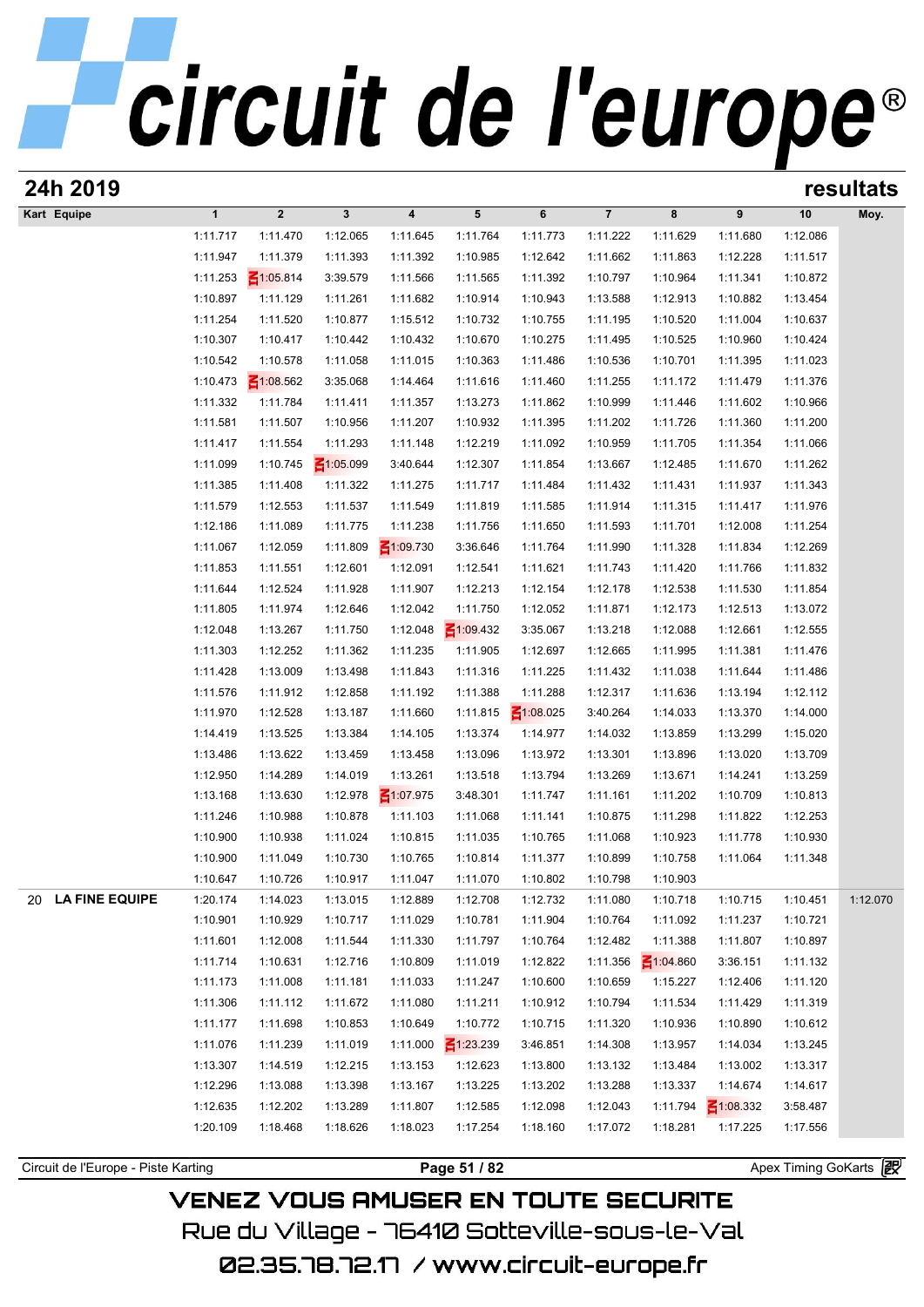## 24h 2019

## resultats

| Kart | Equipe | 1 | 2 | 3 | 4 | 5 | 6 | 7 | 8 | 9 | 10 | Moy. |
|---|---|---|---|---|---|---|---|---|---|---|---|---|
| | | 1:11.717 | 1:11.470 | 1:12.065 | 1:11.645 | 1:11.764 | 1:11.773 | 1:11.222 | 1:11.629 | 1:11.680 | 1:12.086 | |
| | | 1:11.947 | 1:11.379 | 1:11.393 | 1:11.392 | 1:10.985 | 1:12.642 | 1:11.662 | 1:11.863 | 1:12.228 | 1:11.517 | |
| | | 1:11.253 | 1:05.814 | 3:39.579 | 1:11.566 | 1:11.565 | 1:11.392 | 1:10.797 | 1:10.964 | 1:11.341 | 1:10.872 | |
| | | 1:10.897 | 1:11.129 | 1:11.261 | 1:11.682 | 1:10.914 | 1:10.943 | 1:13.588 | 1:12.913 | 1:10.882 | 1:13.454 | |
| | | 1:11.254 | 1:11.520 | 1:10.877 | 1:15.512 | 1:10.732 | 1:10.755 | 1:11.195 | 1:10.520 | 1:11.004 | 1:10.637 | |
| | | 1:10.307 | 1:10.417 | 1:10.442 | 1:10.432 | 1:10.670 | 1:10.275 | 1:11.495 | 1:10.525 | 1:10.960 | 1:10.424 | |
| | | 1:10.542 | 1:10.578 | 1:11.058 | 1:11.015 | 1:10.363 | 1:11.486 | 1:10.536 | 1:10.701 | 1:11.395 | 1:11.023 | |
| | | 1:10.473 | 1:08.562 | 3:35.068 | 1:14.464 | 1:11.616 | 1:11.460 | 1:11.255 | 1:11.172 | 1:11.479 | 1:11.376 | |
| | | 1:11.332 | 1:11.784 | 1:11.411 | 1:11.357 | 1:13.273 | 1:11.862 | 1:10.999 | 1:11.446 | 1:11.602 | 1:10.966 | |
| | | 1:11.581 | 1:11.507 | 1:10.956 | 1:11.207 | 1:10.932 | 1:11.395 | 1:11.202 | 1:11.726 | 1:11.360 | 1:11.200 | |
| | | 1:11.417 | 1:11.554 | 1:11.293 | 1:11.148 | 1:12.219 | 1:11.092 | 1:10.959 | 1:11.705 | 1:11.354 | 1:11.066 | |
| | | 1:11.099 | 1:10.745 | 1:05.099 | 3:40.644 | 1:12.307 | 1:11.854 | 1:13.667 | 1:12.485 | 1:11.670 | 1:11.262 | |
| | | 1:11.385 | 1:11.408 | 1:11.322 | 1:11.275 | 1:11.717 | 1:11.484 | 1:11.432 | 1:11.431 | 1:11.937 | 1:11.343 | |
| | | 1:11.579 | 1:12.553 | 1:11.537 | 1:11.549 | 1:11.819 | 1:11.585 | 1:11.914 | 1:11.315 | 1:11.417 | 1:11.976 | |
| | | 1:12.186 | 1:11.089 | 1:11.775 | 1:11.238 | 1:11.756 | 1:11.650 | 1:11.593 | 1:11.701 | 1:12.008 | 1:11.254 | |
| | | 1:11.067 | 1:12.059 | 1:11.809 | 1:09.730 | 3:36.646 | 1:11.764 | 1:11.990 | 1:11.328 | 1:11.834 | 1:12.269 | |
| | | 1:11.853 | 1:11.551 | 1:12.601 | 1:12.091 | 1:12.541 | 1:11.621 | 1:11.743 | 1:11.420 | 1:11.766 | 1:11.832 | |
| | | 1:11.644 | 1:12.524 | 1:11.928 | 1:11.907 | 1:12.213 | 1:12.154 | 1:12.178 | 1:12.538 | 1:11.530 | 1:11.854 | |
| | | 1:11.805 | 1:11.974 | 1:12.646 | 1:12.042 | 1:11.750 | 1:12.052 | 1:11.871 | 1:12.173 | 1:12.513 | 1:13.072 | |
| | | 1:12.048 | 1:13.267 | 1:11.750 | 1:12.048 | 1:09.432 | 3:35.067 | 1:13.218 | 1:12.088 | 1:12.661 | 1:12.555 | |
| | | 1:11.303 | 1:12.252 | 1:11.362 | 1:11.235 | 1:11.905 | 1:12.697 | 1:12.665 | 1:11.995 | 1:11.381 | 1:11.476 | |
| | | 1:11.428 | 1:13.009 | 1:13.498 | 1:11.843 | 1:11.316 | 1:11.225 | 1:11.432 | 1:11.038 | 1:11.644 | 1:11.486 | |
| | | 1:11.576 | 1:11.912 | 1:12.858 | 1:11.192 | 1:11.388 | 1:11.288 | 1:12.317 | 1:11.636 | 1:13.194 | 1:12.112 | |
| | | 1:11.970 | 1:12.528 | 1:13.187 | 1:11.660 | 1:11.815 | 1:08.025 | 3:40.264 | 1:14.033 | 1:13.370 | 1:14.000 | |
| | | 1:14.419 | 1:13.525 | 1:13.384 | 1:14.105 | 1:13.374 | 1:14.977 | 1:14.032 | 1:13.859 | 1:13.299 | 1:15.020 | |
| | | 1:13.486 | 1:13.622 | 1:13.459 | 1:13.458 | 1:13.096 | 1:13.972 | 1:13.301 | 1:13.896 | 1:13.020 | 1:13.709 | |
| | | 1:12.950 | 1:14.289 | 1:14.019 | 1:13.261 | 1:13.518 | 1:13.794 | 1:13.269 | 1:13.671 | 1:14.241 | 1:13.259 | |
| | | 1:13.168 | 1:13.630 | 1:12.978 | 1:07.975 | 3:48.301 | 1:11.747 | 1:11.161 | 1:11.202 | 1:10.709 | 1:10.813 | |
| | | 1:11.246 | 1:10.988 | 1:10.878 | 1:11.103 | 1:11.068 | 1:11.141 | 1:10.875 | 1:11.298 | 1:11.822 | 1:12.253 | |
| | | 1:10.900 | 1:10.938 | 1:11.024 | 1:10.815 | 1:11.035 | 1:10.765 | 1:11.068 | 1:10.923 | 1:11.778 | 1:10.930 | |
| | | 1:10.900 | 1:11.049 | 1:10.730 | 1:10.765 | 1:10.814 | 1:11.377 | 1:10.899 | 1:10.758 | 1:11.064 | 1:11.348 | |
| | | 1:10.647 | 1:10.726 | 1:10.917 | 1:11.047 | 1:11.070 | 1:10.802 | 1:10.798 | 1:10.903 | | | |
| 20 | **LA FINE EQUIPE** | 1:20.174 | 1:14.023 | 1:13.015 | 1:12.889 | 1:12.708 | 1:12.732 | 1:11.080 | 1:10.718 | 1:10.715 | 1:10.451 | 1:12.070 |
| | | 1:10.901 | 1:10.929 | 1:10.717 | 1:11.029 | 1:10.781 | 1:11.904 | 1:10.764 | 1:11.092 | 1:11.237 | 1:10.721 | |
| | | 1:11.601 | 1:12.008 | 1:11.544 | 1:11.330 | 1:11.797 | 1:10.764 | 1:12.482 | 1:11.388 | 1:11.807 | 1:10.897 | |
| | | 1:11.714 | 1:10.631 | 1:12.716 | 1:10.809 | 1:11.019 | 1:12.822 | 1:11.356 | 1:04.860 | 3:36.151 | 1:11.132 | |
| | | 1:11.173 | 1:11.008 | 1:11.181 | 1:11.033 | 1:11.247 | 1:10.600 | 1:10.659 | 1:15.227 | 1:12.406 | 1:11.120 | |
| | | 1:11.306 | 1:11.112 | 1:11.672 | 1:11.080 | 1:11.211 | 1:10.912 | 1:10.794 | 1:11.534 | 1:11.429 | 1:11.319 | |
| | | 1:11.177 | 1:11.698 | 1:10.853 | 1:10.649 | 1:10.772 | 1:10.715 | 1:11.320 | 1:10.936 | 1:10.890 | 1:10.612 | |
| | | 1:11.076 | 1:11.239 | 1:11.019 | 1:11.000 | 1:23.239 | 3:46.851 | 1:14.308 | 1:13.957 | 1:14.034 | 1:13.245 | |
| | | 1:13.307 | 1:14.519 | 1:12.215 | 1:13.153 | 1:12.623 | 1:13.800 | 1:13.132 | 1:13.484 | 1:13.002 | 1:13.317 | |
| | | 1:12.296 | 1:13.088 | 1:13.398 | 1:13.167 | 1:13.225 | 1:13.202 | 1:13.288 | 1:13.337 | 1:14.674 | 1:14.617 | |
| | | 1:12.635 | 1:12.202 | 1:13.289 | 1:11.807 | 1:12.585 | 1:12.098 | 1:12.043 | 1:11.794 | 1:08.332 | 3:58.487 | |
| | | 1:20.109 | 1:18.468 | 1:18.626 | 1:18.023 | 1:17.254 | 1:18.160 | 1:17.072 | 1:18.281 | 1:17.225 | 1:17.556 | |

Circuit de l'Europe - Piste Karting — Apex Timing GoKarts

VENEZ VOUS AMUSER EN TOUTE SECURITE

Rue du Village - 76410 Sotteville-sous-le-Val

02.35.78.72.17 / www.circuit-europe.fr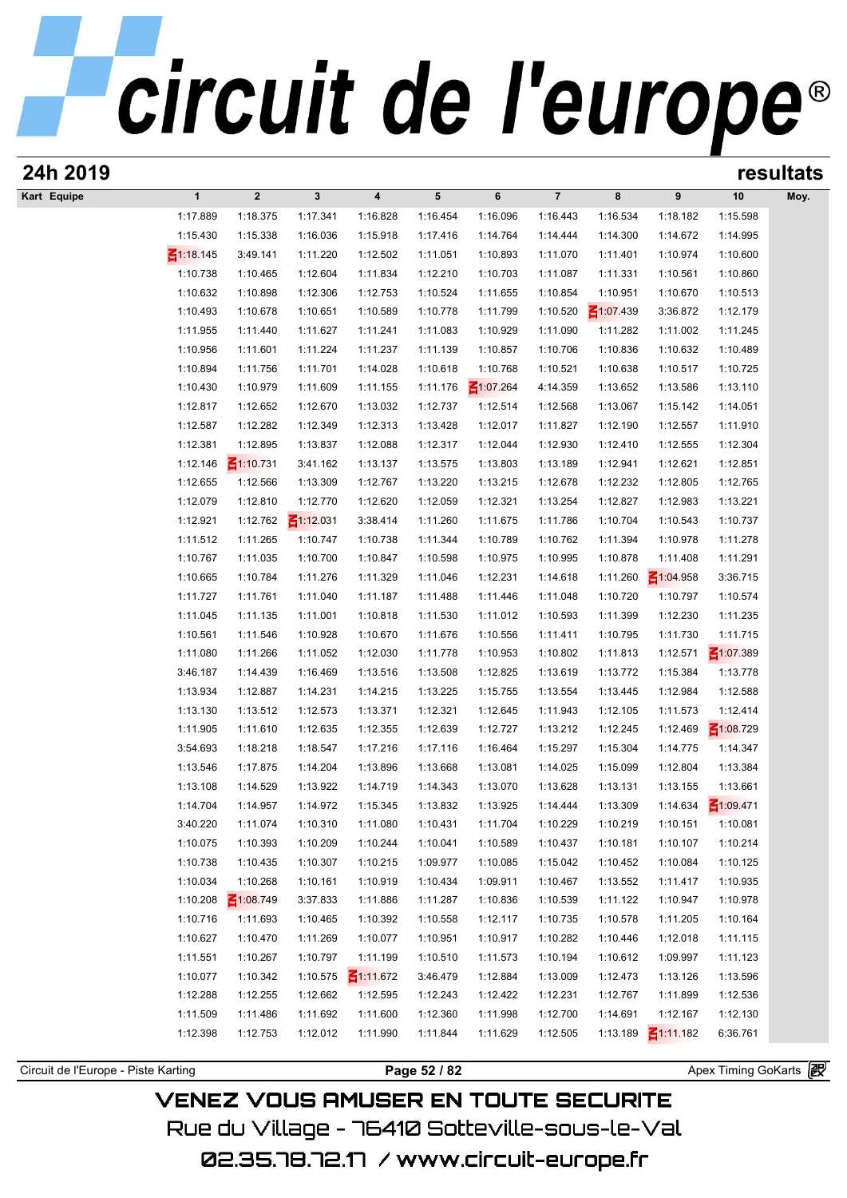# circuit de l'europe®

## 24h 2019

## resultats

| Kart | Equipe | 1 | 2 | 3 | 4 | 5 | 6 | 7 | 8 | 9 | 10 | Moy. |
|---|---|---|---|---|---|---|---|---|---|---|---|---|
| | | 1:17.889 | 1:18.375 | 1:17.341 | 1:16.828 | 1:16.454 | 1:16.096 | 1:16.443 | 1:16.534 | 1:18.182 | 1:15.598 | |
| | | 1:15.430 | 1:15.338 | 1:16.036 | 1:15.918 | 1:17.416 | 1:14.764 | 1:14.444 | 1:14.300 | 1:14.672 | 1:14.995 | |
| | | 1:18.145 | 3:49.141 | 1:11.220 | 1:12.502 | 1:11.051 | 1:10.893 | 1:11.070 | 1:11.401 | 1:10.974 | 1:10.600 | |
| | | 1:10.738 | 1:10.465 | 1:12.604 | 1:11.834 | 1:12.210 | 1:10.703 | 1:11.087 | 1:11.331 | 1:10.561 | 1:10.860 | |
| | | 1:10.632 | 1:10.898 | 1:12.306 | 1:12.753 | 1:10.524 | 1:11.655 | 1:10.854 | 1:10.951 | 1:10.670 | 1:10.513 | |
| | | 1:10.493 | 1:10.678 | 1:10.651 | 1:10.589 | 1:10.778 | 1:11.799 | 1:10.520 | 1:07.439 | 3:36.872 | 1:12.179 | |
| | | 1:11.955 | 1:11.440 | 1:11.627 | 1:11.241 | 1:11.083 | 1:10.929 | 1:11.090 | 1:11.282 | 1:11.002 | 1:11.245 | |
| | | 1:10.956 | 1:11.601 | 1:11.224 | 1:11.237 | 1:11.139 | 1:10.857 | 1:10.706 | 1:10.836 | 1:10.632 | 1:10.489 | |
| | | 1:10.894 | 1:11.756 | 1:11.701 | 1:14.028 | 1:10.618 | 1:10.768 | 1:10.521 | 1:10.638 | 1:10.517 | 1:10.725 | |
| | | 1:10.430 | 1:10.979 | 1:11.609 | 1:11.155 | 1:11.176 | 1:07.264 | 4:14.359 | 1:13.652 | 1:13.586 | 1:13.110 | |
| | | 1:12.817 | 1:12.652 | 1:12.670 | 1:13.032 | 1:12.737 | 1:12.514 | 1:12.568 | 1:13.067 | 1:15.142 | 1:14.051 | |
| | | 1:12.587 | 1:12.282 | 1:12.349 | 1:12.313 | 1:13.428 | 1:12.017 | 1:11.827 | 1:12.190 | 1:12.557 | 1:11.910 | |
| | | 1:12.381 | 1:12.895 | 1:13.837 | 1:12.088 | 1:12.317 | 1:12.044 | 1:12.930 | 1:12.410 | 1:12.555 | 1:12.304 | |
| | | 1:12.146 | 1:10.731 | 3:41.162 | 1:13.137 | 1:13.575 | 1:13.803 | 1:13.189 | 1:12.941 | 1:12.621 | 1:12.851 | |
| | | 1:12.655 | 1:12.566 | 1:13.309 | 1:12.767 | 1:13.220 | 1:13.215 | 1:12.678 | 1:12.232 | 1:12.805 | 1:12.765 | |
| | | 1:12.079 | 1:12.810 | 1:12.770 | 1:12.620 | 1:12.059 | 1:12.321 | 1:13.254 | 1:12.827 | 1:12.983 | 1:13.221 | |
| | | 1:12.921 | 1:12.762 | 1:12.031 | 3:38.414 | 1:11.260 | 1:11.675 | 1:11.786 | 1:10.704 | 1:10.543 | 1:10.737 | |
| | | 1:11.512 | 1:11.265 | 1:10.747 | 1:10.738 | 1:11.344 | 1:10.789 | 1:10.762 | 1:11.394 | 1:10.978 | 1:11.278 | |
| | | 1:10.767 | 1:11.035 | 1:10.700 | 1:10.847 | 1:10.598 | 1:10.975 | 1:10.995 | 1:10.878 | 1:11.408 | 1:11.291 | |
| | | 1:10.665 | 1:10.784 | 1:11.276 | 1:11.329 | 1:11.046 | 1:12.231 | 1:14.618 | 1:11.260 | 1:04.958 | 3:36.715 | |
| | | 1:11.727 | 1:11.761 | 1:11.040 | 1:11.187 | 1:11.488 | 1:11.446 | 1:11.048 | 1:10.720 | 1:10.797 | 1:10.574 | |
| | | 1:11.045 | 1:11.135 | 1:11.001 | 1:10.818 | 1:11.530 | 1:11.012 | 1:10.593 | 1:11.399 | 1:12.230 | 1:11.235 | |
| | | 1:10.561 | 1:11.546 | 1:10.928 | 1:10.670 | 1:11.676 | 1:10.556 | 1:11.411 | 1:10.795 | 1:11.730 | 1:11.715 | |
| | | 1:11.080 | 1:11.266 | 1:11.052 | 1:12.030 | 1:11.778 | 1:10.953 | 1:10.802 | 1:11.813 | 1:12.571 | 1:07.389 | |
| | | 3:46.187 | 1:14.439 | 1:16.469 | 1:13.516 | 1:13.508 | 1:12.825 | 1:13.619 | 1:13.772 | 1:15.384 | 1:13.778 | |
| | | 1:13.934 | 1:12.887 | 1:14.231 | 1:14.215 | 1:13.225 | 1:15.755 | 1:13.554 | 1:13.445 | 1:12.984 | 1:12.588 | |
| | | 1:13.130 | 1:13.512 | 1:12.573 | 1:13.371 | 1:12.321 | 1:12.645 | 1:11.943 | 1:12.105 | 1:11.573 | 1:12.414 | |
| | | 1:11.905 | 1:11.610 | 1:12.635 | 1:12.355 | 1:12.639 | 1:12.727 | 1:13.212 | 1:12.245 | 1:12.469 | 1:08.729 | |
| | | 3:54.693 | 1:18.218 | 1:18.547 | 1:17.216 | 1:17.116 | 1:16.464 | 1:15.297 | 1:15.304 | 1:14.775 | 1:14.347 | |
| | | 1:13.546 | 1:17.875 | 1:14.204 | 1:13.896 | 1:13.668 | 1:13.081 | 1:14.025 | 1:15.099 | 1:12.804 | 1:13.384 | |
| | | 1:13.108 | 1:14.529 | 1:13.922 | 1:14.719 | 1:14.343 | 1:13.070 | 1:13.628 | 1:13.131 | 1:13.155 | 1:13.661 | |
| | | 1:14.704 | 1:14.957 | 1:14.972 | 1:15.345 | 1:13.832 | 1:13.925 | 1:14.444 | 1:13.309 | 1:14.634 | 1:09.471 | |
| | | 3:40.220 | 1:11.074 | 1:10.310 | 1:11.080 | 1:10.431 | 1:11.704 | 1:10.229 | 1:10.219 | 1:10.151 | 1:10.081 | |
| | | 1:10.075 | 1:10.393 | 1:10.209 | 1:10.244 | 1:10.041 | 1:10.589 | 1:10.437 | 1:10.181 | 1:10.107 | 1:10.214 | |
| | | 1:10.738 | 1:10.435 | 1:10.307 | 1:10.215 | 1:09.977 | 1:10.085 | 1:15.042 | 1:10.452 | 1:10.084 | 1:10.125 | |
| | | 1:10.034 | 1:10.268 | 1:10.161 | 1:10.919 | 1:10.434 | 1:09.911 | 1:10.467 | 1:13.552 | 1:11.417 | 1:10.935 | |
| | | 1:10.208 | 1:08.749 | 3:37.833 | 1:11.886 | 1:11.287 | 1:10.836 | 1:10.539 | 1:11.122 | 1:10.947 | 1:10.978 | |
| | | 1:10.716 | 1:11.693 | 1:10.465 | 1:10.392 | 1:10.558 | 1:12.117 | 1:10.735 | 1:10.578 | 1:11.205 | 1:10.164 | |
| | | 1:10.627 | 1:10.470 | 1:11.269 | 1:10.077 | 1:10.951 | 1:10.917 | 1:10.282 | 1:10.446 | 1:12.018 | 1:11.115 | |
| | | 1:11.551 | 1:10.267 | 1:10.797 | 1:11.199 | 1:10.510 | 1:11.573 | 1:10.194 | 1:10.612 | 1:09.997 | 1:11.123 | |
| | | 1:10.077 | 1:10.342 | 1:10.575 | 1:11.672 | 3:46.479 | 1:12.884 | 1:13.009 | 1:12.473 | 1:13.126 | 1:13.596 | |
| | | 1:12.288 | 1:12.255 | 1:12.662 | 1:12.595 | 1:12.243 | 1:12.422 | 1:12.231 | 1:12.767 | 1:11.899 | 1:12.536 | |
| | | 1:11.509 | 1:11.486 | 1:11.692 | 1:11.600 | 1:12.360 | 1:11.998 | 1:12.700 | 1:14.691 | 1:12.167 | 1:12.130 | |
| | | 1:12.398 | 1:12.753 | 1:12.012 | 1:11.990 | 1:11.844 | 1:11.629 | 1:12.505 | 1:13.189 | 1:11.182 | 6:36.761 | |

Circuit de l'Europe - Piste Karting — Apex Timing GoKarts

VENEZ VOUS AMUSER EN TOUTE SECURITE
Rue du Village - 76410 Sotteville-sous-le-Val
02.35.78.72.17 / www.circuit-europe.fr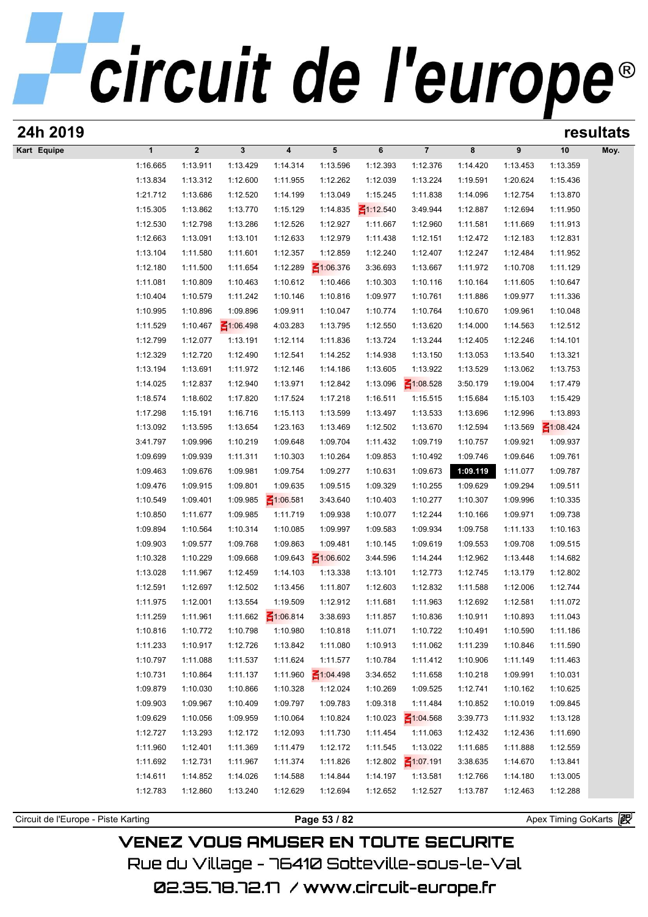# circuit de l'europe®

## 24h 2019 — resultats

| Kart Equipe | 1 | 2 | 3 | 4 | 5 | 6 | 7 | 8 | 9 | 10 | Moy. |
|---|---|---|---|---|---|---|---|---|---|---|---|
| | 1:16.665 | 1:13.911 | 1:13.429 | 1:14.314 | 1:13.596 | 1:12.393 | 1:12.376 | 1:14.420 | 1:13.453 | 1:13.359 | |
| | 1:13.834 | 1:13.312 | 1:12.600 | 1:11.955 | 1:12.262 | 1:12.039 | 1:13.224 | 1:19.591 | 1:20.624 | 1:15.436 | |
| | 1:21.712 | 1:13.686 | 1:12.520 | 1:14.199 | 1:13.049 | 1:15.245 | 1:11.838 | 1:14.096 | 1:12.754 | 1:13.870 | |
| | 1:15.305 | 1:13.862 | 1:13.770 | 1:15.129 | 1:14.835 | 1:12.540 | 3:49.944 | 1:12.887 | 1:12.694 | 1:11.950 | |
| | 1:12.530 | 1:12.798 | 1:13.286 | 1:12.526 | 1:12.927 | 1:11.667 | 1:12.960 | 1:11.581 | 1:11.669 | 1:11.913 | |
| | 1:12.663 | 1:13.091 | 1:13.101 | 1:12.633 | 1:12.979 | 1:11.438 | 1:12.151 | 1:12.472 | 1:12.183 | 1:12.831 | |
| | 1:13.104 | 1:11.580 | 1:11.601 | 1:12.357 | 1:12.859 | 1:12.240 | 1:12.407 | 1:12.247 | 1:12.484 | 1:11.952 | |
| | 1:12.180 | 1:11.500 | 1:11.654 | 1:12.289 | 1:06.376 | 3:36.693 | 1:13.667 | 1:11.972 | 1:10.708 | 1:11.129 | |
| | 1:11.081 | 1:10.809 | 1:10.463 | 1:10.612 | 1:10.466 | 1:10.303 | 1:10.116 | 1:10.164 | 1:11.605 | 1:10.647 | |
| | 1:10.404 | 1:10.579 | 1:11.242 | 1:10.146 | 1:10.816 | 1:09.977 | 1:10.761 | 1:11.886 | 1:09.977 | 1:11.336 | |
| | 1:10.995 | 1:10.896 | 1:09.896 | 1:09.911 | 1:10.047 | 1:10.774 | 1:10.764 | 1:10.670 | 1:09.961 | 1:10.048 | |
| | 1:11.529 | 1:10.467 | 1:06.498 | 4:03.283 | 1:13.795 | 1:12.550 | 1:13.620 | 1:14.000 | 1:14.563 | 1:12.512 | |
| | 1:12.799 | 1:12.077 | 1:13.191 | 1:12.114 | 1:11.836 | 1:13.724 | 1:13.244 | 1:12.405 | 1:12.246 | 1:14.101 | |
| | 1:12.329 | 1:12.720 | 1:12.490 | 1:12.541 | 1:14.252 | 1:14.938 | 1:13.150 | 1:13.053 | 1:13.540 | 1:13.321 | |
| | 1:13.194 | 1:13.691 | 1:11.972 | 1:12.146 | 1:14.186 | 1:13.605 | 1:13.922 | 1:13.529 | 1:13.062 | 1:13.753 | |
| | 1:14.025 | 1:12.837 | 1:12.940 | 1:13.971 | 1:12.842 | 1:13.096 | 1:08.528 | 3:50.179 | 1:19.004 | 1:17.479 | |
| | 1:18.574 | 1:18.602 | 1:17.820 | 1:17.524 | 1:17.218 | 1:16.511 | 1:15.515 | 1:15.684 | 1:15.103 | 1:15.429 | |
| | 1:17.298 | 1:15.191 | 1:16.716 | 1:15.113 | 1:13.599 | 1:13.497 | 1:13.533 | 1:13.696 | 1:12.996 | 1:13.893 | |
| | 1:13.092 | 1:13.595 | 1:13.654 | 1:23.163 | 1:13.469 | 1:12.502 | 1:13.670 | 1:12.594 | 1:13.569 | 1:08.424 | |
| | 3:41.797 | 1:09.996 | 1:10.219 | 1:09.648 | 1:09.704 | 1:11.432 | 1:09.719 | 1:10.757 | 1:09.921 | 1:09.937 | |
| | 1:09.699 | 1:09.939 | 1:11.311 | 1:10.303 | 1:10.264 | 1:09.853 | 1:10.492 | 1:09.746 | 1:09.646 | 1:09.761 | |
| | 1:09.463 | 1:09.676 | 1:09.981 | 1:09.754 | 1:09.277 | 1:10.631 | 1:09.673 | **1:09.119** | 1:11.077 | 1:09.787 | |
| | 1:09.476 | 1:09.915 | 1:09.801 | 1:09.635 | 1:09.515 | 1:09.329 | 1:10.255 | 1:09.629 | 1:09.294 | 1:09.511 | |
| | 1:10.549 | 1:09.401 | 1:09.985 | 1:06.581 | 3:43.640 | 1:10.403 | 1:10.277 | 1:10.307 | 1:09.996 | 1:10.335 | |
| | 1:10.850 | 1:11.677 | 1:09.985 | 1:11.719 | 1:09.938 | 1:10.077 | 1:12.244 | 1:10.166 | 1:09.971 | 1:09.738 | |
| | 1:09.894 | 1:10.564 | 1:10.314 | 1:10.085 | 1:09.997 | 1:09.583 | 1:09.934 | 1:09.758 | 1:11.133 | 1:10.163 | |
| | 1:09.903 | 1:09.577 | 1:09.768 | 1:09.863 | 1:09.481 | 1:10.145 | 1:09.619 | 1:09.553 | 1:09.708 | 1:09.515 | |
| | 1:10.328 | 1:10.229 | 1:09.668 | 1:09.643 | 1:06.602 | 3:44.596 | 1:14.244 | 1:12.962 | 1:13.448 | 1:14.682 | |
| | 1:13.028 | 1:11.967 | 1:12.459 | 1:14.103 | 1:13.338 | 1:13.101 | 1:12.773 | 1:12.745 | 1:13.179 | 1:12.802 | |
| | 1:12.591 | 1:12.697 | 1:12.502 | 1:13.456 | 1:11.807 | 1:12.603 | 1:12.832 | 1:11.588 | 1:12.006 | 1:12.744 | |
| | 1:11.975 | 1:12.001 | 1:13.554 | 1:19.509 | 1:12.912 | 1:11.681 | 1:11.963 | 1:12.692 | 1:12.581 | 1:11.072 | |
| | 1:11.259 | 1:11.961 | 1:11.662 | 1:06.814 | 3:38.693 | 1:11.857 | 1:10.836 | 1:10.911 | 1:10.893 | 1:11.043 | |
| | 1:10.816 | 1:10.772 | 1:10.798 | 1:10.980 | 1:10.818 | 1:11.071 | 1:10.722 | 1:10.491 | 1:10.590 | 1:11.186 | |
| | 1:11.233 | 1:10.917 | 1:12.726 | 1:13.842 | 1:11.080 | 1:10.913 | 1:11.062 | 1:11.239 | 1:10.846 | 1:11.590 | |
| | 1:10.797 | 1:11.088 | 1:11.537 | 1:11.624 | 1:11.577 | 1:10.784 | 1:11.412 | 1:10.906 | 1:11.149 | 1:11.463 | |
| | 1:10.731 | 1:10.864 | 1:11.137 | 1:11.960 | 1:04.498 | 3:34.652 | 1:11.658 | 1:10.218 | 1:09.991 | 1:10.031 | |
| | 1:09.879 | 1:10.030 | 1:10.866 | 1:10.328 | 1:12.024 | 1:10.269 | 1:09.525 | 1:12.741 | 1:10.162 | 1:10.625 | |
| | 1:09.903 | 1:09.967 | 1:10.409 | 1:09.797 | 1:09.783 | 1:09.318 | 1:11.484 | 1:10.852 | 1:10.019 | 1:09.845 | |
| | 1:09.629 | 1:10.056 | 1:09.959 | 1:10.064 | 1:10.824 | 1:10.023 | 1:04.568 | 3:39.773 | 1:11.932 | 1:13.128 | |
| | 1:12.727 | 1:13.293 | 1:12.172 | 1:12.093 | 1:11.730 | 1:11.454 | 1:11.063 | 1:12.432 | 1:12.436 | 1:11.690 | |
| | 1:11.960 | 1:12.401 | 1:11.369 | 1:11.479 | 1:12.172 | 1:11.545 | 1:13.022 | 1:11.685 | 1:11.888 | 1:12.559 | |
| | 1:11.692 | 1:12.731 | 1:11.967 | 1:11.374 | 1:11.826 | 1:12.802 | 1:07.191 | 3:38.635 | 1:14.670 | 1:13.841 | |
| | 1:14.611 | 1:14.852 | 1:14.026 | 1:14.588 | 1:14.844 | 1:14.197 | 1:13.581 | 1:12.766 | 1:14.180 | 1:13.005 | |
| | 1:12.783 | 1:12.860 | 1:13.240 | 1:12.629 | 1:12.694 | 1:12.652 | 1:12.527 | 1:13.787 | 1:12.463 | 1:12.288 | |

Circuit de l'Europe - Piste Karting — Apex Timing GoKarts

VENEZ VOUS AMUSER EN TOUTE SECURITE
Rue du Village - 76410 Sotteville-sous-le-Val
02.35.78.72.17 / www.circuit-europe.fr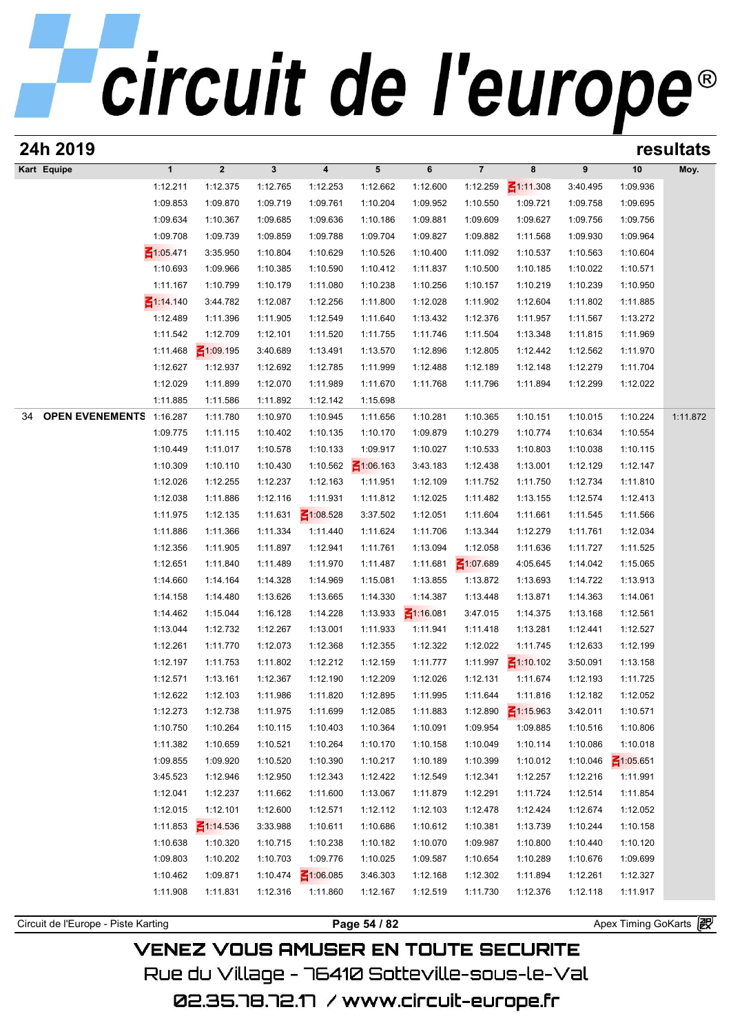## 24h 2019 — resultats

| Kart | Equipe | 1 | 2 | 3 | 4 | 5 | 6 | 7 | 8 | 9 | 10 | Moy. |
|---|---|---|---|---|---|---|---|---|---|---|---|---|
| | | 1:12.211 | 1:12.375 | 1:12.765 | 1:12.253 | 1:12.662 | 1:12.600 | 1:12.259 | 1:11.308 | 3:40.495 | 1:09.936 | |
| | | 1:09.853 | 1:09.870 | 1:09.719 | 1:09.761 | 1:10.204 | 1:09.952 | 1:10.550 | 1:09.721 | 1:09.758 | 1:09.695 | |
| | | 1:09.634 | 1:10.367 | 1:09.685 | 1:09.636 | 1:10.186 | 1:09.881 | 1:09.609 | 1:09.627 | 1:09.756 | 1:09.756 | |
| | | 1:09.708 | 1:09.739 | 1:09.859 | 1:09.788 | 1:09.704 | 1:09.827 | 1:09.882 | 1:11.568 | 1:09.930 | 1:09.964 | |
| | | 1:05.471 | 3:35.950 | 1:10.804 | 1:10.629 | 1:10.526 | 1:10.400 | 1:11.092 | 1:10.537 | 1:10.563 | 1:10.604 | |
| | | 1:10.693 | 1:09.966 | 1:10.385 | 1:10.590 | 1:10.412 | 1:11.837 | 1:10.500 | 1:10.185 | 1:10.022 | 1:10.571 | |
| | | 1:11.167 | 1:10.799 | 1:10.179 | 1:11.080 | 1:10.238 | 1:10.256 | 1:10.157 | 1:10.219 | 1:10.239 | 1:10.950 | |
| | | 1:14.140 | 3:44.782 | 1:12.087 | 1:12.256 | 1:11.800 | 1:12.028 | 1:11.902 | 1:12.604 | 1:11.802 | 1:11.885 | |
| | | 1:12.489 | 1:11.396 | 1:11.905 | 1:12.549 | 1:11.640 | 1:13.432 | 1:12.376 | 1:11.957 | 1:11.567 | 1:13.272 | |
| | | 1:11.542 | 1:12.709 | 1:12.101 | 1:11.520 | 1:11.755 | 1:11.746 | 1:11.504 | 1:13.348 | 1:11.815 | 1:11.969 | |
| | | 1:11.468 | 1:09.195 | 3:40.689 | 1:13.491 | 1:13.570 | 1:12.896 | 1:12.805 | 1:12.442 | 1:12.562 | 1:11.970 | |
| | | 1:12.627 | 1:12.937 | 1:12.692 | 1:12.785 | 1:11.999 | 1:12.488 | 1:12.189 | 1:12.148 | 1:12.279 | 1:11.704 | |
| | | 1:12.029 | 1:11.899 | 1:12.070 | 1:11.989 | 1:11.670 | 1:11.768 | 1:11.796 | 1:11.894 | 1:12.299 | 1:12.022 | |
| | | 1:11.885 | 1:11.586 | 1:11.892 | 1:12.142 | 1:15.698 | | | | | | |
| 34 | OPEN EVENEMENTS | 1:16.287 | 1:11.780 | 1:10.970 | 1:10.945 | 1:11.656 | 1:10.281 | 1:10.365 | 1:10.151 | 1:10.015 | 1:10.224 | 1:11.872 |
| | | 1:09.775 | 1:11.115 | 1:10.402 | 1:10.135 | 1:10.170 | 1:09.879 | 1:10.279 | 1:10.774 | 1:10.634 | 1:10.554 | |
| | | 1:10.449 | 1:11.017 | 1:10.578 | 1:10.133 | 1:09.917 | 1:10.027 | 1:10.533 | 1:10.803 | 1:10.038 | 1:10.115 | |
| | | 1:10.309 | 1:10.110 | 1:10.430 | 1:10.562 | 1:06.163 | 3:43.183 | 1:12.438 | 1:13.001 | 1:12.129 | 1:12.147 | |
| | | 1:12.026 | 1:12.255 | 1:12.237 | 1:12.163 | 1:11.951 | 1:12.109 | 1:11.752 | 1:11.750 | 1:12.734 | 1:11.810 | |
| | | 1:12.038 | 1:11.886 | 1:12.116 | 1:11.931 | 1:11.812 | 1:12.025 | 1:11.482 | 1:13.155 | 1:12.574 | 1:12.413 | |
| | | 1:11.975 | 1:12.135 | 1:11.631 | 1:08.528 | 3:37.502 | 1:12.051 | 1:11.604 | 1:11.661 | 1:11.545 | 1:11.566 | |
| | | 1:11.886 | 1:11.366 | 1:11.334 | 1:11.440 | 1:11.624 | 1:11.706 | 1:13.344 | 1:12.279 | 1:11.761 | 1:12.034 | |
| | | 1:12.356 | 1:11.905 | 1:11.897 | 1:12.941 | 1:11.761 | 1:13.094 | 1:12.058 | 1:11.636 | 1:11.727 | 1:11.525 | |
| | | 1:12.651 | 1:11.840 | 1:11.489 | 1:11.970 | 1:11.487 | 1:11.681 | 1:07.689 | 4:05.645 | 1:14.042 | 1:15.065 | |
| | | 1:14.660 | 1:14.164 | 1:14.328 | 1:14.969 | 1:15.081 | 1:13.855 | 1:13.872 | 1:13.693 | 1:14.722 | 1:13.913 | |
| | | 1:14.158 | 1:14.480 | 1:13.626 | 1:13.665 | 1:14.330 | 1:14.387 | 1:13.448 | 1:13.871 | 1:14.363 | 1:14.061 | |
| | | 1:14.462 | 1:15.044 | 1:16.128 | 1:14.228 | 1:13.933 | 1:16.081 | 3:47.015 | 1:14.375 | 1:13.168 | 1:12.561 | |
| | | 1:13.044 | 1:12.732 | 1:12.267 | 1:13.001 | 1:11.933 | 1:11.941 | 1:11.418 | 1:13.281 | 1:12.441 | 1:12.527 | |
| | | 1:12.261 | 1:11.770 | 1:12.073 | 1:12.368 | 1:12.355 | 1:12.322 | 1:12.022 | 1:11.745 | 1:12.633 | 1:12.199 | |
| | | 1:12.197 | 1:11.753 | 1:11.802 | 1:12.212 | 1:12.159 | 1:11.777 | 1:11.997 | 1:10.102 | 3:50.091 | 1:13.158 | |
| | | 1:12.571 | 1:13.161 | 1:12.367 | 1:12.190 | 1:12.209 | 1:12.026 | 1:12.131 | 1:11.674 | 1:12.193 | 1:11.725 | |
| | | 1:12.622 | 1:12.103 | 1:11.986 | 1:11.820 | 1:12.895 | 1:11.995 | 1:11.644 | 1:11.816 | 1:12.182 | 1:12.052 | |
| | | 1:12.273 | 1:12.738 | 1:11.975 | 1:11.699 | 1:12.085 | 1:11.883 | 1:12.890 | 1:15.963 | 3:42.011 | 1:10.571 | |
| | | 1:10.750 | 1:10.264 | 1:10.115 | 1:10.403 | 1:10.364 | 1:10.091 | 1:09.954 | 1:09.885 | 1:10.516 | 1:10.806 | |
| | | 1:11.382 | 1:10.659 | 1:10.521 | 1:10.264 | 1:10.170 | 1:10.158 | 1:10.049 | 1:10.114 | 1:10.086 | 1:10.018 | |
| | | 1:09.855 | 1:09.920 | 1:10.520 | 1:10.390 | 1:10.217 | 1:10.189 | 1:10.399 | 1:10.012 | 1:10.046 | 1:05.651 | |
| | | 3:45.523 | 1:12.946 | 1:12.950 | 1:12.343 | 1:12.422 | 1:12.549 | 1:12.341 | 1:12.257 | 1:12.216 | 1:11.991 | |
| | | 1:12.041 | 1:12.237 | 1:11.662 | 1:11.600 | 1:13.067 | 1:11.879 | 1:12.291 | 1:11.724 | 1:12.514 | 1:11.854 | |
| | | 1:12.015 | 1:12.101 | 1:12.600 | 1:12.571 | 1:12.112 | 1:12.103 | 1:12.478 | 1:12.424 | 1:12.674 | 1:12.052 | |
| | | 1:11.853 | 1:14.536 | 3:33.988 | 1:10.611 | 1:10.686 | 1:10.612 | 1:10.381 | 1:13.739 | 1:10.244 | 1:10.158 | |
| | | 1:10.638 | 1:10.320 | 1:10.715 | 1:10.238 | 1:10.182 | 1:10.070 | 1:09.987 | 1:10.800 | 1:10.440 | 1:10.120 | |
| | | 1:09.803 | 1:10.202 | 1:10.703 | 1:09.776 | 1:10.025 | 1:09.587 | 1:10.654 | 1:10.289 | 1:10.676 | 1:09.699 | |
| | | 1:10.462 | 1:09.871 | 1:10.474 | 1:06.085 | 3:46.303 | 1:12.168 | 1:12.302 | 1:11.894 | 1:12.261 | 1:12.327 | |
| | | 1:11.908 | 1:11.831 | 1:12.316 | 1:11.860 | 1:12.167 | 1:12.519 | 1:11.730 | 1:12.376 | 1:12.118 | 1:11.917 | |

VENEZ VOUS AMUSER EN TOUTE SECURITE
Rue du Village - 76410 Sotteville-sous-le-Val
02.35.78.72.17 / www.circuit-europe.fr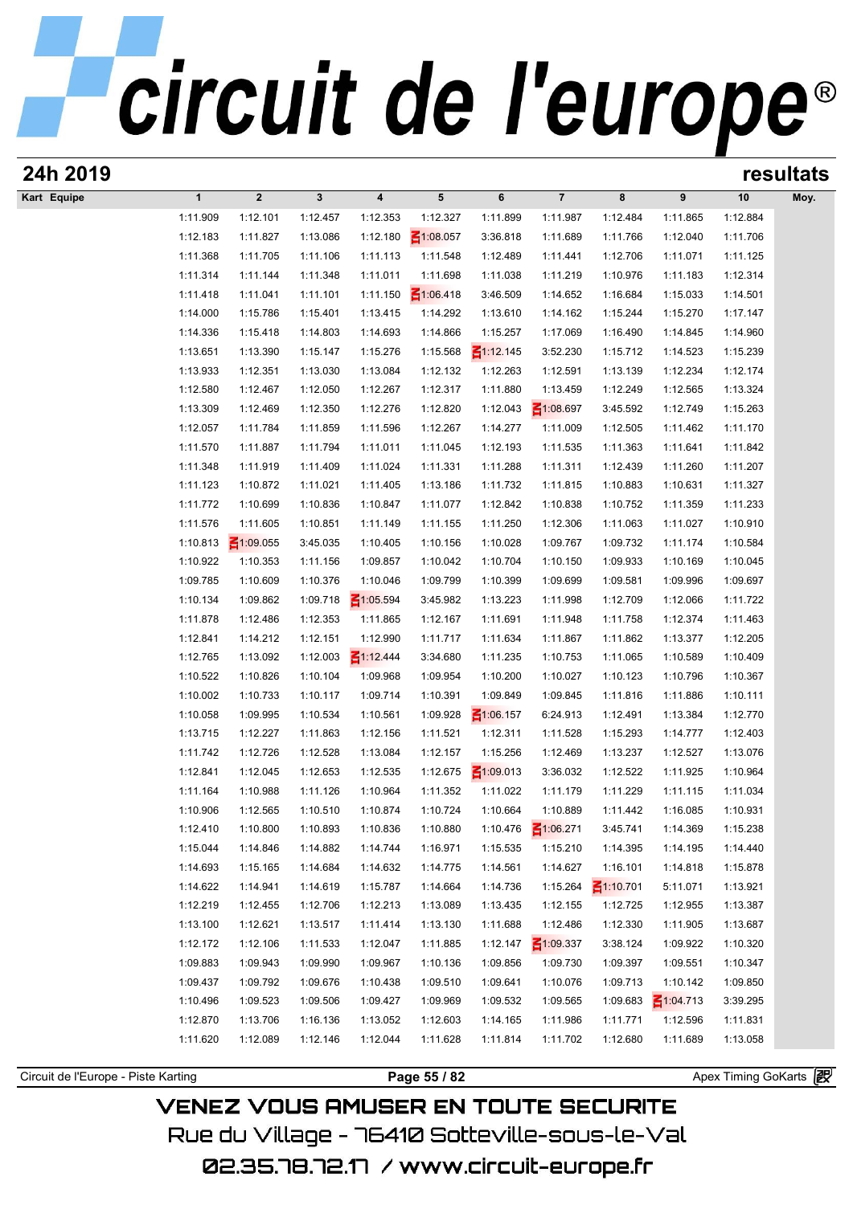# circuit de l'europe®

## 24h 2019 — resultats

| Kart | Equipe | 1 | 2 | 3 | 4 | 5 | 6 | 7 | 8 | 9 | 10 | Moy. |
|---|---|---|---|---|---|---|---|---|---|---|---|---|
| | | 1:11.909 | 1:12.101 | 1:12.457 | 1:12.353 | 1:12.327 | 1:11.899 | 1:11.987 | 1:12.484 | 1:11.865 | 1:12.884 | |
| | | 1:12.183 | 1:11.827 | 1:13.086 | 1:12.180 | 1:08.057 | 3:36.818 | 1:11.689 | 1:11.766 | 1:12.040 | 1:11.706 | |
| | | 1:11.368 | 1:11.705 | 1:11.106 | 1:11.113 | 1:11.548 | 1:12.489 | 1:11.441 | 1:12.706 | 1:11.071 | 1:11.125 | |
| | | 1:11.314 | 1:11.144 | 1:11.348 | 1:11.011 | 1:11.698 | 1:11.038 | 1:11.219 | 1:10.976 | 1:11.183 | 1:12.314 | |
| | | 1:11.418 | 1:11.041 | 1:11.101 | 1:11.150 | 1:06.418 | 3:46.509 | 1:14.652 | 1:16.684 | 1:15.033 | 1:14.501 | |
| | | 1:14.000 | 1:15.786 | 1:15.401 | 1:13.415 | 1:14.292 | 1:13.610 | 1:14.162 | 1:15.244 | 1:15.270 | 1:17.147 | |
| | | 1:14.336 | 1:15.418 | 1:14.803 | 1:14.693 | 1:14.866 | 1:15.257 | 1:17.069 | 1:16.490 | 1:14.845 | 1:14.960 | |
| | | 1:13.651 | 1:13.390 | 1:15.147 | 1:15.276 | 1:15.568 | 1:12.145 | 3:52.230 | 1:15.712 | 1:14.523 | 1:15.239 | |
| | | 1:13.933 | 1:12.351 | 1:13.030 | 1:13.084 | 1:12.132 | 1:12.263 | 1:12.591 | 1:13.139 | 1:12.234 | 1:12.174 | |
| | | 1:12.580 | 1:12.467 | 1:12.050 | 1:12.267 | 1:12.317 | 1:11.880 | 1:13.459 | 1:12.249 | 1:12.565 | 1:13.324 | |
| | | 1:13.309 | 1:12.469 | 1:12.350 | 1:12.276 | 1:12.820 | 1:12.043 | 1:08.697 | 3:45.592 | 1:12.749 | 1:15.263 | |
| | | 1:12.057 | 1:11.784 | 1:11.859 | 1:11.596 | 1:12.267 | 1:14.277 | 1:11.009 | 1:12.505 | 1:11.462 | 1:11.170 | |
| | | 1:11.570 | 1:11.887 | 1:11.794 | 1:11.011 | 1:11.045 | 1:12.193 | 1:11.535 | 1:11.363 | 1:11.641 | 1:11.842 | |
| | | 1:11.348 | 1:11.919 | 1:11.409 | 1:11.024 | 1:11.331 | 1:11.288 | 1:11.311 | 1:12.439 | 1:11.260 | 1:11.207 | |
| | | 1:11.123 | 1:10.872 | 1:11.021 | 1:11.405 | 1:13.186 | 1:11.732 | 1:11.815 | 1:10.883 | 1:10.631 | 1:11.327 | |
| | | 1:11.772 | 1:10.699 | 1:10.836 | 1:10.847 | 1:11.077 | 1:12.842 | 1:10.838 | 1:10.752 | 1:11.359 | 1:11.233 | |
| | | 1:11.576 | 1:11.605 | 1:10.851 | 1:11.149 | 1:11.155 | 1:11.250 | 1:12.306 | 1:11.063 | 1:11.027 | 1:10.910 | |
| | | 1:10.813 | 1:09.055 | 3:45.035 | 1:10.405 | 1:10.156 | 1:10.028 | 1:09.767 | 1:09.732 | 1:11.174 | 1:10.584 | |
| | | 1:10.922 | 1:10.353 | 1:11.156 | 1:09.857 | 1:10.042 | 1:10.704 | 1:10.150 | 1:09.933 | 1:10.169 | 1:10.045 | |
| | | 1:09.785 | 1:10.609 | 1:10.376 | 1:10.046 | 1:09.799 | 1:10.399 | 1:09.699 | 1:09.581 | 1:09.996 | 1:09.697 | |
| | | 1:10.134 | 1:09.862 | 1:09.718 | 1:05.594 | 3:45.982 | 1:13.223 | 1:11.998 | 1:12.709 | 1:12.066 | 1:11.722 | |
| | | 1:11.878 | 1:12.486 | 1:12.353 | 1:11.865 | 1:12.167 | 1:11.691 | 1:11.948 | 1:11.758 | 1:12.374 | 1:11.463 | |
| | | 1:12.841 | 1:14.212 | 1:12.151 | 1:12.990 | 1:11.717 | 1:11.634 | 1:11.867 | 1:11.862 | 1:13.377 | 1:12.205 | |
| | | 1:12.765 | 1:13.092 | 1:12.003 | 1:12.444 | 3:34.680 | 1:11.235 | 1:10.753 | 1:11.065 | 1:10.589 | 1:10.409 | |
| | | 1:10.522 | 1:10.826 | 1:10.104 | 1:09.968 | 1:09.954 | 1:10.200 | 1:10.027 | 1:10.123 | 1:10.796 | 1:10.367 | |
| | | 1:10.002 | 1:10.733 | 1:10.117 | 1:09.714 | 1:10.391 | 1:09.849 | 1:09.845 | 1:11.816 | 1:11.886 | 1:10.111 | |
| | | 1:10.058 | 1:09.995 | 1:10.534 | 1:10.561 | 1:09.928 | 1:06.157 | 6:24.913 | 1:12.491 | 1:13.384 | 1:12.770 | |
| | | 1:13.715 | 1:12.227 | 1:11.863 | 1:12.156 | 1:11.521 | 1:12.311 | 1:11.528 | 1:15.293 | 1:14.777 | 1:12.403 | |
| | | 1:11.742 | 1:12.726 | 1:12.528 | 1:13.084 | 1:12.157 | 1:15.256 | 1:12.469 | 1:13.237 | 1:12.527 | 1:13.076 | |
| | | 1:12.841 | 1:12.045 | 1:12.653 | 1:12.535 | 1:12.675 | 1:09.013 | 3:36.032 | 1:12.522 | 1:11.925 | 1:10.964 | |
| | | 1:11.164 | 1:10.988 | 1:11.126 | 1:10.964 | 1:11.352 | 1:11.022 | 1:11.179 | 1:11.229 | 1:11.115 | 1:11.034 | |
| | | 1:10.906 | 1:12.565 | 1:10.510 | 1:10.874 | 1:10.724 | 1:10.664 | 1:10.889 | 1:11.442 | 1:16.085 | 1:10.931 | |
| | | 1:12.410 | 1:10.800 | 1:10.893 | 1:10.836 | 1:10.880 | 1:10.476 | 1:06.271 | 3:45.741 | 1:14.369 | 1:15.238 | |
| | | 1:15.044 | 1:14.846 | 1:14.882 | 1:14.744 | 1:16.971 | 1:15.535 | 1:15.210 | 1:14.395 | 1:14.195 | 1:14.440 | |
| | | 1:14.693 | 1:15.165 | 1:14.684 | 1:14.632 | 1:14.775 | 1:14.561 | 1:14.627 | 1:16.101 | 1:14.818 | 1:15.878 | |
| | | 1:14.622 | 1:14.941 | 1:14.619 | 1:15.787 | 1:14.664 | 1:14.736 | 1:15.264 | 1:10.701 | 5:11.071 | 1:13.921 | |
| | | 1:12.219 | 1:12.455 | 1:12.706 | 1:12.213 | 1:13.089 | 1:13.435 | 1:12.155 | 1:12.725 | 1:12.955 | 1:13.387 | |
| | | 1:13.100 | 1:12.621 | 1:13.517 | 1:11.414 | 1:13.130 | 1:11.688 | 1:12.486 | 1:12.330 | 1:11.905 | 1:13.687 | |
| | | 1:12.172 | 1:12.106 | 1:11.533 | 1:12.047 | 1:11.885 | 1:12.147 | 1:09.337 | 3:38.124 | 1:09.922 | 1:10.320 | |
| | | 1:09.883 | 1:09.943 | 1:09.990 | 1:09.967 | 1:10.136 | 1:09.856 | 1:09.730 | 1:09.397 | 1:09.551 | 1:10.347 | |
| | | 1:09.437 | 1:09.792 | 1:09.676 | 1:10.438 | 1:09.510 | 1:09.641 | 1:10.076 | 1:09.713 | 1:10.142 | 1:09.850 | |
| | | 1:10.496 | 1:09.523 | 1:09.506 | 1:09.427 | 1:09.969 | 1:09.532 | 1:09.565 | 1:09.683 | 1:04.713 | 3:39.295 | |
| | | 1:12.870 | 1:13.706 | 1:16.136 | 1:13.052 | 1:12.603 | 1:14.165 | 1:11.986 | 1:11.771 | 1:12.596 | 1:11.831 | |
| | | 1:11.620 | 1:12.089 | 1:12.146 | 1:12.044 | 1:11.628 | 1:11.814 | 1:11.702 | 1:12.680 | 1:11.689 | 1:13.058 | |

Circuit de l'Europe - Piste Karting — Apex Timing GoKarts

VENEZ VOUS AMUSER EN TOUTE SECURITE
Rue du Village - 76410 Sotteville-sous-le-Val
02.35.78.72.17 / www.circuit-europe.fr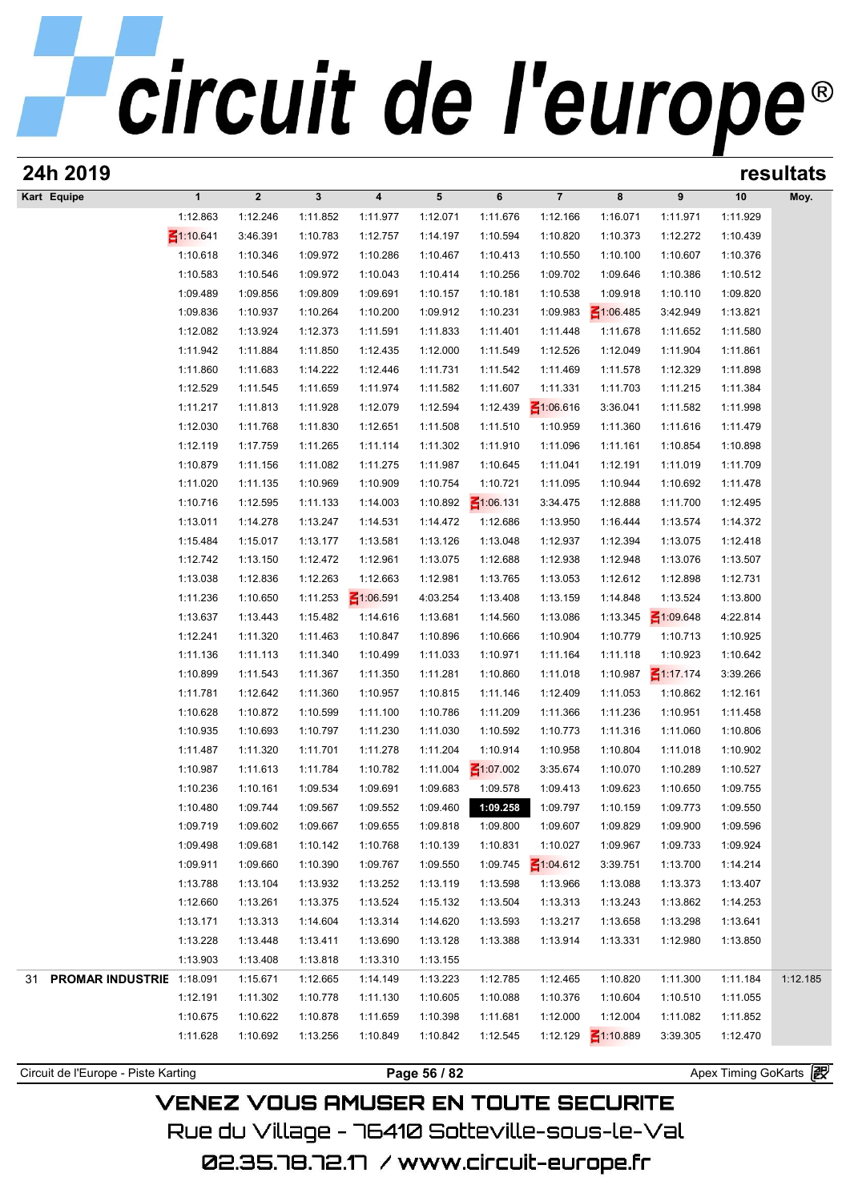# circuit de l'europe®

**24h 2019** **resultats**

| Kart | Equipe | 1 | 2 | 3 | 4 | 5 | 6 | 7 | 8 | 9 | 10 | Moy. |
|---|---|---|---|---|---|---|---|---|---|---|---|---|
| | | 1:12.863 | 1:12.246 | 1:11.852 | 1:11.977 | 1:12.071 | 1:11.676 | 1:12.166 | 1:16.071 | 1:11.971 | 1:11.929 | |
| | | 1:10.641 | 3:46.391 | 1:10.783 | 1:12.757 | 1:14.197 | 1:10.594 | 1:10.820 | 1:10.373 | 1:12.272 | 1:10.439 | |
| | | 1:10.618 | 1:10.346 | 1:09.972 | 1:10.286 | 1:10.467 | 1:10.413 | 1:10.550 | 1:10.100 | 1:10.607 | 1:10.376 | |
| | | 1:10.583 | 1:10.546 | 1:09.972 | 1:10.043 | 1:10.414 | 1:10.256 | 1:09.702 | 1:09.646 | 1:10.386 | 1:10.512 | |
| | | 1:09.489 | 1:09.856 | 1:09.809 | 1:09.691 | 1:10.157 | 1:10.181 | 1:10.538 | 1:09.918 | 1:10.110 | 1:09.820 | |
| | | 1:09.836 | 1:10.937 | 1:10.264 | 1:10.200 | 1:09.912 | 1:10.231 | 1:09.983 | 1:06.485 | 3:42.949 | 1:13.821 | |
| | | 1:12.082 | 1:13.924 | 1:12.373 | 1:11.591 | 1:11.833 | 1:11.401 | 1:11.448 | 1:11.678 | 1:11.652 | 1:11.580 | |
| | | 1:11.942 | 1:11.884 | 1:11.850 | 1:12.435 | 1:12.000 | 1:11.549 | 1:12.526 | 1:12.049 | 1:11.904 | 1:11.861 | |
| | | 1:11.860 | 1:11.683 | 1:14.222 | 1:12.446 | 1:11.731 | 1:11.542 | 1:11.469 | 1:11.578 | 1:12.329 | 1:11.898 | |
| | | 1:12.529 | 1:11.545 | 1:11.659 | 1:11.974 | 1:11.582 | 1:11.607 | 1:11.331 | 1:11.703 | 1:11.215 | 1:11.384 | |
| | | 1:11.217 | 1:11.813 | 1:11.928 | 1:12.079 | 1:12.594 | 1:12.439 | 1:06.616 | 3:36.041 | 1:11.582 | 1:11.998 | |
| | | 1:12.030 | 1:11.768 | 1:11.830 | 1:12.651 | 1:11.508 | 1:11.510 | 1:10.959 | 1:11.360 | 1:11.616 | 1:11.479 | |
| | | 1:12.119 | 1:17.759 | 1:11.265 | 1:11.114 | 1:11.302 | 1:11.910 | 1:11.096 | 1:11.161 | 1:10.854 | 1:10.898 | |
| | | 1:10.879 | 1:11.156 | 1:11.082 | 1:11.275 | 1:11.987 | 1:10.645 | 1:11.041 | 1:12.191 | 1:11.019 | 1:11.709 | |
| | | 1:11.020 | 1:11.135 | 1:10.969 | 1:10.909 | 1:10.754 | 1:10.721 | 1:11.095 | 1:10.944 | 1:10.692 | 1:11.478 | |
| | | 1:10.716 | 1:12.595 | 1:11.133 | 1:14.003 | 1:10.892 | 1:06.131 | 3:34.475 | 1:12.888 | 1:11.700 | 1:12.495 | |
| | | 1:13.011 | 1:14.278 | 1:13.247 | 1:14.531 | 1:14.472 | 1:12.686 | 1:13.950 | 1:16.444 | 1:13.574 | 1:14.372 | |
| | | 1:15.484 | 1:15.017 | 1:13.177 | 1:13.581 | 1:13.126 | 1:13.048 | 1:12.937 | 1:12.394 | 1:13.075 | 1:12.418 | |
| | | 1:12.742 | 1:13.150 | 1:12.472 | 1:12.961 | 1:13.075 | 1:12.688 | 1:12.938 | 1:12.948 | 1:13.076 | 1:13.507 | |
| | | 1:13.038 | 1:12.836 | 1:12.263 | 1:12.663 | 1:12.981 | 1:13.765 | 1:13.053 | 1:12.612 | 1:12.898 | 1:12.731 | |
| | | 1:11.236 | 1:10.650 | 1:11.253 | 1:06.591 | 4:03.254 | 1:13.408 | 1:13.159 | 1:14.848 | 1:13.524 | 1:13.800 | |
| | | 1:13.637 | 1:13.443 | 1:15.482 | 1:14.616 | 1:13.681 | 1:14.560 | 1:13.086 | 1:13.345 | 1:09.648 | 4:22.814 | |
| | | 1:12.241 | 1:11.320 | 1:11.463 | 1:10.847 | 1:10.896 | 1:10.666 | 1:10.904 | 1:10.779 | 1:10.713 | 1:10.925 | |
| | | 1:11.136 | 1:11.113 | 1:11.340 | 1:10.499 | 1:11.033 | 1:10.971 | 1:11.164 | 1:11.118 | 1:10.923 | 1:10.642 | |
| | | 1:10.899 | 1:11.543 | 1:11.367 | 1:11.350 | 1:11.281 | 1:10.860 | 1:11.018 | 1:10.987 | 1:17.174 | 3:39.266 | |
| | | 1:11.781 | 1:12.642 | 1:11.360 | 1:10.957 | 1:10.815 | 1:11.146 | 1:12.409 | 1:11.053 | 1:10.862 | 1:12.161 | |
| | | 1:10.628 | 1:10.872 | 1:10.599 | 1:11.100 | 1:10.786 | 1:11.209 | 1:11.366 | 1:11.236 | 1:10.951 | 1:11.458 | |
| | | 1:10.935 | 1:10.693 | 1:10.797 | 1:11.230 | 1:11.030 | 1:10.592 | 1:10.773 | 1:11.316 | 1:11.060 | 1:10.806 | |
| | | 1:11.487 | 1:11.320 | 1:11.701 | 1:11.278 | 1:11.204 | 1:10.914 | 1:10.958 | 1:10.804 | 1:11.018 | 1:10.902 | |
| | | 1:10.987 | 1:11.613 | 1:11.784 | 1:10.782 | 1:11.004 | 1:07.002 | 3:35.674 | 1:10.070 | 1:10.289 | 1:10.527 | |
| | | 1:10.236 | 1:10.161 | 1:09.534 | 1:09.691 | 1:09.683 | 1:09.578 | 1:09.413 | 1:09.623 | 1:10.650 | 1:09.755 | |
| | | 1:10.480 | 1:09.744 | 1:09.567 | 1:09.552 | 1:09.460 | **1:09.258** | 1:09.797 | 1:10.159 | 1:09.773 | 1:09.550 | |
| | | 1:09.719 | 1:09.602 | 1:09.667 | 1:09.655 | 1:09.818 | 1:09.800 | 1:09.607 | 1:09.829 | 1:09.900 | 1:09.596 | |
| | | 1:09.498 | 1:09.681 | 1:10.142 | 1:10.768 | 1:10.139 | 1:10.831 | 1:10.027 | 1:09.967 | 1:09.733 | 1:09.924 | |
| | | 1:09.911 | 1:09.660 | 1:10.390 | 1:09.767 | 1:09.550 | 1:09.745 | 1:04.612 | 3:39.751 | 1:13.700 | 1:14.214 | |
| | | 1:13.788 | 1:13.104 | 1:13.932 | 1:13.252 | 1:13.119 | 1:13.598 | 1:13.966 | 1:13.088 | 1:13.373 | 1:13.407 | |
| | | 1:12.660 | 1:13.261 | 1:13.375 | 1:13.524 | 1:15.132 | 1:13.504 | 1:13.313 | 1:13.243 | 1:13.862 | 1:14.253 | |
| | | 1:13.171 | 1:13.313 | 1:14.604 | 1:13.314 | 1:14.620 | 1:13.593 | 1:13.217 | 1:13.658 | 1:13.298 | 1:13.641 | |
| | | 1:13.228 | 1:13.448 | 1:13.411 | 1:13.690 | 1:13.128 | 1:13.388 | 1:13.914 | 1:13.331 | 1:12.980 | 1:13.850 | |
| | | 1:13.903 | 1:13.408 | 1:13.818 | 1:13.310 | 1:13.155 | | | | | | |
| 31 | PROMAR INDUSTRIE | 1:18.091 | 1:15.671 | 1:12.665 | 1:14.149 | 1:13.223 | 1:12.785 | 1:12.465 | 1:10.820 | 1:11.300 | 1:11.184 | 1:12.185 |
| | | 1:12.191 | 1:11.302 | 1:10.778 | 1:11.130 | 1:10.605 | 1:10.088 | 1:10.376 | 1:10.604 | 1:10.510 | 1:11.055 | |
| | | 1:10.675 | 1:10.622 | 1:10.878 | 1:11.659 | 1:10.398 | 1:11.681 | 1:12.000 | 1:12.004 | 1:11.082 | 1:11.852 | |
| | | 1:11.628 | 1:10.692 | 1:13.256 | 1:10.849 | 1:10.842 | 1:12.545 | 1:12.129 | 1:10.889 | 3:39.305 | 1:12.470 | |

Circuit de l'Europe - Piste Karting — Apex Timing GoKarts

VENEZ VOUS AMUSER EN TOUTE SECURITE
Rue du Village - 76410 Sotteville-sous-le-Val
02.35.78.72.17 / www.circuit-europe.fr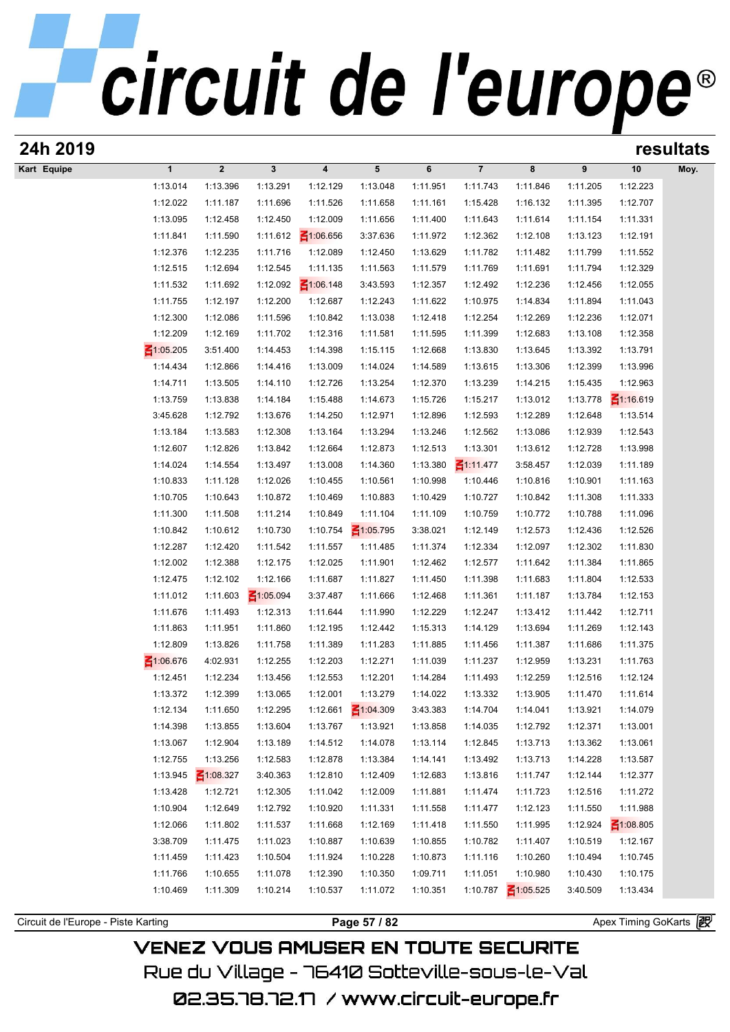# circuit de l'europe®

**24h 2019** **resultats**

| Kart | Equipe | 1 | 2 | 3 | 4 | 5 | 6 | 7 | 8 | 9 | 10 | Moy. |
|---|---|---|---|---|---|---|---|---|---|---|---|---|
| | | 1:13.014 | 1:13.396 | 1:13.291 | 1:12.129 | 1:13.048 | 1:11.951 | 1:11.743 | 1:11.846 | 1:11.205 | 1:12.223 | |
| | | 1:12.022 | 1:11.187 | 1:11.696 | 1:11.526 | 1:11.658 | 1:11.161 | 1:15.428 | 1:16.132 | 1:11.395 | 1:12.707 | |
| | | 1:13.095 | 1:12.458 | 1:12.450 | 1:12.009 | 1:11.656 | 1:11.400 | 1:11.643 | 1:11.614 | 1:11.154 | 1:11.331 | |
| | | 1:11.841 | 1:11.590 | 1:11.612 | 1:06.656 | 3:37.636 | 1:11.972 | 1:12.362 | 1:12.108 | 1:13.123 | 1:12.191 | |
| | | 1:12.376 | 1:12.235 | 1:11.716 | 1:12.089 | 1:12.450 | 1:13.629 | 1:11.782 | 1:11.482 | 1:11.799 | 1:11.552 | |
| | | 1:12.515 | 1:12.694 | 1:12.545 | 1:11.135 | 1:11.563 | 1:11.579 | 1:11.769 | 1:11.691 | 1:11.794 | 1:12.329 | |
| | | 1:11.532 | 1:11.692 | 1:12.092 | 1:06.148 | 3:43.593 | 1:12.357 | 1:12.492 | 1:12.236 | 1:12.456 | 1:12.055 | |
| | | 1:11.755 | 1:12.197 | 1:12.200 | 1:12.687 | 1:12.243 | 1:11.622 | 1:10.975 | 1:14.834 | 1:11.894 | 1:11.043 | |
| | | 1:12.300 | 1:12.086 | 1:11.596 | 1:10.842 | 1:13.038 | 1:12.418 | 1:12.254 | 1:12.269 | 1:12.236 | 1:12.071 | |
| | | 1:12.209 | 1:12.169 | 1:11.702 | 1:12.316 | 1:11.581 | 1:11.595 | 1:11.399 | 1:12.683 | 1:13.108 | 1:12.358 | |
| | | 1:05.205 | 3:51.400 | 1:14.453 | 1:14.398 | 1:15.115 | 1:12.668 | 1:13.830 | 1:13.645 | 1:13.392 | 1:13.791 | |
| | | 1:14.434 | 1:12.866 | 1:14.416 | 1:13.009 | 1:14.024 | 1:14.589 | 1:13.615 | 1:13.306 | 1:12.399 | 1:13.996 | |
| | | 1:14.711 | 1:13.505 | 1:14.110 | 1:12.726 | 1:13.254 | 1:12.370 | 1:13.239 | 1:14.215 | 1:15.435 | 1:12.963 | |
| | | 1:13.759 | 1:13.838 | 1:14.184 | 1:15.488 | 1:14.673 | 1:15.726 | 1:15.217 | 1:13.012 | 1:13.778 | 1:16.619 | |
| | | 3:45.628 | 1:12.792 | 1:13.676 | 1:14.250 | 1:12.971 | 1:12.896 | 1:12.593 | 1:12.289 | 1:12.648 | 1:13.514 | |
| | | 1:13.184 | 1:13.583 | 1:12.308 | 1:13.164 | 1:13.294 | 1:13.246 | 1:12.562 | 1:13.086 | 1:12.939 | 1:12.543 | |
| | | 1:12.607 | 1:12.826 | 1:13.842 | 1:12.664 | 1:12.873 | 1:12.513 | 1:13.301 | 1:13.612 | 1:12.728 | 1:13.998 | |
| | | 1:14.024 | 1:14.554 | 1:13.497 | 1:13.008 | 1:14.360 | 1:13.380 | 1:11.477 | 3:58.457 | 1:12.039 | 1:11.189 | |
| | | 1:10.833 | 1:11.128 | 1:12.026 | 1:10.455 | 1:10.561 | 1:10.998 | 1:10.446 | 1:10.816 | 1:10.901 | 1:11.163 | |
| | | 1:10.705 | 1:10.643 | 1:10.872 | 1:10.469 | 1:10.883 | 1:10.429 | 1:10.727 | 1:10.842 | 1:11.308 | 1:11.333 | |
| | | 1:11.300 | 1:11.508 | 1:11.214 | 1:10.849 | 1:11.104 | 1:11.109 | 1:10.759 | 1:10.772 | 1:10.788 | 1:11.096 | |
| | | 1:10.842 | 1:10.612 | 1:10.730 | 1:10.754 | 1:05.795 | 3:38.021 | 1:12.149 | 1:12.573 | 1:12.436 | 1:12.526 | |
| | | 1:12.287 | 1:12.420 | 1:11.542 | 1:11.557 | 1:11.485 | 1:11.374 | 1:12.334 | 1:12.097 | 1:12.302 | 1:11.830 | |
| | | 1:12.002 | 1:12.388 | 1:12.175 | 1:12.025 | 1:11.901 | 1:12.462 | 1:12.577 | 1:11.642 | 1:11.384 | 1:11.865 | |
| | | 1:12.475 | 1:12.102 | 1:12.166 | 1:11.687 | 1:11.827 | 1:11.450 | 1:11.398 | 1:11.683 | 1:11.804 | 1:12.533 | |
| | | 1:11.012 | 1:11.603 | 1:05.094 | 3:37.487 | 1:11.666 | 1:12.468 | 1:11.361 | 1:11.187 | 1:13.784 | 1:12.153 | |
| | | 1:11.676 | 1:11.493 | 1:12.313 | 1:11.644 | 1:11.990 | 1:12.229 | 1:12.247 | 1:13.412 | 1:11.442 | 1:12.711 | |
| | | 1:11.863 | 1:11.951 | 1:11.860 | 1:12.195 | 1:12.442 | 1:15.313 | 1:14.129 | 1:13.694 | 1:11.269 | 1:12.143 | |
| | | 1:12.809 | 1:13.826 | 1:11.758 | 1:11.389 | 1:11.283 | 1:11.885 | 1:11.456 | 1:11.387 | 1:11.686 | 1:11.375 | |
| | | 1:06.676 | 4:02.931 | 1:12.255 | 1:12.203 | 1:12.271 | 1:11.039 | 1:11.237 | 1:12.959 | 1:13.231 | 1:11.763 | |
| | | 1:12.451 | 1:12.234 | 1:13.456 | 1:12.553 | 1:12.201 | 1:14.284 | 1:11.493 | 1:12.259 | 1:12.516 | 1:12.124 | |
| | | 1:13.372 | 1:12.399 | 1:13.065 | 1:12.001 | 1:13.279 | 1:14.022 | 1:13.332 | 1:13.905 | 1:11.470 | 1:11.614 | |
| | | 1:12.134 | 1:11.650 | 1:12.295 | 1:12.661 | 1:04.309 | 3:43.383 | 1:14.704 | 1:14.041 | 1:13.921 | 1:14.079 | |
| | | 1:14.398 | 1:13.855 | 1:13.604 | 1:13.767 | 1:13.921 | 1:13.858 | 1:14.035 | 1:12.792 | 1:12.371 | 1:13.001 | |
| | | 1:13.067 | 1:12.904 | 1:13.189 | 1:14.512 | 1:14.078 | 1:13.114 | 1:12.845 | 1:13.713 | 1:13.362 | 1:13.061 | |
| | | 1:12.755 | 1:13.256 | 1:12.583 | 1:12.878 | 1:13.384 | 1:14.141 | 1:13.492 | 1:13.713 | 1:14.228 | 1:13.587 | |
| | | 1:13.945 | 1:08.327 | 3:40.363 | 1:12.810 | 1:12.409 | 1:12.683 | 1:13.816 | 1:11.747 | 1:12.144 | 1:12.377 | |
| | | 1:13.428 | 1:12.721 | 1:12.305 | 1:11.042 | 1:12.009 | 1:11.881 | 1:11.474 | 1:11.723 | 1:12.516 | 1:11.272 | |
| | | 1:10.904 | 1:12.649 | 1:12.792 | 1:10.920 | 1:11.331 | 1:11.558 | 1:11.477 | 1:12.123 | 1:11.550 | 1:11.988 | |
| | | 1:12.066 | 1:11.802 | 1:11.537 | 1:11.668 | 1:12.169 | 1:11.418 | 1:11.550 | 1:11.995 | 1:12.924 | 1:08.805 | |
| | | 3:38.709 | 1:11.475 | 1:11.023 | 1:10.887 | 1:10.639 | 1:10.855 | 1:10.782 | 1:11.407 | 1:10.519 | 1:12.167 | |
| | | 1:11.459 | 1:11.423 | 1:10.504 | 1:11.924 | 1:10.228 | 1:10.873 | 1:11.116 | 1:10.260 | 1:10.494 | 1:10.745 | |
| | | 1:11.766 | 1:10.655 | 1:11.078 | 1:12.390 | 1:10.350 | 1:09.711 | 1:11.051 | 1:10.980 | 1:10.430 | 1:10.175 | |
| | | 1:10.469 | 1:11.309 | 1:10.214 | 1:10.537 | 1:11.072 | 1:10.351 | 1:10.787 | 1:05.525 | 3:40.509 | 1:13.434 | |

Circuit de l'Europe - Piste Karting | Apex Timing GoKarts

VENEZ VOUS AMUSER EN TOUTE SECURITE
Rue du Village - 76410 Sotteville-sous-le-Val
02.35.78.72.17 / www.circuit-europe.fr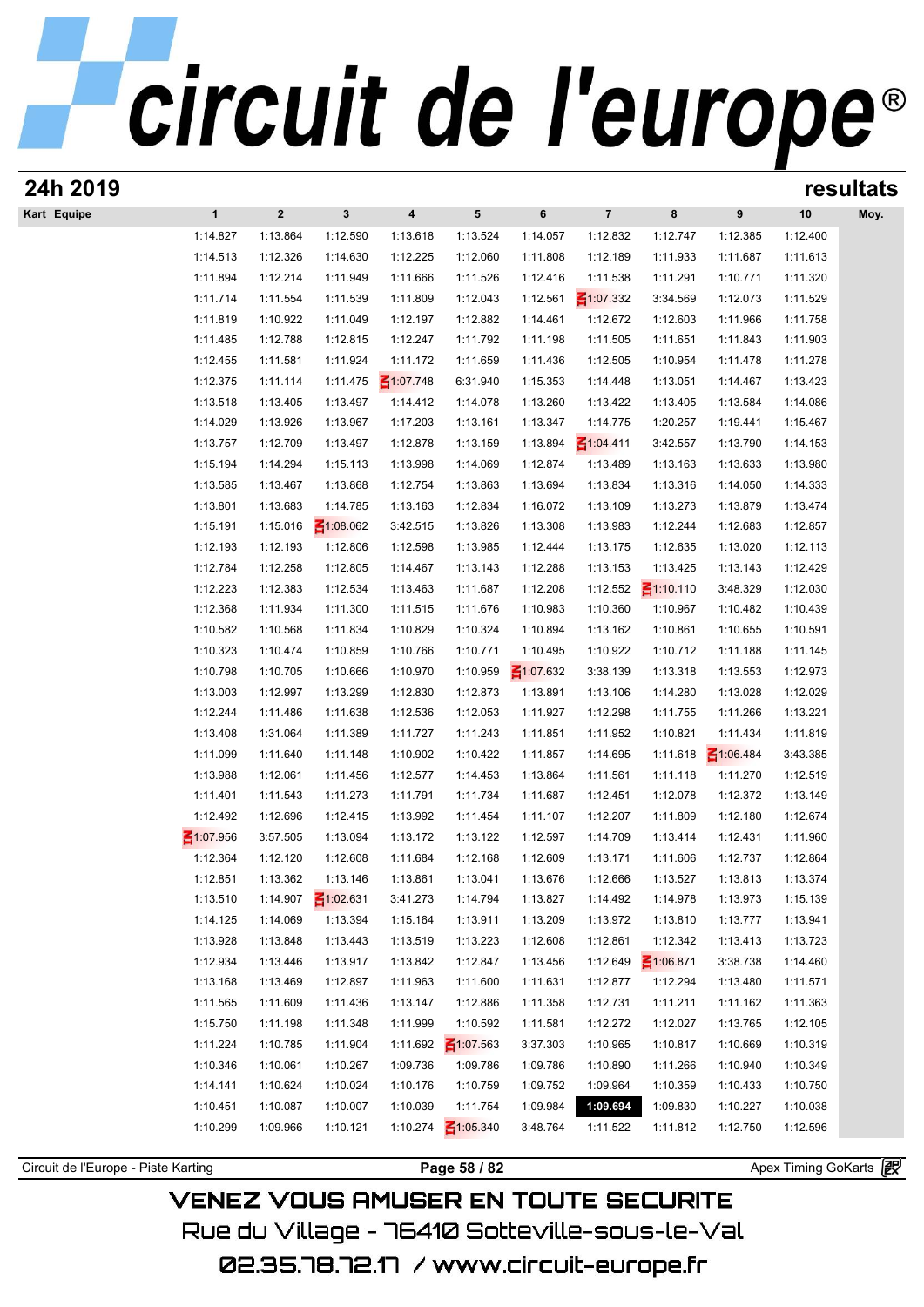## 24h 2019

**resultats**

| Kart Equipe | 1 | 2 | 3 | 4 | 5 | 6 | 7 | 8 | 9 | 10 | Moy. |
|---|---|---|---|---|---|---|---|---|---|---|---|
| | 1:14.827 | 1:13.864 | 1:12.590 | 1:13.618 | 1:13.524 | 1:14.057 | 1:12.832 | 1:12.747 | 1:12.385 | 1:12.400 | |
| | 1:14.513 | 1:12.326 | 1:14.630 | 1:12.225 | 1:12.060 | 1:11.808 | 1:12.189 | 1:11.933 | 1:11.687 | 1:11.613 | |
| | 1:11.894 | 1:12.214 | 1:11.949 | 1:11.666 | 1:11.526 | 1:12.416 | 1:11.538 | 1:11.291 | 1:10.771 | 1:11.320 | |
| | 1:11.714 | 1:11.554 | 1:11.539 | 1:11.809 | 1:12.043 | 1:12.561 | 1:07.332 | 3:34.569 | 1:12.073 | 1:11.529 | |
| | 1:11.819 | 1:10.922 | 1:11.049 | 1:12.197 | 1:12.882 | 1:14.461 | 1:12.672 | 1:12.603 | 1:11.966 | 1:11.758 | |
| | 1:11.485 | 1:12.788 | 1:12.815 | 1:12.247 | 1:11.792 | 1:11.198 | 1:11.505 | 1:11.651 | 1:11.843 | 1:11.903 | |
| | 1:12.455 | 1:11.581 | 1:11.924 | 1:11.172 | 1:11.659 | 1:11.436 | 1:12.505 | 1:10.954 | 1:11.478 | 1:11.278 | |
| | 1:12.375 | 1:11.114 | 1:11.475 | 1:07.748 | 6:31.940 | 1:15.353 | 1:14.448 | 1:13.051 | 1:14.467 | 1:13.423 | |
| | 1:13.518 | 1:13.405 | 1:13.497 | 1:14.412 | 1:14.078 | 1:13.260 | 1:13.422 | 1:13.405 | 1:13.584 | 1:14.086 | |
| | 1:14.029 | 1:13.926 | 1:13.967 | 1:17.203 | 1:13.161 | 1:13.347 | 1:14.775 | 1:20.257 | 1:19.441 | 1:15.467 | |
| | 1:13.757 | 1:12.709 | 1:13.497 | 1:12.878 | 1:13.159 | 1:13.894 | 1:04.411 | 3:42.557 | 1:13.790 | 1:14.153 | |
| | 1:15.194 | 1:14.294 | 1:15.113 | 1:13.998 | 1:14.069 | 1:12.874 | 1:13.489 | 1:13.163 | 1:13.633 | 1:13.980 | |
| | 1:13.585 | 1:13.467 | 1:13.868 | 1:12.754 | 1:13.863 | 1:13.694 | 1:13.834 | 1:13.316 | 1:14.050 | 1:14.333 | |
| | 1:13.801 | 1:13.683 | 1:14.785 | 1:13.163 | 1:12.834 | 1:16.072 | 1:13.109 | 1:13.273 | 1:13.879 | 1:13.474 | |
| | 1:15.191 | 1:15.016 | 1:08.062 | 3:42.515 | 1:13.826 | 1:13.308 | 1:13.983 | 1:12.244 | 1:12.683 | 1:12.857 | |
| | 1:12.193 | 1:12.193 | 1:12.806 | 1:12.598 | 1:13.985 | 1:12.444 | 1:13.175 | 1:12.635 | 1:13.020 | 1:12.113 | |
| | 1:12.784 | 1:12.258 | 1:12.805 | 1:14.467 | 1:13.143 | 1:12.288 | 1:13.153 | 1:13.425 | 1:13.143 | 1:12.429 | |
| | 1:12.223 | 1:12.383 | 1:12.534 | 1:13.463 | 1:11.687 | 1:12.208 | 1:12.552 | 1:10.110 | 3:48.329 | 1:12.030 | |
| | 1:12.368 | 1:11.934 | 1:11.300 | 1:11.515 | 1:11.676 | 1:10.983 | 1:10.360 | 1:10.967 | 1:10.482 | 1:10.439 | |
| | 1:10.582 | 1:10.568 | 1:11.834 | 1:10.829 | 1:10.324 | 1:10.894 | 1:13.162 | 1:10.861 | 1:10.655 | 1:10.591 | |
| | 1:10.323 | 1:10.474 | 1:10.859 | 1:10.766 | 1:10.771 | 1:10.495 | 1:10.922 | 1:10.712 | 1:11.188 | 1:11.145 | |
| | 1:10.798 | 1:10.705 | 1:10.666 | 1:10.970 | 1:10.959 | 1:07.632 | 3:38.139 | 1:13.318 | 1:13.553 | 1:12.973 | |
| | 1:13.003 | 1:12.997 | 1:13.299 | 1:12.830 | 1:12.873 | 1:13.891 | 1:13.106 | 1:14.280 | 1:13.028 | 1:12.029 | |
| | 1:12.244 | 1:11.486 | 1:11.638 | 1:12.536 | 1:12.053 | 1:11.927 | 1:12.298 | 1:11.755 | 1:11.266 | 1:13.221 | |
| | 1:13.408 | 1:31.064 | 1:11.389 | 1:11.727 | 1:11.243 | 1:11.851 | 1:11.952 | 1:10.821 | 1:11.434 | 1:11.819 | |
| | 1:11.099 | 1:11.640 | 1:11.148 | 1:10.902 | 1:10.422 | 1:11.857 | 1:14.695 | 1:11.618 | 1:06.484 | 3:43.385 | |
| | 1:13.988 | 1:12.061 | 1:11.456 | 1:12.577 | 1:14.453 | 1:13.864 | 1:11.561 | 1:11.118 | 1:11.270 | 1:12.519 | |
| | 1:11.401 | 1:11.543 | 1:11.273 | 1:11.791 | 1:11.734 | 1:11.687 | 1:12.451 | 1:12.078 | 1:12.372 | 1:13.149 | |
| | 1:12.492 | 1:12.696 | 1:12.415 | 1:13.992 | 1:11.454 | 1:11.107 | 1:12.207 | 1:11.809 | 1:12.180 | 1:12.674 | |
| | 1:07.956 | 3:57.505 | 1:13.094 | 1:13.172 | 1:13.122 | 1:12.597 | 1:14.709 | 1:13.414 | 1:12.431 | 1:11.960 | |
| | 1:12.364 | 1:12.120 | 1:12.608 | 1:11.684 | 1:12.168 | 1:12.609 | 1:13.171 | 1:11.606 | 1:12.737 | 1:12.864 | |
| | 1:12.851 | 1:13.362 | 1:13.146 | 1:13.861 | 1:13.041 | 1:13.676 | 1:12.666 | 1:13.527 | 1:13.813 | 1:13.374 | |
| | 1:13.510 | 1:14.907 | 1:02.631 | 3:41.273 | 1:14.794 | 1:13.827 | 1:14.492 | 1:14.978 | 1:13.973 | 1:15.139 | |
| | 1:14.125 | 1:14.069 | 1:13.394 | 1:15.164 | 1:13.911 | 1:13.209 | 1:13.972 | 1:13.810 | 1:13.777 | 1:13.941 | |
| | 1:13.928 | 1:13.848 | 1:13.443 | 1:13.519 | 1:13.223 | 1:12.608 | 1:12.861 | 1:12.342 | 1:13.413 | 1:13.723 | |
| | 1:12.934 | 1:13.446 | 1:13.917 | 1:13.842 | 1:12.847 | 1:13.456 | 1:12.649 | 1:06.871 | 3:38.738 | 1:14.460 | |
| | 1:13.168 | 1:13.469 | 1:12.897 | 1:11.963 | 1:11.600 | 1:11.631 | 1:12.877 | 1:12.294 | 1:13.480 | 1:11.571 | |
| | 1:11.565 | 1:11.609 | 1:11.436 | 1:13.147 | 1:12.886 | 1:11.358 | 1:12.731 | 1:11.211 | 1:11.162 | 1:11.363 | |
| | 1:15.750 | 1:11.198 | 1:11.348 | 1:11.999 | 1:10.592 | 1:11.581 | 1:12.272 | 1:12.027 | 1:13.765 | 1:12.105 | |
| | 1:11.224 | 1:10.785 | 1:11.904 | 1:11.692 | 1:07.563 | 3:37.303 | 1:10.965 | 1:10.817 | 1:10.669 | 1:10.319 | |
| | 1:10.346 | 1:10.061 | 1:10.267 | 1:09.736 | 1:09.786 | 1:09.786 | 1:10.890 | 1:11.266 | 1:10.940 | 1:10.349 | |
| | 1:14.141 | 1:10.624 | 1:10.024 | 1:10.176 | 1:10.759 | 1:09.752 | 1:09.964 | 1:10.359 | 1:10.433 | 1:10.750 | |
| | 1:10.451 | 1:10.087 | 1:10.007 | 1:10.039 | 1:11.754 | 1:09.984 | **1:09.694** | 1:09.830 | 1:10.227 | 1:10.038 | |
| | 1:10.299 | 1:09.966 | 1:10.121 | 1:10.274 | 1:05.340 | 3:48.764 | 1:11.522 | 1:11.812 | 1:12.750 | 1:12.596 | |

Circuit de l'Europe - Piste Karting — Apex Timing GoKarts

VENEZ VOUS AMUSER EN TOUTE SECURITE
Rue du Village - 76410 Sotteville-sous-le-Val
02.35.78.72.17 / www.circuit-europe.fr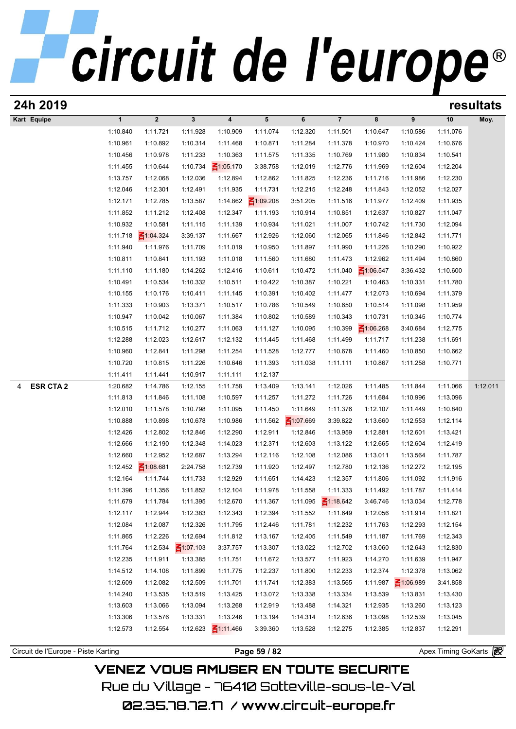# circuit de l'europe®

## 24h 2019 — resultats

| Kart | Equipe | 1 | 2 | 3 | 4 | 5 | 6 | 7 | 8 | 9 | 10 | Moy. |
|---|---|---|---|---|---|---|---|---|---|---|---|---|
| | | 1:10.840 | 1:11.721 | 1:11.928 | 1:10.909 | 1:11.074 | 1:12.320 | 1:11.501 | 1:10.647 | 1:10.586 | 1:11.076 | |
| | | 1:10.961 | 1:10.892 | 1:10.314 | 1:11.468 | 1:10.871 | 1:11.284 | 1:11.378 | 1:10.970 | 1:10.424 | 1:10.676 | |
| | | 1:10.456 | 1:10.978 | 1:11.233 | 1:10.363 | 1:11.575 | 1:11.335 | 1:10.769 | 1:11.980 | 1:10.834 | 1:10.541 | |
| | | 1:11.455 | 1:10.644 | 1:10.734 | 1:05.170 | 3:38.758 | 1:12.019 | 1:12.776 | 1:11.969 | 1:12.604 | 1:12.204 | |
| | | 1:13.757 | 1:12.068 | 1:12.036 | 1:12.894 | 1:12.862 | 1:11.825 | 1:12.236 | 1:11.716 | 1:11.986 | 1:12.230 | |
| | | 1:12.046 | 1:12.301 | 1:12.491 | 1:11.935 | 1:11.731 | 1:12.215 | 1:12.248 | 1:11.843 | 1:12.052 | 1:12.027 | |
| | | 1:12.171 | 1:12.785 | 1:13.587 | 1:14.862 | 1:09.208 | 3:51.205 | 1:11.516 | 1:11.977 | 1:12.409 | 1:11.935 | |
| | | 1:11.852 | 1:11.212 | 1:12.408 | 1:12.347 | 1:11.193 | 1:10.914 | 1:10.851 | 1:12.637 | 1:10.827 | 1:11.047 | |
| | | 1:10.932 | 1:10.581 | 1:11.115 | 1:11.139 | 1:10.934 | 1:11.021 | 1:11.007 | 1:10.742 | 1:11.730 | 1:12.094 | |
| | | 1:11.718 | 1:04.324 | 3:39.137 | 1:11.667 | 1:12.926 | 1:12.060 | 1:12.065 | 1:11.846 | 1:12.842 | 1:11.771 | |
| | | 1:11.940 | 1:11.976 | 1:11.709 | 1:11.019 | 1:10.950 | 1:11.897 | 1:11.990 | 1:11.226 | 1:10.290 | 1:10.922 | |
| | | 1:10.811 | 1:10.841 | 1:11.193 | 1:11.018 | 1:11.560 | 1:11.680 | 1:11.473 | 1:12.962 | 1:11.494 | 1:10.860 | |
| | | 1:11.110 | 1:11.180 | 1:14.262 | 1:12.416 | 1:10.611 | 1:10.472 | 1:11.040 | 1:06.547 | 3:36.432 | 1:10.600 | |
| | | 1:10.491 | 1:10.534 | 1:10.332 | 1:10.511 | 1:10.422 | 1:10.387 | 1:10.221 | 1:10.463 | 1:10.331 | 1:11.780 | |
| | | 1:10.155 | 1:10.176 | 1:10.411 | 1:11.145 | 1:10.391 | 1:10.402 | 1:11.477 | 1:12.073 | 1:10.694 | 1:11.379 | |
| | | 1:11.333 | 1:10.903 | 1:13.371 | 1:10.517 | 1:10.786 | 1:10.549 | 1:10.650 | 1:10.514 | 1:11.098 | 1:11.959 | |
| | | 1:10.947 | 1:10.042 | 1:10.067 | 1:11.384 | 1:10.802 | 1:10.589 | 1:10.343 | 1:10.731 | 1:10.345 | 1:10.774 | |
| | | 1:10.515 | 1:11.712 | 1:10.277 | 1:11.063 | 1:11.127 | 1:10.095 | 1:10.399 | 1:06.268 | 3:40.684 | 1:12.775 | |
| | | 1:12.288 | 1:12.023 | 1:12.617 | 1:12.132 | 1:11.445 | 1:11.468 | 1:11.499 | 1:11.717 | 1:11.238 | 1:11.691 | |
| | | 1:10.960 | 1:12.841 | 1:11.298 | 1:11.254 | 1:11.528 | 1:12.777 | 1:10.678 | 1:11.460 | 1:10.850 | 1:10.662 | |
| | | 1:10.720 | 1:10.815 | 1:11.226 | 1:10.646 | 1:11.393 | 1:11.038 | 1:11.111 | 1:10.867 | 1:11.258 | 1:10.771 | |
| | | 1:11.411 | 1:11.441 | 1:10.917 | 1:11.111 | 1:12.137 | | | | | | |
| 4 | **ESR CTA 2** | 1:20.682 | 1:14.786 | 1:12.155 | 1:11.758 | 1:13.409 | 1:13.141 | 1:12.026 | 1:11.485 | 1:11.844 | 1:11.066 | 1:12.011 |
| | | 1:11.813 | 1:11.846 | 1:11.108 | 1:10.597 | 1:11.257 | 1:11.272 | 1:11.726 | 1:11.684 | 1:10.996 | 1:13.096 | |
| | | 1:12.010 | 1:11.578 | 1:10.798 | 1:11.095 | 1:11.450 | 1:11.649 | 1:11.376 | 1:12.107 | 1:11.449 | 1:10.840 | |
| | | 1:10.888 | 1:10.898 | 1:10.678 | 1:10.986 | 1:11.562 | 1:07.669 | 3:39.822 | 1:13.660 | 1:12.553 | 1:12.114 | |
| | | 1:12.426 | 1:12.802 | 1:12.846 | 1:12.290 | 1:12.911 | 1:12.846 | 1:13.959 | 1:12.881 | 1:12.601 | 1:13.421 | |
| | | 1:12.666 | 1:12.190 | 1:12.348 | 1:14.023 | 1:12.371 | 1:12.603 | 1:13.122 | 1:12.665 | 1:12.604 | 1:12.419 | |
| | | 1:12.660 | 1:12.952 | 1:12.687 | 1:13.294 | 1:12.116 | 1:12.108 | 1:12.086 | 1:13.011 | 1:13.564 | 1:11.787 | |
| | | 1:12.452 | 1:08.681 | 2:24.758 | 1:12.739 | 1:11.920 | 1:12.497 | 1:12.780 | 1:12.136 | 1:12.272 | 1:12.195 | |
| | | 1:12.164 | 1:11.744 | 1:11.733 | 1:12.929 | 1:11.651 | 1:14.423 | 1:12.357 | 1:11.806 | 1:11.092 | 1:11.916 | |
| | | 1:11.396 | 1:11.356 | 1:11.852 | 1:12.104 | 1:11.978 | 1:11.558 | 1:11.333 | 1:11.492 | 1:11.787 | 1:11.414 | |
| | | 1:11.679 | 1:11.784 | 1:11.395 | 1:12.670 | 1:11.367 | 1:11.095 | 1:18.642 | 3:46.746 | 1:13.034 | 1:12.778 | |
| | | 1:12.117 | 1:12.944 | 1:12.383 | 1:12.343 | 1:12.394 | 1:11.552 | 1:11.649 | 1:12.056 | 1:11.914 | 1:11.821 | |
| | | 1:12.084 | 1:12.087 | 1:12.326 | 1:11.795 | 1:12.446 | 1:11.781 | 1:12.232 | 1:11.763 | 1:12.293 | 1:12.154 | |
| | | 1:11.865 | 1:12.226 | 1:12.694 | 1:11.812 | 1:13.167 | 1:12.405 | 1:11.549 | 1:11.187 | 1:11.769 | 1:12.343 | |
| | | 1:11.764 | 1:12.534 | 1:07.103 | 3:37.757 | 1:13.307 | 1:13.022 | 1:12.702 | 1:13.060 | 1:12.643 | 1:12.830 | |
| | | 1:12.235 | 1:11.911 | 1:13.385 | 1:11.751 | 1:11.672 | 1:13.577 | 1:11.923 | 1:14.270 | 1:11.639 | 1:11.947 | |
| | | 1:14.512 | 1:14.108 | 1:11.899 | 1:11.775 | 1:12.237 | 1:11.800 | 1:12.233 | 1:12.374 | 1:12.378 | 1:13.062 | |
| | | 1:12.609 | 1:12.082 | 1:12.509 | 1:11.701 | 1:11.741 | 1:12.383 | 1:13.565 | 1:11.987 | 1:06.989 | 3:41.858 | |
| | | 1:14.240 | 1:13.535 | 1:13.519 | 1:13.425 | 1:13.072 | 1:13.338 | 1:13.334 | 1:13.539 | 1:13.831 | 1:13.430 | |
| | | 1:13.603 | 1:13.066 | 1:13.094 | 1:13.268 | 1:12.919 | 1:13.488 | 1:14.321 | 1:12.935 | 1:13.260 | 1:13.123 | |
| | | 1:13.306 | 1:13.576 | 1:13.331 | 1:13.246 | 1:13.194 | 1:14.314 | 1:12.636 | 1:13.098 | 1:12.539 | 1:13.045 | |
| | | 1:12.573 | 1:12.554 | 1:12.623 | 1:11.466 | 3:39.360 | 1:13.528 | 1:12.275 | 1:12.385 | 1:12.837 | 1:12.291 | |

Circuit de l'Europe - Piste Karting — Apex Timing GoKarts

VENEZ VOUS AMUSER EN TOUTE SECURITE

Rue du Village - 76410 Sotteville-sous-le-Val

02.35.78.72.17 / www.circuit-europe.fr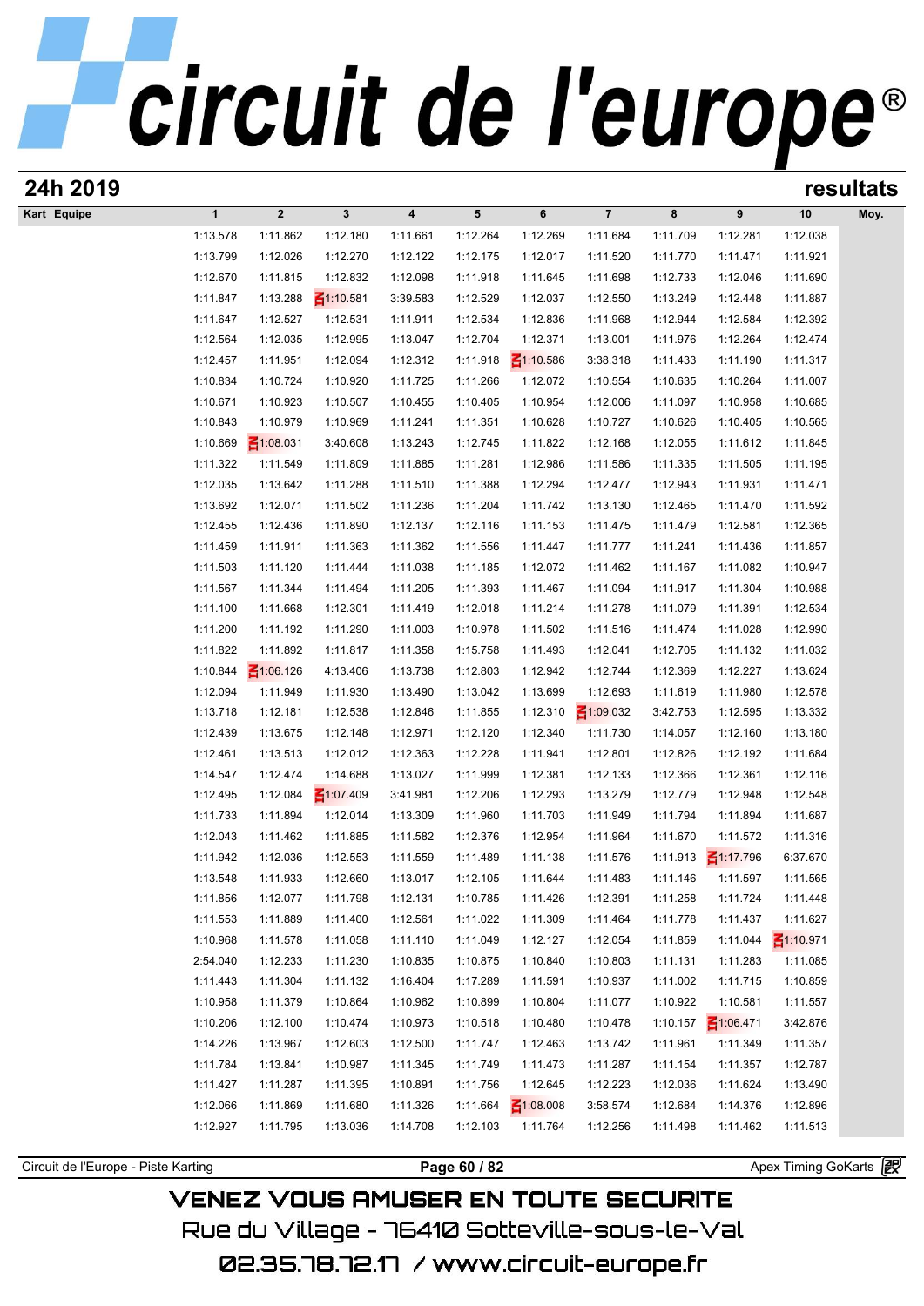# circuit de l'europe®

## 24h 2019 — resultats

| Kart | Equipe | 1 | 2 | 3 | 4 | 5 | 6 | 7 | 8 | 9 | 10 | Moy. |
|---|---|---|---|---|---|---|---|---|---|---|---|---|
| | | 1:13.578 | 1:11.862 | 1:12.180 | 1:11.661 | 1:12.264 | 1:12.269 | 1:11.684 | 1:11.709 | 1:12.281 | 1:12.038 | |
| | | 1:13.799 | 1:12.026 | 1:12.270 | 1:12.122 | 1:12.175 | 1:12.017 | 1:11.520 | 1:11.770 | 1:11.471 | 1:11.921 | |
| | | 1:12.670 | 1:11.815 | 1:12.832 | 1:12.098 | 1:11.918 | 1:11.645 | 1:11.698 | 1:12.733 | 1:12.046 | 1:11.690 | |
| | | 1:11.847 | 1:13.288 | 1:10.581 | 3:39.583 | 1:12.529 | 1:12.037 | 1:12.550 | 1:13.249 | 1:12.448 | 1:11.887 | |
| | | 1:11.647 | 1:12.527 | 1:12.531 | 1:11.911 | 1:12.534 | 1:12.836 | 1:11.968 | 1:12.944 | 1:12.584 | 1:12.392 | |
| | | 1:12.564 | 1:12.035 | 1:12.995 | 1:13.047 | 1:12.704 | 1:12.371 | 1:13.001 | 1:11.976 | 1:12.264 | 1:12.474 | |
| | | 1:12.457 | 1:11.951 | 1:12.094 | 1:12.312 | 1:11.918 | 1:10.586 | 3:38.318 | 1:11.433 | 1:11.190 | 1:11.317 | |
| | | 1:10.834 | 1:10.724 | 1:10.920 | 1:11.725 | 1:11.266 | 1:12.072 | 1:10.554 | 1:10.635 | 1:10.264 | 1:11.007 | |
| | | 1:10.671 | 1:10.923 | 1:10.507 | 1:10.455 | 1:10.405 | 1:10.954 | 1:12.006 | 1:11.097 | 1:10.958 | 1:10.685 | |
| | | 1:10.843 | 1:10.979 | 1:10.969 | 1:11.241 | 1:11.351 | 1:10.628 | 1:10.727 | 1:10.626 | 1:10.405 | 1:10.565 | |
| | | 1:10.669 | 1:08.031 | 3:40.608 | 1:13.243 | 1:12.745 | 1:11.822 | 1:12.168 | 1:12.055 | 1:11.612 | 1:11.845 | |
| | | 1:11.322 | 1:11.549 | 1:11.809 | 1:11.885 | 1:11.281 | 1:12.986 | 1:11.586 | 1:11.335 | 1:11.505 | 1:11.195 | |
| | | 1:12.035 | 1:13.642 | 1:11.288 | 1:11.510 | 1:11.388 | 1:12.294 | 1:12.477 | 1:12.943 | 1:11.931 | 1:11.471 | |
| | | 1:13.692 | 1:12.071 | 1:11.502 | 1:11.236 | 1:11.204 | 1:11.742 | 1:13.130 | 1:12.465 | 1:11.470 | 1:11.592 | |
| | | 1:12.455 | 1:12.436 | 1:11.890 | 1:12.137 | 1:12.116 | 1:11.153 | 1:11.475 | 1:11.479 | 1:12.581 | 1:12.365 | |
| | | 1:11.459 | 1:11.911 | 1:11.363 | 1:11.362 | 1:11.556 | 1:11.447 | 1:11.777 | 1:11.241 | 1:11.436 | 1:11.857 | |
| | | 1:11.503 | 1:11.120 | 1:11.444 | 1:11.038 | 1:11.185 | 1:12.072 | 1:11.462 | 1:11.167 | 1:11.082 | 1:10.947 | |
| | | 1:11.567 | 1:11.344 | 1:11.494 | 1:11.205 | 1:11.393 | 1:11.467 | 1:11.094 | 1:11.917 | 1:11.304 | 1:10.988 | |
| | | 1:11.100 | 1:11.668 | 1:12.301 | 1:11.419 | 1:12.018 | 1:11.214 | 1:11.278 | 1:11.079 | 1:11.391 | 1:12.534 | |
| | | 1:11.200 | 1:11.192 | 1:11.290 | 1:11.003 | 1:10.978 | 1:11.502 | 1:11.516 | 1:11.474 | 1:11.028 | 1:12.990 | |
| | | 1:11.822 | 1:11.892 | 1:11.817 | 1:11.358 | 1:15.758 | 1:11.493 | 1:12.041 | 1:12.705 | 1:11.132 | 1:11.032 | |
| | | 1:10.844 | 1:06.126 | 4:13.406 | 1:13.738 | 1:12.803 | 1:12.942 | 1:12.744 | 1:12.369 | 1:12.227 | 1:13.624 | |
| | | 1:12.094 | 1:11.949 | 1:11.930 | 1:13.490 | 1:13.042 | 1:13.699 | 1:12.693 | 1:11.619 | 1:11.980 | 1:12.578 | |
| | | 1:13.718 | 1:12.181 | 1:12.538 | 1:12.846 | 1:11.855 | 1:12.310 | 1:09.032 | 3:42.753 | 1:12.595 | 1:13.332 | |
| | | 1:12.439 | 1:13.675 | 1:12.148 | 1:12.971 | 1:12.120 | 1:12.340 | 1:11.730 | 1:14.057 | 1:12.160 | 1:13.180 | |
| | | 1:12.461 | 1:13.513 | 1:12.012 | 1:12.363 | 1:12.228 | 1:11.941 | 1:12.801 | 1:12.826 | 1:12.192 | 1:11.684 | |
| | | 1:14.547 | 1:12.474 | 1:14.688 | 1:13.027 | 1:11.999 | 1:12.381 | 1:12.133 | 1:12.366 | 1:12.361 | 1:12.116 | |
| | | 1:12.495 | 1:12.084 | 1:07.409 | 3:41.981 | 1:12.206 | 1:12.293 | 1:13.279 | 1:12.779 | 1:12.948 | 1:12.548 | |
| | | 1:11.733 | 1:11.894 | 1:12.014 | 1:13.309 | 1:11.960 | 1:11.703 | 1:11.949 | 1:11.794 | 1:11.894 | 1:11.687 | |
| | | 1:12.043 | 1:11.462 | 1:11.885 | 1:11.582 | 1:12.376 | 1:12.954 | 1:11.964 | 1:11.670 | 1:11.572 | 1:11.316 | |
| | | 1:11.942 | 1:12.036 | 1:12.553 | 1:11.559 | 1:11.489 | 1:11.138 | 1:11.576 | 1:11.913 | 1:17.796 | 6:37.670 | |
| | | 1:13.548 | 1:11.933 | 1:12.660 | 1:13.017 | 1:12.105 | 1:11.644 | 1:11.483 | 1:11.146 | 1:11.597 | 1:11.565 | |
| | | 1:11.856 | 1:12.077 | 1:11.798 | 1:12.131 | 1:10.785 | 1:11.426 | 1:12.391 | 1:11.258 | 1:11.724 | 1:11.448 | |
| | | 1:11.553 | 1:11.889 | 1:11.400 | 1:12.561 | 1:11.022 | 1:11.309 | 1:11.464 | 1:11.778 | 1:11.437 | 1:11.627 | |
| | | 1:10.968 | 1:11.578 | 1:11.058 | 1:11.110 | 1:11.049 | 1:12.127 | 1:12.054 | 1:11.859 | 1:11.044 | 1:10.971 | |
| | | 2:54.040 | 1:12.233 | 1:11.230 | 1:10.835 | 1:10.875 | 1:10.840 | 1:10.803 | 1:11.131 | 1:11.283 | 1:11.085 | |
| | | 1:11.443 | 1:11.304 | 1:11.132 | 1:16.404 | 1:17.289 | 1:11.591 | 1:10.937 | 1:11.002 | 1:11.715 | 1:10.859 | |
| | | 1:10.958 | 1:11.379 | 1:10.864 | 1:10.962 | 1:10.899 | 1:10.804 | 1:11.077 | 1:10.922 | 1:10.581 | 1:11.557 | |
| | | 1:10.206 | 1:12.100 | 1:10.474 | 1:10.973 | 1:10.518 | 1:10.480 | 1:10.478 | 1:10.157 | 1:06.471 | 3:42.876 | |
| | | 1:14.226 | 1:13.967 | 1:12.603 | 1:12.500 | 1:11.747 | 1:12.463 | 1:13.742 | 1:11.961 | 1:11.349 | 1:11.357 | |
| | | 1:11.784 | 1:13.841 | 1:10.987 | 1:11.345 | 1:11.749 | 1:11.473 | 1:11.287 | 1:11.154 | 1:11.357 | 1:12.787 | |
| | | 1:11.427 | 1:11.287 | 1:11.395 | 1:10.891 | 1:11.756 | 1:12.645 | 1:12.223 | 1:12.036 | 1:11.624 | 1:13.490 | |
| | | 1:12.066 | 1:11.869 | 1:11.680 | 1:11.326 | 1:11.664 | 1:08.008 | 3:58.574 | 1:12.684 | 1:14.376 | 1:12.896 | |
| | | 1:12.927 | 1:11.795 | 1:13.036 | 1:14.708 | 1:12.103 | 1:11.764 | 1:12.256 | 1:11.498 | 1:11.462 | 1:11.513 | |

Circuit de l'Europe - Piste Karting — Apex Timing GoKarts

VENEZ VOUS AMUSER EN TOUTE SECURITE
Rue du Village - 76410 Sotteville-sous-le-Val
02.35.78.72.17 / www.circuit-europe.fr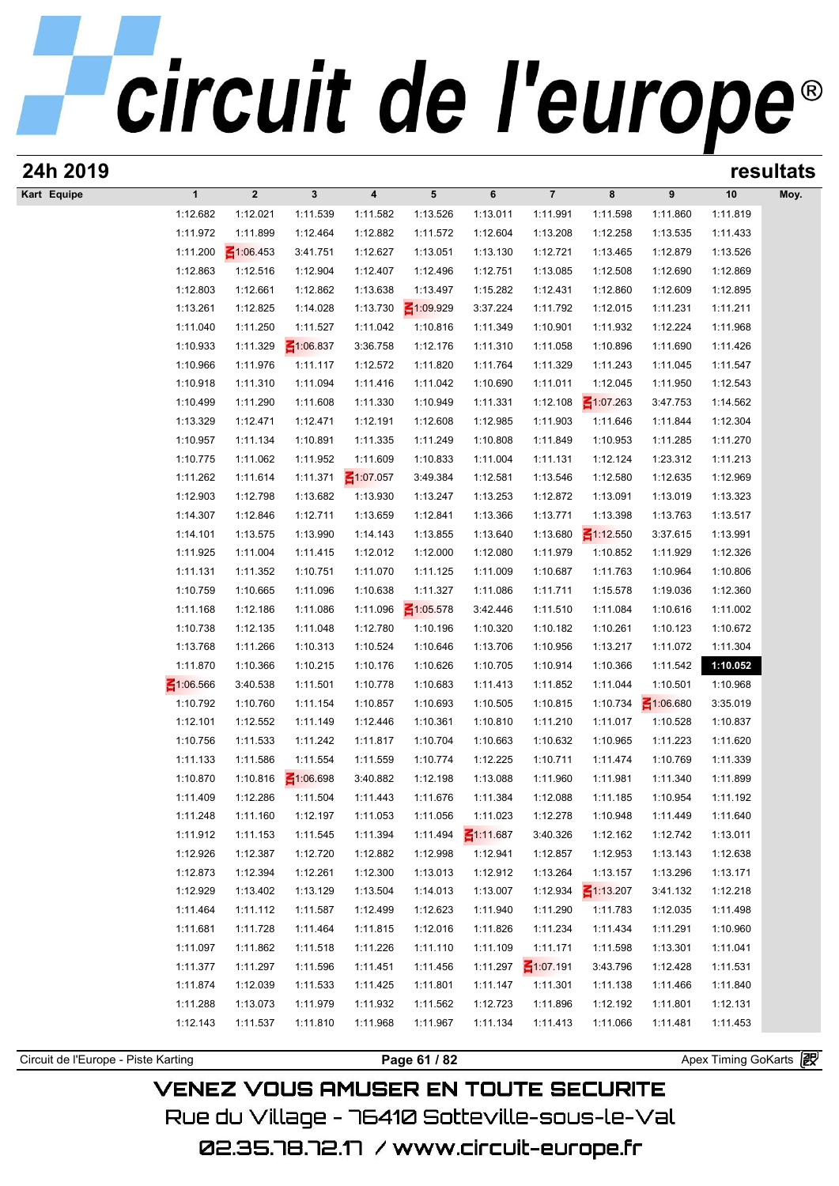# circuit de l'europe®

## 24h 2019 — resultats

| Kart | Equipe | 1 | 2 | 3 | 4 | 5 | 6 | 7 | 8 | 9 | 10 | Moy. |
|---|---|---|---|---|---|---|---|---|---|---|---|---|
| | | 1:12.682 | 1:12.021 | 1:11.539 | 1:11.582 | 1:13.526 | 1:13.011 | 1:11.991 | 1:11.598 | 1:11.860 | 1:11.819 | |
| | | 1:11.972 | 1:11.899 | 1:12.464 | 1:12.882 | 1:11.572 | 1:12.604 | 1:13.208 | 1:12.258 | 1:13.535 | 1:11.433 | |
| | | 1:11.200 | 1:06.453 | 3:41.751 | 1:12.627 | 1:13.051 | 1:13.130 | 1:12.721 | 1:13.465 | 1:12.879 | 1:13.526 | |
| | | 1:12.863 | 1:12.516 | 1:12.904 | 1:12.407 | 1:12.496 | 1:12.751 | 1:13.085 | 1:12.508 | 1:12.690 | 1:12.869 | |
| | | 1:12.803 | 1:12.661 | 1:12.862 | 1:13.638 | 1:13.497 | 1:15.282 | 1:12.431 | 1:12.860 | 1:12.609 | 1:12.895 | |
| | | 1:13.261 | 1:12.825 | 1:14.028 | 1:13.730 | 1:09.929 | 3:37.224 | 1:11.792 | 1:12.015 | 1:11.231 | 1:11.211 | |
| | | 1:11.040 | 1:11.250 | 1:11.527 | 1:11.042 | 1:10.816 | 1:11.349 | 1:10.901 | 1:11.932 | 1:12.224 | 1:11.968 | |
| | | 1:10.933 | 1:11.329 | 1:06.837 | 3:36.758 | 1:12.176 | 1:11.310 | 1:11.058 | 1:10.896 | 1:11.690 | 1:11.426 | |
| | | 1:10.966 | 1:11.976 | 1:11.117 | 1:12.572 | 1:11.820 | 1:11.764 | 1:11.329 | 1:11.243 | 1:11.045 | 1:11.547 | |
| | | 1:10.918 | 1:11.310 | 1:11.094 | 1:11.416 | 1:11.042 | 1:10.690 | 1:11.011 | 1:12.045 | 1:11.950 | 1:12.543 | |
| | | 1:10.499 | 1:11.290 | 1:11.608 | 1:11.330 | 1:10.949 | 1:11.331 | 1:12.108 | 1:07.263 | 3:47.753 | 1:14.562 | |
| | | 1:13.329 | 1:12.471 | 1:12.471 | 1:12.191 | 1:12.608 | 1:12.985 | 1:11.903 | 1:11.646 | 1:11.844 | 1:12.304 | |
| | | 1:10.957 | 1:11.134 | 1:10.891 | 1:11.335 | 1:11.249 | 1:10.808 | 1:11.849 | 1:10.953 | 1:11.285 | 1:11.270 | |
| | | 1:10.775 | 1:11.062 | 1:11.952 | 1:11.609 | 1:10.833 | 1:11.004 | 1:11.131 | 1:12.124 | 1:23.312 | 1:11.213 | |
| | | 1:11.262 | 1:11.614 | 1:11.371 | 1:07.057 | 3:49.384 | 1:12.581 | 1:13.546 | 1:12.580 | 1:12.635 | 1:12.969 | |
| | | 1:12.903 | 1:12.798 | 1:13.682 | 1:13.930 | 1:13.247 | 1:13.253 | 1:12.872 | 1:13.091 | 1:13.019 | 1:13.323 | |
| | | 1:14.307 | 1:12.846 | 1:12.711 | 1:13.659 | 1:12.841 | 1:13.366 | 1:13.771 | 1:13.398 | 1:13.763 | 1:13.517 | |
| | | 1:14.101 | 1:13.575 | 1:13.990 | 1:14.143 | 1:13.855 | 1:13.640 | 1:13.680 | 1:12.550 | 3:37.615 | 1:13.991 | |
| | | 1:11.925 | 1:11.004 | 1:11.415 | 1:12.012 | 1:12.000 | 1:12.080 | 1:11.979 | 1:10.852 | 1:11.929 | 1:12.326 | |
| | | 1:11.131 | 1:11.352 | 1:10.751 | 1:11.070 | 1:11.125 | 1:11.009 | 1:10.687 | 1:11.763 | 1:10.964 | 1:10.806 | |
| | | 1:10.759 | 1:10.665 | 1:11.096 | 1:10.638 | 1:11.327 | 1:11.086 | 1:11.711 | 1:15.578 | 1:19.036 | 1:12.360 | |
| | | 1:11.168 | 1:12.186 | 1:11.086 | 1:11.096 | 1:05.578 | 3:42.446 | 1:11.510 | 1:11.084 | 1:10.616 | 1:11.002 | |
| | | 1:10.738 | 1:12.135 | 1:11.048 | 1:12.780 | 1:10.196 | 1:10.320 | 1:10.182 | 1:10.261 | 1:10.123 | 1:10.672 | |
| | | 1:13.768 | 1:11.266 | 1:10.313 | 1:10.524 | 1:10.646 | 1:13.706 | 1:10.956 | 1:13.217 | 1:11.072 | 1:11.304 | |
| | | 1:11.870 | 1:10.366 | 1:10.215 | 1:10.176 | 1:10.626 | 1:10.705 | 1:10.914 | 1:10.366 | 1:11.542 | **1:10.052** | |
| | | 1:06.566 | 3:40.538 | 1:11.501 | 1:10.778 | 1:10.683 | 1:11.413 | 1:11.852 | 1:11.044 | 1:10.501 | 1:10.968 | |
| | | 1:10.792 | 1:10.760 | 1:11.154 | 1:10.857 | 1:10.693 | 1:10.505 | 1:10.815 | 1:10.734 | 1:06.680 | 3:35.019 | |
| | | 1:12.101 | 1:12.552 | 1:11.149 | 1:12.446 | 1:10.361 | 1:10.810 | 1:11.210 | 1:11.017 | 1:10.528 | 1:10.837 | |
| | | 1:10.756 | 1:11.533 | 1:11.242 | 1:11.817 | 1:10.704 | 1:10.663 | 1:10.632 | 1:10.965 | 1:11.223 | 1:11.620 | |
| | | 1:11.133 | 1:11.586 | 1:11.554 | 1:11.559 | 1:10.774 | 1:12.225 | 1:10.711 | 1:11.474 | 1:10.769 | 1:11.339 | |
| | | 1:10.870 | 1:10.816 | 1:06.698 | 3:40.882 | 1:12.198 | 1:13.088 | 1:11.960 | 1:11.981 | 1:11.340 | 1:11.899 | |
| | | 1:11.409 | 1:12.286 | 1:11.504 | 1:11.443 | 1:11.676 | 1:11.384 | 1:12.088 | 1:11.185 | 1:10.954 | 1:11.192 | |
| | | 1:11.248 | 1:11.160 | 1:12.197 | 1:11.053 | 1:11.056 | 1:11.023 | 1:12.278 | 1:10.948 | 1:11.449 | 1:11.640 | |
| | | 1:11.912 | 1:11.153 | 1:11.545 | 1:11.394 | 1:11.494 | 1:11.687 | 3:40.326 | 1:12.162 | 1:12.742 | 1:13.011 | |
| | | 1:12.926 | 1:12.387 | 1:12.720 | 1:12.882 | 1:12.998 | 1:12.941 | 1:12.857 | 1:12.953 | 1:13.143 | 1:12.638 | |
| | | 1:12.873 | 1:12.394 | 1:12.261 | 1:12.300 | 1:13.013 | 1:12.912 | 1:13.264 | 1:13.157 | 1:13.296 | 1:13.171 | |
| | | 1:12.929 | 1:13.402 | 1:13.129 | 1:13.504 | 1:14.013 | 1:13.007 | 1:12.934 | 1:13.207 | 3:41.132 | 1:12.218 | |
| | | 1:11.464 | 1:11.112 | 1:11.587 | 1:12.499 | 1:12.623 | 1:11.940 | 1:11.290 | 1:11.783 | 1:12.035 | 1:11.498 | |
| | | 1:11.681 | 1:11.728 | 1:11.464 | 1:11.815 | 1:12.016 | 1:11.826 | 1:11.234 | 1:11.434 | 1:11.291 | 1:10.960 | |
| | | 1:11.097 | 1:11.862 | 1:11.518 | 1:11.226 | 1:11.110 | 1:11.109 | 1:11.171 | 1:11.598 | 1:13.301 | 1:11.041 | |
| | | 1:11.377 | 1:11.297 | 1:11.596 | 1:11.451 | 1:11.456 | 1:11.297 | 1:07.191 | 3:43.796 | 1:12.428 | 1:11.531 | |
| | | 1:11.874 | 1:12.039 | 1:11.533 | 1:11.425 | 1:11.801 | 1:11.147 | 1:11.301 | 1:11.138 | 1:11.466 | 1:11.840 | |
| | | 1:11.288 | 1:13.073 | 1:11.979 | 1:11.932 | 1:11.562 | 1:12.723 | 1:11.896 | 1:12.192 | 1:11.801 | 1:12.131 | |
| | | 1:12.143 | 1:11.537 | 1:11.810 | 1:11.968 | 1:11.967 | 1:11.134 | 1:11.413 | 1:11.066 | 1:11.481 | 1:11.453 | |

Circuit de l'Europe - Piste Karting — Apex Timing GoKarts

VENEZ VOUS AMUSER EN TOUTE SECURITE

Rue du Village - 76410 Sotteville-sous-le-Val

02.35.78.72.17 / www.circuit-europe.fr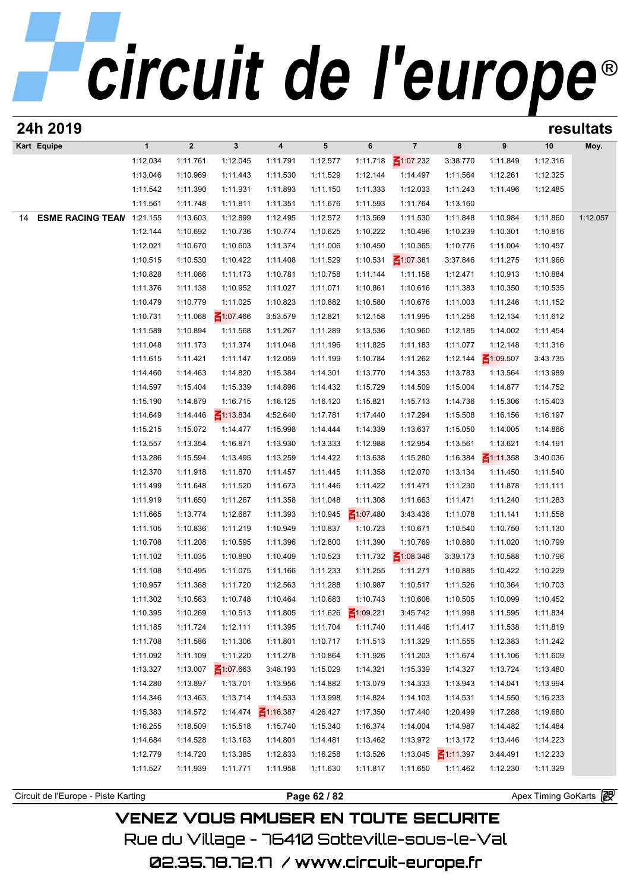# circuit de l'europe

## 24h 2019 — resultats

| Kart | Equipe | 1 | 2 | 3 | 4 | 5 | 6 | 7 | 8 | 9 | 10 | Moy. |
|---|---|---|---|---|---|---|---|---|---|---|---|---|
| | | 1:12.034 | 1:11.761 | 1:12.045 | 1:11.791 | 1:12.577 | 1:11.718 | 1:07.232 | 3:38.770 | 1:11.849 | 1:12.316 | |
| | | 1:13.046 | 1:10.969 | 1:11.443 | 1:11.530 | 1:11.529 | 1:12.144 | 1:14.497 | 1:11.564 | 1:12.261 | 1:12.325 | |
| | | 1:11.542 | 1:11.390 | 1:11.931 | 1:11.893 | 1:11.150 | 1:11.333 | 1:12.033 | 1:11.243 | 1:11.496 | 1:12.485 | |
| | | 1:11.561 | 1:11.748 | 1:11.811 | 1:11.351 | 1:11.676 | 1:11.593 | 1:11.764 | 1:13.160 | | | |
| 14 | ESME RACING TEAM | 1:21.155 | 1:13.603 | 1:12.899 | 1:12.495 | 1:12.572 | 1:13.569 | 1:11.530 | 1:11.848 | 1:10.984 | 1:11.860 | 1:12.057 |
| | | 1:12.144 | 1:10.692 | 1:10.736 | 1:10.774 | 1:10.625 | 1:10.222 | 1:10.496 | 1:10.239 | 1:10.301 | 1:10.816 | |
| | | 1:12.021 | 1:10.670 | 1:10.603 | 1:11.374 | 1:11.006 | 1:10.450 | 1:10.365 | 1:10.776 | 1:11.004 | 1:10.457 | |
| | | 1:10.515 | 1:10.530 | 1:10.422 | 1:11.408 | 1:11.529 | 1:10.531 | 1:07.381 | 3:37.846 | 1:11.275 | 1:11.966 | |
| | | 1:10.828 | 1:11.066 | 1:11.173 | 1:10.781 | 1:10.758 | 1:11.144 | 1:11.158 | 1:12.471 | 1:10.913 | 1:10.884 | |
| | | 1:11.376 | 1:11.138 | 1:10.952 | 1:11.027 | 1:11.071 | 1:10.861 | 1:10.616 | 1:11.383 | 1:10.350 | 1:10.535 | |
| | | 1:10.479 | 1:10.779 | 1:11.025 | 1:10.823 | 1:10.882 | 1:10.580 | 1:10.676 | 1:11.003 | 1:11.246 | 1:11.152 | |
| | | 1:10.731 | 1:11.068 | 1:07.466 | 3:53.579 | 1:12.821 | 1:12.158 | 1:11.995 | 1:11.256 | 1:12.134 | 1:11.612 | |
| | | 1:11.589 | 1:10.894 | 1:11.568 | 1:11.267 | 1:11.289 | 1:13.536 | 1:10.960 | 1:12.185 | 1:14.002 | 1:11.454 | |
| | | 1:11.048 | 1:11.173 | 1:11.374 | 1:11.048 | 1:11.196 | 1:11.825 | 1:11.183 | 1:11.077 | 1:12.148 | 1:11.316 | |
| | | 1:11.615 | 1:11.421 | 1:11.147 | 1:12.059 | 1:11.199 | 1:10.784 | 1:11.262 | 1:12.144 | 1:09.507 | 3:43.735 | |
| | | 1:14.460 | 1:14.463 | 1:14.820 | 1:15.384 | 1:14.301 | 1:13.770 | 1:14.353 | 1:13.783 | 1:13.564 | 1:13.989 | |
| | | 1:14.597 | 1:15.404 | 1:15.339 | 1:14.896 | 1:14.432 | 1:15.729 | 1:14.509 | 1:15.004 | 1:14.877 | 1:14.752 | |
| | | 1:15.190 | 1:14.879 | 1:16.715 | 1:16.125 | 1:16.120 | 1:15.821 | 1:15.713 | 1:14.736 | 1:15.306 | 1:15.403 | |
| | | 1:14.649 | 1:14.446 | 1:13.834 | 4:52.640 | 1:17.781 | 1:17.440 | 1:17.294 | 1:15.508 | 1:16.156 | 1:16.197 | |
| | | 1:15.215 | 1:15.072 | 1:14.477 | 1:15.998 | 1:14.444 | 1:14.339 | 1:13.637 | 1:15.050 | 1:14.005 | 1:14.866 | |
| | | 1:13.557 | 1:13.354 | 1:16.871 | 1:13.930 | 1:13.333 | 1:12.988 | 1:12.954 | 1:13.561 | 1:13.621 | 1:14.191 | |
| | | 1:13.286 | 1:15.594 | 1:13.495 | 1:13.259 | 1:14.422 | 1:13.638 | 1:15.280 | 1:16.384 | 1:11.358 | 3:40.036 | |
| | | 1:12.370 | 1:11.918 | 1:11.870 | 1:11.457 | 1:11.445 | 1:11.358 | 1:12.070 | 1:13.134 | 1:11.450 | 1:11.540 | |
| | | 1:11.499 | 1:11.648 | 1:11.520 | 1:11.673 | 1:11.446 | 1:11.422 | 1:11.471 | 1:11.230 | 1:11.878 | 1:11.111 | |
| | | 1:11.919 | 1:11.650 | 1:11.267 | 1:11.358 | 1:11.048 | 1:11.308 | 1:11.663 | 1:11.471 | 1:11.240 | 1:11.283 | |
| | | 1:11.665 | 1:13.774 | 1:12.667 | 1:11.393 | 1:10.945 | 1:07.480 | 3:43.436 | 1:11.078 | 1:11.141 | 1:11.558 | |
| | | 1:11.105 | 1:10.836 | 1:11.219 | 1:10.949 | 1:10.837 | 1:10.723 | 1:10.671 | 1:10.540 | 1:10.750 | 1:11.130 | |
| | | 1:10.708 | 1:11.208 | 1:10.595 | 1:11.396 | 1:12.800 | 1:11.390 | 1:10.769 | 1:10.880 | 1:11.020 | 1:10.799 | |
| | | 1:11.102 | 1:11.035 | 1:10.890 | 1:10.409 | 1:10.523 | 1:11.732 | 1:08.346 | 3:39.173 | 1:10.588 | 1:10.796 | |
| | | 1:11.108 | 1:10.495 | 1:11.075 | 1:11.166 | 1:11.233 | 1:11.255 | 1:11.271 | 1:10.885 | 1:10.422 | 1:10.229 | |
| | | 1:10.957 | 1:11.368 | 1:11.720 | 1:12.563 | 1:11.288 | 1:10.987 | 1:10.517 | 1:11.526 | 1:10.364 | 1:10.703 | |
| | | 1:11.302 | 1:10.563 | 1:10.748 | 1:10.464 | 1:10.683 | 1:10.743 | 1:10.608 | 1:10.505 | 1:10.099 | 1:10.452 | |
| | | 1:10.395 | 1:10.269 | 1:10.513 | 1:11.805 | 1:11.626 | 1:09.221 | 3:45.742 | 1:11.998 | 1:11.595 | 1:11.834 | |
| | | 1:11.185 | 1:11.724 | 1:12.111 | 1:11.395 | 1:11.704 | 1:11.740 | 1:11.446 | 1:11.417 | 1:11.538 | 1:11.819 | |
| | | 1:11.708 | 1:11.586 | 1:11.306 | 1:11.801 | 1:10.717 | 1:11.513 | 1:11.329 | 1:11.555 | 1:12.383 | 1:11.242 | |
| | | 1:11.092 | 1:11.109 | 1:11.220 | 1:11.278 | 1:10.864 | 1:11.926 | 1:11.203 | 1:11.674 | 1:11.106 | 1:11.609 | |
| | | 1:13.327 | 1:13.007 | 1:07.663 | 3:48.193 | 1:15.029 | 1:14.321 | 1:15.339 | 1:14.327 | 1:13.724 | 1:13.480 | |
| | | 1:14.280 | 1:13.897 | 1:13.701 | 1:13.956 | 1:14.882 | 1:13.079 | 1:14.333 | 1:13.943 | 1:14.041 | 1:13.994 | |
| | | 1:14.346 | 1:13.463 | 1:13.714 | 1:14.533 | 1:13.998 | 1:14.824 | 1:14.103 | 1:14.531 | 1:14.550 | 1:16.233 | |
| | | 1:15.383 | 1:14.572 | 1:14.474 | 1:16.387 | 4:26.427 | 1:17.350 | 1:17.440 | 1:20.499 | 1:17.288 | 1:19.680 | |
| | | 1:16.255 | 1:18.509 | 1:15.518 | 1:15.740 | 1:15.340 | 1:16.374 | 1:14.004 | 1:14.987 | 1:14.482 | 1:14.484 | |
| | | 1:14.684 | 1:14.528 | 1:13.163 | 1:14.801 | 1:14.481 | 1:13.462 | 1:13.972 | 1:13.172 | 1:13.446 | 1:14.223 | |
| | | 1:12.779 | 1:14.720 | 1:13.385 | 1:12.833 | 1:16.258 | 1:13.526 | 1:13.045 | 1:11.397 | 3:44.491 | 1:12.233 | |
| | | 1:11.527 | 1:11.939 | 1:11.771 | 1:11.958 | 1:11.630 | 1:11.817 | 1:11.650 | 1:11.462 | 1:12.230 | 1:11.329 | |

Circuit de l'Europe - Piste Karting — Apex Timing GoKarts

VENEZ VOUS AMUSER EN TOUTE SECURITE
Rue du Village - 76410 Sotteville-sous-le-Val
02.35.78.72.17 / www.circuit-europe.fr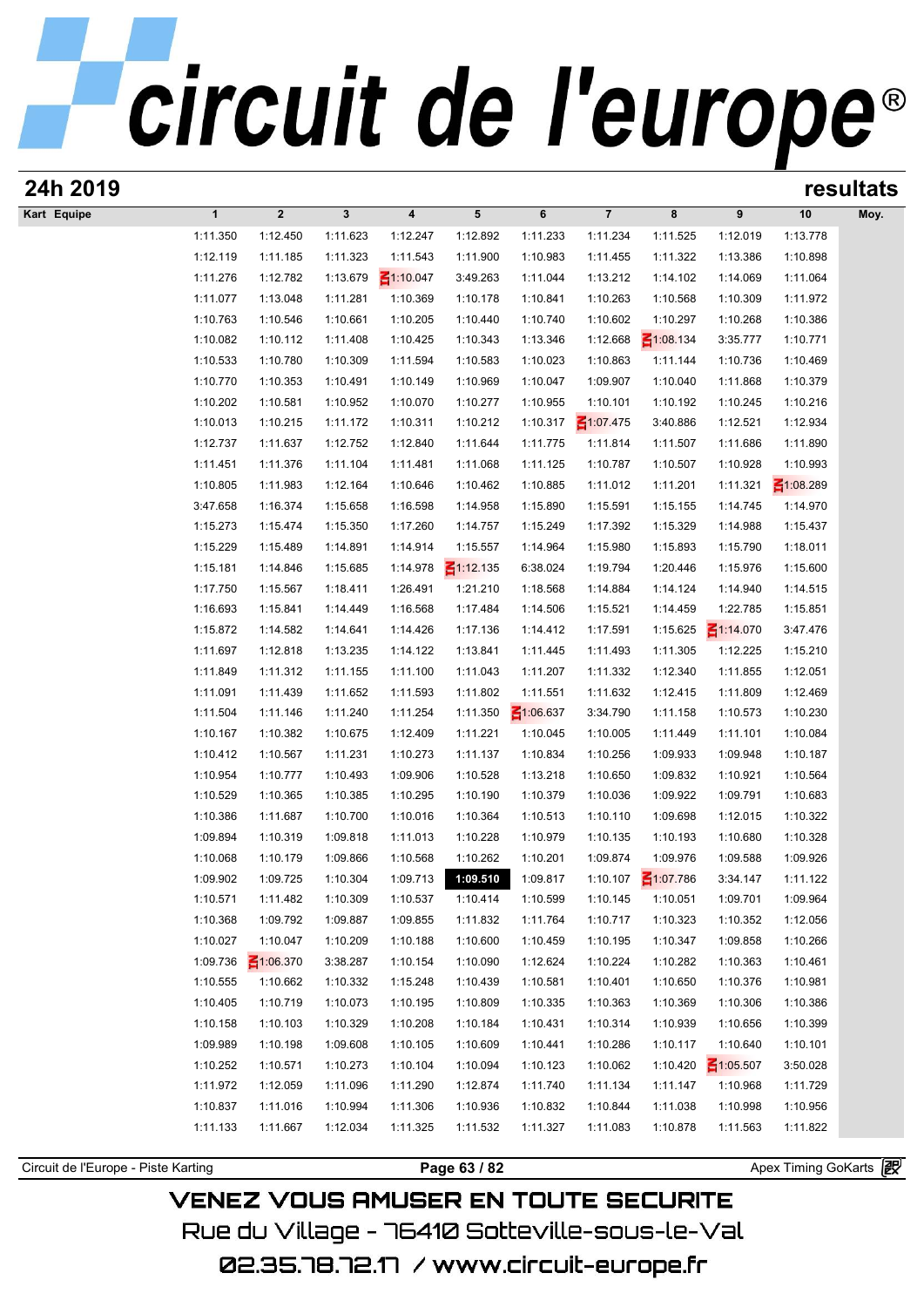# circuit de l'europe®

## 24h 2019

**resultats**

| Kart | Equipe | 1 | 2 | 3 | 4 | 5 | 6 | 7 | 8 | 9 | 10 | Moy. |
|---|---|---|---|---|---|---|---|---|---|---|---|---|
| | | 1:11.350 | 1:12.450 | 1:11.623 | 1:12.247 | 1:12.892 | 1:11.233 | 1:11.234 | 1:11.525 | 1:12.019 | 1:13.778 | |
| | | 1:12.119 | 1:11.185 | 1:11.323 | 1:11.543 | 1:11.900 | 1:10.983 | 1:11.455 | 1:11.322 | 1:13.386 | 1:10.898 | |
| | | 1:11.276 | 1:12.782 | 1:13.679 | 1:10.047 | 3:49.263 | 1:11.044 | 1:13.212 | 1:14.102 | 1:14.069 | 1:11.064 | |
| | | 1:11.077 | 1:13.048 | 1:11.281 | 1:10.369 | 1:10.178 | 1:10.841 | 1:10.263 | 1:10.568 | 1:10.309 | 1:11.972 | |
| | | 1:10.763 | 1:10.546 | 1:10.661 | 1:10.205 | 1:10.440 | 1:10.740 | 1:10.602 | 1:10.297 | 1:10.268 | 1:10.386 | |
| | | 1:10.082 | 1:10.112 | 1:11.408 | 1:10.425 | 1:10.343 | 1:13.346 | 1:12.668 | 1:08.134 | 3:35.777 | 1:10.771 | |
| | | 1:10.533 | 1:10.780 | 1:10.309 | 1:11.594 | 1:10.583 | 1:10.023 | 1:10.863 | 1:11.144 | 1:10.736 | 1:10.469 | |
| | | 1:10.770 | 1:10.353 | 1:10.491 | 1:10.149 | 1:10.969 | 1:10.047 | 1:09.907 | 1:10.040 | 1:11.868 | 1:10.379 | |
| | | 1:10.202 | 1:10.581 | 1:10.952 | 1:10.070 | 1:10.277 | 1:10.955 | 1:10.101 | 1:10.192 | 1:10.245 | 1:10.216 | |
| | | 1:10.013 | 1:10.215 | 1:11.172 | 1:10.311 | 1:10.212 | 1:10.317 | 1:07.475 | 3:40.886 | 1:12.521 | 1:12.934 | |
| | | 1:12.737 | 1:11.637 | 1:12.752 | 1:12.840 | 1:11.644 | 1:11.775 | 1:11.814 | 1:11.507 | 1:11.686 | 1:11.890 | |
| | | 1:11.451 | 1:11.376 | 1:11.104 | 1:11.481 | 1:11.068 | 1:11.125 | 1:10.787 | 1:10.507 | 1:10.928 | 1:10.993 | |
| | | 1:10.805 | 1:11.983 | 1:12.164 | 1:10.646 | 1:10.462 | 1:10.885 | 1:11.012 | 1:11.201 | 1:11.321 | 1:08.289 | |
| | | 3:47.658 | 1:16.374 | 1:15.658 | 1:16.598 | 1:14.958 | 1:15.890 | 1:15.591 | 1:15.155 | 1:14.745 | 1:14.970 | |
| | | 1:15.273 | 1:15.474 | 1:15.350 | 1:17.260 | 1:14.757 | 1:15.249 | 1:17.392 | 1:15.329 | 1:14.988 | 1:15.437 | |
| | | 1:15.229 | 1:15.489 | 1:14.891 | 1:14.914 | 1:15.557 | 1:14.964 | 1:15.980 | 1:15.893 | 1:15.790 | 1:18.011 | |
| | | 1:15.181 | 1:14.846 | 1:15.685 | 1:14.978 | 1:12.135 | 6:38.024 | 1:19.794 | 1:20.446 | 1:15.976 | 1:15.600 | |
| | | 1:17.750 | 1:15.567 | 1:18.411 | 1:26.491 | 1:21.210 | 1:18.568 | 1:14.884 | 1:14.124 | 1:14.940 | 1:14.515 | |
| | | 1:16.693 | 1:15.841 | 1:14.449 | 1:16.568 | 1:17.484 | 1:14.506 | 1:15.521 | 1:14.459 | 1:22.785 | 1:15.851 | |
| | | 1:15.872 | 1:14.582 | 1:14.641 | 1:14.426 | 1:17.136 | 1:14.412 | 1:17.591 | 1:15.625 | 1:14.070 | 3:47.476 | |
| | | 1:11.697 | 1:12.818 | 1:13.235 | 1:14.122 | 1:13.841 | 1:11.445 | 1:11.493 | 1:11.305 | 1:12.225 | 1:15.210 | |
| | | 1:11.849 | 1:11.312 | 1:11.155 | 1:11.100 | 1:11.043 | 1:11.207 | 1:11.332 | 1:12.340 | 1:11.855 | 1:12.051 | |
| | | 1:11.091 | 1:11.439 | 1:11.652 | 1:11.593 | 1:11.802 | 1:11.551 | 1:11.632 | 1:12.415 | 1:11.809 | 1:12.469 | |
| | | 1:11.504 | 1:11.146 | 1:11.240 | 1:11.254 | 1:11.350 | 1:06.637 | 3:34.790 | 1:11.158 | 1:10.573 | 1:10.230 | |
| | | 1:10.167 | 1:10.382 | 1:10.675 | 1:12.409 | 1:11.221 | 1:10.045 | 1:10.005 | 1:11.449 | 1:11.101 | 1:10.084 | |
| | | 1:10.412 | 1:10.567 | 1:11.231 | 1:10.273 | 1:11.137 | 1:10.834 | 1:10.256 | 1:09.933 | 1:09.948 | 1:10.187 | |
| | | 1:10.954 | 1:10.777 | 1:10.493 | 1:09.906 | 1:10.528 | 1:13.218 | 1:10.650 | 1:09.832 | 1:10.921 | 1:10.564 | |
| | | 1:10.529 | 1:10.365 | 1:10.385 | 1:10.295 | 1:10.190 | 1:10.379 | 1:10.036 | 1:09.922 | 1:09.791 | 1:10.683 | |
| | | 1:10.386 | 1:11.687 | 1:10.700 | 1:10.016 | 1:10.364 | 1:10.513 | 1:10.110 | 1:09.698 | 1:12.015 | 1:10.322 | |
| | | 1:09.894 | 1:10.319 | 1:09.818 | 1:11.013 | 1:10.228 | 1:10.979 | 1:10.135 | 1:10.193 | 1:10.680 | 1:10.328 | |
| | | 1:10.068 | 1:10.179 | 1:09.866 | 1:10.568 | 1:10.262 | 1:10.201 | 1:09.874 | 1:09.976 | 1:09.588 | 1:09.926 | |
| | | 1:09.902 | 1:09.725 | 1:10.304 | 1:09.713 | **1:09.510** | 1:09.817 | 1:10.107 | 1:07.786 | 3:34.147 | 1:11.122 | |
| | | 1:10.571 | 1:11.482 | 1:10.309 | 1:10.537 | 1:10.414 | 1:10.599 | 1:10.145 | 1:10.051 | 1:09.701 | 1:09.964 | |
| | | 1:10.368 | 1:09.792 | 1:09.887 | 1:09.855 | 1:11.832 | 1:11.764 | 1:10.717 | 1:10.323 | 1:10.352 | 1:12.056 | |
| | | 1:10.027 | 1:10.047 | 1:10.209 | 1:10.188 | 1:10.600 | 1:10.459 | 1:10.195 | 1:10.347 | 1:09.858 | 1:10.266 | |
| | | 1:09.736 | 1:06.370 | 3:38.287 | 1:10.154 | 1:10.090 | 1:12.624 | 1:10.224 | 1:10.282 | 1:10.363 | 1:10.461 | |
| | | 1:10.555 | 1:10.662 | 1:10.332 | 1:15.248 | 1:10.439 | 1:10.581 | 1:10.401 | 1:10.650 | 1:10.376 | 1:10.981 | |
| | | 1:10.405 | 1:10.719 | 1:10.073 | 1:10.195 | 1:10.809 | 1:10.335 | 1:10.363 | 1:10.369 | 1:10.306 | 1:10.386 | |
| | | 1:10.158 | 1:10.103 | 1:10.329 | 1:10.208 | 1:10.184 | 1:10.431 | 1:10.314 | 1:10.939 | 1:10.656 | 1:10.399 | |
| | | 1:09.989 | 1:10.198 | 1:09.608 | 1:10.105 | 1:10.609 | 1:10.441 | 1:10.286 | 1:10.117 | 1:10.640 | 1:10.101 | |
| | | 1:10.252 | 1:10.571 | 1:10.273 | 1:10.104 | 1:10.094 | 1:10.123 | 1:10.062 | 1:10.420 | 1:05.507 | 3:50.028 | |
| | | 1:11.972 | 1:12.059 | 1:11.096 | 1:11.290 | 1:12.874 | 1:11.740 | 1:11.134 | 1:11.147 | 1:10.968 | 1:11.729 | |
| | | 1:10.837 | 1:11.016 | 1:10.994 | 1:11.306 | 1:10.936 | 1:10.832 | 1:10.844 | 1:11.038 | 1:10.998 | 1:10.956 | |
| | | 1:11.133 | 1:11.667 | 1:12.034 | 1:11.325 | 1:11.532 | 1:11.327 | 1:11.083 | 1:10.878 | 1:11.563 | 1:11.822 | |

Circuit de l'Europe - Piste Karting — Apex Timing GoKarts

VENEZ VOUS AMUSER EN TOUTE SECURITE

Rue du Village - 76410 Sotteville-sous-le-Val

02.35.78.72.17 / www.circuit-europe.fr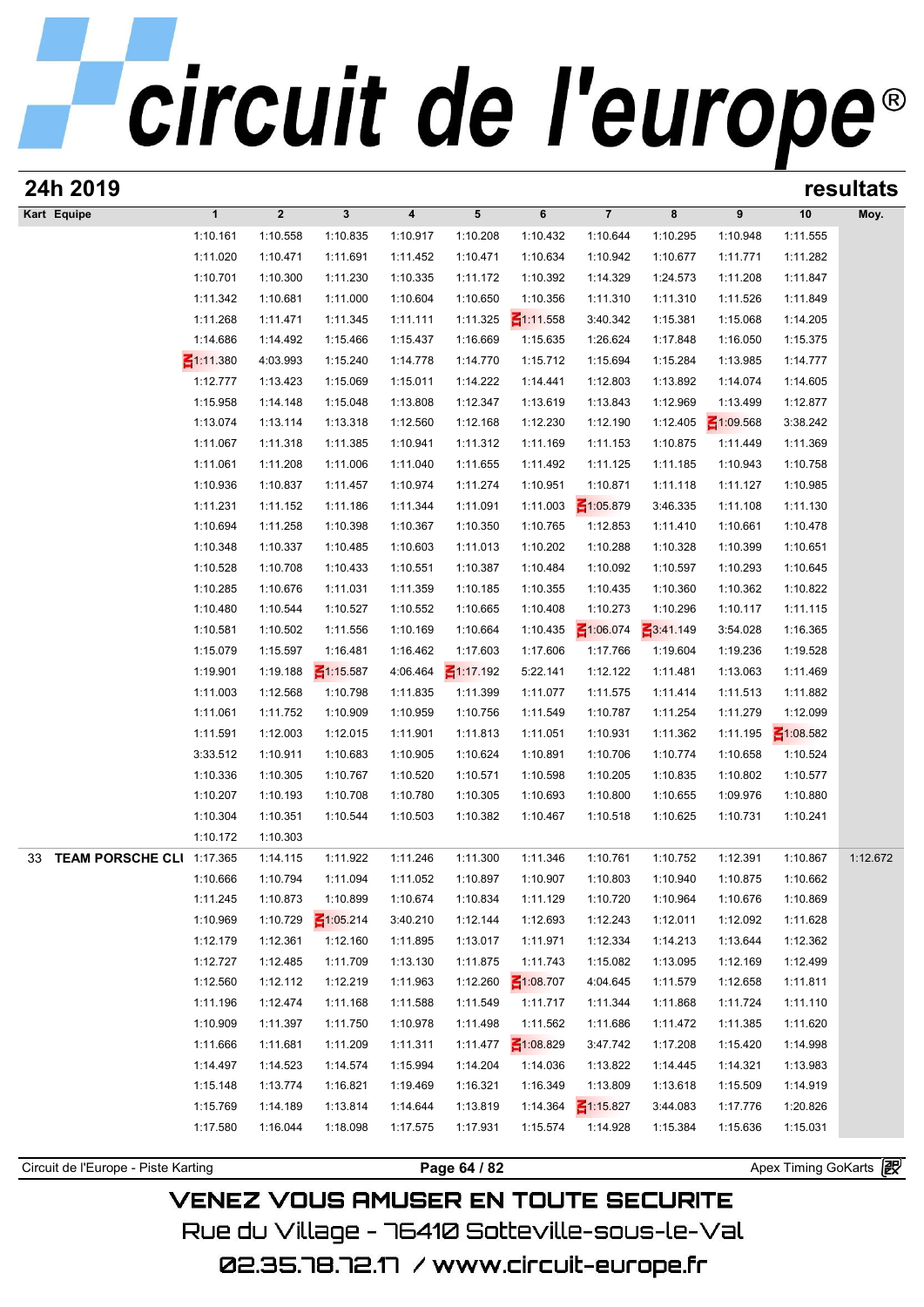## 24h 2019 — resultats

| Kart | Equipe | 1 | 2 | 3 | 4 | 5 | 6 | 7 | 8 | 9 | 10 | Moy. |
|---|---|---|---|---|---|---|---|---|---|---|---|---|
| | | 1:10.161 | 1:10.558 | 1:10.835 | 1:10.917 | 1:10.208 | 1:10.432 | 1:10.644 | 1:10.295 | 1:10.948 | 1:11.555 | |
| | | 1:11.020 | 1:10.471 | 1:11.691 | 1:11.452 | 1:10.471 | 1:10.634 | 1:10.942 | 1:10.677 | 1:11.771 | 1:11.282 | |
| | | 1:10.701 | 1:10.300 | 1:11.230 | 1:10.335 | 1:11.172 | 1:10.392 | 1:14.329 | 1:24.573 | 1:11.208 | 1:11.847 | |
| | | 1:11.342 | 1:10.681 | 1:11.000 | 1:10.604 | 1:10.650 | 1:10.356 | 1:11.310 | 1:11.310 | 1:11.526 | 1:11.849 | |
| | | 1:11.268 | 1:11.471 | 1:11.345 | 1:11.111 | 1:11.325 | 1:11.558 | 3:40.342 | 1:15.381 | 1:15.068 | 1:14.205 | |
| | | 1:14.686 | 1:14.492 | 1:15.466 | 1:15.437 | 1:16.669 | 1:15.635 | 1:26.624 | 1:17.848 | 1:16.050 | 1:15.375 | |
| | | 1:11.380 | 4:03.993 | 1:15.240 | 1:14.778 | 1:14.770 | 1:15.712 | 1:15.694 | 1:15.284 | 1:13.985 | 1:14.777 | |
| | | 1:12.777 | 1:13.423 | 1:15.069 | 1:15.011 | 1:14.222 | 1:14.441 | 1:12.803 | 1:13.892 | 1:14.074 | 1:14.605 | |
| | | 1:15.958 | 1:14.148 | 1:15.048 | 1:13.808 | 1:12.347 | 1:13.619 | 1:13.843 | 1:12.969 | 1:13.499 | 1:12.877 | |
| | | 1:13.074 | 1:13.114 | 1:13.318 | 1:12.560 | 1:12.168 | 1:12.230 | 1:12.190 | 1:12.405 | 1:09.568 | 3:38.242 | |
| | | 1:11.067 | 1:11.318 | 1:11.385 | 1:10.941 | 1:11.312 | 1:11.169 | 1:11.153 | 1:10.875 | 1:11.449 | 1:11.369 | |
| | | 1:11.061 | 1:11.208 | 1:11.006 | 1:11.040 | 1:11.655 | 1:11.492 | 1:11.125 | 1:11.185 | 1:10.943 | 1:10.758 | |
| | | 1:10.936 | 1:10.837 | 1:11.457 | 1:10.974 | 1:11.274 | 1:10.951 | 1:10.871 | 1:11.118 | 1:11.127 | 1:10.985 | |
| | | 1:11.231 | 1:11.152 | 1:11.186 | 1:11.344 | 1:11.091 | 1:11.003 | 1:05.879 | 3:46.335 | 1:11.108 | 1:11.130 | |
| | | 1:10.694 | 1:11.258 | 1:10.398 | 1:10.367 | 1:10.350 | 1:10.765 | 1:12.853 | 1:11.410 | 1:10.661 | 1:10.478 | |
| | | 1:10.348 | 1:10.337 | 1:10.485 | 1:10.603 | 1:11.013 | 1:10.202 | 1:10.288 | 1:10.328 | 1:10.399 | 1:10.651 | |
| | | 1:10.528 | 1:10.708 | 1:10.433 | 1:10.551 | 1:10.387 | 1:10.484 | 1:10.092 | 1:10.597 | 1:10.293 | 1:10.645 | |
| | | 1:10.285 | 1:10.676 | 1:11.031 | 1:11.359 | 1:10.185 | 1:10.355 | 1:10.435 | 1:10.360 | 1:10.362 | 1:10.822 | |
| | | 1:10.480 | 1:10.544 | 1:10.527 | 1:10.552 | 1:10.665 | 1:10.408 | 1:10.273 | 1:10.296 | 1:10.117 | 1:11.115 | |
| | | 1:10.581 | 1:10.502 | 1:11.556 | 1:10.169 | 1:10.664 | 1:10.435 | 1:06.074 | 3:41.149 | 3:54.028 | 1:16.365 | |
| | | 1:15.079 | 1:15.597 | 1:16.481 | 1:16.462 | 1:17.603 | 1:17.606 | 1:17.766 | 1:19.604 | 1:19.236 | 1:19.528 | |
| | | 1:19.901 | 1:19.188 | 1:15.587 | 4:06.464 | 1:17.192 | 5:22.141 | 1:12.122 | 1:11.481 | 1:13.063 | 1:11.469 | |
| | | 1:11.003 | 1:12.568 | 1:10.798 | 1:11.835 | 1:11.399 | 1:11.077 | 1:11.575 | 1:11.414 | 1:11.513 | 1:11.882 | |
| | | 1:11.061 | 1:11.752 | 1:10.909 | 1:10.959 | 1:10.756 | 1:11.549 | 1:10.787 | 1:11.254 | 1:11.279 | 1:12.099 | |
| | | 1:11.591 | 1:12.003 | 1:12.015 | 1:11.901 | 1:11.813 | 1:11.051 | 1:10.931 | 1:11.362 | 1:11.195 | 1:08.582 | |
| | | 3:33.512 | 1:10.911 | 1:10.683 | 1:10.905 | 1:10.624 | 1:10.891 | 1:10.706 | 1:10.774 | 1:10.658 | 1:10.524 | |
| | | 1:10.336 | 1:10.305 | 1:10.767 | 1:10.520 | 1:10.571 | 1:10.598 | 1:10.205 | 1:10.835 | 1:10.802 | 1:10.577 | |
| | | 1:10.207 | 1:10.193 | 1:10.708 | 1:10.780 | 1:10.305 | 1:10.693 | 1:10.800 | 1:10.655 | 1:09.976 | 1:10.880 | |
| | | 1:10.304 | 1:10.351 | 1:10.544 | 1:10.503 | 1:10.382 | 1:10.467 | 1:10.518 | 1:10.625 | 1:10.731 | 1:10.241 | |
| | | 1:10.172 | 1:10.303 | | | | | | | | | |
| 33 | TEAM PORSCHE CLI | 1:17.365 | 1:14.115 | 1:11.922 | 1:11.246 | 1:11.300 | 1:11.346 | 1:10.761 | 1:10.752 | 1:12.391 | 1:10.867 | 1:12.672 |
| | | 1:10.666 | 1:10.794 | 1:11.094 | 1:11.052 | 1:10.897 | 1:10.907 | 1:10.803 | 1:10.940 | 1:10.875 | 1:10.662 | |
| | | 1:11.245 | 1:10.873 | 1:10.899 | 1:10.674 | 1:10.834 | 1:11.129 | 1:10.720 | 1:10.964 | 1:10.676 | 1:10.869 | |
| | | 1:10.969 | 1:10.729 | 1:05.214 | 3:40.210 | 1:12.144 | 1:12.693 | 1:12.243 | 1:12.011 | 1:12.092 | 1:11.628 | |
| | | 1:12.179 | 1:12.361 | 1:12.160 | 1:11.895 | 1:13.017 | 1:11.971 | 1:12.334 | 1:14.213 | 1:13.644 | 1:12.362 | |
| | | 1:12.727 | 1:12.485 | 1:11.709 | 1:13.130 | 1:11.875 | 1:11.743 | 1:15.082 | 1:13.095 | 1:12.169 | 1:12.499 | |
| | | 1:12.560 | 1:12.112 | 1:12.219 | 1:11.963 | 1:12.260 | 1:08.707 | 4:04.645 | 1:11.579 | 1:12.658 | 1:11.811 | |
| | | 1:11.196 | 1:12.474 | 1:11.168 | 1:11.588 | 1:11.549 | 1:11.717 | 1:11.344 | 1:11.868 | 1:11.724 | 1:11.110 | |
| | | 1:10.909 | 1:11.397 | 1:11.750 | 1:10.978 | 1:11.498 | 1:11.562 | 1:11.686 | 1:11.472 | 1:11.385 | 1:11.620 | |
| | | 1:11.666 | 1:11.681 | 1:11.209 | 1:11.311 | 1:11.477 | 1:08.829 | 3:47.742 | 1:17.208 | 1:15.420 | 1:14.998 | |
| | | 1:14.497 | 1:14.523 | 1:14.574 | 1:15.994 | 1:14.204 | 1:14.036 | 1:13.822 | 1:14.445 | 1:14.321 | 1:13.983 | |
| | | 1:15.148 | 1:13.774 | 1:16.821 | 1:19.469 | 1:16.321 | 1:16.349 | 1:13.809 | 1:13.618 | 1:15.509 | 1:14.919 | |
| | | 1:15.769 | 1:14.189 | 1:13.814 | 1:14.644 | 1:13.819 | 1:14.364 | 1:15.827 | 3:44.083 | 1:17.776 | 1:20.826 | |
| | | 1:17.580 | 1:16.044 | 1:18.098 | 1:17.575 | 1:17.931 | 1:15.574 | 1:14.928 | 1:15.384 | 1:15.636 | 1:15.031 | |

Circuit de l'Europe - Piste Karting — Apex Timing GoKarts

VENEZ VOUS AMUSER EN TOUTE SECURITE
Rue du Village - 76410 Sotteville-sous-le-Val
02.35.78.72.17 / www.circuit-europe.fr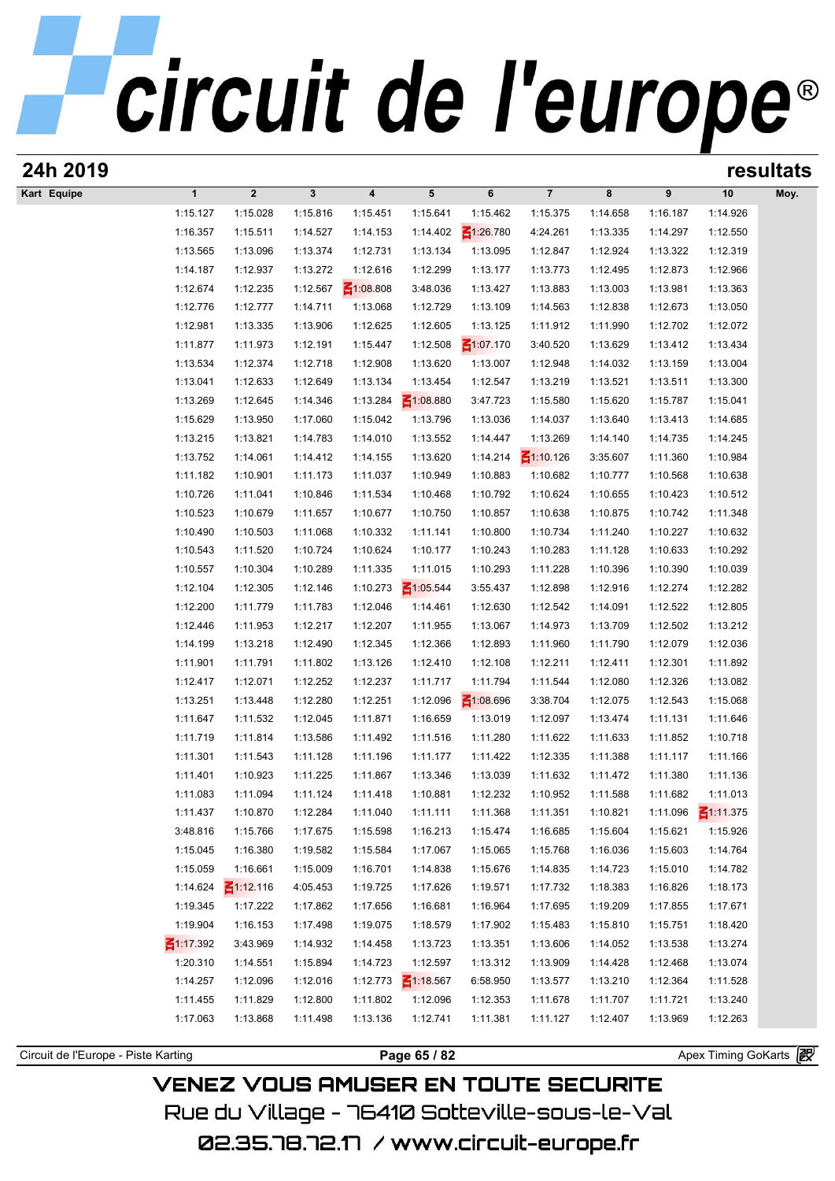# circuit de l'europe®

## 24h 2019 — resultats

| Kart | Equipe | 1 | 2 | 3 | 4 | 5 | 6 | 7 | 8 | 9 | 10 | Moy. |
|---|---|---|---|---|---|---|---|---|---|---|---|---|
| | | 1:15.127 | 1:15.028 | 1:15.816 | 1:15.451 | 1:15.641 | 1:15.462 | 1:15.375 | 1:14.658 | 1:16.187 | 1:14.926 | |
| | | 1:16.357 | 1:15.511 | 1:14.527 | 1:14.153 | 1:14.402 | 1:26.780 | 4:24.261 | 1:13.335 | 1:14.297 | 1:12.550 | |
| | | 1:13.565 | 1:13.096 | 1:13.374 | 1:12.731 | 1:13.134 | 1:13.095 | 1:12.847 | 1:12.924 | 1:13.322 | 1:12.319 | |
| | | 1:14.187 | 1:12.937 | 1:13.272 | 1:12.616 | 1:12.299 | 1:13.177 | 1:13.773 | 1:12.495 | 1:12.873 | 1:12.966 | |
| | | 1:12.674 | 1:12.235 | 1:12.567 | 1:08.808 | 3:48.036 | 1:13.427 | 1:13.883 | 1:13.003 | 1:13.981 | 1:13.363 | |
| | | 1:12.776 | 1:12.777 | 1:14.711 | 1:13.068 | 1:12.729 | 1:13.109 | 1:14.563 | 1:12.838 | 1:12.673 | 1:13.050 | |
| | | 1:12.981 | 1:13.335 | 1:13.906 | 1:12.625 | 1:12.605 | 1:13.125 | 1:11.912 | 1:11.990 | 1:12.702 | 1:12.072 | |
| | | 1:11.877 | 1:11.973 | 1:12.191 | 1:15.447 | 1:12.508 | 1:07.170 | 3:40.520 | 1:13.629 | 1:13.412 | 1:13.434 | |
| | | 1:13.534 | 1:12.374 | 1:12.718 | 1:12.908 | 1:13.620 | 1:13.007 | 1:12.948 | 1:14.032 | 1:13.159 | 1:13.004 | |
| | | 1:13.041 | 1:12.633 | 1:12.649 | 1:13.134 | 1:13.454 | 1:12.547 | 1:13.219 | 1:13.521 | 1:13.511 | 1:13.300 | |
| | | 1:13.269 | 1:12.645 | 1:14.346 | 1:13.284 | 1:08.880 | 3:47.723 | 1:15.580 | 1:15.620 | 1:15.787 | 1:15.041 | |
| | | 1:15.629 | 1:13.950 | 1:17.060 | 1:15.042 | 1:13.796 | 1:13.036 | 1:14.037 | 1:13.640 | 1:13.413 | 1:14.685 | |
| | | 1:13.215 | 1:13.821 | 1:14.783 | 1:14.010 | 1:13.552 | 1:14.447 | 1:13.269 | 1:14.140 | 1:14.735 | 1:14.245 | |
| | | 1:13.752 | 1:14.061 | 1:14.412 | 1:14.155 | 1:13.620 | 1:14.214 | 1:10.126 | 3:35.607 | 1:11.360 | 1:10.984 | |
| | | 1:11.182 | 1:10.901 | 1:11.173 | 1:11.037 | 1:10.949 | 1:10.883 | 1:10.682 | 1:10.777 | 1:10.568 | 1:10.638 | |
| | | 1:10.726 | 1:11.041 | 1:10.846 | 1:11.534 | 1:10.468 | 1:10.792 | 1:10.624 | 1:10.655 | 1:10.423 | 1:10.512 | |
| | | 1:10.523 | 1:10.679 | 1:11.657 | 1:10.677 | 1:10.750 | 1:10.857 | 1:10.638 | 1:10.875 | 1:10.742 | 1:11.348 | |
| | | 1:10.490 | 1:10.503 | 1:11.068 | 1:10.332 | 1:11.141 | 1:10.800 | 1:10.734 | 1:11.240 | 1:10.227 | 1:10.632 | |
| | | 1:10.543 | 1:11.520 | 1:10.724 | 1:10.624 | 1:10.177 | 1:10.243 | 1:10.283 | 1:11.128 | 1:10.633 | 1:10.292 | |
| | | 1:10.557 | 1:10.304 | 1:10.289 | 1:11.335 | 1:11.015 | 1:10.293 | 1:11.228 | 1:10.396 | 1:10.390 | 1:10.039 | |
| | | 1:12.104 | 1:12.305 | 1:12.146 | 1:10.273 | 1:05.544 | 3:55.437 | 1:12.898 | 1:12.916 | 1:12.274 | 1:12.282 | |
| | | 1:12.200 | 1:11.779 | 1:11.783 | 1:12.046 | 1:14.461 | 1:12.630 | 1:12.542 | 1:14.091 | 1:12.522 | 1:12.805 | |
| | | 1:12.446 | 1:11.953 | 1:12.217 | 1:12.207 | 1:11.955 | 1:13.067 | 1:14.973 | 1:13.709 | 1:12.502 | 1:13.212 | |
| | | 1:14.199 | 1:13.218 | 1:12.490 | 1:12.345 | 1:12.366 | 1:12.893 | 1:11.960 | 1:11.790 | 1:12.079 | 1:12.036 | |
| | | 1:11.901 | 1:11.791 | 1:11.802 | 1:13.126 | 1:12.410 | 1:12.108 | 1:12.211 | 1:12.411 | 1:12.301 | 1:11.892 | |
| | | 1:12.417 | 1:12.071 | 1:12.252 | 1:12.237 | 1:11.717 | 1:11.794 | 1:11.544 | 1:12.080 | 1:12.326 | 1:13.082 | |
| | | 1:13.251 | 1:13.448 | 1:12.280 | 1:12.251 | 1:12.096 | 1:08.696 | 3:38.704 | 1:12.075 | 1:12.543 | 1:15.068 | |
| | | 1:11.647 | 1:11.532 | 1:12.045 | 1:11.871 | 1:16.659 | 1:13.019 | 1:12.097 | 1:13.474 | 1:11.131 | 1:11.646 | |
| | | 1:11.719 | 1:11.814 | 1:13.586 | 1:11.492 | 1:11.516 | 1:11.280 | 1:11.622 | 1:11.633 | 1:11.852 | 1:10.718 | |
| | | 1:11.301 | 1:11.543 | 1:11.128 | 1:11.196 | 1:11.177 | 1:11.422 | 1:12.335 | 1:11.388 | 1:11.117 | 1:11.166 | |
| | | 1:11.401 | 1:10.923 | 1:11.225 | 1:11.867 | 1:13.346 | 1:13.039 | 1:11.632 | 1:11.472 | 1:11.380 | 1:11.136 | |
| | | 1:11.083 | 1:11.094 | 1:11.124 | 1:11.418 | 1:10.881 | 1:12.232 | 1:10.952 | 1:11.588 | 1:11.682 | 1:11.013 | |
| | | 1:11.437 | 1:10.870 | 1:12.284 | 1:11.040 | 1:11.111 | 1:11.368 | 1:11.351 | 1:10.821 | 1:11.096 | 1:11.375 | |
| | | 3:48.816 | 1:15.766 | 1:17.675 | 1:15.598 | 1:16.213 | 1:15.474 | 1:16.685 | 1:15.604 | 1:15.621 | 1:15.926 | |
| | | 1:15.045 | 1:16.380 | 1:19.582 | 1:15.584 | 1:17.067 | 1:15.065 | 1:15.768 | 1:16.036 | 1:15.603 | 1:14.764 | |
| | | 1:15.059 | 1:16.661 | 1:15.009 | 1:16.701 | 1:14.838 | 1:15.676 | 1:14.835 | 1:14.723 | 1:15.010 | 1:14.782 | |
| | | 1:14.624 | 1:12.116 | 4:05.453 | 1:19.725 | 1:17.626 | 1:19.571 | 1:17.732 | 1:18.383 | 1:16.826 | 1:18.173 | |
| | | 1:19.345 | 1:17.222 | 1:17.862 | 1:17.656 | 1:16.681 | 1:16.964 | 1:17.695 | 1:19.209 | 1:17.855 | 1:17.671 | |
| | | 1:19.904 | 1:16.153 | 1:17.498 | 1:19.075 | 1:18.579 | 1:17.902 | 1:15.483 | 1:15.810 | 1:15.751 | 1:18.420 | |
| | | 1:17.392 | 3:43.969 | 1:14.932 | 1:14.458 | 1:13.723 | 1:13.351 | 1:13.606 | 1:14.052 | 1:13.538 | 1:13.274 | |
| | | 1:20.310 | 1:14.551 | 1:15.894 | 1:14.723 | 1:12.597 | 1:13.312 | 1:13.909 | 1:14.428 | 1:12.468 | 1:13.074 | |
| | | 1:14.257 | 1:12.096 | 1:12.016 | 1:12.773 | 1:18.567 | 6:58.950 | 1:13.577 | 1:13.210 | 1:12.364 | 1:11.528 | |
| | | 1:11.455 | 1:11.829 | 1:12.800 | 1:11.802 | 1:12.096 | 1:12.353 | 1:11.678 | 1:11.707 | 1:11.721 | 1:13.240 | |
| | | 1:17.063 | 1:13.868 | 1:11.498 | 1:13.136 | 1:12.741 | 1:11.381 | 1:11.127 | 1:12.407 | 1:13.969 | 1:12.263 | |

Circuit de l'Europe - Piste Karting — Apex Timing GoKarts

VENEZ VOUS AMUSER EN TOUTE SECURITE
Rue du Village - 76410 Sotteville-sous-le-Val
02.35.78.72.17 / www.circuit-europe.fr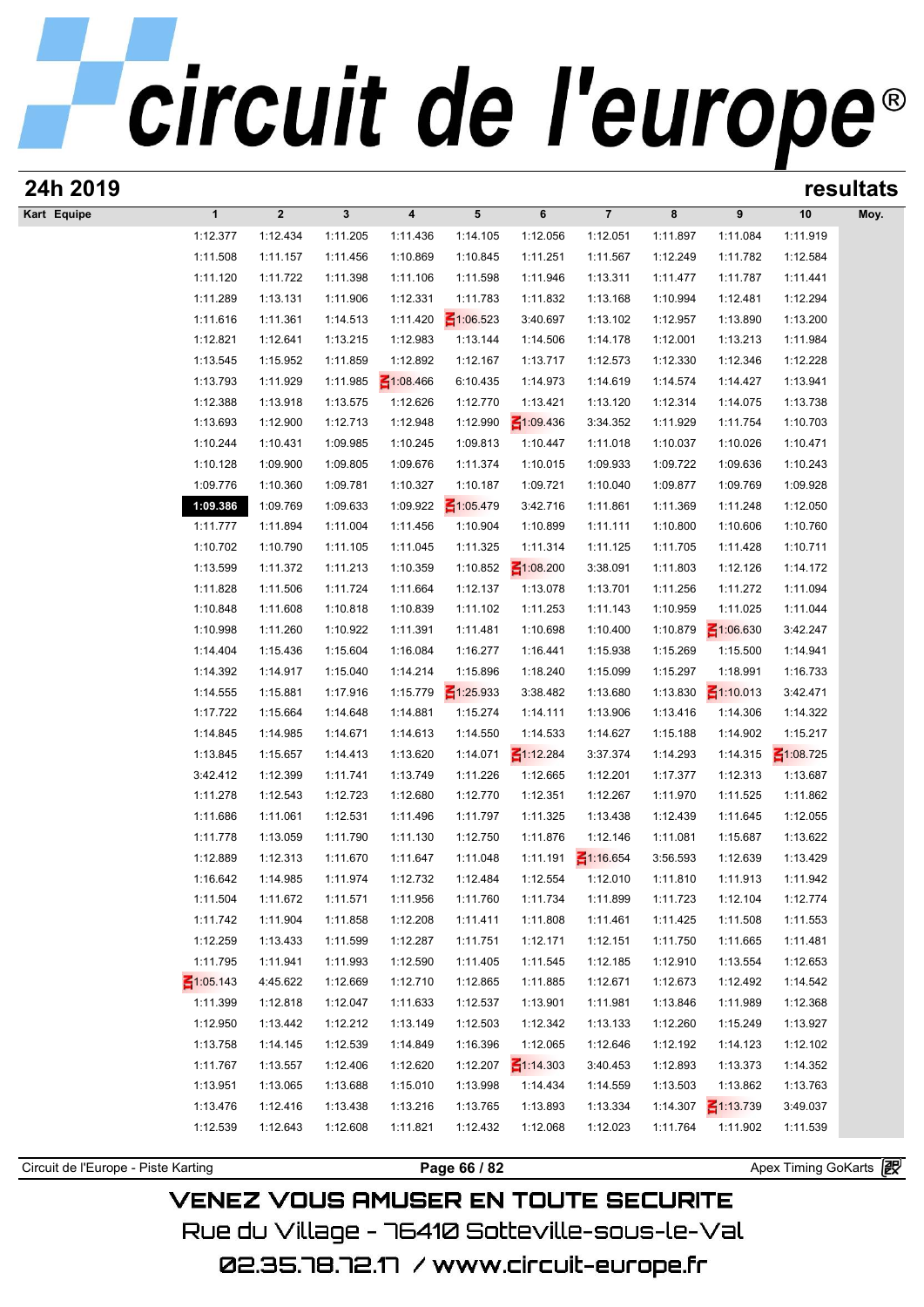# circuit de l'europe®

## 24h 2019 resultats

| Kart Equipe | 1 | 2 | 3 | 4 | 5 | 6 | 7 | 8 | 9 | 10 | Moy. |
|---|---|---|---|---|---|---|---|---|---|---|---|
| | 1:12.377 | 1:12.434 | 1:11.205 | 1:11.436 | 1:14.105 | 1:12.056 | 1:12.051 | 1:11.897 | 1:11.084 | 1:11.919 | |
| | 1:11.508 | 1:11.157 | 1:11.456 | 1:10.869 | 1:10.845 | 1:11.251 | 1:11.567 | 1:12.249 | 1:11.782 | 1:12.584 | |
| | 1:11.120 | 1:11.722 | 1:11.398 | 1:11.106 | 1:11.598 | 1:11.946 | 1:13.311 | 1:11.477 | 1:11.787 | 1:11.441 | |
| | 1:11.289 | 1:13.131 | 1:11.906 | 1:12.331 | 1:11.783 | 1:11.832 | 1:13.168 | 1:10.994 | 1:12.481 | 1:12.294 | |
| | 1:11.616 | 1:11.361 | 1:14.513 | 1:11.420 | 1:06.523 | 3:40.697 | 1:13.102 | 1:12.957 | 1:13.890 | 1:13.200 | |
| | 1:12.821 | 1:12.641 | 1:13.215 | 1:12.983 | 1:13.144 | 1:14.506 | 1:14.178 | 1:12.001 | 1:13.213 | 1:11.984 | |
| | 1:13.545 | 1:15.952 | 1:11.859 | 1:12.892 | 1:12.167 | 1:13.717 | 1:12.573 | 1:12.330 | 1:12.346 | 1:12.228 | |
| | 1:13.793 | 1:11.929 | 1:11.985 | 1:08.466 | 6:10.435 | 1:14.973 | 1:14.619 | 1:14.574 | 1:14.427 | 1:13.941 | |
| | 1:12.388 | 1:13.918 | 1:13.575 | 1:12.626 | 1:12.770 | 1:13.421 | 1:13.120 | 1:12.314 | 1:14.075 | 1:13.738 | |
| | 1:13.693 | 1:12.900 | 1:12.713 | 1:12.948 | 1:12.990 | 1:09.436 | 3:34.352 | 1:11.929 | 1:11.754 | 1:10.703 | |
| | 1:10.244 | 1:10.431 | 1:09.985 | 1:10.245 | 1:09.813 | 1:10.447 | 1:11.018 | 1:10.037 | 1:10.026 | 1:10.471 | |
| | 1:10.128 | 1:09.900 | 1:09.805 | 1:09.676 | 1:11.374 | 1:10.015 | 1:09.933 | 1:09.722 | 1:09.636 | 1:10.243 | |
| | 1:09.776 | 1:10.360 | 1:09.781 | 1:10.327 | 1:10.187 | 1:09.721 | 1:10.040 | 1:09.877 | 1:09.769 | 1:09.928 | |
| | **1:09.386** | 1:09.769 | 1:09.633 | 1:09.922 | 1:05.479 | 3:42.716 | 1:11.861 | 1:11.369 | 1:11.248 | 1:12.050 | |
| | 1:11.777 | 1:11.894 | 1:11.004 | 1:11.456 | 1:10.904 | 1:10.899 | 1:11.111 | 1:10.800 | 1:10.606 | 1:10.760 | |
| | 1:10.702 | 1:10.790 | 1:11.105 | 1:11.045 | 1:11.325 | 1:11.314 | 1:11.125 | 1:11.705 | 1:11.428 | 1:10.711 | |
| | 1:13.599 | 1:11.372 | 1:11.213 | 1:10.359 | 1:10.852 | 1:08.200 | 3:38.091 | 1:11.803 | 1:12.126 | 1:14.172 | |
| | 1:11.828 | 1:11.506 | 1:11.724 | 1:11.664 | 1:12.137 | 1:13.078 | 1:13.701 | 1:11.256 | 1:11.272 | 1:11.094 | |
| | 1:10.848 | 1:11.608 | 1:10.818 | 1:10.839 | 1:11.102 | 1:11.253 | 1:11.143 | 1:10.959 | 1:11.025 | 1:11.044 | |
| | 1:10.998 | 1:11.260 | 1:10.922 | 1:11.391 | 1:11.481 | 1:10.698 | 1:10.400 | 1:10.879 | 1:06.630 | 3:42.247 | |
| | 1:14.404 | 1:15.436 | 1:15.604 | 1:16.084 | 1:16.277 | 1:16.441 | 1:15.938 | 1:15.269 | 1:15.500 | 1:14.941 | |
| | 1:14.392 | 1:14.917 | 1:15.040 | 1:14.214 | 1:15.896 | 1:18.240 | 1:15.099 | 1:15.297 | 1:18.991 | 1:16.733 | |
| | 1:14.555 | 1:15.881 | 1:17.916 | 1:15.779 | 1:25.933 | 3:38.482 | 1:13.680 | 1:13.830 | 1:10.013 | 3:42.471 | |
| | 1:17.722 | 1:15.664 | 1:14.648 | 1:14.881 | 1:15.274 | 1:14.111 | 1:13.906 | 1:13.416 | 1:14.306 | 1:14.322 | |
| | 1:14.845 | 1:14.985 | 1:14.671 | 1:14.613 | 1:14.550 | 1:14.533 | 1:14.627 | 1:15.188 | 1:14.902 | 1:15.217 | |
| | 1:13.845 | 1:15.657 | 1:14.413 | 1:13.620 | 1:14.071 | 1:12.284 | 3:37.374 | 1:14.293 | 1:14.315 | 1:08.725 | |
| | 3:42.412 | 1:12.399 | 1:11.741 | 1:13.749 | 1:11.226 | 1:12.665 | 1:12.201 | 1:17.377 | 1:12.313 | 1:13.687 | |
| | 1:11.278 | 1:12.543 | 1:12.723 | 1:12.680 | 1:12.770 | 1:12.351 | 1:12.267 | 1:11.970 | 1:11.525 | 1:11.862 | |
| | 1:11.686 | 1:11.061 | 1:12.531 | 1:11.496 | 1:11.797 | 1:11.325 | 1:13.438 | 1:12.439 | 1:11.645 | 1:12.055 | |
| | 1:11.778 | 1:13.059 | 1:11.790 | 1:11.130 | 1:12.750 | 1:11.876 | 1:12.146 | 1:11.081 | 1:15.687 | 1:13.622 | |
| | 1:12.889 | 1:12.313 | 1:11.670 | 1:11.647 | 1:11.048 | 1:11.191 | 1:16.654 | 3:56.593 | 1:12.639 | 1:13.429 | |
| | 1:16.642 | 1:14.985 | 1:11.974 | 1:12.732 | 1:12.484 | 1:12.554 | 1:12.010 | 1:11.810 | 1:11.913 | 1:11.942 | |
| | 1:11.504 | 1:11.672 | 1:11.571 | 1:11.956 | 1:11.760 | 1:11.734 | 1:11.899 | 1:11.723 | 1:12.104 | 1:12.774 | |
| | 1:11.742 | 1:11.904 | 1:11.858 | 1:12.208 | 1:11.411 | 1:11.808 | 1:11.461 | 1:11.425 | 1:11.508 | 1:11.553 | |
| | 1:12.259 | 1:13.433 | 1:11.599 | 1:12.287 | 1:11.751 | 1:12.171 | 1:12.151 | 1:11.750 | 1:11.665 | 1:11.481 | |
| | 1:11.795 | 1:11.941 | 1:11.993 | 1:12.590 | 1:11.405 | 1:11.545 | 1:12.185 | 1:12.910 | 1:13.554 | 1:12.653 | |
| | 1:05.143 | 4:45.622 | 1:12.669 | 1:12.710 | 1:12.865 | 1:11.885 | 1:12.671 | 1:12.673 | 1:12.492 | 1:14.542 | |
| | 1:11.399 | 1:12.818 | 1:12.047 | 1:11.633 | 1:12.537 | 1:13.901 | 1:11.981 | 1:13.846 | 1:11.989 | 1:12.368 | |
| | 1:12.950 | 1:13.442 | 1:12.212 | 1:13.149 | 1:12.503 | 1:12.342 | 1:13.133 | 1:12.260 | 1:15.249 | 1:13.927 | |
| | 1:13.758 | 1:14.145 | 1:12.539 | 1:14.849 | 1:16.396 | 1:12.065 | 1:12.646 | 1:12.192 | 1:14.123 | 1:12.102 | |
| | 1:11.767 | 1:13.557 | 1:12.406 | 1:12.620 | 1:12.207 | 1:14.303 | 3:40.453 | 1:12.893 | 1:13.373 | 1:14.352 | |
| | 1:13.951 | 1:13.065 | 1:13.688 | 1:15.010 | 1:13.998 | 1:14.434 | 1:14.559 | 1:13.503 | 1:13.862 | 1:13.763 | |
| | 1:13.476 | 1:12.416 | 1:13.438 | 1:13.216 | 1:13.765 | 1:13.893 | 1:13.334 | 1:14.307 | 1:13.739 | 3:49.037 | |
| | 1:12.539 | 1:12.643 | 1:12.608 | 1:11.821 | 1:12.432 | 1:12.068 | 1:12.023 | 1:11.764 | 1:11.902 | 1:11.539 | |

Circuit de l'Europe - Piste Karting — Apex Timing GoKarts

VENEZ VOUS AMUSER EN TOUTE SECURITE
Rue du Village - 76410 Sotteville-sous-le-Val
02.35.78.72.17 / www.circuit-europe.fr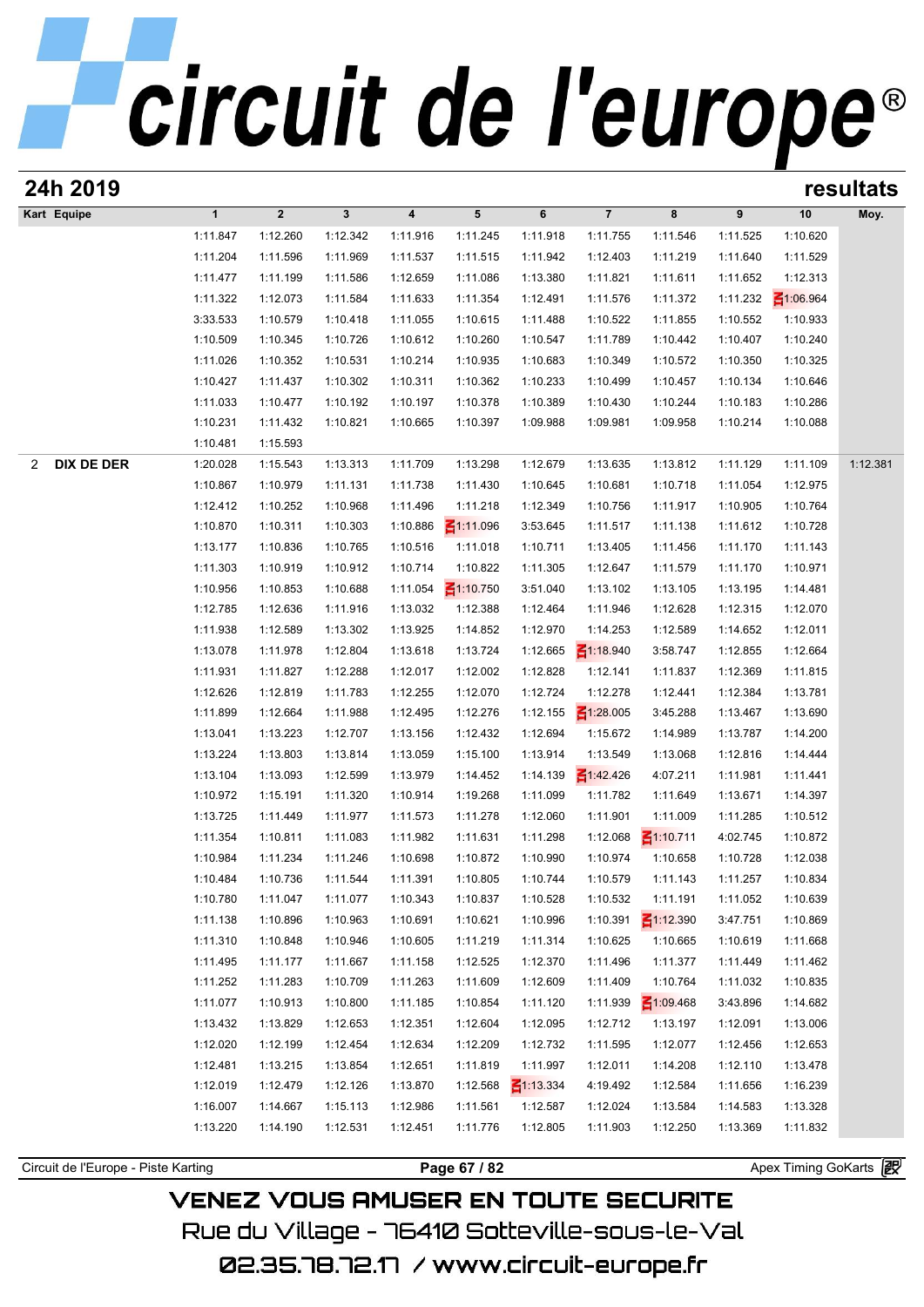## 24h 2019 — resultats

| Kart | Equipe | 1 | 2 | 3 | 4 | 5 | 6 | 7 | 8 | 9 | 10 | Moy. |
|---|---|---|---|---|---|---|---|---|---|---|---|---|
| | | 1:11.847 | 1:12.260 | 1:12.342 | 1:11.916 | 1:11.245 | 1:11.918 | 1:11.755 | 1:11.546 | 1:11.525 | 1:10.620 | |
| | | 1:11.204 | 1:11.596 | 1:11.969 | 1:11.537 | 1:11.515 | 1:11.942 | 1:12.403 | 1:11.219 | 1:11.640 | 1:11.529 | |
| | | 1:11.477 | 1:11.199 | 1:11.586 | 1:12.659 | 1:11.086 | 1:13.380 | 1:11.821 | 1:11.611 | 1:11.652 | 1:12.313 | |
| | | 1:11.322 | 1:12.073 | 1:11.584 | 1:11.633 | 1:11.354 | 1:12.491 | 1:11.576 | 1:11.372 | 1:11.232 | 1:06.964 | |
| | | 3:33.533 | 1:10.579 | 1:10.418 | 1:11.055 | 1:10.615 | 1:11.488 | 1:10.522 | 1:11.855 | 1:10.552 | 1:10.933 | |
| | | 1:10.509 | 1:10.345 | 1:10.726 | 1:10.612 | 1:10.260 | 1:10.547 | 1:11.789 | 1:10.442 | 1:10.407 | 1:10.240 | |
| | | 1:11.026 | 1:10.352 | 1:10.531 | 1:10.214 | 1:10.935 | 1:10.683 | 1:10.349 | 1:10.572 | 1:10.350 | 1:10.325 | |
| | | 1:10.427 | 1:11.437 | 1:10.302 | 1:10.311 | 1:10.362 | 1:10.233 | 1:10.499 | 1:10.457 | 1:10.134 | 1:10.646 | |
| | | 1:11.033 | 1:10.477 | 1:10.192 | 1:10.197 | 1:10.378 | 1:10.389 | 1:10.430 | 1:10.244 | 1:10.183 | 1:10.286 | |
| | | 1:10.231 | 1:11.432 | 1:10.821 | 1:10.665 | 1:10.397 | 1:09.988 | 1:09.981 | 1:09.958 | 1:10.214 | 1:10.088 | |
| | | 1:10.481 | 1:15.593 | | | | | | | | | |
| 2 | **DIX DE DER** | 1:20.028 | 1:15.543 | 1:13.313 | 1:11.709 | 1:13.298 | 1:12.679 | 1:13.635 | 1:13.812 | 1:11.129 | 1:11.109 | 1:12.381 |
| | | 1:10.867 | 1:10.979 | 1:11.131 | 1:11.738 | 1:11.430 | 1:10.645 | 1:10.681 | 1:10.718 | 1:11.054 | 1:12.975 | |
| | | 1:12.412 | 1:10.252 | 1:10.968 | 1:11.496 | 1:11.218 | 1:12.349 | 1:10.756 | 1:11.917 | 1:10.905 | 1:10.764 | |
| | | 1:10.870 | 1:10.311 | 1:10.303 | 1:10.886 | 1:11.096 | 3:53.645 | 1:11.517 | 1:11.138 | 1:11.612 | 1:10.728 | |
| | | 1:13.177 | 1:10.836 | 1:10.765 | 1:10.516 | 1:11.018 | 1:10.711 | 1:13.405 | 1:11.456 | 1:11.170 | 1:11.143 | |
| | | 1:11.303 | 1:10.919 | 1:10.912 | 1:10.714 | 1:10.822 | 1:11.305 | 1:12.647 | 1:11.579 | 1:11.170 | 1:10.971 | |
| | | 1:10.956 | 1:10.853 | 1:10.688 | 1:11.054 | 1:10.750 | 3:51.040 | 1:13.102 | 1:13.105 | 1:13.195 | 1:14.481 | |
| | | 1:12.785 | 1:12.636 | 1:11.916 | 1:13.032 | 1:12.388 | 1:12.464 | 1:11.946 | 1:12.628 | 1:12.315 | 1:12.070 | |
| | | 1:11.938 | 1:12.589 | 1:13.302 | 1:13.925 | 1:14.852 | 1:12.970 | 1:14.253 | 1:12.589 | 1:14.652 | 1:12.011 | |
| | | 1:13.078 | 1:11.978 | 1:12.804 | 1:13.618 | 1:13.724 | 1:12.665 | 1:18.940 | 3:58.747 | 1:12.855 | 1:12.664 | |
| | | 1:11.931 | 1:11.827 | 1:12.288 | 1:12.017 | 1:12.002 | 1:12.828 | 1:12.141 | 1:11.837 | 1:12.369 | 1:11.815 | |
| | | 1:12.626 | 1:12.819 | 1:11.783 | 1:12.255 | 1:12.070 | 1:12.724 | 1:12.278 | 1:12.441 | 1:12.384 | 1:13.781 | |
| | | 1:11.899 | 1:12.664 | 1:11.988 | 1:12.495 | 1:12.276 | 1:12.155 | 1:28.005 | 3:45.288 | 1:13.467 | 1:13.690 | |
| | | 1:13.041 | 1:13.223 | 1:12.707 | 1:13.156 | 1:12.432 | 1:12.694 | 1:15.672 | 1:14.989 | 1:13.787 | 1:14.200 | |
| | | 1:13.224 | 1:13.803 | 1:13.814 | 1:13.059 | 1:15.100 | 1:13.914 | 1:13.549 | 1:13.068 | 1:12.816 | 1:14.444 | |
| | | 1:13.104 | 1:13.093 | 1:12.599 | 1:13.979 | 1:14.452 | 1:14.139 | 1:42.426 | 4:07.211 | 1:11.981 | 1:11.441 | |
| | | 1:10.972 | 1:15.191 | 1:11.320 | 1:10.914 | 1:19.268 | 1:11.099 | 1:11.782 | 1:11.649 | 1:13.671 | 1:14.397 | |
| | | 1:13.725 | 1:11.449 | 1:11.977 | 1:11.573 | 1:11.278 | 1:12.060 | 1:11.901 | 1:11.009 | 1:11.285 | 1:10.512 | |
| | | 1:11.354 | 1:10.811 | 1:11.083 | 1:11.982 | 1:11.631 | 1:11.298 | 1:12.068 | 1:10.711 | 4:02.745 | 1:10.872 | |
| | | 1:10.984 | 1:11.234 | 1:11.246 | 1:10.698 | 1:10.872 | 1:10.990 | 1:10.974 | 1:10.658 | 1:10.728 | 1:12.038 | |
| | | 1:10.484 | 1:10.736 | 1:11.544 | 1:11.391 | 1:10.805 | 1:10.744 | 1:10.579 | 1:11.143 | 1:11.257 | 1:10.834 | |
| | | 1:10.780 | 1:11.047 | 1:11.077 | 1:10.343 | 1:10.837 | 1:10.528 | 1:10.532 | 1:11.191 | 1:11.052 | 1:10.639 | |
| | | 1:11.138 | 1:10.896 | 1:10.963 | 1:10.691 | 1:10.621 | 1:10.996 | 1:10.391 | 1:12.390 | 3:47.751 | 1:10.869 | |
| | | 1:11.310 | 1:10.848 | 1:10.946 | 1:10.605 | 1:11.219 | 1:11.314 | 1:10.625 | 1:10.665 | 1:10.619 | 1:11.668 | |
| | | 1:11.495 | 1:11.177 | 1:11.667 | 1:11.158 | 1:12.525 | 1:12.370 | 1:11.496 | 1:11.377 | 1:11.449 | 1:11.462 | |
| | | 1:11.252 | 1:11.283 | 1:10.709 | 1:11.263 | 1:11.609 | 1:12.609 | 1:11.409 | 1:10.764 | 1:11.032 | 1:10.835 | |
| | | 1:11.077 | 1:10.913 | 1:10.800 | 1:11.185 | 1:10.854 | 1:11.120 | 1:11.939 | 1:09.468 | 3:43.896 | 1:14.682 | |
| | | 1:13.432 | 1:13.829 | 1:12.653 | 1:12.351 | 1:12.604 | 1:12.095 | 1:12.712 | 1:13.197 | 1:12.091 | 1:13.006 | |
| | | 1:12.020 | 1:12.199 | 1:12.454 | 1:12.634 | 1:12.209 | 1:12.732 | 1:11.595 | 1:12.077 | 1:12.456 | 1:12.653 | |
| | | 1:12.481 | 1:13.215 | 1:13.854 | 1:12.651 | 1:11.819 | 1:11.997 | 1:12.011 | 1:14.208 | 1:12.110 | 1:13.478 | |
| | | 1:12.019 | 1:12.479 | 1:12.126 | 1:13.870 | 1:12.568 | 1:13.334 | 4:19.492 | 1:12.584 | 1:11.656 | 1:16.239 | |
| | | 1:16.007 | 1:14.667 | 1:15.113 | 1:12.986 | 1:11.561 | 1:12.587 | 1:12.024 | 1:13.584 | 1:14.583 | 1:13.328 | |
| | | 1:13.220 | 1:14.190 | 1:12.531 | 1:12.451 | 1:11.776 | 1:12.805 | 1:11.903 | 1:12.250 | 1:13.369 | 1:11.832 | |

Circuit de l'Europe - Piste Karting — Apex Timing GoKarts

VENEZ VOUS AMUSER EN TOUTE SECURITE
Rue du Village - 76410 Sotteville-sous-le-Val
02.35.78.72.17 / www.circuit-europe.fr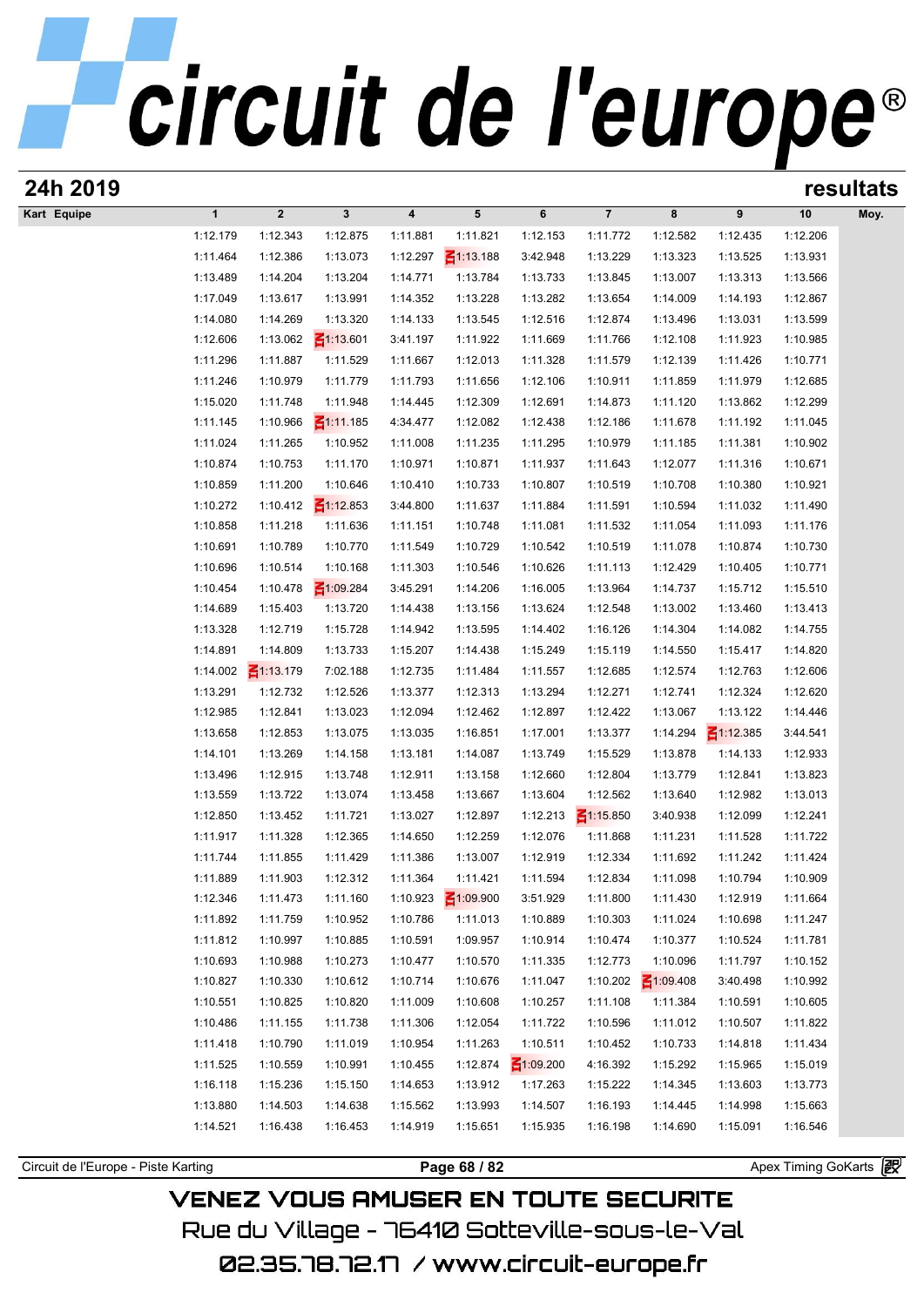# 24h 2019

## resultats

| Kart Equipe | 1 | 2 | 3 | 4 | 5 | 6 | 7 | 8 | 9 | 10 | Moy. |
|---|---|---|---|---|---|---|---|---|---|---|---|
| | 1:12.179 | 1:12.343 | 1:12.875 | 1:11.881 | 1:11.821 | 1:12.153 | 1:11.772 | 1:12.582 | 1:12.435 | 1:12.206 | |
| | 1:11.464 | 1:12.386 | 1:13.073 | 1:12.297 | 1:13.188 | 3:42.948 | 1:13.229 | 1:13.323 | 1:13.525 | 1:13.931 | |
| | 1:13.489 | 1:14.204 | 1:13.204 | 1:14.771 | 1:13.784 | 1:13.733 | 1:13.845 | 1:13.007 | 1:13.313 | 1:13.566 | |
| | 1:17.049 | 1:13.617 | 1:13.991 | 1:14.352 | 1:13.228 | 1:13.282 | 1:13.654 | 1:14.009 | 1:14.193 | 1:12.867 | |
| | 1:14.080 | 1:14.269 | 1:13.320 | 1:14.133 | 1:13.545 | 1:12.516 | 1:12.874 | 1:13.496 | 1:13.031 | 1:13.599 | |
| | 1:12.606 | 1:13.062 | 1:13.601 | 3:41.197 | 1:11.922 | 1:11.669 | 1:11.766 | 1:12.108 | 1:11.923 | 1:10.985 | |
| | 1:11.296 | 1:11.887 | 1:11.529 | 1:11.667 | 1:12.013 | 1:11.328 | 1:11.579 | 1:12.139 | 1:11.426 | 1:10.771 | |
| | 1:11.246 | 1:10.979 | 1:11.779 | 1:11.793 | 1:11.656 | 1:12.106 | 1:10.911 | 1:11.859 | 1:11.979 | 1:12.685 | |
| | 1:15.020 | 1:11.748 | 1:11.948 | 1:14.445 | 1:12.309 | 1:12.691 | 1:14.873 | 1:11.120 | 1:13.862 | 1:12.299 | |
| | 1:11.145 | 1:10.966 | 1:11.185 | 4:34.477 | 1:12.082 | 1:12.438 | 1:12.186 | 1:11.678 | 1:11.192 | 1:11.045 | |
| | 1:11.024 | 1:11.265 | 1:10.952 | 1:11.008 | 1:11.235 | 1:11.295 | 1:10.979 | 1:11.185 | 1:11.381 | 1:10.902 | |
| | 1:10.874 | 1:10.753 | 1:11.170 | 1:10.971 | 1:10.871 | 1:11.937 | 1:11.643 | 1:12.077 | 1:11.316 | 1:10.671 | |
| | 1:10.859 | 1:11.200 | 1:10.646 | 1:10.410 | 1:10.733 | 1:10.807 | 1:10.519 | 1:10.708 | 1:10.380 | 1:10.921 | |
| | 1:10.272 | 1:10.412 | 1:12.853 | 3:44.800 | 1:11.637 | 1:11.884 | 1:11.591 | 1:10.594 | 1:11.032 | 1:11.490 | |
| | 1:10.858 | 1:11.218 | 1:11.636 | 1:11.151 | 1:10.748 | 1:11.081 | 1:11.532 | 1:11.054 | 1:11.093 | 1:11.176 | |
| | 1:10.691 | 1:10.789 | 1:10.770 | 1:11.549 | 1:10.729 | 1:10.542 | 1:10.519 | 1:11.078 | 1:10.874 | 1:10.730 | |
| | 1:10.696 | 1:10.514 | 1:10.168 | 1:11.303 | 1:10.546 | 1:10.626 | 1:11.113 | 1:12.429 | 1:10.405 | 1:10.771 | |
| | 1:10.454 | 1:10.478 | 1:09.284 | 3:45.291 | 1:14.206 | 1:16.005 | 1:13.964 | 1:14.737 | 1:15.712 | 1:15.510 | |
| | 1:14.689 | 1:15.403 | 1:13.720 | 1:14.438 | 1:13.156 | 1:13.624 | 1:12.548 | 1:13.002 | 1:13.460 | 1:13.413 | |
| | 1:13.328 | 1:12.719 | 1:15.728 | 1:14.942 | 1:13.595 | 1:14.402 | 1:16.126 | 1:14.304 | 1:14.082 | 1:14.755 | |
| | 1:14.891 | 1:14.809 | 1:13.733 | 1:15.207 | 1:14.438 | 1:15.249 | 1:15.119 | 1:14.550 | 1:15.417 | 1:14.820 | |
| | 1:14.002 | 1:13.179 | 7:02.188 | 1:12.735 | 1:11.484 | 1:11.557 | 1:12.685 | 1:12.574 | 1:12.763 | 1:12.606 | |
| | 1:13.291 | 1:12.732 | 1:12.526 | 1:13.377 | 1:12.313 | 1:13.294 | 1:12.271 | 1:12.741 | 1:12.324 | 1:12.620 | |
| | 1:12.985 | 1:12.841 | 1:13.023 | 1:12.094 | 1:12.462 | 1:12.897 | 1:12.422 | 1:13.067 | 1:13.122 | 1:14.446 | |
| | 1:13.658 | 1:12.853 | 1:13.075 | 1:13.035 | 1:16.851 | 1:17.001 | 1:13.377 | 1:14.294 | 1:12.385 | 3:44.541 | |
| | 1:14.101 | 1:13.269 | 1:14.158 | 1:13.181 | 1:14.087 | 1:13.749 | 1:15.529 | 1:13.878 | 1:14.133 | 1:12.933 | |
| | 1:13.496 | 1:12.915 | 1:13.748 | 1:12.911 | 1:13.158 | 1:12.660 | 1:12.804 | 1:13.779 | 1:12.841 | 1:13.823 | |
| | 1:13.559 | 1:13.722 | 1:13.074 | 1:13.458 | 1:13.667 | 1:13.604 | 1:12.562 | 1:13.640 | 1:12.982 | 1:13.013 | |
| | 1:12.850 | 1:13.452 | 1:11.721 | 1:13.027 | 1:12.897 | 1:12.213 | 1:15.850 | 3:40.938 | 1:12.099 | 1:12.241 | |
| | 1:11.917 | 1:11.328 | 1:12.365 | 1:14.650 | 1:12.259 | 1:12.076 | 1:11.868 | 1:11.231 | 1:11.528 | 1:11.722 | |
| | 1:11.744 | 1:11.855 | 1:11.429 | 1:11.386 | 1:13.007 | 1:12.919 | 1:12.334 | 1:11.692 | 1:11.242 | 1:11.424 | |
| | 1:11.889 | 1:11.903 | 1:12.312 | 1:11.364 | 1:11.421 | 1:11.594 | 1:12.834 | 1:11.098 | 1:10.794 | 1:10.909 | |
| | 1:12.346 | 1:11.473 | 1:11.160 | 1:10.923 | 1:09.900 | 3:51.929 | 1:11.800 | 1:11.430 | 1:12.919 | 1:11.664 | |
| | 1:11.892 | 1:11.759 | 1:10.952 | 1:10.786 | 1:11.013 | 1:10.889 | 1:10.303 | 1:11.024 | 1:10.698 | 1:11.247 | |
| | 1:11.812 | 1:10.997 | 1:10.885 | 1:10.591 | 1:09.957 | 1:10.914 | 1:10.474 | 1:10.377 | 1:10.524 | 1:11.781 | |
| | 1:10.693 | 1:10.988 | 1:10.273 | 1:10.477 | 1:10.570 | 1:11.335 | 1:12.773 | 1:10.096 | 1:11.797 | 1:10.152 | |
| | 1:10.827 | 1:10.330 | 1:10.612 | 1:10.714 | 1:10.676 | 1:11.047 | 1:10.202 | 1:09.408 | 3:40.498 | 1:10.992 | |
| | 1:10.551 | 1:10.825 | 1:10.820 | 1:11.009 | 1:10.608 | 1:10.257 | 1:11.108 | 1:11.384 | 1:10.591 | 1:10.605 | |
| | 1:10.486 | 1:11.155 | 1:11.738 | 1:11.306 | 1:12.054 | 1:11.722 | 1:10.596 | 1:11.012 | 1:10.507 | 1:11.822 | |
| | 1:11.418 | 1:10.790 | 1:11.019 | 1:10.954 | 1:11.263 | 1:10.511 | 1:10.452 | 1:10.733 | 1:14.818 | 1:11.434 | |
| | 1:11.525 | 1:10.559 | 1:10.991 | 1:10.455 | 1:12.874 | 1:09.200 | 4:16.392 | 1:15.292 | 1:15.965 | 1:15.019 | |
| | 1:16.118 | 1:15.236 | 1:15.150 | 1:14.653 | 1:13.912 | 1:17.263 | 1:15.222 | 1:14.345 | 1:13.603 | 1:13.773 | |
| | 1:13.880 | 1:14.503 | 1:14.638 | 1:15.562 | 1:13.993 | 1:14.507 | 1:16.193 | 1:14.445 | 1:14.998 | 1:15.663 | |
| | 1:14.521 | 1:16.438 | 1:16.453 | 1:14.919 | 1:15.651 | 1:15.935 | 1:16.198 | 1:14.690 | 1:15.091 | 1:16.546 | |

Circuit de l'Europe - Piste Karting — Apex Timing GoKarts

VENEZ VOUS AMUSER EN TOUTE SECURITE
Rue du Village - 76410 Sotteville-sous-le-Val
02.35.78.72.17 / www.circuit-europe.fr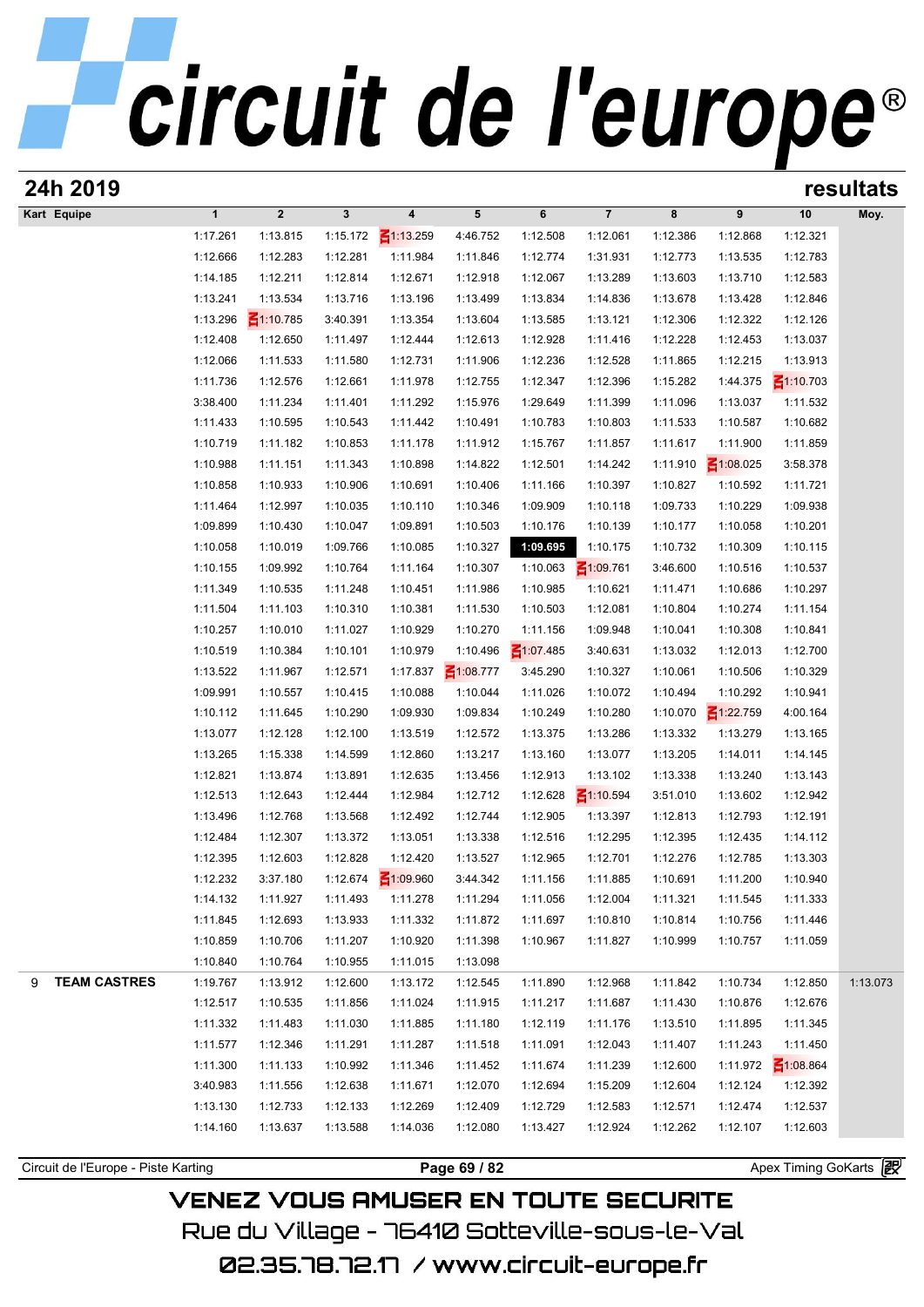# circuit de l'europe®

## 24h 2019 — resultats

| Kart | Equipe | 1 | 2 | 3 | 4 | 5 | 6 | 7 | 8 | 9 | 10 | Moy. |
|---|---|---|---|---|---|---|---|---|---|---|---|---|
| | | 1:17.261 | 1:13.815 | 1:15.172 | 1:13.259 | 4:46.752 | 1:12.508 | 1:12.061 | 1:12.386 | 1:12.868 | 1:12.321 | |
| | | 1:12.666 | 1:12.283 | 1:12.281 | 1:11.984 | 1:11.846 | 1:12.774 | 1:31.931 | 1:12.773 | 1:13.535 | 1:12.783 | |
| | | 1:14.185 | 1:12.211 | 1:12.814 | 1:12.671 | 1:12.918 | 1:12.067 | 1:13.289 | 1:13.603 | 1:13.710 | 1:12.583 | |
| | | 1:13.241 | 1:13.534 | 1:13.716 | 1:13.196 | 1:13.499 | 1:13.834 | 1:14.836 | 1:13.678 | 1:13.428 | 1:12.846 | |
| | | 1:13.296 | 1:10.785 | 3:40.391 | 1:13.354 | 1:13.604 | 1:13.585 | 1:13.121 | 1:12.306 | 1:12.322 | 1:12.126 | |
| | | 1:12.408 | 1:12.650 | 1:11.497 | 1:12.444 | 1:12.613 | 1:12.928 | 1:11.416 | 1:12.228 | 1:12.453 | 1:13.037 | |
| | | 1:12.066 | 1:11.533 | 1:11.580 | 1:12.731 | 1:11.906 | 1:12.236 | 1:12.528 | 1:11.865 | 1:12.215 | 1:13.913 | |
| | | 1:11.736 | 1:12.576 | 1:12.661 | 1:11.978 | 1:12.755 | 1:12.347 | 1:12.396 | 1:15.282 | 1:44.375 | 1:10.703 | |
| | | 3:38.400 | 1:11.234 | 1:11.401 | 1:11.292 | 1:15.976 | 1:29.649 | 1:11.399 | 1:11.096 | 1:13.037 | 1:11.532 | |
| | | 1:11.433 | 1:10.595 | 1:10.543 | 1:11.442 | 1:10.491 | 1:10.783 | 1:10.803 | 1:11.533 | 1:10.587 | 1:10.682 | |
| | | 1:10.719 | 1:11.182 | 1:10.853 | 1:11.178 | 1:11.912 | 1:15.767 | 1:11.857 | 1:11.617 | 1:11.900 | 1:11.859 | |
| | | 1:10.988 | 1:11.151 | 1:11.343 | 1:10.898 | 1:14.822 | 1:12.501 | 1:14.242 | 1:11.910 | 1:08.025 | 3:58.378 | |
| | | 1:10.858 | 1:10.933 | 1:10.906 | 1:10.691 | 1:10.406 | 1:11.166 | 1:10.397 | 1:10.827 | 1:10.592 | 1:11.721 | |
| | | 1:11.464 | 1:12.997 | 1:10.035 | 1:10.110 | 1:10.346 | 1:09.909 | 1:10.118 | 1:09.733 | 1:10.229 | 1:09.938 | |
| | | 1:09.899 | 1:10.430 | 1:10.047 | 1:09.891 | 1:10.503 | 1:10.176 | 1:10.139 | 1:10.177 | 1:10.058 | 1:10.201 | |
| | | 1:10.058 | 1:10.019 | 1:09.766 | 1:10.085 | 1:10.327 | **1:09.695** | 1:10.175 | 1:10.732 | 1:10.309 | 1:10.115 | |
| | | 1:10.155 | 1:09.992 | 1:10.764 | 1:11.164 | 1:10.307 | 1:10.063 | 1:09.761 | 3:46.600 | 1:10.516 | 1:10.537 | |
| | | 1:11.349 | 1:10.535 | 1:11.248 | 1:10.451 | 1:11.986 | 1:10.985 | 1:10.621 | 1:11.471 | 1:10.686 | 1:10.297 | |
| | | 1:11.504 | 1:11.103 | 1:10.310 | 1:10.381 | 1:11.530 | 1:10.503 | 1:12.081 | 1:10.804 | 1:10.274 | 1:11.154 | |
| | | 1:10.257 | 1:10.010 | 1:11.027 | 1:10.929 | 1:10.270 | 1:11.156 | 1:09.948 | 1:10.041 | 1:10.308 | 1:10.841 | |
| | | 1:10.519 | 1:10.384 | 1:10.101 | 1:10.979 | 1:10.496 | 1:07.485 | 3:40.631 | 1:13.032 | 1:12.013 | 1:12.700 | |
| | | 1:13.522 | 1:11.967 | 1:12.571 | 1:17.837 | 1:08.777 | 3:45.290 | 1:10.327 | 1:10.061 | 1:10.506 | 1:10.329 | |
| | | 1:09.991 | 1:10.557 | 1:10.415 | 1:10.088 | 1:10.044 | 1:11.026 | 1:10.072 | 1:10.494 | 1:10.292 | 1:10.941 | |
| | | 1:10.112 | 1:11.645 | 1:10.290 | 1:09.930 | 1:09.834 | 1:10.249 | 1:10.280 | 1:10.070 | 1:22.759 | 4:00.164 | |
| | | 1:13.077 | 1:12.128 | 1:12.100 | 1:13.519 | 1:12.572 | 1:13.375 | 1:13.286 | 1:13.332 | 1:13.279 | 1:13.165 | |
| | | 1:13.265 | 1:15.338 | 1:14.599 | 1:12.860 | 1:13.217 | 1:13.160 | 1:13.077 | 1:13.205 | 1:14.011 | 1:14.145 | |
| | | 1:12.821 | 1:13.874 | 1:13.891 | 1:12.635 | 1:13.456 | 1:12.913 | 1:13.102 | 1:13.338 | 1:13.240 | 1:13.143 | |
| | | 1:12.513 | 1:12.643 | 1:12.444 | 1:12.984 | 1:12.712 | 1:12.628 | 1:10.594 | 3:51.010 | 1:13.602 | 1:12.942 | |
| | | 1:13.496 | 1:12.768 | 1:13.568 | 1:12.492 | 1:12.744 | 1:12.905 | 1:13.397 | 1:12.813 | 1:12.793 | 1:12.191 | |
| | | 1:12.484 | 1:12.307 | 1:13.372 | 1:13.051 | 1:13.338 | 1:12.516 | 1:12.295 | 1:12.395 | 1:12.435 | 1:14.112 | |
| | | 1:12.395 | 1:12.603 | 1:12.828 | 1:12.420 | 1:13.527 | 1:12.965 | 1:12.701 | 1:12.276 | 1:12.785 | 1:13.303 | |
| | | 1:12.232 | 3:37.180 | 1:12.674 | 1:09.960 | 3:44.342 | 1:11.156 | 1:11.885 | 1:10.691 | 1:11.200 | 1:10.940 | |
| | | 1:14.132 | 1:11.927 | 1:11.493 | 1:11.278 | 1:11.294 | 1:11.056 | 1:12.004 | 1:11.321 | 1:11.545 | 1:11.333 | |
| | | 1:11.845 | 1:12.693 | 1:13.933 | 1:11.332 | 1:11.872 | 1:11.697 | 1:10.810 | 1:10.814 | 1:10.756 | 1:11.446 | |
| | | 1:10.859 | 1:10.706 | 1:11.207 | 1:10.920 | 1:11.398 | 1:10.967 | 1:11.827 | 1:10.999 | 1:10.757 | 1:11.059 | |
| | | 1:10.840 | 1:10.764 | 1:10.955 | 1:11.015 | 1:13.098 | | | | | | |
| 9 | **TEAM CASTRES** | 1:19.767 | 1:13.912 | 1:12.600 | 1:13.172 | 1:12.545 | 1:11.890 | 1:12.968 | 1:11.842 | 1:10.734 | 1:12.850 | 1:13.073 |
| | | 1:12.517 | 1:10.535 | 1:11.856 | 1:11.024 | 1:11.915 | 1:11.217 | 1:11.687 | 1:11.430 | 1:10.876 | 1:12.676 | |
| | | 1:11.332 | 1:11.483 | 1:11.030 | 1:11.885 | 1:11.180 | 1:12.119 | 1:11.176 | 1:13.510 | 1:11.895 | 1:11.345 | |
| | | 1:11.577 | 1:12.346 | 1:11.291 | 1:11.287 | 1:11.518 | 1:11.091 | 1:12.043 | 1:11.407 | 1:11.243 | 1:11.450 | |
| | | 1:11.300 | 1:11.133 | 1:10.992 | 1:11.346 | 1:11.452 | 1:11.674 | 1:11.239 | 1:12.600 | 1:11.972 | 1:08.864 | |
| | | 3:40.983 | 1:11.556 | 1:12.638 | 1:11.671 | 1:12.070 | 1:12.694 | 1:15.209 | 1:12.604 | 1:12.124 | 1:12.392 | |
| | | 1:13.130 | 1:12.733 | 1:12.133 | 1:12.269 | 1:12.409 | 1:12.729 | 1:12.583 | 1:12.571 | 1:12.474 | 1:12.537 | |
| | | 1:14.160 | 1:13.637 | 1:13.588 | 1:14.036 | 1:12.080 | 1:13.427 | 1:12.924 | 1:12.262 | 1:12.107 | 1:12.603 | |

Circuit de l'Europe - Piste Karting — Apex Timing GoKarts

VENEZ VOUS AMUSER EN TOUTE SECURITE
Rue du Village - 76410 Sotteville-sous-le-Val
02.35.78.72.17 / www.circuit-europe.fr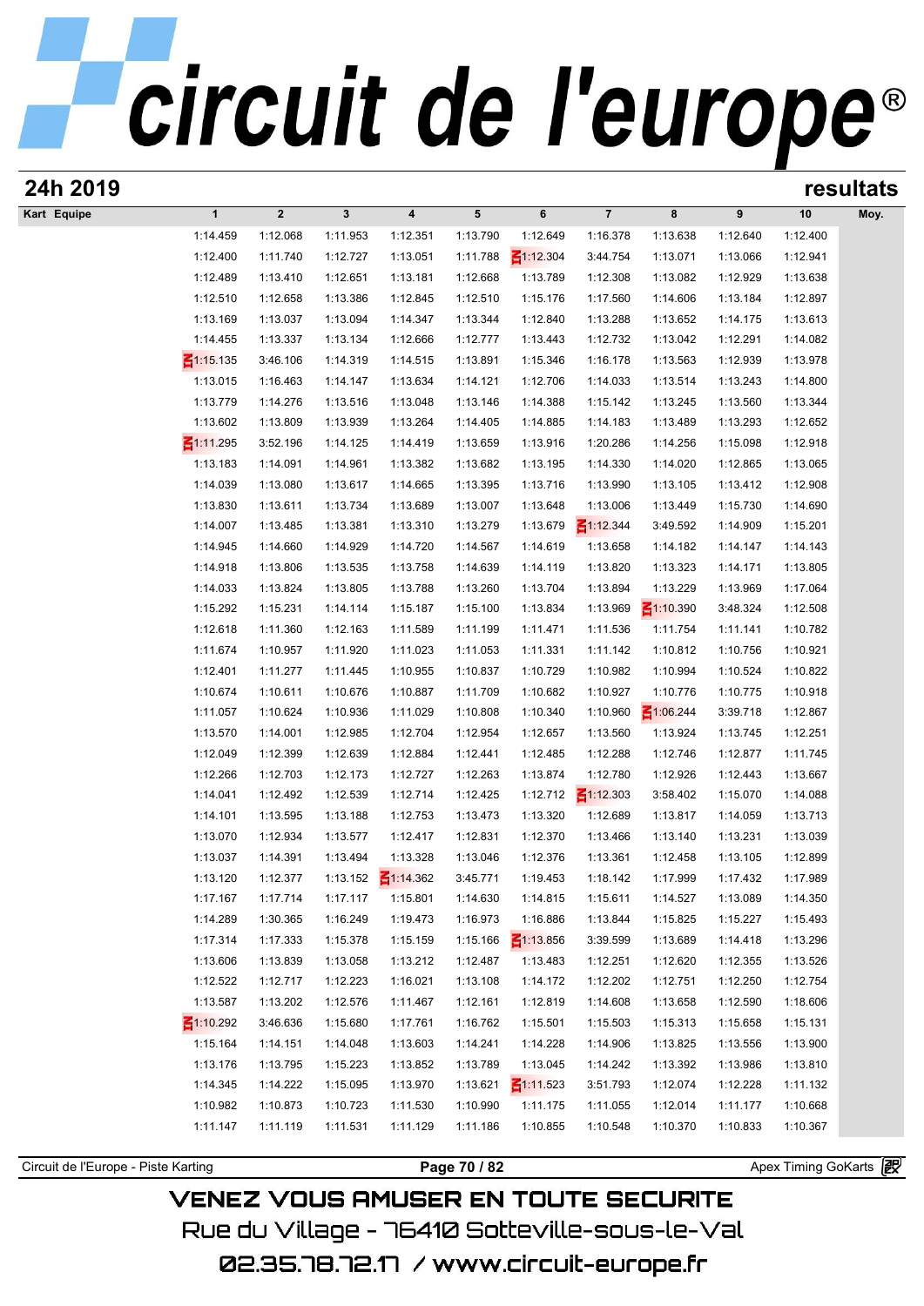## 24h 2019

## resultats

| Kart Equipe | 1 | 2 | 3 | 4 | 5 | 6 | 7 | 8 | 9 | 10 | Moy. |
|---|---|---|---|---|---|---|---|---|---|---|---|
| | 1:14.459 | 1:12.068 | 1:11.953 | 1:12.351 | 1:13.790 | 1:12.649 | 1:16.378 | 1:13.638 | 1:12.640 | 1:12.400 | |
| | 1:12.400 | 1:11.740 | 1:12.727 | 1:13.051 | 1:11.788 | 1:12.304 | 3:44.754 | 1:13.071 | 1:13.066 | 1:12.941 | |
| | 1:12.489 | 1:13.410 | 1:12.651 | 1:13.181 | 1:12.668 | 1:13.789 | 1:12.308 | 1:13.082 | 1:12.929 | 1:13.638 | |
| | 1:12.510 | 1:12.658 | 1:13.386 | 1:12.845 | 1:12.510 | 1:15.176 | 1:17.560 | 1:14.606 | 1:13.184 | 1:12.897 | |
| | 1:13.169 | 1:13.037 | 1:13.094 | 1:14.347 | 1:13.344 | 1:12.840 | 1:13.288 | 1:13.652 | 1:14.175 | 1:13.613 | |
| | 1:14.455 | 1:13.337 | 1:13.134 | 1:12.666 | 1:12.777 | 1:13.443 | 1:12.732 | 1:13.042 | 1:12.291 | 1:14.082 | |
| | 1:15.135 | 3:46.106 | 1:14.319 | 1:14.515 | 1:13.891 | 1:15.346 | 1:16.178 | 1:13.563 | 1:12.939 | 1:13.978 | |
| | 1:13.015 | 1:16.463 | 1:14.147 | 1:13.634 | 1:14.121 | 1:12.706 | 1:14.033 | 1:13.514 | 1:13.243 | 1:14.800 | |
| | 1:13.779 | 1:14.276 | 1:13.516 | 1:13.048 | 1:13.146 | 1:14.388 | 1:15.142 | 1:13.245 | 1:13.560 | 1:13.344 | |
| | 1:13.602 | 1:13.809 | 1:13.939 | 1:13.264 | 1:14.405 | 1:14.885 | 1:14.183 | 1:13.489 | 1:13.293 | 1:12.652 | |
| | 1:11.295 | 3:52.196 | 1:14.125 | 1:14.419 | 1:13.659 | 1:13.916 | 1:20.286 | 1:14.256 | 1:15.098 | 1:12.918 | |
| | 1:13.183 | 1:14.091 | 1:14.961 | 1:13.382 | 1:13.682 | 1:13.195 | 1:14.330 | 1:14.020 | 1:12.865 | 1:13.065 | |
| | 1:14.039 | 1:13.080 | 1:13.617 | 1:14.665 | 1:13.395 | 1:13.716 | 1:13.990 | 1:13.105 | 1:13.412 | 1:12.908 | |
| | 1:13.830 | 1:13.611 | 1:13.734 | 1:13.689 | 1:13.007 | 1:13.648 | 1:13.006 | 1:13.449 | 1:15.730 | 1:14.690 | |
| | 1:14.007 | 1:13.485 | 1:13.381 | 1:13.310 | 1:13.279 | 1:13.679 | 1:12.344 | 3:49.592 | 1:14.909 | 1:15.201 | |
| | 1:14.945 | 1:14.660 | 1:14.929 | 1:14.720 | 1:14.567 | 1:14.619 | 1:13.658 | 1:14.182 | 1:14.147 | 1:14.143 | |
| | 1:14.918 | 1:13.806 | 1:13.535 | 1:13.758 | 1:14.639 | 1:14.119 | 1:13.820 | 1:13.323 | 1:14.171 | 1:13.805 | |
| | 1:14.033 | 1:13.824 | 1:13.805 | 1:13.788 | 1:13.260 | 1:13.704 | 1:13.894 | 1:13.229 | 1:13.969 | 1:17.064 | |
| | 1:15.292 | 1:15.231 | 1:14.114 | 1:15.187 | 1:15.100 | 1:13.834 | 1:13.969 | 1:10.390 | 3:48.324 | 1:12.508 | |
| | 1:12.618 | 1:11.360 | 1:12.163 | 1:11.589 | 1:11.199 | 1:11.471 | 1:11.536 | 1:11.754 | 1:11.141 | 1:10.782 | |
| | 1:11.674 | 1:10.957 | 1:11.920 | 1:11.023 | 1:11.053 | 1:11.331 | 1:11.142 | 1:10.812 | 1:10.756 | 1:10.921 | |
| | 1:12.401 | 1:11.277 | 1:11.445 | 1:10.955 | 1:10.837 | 1:10.729 | 1:10.982 | 1:10.994 | 1:10.524 | 1:10.822 | |
| | 1:10.674 | 1:10.611 | 1:10.676 | 1:10.887 | 1:11.709 | 1:10.682 | 1:10.927 | 1:10.776 | 1:10.775 | 1:10.918 | |
| | 1:11.057 | 1:10.624 | 1:10.936 | 1:11.029 | 1:10.808 | 1:10.340 | 1:10.960 | 1:06.244 | 3:39.718 | 1:12.867 | |
| | 1:13.570 | 1:14.001 | 1:12.985 | 1:12.704 | 1:12.954 | 1:12.657 | 1:13.560 | 1:13.924 | 1:13.745 | 1:12.251 | |
| | 1:12.049 | 1:12.399 | 1:12.639 | 1:12.884 | 1:12.441 | 1:12.485 | 1:12.288 | 1:12.746 | 1:12.877 | 1:11.745 | |
| | 1:12.266 | 1:12.703 | 1:12.173 | 1:12.727 | 1:12.263 | 1:13.874 | 1:12.780 | 1:12.926 | 1:12.443 | 1:13.667 | |
| | 1:14.041 | 1:12.492 | 1:12.539 | 1:12.714 | 1:12.425 | 1:12.712 | 1:12.303 | 3:58.402 | 1:15.070 | 1:14.088 | |
| | 1:14.101 | 1:13.595 | 1:13.188 | 1:12.753 | 1:13.473 | 1:13.320 | 1:12.689 | 1:13.817 | 1:14.059 | 1:13.713 | |
| | 1:13.070 | 1:12.934 | 1:13.577 | 1:12.417 | 1:12.831 | 1:12.370 | 1:13.466 | 1:13.140 | 1:13.231 | 1:13.039 | |
| | 1:13.037 | 1:14.391 | 1:13.494 | 1:13.328 | 1:13.046 | 1:12.376 | 1:13.361 | 1:12.458 | 1:13.105 | 1:12.899 | |
| | 1:13.120 | 1:12.377 | 1:13.152 | 1:14.362 | 3:45.771 | 1:19.453 | 1:18.142 | 1:17.999 | 1:17.432 | 1:17.989 | |
| | 1:17.167 | 1:17.714 | 1:17.117 | 1:15.801 | 1:14.630 | 1:14.815 | 1:15.611 | 1:14.527 | 1:13.089 | 1:14.350 | |
| | 1:14.289 | 1:30.365 | 1:16.249 | 1:19.473 | 1:16.973 | 1:16.886 | 1:13.844 | 1:15.825 | 1:15.227 | 1:15.493 | |
| | 1:17.314 | 1:17.333 | 1:15.378 | 1:15.159 | 1:15.166 | 1:13.856 | 3:39.599 | 1:13.689 | 1:14.418 | 1:13.296 | |
| | 1:13.606 | 1:13.839 | 1:13.058 | 1:13.212 | 1:12.487 | 1:13.483 | 1:12.251 | 1:12.620 | 1:12.355 | 1:13.526 | |
| | 1:12.522 | 1:12.717 | 1:12.223 | 1:16.021 | 1:13.108 | 1:14.172 | 1:12.202 | 1:12.751 | 1:12.250 | 1:12.754 | |
| | 1:13.587 | 1:13.202 | 1:12.576 | 1:11.467 | 1:12.161 | 1:12.819 | 1:14.608 | 1:13.658 | 1:12.590 | 1:18.606 | |
| | 1:10.292 | 3:46.636 | 1:15.680 | 1:17.761 | 1:16.762 | 1:15.501 | 1:15.503 | 1:15.313 | 1:15.658 | 1:15.131 | |
| | 1:15.164 | 1:14.151 | 1:14.048 | 1:13.603 | 1:14.241 | 1:14.228 | 1:14.906 | 1:13.825 | 1:13.556 | 1:13.900 | |
| | 1:13.176 | 1:13.795 | 1:15.223 | 1:13.852 | 1:13.789 | 1:13.045 | 1:14.242 | 1:13.392 | 1:13.986 | 1:13.810 | |
| | 1:14.345 | 1:14.222 | 1:15.095 | 1:13.970 | 1:13.621 | 1:11.523 | 3:51.793 | 1:12.074 | 1:12.228 | 1:11.132 | |
| | 1:10.982 | 1:10.873 | 1:10.723 | 1:11.530 | 1:10.990 | 1:11.175 | 1:11.055 | 1:12.014 | 1:11.177 | 1:10.668 | |
| | 1:11.147 | 1:11.119 | 1:11.531 | 1:11.129 | 1:11.186 | 1:10.855 | 1:10.548 | 1:10.370 | 1:10.833 | 1:10.367 | |

VENEZ VOUS AMUSER EN TOUTE SECURITE

Rue du Village - 76410 Sotteville-sous-le-Val

02.35.78.72.17 / www.circuit-europe.fr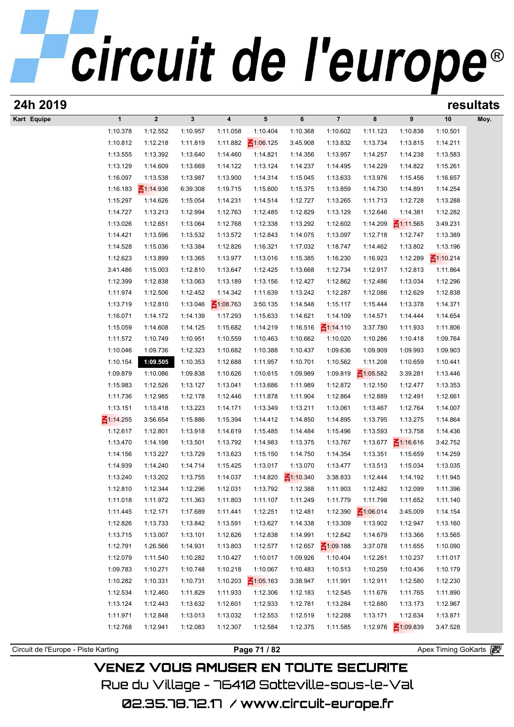## 24h 2019

## resultats

| Kart Equipe | 1 | 2 | 3 | 4 | 5 | 6 | 7 | 8 | 9 | 10 | Moy. |
|---|---|---|---|---|---|---|---|---|---|---|---|
| | 1:10.378 | 1:12.552 | 1:10.957 | 1:11.058 | 1:10.404 | 1:10.368 | 1:10.602 | 1:11.123 | 1:10.838 | 1:10.501 | |
| | 1:10.812 | 1:12.218 | 1:11.819 | 1:11.882 | 1:06.125 | 3:45.908 | 1:13.832 | 1:13.734 | 1:13.815 | 1:14.211 | |
| | 1:13.555 | 1:13.392 | 1:13.640 | 1:14.460 | 1:14.821 | 1:14.356 | 1:13.957 | 1:14.257 | 1:14.238 | 1:13.583 | |
| | 1:13.129 | 1:14.609 | 1:13.669 | 1:14.122 | 1:13.124 | 1:14.237 | 1:14.495 | 1:14.229 | 1:14.822 | 1:15.261 | |
| | 1:16.097 | 1:13.538 | 1:13.987 | 1:13.900 | 1:14.314 | 1:15.045 | 1:13.633 | 1:13.976 | 1:15.456 | 1:16.657 | |
| | 1:16.183 | 1:14.936 | 6:39.308 | 1:19.715 | 1:15.600 | 1:15.375 | 1:13.859 | 1:14.730 | 1:14.891 | 1:14.254 | |
| | 1:15.297 | 1:14.626 | 1:15.054 | 1:14.231 | 1:14.514 | 1:12.727 | 1:13.265 | 1:11.713 | 1:12.728 | 1:13.288 | |
| | 1:14.727 | 1:13.213 | 1:12.994 | 1:12.763 | 1:12.485 | 1:12.829 | 1:13.129 | 1:12.646 | 1:14.381 | 1:12.282 | |
| | 1:13.026 | 1:12.651 | 1:13.064 | 1:12.768 | 1:12.338 | 1:13.292 | 1:12.602 | 1:14.209 | 1:11.565 | 3:49.231 | |
| | 1:14.421 | 1:13.596 | 1:13.532 | 1:13.572 | 1:12.843 | 1:14.075 | 1:13.097 | 1:12.718 | 1:12.747 | 1:13.389 | |
| | 1:14.528 | 1:15.036 | 1:13.384 | 1:12.826 | 1:16.321 | 1:17.032 | 1:18.747 | 1:14.462 | 1:13.802 | 1:13.196 | |
| | 1:12.623 | 1:13.899 | 1:13.365 | 1:13.977 | 1:13.016 | 1:15.385 | 1:16.230 | 1:16.923 | 1:12.289 | 1:10.214 | |
| | 3:41.486 | 1:15.003 | 1:12.810 | 1:13.647 | 1:12.425 | 1:13.668 | 1:12.734 | 1:12.917 | 1:12.813 | 1:11.864 | |
| | 1:12.399 | 1:12.838 | 1:13.063 | 1:13.189 | 1:13.156 | 1:12.427 | 1:12.862 | 1:12.486 | 1:13.034 | 1:12.296 | |
| | 1:11.974 | 1:12.506 | 1:12.452 | 1:14.342 | 1:11.639 | 1:13.242 | 1:12.287 | 1:12.086 | 1:12.629 | 1:12.838 | |
| | 1:13.719 | 1:12.810 | 1:13.046 | 1:08.763 | 3:50.135 | 1:14.548 | 1:15.117 | 1:15.444 | 1:13.378 | 1:14.371 | |
| | 1:16.071 | 1:14.172 | 1:14.139 | 1:17.293 | 1:15.633 | 1:14.621 | 1:14.109 | 1:14.571 | 1:14.444 | 1:14.654 | |
| | 1:15.059 | 1:14.608 | 1:14.125 | 1:15.682 | 1:14.219 | 1:16.516 | 1:14.110 | 3:37.780 | 1:11.933 | 1:11.806 | |
| | 1:11.572 | 1:10.749 | 1:10.951 | 1:10.559 | 1:10.463 | 1:10.662 | 1:10.020 | 1:10.286 | 1:10.418 | 1:09.764 | |
| | 1:10.046 | 1:09.736 | 1:12.323 | 1:10.682 | 1:10.388 | 1:10.437 | 1:09.636 | 1:09.909 | 1:09.993 | 1:09.903 | |
| | 1:10.154 | **1:09.505** | 1:10.353 | 1:12.688 | 1:11.957 | 1:10.701 | 1:10.562 | 1:11.208 | 1:10.659 | 1:10.441 | |
| | 1:09.879 | 1:10.086 | 1:09.838 | 1:10.626 | 1:10.615 | 1:09.989 | 1:09.819 | 1:05.582 | 3:39.281 | 1:13.446 | |
| | 1:15.983 | 1:12.526 | 1:13.127 | 1:13.041 | 1:13.686 | 1:11.989 | 1:12.872 | 1:12.150 | 1:12.477 | 1:13.353 | |
| | 1:11.736 | 1:12.985 | 1:12.178 | 1:12.446 | 1:11.878 | 1:11.904 | 1:12.864 | 1:12.889 | 1:12.491 | 1:12.661 | |
| | 1:13.151 | 1:13.418 | 1:13.223 | 1:14.171 | 1:13.349 | 1:13.211 | 1:13.061 | 1:13.467 | 1:12.764 | 1:14.007 | |
| | 1:14.255 | 3:56.654 | 1:15.886 | 1:15.394 | 1:14.412 | 1:14.850 | 1:14.895 | 1:13.795 | 1:13.275 | 1:14.864 | |
| | 1:12.617 | 1:12.801 | 1:13.918 | 1:14.619 | 1:15.485 | 1:14.484 | 1:15.496 | 1:13.593 | 1:13.758 | 1:14.436 | |
| | 1:13.470 | 1:14.198 | 1:13.501 | 1:13.792 | 1:14.983 | 1:13.375 | 1:13.767 | 1:13.677 | 1:16.616 | 3:42.752 | |
| | 1:14.156 | 1:13.227 | 1:13.729 | 1:13.623 | 1:15.150 | 1:14.750 | 1:14.354 | 1:13.351 | 1:15.659 | 1:14.259 | |
| | 1:14.939 | 1:14.240 | 1:14.714 | 1:15.425 | 1:13.017 | 1:13.070 | 1:13.477 | 1:13.513 | 1:15.034 | 1:13.035 | |
| | 1:13.240 | 1:13.202 | 1:13.755 | 1:14.037 | 1:14.820 | 1:10.340 | 3:38.833 | 1:12.444 | 1:14.192 | 1:11.945 | |
| | 1:12.810 | 1:12.344 | 1:12.296 | 1:12.031 | 1:13.792 | 1:12.388 | 1:11.903 | 1:12.482 | 1:12.099 | 1:11.396 | |
| | 1:11.018 | 1:11.972 | 1:11.363 | 1:11.803 | 1:11.107 | 1:11.249 | 1:11.779 | 1:11.798 | 1:11.652 | 1:11.140 | |
| | 1:11.445 | 1:12.171 | 1:17.689 | 1:11.441 | 1:12.251 | 1:12.481 | 1:12.390 | 1:06.014 | 3:45.009 | 1:14.154 | |
| | 1:12.826 | 1:13.733 | 1:13.842 | 1:13.591 | 1:13.627 | 1:14.338 | 1:13.309 | 1:13.902 | 1:12.947 | 1:13.160 | |
| | 1:13.715 | 1:13.007 | 1:13.101 | 1:12.626 | 1:12.838 | 1:14.991 | 1:12.842 | 1:14.679 | 1:13.366 | 1:13.565 | |
| | 1:12.791 | 1:26.566 | 1:14.931 | 1:13.803 | 1:12.577 | 1:12.657 | 1:09.188 | 3:37.078 | 1:11.655 | 1:10.090 | |
| | 1:12.079 | 1:11.540 | 1:10.282 | 1:10.427 | 1:10.017 | 1:09.926 | 1:10.404 | 1:12.261 | 1:10.237 | 1:11.017 | |
| | 1:09.783 | 1:10.271 | 1:10.748 | 1:10.218 | 1:10.067 | 1:10.483 | 1:10.513 | 1:10.259 | 1:10.436 | 1:10.179 | |
| | 1:10.282 | 1:10.331 | 1:10.731 | 1:10.203 | 1:05.163 | 3:38.947 | 1:11.991 | 1:12.911 | 1:12.580 | 1:12.230 | |
| | 1:12.534 | 1:12.460 | 1:11.829 | 1:11.933 | 1:12.306 | 1:12.183 | 1:12.545 | 1:11.676 | 1:11.765 | 1:11.890 | |
| | 1:13.124 | 1:12.443 | 1:13.632 | 1:12.601 | 1:12.933 | 1:12.781 | 1:13.284 | 1:12.680 | 1:13.173 | 1:12.967 | |
| | 1:11.971 | 1:12.848 | 1:13.013 | 1:13.032 | 1:12.553 | 1:12.519 | 1:12.288 | 1:13.171 | 1:12.634 | 1:13.871 | |
| | 1:12.768 | 1:12.941 | 1:12.083 | 1:12.307 | 1:12.584 | 1:12.375 | 1:11.585 | 1:12.976 | 1:09.839 | 3:47.528 | |

Circuit de l'Europe - Piste Karting

Apex Timing GoKarts

VENEZ VOUS AMUSER EN TOUTE SECURITE

Rue du Village - 76410 Sotteville-sous-le-Val

02.35.78.72.17 / www.circuit-europe.fr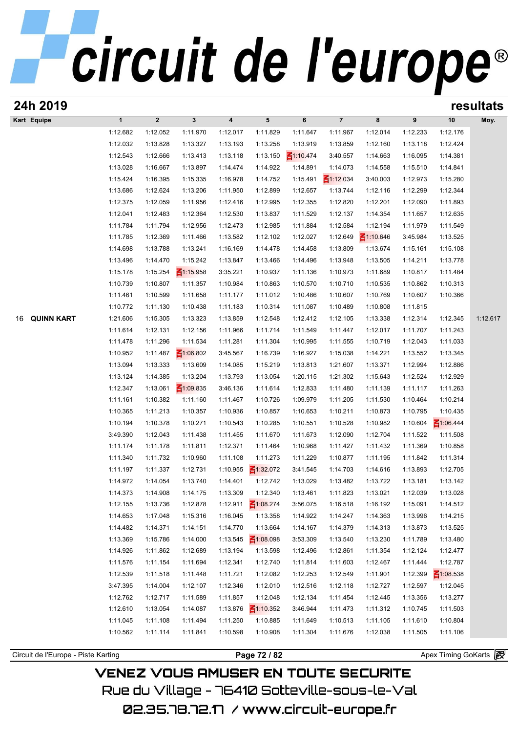# 24h 2019

## resultats

| Kart | Equipe | 1 | 2 | 3 | 4 | 5 | 6 | 7 | 8 | 9 | 10 | Moy. |
|---|---|---|---|---|---|---|---|---|---|---|---|---|
| | | 1:12.682 | 1:12.052 | 1:11.970 | 1:12.017 | 1:11.829 | 1:11.647 | 1:11.967 | 1:12.014 | 1:12.233 | 1:12.176 | |
| | | 1:12.032 | 1:13.828 | 1:13.327 | 1:13.193 | 1:13.258 | 1:13.919 | 1:13.859 | 1:12.160 | 1:13.118 | 1:12.424 | |
| | | 1:12.543 | 1:12.666 | 1:13.413 | 1:13.118 | 1:13.150 | 1:10.474 | 3:40.557 | 1:14.663 | 1:16.095 | 1:14.381 | |
| | | 1:13.028 | 1:16.667 | 1:13.897 | 1:14.474 | 1:14.922 | 1:14.891 | 1:14.073 | 1:14.558 | 1:15.510 | 1:14.841 | |
| | | 1:15.424 | 1:16.395 | 1:15.335 | 1:16.978 | 1:14.752 | 1:15.491 | 1:12.034 | 3:40.003 | 1:12.973 | 1:15.280 | |
| | | 1:13.686 | 1:12.624 | 1:13.206 | 1:11.950 | 1:12.899 | 1:12.657 | 1:13.744 | 1:12.116 | 1:12.299 | 1:12.344 | |
| | | 1:12.375 | 1:12.059 | 1:11.956 | 1:12.416 | 1:12.995 | 1:12.355 | 1:12.820 | 1:12.201 | 1:12.090 | 1:11.893 | |
| | | 1:12.041 | 1:12.483 | 1:12.364 | 1:12.530 | 1:13.837 | 1:11.529 | 1:12.137 | 1:14.354 | 1:11.657 | 1:12.635 | |
| | | 1:11.784 | 1:11.794 | 1:12.956 | 1:12.473 | 1:12.985 | 1:11.884 | 1:12.584 | 1:12.194 | 1:11.979 | 1:11.549 | |
| | | 1:11.785 | 1:12.369 | 1:11.466 | 1:13.582 | 1:12.102 | 1:12.027 | 1:12.649 | 1:10.646 | 3:45.984 | 1:13.525 | |
| | | 1:14.698 | 1:13.788 | 1:13.241 | 1:16.169 | 1:14.478 | 1:14.458 | 1:13.809 | 1:13.674 | 1:15.161 | 1:15.108 | |
| | | 1:13.496 | 1:14.470 | 1:15.242 | 1:13.847 | 1:13.466 | 1:14.496 | 1:13.948 | 1:13.505 | 1:14.211 | 1:13.778 | |
| | | 1:15.178 | 1:15.254 | 1:15.958 | 3:35.221 | 1:10.937 | 1:11.136 | 1:10.973 | 1:11.689 | 1:10.817 | 1:11.484 | |
| | | 1:10.739 | 1:10.807 | 1:11.357 | 1:10.984 | 1:10.863 | 1:10.570 | 1:10.710 | 1:10.535 | 1:10.862 | 1:10.313 | |
| | | 1:11.461 | 1:10.599 | 1:11.658 | 1:11.177 | 1:11.012 | 1:10.486 | 1:10.607 | 1:10.769 | 1:10.607 | 1:10.366 | |
| | | 1:10.772 | 1:11.130 | 1:10.438 | 1:11.183 | 1:10.314 | 1:11.087 | 1:10.489 | 1:10.808 | 1:11.815 | | |
| 16 | QUINN KART | 1:21.606 | 1:15.305 | 1:13.323 | 1:13.859 | 1:12.548 | 1:12.412 | 1:12.105 | 1:13.338 | 1:12.314 | 1:12.345 | 1:12.617 |
| | | 1:11.614 | 1:12.131 | 1:12.156 | 1:11.966 | 1:11.714 | 1:11.549 | 1:11.447 | 1:12.017 | 1:11.707 | 1:11.243 | |
| | | 1:11.478 | 1:11.296 | 1:11.534 | 1:11.281 | 1:11.304 | 1:10.995 | 1:11.555 | 1:10.719 | 1:12.043 | 1:11.033 | |
| | | 1:10.952 | 1:11.487 | 1:06.802 | 3:45.567 | 1:16.739 | 1:16.927 | 1:15.038 | 1:14.221 | 1:13.552 | 1:13.345 | |
| | | 1:13.094 | 1:13.333 | 1:13.609 | 1:14.085 | 1:15.219 | 1:13.813 | 1:21.607 | 1:13.371 | 1:12.994 | 1:12.886 | |
| | | 1:13.124 | 1:14.385 | 1:13.204 | 1:13.793 | 1:13.054 | 1:20.115 | 1:21.302 | 1:15.643 | 1:12.524 | 1:12.929 | |
| | | 1:12.347 | 1:13.061 | 1:09.835 | 3:46.136 | 1:11.614 | 1:12.833 | 1:11.480 | 1:11.139 | 1:11.117 | 1:11.263 | |
| | | 1:11.161 | 1:10.382 | 1:11.160 | 1:11.467 | 1:10.726 | 1:09.979 | 1:11.205 | 1:11.530 | 1:10.464 | 1:10.214 | |
| | | 1:10.365 | 1:11.213 | 1:10.357 | 1:10.936 | 1:10.857 | 1:10.653 | 1:10.211 | 1:10.873 | 1:10.795 | 1:10.435 | |
| | | 1:10.194 | 1:10.378 | 1:10.271 | 1:10.543 | 1:10.285 | 1:10.551 | 1:10.528 | 1:10.982 | 1:10.604 | 1:06.444 | |
| | | 3:49.390 | 1:12.043 | 1:11.438 | 1:11.455 | 1:11.670 | 1:11.673 | 1:12.090 | 1:12.704 | 1:11.522 | 1:11.508 | |
| | | 1:11.174 | 1:11.178 | 1:11.811 | 1:12.371 | 1:11.464 | 1:10.968 | 1:11.427 | 1:11.432 | 1:11.369 | 1:10.858 | |
| | | 1:11.340 | 1:11.732 | 1:10.960 | 1:11.108 | 1:11.273 | 1:11.229 | 1:10.877 | 1:11.195 | 1:11.842 | 1:11.314 | |
| | | 1:11.197 | 1:11.337 | 1:12.731 | 1:10.955 | 1:32.072 | 3:41.545 | 1:14.703 | 1:14.616 | 1:13.893 | 1:12.705 | |
| | | 1:14.972 | 1:14.054 | 1:13.740 | 1:14.401 | 1:12.742 | 1:13.029 | 1:13.482 | 1:13.722 | 1:13.181 | 1:13.142 | |
| | | 1:14.373 | 1:14.908 | 1:14.175 | 1:13.309 | 1:12.340 | 1:13.461 | 1:11.823 | 1:13.021 | 1:12.039 | 1:13.028 | |
| | | 1:12.155 | 1:13.736 | 1:12.878 | 1:12.911 | 1:08.274 | 3:56.075 | 1:16.518 | 1:16.192 | 1:15.091 | 1:14.512 | |
| | | 1:14.653 | 1:17.048 | 1:15.316 | 1:16.045 | 1:13.358 | 1:14.922 | 1:14.247 | 1:14.363 | 1:13.996 | 1:14.215 | |
| | | 1:14.482 | 1:14.371 | 1:14.151 | 1:14.770 | 1:13.664 | 1:14.167 | 1:14.379 | 1:14.313 | 1:13.873 | 1:13.525 | |
| | | 1:13.369 | 1:15.786 | 1:14.000 | 1:13.545 | 1:08.098 | 3:53.309 | 1:13.540 | 1:13.230 | 1:11.789 | 1:13.480 | |
| | | 1:14.926 | 1:11.862 | 1:12.689 | 1:13.194 | 1:13.598 | 1:12.496 | 1:12.861 | 1:11.354 | 1:12.124 | 1:12.477 | |
| | | 1:11.576 | 1:11.154 | 1:11.694 | 1:12.341 | 1:12.740 | 1:11.814 | 1:11.603 | 1:12.467 | 1:11.444 | 1:12.787 | |
| | | 1:12.539 | 1:11.518 | 1:11.448 | 1:11.721 | 1:12.082 | 1:12.253 | 1:12.549 | 1:11.901 | 1:12.399 | 1:08.538 | |
| | | 3:47.395 | 1:14.004 | 1:12.107 | 1:12.346 | 1:12.010 | 1:12.516 | 1:12.118 | 1:12.727 | 1:12.597 | 1:12.045 | |
| | | 1:12.762 | 1:12.717 | 1:11.589 | 1:11.857 | 1:12.048 | 1:12.134 | 1:11.454 | 1:12.445 | 1:13.356 | 1:13.277 | |
| | | 1:12.610 | 1:13.054 | 1:14.087 | 1:13.876 | 1:10.352 | 3:46.944 | 1:11.473 | 1:11.312 | 1:10.745 | 1:11.503 | |
| | | 1:11.045 | 1:11.108 | 1:11.494 | 1:11.250 | 1:10.885 | 1:11.649 | 1:10.513 | 1:11.105 | 1:11.610 | 1:10.804 | |
| | | 1:10.562 | 1:11.114 | 1:11.841 | 1:10.598 | 1:10.908 | 1:11.304 | 1:11.676 | 1:12.038 | 1:11.505 | 1:11.106 | |

Circuit de l'Europe - Piste Karting — Apex Timing GoKarts

VENEZ VOUS AMUSER EN TOUTE SECURITE
Rue du Village - 76410 Sotteville-sous-le-Val
02.35.78.72.17 / www.circuit-europe.fr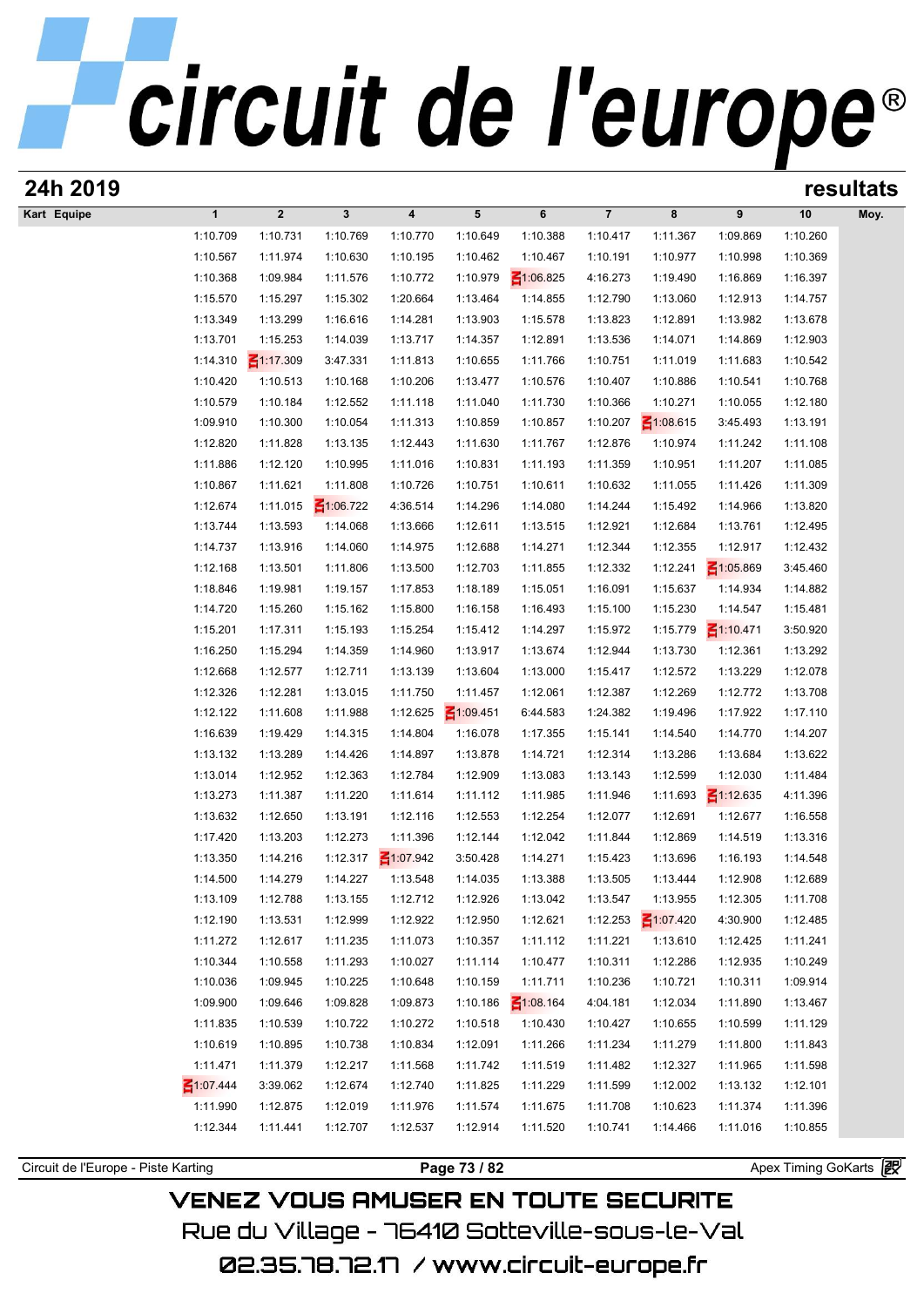# circuit de l'europe®

## 24h 2019 — resultats

| Kart | Equipe | 1 | 2 | 3 | 4 | 5 | 6 | 7 | 8 | 9 | 10 | Moy. |
|---|---|---|---|---|---|---|---|---|---|---|---|---|
| | | 1:10.709 | 1:10.731 | 1:10.769 | 1:10.770 | 1:10.649 | 1:10.388 | 1:10.417 | 1:11.367 | 1:09.869 | 1:10.260 | |
| | | 1:10.567 | 1:11.974 | 1:10.630 | 1:10.195 | 1:10.462 | 1:10.467 | 1:10.191 | 1:10.977 | 1:10.998 | 1:10.369 | |
| | | 1:10.368 | 1:09.984 | 1:11.576 | 1:10.772 | 1:10.979 | 1:06.825 | 4:16.273 | 1:19.490 | 1:16.869 | 1:16.397 | |
| | | 1:15.570 | 1:15.297 | 1:15.302 | 1:20.664 | 1:13.464 | 1:14.855 | 1:12.790 | 1:13.060 | 1:12.913 | 1:14.757 | |
| | | 1:13.349 | 1:13.299 | 1:16.616 | 1:14.281 | 1:13.903 | 1:15.578 | 1:13.823 | 1:12.891 | 1:13.982 | 1:13.678 | |
| | | 1:13.701 | 1:15.253 | 1:14.039 | 1:13.717 | 1:14.357 | 1:12.891 | 1:13.536 | 1:14.071 | 1:14.869 | 1:12.903 | |
| | | 1:14.310 | 1:17.309 | 3:47.331 | 1:11.813 | 1:10.655 | 1:11.766 | 1:10.751 | 1:11.019 | 1:11.683 | 1:10.542 | |
| | | 1:10.420 | 1:10.513 | 1:10.168 | 1:10.206 | 1:13.477 | 1:10.576 | 1:10.407 | 1:10.886 | 1:10.541 | 1:10.768 | |
| | | 1:10.579 | 1:10.184 | 1:12.552 | 1:11.118 | 1:11.040 | 1:11.730 | 1:10.366 | 1:10.271 | 1:10.055 | 1:12.180 | |
| | | 1:09.910 | 1:10.300 | 1:10.054 | 1:11.313 | 1:10.859 | 1:10.857 | 1:10.207 | 1:08.615 | 3:45.493 | 1:13.191 | |
| | | 1:12.820 | 1:11.828 | 1:13.135 | 1:12.443 | 1:11.630 | 1:11.767 | 1:12.876 | 1:10.974 | 1:11.242 | 1:11.108 | |
| | | 1:11.886 | 1:12.120 | 1:10.995 | 1:11.016 | 1:10.831 | 1:11.193 | 1:11.359 | 1:10.951 | 1:11.207 | 1:11.085 | |
| | | 1:10.867 | 1:11.621 | 1:11.808 | 1:10.726 | 1:10.751 | 1:10.611 | 1:10.632 | 1:11.055 | 1:11.426 | 1:11.309 | |
| | | 1:12.674 | 1:11.015 | 1:06.722 | 4:36.514 | 1:14.296 | 1:14.080 | 1:14.244 | 1:15.492 | 1:14.966 | 1:13.820 | |
| | | 1:13.744 | 1:13.593 | 1:14.068 | 1:13.666 | 1:12.611 | 1:13.515 | 1:12.921 | 1:12.684 | 1:13.761 | 1:12.495 | |
| | | 1:14.737 | 1:13.916 | 1:14.060 | 1:14.975 | 1:12.688 | 1:14.271 | 1:12.344 | 1:12.355 | 1:12.917 | 1:12.432 | |
| | | 1:12.168 | 1:13.501 | 1:11.806 | 1:13.500 | 1:12.703 | 1:11.855 | 1:12.332 | 1:12.241 | 1:05.869 | 3:45.460 | |
| | | 1:18.846 | 1:19.981 | 1:19.157 | 1:17.853 | 1:18.189 | 1:15.051 | 1:16.091 | 1:15.637 | 1:14.934 | 1:14.882 | |
| | | 1:14.720 | 1:15.260 | 1:15.162 | 1:15.800 | 1:16.158 | 1:16.493 | 1:15.100 | 1:15.230 | 1:14.547 | 1:15.481 | |
| | | 1:15.201 | 1:17.311 | 1:15.193 | 1:15.254 | 1:15.412 | 1:14.297 | 1:15.972 | 1:15.779 | 1:10.471 | 3:50.920 | |
| | | 1:16.250 | 1:15.294 | 1:14.359 | 1:14.960 | 1:13.917 | 1:13.674 | 1:12.944 | 1:13.730 | 1:12.361 | 1:13.292 | |
| | | 1:12.668 | 1:12.577 | 1:12.711 | 1:13.139 | 1:13.604 | 1:13.000 | 1:15.417 | 1:12.572 | 1:13.229 | 1:12.078 | |
| | | 1:12.326 | 1:12.281 | 1:13.015 | 1:11.750 | 1:11.457 | 1:12.061 | 1:12.387 | 1:12.269 | 1:12.772 | 1:13.708 | |
| | | 1:12.122 | 1:11.608 | 1:11.988 | 1:12.625 | 1:09.451 | 6:44.583 | 1:24.382 | 1:19.496 | 1:17.922 | 1:17.110 | |
| | | 1:16.639 | 1:19.429 | 1:14.315 | 1:14.804 | 1:16.078 | 1:17.355 | 1:15.141 | 1:14.540 | 1:14.770 | 1:14.207 | |
| | | 1:13.132 | 1:13.289 | 1:14.426 | 1:14.897 | 1:13.878 | 1:14.721 | 1:12.314 | 1:13.286 | 1:13.684 | 1:13.622 | |
| | | 1:13.014 | 1:12.952 | 1:12.363 | 1:12.784 | 1:12.909 | 1:13.083 | 1:13.143 | 1:12.599 | 1:12.030 | 1:11.484 | |
| | | 1:13.273 | 1:11.387 | 1:11.220 | 1:11.614 | 1:11.112 | 1:11.985 | 1:11.946 | 1:11.693 | 1:12.635 | 4:11.396 | |
| | | 1:13.632 | 1:12.650 | 1:13.191 | 1:12.116 | 1:12.553 | 1:12.254 | 1:12.077 | 1:12.691 | 1:12.677 | 1:16.558 | |
| | | 1:17.420 | 1:13.203 | 1:12.273 | 1:11.396 | 1:12.144 | 1:12.042 | 1:11.844 | 1:12.869 | 1:14.519 | 1:13.316 | |
| | | 1:13.350 | 1:14.216 | 1:12.317 | 1:07.942 | 3:50.428 | 1:14.271 | 1:15.423 | 1:13.696 | 1:16.193 | 1:14.548 | |
| | | 1:14.500 | 1:14.279 | 1:14.227 | 1:13.548 | 1:14.035 | 1:13.388 | 1:13.505 | 1:13.444 | 1:12.908 | 1:12.689 | |
| | | 1:13.109 | 1:12.788 | 1:13.155 | 1:12.712 | 1:12.926 | 1:13.042 | 1:13.547 | 1:13.955 | 1:12.305 | 1:11.708 | |
| | | 1:12.190 | 1:13.531 | 1:12.999 | 1:12.922 | 1:12.950 | 1:12.621 | 1:12.253 | 1:07.420 | 4:30.900 | 1:12.485 | |
| | | 1:11.272 | 1:12.617 | 1:11.235 | 1:11.073 | 1:10.357 | 1:11.112 | 1:11.221 | 1:13.610 | 1:12.425 | 1:11.241 | |
| | | 1:10.344 | 1:10.558 | 1:11.293 | 1:10.027 | 1:11.114 | 1:10.477 | 1:10.311 | 1:12.286 | 1:12.935 | 1:10.249 | |
| | | 1:10.036 | 1:09.945 | 1:10.225 | 1:10.648 | 1:10.159 | 1:11.711 | 1:10.236 | 1:10.721 | 1:10.311 | 1:09.914 | |
| | | 1:09.900 | 1:09.646 | 1:09.828 | 1:09.873 | 1:10.186 | 1:08.164 | 4:04.181 | 1:12.034 | 1:11.890 | 1:13.467 | |
| | | 1:11.835 | 1:10.539 | 1:10.722 | 1:10.272 | 1:10.518 | 1:10.430 | 1:10.427 | 1:10.655 | 1:10.599 | 1:11.129 | |
| | | 1:10.619 | 1:10.895 | 1:10.738 | 1:10.834 | 1:12.091 | 1:11.266 | 1:11.234 | 1:11.279 | 1:11.800 | 1:11.843 | |
| | | 1:11.471 | 1:11.379 | 1:12.217 | 1:11.568 | 1:11.742 | 1:11.519 | 1:11.482 | 1:12.327 | 1:11.965 | 1:11.598 | |
| | | 1:07.444 | 3:39.062 | 1:12.674 | 1:12.740 | 1:11.825 | 1:11.229 | 1:11.599 | 1:12.002 | 1:13.132 | 1:12.101 | |
| | | 1:11.990 | 1:12.875 | 1:12.019 | 1:11.976 | 1:11.574 | 1:11.675 | 1:11.708 | 1:10.623 | 1:11.374 | 1:11.396 | |
| | | 1:12.344 | 1:11.441 | 1:12.707 | 1:12.537 | 1:12.914 | 1:11.520 | 1:10.741 | 1:14.466 | 1:11.016 | 1:10.855 | |

Circuit de l'Europe - Piste Karting — Apex Timing GoKarts

VENEZ VOUS AMUSER EN TOUTE SECURITE
Rue du Village - 76410 Sotteville-sous-le-Val
02.35.78.72.17 / www.circuit-europe.fr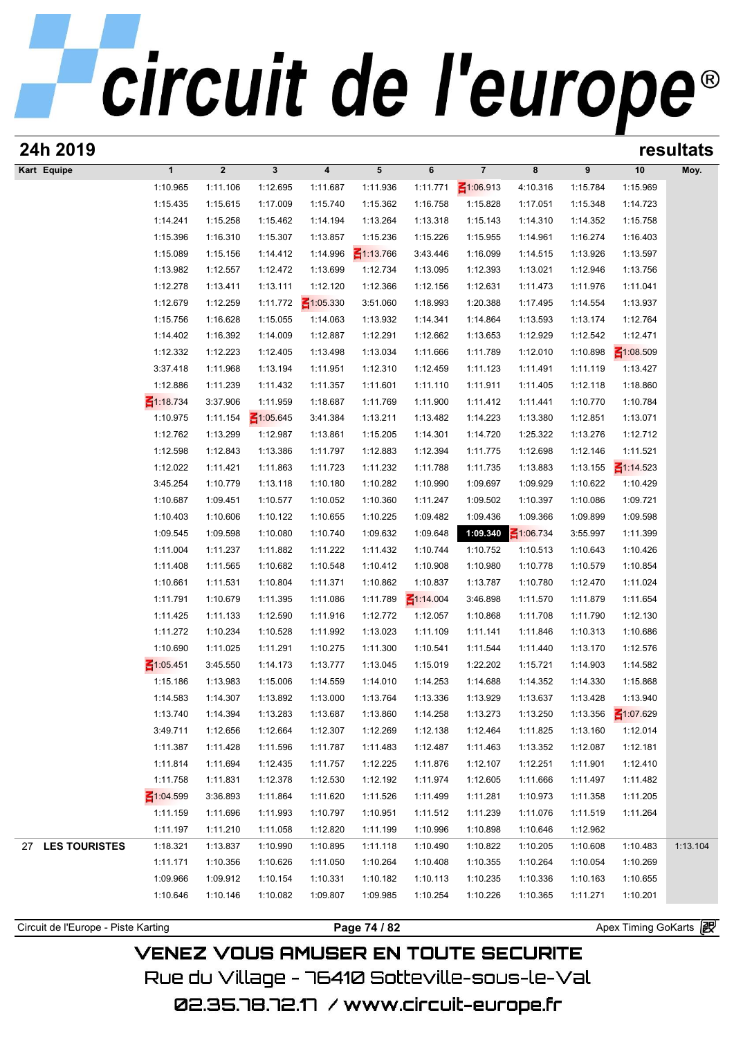# circuit de l'europe®

## 24h 2019 — resultats

| Kart | Equipe | 1 | 2 | 3 | 4 | 5 | 6 | 7 | 8 | 9 | 10 | Moy. |
|---|---|---|---|---|---|---|---|---|---|---|---|---|
| | | 1:10.965 | 1:11.106 | 1:12.695 | 1:11.687 | 1:11.936 | 1:11.771 | 1:06.913 | 4:10.316 | 1:15.784 | 1:15.969 | |
| | | 1:15.435 | 1:15.615 | 1:17.009 | 1:15.740 | 1:15.362 | 1:16.758 | 1:15.828 | 1:17.051 | 1:15.348 | 1:14.723 | |
| | | 1:14.241 | 1:15.258 | 1:15.462 | 1:14.194 | 1:13.264 | 1:13.318 | 1:15.143 | 1:14.310 | 1:14.352 | 1:15.758 | |
| | | 1:15.396 | 1:16.310 | 1:15.307 | 1:13.857 | 1:15.236 | 1:15.226 | 1:15.955 | 1:14.961 | 1:16.274 | 1:16.403 | |
| | | 1:15.089 | 1:15.156 | 1:14.412 | 1:14.996 | 1:13.766 | 3:43.446 | 1:16.099 | 1:14.515 | 1:13.926 | 1:13.597 | |
| | | 1:13.982 | 1:12.557 | 1:12.472 | 1:13.699 | 1:12.734 | 1:13.095 | 1:12.393 | 1:13.021 | 1:12.946 | 1:13.756 | |
| | | 1:12.278 | 1:13.411 | 1:13.111 | 1:12.120 | 1:12.366 | 1:12.156 | 1:12.631 | 1:11.473 | 1:11.976 | 1:11.041 | |
| | | 1:12.679 | 1:12.259 | 1:11.772 | 1:05.330 | 3:51.060 | 1:18.993 | 1:20.388 | 1:17.495 | 1:14.554 | 1:13.937 | |
| | | 1:15.756 | 1:16.628 | 1:15.055 | 1:14.063 | 1:13.932 | 1:14.341 | 1:14.864 | 1:13.593 | 1:13.174 | 1:12.764 | |
| | | 1:14.402 | 1:16.392 | 1:14.009 | 1:12.887 | 1:12.291 | 1:12.662 | 1:13.653 | 1:12.929 | 1:12.542 | 1:12.471 | |
| | | 1:12.332 | 1:12.223 | 1:12.405 | 1:13.498 | 1:13.034 | 1:11.666 | 1:11.789 | 1:12.010 | 1:10.898 | 1:08.509 | |
| | | 3:37.418 | 1:11.968 | 1:13.194 | 1:11.951 | 1:12.310 | 1:12.459 | 1:11.123 | 1:11.491 | 1:11.119 | 1:13.427 | |
| | | 1:12.886 | 1:11.239 | 1:11.432 | 1:11.357 | 1:11.601 | 1:11.110 | 1:11.911 | 1:11.405 | 1:12.118 | 1:18.860 | |
| | | 1:18.734 | 3:37.906 | 1:11.959 | 1:18.687 | 1:11.769 | 1:11.900 | 1:11.412 | 1:11.441 | 1:10.770 | 1:10.784 | |
| | | 1:10.975 | 1:11.154 | 1:05.645 | 3:41.384 | 1:13.211 | 1:13.482 | 1:14.223 | 1:13.380 | 1:12.851 | 1:13.071 | |
| | | 1:12.762 | 1:13.299 | 1:12.987 | 1:13.861 | 1:15.205 | 1:14.301 | 1:14.720 | 1:25.322 | 1:13.276 | 1:12.712 | |
| | | 1:12.598 | 1:12.843 | 1:13.386 | 1:11.797 | 1:12.883 | 1:12.394 | 1:11.775 | 1:12.698 | 1:12.146 | 1:11.521 | |
| | | 1:12.022 | 1:11.421 | 1:11.863 | 1:11.723 | 1:11.232 | 1:11.788 | 1:11.735 | 1:13.883 | 1:13.155 | 1:14.523 | |
| | | 3:45.254 | 1:10.779 | 1:13.118 | 1:10.180 | 1:10.282 | 1:10.990 | 1:09.697 | 1:09.929 | 1:10.622 | 1:10.429 | |
| | | 1:10.687 | 1:09.451 | 1:10.577 | 1:10.052 | 1:10.360 | 1:11.247 | 1:09.502 | 1:10.397 | 1:10.086 | 1:09.721 | |
| | | 1:10.403 | 1:10.606 | 1:10.122 | 1:10.655 | 1:10.225 | 1:09.482 | 1:09.436 | 1:09.366 | 1:09.899 | 1:09.598 | |
| | | 1:09.545 | 1:09.598 | 1:10.080 | 1:10.740 | 1:09.632 | 1:09.648 | **1:09.340** | 1:06.734 | 3:55.997 | 1:11.399 | |
| | | 1:11.004 | 1:11.237 | 1:11.882 | 1:11.222 | 1:11.432 | 1:10.744 | 1:10.752 | 1:10.513 | 1:10.643 | 1:10.426 | |
| | | 1:11.408 | 1:11.565 | 1:10.682 | 1:10.548 | 1:10.412 | 1:10.908 | 1:10.980 | 1:10.778 | 1:10.579 | 1:10.854 | |
| | | 1:10.661 | 1:11.531 | 1:10.804 | 1:11.371 | 1:10.862 | 1:10.837 | 1:13.787 | 1:10.780 | 1:12.470 | 1:11.024 | |
| | | 1:11.791 | 1:10.679 | 1:11.395 | 1:11.086 | 1:11.789 | 1:14.004 | 3:46.898 | 1:11.570 | 1:11.879 | 1:11.654 | |
| | | 1:11.425 | 1:11.133 | 1:12.590 | 1:11.916 | 1:12.772 | 1:12.057 | 1:10.868 | 1:11.708 | 1:11.790 | 1:12.130 | |
| | | 1:11.272 | 1:10.234 | 1:10.528 | 1:11.992 | 1:13.023 | 1:11.109 | 1:11.141 | 1:11.846 | 1:10.313 | 1:10.686 | |
| | | 1:10.690 | 1:11.025 | 1:11.291 | 1:10.275 | 1:11.300 | 1:10.541 | 1:11.544 | 1:11.440 | 1:13.170 | 1:12.576 | |
| | | 1:05.451 | 3:45.550 | 1:14.173 | 1:13.777 | 1:13.045 | 1:15.019 | 1:22.202 | 1:15.721 | 1:14.903 | 1:14.582 | |
| | | 1:15.186 | 1:13.983 | 1:15.006 | 1:14.559 | 1:14.010 | 1:14.253 | 1:14.688 | 1:14.352 | 1:14.330 | 1:15.868 | |
| | | 1:14.583 | 1:14.307 | 1:13.892 | 1:13.000 | 1:13.764 | 1:13.336 | 1:13.929 | 1:13.637 | 1:13.428 | 1:13.940 | |
| | | 1:13.740 | 1:14.394 | 1:13.283 | 1:13.687 | 1:13.860 | 1:14.258 | 1:13.273 | 1:13.250 | 1:13.356 | 1:07.629 | |
| | | 3:49.711 | 1:12.656 | 1:12.664 | 1:12.307 | 1:12.269 | 1:12.138 | 1:12.464 | 1:11.825 | 1:13.160 | 1:12.014 | |
| | | 1:11.387 | 1:11.428 | 1:11.596 | 1:11.787 | 1:11.483 | 1:12.487 | 1:11.463 | 1:13.352 | 1:12.087 | 1:12.181 | |
| | | 1:11.814 | 1:11.694 | 1:12.435 | 1:11.757 | 1:12.225 | 1:11.876 | 1:12.107 | 1:12.251 | 1:11.901 | 1:12.410 | |
| | | 1:11.758 | 1:11.831 | 1:12.378 | 1:12.530 | 1:12.192 | 1:11.974 | 1:12.605 | 1:11.666 | 1:11.497 | 1:11.482 | |
| | | 1:04.599 | 3:36.893 | 1:11.864 | 1:11.620 | 1:11.526 | 1:11.499 | 1:11.281 | 1:10.973 | 1:11.358 | 1:11.205 | |
| | | 1:11.159 | 1:11.696 | 1:11.993 | 1:10.797 | 1:10.951 | 1:11.512 | 1:11.239 | 1:11.076 | 1:11.519 | 1:11.264 | |
| | | 1:11.197 | 1:11.210 | 1:11.058 | 1:12.820 | 1:11.199 | 1:10.996 | 1:10.898 | 1:10.646 | 1:12.962 | | |
| 27 | **LES TOURISTES** | 1:18.321 | 1:13.837 | 1:10.990 | 1:10.895 | 1:11.118 | 1:10.490 | 1:10.822 | 1:10.205 | 1:10.608 | 1:10.483 | 1:13.104 |
| | | 1:11.171 | 1:10.356 | 1:10.626 | 1:11.050 | 1:10.264 | 1:10.408 | 1:10.355 | 1:10.264 | 1:10.054 | 1:10.269 | |
| | | 1:09.966 | 1:09.912 | 1:10.154 | 1:10.331 | 1:10.182 | 1:10.113 | 1:10.235 | 1:10.336 | 1:10.163 | 1:10.655 | |
| | | 1:10.646 | 1:10.146 | 1:10.082 | 1:09.807 | 1:09.985 | 1:10.254 | 1:10.226 | 1:10.365 | 1:11.271 | 1:10.201 | |

Circuit de l'Europe - Piste Karting — Apex Timing GoKarts

VENEZ VOUS AMUSER EN TOUTE SECURITE
Rue du Village - 76410 Sotteville-sous-le-Val
02.35.78.72.17 / www.circuit-europe.fr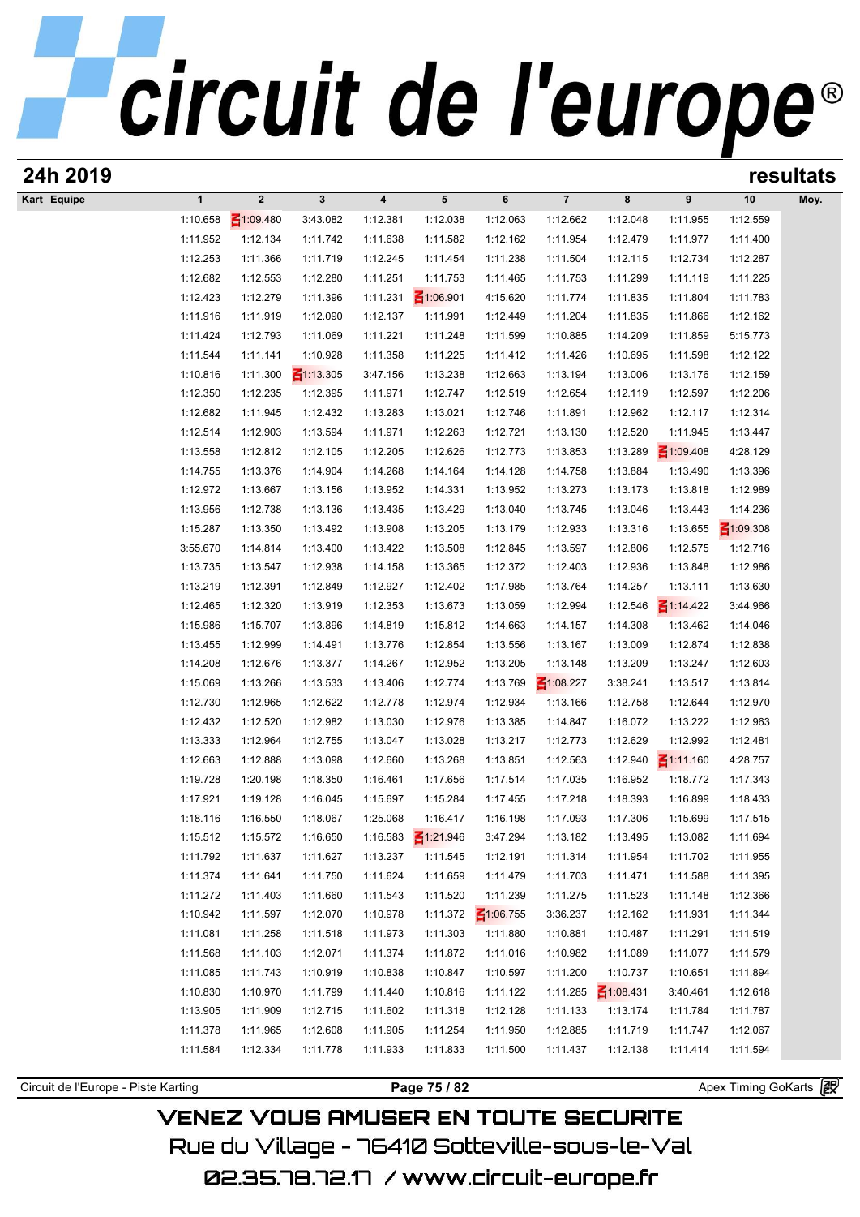# 24h 2019

## resultats

| Kart | Equipe | 1 | 2 | 3 | 4 | 5 | 6 | 7 | 8 | 9 | 10 | Moy. |
|---|---|---|---|---|---|---|---|---|---|---|---|---|
| | | 1:10.658 | 1:09.480 | 3:43.082 | 1:12.381 | 1:12.038 | 1:12.063 | 1:12.662 | 1:12.048 | 1:11.955 | 1:12.559 | |
| | | 1:11.952 | 1:12.134 | 1:11.742 | 1:11.638 | 1:11.582 | 1:12.162 | 1:11.954 | 1:12.479 | 1:11.977 | 1:11.400 | |
| | | 1:12.253 | 1:11.366 | 1:11.719 | 1:12.245 | 1:11.454 | 1:11.238 | 1:11.504 | 1:12.115 | 1:12.734 | 1:12.287 | |
| | | 1:12.682 | 1:12.553 | 1:12.280 | 1:11.251 | 1:11.753 | 1:11.465 | 1:11.753 | 1:11.299 | 1:11.119 | 1:11.225 | |
| | | 1:12.423 | 1:12.279 | 1:11.396 | 1:11.231 | 1:06.901 | 4:15.620 | 1:11.774 | 1:11.835 | 1:11.804 | 1:11.783 | |
| | | 1:11.916 | 1:11.919 | 1:12.090 | 1:12.137 | 1:11.991 | 1:12.449 | 1:11.204 | 1:11.835 | 1:11.866 | 1:12.162 | |
| | | 1:11.424 | 1:12.793 | 1:11.069 | 1:11.221 | 1:11.248 | 1:11.599 | 1:10.885 | 1:14.209 | 1:11.859 | 5:15.773 | |
| | | 1:11.544 | 1:11.141 | 1:10.928 | 1:11.358 | 1:11.225 | 1:11.412 | 1:11.426 | 1:10.695 | 1:11.598 | 1:12.122 | |
| | | 1:10.816 | 1:11.300 | 1:13.305 | 3:47.156 | 1:13.238 | 1:12.663 | 1:13.194 | 1:13.006 | 1:13.176 | 1:12.159 | |
| | | 1:12.350 | 1:12.235 | 1:12.395 | 1:11.971 | 1:12.747 | 1:12.519 | 1:12.654 | 1:12.119 | 1:12.597 | 1:12.206 | |
| | | 1:12.682 | 1:11.945 | 1:12.432 | 1:13.283 | 1:13.021 | 1:12.746 | 1:11.891 | 1:12.962 | 1:12.117 | 1:12.314 | |
| | | 1:12.514 | 1:12.903 | 1:13.594 | 1:11.971 | 1:12.263 | 1:12.721 | 1:13.130 | 1:12.520 | 1:11.945 | 1:13.447 | |
| | | 1:13.558 | 1:12.812 | 1:12.105 | 1:12.205 | 1:12.626 | 1:12.773 | 1:13.853 | 1:13.289 | 1:09.408 | 4:28.129 | |
| | | 1:14.755 | 1:13.376 | 1:14.904 | 1:14.268 | 1:14.164 | 1:14.128 | 1:14.758 | 1:13.884 | 1:13.490 | 1:13.396 | |
| | | 1:12.972 | 1:13.667 | 1:13.156 | 1:13.952 | 1:14.331 | 1:13.952 | 1:13.273 | 1:13.173 | 1:13.818 | 1:12.989 | |
| | | 1:13.956 | 1:12.738 | 1:13.136 | 1:13.435 | 1:13.429 | 1:13.040 | 1:13.745 | 1:13.046 | 1:13.443 | 1:14.236 | |
| | | 1:15.287 | 1:13.350 | 1:13.492 | 1:13.908 | 1:13.205 | 1:13.179 | 1:12.933 | 1:13.316 | 1:13.655 | 1:09.308 | |
| | | 3:55.670 | 1:14.814 | 1:13.400 | 1:13.422 | 1:13.508 | 1:12.845 | 1:13.597 | 1:12.806 | 1:12.575 | 1:12.716 | |
| | | 1:13.735 | 1:13.547 | 1:12.938 | 1:14.158 | 1:13.365 | 1:12.372 | 1:12.403 | 1:12.936 | 1:13.848 | 1:12.986 | |
| | | 1:13.219 | 1:12.391 | 1:12.849 | 1:12.927 | 1:12.402 | 1:17.985 | 1:13.764 | 1:14.257 | 1:13.111 | 1:13.630 | |
| | | 1:12.465 | 1:12.320 | 1:13.919 | 1:12.353 | 1:13.673 | 1:13.059 | 1:12.994 | 1:12.546 | 1:14.422 | 3:44.966 | |
| | | 1:15.986 | 1:15.707 | 1:13.896 | 1:14.819 | 1:15.812 | 1:14.663 | 1:14.157 | 1:14.308 | 1:13.462 | 1:14.046 | |
| | | 1:13.455 | 1:12.999 | 1:14.491 | 1:13.776 | 1:12.854 | 1:13.556 | 1:13.167 | 1:13.009 | 1:12.874 | 1:12.838 | |
| | | 1:14.208 | 1:12.676 | 1:13.377 | 1:14.267 | 1:12.952 | 1:13.205 | 1:13.148 | 1:13.209 | 1:13.247 | 1:12.603 | |
| | | 1:15.069 | 1:13.266 | 1:13.533 | 1:13.406 | 1:12.774 | 1:13.769 | 1:08.227 | 3:38.241 | 1:13.517 | 1:13.814 | |
| | | 1:12.730 | 1:12.965 | 1:12.622 | 1:12.778 | 1:12.974 | 1:12.934 | 1:13.166 | 1:12.758 | 1:12.644 | 1:12.970 | |
| | | 1:12.432 | 1:12.520 | 1:12.982 | 1:13.030 | 1:12.976 | 1:13.385 | 1:14.847 | 1:16.072 | 1:13.222 | 1:12.963 | |
| | | 1:13.333 | 1:12.964 | 1:12.755 | 1:13.047 | 1:13.028 | 1:13.217 | 1:12.773 | 1:12.629 | 1:12.992 | 1:12.481 | |
| | | 1:12.663 | 1:12.888 | 1:13.098 | 1:12.660 | 1:13.268 | 1:13.851 | 1:12.563 | 1:12.940 | 1:11.160 | 4:28.757 | |
| | | 1:19.728 | 1:20.198 | 1:18.350 | 1:16.461 | 1:17.656 | 1:17.514 | 1:17.035 | 1:16.952 | 1:18.772 | 1:17.343 | |
| | | 1:17.921 | 1:19.128 | 1:16.045 | 1:15.697 | 1:15.284 | 1:17.455 | 1:17.218 | 1:18.393 | 1:16.899 | 1:18.433 | |
| | | 1:18.116 | 1:16.550 | 1:18.067 | 1:25.068 | 1:16.417 | 1:16.198 | 1:17.093 | 1:17.306 | 1:15.699 | 1:17.515 | |
| | | 1:15.512 | 1:15.572 | 1:16.650 | 1:16.583 | 1:21.946 | 3:47.294 | 1:13.182 | 1:13.495 | 1:13.082 | 1:11.694 | |
| | | 1:11.792 | 1:11.637 | 1:11.627 | 1:13.237 | 1:11.545 | 1:12.191 | 1:11.314 | 1:11.954 | 1:11.702 | 1:11.955 | |
| | | 1:11.374 | 1:11.641 | 1:11.750 | 1:11.624 | 1:11.659 | 1:11.479 | 1:11.703 | 1:11.471 | 1:11.588 | 1:11.395 | |
| | | 1:11.272 | 1:11.403 | 1:11.660 | 1:11.543 | 1:11.520 | 1:11.239 | 1:11.275 | 1:11.523 | 1:11.148 | 1:12.366 | |
| | | 1:10.942 | 1:11.597 | 1:12.070 | 1:10.978 | 1:11.372 | 1:06.755 | 3:36.237 | 1:12.162 | 1:11.931 | 1:11.344 | |
| | | 1:11.081 | 1:11.258 | 1:11.518 | 1:11.973 | 1:11.303 | 1:11.880 | 1:10.881 | 1:10.487 | 1:11.291 | 1:11.519 | |
| | | 1:11.568 | 1:11.103 | 1:12.071 | 1:11.374 | 1:11.872 | 1:11.016 | 1:10.982 | 1:11.089 | 1:11.077 | 1:11.579 | |
| | | 1:11.085 | 1:11.743 | 1:10.919 | 1:10.838 | 1:10.847 | 1:10.597 | 1:11.200 | 1:10.737 | 1:10.651 | 1:11.894 | |
| | | 1:10.830 | 1:10.970 | 1:11.799 | 1:11.440 | 1:10.816 | 1:11.122 | 1:11.285 | 1:08.431 | 3:40.461 | 1:12.618 | |
| | | 1:13.905 | 1:11.909 | 1:12.715 | 1:11.602 | 1:11.318 | 1:12.128 | 1:11.133 | 1:13.174 | 1:11.784 | 1:11.787 | |
| | | 1:11.378 | 1:11.965 | 1:12.608 | 1:11.905 | 1:11.254 | 1:11.950 | 1:12.885 | 1:11.719 | 1:11.747 | 1:12.067 | |
| | | 1:11.584 | 1:12.334 | 1:11.778 | 1:11.933 | 1:11.833 | 1:11.500 | 1:11.437 | 1:12.138 | 1:11.414 | 1:11.594 | |

Circuit de l'Europe - Piste Karting — Apex Timing GoKarts

VENEZ VOUS AMUSER EN TOUTE SECURITE
Rue du Village - 76410 Sotteville-sous-le-Val
02.35.78.72.17 / www.circuit-europe.fr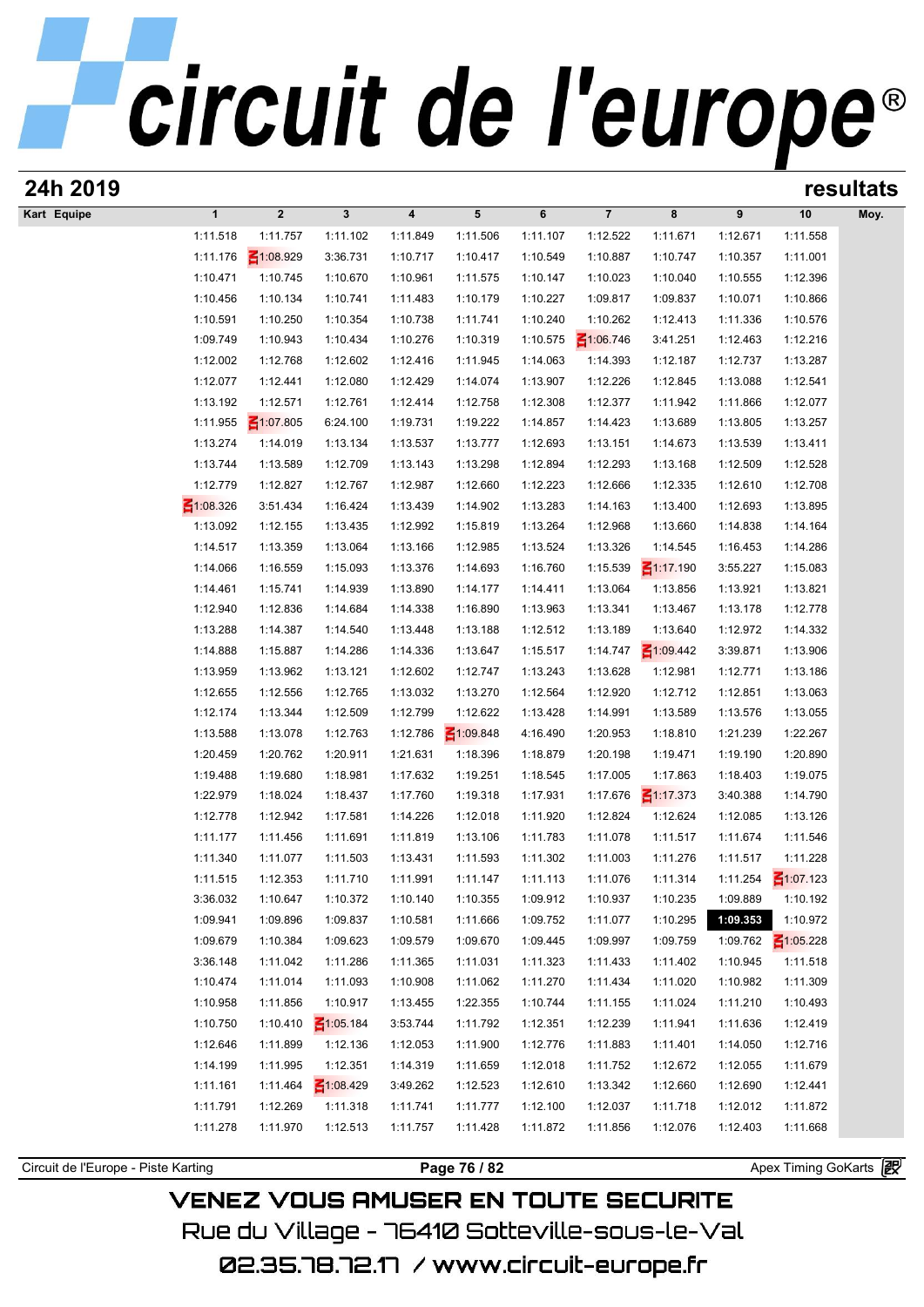## 24h 2019

## resultats

| Kart | Equipe | 1 | 2 | 3 | 4 | 5 | 6 | 7 | 8 | 9 | 10 | Moy. |
|---|---|---|---|---|---|---|---|---|---|---|---|---|
| | | 1:11.518 | 1:11.757 | 1:11.102 | 1:11.849 | 1:11.506 | 1:11.107 | 1:12.522 | 1:11.671 | 1:12.671 | 1:11.558 | |
| | | 1:11.176 | 1:08.929 | 3:36.731 | 1:10.717 | 1:10.417 | 1:10.549 | 1:10.887 | 1:10.747 | 1:10.357 | 1:11.001 | |
| | | 1:10.471 | 1:10.745 | 1:10.670 | 1:10.961 | 1:11.575 | 1:10.147 | 1:10.023 | 1:10.040 | 1:10.555 | 1:12.396 | |
| | | 1:10.456 | 1:10.134 | 1:10.741 | 1:11.483 | 1:10.179 | 1:10.227 | 1:09.817 | 1:09.837 | 1:10.071 | 1:10.866 | |
| | | 1:10.591 | 1:10.250 | 1:10.354 | 1:10.738 | 1:11.741 | 1:10.240 | 1:10.262 | 1:12.413 | 1:11.336 | 1:10.576 | |
| | | 1:09.749 | 1:10.943 | 1:10.434 | 1:10.276 | 1:10.319 | 1:10.575 | 1:06.746 | 3:41.251 | 1:12.463 | 1:12.216 | |
| | | 1:12.002 | 1:12.768 | 1:12.602 | 1:12.416 | 1:11.945 | 1:14.063 | 1:14.393 | 1:12.187 | 1:12.737 | 1:13.287 | |
| | | 1:12.077 | 1:12.441 | 1:12.080 | 1:12.429 | 1:14.074 | 1:13.907 | 1:12.226 | 1:12.845 | 1:13.088 | 1:12.541 | |
| | | 1:13.192 | 1:12.571 | 1:12.761 | 1:12.414 | 1:12.758 | 1:12.308 | 1:12.377 | 1:11.942 | 1:11.866 | 1:12.077 | |
| | | 1:11.955 | 1:07.805 | 6:24.100 | 1:19.731 | 1:19.222 | 1:14.857 | 1:14.423 | 1:13.689 | 1:13.805 | 1:13.257 | |
| | | 1:13.274 | 1:14.019 | 1:13.134 | 1:13.537 | 1:13.777 | 1:12.693 | 1:13.151 | 1:14.673 | 1:13.539 | 1:13.411 | |
| | | 1:13.744 | 1:13.589 | 1:12.709 | 1:13.143 | 1:13.298 | 1:12.894 | 1:12.293 | 1:13.168 | 1:12.509 | 1:12.528 | |
| | | 1:12.779 | 1:12.827 | 1:12.767 | 1:12.987 | 1:12.660 | 1:12.223 | 1:12.666 | 1:12.335 | 1:12.610 | 1:12.708 | |
| | | 1:08.326 | 3:51.434 | 1:16.424 | 1:13.439 | 1:14.902 | 1:13.283 | 1:14.163 | 1:13.400 | 1:12.693 | 1:13.895 | |
| | | 1:13.092 | 1:12.155 | 1:13.435 | 1:12.992 | 1:15.819 | 1:13.264 | 1:12.968 | 1:13.660 | 1:14.838 | 1:14.164 | |
| | | 1:14.517 | 1:13.359 | 1:13.064 | 1:13.166 | 1:12.985 | 1:13.524 | 1:13.326 | 1:14.545 | 1:16.453 | 1:14.286 | |
| | | 1:14.066 | 1:16.559 | 1:15.093 | 1:13.376 | 1:14.693 | 1:16.760 | 1:15.539 | 1:17.190 | 3:55.227 | 1:15.083 | |
| | | 1:14.461 | 1:15.741 | 1:14.939 | 1:13.890 | 1:14.177 | 1:14.411 | 1:13.064 | 1:13.856 | 1:13.921 | 1:13.821 | |
| | | 1:12.940 | 1:12.836 | 1:14.684 | 1:14.338 | 1:16.890 | 1:13.963 | 1:13.341 | 1:13.467 | 1:13.178 | 1:12.778 | |
| | | 1:13.288 | 1:14.387 | 1:14.540 | 1:13.448 | 1:13.188 | 1:12.512 | 1:13.189 | 1:13.640 | 1:12.972 | 1:14.332 | |
| | | 1:14.888 | 1:15.887 | 1:14.286 | 1:14.336 | 1:13.647 | 1:15.517 | 1:14.747 | 1:09.442 | 3:39.871 | 1:13.906 | |
| | | 1:13.959 | 1:13.962 | 1:13.121 | 1:12.602 | 1:12.747 | 1:13.243 | 1:13.628 | 1:12.981 | 1:12.771 | 1:13.186 | |
| | | 1:12.655 | 1:12.556 | 1:12.765 | 1:13.032 | 1:13.270 | 1:12.564 | 1:12.920 | 1:12.712 | 1:12.851 | 1:13.063 | |
| | | 1:12.174 | 1:13.344 | 1:12.509 | 1:12.799 | 1:12.622 | 1:13.428 | 1:14.991 | 1:13.589 | 1:13.576 | 1:13.055 | |
| | | 1:13.588 | 1:13.078 | 1:12.763 | 1:12.786 | 1:09.848 | 4:16.490 | 1:20.953 | 1:18.810 | 1:21.239 | 1:22.267 | |
| | | 1:20.459 | 1:20.762 | 1:20.911 | 1:21.631 | 1:18.396 | 1:18.879 | 1:20.198 | 1:19.471 | 1:19.190 | 1:20.890 | |
| | | 1:19.488 | 1:19.680 | 1:18.981 | 1:17.632 | 1:19.251 | 1:18.545 | 1:17.005 | 1:17.863 | 1:18.403 | 1:19.075 | |
| | | 1:22.979 | 1:18.024 | 1:18.437 | 1:17.760 | 1:19.318 | 1:17.931 | 1:17.676 | 1:17.373 | 3:40.388 | 1:14.790 | |
| | | 1:12.778 | 1:12.942 | 1:17.581 | 1:14.226 | 1:12.018 | 1:11.920 | 1:12.824 | 1:12.624 | 1:12.085 | 1:13.126 | |
| | | 1:11.177 | 1:11.456 | 1:11.691 | 1:11.819 | 1:13.106 | 1:11.783 | 1:11.078 | 1:11.517 | 1:11.674 | 1:11.546 | |
| | | 1:11.340 | 1:11.077 | 1:11.503 | 1:13.431 | 1:11.593 | 1:11.302 | 1:11.003 | 1:11.276 | 1:11.517 | 1:11.228 | |
| | | 1:11.515 | 1:12.353 | 1:11.710 | 1:11.991 | 1:11.147 | 1:11.113 | 1:11.076 | 1:11.314 | 1:11.254 | 1:07.123 | |
| | | 3:36.032 | 1:10.647 | 1:10.372 | 1:10.140 | 1:10.355 | 1:09.912 | 1:10.937 | 1:10.235 | 1:09.889 | 1:10.192 | |
| | | 1:09.941 | 1:09.896 | 1:09.837 | 1:10.581 | 1:11.666 | 1:09.752 | 1:11.077 | 1:10.295 | **1:09.353** | 1:10.972 | |
| | | 1:09.679 | 1:10.384 | 1:09.623 | 1:09.579 | 1:09.670 | 1:09.445 | 1:09.997 | 1:09.759 | 1:09.762 | 1:05.228 | |
| | | 3:36.148 | 1:11.042 | 1:11.286 | 1:11.365 | 1:11.031 | 1:11.323 | 1:11.433 | 1:11.402 | 1:10.945 | 1:11.518 | |
| | | 1:10.474 | 1:11.014 | 1:11.093 | 1:10.908 | 1:11.062 | 1:11.270 | 1:11.434 | 1:11.020 | 1:10.982 | 1:11.309 | |
| | | 1:10.958 | 1:11.856 | 1:10.917 | 1:13.455 | 1:22.355 | 1:10.744 | 1:11.155 | 1:11.024 | 1:11.210 | 1:10.493 | |
| | | 1:10.750 | 1:10.410 | 1:05.184 | 3:53.744 | 1:11.792 | 1:12.351 | 1:12.239 | 1:11.941 | 1:11.636 | 1:12.419 | |
| | | 1:12.646 | 1:11.899 | 1:12.136 | 1:12.053 | 1:11.900 | 1:12.776 | 1:11.883 | 1:11.401 | 1:14.050 | 1:12.716 | |
| | | 1:14.199 | 1:11.995 | 1:12.351 | 1:14.319 | 1:11.659 | 1:12.018 | 1:11.752 | 1:12.672 | 1:12.055 | 1:11.679 | |
| | | 1:11.161 | 1:11.464 | 1:08.429 | 3:49.262 | 1:12.523 | 1:12.610 | 1:13.342 | 1:12.660 | 1:12.690 | 1:12.441 | |
| | | 1:11.791 | 1:12.269 | 1:11.318 | 1:11.741 | 1:11.777 | 1:12.100 | 1:12.037 | 1:11.718 | 1:12.012 | 1:11.872 | |
| | | 1:11.278 | 1:11.970 | 1:12.513 | 1:11.757 | 1:11.428 | 1:11.872 | 1:11.856 | 1:12.076 | 1:12.403 | 1:11.668 | |

Circuit de l'Europe - Piste Karting — Apex Timing GoKarts

VENEZ VOUS AMUSER EN TOUTE SECURITE

Rue du Village - 76410 Sotteville-sous-le-Val

02.35.78.72.17 / www.circuit-europe.fr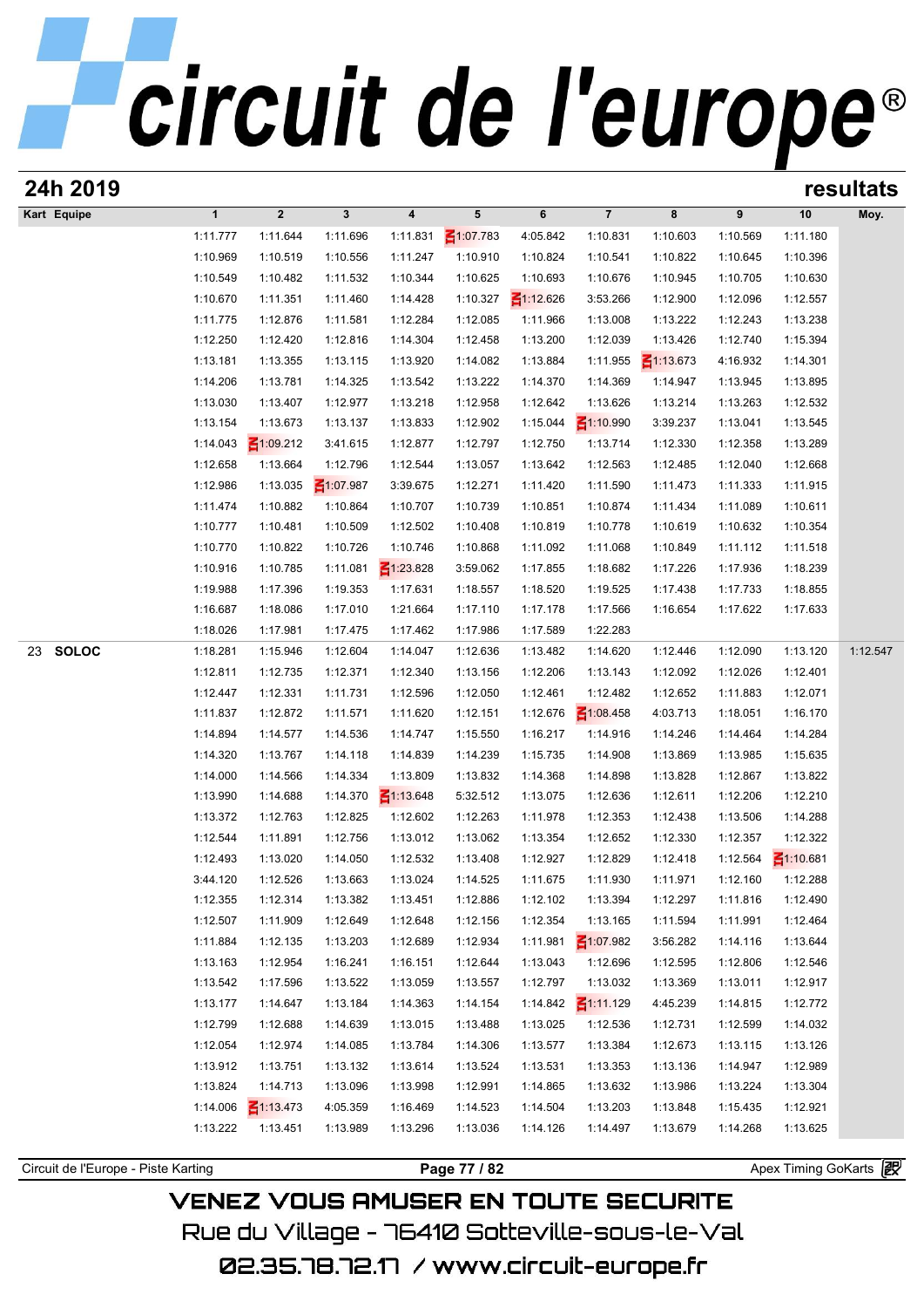## 24h 2019 — resultats

| Kart | Equipe | 1 | 2 | 3 | 4 | 5 | 6 | 7 | 8 | 9 | 10 | Moy. |
|---|---|---|---|---|---|---|---|---|---|---|---|---|
| | | 1:11.777 | 1:11.644 | 1:11.696 | 1:11.831 | 1:07.783 | 4:05.842 | 1:10.831 | 1:10.603 | 1:10.569 | 1:11.180 | |
| | | 1:10.969 | 1:10.519 | 1:10.556 | 1:11.247 | 1:10.910 | 1:10.824 | 1:10.541 | 1:10.822 | 1:10.645 | 1:10.396 | |
| | | 1:10.549 | 1:10.482 | 1:11.532 | 1:10.344 | 1:10.625 | 1:10.693 | 1:10.676 | 1:10.945 | 1:10.705 | 1:10.630 | |
| | | 1:10.670 | 1:11.351 | 1:11.460 | 1:14.428 | 1:10.327 | 1:12.626 | 3:53.266 | 1:12.900 | 1:12.096 | 1:12.557 | |
| | | 1:11.775 | 1:12.876 | 1:11.581 | 1:12.284 | 1:12.085 | 1:11.966 | 1:13.008 | 1:13.222 | 1:12.243 | 1:13.238 | |
| | | 1:12.250 | 1:12.420 | 1:12.816 | 1:14.304 | 1:12.458 | 1:13.200 | 1:12.039 | 1:13.426 | 1:12.740 | 1:15.394 | |
| | | 1:13.181 | 1:13.355 | 1:13.115 | 1:13.920 | 1:14.082 | 1:13.884 | 1:11.955 | 1:13.673 | 4:16.932 | 1:14.301 | |
| | | 1:14.206 | 1:13.781 | 1:14.325 | 1:13.542 | 1:13.222 | 1:14.370 | 1:14.369 | 1:14.947 | 1:13.945 | 1:13.895 | |
| | | 1:13.030 | 1:13.407 | 1:12.977 | 1:13.218 | 1:12.958 | 1:12.642 | 1:13.626 | 1:13.214 | 1:13.263 | 1:12.532 | |
| | | 1:13.154 | 1:13.673 | 1:13.137 | 1:13.833 | 1:12.902 | 1:15.044 | 1:10.990 | 3:39.237 | 1:13.041 | 1:13.545 | |
| | | 1:14.043 | 1:09.212 | 3:41.615 | 1:12.877 | 1:12.797 | 1:12.750 | 1:13.714 | 1:12.330 | 1:12.358 | 1:13.289 | |
| | | 1:12.658 | 1:13.664 | 1:12.796 | 1:12.544 | 1:13.057 | 1:13.642 | 1:12.563 | 1:12.485 | 1:12.040 | 1:12.668 | |
| | | 1:12.986 | 1:13.035 | 1:07.987 | 3:39.675 | 1:12.271 | 1:11.420 | 1:11.590 | 1:11.473 | 1:11.333 | 1:11.915 | |
| | | 1:11.474 | 1:10.882 | 1:10.864 | 1:10.707 | 1:10.739 | 1:10.851 | 1:10.874 | 1:11.434 | 1:11.089 | 1:10.611 | |
| | | 1:10.777 | 1:10.481 | 1:10.509 | 1:12.502 | 1:10.408 | 1:10.819 | 1:10.778 | 1:10.619 | 1:10.632 | 1:10.354 | |
| | | 1:10.770 | 1:10.822 | 1:10.726 | 1:10.746 | 1:10.868 | 1:11.092 | 1:11.068 | 1:10.849 | 1:11.112 | 1:11.518 | |
| | | 1:10.916 | 1:10.785 | 1:11.081 | 1:23.828 | 3:59.062 | 1:17.855 | 1:18.682 | 1:17.226 | 1:17.936 | 1:18.239 | |
| | | 1:19.988 | 1:17.396 | 1:19.353 | 1:17.631 | 1:18.557 | 1:18.520 | 1:19.525 | 1:17.438 | 1:17.733 | 1:18.855 | |
| | | 1:16.687 | 1:18.086 | 1:17.010 | 1:21.664 | 1:17.110 | 1:17.178 | 1:17.566 | 1:16.654 | 1:17.622 | 1:17.633 | |
| | | 1:18.026 | 1:17.981 | 1:17.475 | 1:17.462 | 1:17.986 | 1:17.589 | 1:22.283 | | | | |
| 23 | **SOLOC** | 1:18.281 | 1:15.946 | 1:12.604 | 1:14.047 | 1:12.636 | 1:13.482 | 1:14.620 | 1:12.446 | 1:12.090 | 1:13.120 | 1:12.547 |
| | | 1:12.811 | 1:12.735 | 1:12.371 | 1:12.340 | 1:13.156 | 1:12.206 | 1:13.143 | 1:12.092 | 1:12.026 | 1:12.401 | |
| | | 1:12.447 | 1:12.331 | 1:11.731 | 1:12.596 | 1:12.050 | 1:12.461 | 1:12.482 | 1:12.652 | 1:11.883 | 1:12.071 | |
| | | 1:11.837 | 1:12.872 | 1:11.571 | 1:11.620 | 1:12.151 | 1:12.676 | 1:08.458 | 4:03.713 | 1:18.051 | 1:16.170 | |
| | | 1:14.894 | 1:14.577 | 1:14.536 | 1:14.747 | 1:15.550 | 1:16.217 | 1:14.916 | 1:14.246 | 1:14.464 | 1:14.284 | |
| | | 1:14.320 | 1:13.767 | 1:14.118 | 1:14.839 | 1:14.239 | 1:15.735 | 1:14.908 | 1:13.869 | 1:13.985 | 1:15.635 | |
| | | 1:14.000 | 1:14.566 | 1:14.334 | 1:13.809 | 1:13.832 | 1:14.368 | 1:14.898 | 1:13.828 | 1:12.867 | 1:13.822 | |
| | | 1:13.990 | 1:14.688 | 1:14.370 | 1:13.648 | 5:32.512 | 1:13.075 | 1:12.636 | 1:12.611 | 1:12.206 | 1:12.210 | |
| | | 1:13.372 | 1:12.763 | 1:12.825 | 1:12.602 | 1:12.263 | 1:11.978 | 1:12.353 | 1:12.438 | 1:13.506 | 1:14.288 | |
| | | 1:12.544 | 1:11.891 | 1:12.756 | 1:13.012 | 1:13.062 | 1:13.354 | 1:12.652 | 1:12.330 | 1:12.357 | 1:12.322 | |
| | | 1:12.493 | 1:13.020 | 1:14.050 | 1:12.532 | 1:13.408 | 1:12.927 | 1:12.829 | 1:12.418 | 1:12.564 | 1:10.681 | |
| | | 3:44.120 | 1:12.526 | 1:13.663 | 1:13.024 | 1:14.525 | 1:11.675 | 1:11.930 | 1:11.971 | 1:12.160 | 1:12.288 | |
| | | 1:12.355 | 1:12.314 | 1:13.382 | 1:13.451 | 1:12.886 | 1:12.102 | 1:13.394 | 1:12.297 | 1:11.816 | 1:12.490 | |
| | | 1:12.507 | 1:11.909 | 1:12.649 | 1:12.648 | 1:12.156 | 1:12.354 | 1:13.165 | 1:11.594 | 1:11.991 | 1:12.464 | |
| | | 1:11.884 | 1:12.135 | 1:13.203 | 1:12.689 | 1:12.934 | 1:11.981 | 1:07.982 | 3:56.282 | 1:14.116 | 1:13.644 | |
| | | 1:13.163 | 1:12.954 | 1:16.241 | 1:16.151 | 1:12.644 | 1:13.043 | 1:12.696 | 1:12.595 | 1:12.806 | 1:12.546 | |
| | | 1:13.542 | 1:17.596 | 1:13.522 | 1:13.059 | 1:13.557 | 1:12.797 | 1:13.032 | 1:13.369 | 1:13.011 | 1:12.917 | |
| | | 1:13.177 | 1:14.647 | 1:13.184 | 1:14.363 | 1:14.154 | 1:14.842 | 1:11.129 | 4:45.239 | 1:14.815 | 1:12.772 | |
| | | 1:12.799 | 1:12.688 | 1:14.639 | 1:13.015 | 1:13.488 | 1:13.025 | 1:12.536 | 1:12.731 | 1:12.599 | 1:14.032 | |
| | | 1:12.054 | 1:12.974 | 1:14.085 | 1:13.784 | 1:14.306 | 1:13.577 | 1:13.384 | 1:12.673 | 1:13.115 | 1:13.126 | |
| | | 1:13.912 | 1:13.751 | 1:13.132 | 1:13.614 | 1:13.524 | 1:13.531 | 1:13.353 | 1:13.136 | 1:14.947 | 1:12.989 | |
| | | 1:13.824 | 1:14.713 | 1:13.096 | 1:13.998 | 1:12.991 | 1:14.865 | 1:13.632 | 1:13.986 | 1:13.224 | 1:13.304 | |
| | | 1:14.006 | 1:13.473 | 4:05.359 | 1:16.469 | 1:14.523 | 1:14.504 | 1:13.203 | 1:13.848 | 1:15.435 | 1:12.921 | |
| | | 1:13.222 | 1:13.451 | 1:13.989 | 1:13.296 | 1:13.036 | 1:14.126 | 1:14.497 | 1:13.679 | 1:14.268 | 1:13.625 | |

Circuit de l'Europe - Piste Karting — Apex Timing GoKarts

VENEZ VOUS AMUSER EN TOUTE SECURITE
Rue du Village - 76410 Sotteville-sous-le-Val
02.35.78.72.17 / www.circuit-europe.fr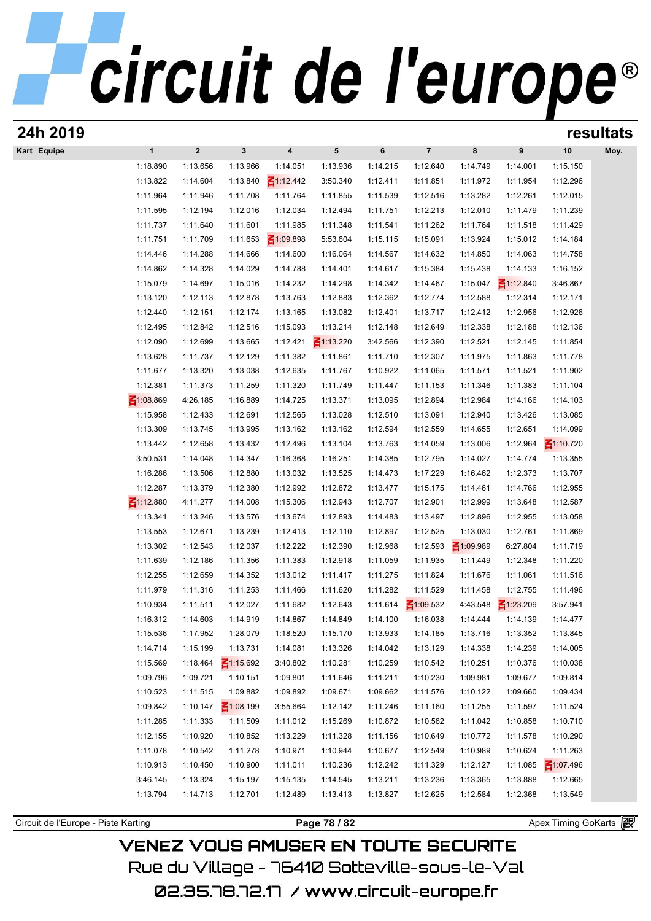# circuit de l'europe®

## 24h 2019 — resultats

| Kart | Equipe | 1 | 2 | 3 | 4 | 5 | 6 | 7 | 8 | 9 | 10 | Moy. |
|---|---|---|---|---|---|---|---|---|---|---|---|---|
| | | 1:18.890 | 1:13.656 | 1:13.966 | 1:14.051 | 1:13.936 | 1:14.215 | 1:12.640 | 1:14.749 | 1:14.001 | 1:15.150 | |
| | | 1:13.822 | 1:14.604 | 1:13.840 | 1:12.442 | 3:50.340 | 1:12.411 | 1:11.851 | 1:11.972 | 1:11.954 | 1:12.296 | |
| | | 1:11.964 | 1:11.946 | 1:11.708 | 1:11.764 | 1:11.855 | 1:11.539 | 1:12.516 | 1:13.282 | 1:12.261 | 1:12.015 | |
| | | 1:11.595 | 1:12.194 | 1:12.016 | 1:12.034 | 1:12.494 | 1:11.751 | 1:12.213 | 1:12.010 | 1:11.479 | 1:11.239 | |
| | | 1:11.737 | 1:11.640 | 1:11.601 | 1:11.985 | 1:11.348 | 1:11.541 | 1:11.262 | 1:11.764 | 1:11.518 | 1:11.429 | |
| | | 1:11.751 | 1:11.709 | 1:11.653 | 1:09.898 | 5:53.604 | 1:15.115 | 1:15.091 | 1:13.924 | 1:15.012 | 1:14.184 | |
| | | 1:14.446 | 1:14.288 | 1:14.666 | 1:14.600 | 1:16.064 | 1:14.567 | 1:14.632 | 1:14.850 | 1:14.063 | 1:14.758 | |
| | | 1:14.862 | 1:14.328 | 1:14.029 | 1:14.788 | 1:14.401 | 1:14.617 | 1:15.384 | 1:15.438 | 1:14.133 | 1:16.152 | |
| | | 1:15.079 | 1:14.697 | 1:15.016 | 1:14.232 | 1:14.298 | 1:14.342 | 1:14.467 | 1:15.047 | 1:12.840 | 3:46.867 | |
| | | 1:13.120 | 1:12.113 | 1:12.878 | 1:13.763 | 1:12.883 | 1:12.362 | 1:12.774 | 1:12.588 | 1:12.314 | 1:12.171 | |
| | | 1:12.440 | 1:12.151 | 1:12.174 | 1:13.165 | 1:13.082 | 1:12.401 | 1:13.717 | 1:12.412 | 1:12.956 | 1:12.926 | |
| | | 1:12.495 | 1:12.842 | 1:12.516 | 1:15.093 | 1:13.214 | 1:12.148 | 1:12.649 | 1:12.338 | 1:12.188 | 1:12.136 | |
| | | 1:12.090 | 1:12.699 | 1:13.665 | 1:12.421 | 1:13.220 | 3:42.566 | 1:12.390 | 1:12.521 | 1:12.145 | 1:11.854 | |
| | | 1:13.628 | 1:11.737 | 1:12.129 | 1:11.382 | 1:11.861 | 1:11.710 | 1:12.307 | 1:11.975 | 1:11.863 | 1:11.778 | |
| | | 1:11.677 | 1:13.320 | 1:13.038 | 1:12.635 | 1:11.767 | 1:10.922 | 1:11.065 | 1:11.571 | 1:11.521 | 1:11.902 | |
| | | 1:12.381 | 1:11.373 | 1:11.259 | 1:11.320 | 1:11.749 | 1:11.447 | 1:11.153 | 1:11.346 | 1:11.383 | 1:11.104 | |
| | | 1:08.869 | 4:26.185 | 1:16.889 | 1:14.725 | 1:13.371 | 1:13.095 | 1:12.894 | 1:12.984 | 1:14.166 | 1:14.103 | |
| | | 1:15.958 | 1:12.433 | 1:12.691 | 1:12.565 | 1:13.028 | 1:12.510 | 1:13.091 | 1:12.940 | 1:13.426 | 1:13.085 | |
| | | 1:13.309 | 1:13.745 | 1:13.995 | 1:13.162 | 1:13.162 | 1:12.594 | 1:12.559 | 1:14.655 | 1:12.651 | 1:14.099 | |
| | | 1:13.442 | 1:12.658 | 1:13.432 | 1:12.496 | 1:13.104 | 1:13.763 | 1:14.059 | 1:13.006 | 1:12.964 | 1:10.720 | |
| | | 3:50.531 | 1:14.048 | 1:14.347 | 1:16.368 | 1:16.251 | 1:14.385 | 1:12.795 | 1:14.027 | 1:14.774 | 1:13.355 | |
| | | 1:16.286 | 1:13.506 | 1:12.880 | 1:13.032 | 1:13.525 | 1:14.473 | 1:17.229 | 1:16.462 | 1:12.373 | 1:13.707 | |
| | | 1:12.287 | 1:13.379 | 1:12.380 | 1:12.992 | 1:12.872 | 1:13.477 | 1:15.175 | 1:14.461 | 1:14.766 | 1:12.955 | |
| | | 1:12.880 | 4:11.277 | 1:14.008 | 1:15.306 | 1:12.943 | 1:12.707 | 1:12.901 | 1:12.999 | 1:13.648 | 1:12.587 | |
| | | 1:13.341 | 1:13.246 | 1:13.576 | 1:13.674 | 1:12.893 | 1:14.483 | 1:13.497 | 1:12.896 | 1:12.955 | 1:13.058 | |
| | | 1:13.553 | 1:12.671 | 1:13.239 | 1:12.413 | 1:12.110 | 1:12.897 | 1:12.525 | 1:13.030 | 1:12.761 | 1:11.869 | |
| | | 1:13.302 | 1:12.543 | 1:12.037 | 1:12.222 | 1:12.390 | 1:12.968 | 1:12.593 | 1:09.989 | 6:27.804 | 1:11.719 | |
| | | 1:11.639 | 1:12.186 | 1:11.356 | 1:11.383 | 1:12.918 | 1:11.059 | 1:11.935 | 1:11.449 | 1:12.348 | 1:11.220 | |
| | | 1:12.255 | 1:12.659 | 1:14.352 | 1:13.012 | 1:11.417 | 1:11.275 | 1:11.824 | 1:11.676 | 1:11.061 | 1:11.516 | |
| | | 1:11.979 | 1:11.316 | 1:11.253 | 1:11.466 | 1:11.620 | 1:11.282 | 1:11.529 | 1:11.458 | 1:12.755 | 1:11.496 | |
| | | 1:10.934 | 1:11.511 | 1:12.027 | 1:11.682 | 1:12.643 | 1:11.614 | 1:09.532 | 4:43.548 | 1:23.209 | 3:57.941 | |
| | | 1:16.312 | 1:14.603 | 1:14.919 | 1:14.867 | 1:14.849 | 1:14.100 | 1:16.038 | 1:14.444 | 1:14.139 | 1:14.477 | |
| | | 1:15.536 | 1:17.952 | 1:28.079 | 1:18.520 | 1:15.170 | 1:13.933 | 1:14.185 | 1:13.716 | 1:13.352 | 1:13.845 | |
| | | 1:14.714 | 1:15.199 | 1:13.731 | 1:14.081 | 1:13.326 | 1:14.042 | 1:13.129 | 1:14.338 | 1:14.239 | 1:14.005 | |
| | | 1:15.569 | 1:18.464 | 1:15.692 | 3:40.802 | 1:10.281 | 1:10.259 | 1:10.542 | 1:10.251 | 1:10.376 | 1:10.038 | |
| | | 1:09.796 | 1:09.721 | 1:10.151 | 1:09.801 | 1:11.646 | 1:11.211 | 1:10.230 | 1:09.981 | 1:09.677 | 1:09.814 | |
| | | 1:10.523 | 1:11.515 | 1:09.882 | 1:09.892 | 1:09.671 | 1:09.662 | 1:11.576 | 1:10.122 | 1:09.660 | 1:09.434 | |
| | | 1:09.842 | 1:10.147 | 1:08.199 | 3:55.664 | 1:12.142 | 1:11.246 | 1:11.160 | 1:11.255 | 1:11.597 | 1:11.524 | |
| | | 1:11.285 | 1:11.333 | 1:11.509 | 1:11.012 | 1:15.269 | 1:10.872 | 1:10.562 | 1:11.042 | 1:10.858 | 1:10.710 | |
| | | 1:12.155 | 1:10.920 | 1:10.852 | 1:13.229 | 1:11.328 | 1:11.156 | 1:10.649 | 1:10.772 | 1:11.578 | 1:10.290 | |
| | | 1:11.078 | 1:10.542 | 1:11.278 | 1:10.971 | 1:10.944 | 1:10.677 | 1:12.549 | 1:10.989 | 1:10.624 | 1:11.263 | |
| | | 1:10.913 | 1:10.450 | 1:10.900 | 1:11.011 | 1:10.236 | 1:12.242 | 1:11.329 | 1:12.127 | 1:11.085 | 1:07.496 | |
| | | 3:46.145 | 1:13.324 | 1:15.197 | 1:15.135 | 1:14.545 | 1:13.211 | 1:13.236 | 1:13.365 | 1:13.888 | 1:12.665 | |
| | | 1:13.794 | 1:14.713 | 1:12.701 | 1:12.489 | 1:13.413 | 1:13.827 | 1:12.625 | 1:12.584 | 1:12.368 | 1:13.549 | |

Circuit de l'Europe - Piste Karting — Apex Timing GoKarts

VENEZ VOUS AMUSER EN TOUTE SECURITE

Rue du Village - 76410 Sotteville-sous-le-Val

02.35.78.72.17 / www.circuit-europe.fr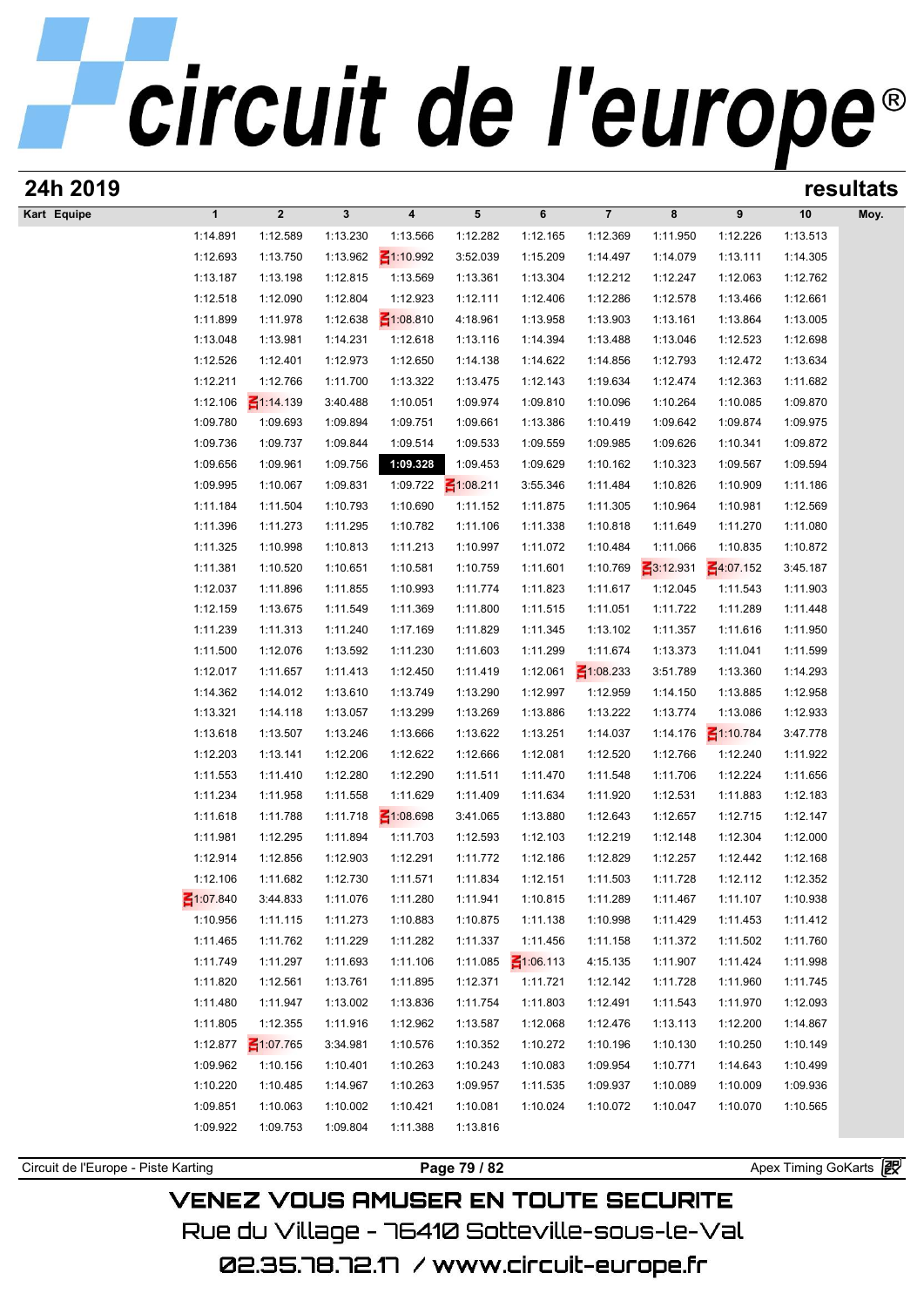# circuit de l'europe®

## 24h 2019 resultats

| Kart | Equipe | 1 | 2 | 3 | 4 | 5 | 6 | 7 | 8 | 9 | 10 | Moy. |
|---|---|---|---|---|---|---|---|---|---|---|---|---|
| | | 1:14.891 | 1:12.589 | 1:13.230 | 1:13.566 | 1:12.282 | 1:12.165 | 1:12.369 | 1:11.950 | 1:12.226 | 1:13.513 | |
| | | 1:12.693 | 1:13.750 | 1:13.962 | 1:10.992 | 3:52.039 | 1:15.209 | 1:14.497 | 1:14.079 | 1:13.111 | 1:14.305 | |
| | | 1:13.187 | 1:13.198 | 1:12.815 | 1:13.569 | 1:13.361 | 1:13.304 | 1:12.212 | 1:12.247 | 1:12.063 | 1:12.762 | |
| | | 1:12.518 | 1:12.090 | 1:12.804 | 1:12.923 | 1:12.111 | 1:12.406 | 1:12.286 | 1:12.578 | 1:13.466 | 1:12.661 | |
| | | 1:11.899 | 1:11.978 | 1:12.638 | 1:08.810 | 4:18.961 | 1:13.958 | 1:13.903 | 1:13.161 | 1:13.864 | 1:13.005 | |
| | | 1:13.048 | 1:13.981 | 1:14.231 | 1:12.618 | 1:13.116 | 1:14.394 | 1:13.488 | 1:13.046 | 1:12.523 | 1:12.698 | |
| | | 1:12.526 | 1:12.401 | 1:12.973 | 1:12.650 | 1:14.138 | 1:14.622 | 1:14.856 | 1:12.793 | 1:12.472 | 1:13.634 | |
| | | 1:12.211 | 1:12.766 | 1:11.700 | 1:13.322 | 1:13.475 | 1:12.143 | 1:19.634 | 1:12.474 | 1:12.363 | 1:11.682 | |
| | | 1:12.106 | 1:14.139 | 3:40.488 | 1:10.051 | 1:09.974 | 1:09.810 | 1:10.096 | 1:10.264 | 1:10.085 | 1:09.870 | |
| | | 1:09.780 | 1:09.693 | 1:09.894 | 1:09.751 | 1:09.661 | 1:13.386 | 1:10.419 | 1:09.642 | 1:09.874 | 1:09.975 | |
| | | 1:09.736 | 1:09.737 | 1:09.844 | 1:09.514 | 1:09.533 | 1:09.559 | 1:09.985 | 1:09.626 | 1:10.341 | 1:09.872 | |
| | | 1:09.656 | 1:09.961 | 1:09.756 | **1:09.328** | 1:09.453 | 1:09.629 | 1:10.162 | 1:10.323 | 1:09.567 | 1:09.594 | |
| | | 1:09.995 | 1:10.067 | 1:09.831 | 1:09.722 | 1:08.211 | 3:55.346 | 1:11.484 | 1:10.826 | 1:10.909 | 1:11.186 | |
| | | 1:11.184 | 1:11.504 | 1:10.793 | 1:10.690 | 1:11.152 | 1:11.875 | 1:11.305 | 1:10.964 | 1:10.981 | 1:12.569 | |
| | | 1:11.396 | 1:11.273 | 1:11.295 | 1:10.782 | 1:11.106 | 1:11.338 | 1:10.818 | 1:11.649 | 1:11.270 | 1:11.080 | |
| | | 1:11.325 | 1:10.998 | 1:10.813 | 1:11.213 | 1:10.997 | 1:11.072 | 1:10.484 | 1:11.066 | 1:10.835 | 1:10.872 | |
| | | 1:11.381 | 1:10.520 | 1:10.651 | 1:10.581 | 1:10.759 | 1:11.601 | 1:10.769 | 3:12.931 | 4:07.152 | 3:45.187 | |
| | | 1:12.037 | 1:11.896 | 1:11.855 | 1:10.993 | 1:11.774 | 1:11.823 | 1:11.617 | 1:12.045 | 1:11.543 | 1:11.903 | |
| | | 1:12.159 | 1:13.675 | 1:11.549 | 1:11.369 | 1:11.800 | 1:11.515 | 1:11.051 | 1:11.722 | 1:11.289 | 1:11.448 | |
| | | 1:11.239 | 1:11.313 | 1:11.240 | 1:17.169 | 1:11.829 | 1:11.345 | 1:13.102 | 1:11.357 | 1:11.616 | 1:11.950 | |
| | | 1:11.500 | 1:12.076 | 1:13.592 | 1:11.230 | 1:11.603 | 1:11.299 | 1:11.674 | 1:13.373 | 1:11.041 | 1:11.599 | |
| | | 1:12.017 | 1:11.657 | 1:11.413 | 1:12.450 | 1:11.419 | 1:12.061 | 1:08.233 | 3:51.789 | 1:13.360 | 1:14.293 | |
| | | 1:14.362 | 1:14.012 | 1:13.610 | 1:13.749 | 1:13.290 | 1:12.997 | 1:12.959 | 1:14.150 | 1:13.885 | 1:12.958 | |
| | | 1:13.321 | 1:14.118 | 1:13.057 | 1:13.299 | 1:13.269 | 1:13.886 | 1:13.222 | 1:13.774 | 1:13.086 | 1:12.933 | |
| | | 1:13.618 | 1:13.507 | 1:13.246 | 1:13.666 | 1:13.622 | 1:13.251 | 1:14.037 | 1:14.176 | 1:10.784 | 3:47.778 | |
| | | 1:12.203 | 1:13.141 | 1:12.206 | 1:12.622 | 1:12.666 | 1:12.081 | 1:12.520 | 1:12.766 | 1:12.240 | 1:11.922 | |
| | | 1:11.553 | 1:11.410 | 1:12.280 | 1:12.290 | 1:11.511 | 1:11.470 | 1:11.548 | 1:11.706 | 1:12.224 | 1:11.656 | |
| | | 1:11.234 | 1:11.958 | 1:11.558 | 1:11.629 | 1:11.409 | 1:11.634 | 1:11.920 | 1:12.531 | 1:11.883 | 1:12.183 | |
| | | 1:11.618 | 1:11.788 | 1:11.718 | 1:08.698 | 3:41.065 | 1:13.880 | 1:12.643 | 1:12.657 | 1:12.715 | 1:12.147 | |
| | | 1:11.981 | 1:12.295 | 1:11.894 | 1:11.703 | 1:12.593 | 1:12.103 | 1:12.219 | 1:12.148 | 1:12.304 | 1:12.000 | |
| | | 1:12.914 | 1:12.856 | 1:12.903 | 1:12.291 | 1:11.772 | 1:12.186 | 1:12.829 | 1:12.257 | 1:12.442 | 1:12.168 | |
| | | 1:12.106 | 1:11.682 | 1:12.730 | 1:11.571 | 1:11.834 | 1:12.151 | 1:11.503 | 1:11.728 | 1:12.112 | 1:12.352 | |
| | | 1:07.840 | 3:44.833 | 1:11.076 | 1:11.280 | 1:11.941 | 1:10.815 | 1:11.289 | 1:11.467 | 1:11.107 | 1:10.938 | |
| | | 1:10.956 | 1:11.115 | 1:11.273 | 1:10.883 | 1:10.875 | 1:11.138 | 1:10.998 | 1:11.429 | 1:11.453 | 1:11.412 | |
| | | 1:11.465 | 1:11.762 | 1:11.229 | 1:11.282 | 1:11.337 | 1:11.456 | 1:11.158 | 1:11.372 | 1:11.502 | 1:11.760 | |
| | | 1:11.749 | 1:11.297 | 1:11.693 | 1:11.106 | 1:11.085 | 1:06.113 | 4:15.135 | 1:11.907 | 1:11.424 | 1:11.998 | |
| | | 1:11.820 | 1:12.561 | 1:13.761 | 1:11.895 | 1:12.371 | 1:11.721 | 1:12.142 | 1:11.728 | 1:11.960 | 1:11.745 | |
| | | 1:11.480 | 1:11.947 | 1:13.002 | 1:13.836 | 1:11.754 | 1:11.803 | 1:12.491 | 1:11.543 | 1:11.970 | 1:12.093 | |
| | | 1:11.805 | 1:12.355 | 1:11.916 | 1:12.962 | 1:13.587 | 1:12.068 | 1:12.476 | 1:13.113 | 1:12.200 | 1:14.867 | |
| | | 1:12.877 | 1:07.765 | 3:34.981 | 1:10.576 | 1:10.352 | 1:10.272 | 1:10.196 | 1:10.130 | 1:10.250 | 1:10.149 | |
| | | 1:09.962 | 1:10.156 | 1:10.401 | 1:10.263 | 1:10.243 | 1:10.083 | 1:09.954 | 1:10.771 | 1:14.643 | 1:10.499 | |
| | | 1:10.220 | 1:10.485 | 1:14.967 | 1:10.263 | 1:09.957 | 1:11.535 | 1:09.937 | 1:10.089 | 1:10.009 | 1:09.936 | |
| | | 1:09.851 | 1:10.063 | 1:10.002 | 1:10.421 | 1:10.081 | 1:10.024 | 1:10.072 | 1:10.047 | 1:10.070 | 1:10.565 | |
| | | 1:09.922 | 1:09.753 | 1:09.804 | 1:11.388 | 1:13.816 | | | | | | |

Circuit de l'Europe - Piste Karting — Apex Timing GoKarts

VENEZ VOUS AMUSER EN TOUTE SECURITE
Rue du Village - 76410 Sotteville-sous-le-Val
02.35.78.72.17 / www.circuit-europe.fr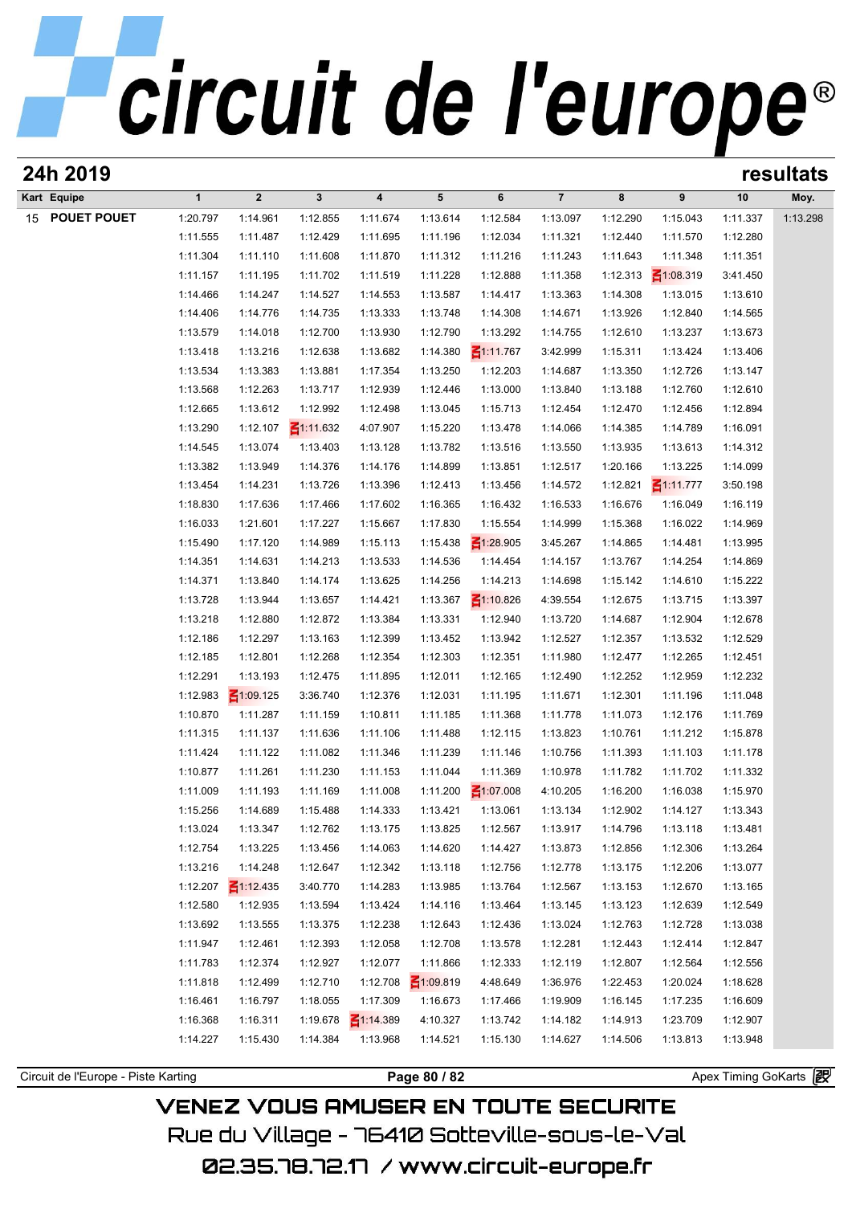# circuit de l'europe®

## 24h 2019 — resultats

| Kart | Equipe | 1 | 2 | 3 | 4 | 5 | 6 | 7 | 8 | 9 | 10 | Moy. |
|---|---|---|---|---|---|---|---|---|---|---|---|---|
| 15 | POUET POUET | 1:20.797 | 1:14.961 | 1:12.855 | 1:11.674 | 1:13.614 | 1:12.584 | 1:13.097 | 1:12.290 | 1:15.043 | 1:11.337 | 1:13.298 |
| | | 1:11.555 | 1:11.487 | 1:12.429 | 1:11.695 | 1:11.196 | 1:12.034 | 1:11.321 | 1:12.440 | 1:11.570 | 1:12.280 | |
| | | 1:11.304 | 1:11.110 | 1:11.608 | 1:11.870 | 1:11.312 | 1:11.216 | 1:11.243 | 1:11.643 | 1:11.348 | 1:11.351 | |
| | | 1:11.157 | 1:11.195 | 1:11.702 | 1:11.519 | 1:11.228 | 1:12.888 | 1:11.358 | 1:12.313 | 1:08.319 | 3:41.450 | |
| | | 1:14.466 | 1:14.247 | 1:14.527 | 1:14.553 | 1:13.587 | 1:14.417 | 1:13.363 | 1:14.308 | 1:13.015 | 1:13.610 | |
| | | 1:14.406 | 1:14.776 | 1:14.735 | 1:13.333 | 1:13.748 | 1:14.308 | 1:14.671 | 1:13.926 | 1:12.840 | 1:14.565 | |
| | | 1:13.579 | 1:14.018 | 1:12.700 | 1:13.930 | 1:12.790 | 1:13.292 | 1:14.755 | 1:12.610 | 1:13.237 | 1:13.673 | |
| | | 1:13.418 | 1:13.216 | 1:12.638 | 1:13.682 | 1:14.380 | 1:11.767 | 3:42.999 | 1:15.311 | 1:13.424 | 1:13.406 | |
| | | 1:13.534 | 1:13.383 | 1:13.881 | 1:17.354 | 1:13.250 | 1:12.203 | 1:14.687 | 1:13.350 | 1:12.726 | 1:13.147 | |
| | | 1:13.568 | 1:12.263 | 1:13.717 | 1:12.939 | 1:12.446 | 1:13.000 | 1:13.840 | 1:13.188 | 1:12.760 | 1:12.610 | |
| | | 1:12.665 | 1:13.612 | 1:12.992 | 1:12.498 | 1:13.045 | 1:15.713 | 1:12.454 | 1:12.470 | 1:12.456 | 1:12.894 | |
| | | 1:13.290 | 1:12.107 | 1:11.632 | 4:07.907 | 1:15.220 | 1:13.478 | 1:14.066 | 1:14.385 | 1:14.789 | 1:16.091 | |
| | | 1:14.545 | 1:13.074 | 1:13.403 | 1:13.128 | 1:13.782 | 1:13.516 | 1:13.550 | 1:13.935 | 1:13.613 | 1:14.312 | |
| | | 1:13.382 | 1:13.949 | 1:14.376 | 1:14.176 | 1:14.899 | 1:13.851 | 1:12.517 | 1:20.166 | 1:13.225 | 1:14.099 | |
| | | 1:13.454 | 1:14.231 | 1:13.726 | 1:13.396 | 1:12.413 | 1:13.456 | 1:14.572 | 1:12.821 | 1:11.777 | 3:50.198 | |
| | | 1:18.830 | 1:17.636 | 1:17.466 | 1:17.602 | 1:16.365 | 1:16.432 | 1:16.533 | 1:16.676 | 1:16.049 | 1:16.119 | |
| | | 1:16.033 | 1:21.601 | 1:17.227 | 1:15.667 | 1:17.830 | 1:15.554 | 1:14.999 | 1:15.368 | 1:16.022 | 1:14.969 | |
| | | 1:15.490 | 1:17.120 | 1:14.989 | 1:15.113 | 1:15.438 | 1:28.905 | 3:45.267 | 1:14.865 | 1:14.481 | 1:13.995 | |
| | | 1:14.351 | 1:14.631 | 1:14.213 | 1:13.533 | 1:14.536 | 1:14.454 | 1:14.157 | 1:13.767 | 1:14.254 | 1:14.869 | |
| | | 1:14.371 | 1:13.840 | 1:14.174 | 1:13.625 | 1:14.256 | 1:14.213 | 1:14.698 | 1:15.142 | 1:14.610 | 1:15.222 | |
| | | 1:13.728 | 1:13.944 | 1:13.657 | 1:14.421 | 1:13.367 | 1:10.826 | 4:39.554 | 1:12.675 | 1:13.715 | 1:13.397 | |
| | | 1:13.218 | 1:12.880 | 1:12.872 | 1:13.384 | 1:13.331 | 1:12.940 | 1:13.720 | 1:14.687 | 1:12.904 | 1:12.678 | |
| | | 1:12.186 | 1:12.297 | 1:13.163 | 1:12.399 | 1:13.452 | 1:13.942 | 1:12.527 | 1:12.357 | 1:13.532 | 1:12.529 | |
| | | 1:12.185 | 1:12.801 | 1:12.268 | 1:12.354 | 1:12.303 | 1:12.351 | 1:11.980 | 1:12.477 | 1:12.265 | 1:12.451 | |
| | | 1:12.291 | 1:13.193 | 1:12.475 | 1:11.895 | 1:12.011 | 1:12.165 | 1:12.490 | 1:12.252 | 1:12.959 | 1:12.232 | |
| | | 1:12.983 | 1:09.125 | 3:36.740 | 1:12.376 | 1:12.031 | 1:11.195 | 1:11.671 | 1:12.301 | 1:11.196 | 1:11.048 | |
| | | 1:10.870 | 1:11.287 | 1:11.159 | 1:10.811 | 1:11.185 | 1:11.368 | 1:11.778 | 1:11.073 | 1:12.176 | 1:11.769 | |
| | | 1:11.315 | 1:11.137 | 1:11.636 | 1:11.106 | 1:11.488 | 1:12.115 | 1:13.823 | 1:10.761 | 1:11.212 | 1:15.878 | |
| | | 1:11.424 | 1:11.122 | 1:11.082 | 1:11.346 | 1:11.239 | 1:11.146 | 1:10.756 | 1:11.393 | 1:11.103 | 1:11.178 | |
| | | 1:10.877 | 1:11.261 | 1:11.230 | 1:11.153 | 1:11.044 | 1:11.369 | 1:10.978 | 1:11.782 | 1:11.702 | 1:11.332 | |
| | | 1:11.009 | 1:11.193 | 1:11.169 | 1:11.008 | 1:11.200 | 1:07.008 | 4:10.205 | 1:16.200 | 1:16.038 | 1:15.970 | |
| | | 1:15.256 | 1:14.689 | 1:15.488 | 1:14.333 | 1:13.421 | 1:13.061 | 1:13.134 | 1:12.902 | 1:14.127 | 1:13.343 | |
| | | 1:13.024 | 1:13.347 | 1:12.762 | 1:13.175 | 1:13.825 | 1:12.567 | 1:13.917 | 1:14.796 | 1:13.118 | 1:13.481 | |
| | | 1:12.754 | 1:13.225 | 1:13.456 | 1:14.063 | 1:14.620 | 1:14.427 | 1:13.873 | 1:12.856 | 1:12.306 | 1:13.264 | |
| | | 1:13.216 | 1:14.248 | 1:12.647 | 1:12.342 | 1:13.118 | 1:12.756 | 1:12.778 | 1:13.175 | 1:12.206 | 1:13.077 | |
| | | 1:12.207 | 1:12.435 | 3:40.770 | 1:14.283 | 1:13.985 | 1:13.764 | 1:12.567 | 1:13.153 | 1:12.670 | 1:13.165 | |
| | | 1:12.580 | 1:12.935 | 1:13.594 | 1:13.424 | 1:14.116 | 1:13.464 | 1:13.145 | 1:13.123 | 1:12.639 | 1:12.549 | |
| | | 1:13.692 | 1:13.555 | 1:13.375 | 1:12.238 | 1:12.643 | 1:12.436 | 1:13.024 | 1:12.763 | 1:12.728 | 1:13.038 | |
| | | 1:11.947 | 1:12.461 | 1:12.393 | 1:12.058 | 1:12.708 | 1:13.578 | 1:12.281 | 1:12.443 | 1:12.414 | 1:12.847 | |
| | | 1:11.783 | 1:12.374 | 1:12.927 | 1:12.077 | 1:11.866 | 1:12.333 | 1:12.119 | 1:12.807 | 1:12.564 | 1:12.556 | |
| | | 1:11.818 | 1:12.499 | 1:12.710 | 1:12.708 | 1:09.819 | 4:48.649 | 1:36.976 | 1:22.453 | 1:20.024 | 1:18.628 | |
| | | 1:16.461 | 1:16.797 | 1:18.055 | 1:17.309 | 1:16.673 | 1:17.466 | 1:19.909 | 1:16.145 | 1:17.235 | 1:16.609 | |
| | | 1:16.368 | 1:16.311 | 1:19.678 | 1:14.389 | 4:10.327 | 1:13.742 | 1:14.182 | 1:14.913 | 1:23.709 | 1:12.907 | |
| | | 1:14.227 | 1:15.430 | 1:14.384 | 1:13.968 | 1:14.521 | 1:15.130 | 1:14.627 | 1:14.506 | 1:13.813 | 1:13.948 | |

Circuit de l'Europe - Piste Karting — Apex Timing GoKarts

VENEZ VOUS AMUSER EN TOUTE SECURITE

Rue du Village - 76410 Sotteville-sous-le-Val

02.35.78.72.17 / www.circuit-europe.fr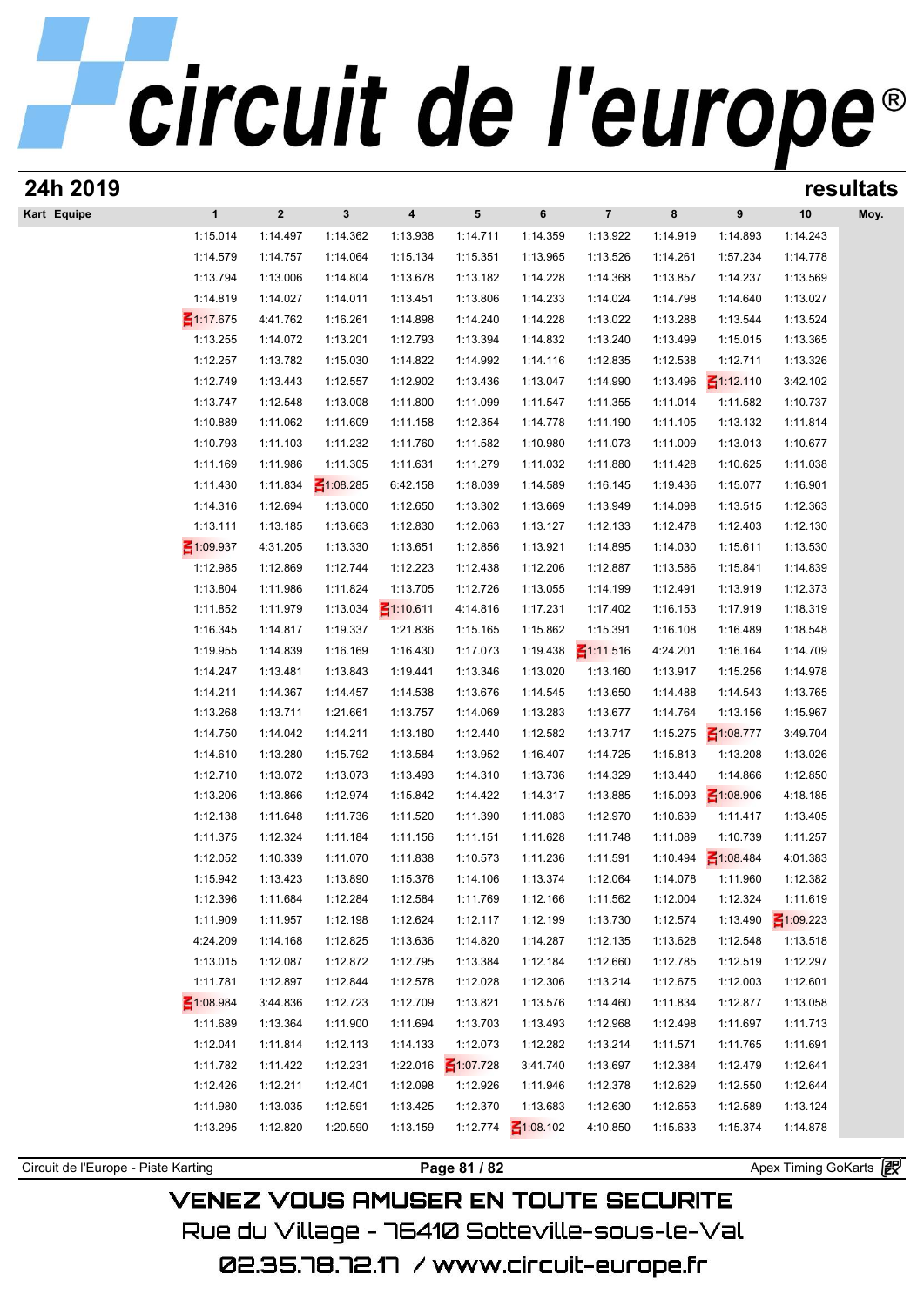# circuit de l'europe®

## 24h 2019

## resultats

| Kart | Equipe | 1 | 2 | 3 | 4 | 5 | 6 | 7 | 8 | 9 | 10 | Moy. |
|---|---|---|---|---|---|---|---|---|---|---|---|---|
| | | 1:15.014 | 1:14.497 | 1:14.362 | 1:13.938 | 1:14.711 | 1:14.359 | 1:13.922 | 1:14.919 | 1:14.893 | 1:14.243 | |
| | | 1:14.579 | 1:14.757 | 1:14.064 | 1:15.134 | 1:15.351 | 1:13.965 | 1:13.526 | 1:14.261 | 1:57.234 | 1:14.778 | |
| | | 1:13.794 | 1:13.006 | 1:14.804 | 1:13.678 | 1:13.182 | 1:14.228 | 1:14.368 | 1:13.857 | 1:14.237 | 1:13.569 | |
| | | 1:14.819 | 1:14.027 | 1:14.011 | 1:13.451 | 1:13.806 | 1:14.233 | 1:14.024 | 1:14.798 | 1:14.640 | 1:13.027 | |
| | | 1:17.675 | 4:41.762 | 1:16.261 | 1:14.898 | 1:14.240 | 1:14.228 | 1:13.022 | 1:13.288 | 1:13.544 | 1:13.524 | |
| | | 1:13.255 | 1:14.072 | 1:13.201 | 1:12.793 | 1:13.394 | 1:14.832 | 1:13.240 | 1:13.499 | 1:15.015 | 1:13.365 | |
| | | 1:12.257 | 1:13.782 | 1:15.030 | 1:14.822 | 1:14.992 | 1:14.116 | 1:12.835 | 1:12.538 | 1:12.711 | 1:13.326 | |
| | | 1:12.749 | 1:13.443 | 1:12.557 | 1:12.902 | 1:13.436 | 1:13.047 | 1:14.990 | 1:13.496 | 1:12.110 | 3:42.102 | |
| | | 1:13.747 | 1:12.548 | 1:13.008 | 1:11.800 | 1:11.099 | 1:11.547 | 1:11.355 | 1:11.014 | 1:11.582 | 1:10.737 | |
| | | 1:10.889 | 1:11.062 | 1:11.609 | 1:11.158 | 1:12.354 | 1:14.778 | 1:11.190 | 1:11.105 | 1:13.132 | 1:11.814 | |
| | | 1:10.793 | 1:11.103 | 1:11.232 | 1:11.760 | 1:11.582 | 1:10.980 | 1:11.073 | 1:11.009 | 1:13.013 | 1:10.677 | |
| | | 1:11.169 | 1:11.986 | 1:11.305 | 1:11.631 | 1:11.279 | 1:11.032 | 1:11.880 | 1:11.428 | 1:10.625 | 1:11.038 | |
| | | 1:11.430 | 1:11.834 | 1:08.285 | 6:42.158 | 1:18.039 | 1:14.589 | 1:16.145 | 1:19.436 | 1:15.077 | 1:16.901 | |
| | | 1:14.316 | 1:12.694 | 1:13.000 | 1:12.650 | 1:13.302 | 1:13.669 | 1:13.949 | 1:14.098 | 1:13.515 | 1:12.363 | |
| | | 1:13.111 | 1:13.185 | 1:13.663 | 1:12.830 | 1:12.063 | 1:13.127 | 1:12.133 | 1:12.478 | 1:12.403 | 1:12.130 | |
| | | 1:09.937 | 4:31.205 | 1:13.330 | 1:13.651 | 1:12.856 | 1:13.921 | 1:14.895 | 1:14.030 | 1:15.611 | 1:13.530 | |
| | | 1:12.985 | 1:12.869 | 1:12.744 | 1:12.223 | 1:12.438 | 1:12.206 | 1:12.887 | 1:13.586 | 1:15.841 | 1:14.839 | |
| | | 1:13.804 | 1:11.986 | 1:11.824 | 1:13.705 | 1:12.726 | 1:13.055 | 1:14.199 | 1:12.491 | 1:13.919 | 1:12.373 | |
| | | 1:11.852 | 1:11.979 | 1:13.034 | 1:10.611 | 4:14.816 | 1:17.231 | 1:17.402 | 1:16.153 | 1:17.919 | 1:18.319 | |
| | | 1:16.345 | 1:14.817 | 1:19.337 | 1:21.836 | 1:15.165 | 1:15.862 | 1:15.391 | 1:16.108 | 1:16.489 | 1:18.548 | |
| | | 1:19.955 | 1:14.839 | 1:16.169 | 1:16.430 | 1:17.073 | 1:19.438 | 1:11.516 | 4:24.201 | 1:16.164 | 1:14.709 | |
| | | 1:14.247 | 1:13.481 | 1:13.843 | 1:19.441 | 1:13.346 | 1:13.020 | 1:13.160 | 1:13.917 | 1:15.256 | 1:14.978 | |
| | | 1:14.211 | 1:14.367 | 1:14.457 | 1:14.538 | 1:13.676 | 1:14.545 | 1:13.650 | 1:14.488 | 1:14.543 | 1:13.765 | |
| | | 1:13.268 | 1:13.711 | 1:21.661 | 1:13.757 | 1:14.069 | 1:13.283 | 1:13.677 | 1:14.764 | 1:13.156 | 1:15.967 | |
| | | 1:14.750 | 1:14.042 | 1:14.211 | 1:13.180 | 1:12.440 | 1:12.582 | 1:13.717 | 1:15.275 | 1:08.777 | 3:49.704 | |
| | | 1:14.610 | 1:13.280 | 1:15.792 | 1:13.584 | 1:13.952 | 1:16.407 | 1:14.725 | 1:15.813 | 1:13.208 | 1:13.026 | |
| | | 1:12.710 | 1:13.072 | 1:13.073 | 1:13.493 | 1:14.310 | 1:13.736 | 1:14.329 | 1:13.440 | 1:14.866 | 1:12.850 | |
| | | 1:13.206 | 1:13.866 | 1:12.974 | 1:15.842 | 1:14.422 | 1:14.317 | 1:13.885 | 1:15.093 | 1:08.906 | 4:18.185 | |
| | | 1:12.138 | 1:11.648 | 1:11.736 | 1:11.520 | 1:11.390 | 1:11.083 | 1:12.970 | 1:10.639 | 1:11.417 | 1:13.405 | |
| | | 1:11.375 | 1:12.324 | 1:11.184 | 1:11.156 | 1:11.151 | 1:11.628 | 1:11.748 | 1:11.089 | 1:10.739 | 1:11.257 | |
| | | 1:12.052 | 1:10.339 | 1:11.070 | 1:11.838 | 1:10.573 | 1:11.236 | 1:11.591 | 1:10.494 | 1:08.484 | 4:01.383 | |
| | | 1:15.942 | 1:13.423 | 1:13.890 | 1:15.376 | 1:14.106 | 1:13.374 | 1:12.064 | 1:14.078 | 1:11.960 | 1:12.382 | |
| | | 1:12.396 | 1:11.684 | 1:12.284 | 1:12.584 | 1:11.769 | 1:12.166 | 1:11.562 | 1:12.004 | 1:12.324 | 1:11.619 | |
| | | 1:11.909 | 1:11.957 | 1:12.198 | 1:12.624 | 1:12.117 | 1:12.199 | 1:13.730 | 1:12.574 | 1:13.490 | 1:09.223 | |
| | | 4:24.209 | 1:14.168 | 1:12.825 | 1:13.636 | 1:14.820 | 1:14.287 | 1:12.135 | 1:13.628 | 1:12.548 | 1:13.518 | |
| | | 1:13.015 | 1:12.087 | 1:12.872 | 1:12.795 | 1:13.384 | 1:12.184 | 1:12.660 | 1:12.785 | 1:12.519 | 1:12.297 | |
| | | 1:11.781 | 1:12.897 | 1:12.844 | 1:12.578 | 1:12.028 | 1:12.306 | 1:13.214 | 1:12.675 | 1:12.003 | 1:12.601 | |
| | | 1:08.984 | 3:44.836 | 1:12.723 | 1:12.709 | 1:13.821 | 1:13.576 | 1:14.460 | 1:11.834 | 1:12.877 | 1:13.058 | |
| | | 1:11.689 | 1:13.364 | 1:11.900 | 1:11.694 | 1:13.703 | 1:13.493 | 1:12.968 | 1:12.498 | 1:11.697 | 1:11.713 | |
| | | 1:12.041 | 1:11.814 | 1:12.113 | 1:14.133 | 1:12.073 | 1:12.282 | 1:13.214 | 1:11.571 | 1:11.765 | 1:11.691 | |
| | | 1:11.782 | 1:11.422 | 1:12.231 | 1:22.016 | 1:07.728 | 3:41.740 | 1:13.697 | 1:12.384 | 1:12.479 | 1:12.641 | |
| | | 1:12.426 | 1:12.211 | 1:12.401 | 1:12.098 | 1:12.926 | 1:11.946 | 1:12.378 | 1:12.629 | 1:12.550 | 1:12.644 | |
| | | 1:11.980 | 1:13.035 | 1:12.591 | 1:13.425 | 1:12.370 | 1:13.683 | 1:12.630 | 1:12.653 | 1:12.589 | 1:13.124 | |
| | | 1:13.295 | 1:12.820 | 1:20.590 | 1:13.159 | 1:12.774 | 1:08.102 | 4:10.850 | 1:15.633 | 1:15.374 | 1:14.878 | |

Circuit de l'Europe - Piste Karting — Apex Timing GoKarts

VENEZ VOUS AMUSER EN TOUTE SECURITE

Rue du Village - 76410 Sotteville-sous-le-Val

02.35.78.72.17 / www.circuit-europe.fr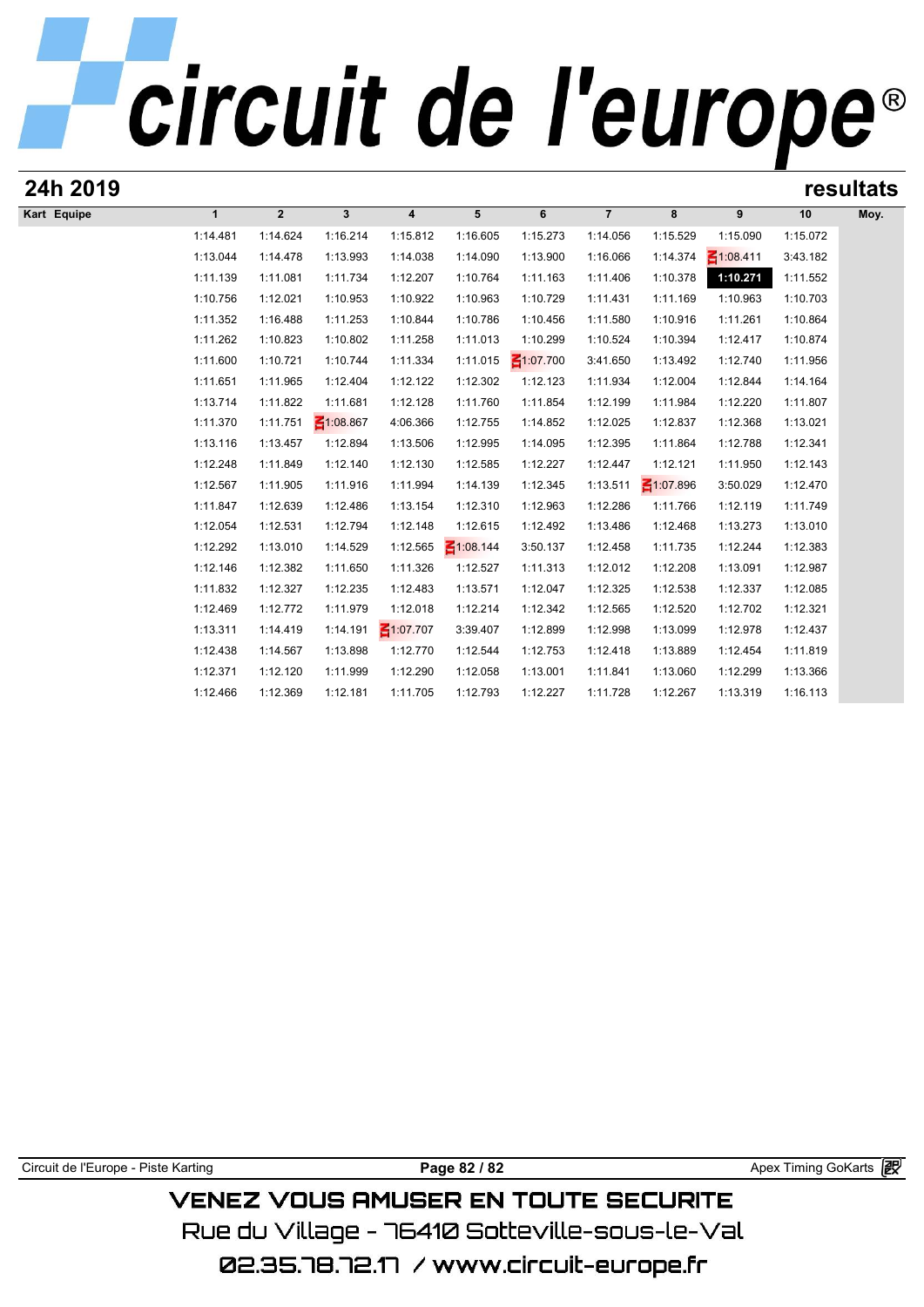# 24h 2019

**resultats**

| Kart | Equipe | 1 | 2 | 3 | 4 | 5 | 6 | 7 | 8 | 9 | 10 | Moy. |
|---|---|---|---|---|---|---|---|---|---|---|---|---|
| | | 1:14.481 | 1:14.624 | 1:16.214 | 1:15.812 | 1:16.605 | 1:15.273 | 1:14.056 | 1:15.529 | 1:15.090 | 1:15.072 | |
| | | 1:13.044 | 1:14.478 | 1:13.993 | 1:14.038 | 1:14.090 | 1:13.900 | 1:16.066 | 1:14.374 | 1:08.411 | 3:43.182 | |
| | | 1:11.139 | 1:11.081 | 1:11.734 | 1:12.207 | 1:10.764 | 1:11.163 | 1:11.406 | 1:10.378 | **1:10.271** | 1:11.552 | |
| | | 1:10.756 | 1:12.021 | 1:10.953 | 1:10.922 | 1:10.963 | 1:10.729 | 1:11.431 | 1:11.169 | 1:10.963 | 1:10.703 | |
| | | 1:11.352 | 1:16.488 | 1:11.253 | 1:10.844 | 1:10.786 | 1:10.456 | 1:11.580 | 1:10.916 | 1:11.261 | 1:10.864 | |
| | | 1:11.262 | 1:10.823 | 1:10.802 | 1:11.258 | 1:11.013 | 1:10.299 | 1:10.524 | 1:10.394 | 1:12.417 | 1:10.874 | |
| | | 1:11.600 | 1:10.721 | 1:10.744 | 1:11.334 | 1:11.015 | 1:07.700 | 3:41.650 | 1:13.492 | 1:12.740 | 1:11.956 | |
| | | 1:11.651 | 1:11.965 | 1:12.404 | 1:12.122 | 1:12.302 | 1:12.123 | 1:11.934 | 1:12.004 | 1:12.844 | 1:14.164 | |
| | | 1:13.714 | 1:11.822 | 1:11.681 | 1:12.128 | 1:11.760 | 1:11.854 | 1:12.199 | 1:11.984 | 1:12.220 | 1:11.807 | |
| | | 1:11.370 | 1:11.751 | 1:08.867 | 4:06.366 | 1:12.755 | 1:14.852 | 1:12.025 | 1:12.837 | 1:12.368 | 1:13.021 | |
| | | 1:13.116 | 1:13.457 | 1:12.894 | 1:13.506 | 1:12.995 | 1:14.095 | 1:12.395 | 1:11.864 | 1:12.788 | 1:12.341 | |
| | | 1:12.248 | 1:11.849 | 1:12.140 | 1:12.130 | 1:12.585 | 1:12.227 | 1:12.447 | 1:12.121 | 1:11.950 | 1:12.143 | |
| | | 1:12.567 | 1:11.905 | 1:11.916 | 1:11.994 | 1:14.139 | 1:12.345 | 1:13.511 | 1:07.896 | 3:50.029 | 1:12.470 | |
| | | 1:11.847 | 1:12.639 | 1:12.486 | 1:13.154 | 1:12.310 | 1:12.963 | 1:12.286 | 1:11.766 | 1:12.119 | 1:11.749 | |
| | | 1:12.054 | 1:12.531 | 1:12.794 | 1:12.148 | 1:12.615 | 1:12.492 | 1:13.486 | 1:12.468 | 1:13.273 | 1:13.010 | |
| | | 1:12.292 | 1:13.010 | 1:14.529 | 1:12.565 | 1:08.144 | 3:50.137 | 1:12.458 | 1:11.735 | 1:12.244 | 1:12.383 | |
| | | 1:12.146 | 1:12.382 | 1:11.650 | 1:11.326 | 1:12.527 | 1:11.313 | 1:12.012 | 1:12.208 | 1:13.091 | 1:12.987 | |
| | | 1:11.832 | 1:12.327 | 1:12.235 | 1:12.483 | 1:13.571 | 1:12.047 | 1:12.325 | 1:12.538 | 1:12.337 | 1:12.085 | |
| | | 1:12.469 | 1:12.772 | 1:11.979 | 1:12.018 | 1:12.214 | 1:12.342 | 1:12.565 | 1:12.520 | 1:12.702 | 1:12.321 | |
| | | 1:13.311 | 1:14.419 | 1:14.191 | 1:07.707 | 3:39.407 | 1:12.899 | 1:12.998 | 1:13.099 | 1:12.978 | 1:12.437 | |
| | | 1:12.438 | 1:14.567 | 1:13.898 | 1:12.770 | 1:12.544 | 1:12.753 | 1:12.418 | 1:13.889 | 1:12.454 | 1:11.819 | |
| | | 1:12.371 | 1:12.120 | 1:11.999 | 1:12.290 | 1:12.058 | 1:13.001 | 1:11.841 | 1:13.060 | 1:12.299 | 1:13.366 | |
| | | 1:12.466 | 1:12.369 | 1:12.181 | 1:11.705 | 1:12.793 | 1:12.227 | 1:11.728 | 1:12.267 | 1:13.319 | 1:16.113 | |

Circuit de l'Europe - Piste Karting

Apex Timing GoKarts

VENEZ VOUS AMUSER EN TOUTE SECURITE

Rue du Village - 76410 Sotteville-sous-le-Val

02.35.78.72.17 / www.circuit-europe.fr